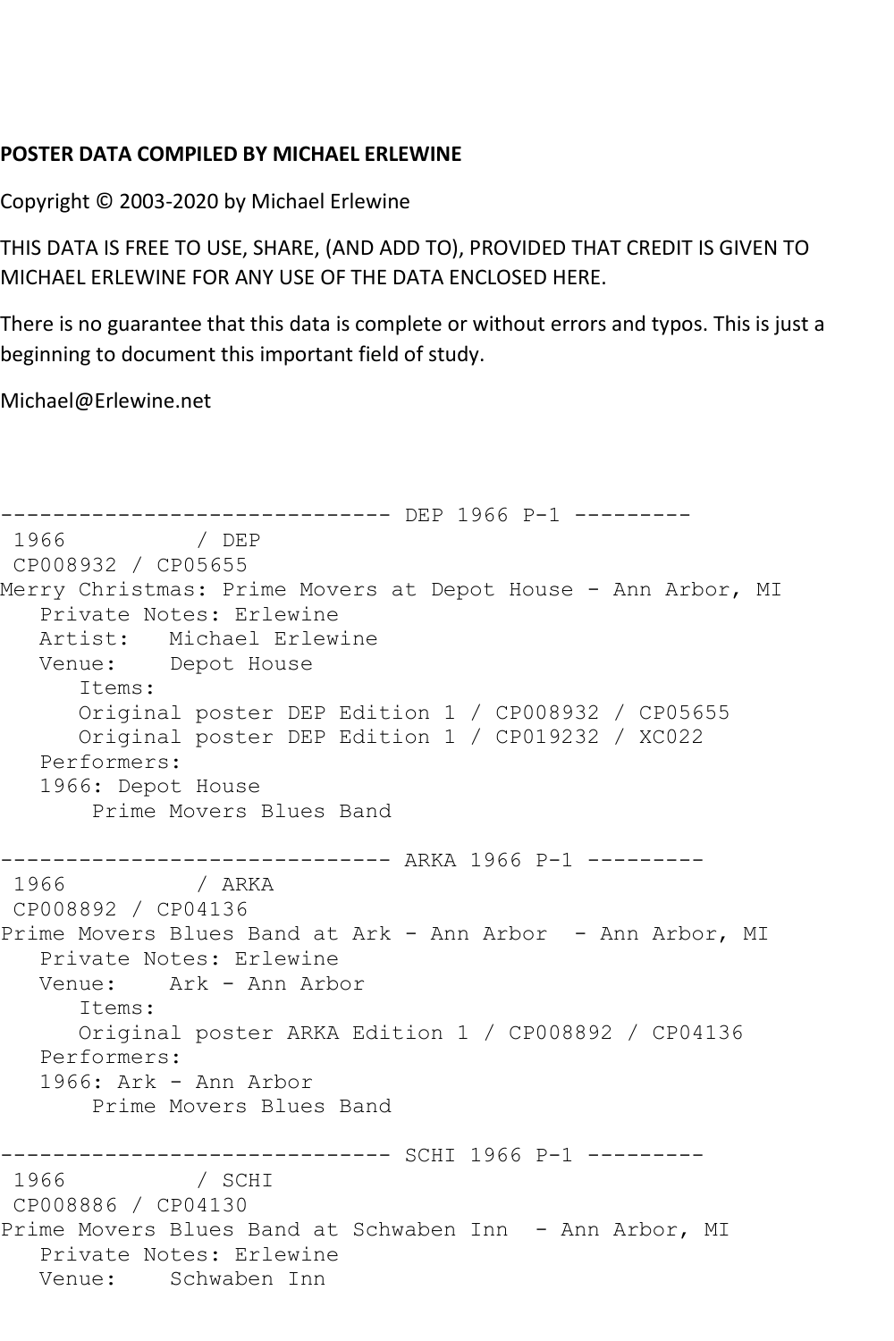**POSTER DATA COMPILED BY MICHAEL ERLEWINE**

Copyright © 2003-2020 by Michael Erlewine

THIS DATA IS FREE TO USE, SHARE, (AND ADD TO), PROVIDED THAT CREDIT IS GIVEN TO MICHAEL ERLEWINE FOR ANY USE OF THE DATA ENCLOSED HERE.

There is no guarantee that this data is complete or without errors and typos. This is just a beginning to document this important field of study.

Michael@Erlewine.net

```
------------------------------ DEP 1966 P-1 ---------
 1966          / DEP
 CP008932 / CP05655
Merry Christmas: Prime Movers at Depot House - Ann Arbor, MI
   Private Notes: Erlewine
   Artist:   Michael Erlewine
   Venue:    Depot House
      Items:
      Original poster DEP Edition 1 / CP008932 / CP05655
      Original poster DEP Edition 1 / CP019232 / XC022
   Performers:
   1966: Depot House
       Prime Movers Blues Band

------------------------------ ARKA 1966 P-1 ---------
 1966          / ARKA
 CP008892 / CP04136
Prime Movers Blues Band at Ark - Ann Arbor  - Ann Arbor, MI
   Private Notes: Erlewine
   Venue:    Ark - Ann Arbor
      Items:
      Original poster ARKA Edition 1 / CP008892 / CP04136
   Performers:
   1966: Ark - Ann Arbor
       Prime Movers Blues Band

------------------------------ SCHI 1966 P-1 ---------
 1966          / SCHI
 CP008886 / CP04130
Prime Movers Blues Band at Schwaben Inn  - Ann Arbor, MI
   Private Notes: Erlewine
   Venue:    Schwaben Inn
```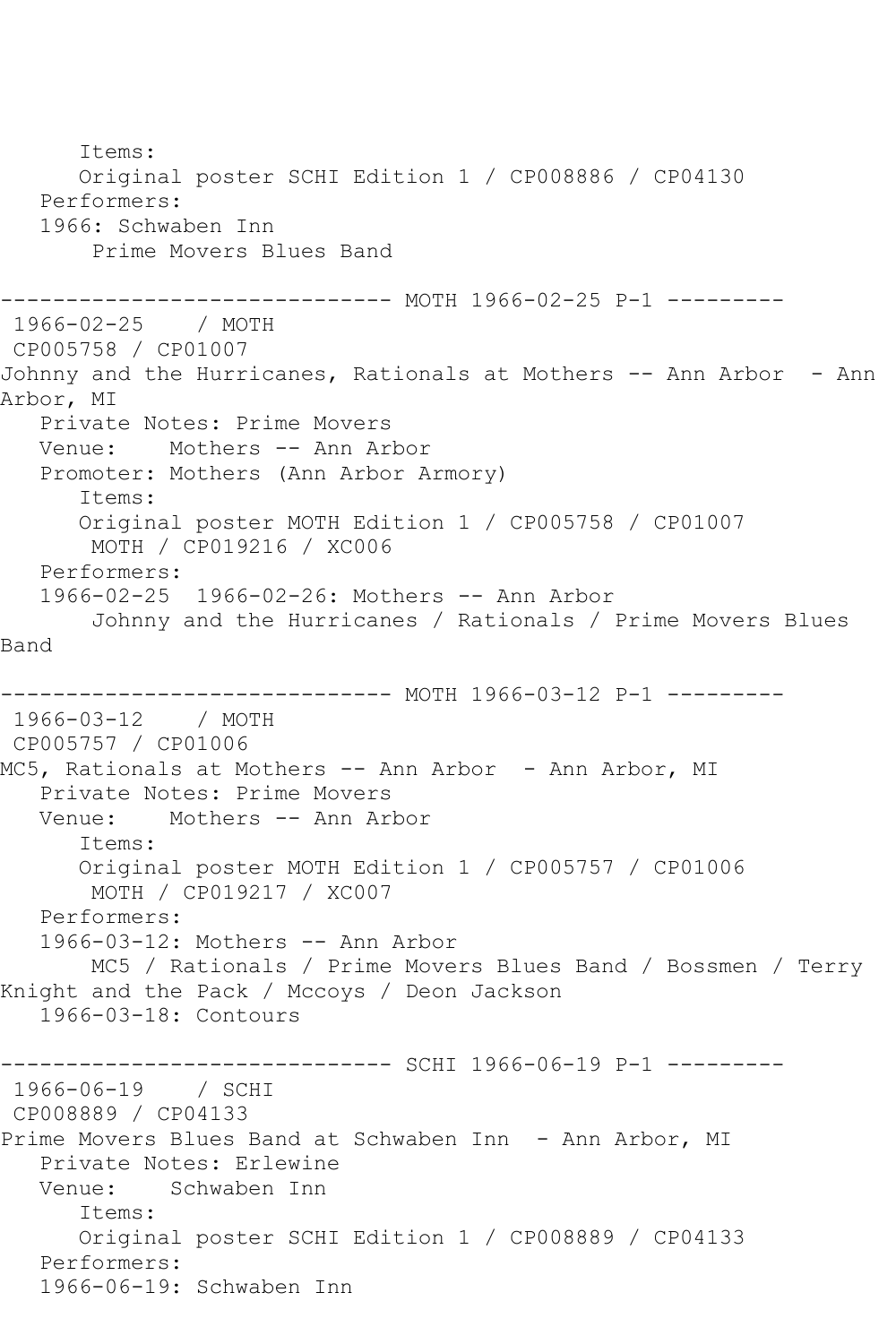```
      Items:
      Original poster SCHI Edition 1 / CP008886 / CP04130
   Performers:
   1966: Schwaben Inn
       Prime Movers Blues Band

------------------------------ MOTH 1966-02-25 P-1 ---------
 1966-02-25    / MOTH
 CP005758 / CP01007
Johnny and the Hurricanes, Rationals at Mothers -- Ann Arbor  - Ann
Arbor, MI
   Private Notes: Prime Movers
   Venue:    Mothers -- Ann Arbor
   Promoter: Mothers (Ann Arbor Armory)
      Items:
      Original poster MOTH Edition 1 / CP005758 / CP01007
       MOTH / CP019216 / XC006
   Performers:
   1966-02-25  1966-02-26: Mothers -- Ann Arbor
       Johnny and the Hurricanes / Rationals / Prime Movers Blues
Band

------------------------------ MOTH 1966-03-12 P-1 ---------
 1966-03-12    / MOTH
 CP005757 / CP01006
MC5, Rationals at Mothers -- Ann Arbor  - Ann Arbor, MI
   Private Notes: Prime Movers
   Venue:    Mothers -- Ann Arbor
      Items:
      Original poster MOTH Edition 1 / CP005757 / CP01006
       MOTH / CP019217 / XC007
   Performers:
   1966-03-12: Mothers -- Ann Arbor
       MC5 / Rationals / Prime Movers Blues Band / Bossmen / Terry
Knight and the Pack / Mccoys / Deon Jackson
   1966-03-18: Contours

------------------------------ SCHI 1966-06-19 P-1 ---------
 1966-06-19    / SCHI
 CP008889 / CP04133
Prime Movers Blues Band at Schwaben Inn  - Ann Arbor, MI
   Private Notes: Erlewine
   Venue:    Schwaben Inn
      Items:
      Original poster SCHI Edition 1 / CP008889 / CP04133
   Performers:
   1966-06-19: Schwaben Inn
```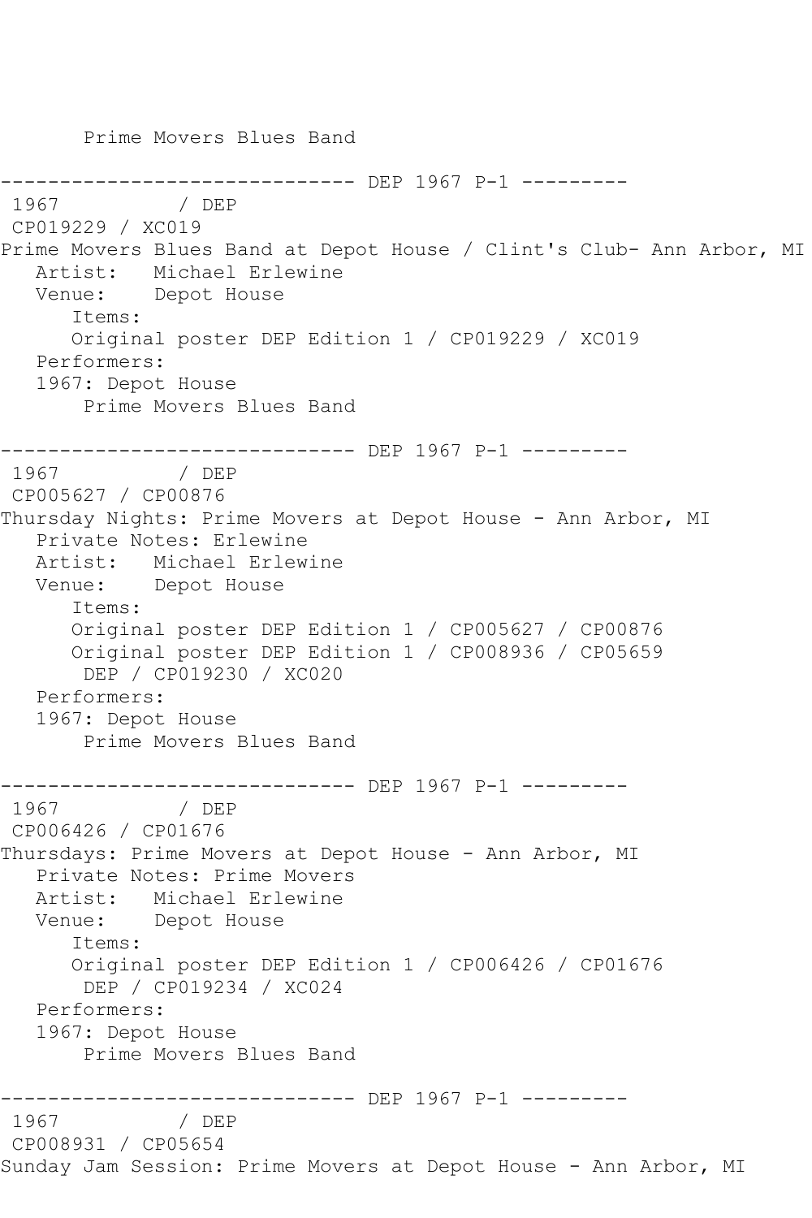Prime Movers Blues Band

------------------------------ DEP 1967 P-1 ---------

1967 / DEP

CP019229 / XC019

Prime Movers Blues Band at Depot House / Clint's Club- Ann Arbor, MI

Artist: Michael Erlewine

Venue: Depot House

Items:

Original poster DEP Edition 1 / CP019229 / XC019

Performers:

1967: Depot House

Prime Movers Blues Band

------------------------------ DEP 1967 P-1 ---------

1967 / DEP

CP005627 / CP00876

Thursday Nights: Prime Movers at Depot House - Ann Arbor, MI

Private Notes: Erlewine

Artist: Michael Erlewine

Venue: Depot House

Items:

Original poster DEP Edition 1 / CP005627 / CP00876

Original poster DEP Edition 1 / CP008936 / CP05659

DEP / CP019230 / XC020

Performers:

1967: Depot House

Prime Movers Blues Band

------------------------------ DEP 1967 P-1 ---------

1967 / DEP

CP006426 / CP01676

Thursdays: Prime Movers at Depot House - Ann Arbor, MI

Private Notes: Prime Movers

Artist: Michael Erlewine

Venue: Depot House

Items:

Original poster DEP Edition 1 / CP006426 / CP01676

DEP / CP019234 / XC024

Performers:

1967: Depot House

Prime Movers Blues Band

------------------------------ DEP 1967 P-1 ---------

1967 / DEP

CP008931 / CP05654

Sunday Jam Session: Prime Movers at Depot House - Ann Arbor, MI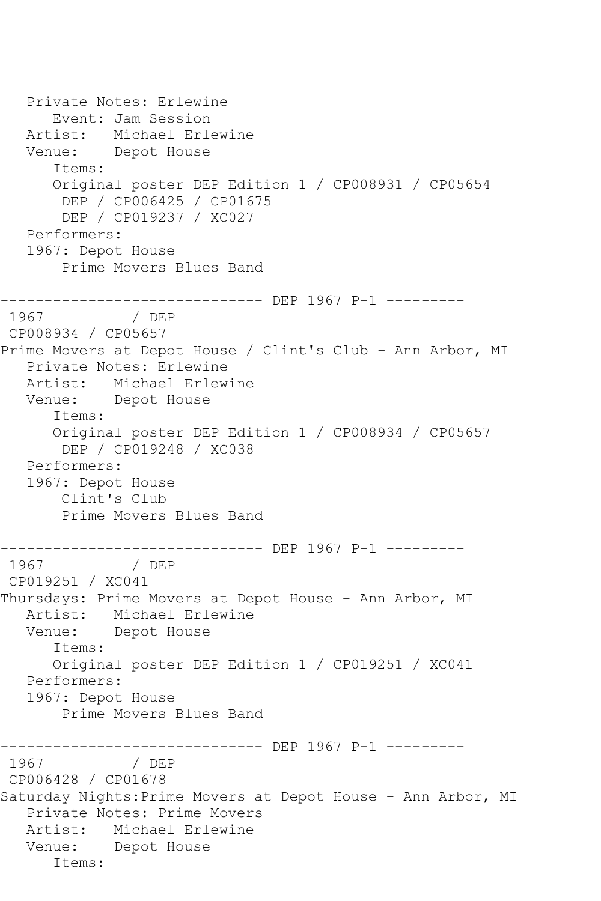```
   Private Notes: Erlewine
      Event: Jam Session
   Artist:   Michael Erlewine
   Venue:    Depot House
      Items:
      Original poster DEP Edition 1 / CP008931 / CP05654
       DEP / CP006425 / CP01675
       DEP / CP019237 / XC027
   Performers:
   1967: Depot House
       Prime Movers Blues Band

------------------------------ DEP 1967 P-1 ---------
 1967          / DEP
 CP008934 / CP05657
Prime Movers at Depot House / Clint's Club - Ann Arbor, MI
   Private Notes: Erlewine
   Artist:   Michael Erlewine
   Venue:    Depot House
      Items:
      Original poster DEP Edition 1 / CP008934 / CP05657
       DEP / CP019248 / XC038
   Performers:
   1967: Depot House
       Clint's Club
       Prime Movers Blues Band

------------------------------ DEP 1967 P-1 ---------
 1967          / DEP
 CP019251 / XC041
Thursdays: Prime Movers at Depot House - Ann Arbor, MI
   Artist:   Michael Erlewine
   Venue:    Depot House
      Items:
      Original poster DEP Edition 1 / CP019251 / XC041
   Performers:
   1967: Depot House
       Prime Movers Blues Band

------------------------------ DEP 1967 P-1 ---------
 1967          / DEP
 CP006428 / CP01678
Saturday Nights:Prime Movers at Depot House - Ann Arbor, MI
   Private Notes: Prime Movers
   Artist:   Michael Erlewine
   Venue:    Depot House
      Items:
```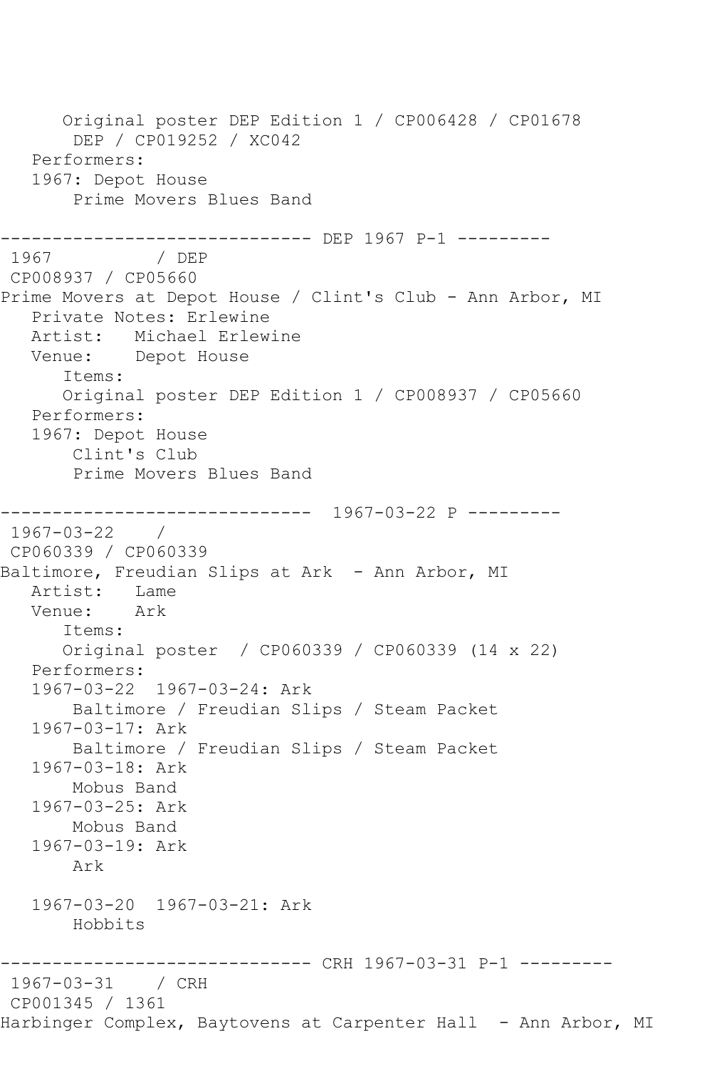Original poster DEP Edition 1 / CP006428 / CP01678 DEP / CP019252 / XC042

Performers:

1967: Depot House
Prime Movers Blues Band

------------------------------ DEP 1967 P-1 ---------

1967 / DEP
CP008937 / CP05660
Prime Movers at Depot House / Clint's Club - Ann Arbor, MI

Private Notes: Erlewine
Artist: Michael Erlewine
Venue: Depot House

Items:
Original poster DEP Edition 1 / CP008937 / CP05660

Performers:
1967: Depot House
Clint's Club
Prime Movers Blues Band

------------------------------ 1967-03-22 P ---------

1967-03-22 /
CP060339 / CP060339
Baltimore, Freudian Slips at Ark - Ann Arbor, MI

Artist: Lame
Venue: Ark

Items:
Original poster / CP060339 / CP060339 (14 x 22)

Performers:
1967-03-22 1967-03-24: Ark
Baltimore / Freudian Slips / Steam Packet
1967-03-17: Ark
Baltimore / Freudian Slips / Steam Packet
1967-03-18: Ark
Mobus Band
1967-03-25: Ark
Mobus Band
1967-03-19: Ark
Ark

1967-03-20 1967-03-21: Ark
Hobbits

------------------------------ CRH 1967-03-31 P-1 ---------

1967-03-31 / CRH
CP001345 / 1361
Harbinger Complex, Baytovens at Carpenter Hall - Ann Arbor, MI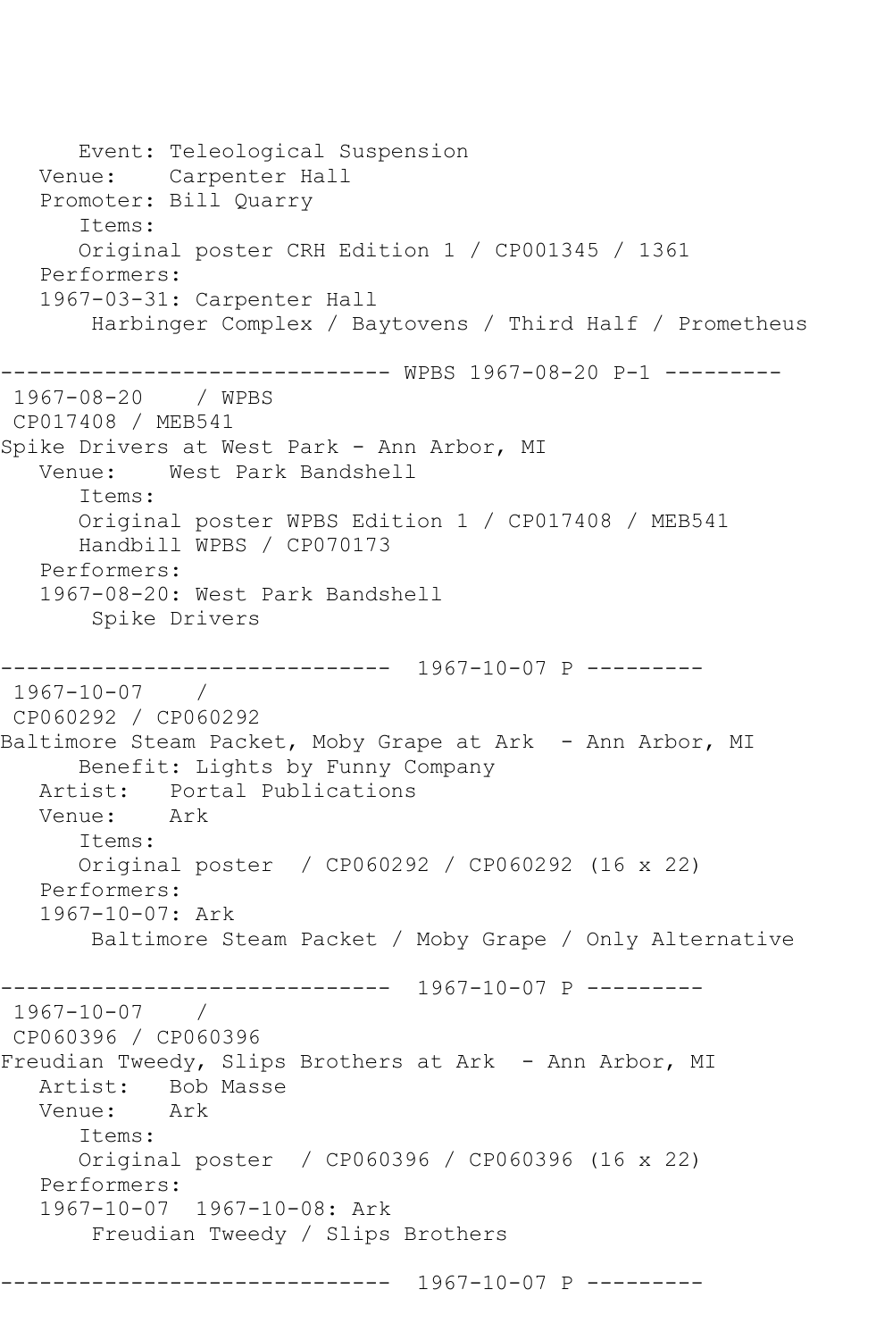```
      Event: Teleological Suspension
   Venue:    Carpenter Hall
   Promoter: Bill Quarry
      Items:
      Original poster CRH Edition 1 / CP001345 / 1361
   Performers:
   1967-03-31: Carpenter Hall
       Harbinger Complex / Baytovens / Third Half / Prometheus

------------------------------ WPBS 1967-08-20 P-1 ---------
 1967-08-20    / WPBS
 CP017408 / MEB541
Spike Drivers at West Park - Ann Arbor, MI
   Venue:    West Park Bandshell
      Items:
      Original poster WPBS Edition 1 / CP017408 / MEB541
      Handbill WPBS / CP070173
   Performers:
   1967-08-20: West Park Bandshell
       Spike Drivers

------------------------------  1967-10-07 P ---------
 1967-10-07    /
 CP060292 / CP060292
Baltimore Steam Packet, Moby Grape at Ark  - Ann Arbor, MI
      Benefit: Lights by Funny Company
   Artist:   Portal Publications
   Venue:    Ark
      Items:
      Original poster  / CP060292 / CP060292 (16 x 22)
   Performers:
   1967-10-07: Ark
       Baltimore Steam Packet / Moby Grape / Only Alternative

------------------------------  1967-10-07 P ---------
 1967-10-07    /
 CP060396 / CP060396
Freudian Tweedy, Slips Brothers at Ark  - Ann Arbor, MI
   Artist:   Bob Masse
   Venue:    Ark
      Items:
      Original poster  / CP060396 / CP060396 (16 x 22)
   Performers:
   1967-10-07  1967-10-08: Ark
       Freudian Tweedy / Slips Brothers

------------------------------  1967-10-07 P ---------
```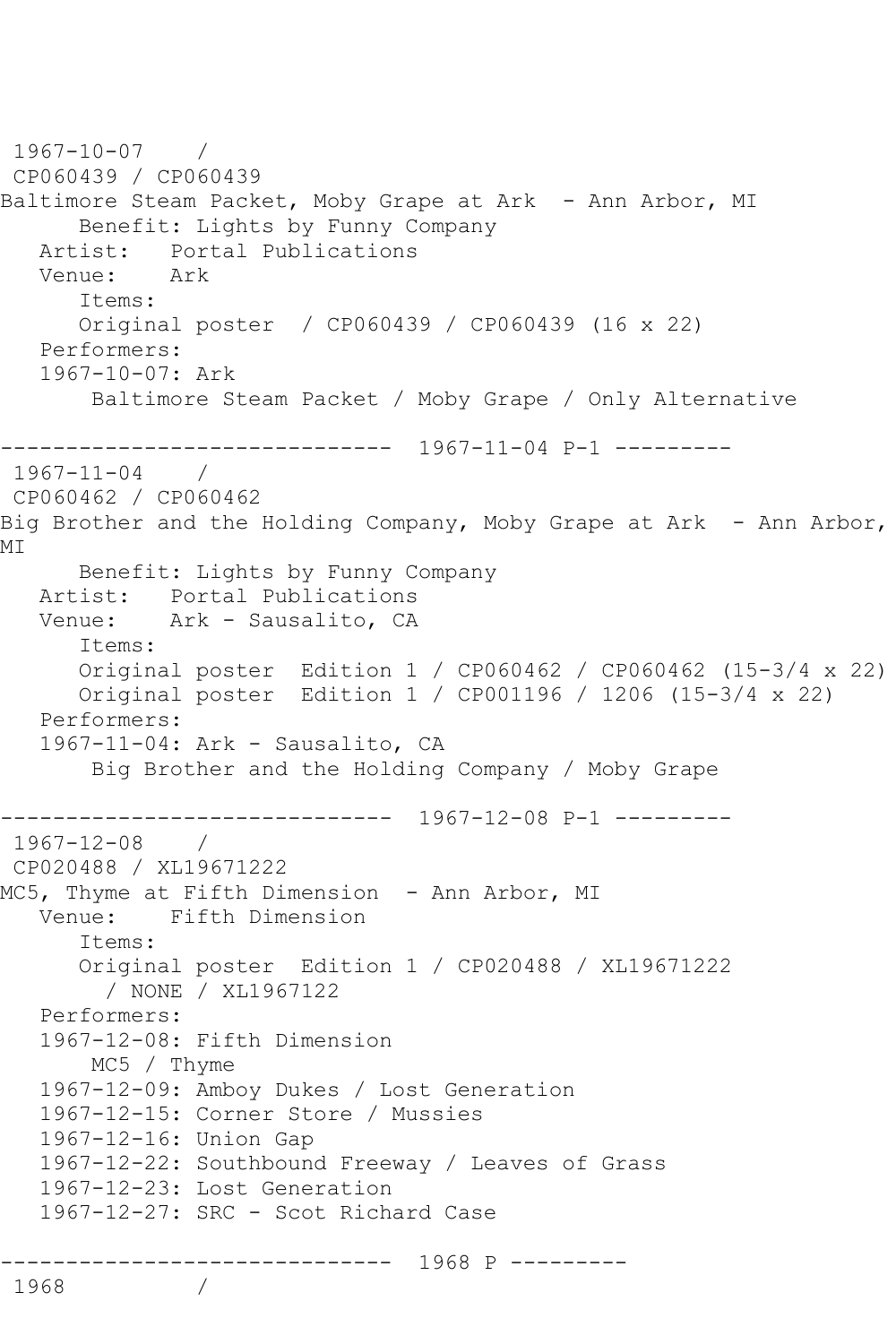```
 1967-10-07    /
 CP060439 / CP060439
Baltimore Steam Packet, Moby Grape at Ark  - Ann Arbor, MI
      Benefit: Lights by Funny Company
   Artist:   Portal Publications
   Venue:    Ark
      Items:
      Original poster  / CP060439 / CP060439 (16 x 22)
   Performers:
   1967-10-07: Ark
       Baltimore Steam Packet / Moby Grape / Only Alternative

------------------------------  1967-11-04 P-1 ---------
 1967-11-04    /
 CP060462 / CP060462
Big Brother and the Holding Company, Moby Grape at Ark  - Ann Arbor,
MI
      Benefit: Lights by Funny Company
   Artist:   Portal Publications
   Venue:    Ark - Sausalito, CA
      Items:
      Original poster  Edition 1 / CP060462 / CP060462 (15-3/4 x 22)
      Original poster  Edition 1 / CP001196 / 1206 (15-3/4 x 22)
   Performers:
   1967-11-04: Ark - Sausalito, CA
       Big Brother and the Holding Company / Moby Grape

------------------------------  1967-12-08 P-1 ---------
 1967-12-08    /
 CP020488 / XL19671222
MC5, Thyme at Fifth Dimension  - Ann Arbor, MI
   Venue:    Fifth Dimension
      Items:
      Original poster  Edition 1 / CP020488 / XL19671222
        / NONE / XL1967122
   Performers:
   1967-12-08: Fifth Dimension
       MC5 / Thyme
   1967-12-09: Amboy Dukes / Lost Generation
   1967-12-15: Corner Store / Mussies
   1967-12-16: Union Gap
   1967-12-22: Southbound Freeway / Leaves of Grass
   1967-12-23: Lost Generation
   1967-12-27: SRC - Scot Richard Case

------------------------------  1968 P ---------
 1968          /
```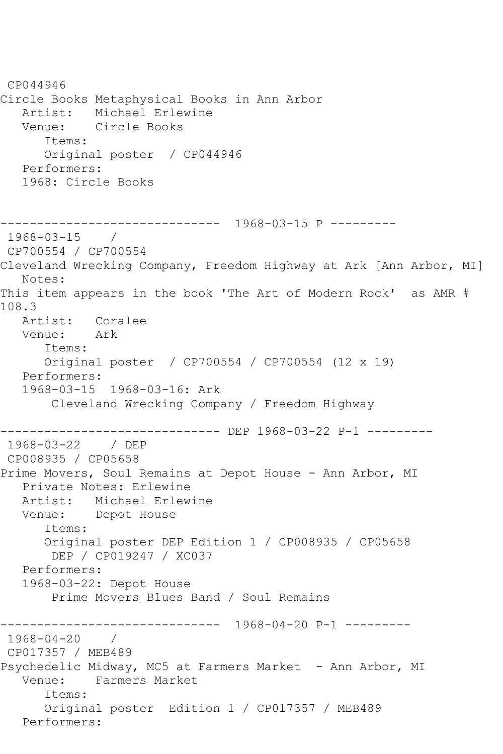CP044946
Circle Books Metaphysical Books in Ann Arbor
   Artist:   Michael Erlewine
   Venue:    Circle Books
      Items:
      Original poster  / CP044946
   Performers:
   1968: Circle Books

------------------------------ 1968-03-15 P ---------
 1968-03-15    /
 CP700554 / CP700554
Cleveland Wrecking Company, Freedom Highway at Ark [Ann Arbor, MI]
   Notes:
This item appears in the book 'The Art of Modern Rock'  as AMR # 108.3
   Artist:   Coralee
   Venue:    Ark
      Items:
      Original poster  / CP700554 / CP700554 (12 x 19)
   Performers:
   1968-03-15  1968-03-16: Ark
       Cleveland Wrecking Company / Freedom Highway

------------------------------ DEP 1968-03-22 P-1 ---------
 1968-03-22    / DEP
 CP008935 / CP05658
Prime Movers, Soul Remains at Depot House - Ann Arbor, MI
   Private Notes: Erlewine
   Artist:   Michael Erlewine
   Venue:    Depot House
      Items:
      Original poster DEP Edition 1 / CP008935 / CP05658
       DEP / CP019247 / XC037
   Performers:
   1968-03-22: Depot House
       Prime Movers Blues Band / Soul Remains

------------------------------ 1968-04-20 P-1 ---------
 1968-04-20    /
 CP017357 / MEB489
Psychedelic Midway, MC5 at Farmers Market  - Ann Arbor, MI
   Venue:    Farmers Market
      Items:
      Original poster  Edition 1 / CP017357 / MEB489
   Performers: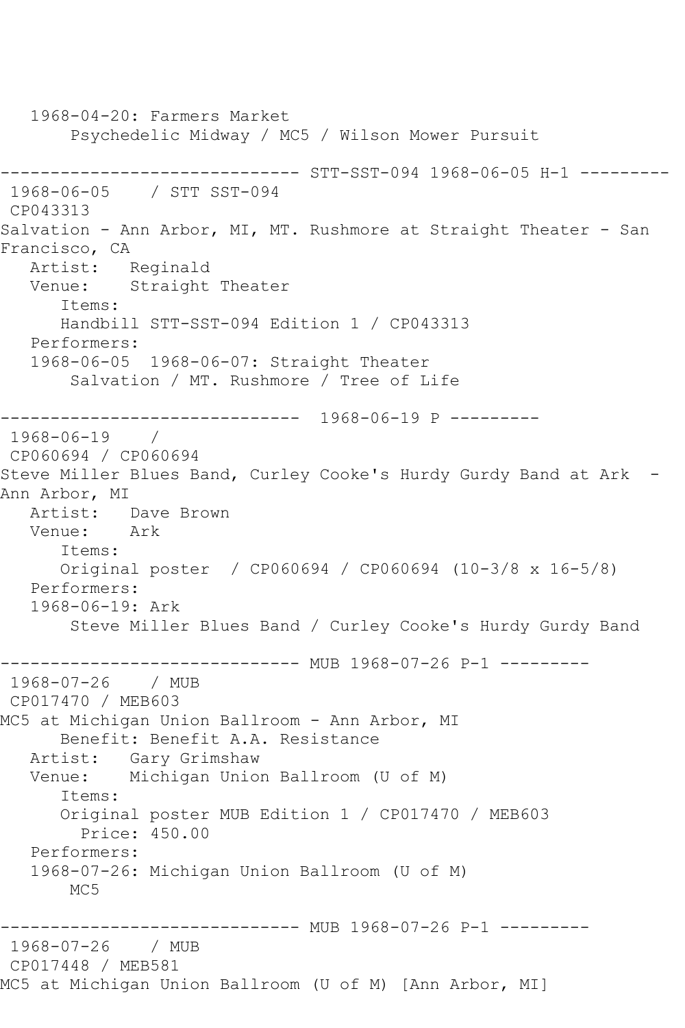```
   1968-04-20: Farmers Market
       Psychedelic Midway / MC5 / Wilson Mower Pursuit

------------------------------ STT-SST-094 1968-06-05 H-1 ---------
 1968-06-05    / STT SST-094
 CP043313
Salvation - Ann Arbor, MI, MT. Rushmore at Straight Theater - San
Francisco, CA
   Artist:   Reginald
   Venue:    Straight Theater
      Items:
      Handbill STT-SST-094 Edition 1 / CP043313
   Performers:
   1968-06-05  1968-06-07: Straight Theater
       Salvation / MT. Rushmore / Tree of Life

------------------------------  1968-06-19 P ---------
 1968-06-19    /
 CP060694 / CP060694
Steve Miller Blues Band, Curley Cooke's Hurdy Gurdy Band at Ark  -
Ann Arbor, MI
   Artist:   Dave Brown
   Venue:    Ark
      Items:
      Original poster  / CP060694 / CP060694 (10-3/8 x 16-5/8)
   Performers:
   1968-06-19: Ark
       Steve Miller Blues Band / Curley Cooke's Hurdy Gurdy Band

------------------------------ MUB 1968-07-26 P-1 ---------
 1968-07-26    / MUB
 CP017470 / MEB603
MC5 at Michigan Union Ballroom - Ann Arbor, MI
      Benefit: Benefit A.A. Resistance
   Artist:   Gary Grimshaw
   Venue:    Michigan Union Ballroom (U of M)
      Items:
      Original poster MUB Edition 1 / CP017470 / MEB603
        Price: 450.00
   Performers:
   1968-07-26: Michigan Union Ballroom (U of M)
       MC5

------------------------------ MUB 1968-07-26 P-1 ---------
 1968-07-26    / MUB
 CP017448 / MEB581
MC5 at Michigan Union Ballroom (U of M) [Ann Arbor, MI]
```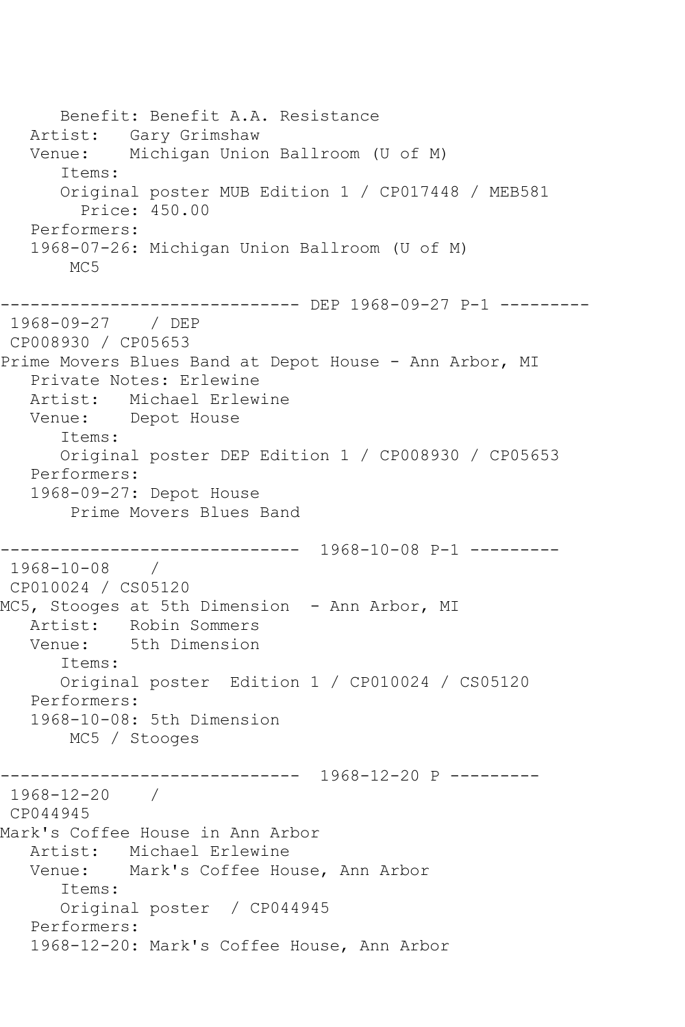```
      Benefit: Benefit A.A. Resistance
   Artist:   Gary Grimshaw
   Venue:    Michigan Union Ballroom (U of M)
      Items:
      Original poster MUB Edition 1 / CP017448 / MEB581
        Price: 450.00
   Performers:
   1968-07-26: Michigan Union Ballroom (U of M)
       MC5

------------------------------ DEP 1968-09-27 P-1 ---------
 1968-09-27    / DEP
 CP008930 / CP05653
Prime Movers Blues Band at Depot House - Ann Arbor, MI
   Private Notes: Erlewine
   Artist:   Michael Erlewine
   Venue:    Depot House
      Items:
      Original poster DEP Edition 1 / CP008930 / CP05653
   Performers:
   1968-09-27: Depot House
       Prime Movers Blues Band

------------------------------  1968-10-08 P-1 ---------
 1968-10-08    /
 CP010024 / CS05120
MC5, Stooges at 5th Dimension  - Ann Arbor, MI
   Artist:   Robin Sommers
   Venue:    5th Dimension
      Items:
      Original poster  Edition 1 / CP010024 / CS05120
   Performers:
   1968-10-08: 5th Dimension
       MC5 / Stooges

------------------------------  1968-12-20 P ---------
 1968-12-20    /
 CP044945
Mark's Coffee House in Ann Arbor
   Artist:   Michael Erlewine
   Venue:    Mark's Coffee House, Ann Arbor
      Items:
      Original poster  / CP044945
   Performers:
   1968-12-20: Mark's Coffee House, Ann Arbor
```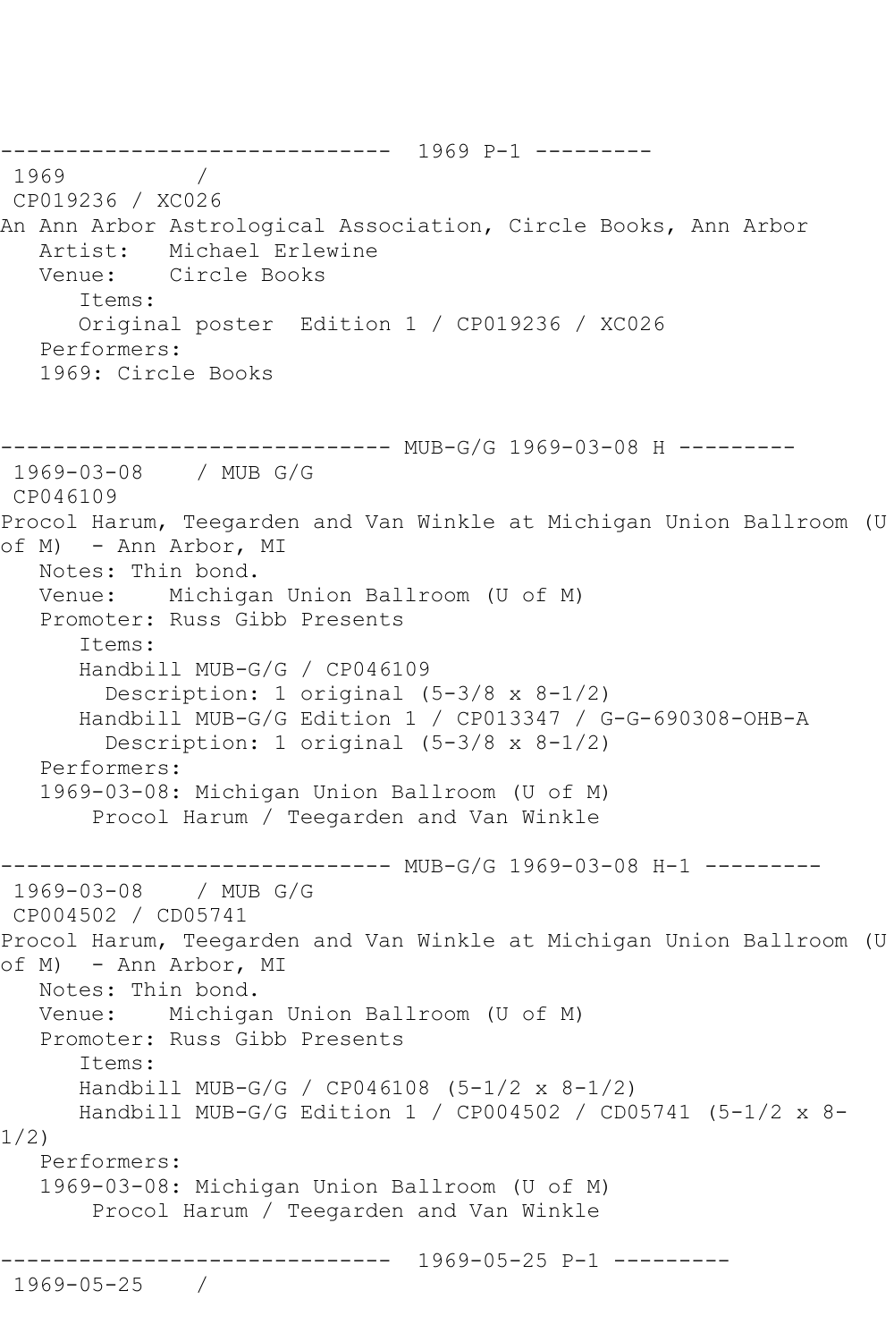------------------------------  1969 P-1 ---------
 1969          /
 CP019236 / XC026
An Ann Arbor Astrological Association, Circle Books, Ann Arbor
   Artist:   Michael Erlewine
   Venue:    Circle Books
      Items:
      Original poster  Edition 1 / CP019236 / XC026
   Performers:
   1969: Circle Books

------------------------------ MUB-G/G 1969-03-08 H ---------
 1969-03-08    / MUB G/G
 CP046109
Procol Harum, Teegarden and Van Winkle at Michigan Union Ballroom (U of M)  - Ann Arbor, MI
   Notes: Thin bond.
   Venue:    Michigan Union Ballroom (U of M)
   Promoter: Russ Gibb Presents
      Items:
      Handbill MUB-G/G / CP046109
        Description: 1 original (5-3/8 x 8-1/2)
      Handbill MUB-G/G Edition 1 / CP013347 / G-G-690308-OHB-A
        Description: 1 original (5-3/8 x 8-1/2)
   Performers:
   1969-03-08: Michigan Union Ballroom (U of M)
       Procol Harum / Teegarden and Van Winkle

------------------------------ MUB-G/G 1969-03-08 H-1 ---------
 1969-03-08    / MUB G/G
 CP004502 / CD05741
Procol Harum, Teegarden and Van Winkle at Michigan Union Ballroom (U of M)  - Ann Arbor, MI
   Notes: Thin bond.
   Venue:    Michigan Union Ballroom (U of M)
   Promoter: Russ Gibb Presents
      Items:
      Handbill MUB-G/G / CP046108 (5-1/2 x 8-1/2)
      Handbill MUB-G/G Edition 1 / CP004502 / CD05741 (5-1/2 x 8-1/2)
   Performers:
   1969-03-08: Michigan Union Ballroom (U of M)
       Procol Harum / Teegarden and Van Winkle

------------------------------  1969-05-25 P-1 ---------
 1969-05-25    /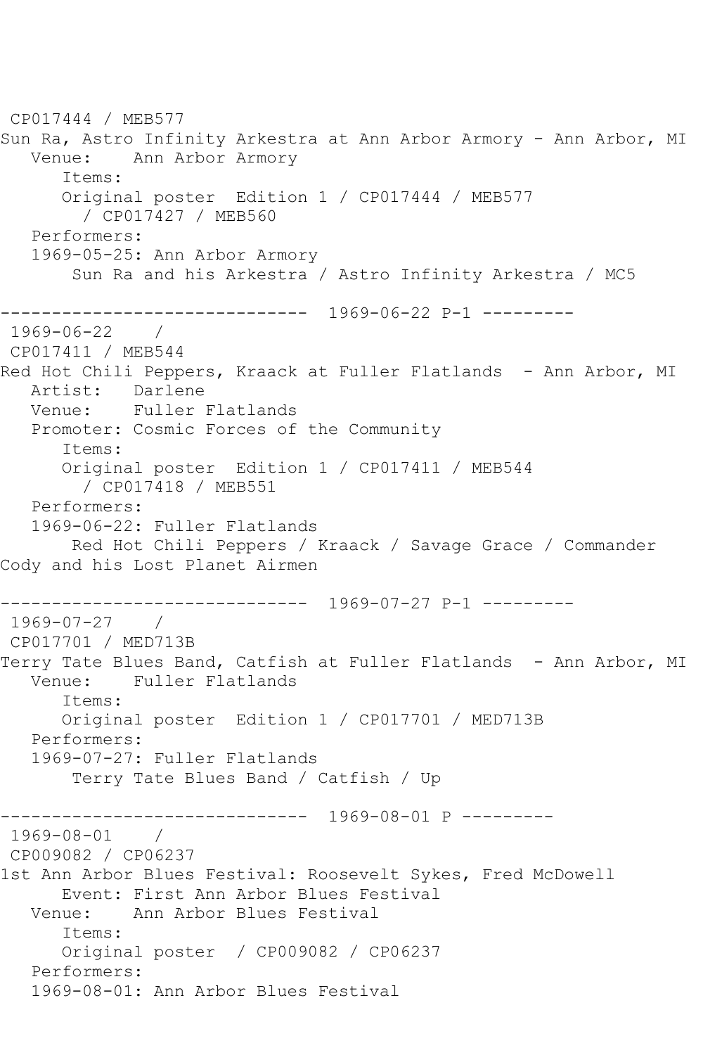CP017444 / MEB577
Sun Ra, Astro Infinity Arkestra at Ann Arbor Armory - Ann Arbor, MI
   Venue:    Ann Arbor Armory
      Items:
      Original poster  Edition 1 / CP017444 / MEB577
        / CP017427 / MEB560
   Performers:
   1969-05-25: Ann Arbor Armory
       Sun Ra and his Arkestra / Astro Infinity Arkestra / MC5

------------------------------  1969-06-22 P-1 ---------
1969-06-22    /
CP017411 / MEB544
Red Hot Chili Peppers, Kraack at Fuller Flatlands  - Ann Arbor, MI
   Artist:   Darlene
   Venue:    Fuller Flatlands
   Promoter: Cosmic Forces of the Community
      Items:
      Original poster  Edition 1 / CP017411 / MEB544
        / CP017418 / MEB551
   Performers:
   1969-06-22: Fuller Flatlands
       Red Hot Chili Peppers / Kraack / Savage Grace / Commander
Cody and his Lost Planet Airmen

------------------------------  1969-07-27 P-1 ---------
1969-07-27    /
CP017701 / MED713B
Terry Tate Blues Band, Catfish at Fuller Flatlands  - Ann Arbor, MI
   Venue:    Fuller Flatlands
      Items:
      Original poster  Edition 1 / CP017701 / MED713B
   Performers:
   1969-07-27: Fuller Flatlands
       Terry Tate Blues Band / Catfish / Up

------------------------------  1969-08-01 P ---------
1969-08-01    /
CP009082 / CP06237
1st Ann Arbor Blues Festival: Roosevelt Sykes, Fred McDowell
      Event: First Ann Arbor Blues Festival
   Venue:    Ann Arbor Blues Festival
      Items:
      Original poster  / CP009082 / CP06237
   Performers:
   1969-08-01: Ann Arbor Blues Festival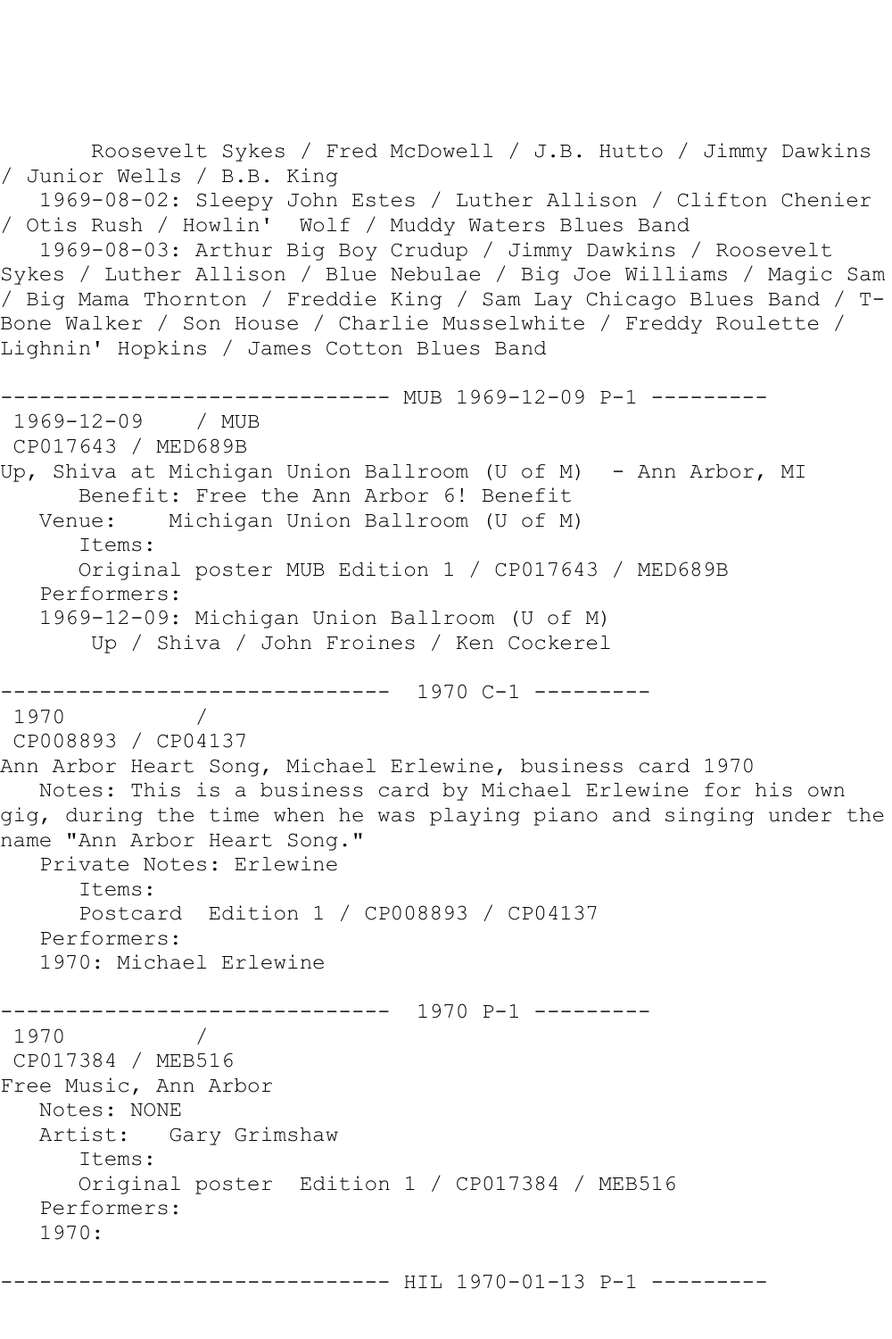Roosevelt Sykes / Fred McDowell / J.B. Hutto / Jimmy Dawkins / Junior Wells / B.B. King
   1969-08-02: Sleepy John Estes / Luther Allison / Clifton Chenier / Otis Rush / Howlin'  Wolf / Muddy Waters Blues Band
   1969-08-03: Arthur Big Boy Crudup / Jimmy Dawkins / Roosevelt Sykes / Luther Allison / Blue Nebulae / Big Joe Williams / Magic Sam / Big Mama Thornton / Freddie King / Sam Lay Chicago Blues Band / T-Bone Walker / Son House / Charlie Musselwhite / Freddy Roulette / Lighnin' Hopkins / James Cotton Blues Band

------------------------------ MUB 1969-12-09 P-1 ---------

1969-12-09    / MUB
CP017643 / MED689B
Up, Shiva at Michigan Union Ballroom (U of M)  - Ann Arbor, MI
   Benefit: Free the Ann Arbor 6! Benefit
   Venue:    Michigan Union Ballroom (U of M)
   Items:
   Original poster MUB Edition 1 / CP017643 / MED689B
   Performers:
   1969-12-09: Michigan Union Ballroom (U of M)
   Up / Shiva / John Froines / Ken Cockerel

------------------------------  1970 C-1 ---------

1970          /
CP008893 / CP04137
Ann Arbor Heart Song, Michael Erlewine, business card 1970
   Notes: This is a business card by Michael Erlewine for his own gig, during the time when he was playing piano and singing under the name "Ann Arbor Heart Song."
   Private Notes: Erlewine
   Items:
   Postcard  Edition 1 / CP008893 / CP04137
   Performers:
   1970: Michael Erlewine

------------------------------  1970 P-1 ---------

1970          /
CP017384 / MEB516
Free Music, Ann Arbor
   Notes: NONE
   Artist:   Gary Grimshaw
   Items:
   Original poster  Edition 1 / CP017384 / MEB516
   Performers:
   1970:

------------------------------ HIL 1970-01-13 P-1 ---------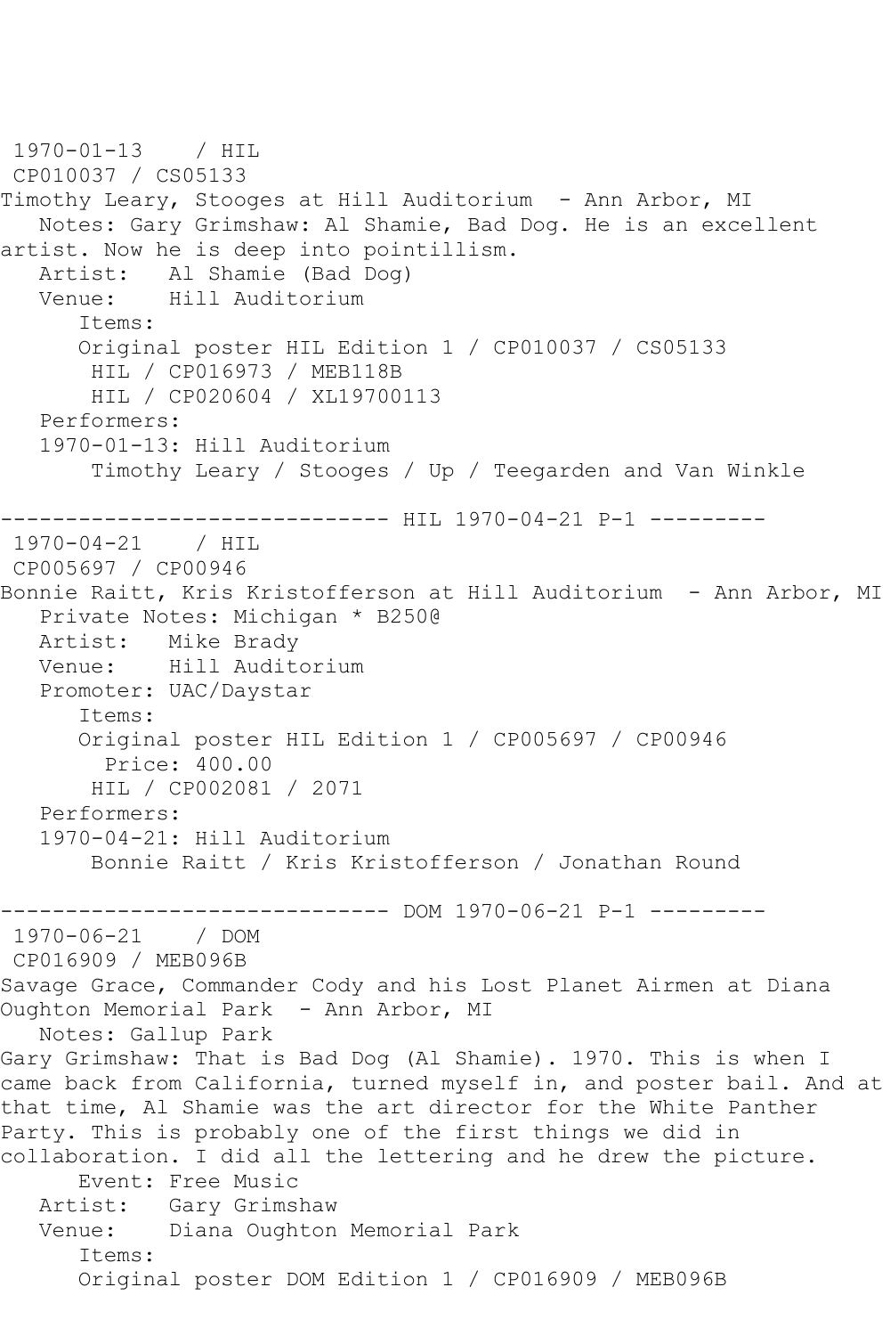1970-01-13 / HIL
CP010037 / CS05133
Timothy Leary, Stooges at Hill Auditorium - Ann Arbor, MI
Notes: Gary Grimshaw: Al Shamie, Bad Dog. He is an excellent artist. Now he is deep into pointillism.
Artist: Al Shamie (Bad Dog)
Venue: Hill Auditorium
Items:
Original poster HIL Edition 1 / CP010037 / CS05133
HIL / CP016973 / MEB118B
HIL / CP020604 / XL19700113
Performers:
1970-01-13: Hill Auditorium
Timothy Leary / Stooges / Up / Teegarden and Van Winkle

------------------------------ HIL 1970-04-21 P-1 ---------

1970-04-21 / HIL
CP005697 / CP00946
Bonnie Raitt, Kris Kristofferson at Hill Auditorium - Ann Arbor, MI
Private Notes: Michigan * B250@
Artist: Mike Brady
Venue: Hill Auditorium
Promoter: UAC/Daystar
Items:
Original poster HIL Edition 1 / CP005697 / CP00946
Price: 400.00
HIL / CP002081 / 2071
Performers:
1970-04-21: Hill Auditorium
Bonnie Raitt / Kris Kristofferson / Jonathan Round

------------------------------ DOM 1970-06-21 P-1 ---------

1970-06-21 / DOM
CP016909 / MEB096B
Savage Grace, Commander Cody and his Lost Planet Airmen at Diana Oughton Memorial Park - Ann Arbor, MI
Notes: Gallup Park
Gary Grimshaw: That is Bad Dog (Al Shamie). 1970. This is when I came back from California, turned myself in, and poster bail. And at that time, Al Shamie was the art director for the White Panther Party. This is probably one of the first things we did in collaboration. I did all the lettering and he drew the picture.
Event: Free Music
Artist: Gary Grimshaw
Venue: Diana Oughton Memorial Park
Items:
Original poster DOM Edition 1 / CP016909 / MEB096B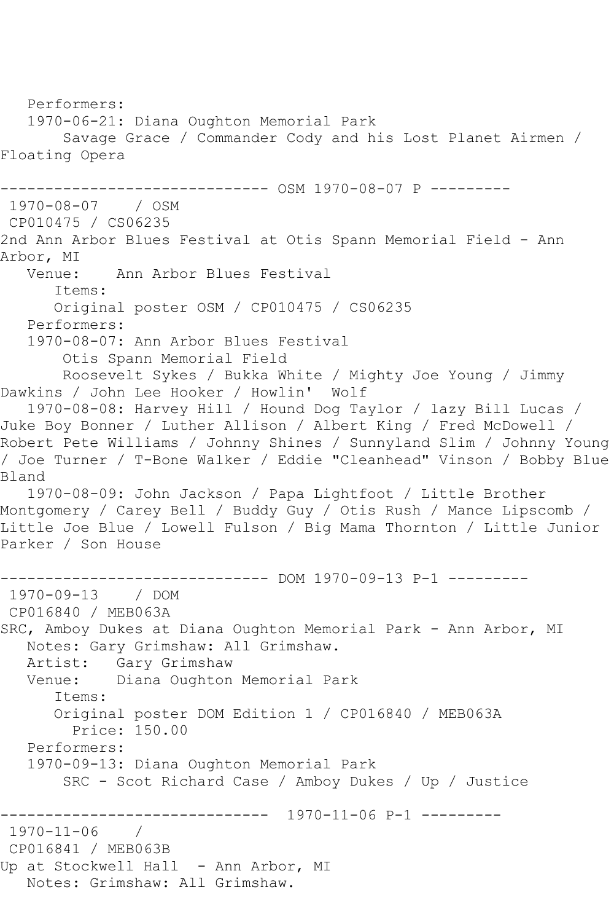Performers:
   1970-06-21: Diana Oughton Memorial Park
       Savage Grace / Commander Cody and his Lost Planet Airmen / Floating Opera

------------------------------ OSM 1970-08-07 P ---------
 1970-08-07    / OSM
 CP010475 / CS06235
2nd Ann Arbor Blues Festival at Otis Spann Memorial Field - Ann Arbor, MI
   Venue:    Ann Arbor Blues Festival
      Items:
      Original poster OSM / CP010475 / CS06235
   Performers:
   1970-08-07: Ann Arbor Blues Festival
       Otis Spann Memorial Field
       Roosevelt Sykes / Bukka White / Mighty Joe Young / Jimmy Dawkins / John Lee Hooker / Howlin'  Wolf
   1970-08-08: Harvey Hill / Hound Dog Taylor / lazy Bill Lucas / Juke Boy Bonner / Luther Allison / Albert King / Fred McDowell / Robert Pete Williams / Johnny Shines / Sunnyland Slim / Johnny Young / Joe Turner / T-Bone Walker / Eddie "Cleanhead" Vinson / Bobby Blue Bland
   1970-08-09: John Jackson / Papa Lightfoot / Little Brother Montgomery / Carey Bell / Buddy Guy / Otis Rush / Mance Lipscomb / Little Joe Blue / Lowell Fulson / Big Mama Thornton / Little Junior Parker / Son House

------------------------------ DOM 1970-09-13 P-1 ---------
 1970-09-13    / DOM
 CP016840 / MEB063A
SRC, Amboy Dukes at Diana Oughton Memorial Park - Ann Arbor, MI
   Notes: Gary Grimshaw: All Grimshaw.
   Artist:   Gary Grimshaw
   Venue:    Diana Oughton Memorial Park
      Items:
      Original poster DOM Edition 1 / CP016840 / MEB063A
        Price: 150.00
   Performers:
   1970-09-13: Diana Oughton Memorial Park
       SRC - Scot Richard Case / Amboy Dukes / Up / Justice

------------------------------  1970-11-06 P-1 ---------
 1970-11-06    /
 CP016841 / MEB063B
Up at Stockwell Hall  - Ann Arbor, MI
   Notes: Grimshaw: All Grimshaw.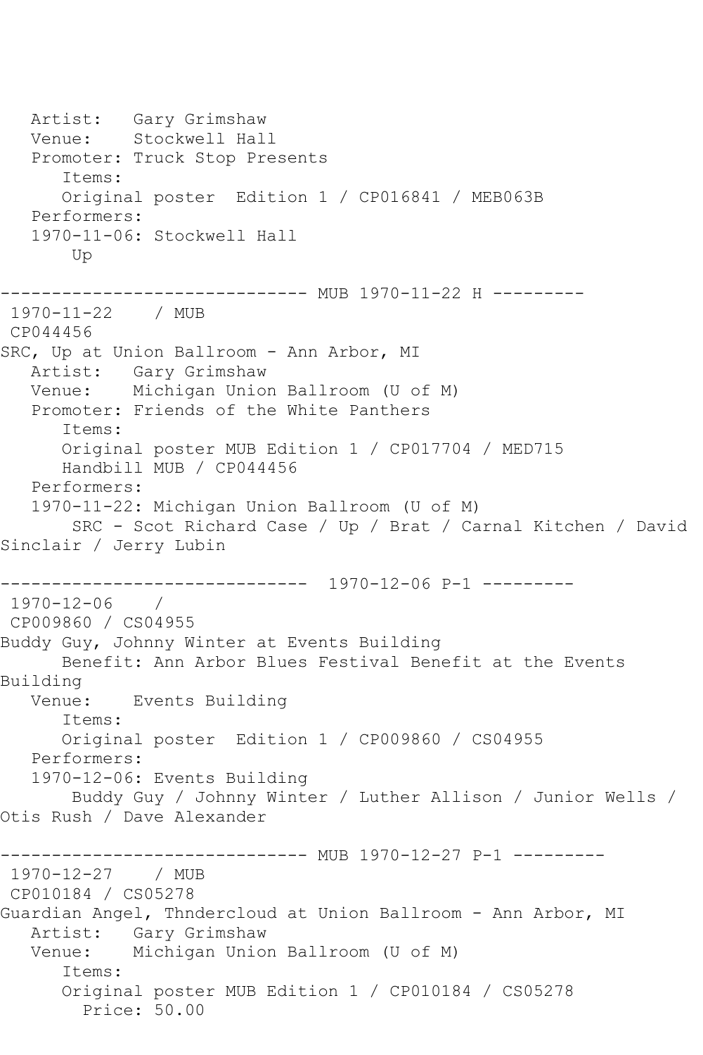```
   Artist:   Gary Grimshaw
   Venue:    Stockwell Hall
   Promoter: Truck Stop Presents
      Items:
      Original poster  Edition 1 / CP016841 / MEB063B
   Performers:
   1970-11-06: Stockwell Hall
       Up

------------------------------ MUB 1970-11-22 H ---------
 1970-11-22    / MUB
 CP044456
SRC, Up at Union Ballroom - Ann Arbor, MI
   Artist:   Gary Grimshaw
   Venue:    Michigan Union Ballroom (U of M)
   Promoter: Friends of the White Panthers
      Items:
      Original poster MUB Edition 1 / CP017704 / MED715
      Handbill MUB / CP044456
   Performers:
   1970-11-22: Michigan Union Ballroom (U of M)
       SRC - Scot Richard Case / Up / Brat / Carnal Kitchen / David
Sinclair / Jerry Lubin

------------------------------  1970-12-06 P-1 ---------
 1970-12-06    /
 CP009860 / CS04955
Buddy Guy, Johnny Winter at Events Building
      Benefit: Ann Arbor Blues Festival Benefit at the Events
Building
   Venue:    Events Building
      Items:
      Original poster  Edition 1 / CP009860 / CS04955
   Performers:
   1970-12-06: Events Building
       Buddy Guy / Johnny Winter / Luther Allison / Junior Wells /
Otis Rush / Dave Alexander

------------------------------ MUB 1970-12-27 P-1 ---------
 1970-12-27    / MUB
 CP010184 / CS05278
Guardian Angel, Thndercloud at Union Ballroom - Ann Arbor, MI
   Artist:   Gary Grimshaw
   Venue:    Michigan Union Ballroom (U of M)
      Items:
      Original poster MUB Edition 1 / CP010184 / CS05278
        Price: 50.00
```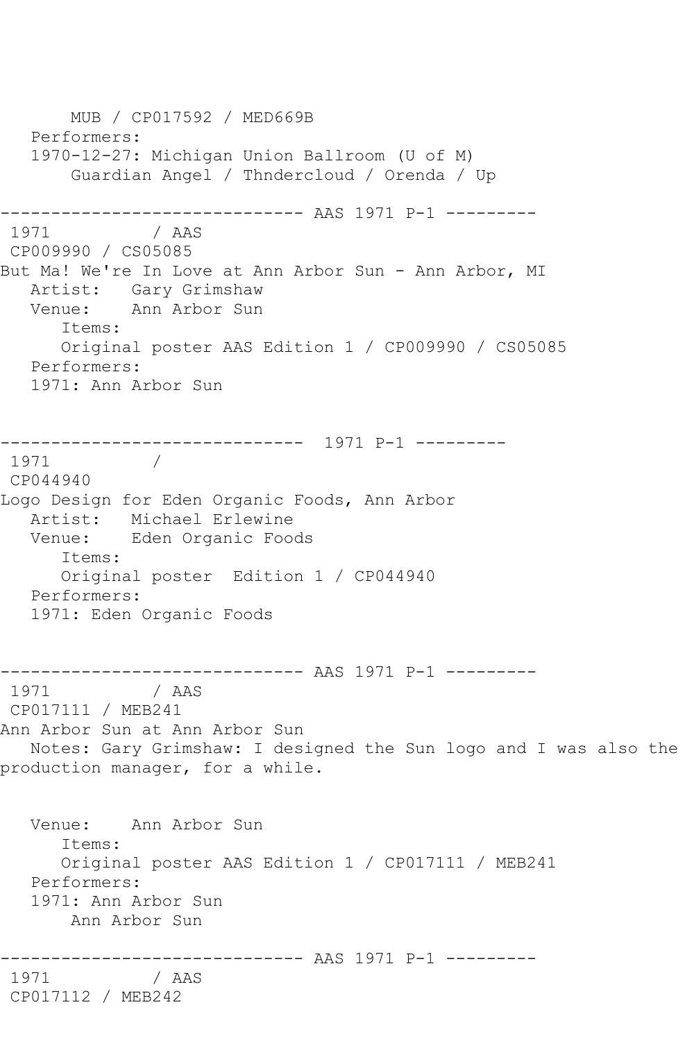MUB / CP017592 / MED669B
Performers:
1970-12-27: Michigan Union Ballroom (U of M)
Guardian Angel / Thndercloud / Orenda / Up

------------------------------ AAS 1971 P-1 ---------

1971 / AAS
CP009990 / CS05085
But Ma! We're In Love at Ann Arbor Sun - Ann Arbor, MI
Artist: Gary Grimshaw
Venue: Ann Arbor Sun
Items:
Original poster AAS Edition 1 / CP009990 / CS05085
Performers:
1971: Ann Arbor Sun

------------------------------ 1971 P-1 ---------

1971 /
CP044940
Logo Design for Eden Organic Foods, Ann Arbor
Artist: Michael Erlewine
Venue: Eden Organic Foods
Items:
Original poster Edition 1 / CP044940
Performers:
1971: Eden Organic Foods

------------------------------ AAS 1971 P-1 ---------

1971 / AAS
CP017111 / MEB241
Ann Arbor Sun at Ann Arbor Sun
Notes: Gary Grimshaw: I designed the Sun logo and I was also the production manager, for a while.

Venue: Ann Arbor Sun
Items:
Original poster AAS Edition 1 / CP017111 / MEB241
Performers:
1971: Ann Arbor Sun
Ann Arbor Sun

------------------------------ AAS 1971 P-1 ---------

1971 / AAS
CP017112 / MEB242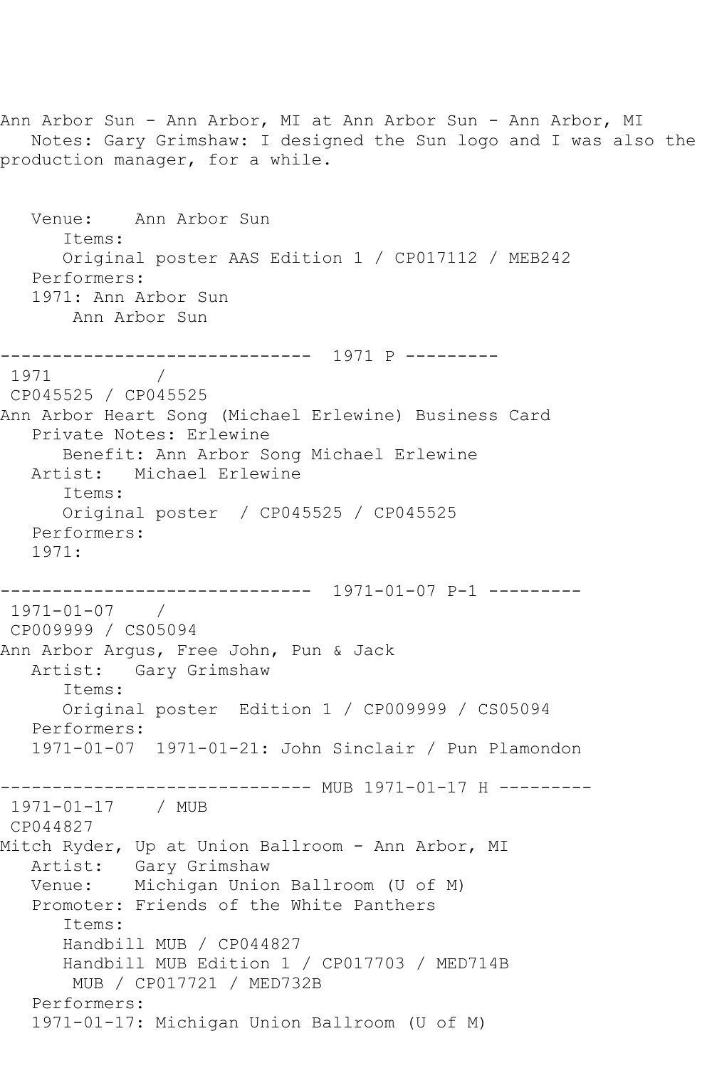Ann Arbor Sun - Ann Arbor, MI at Ann Arbor Sun - Ann Arbor, MI
   Notes: Gary Grimshaw: I designed the Sun logo and I was also the production manager, for a while.

```
   Venue:    Ann Arbor Sun
      Items:
      Original poster AAS Edition 1 / CP017112 / MEB242
   Performers:
   1971: Ann Arbor Sun
       Ann Arbor Sun
```

------------------------------ 1971 P ---------

```
 1971          /
 CP045525 / CP045525
Ann Arbor Heart Song (Michael Erlewine) Business Card
   Private Notes: Erlewine
      Benefit: Ann Arbor Song Michael Erlewine
   Artist:   Michael Erlewine
      Items:
      Original poster  / CP045525 / CP045525
   Performers:
   1971:
```

------------------------------ 1971-01-07 P-1 ---------

```
 1971-01-07    /
 CP009999 / CS05094
Ann Arbor Argus, Free John, Pun & Jack
   Artist:   Gary Grimshaw
      Items:
      Original poster  Edition 1 / CP009999 / CS05094
   Performers:
   1971-01-07  1971-01-21: John Sinclair / Pun Plamondon
```

------------------------------ MUB 1971-01-17 H ---------

```
 1971-01-17    / MUB
 CP044827
Mitch Ryder, Up at Union Ballroom - Ann Arbor, MI
   Artist:   Gary Grimshaw
   Venue:    Michigan Union Ballroom (U of M)
   Promoter: Friends of the White Panthers
      Items:
      Handbill MUB / CP044827
      Handbill MUB Edition 1 / CP017703 / MED714B
       MUB / CP017721 / MED732B
   Performers:
   1971-01-17: Michigan Union Ballroom (U of M)
```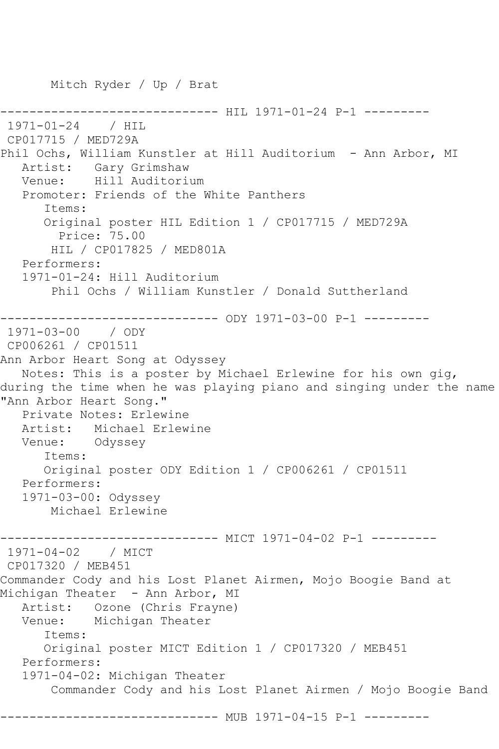Mitch Ryder / Up / Brat

------------------------------ HIL 1971-01-24 P-1 ---------

1971-01-24 / HIL
CP017715 / MED729A
Phil Ochs, William Kunstler at Hill Auditorium - Ann Arbor, MI
Artist: Gary Grimshaw
Venue: Hill Auditorium
Promoter: Friends of the White Panthers
Items:
Original poster HIL Edition 1 / CP017715 / MED729A
Price: 75.00
HIL / CP017825 / MED801A
Performers:
1971-01-24: Hill Auditorium
Phil Ochs / William Kunstler / Donald Suttherland

------------------------------ ODY 1971-03-00 P-1 ---------

1971-03-00 / ODY
CP006261 / CP01511
Ann Arbor Heart Song at Odyssey
Notes: This is a poster by Michael Erlewine for his own gig, during the time when he was playing piano and singing under the name "Ann Arbor Heart Song."
Private Notes: Erlewine
Artist: Michael Erlewine
Venue: Odyssey
Items:
Original poster ODY Edition 1 / CP006261 / CP01511
Performers:
1971-03-00: Odyssey
Michael Erlewine

------------------------------ MICT 1971-04-02 P-1 ---------

1971-04-02 / MICT
CP017320 / MEB451
Commander Cody and his Lost Planet Airmen, Mojo Boogie Band at Michigan Theater - Ann Arbor, MI
Artist: Ozone (Chris Frayne)
Venue: Michigan Theater
Items:
Original poster MICT Edition 1 / CP017320 / MEB451
Performers:
1971-04-02: Michigan Theater
Commander Cody and his Lost Planet Airmen / Mojo Boogie Band

------------------------------ MUB 1971-04-15 P-1 ---------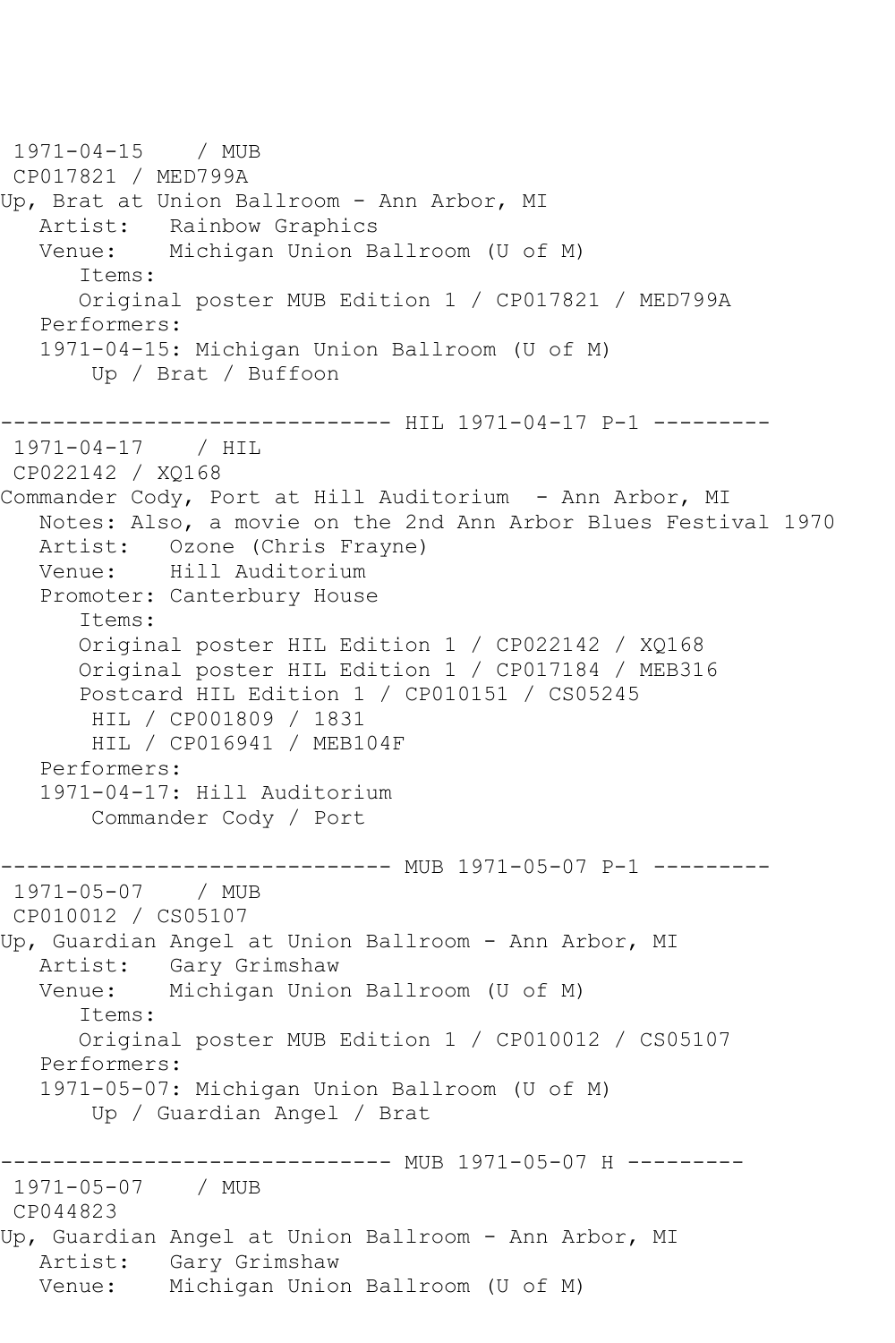```
1971-04-15    / MUB
 CP017821 / MED799A
Up, Brat at Union Ballroom - Ann Arbor, MI
   Artist:   Rainbow Graphics
   Venue:    Michigan Union Ballroom (U of M)
      Items:
      Original poster MUB Edition 1 / CP017821 / MED799A
   Performers:
   1971-04-15: Michigan Union Ballroom (U of M)
       Up / Brat / Buffoon

------------------------------ HIL 1971-04-17 P-1 ---------
 1971-04-17    / HIL
 CP022142 / XQ168
Commander Cody, Port at Hill Auditorium  - Ann Arbor, MI
   Notes: Also, a movie on the 2nd Ann Arbor Blues Festival 1970
   Artist:   Ozone (Chris Frayne)
   Venue:    Hill Auditorium
   Promoter: Canterbury House
      Items:
      Original poster HIL Edition 1 / CP022142 / XQ168
      Original poster HIL Edition 1 / CP017184 / MEB316
      Postcard HIL Edition 1 / CP010151 / CS05245
       HIL / CP001809 / 1831
       HIL / CP016941 / MEB104F
   Performers:
   1971-04-17: Hill Auditorium
       Commander Cody / Port

------------------------------ MUB 1971-05-07 P-1 ---------
 1971-05-07    / MUB
 CP010012 / CS05107
Up, Guardian Angel at Union Ballroom - Ann Arbor, MI
   Artist:   Gary Grimshaw
   Venue:    Michigan Union Ballroom (U of M)
      Items:
      Original poster MUB Edition 1 / CP010012 / CS05107
   Performers:
   1971-05-07: Michigan Union Ballroom (U of M)
       Up / Guardian Angel / Brat

------------------------------ MUB 1971-05-07 H ---------
 1971-05-07    / MUB
 CP044823
Up, Guardian Angel at Union Ballroom - Ann Arbor, MI
   Artist:   Gary Grimshaw
   Venue:    Michigan Union Ballroom (U of M)
```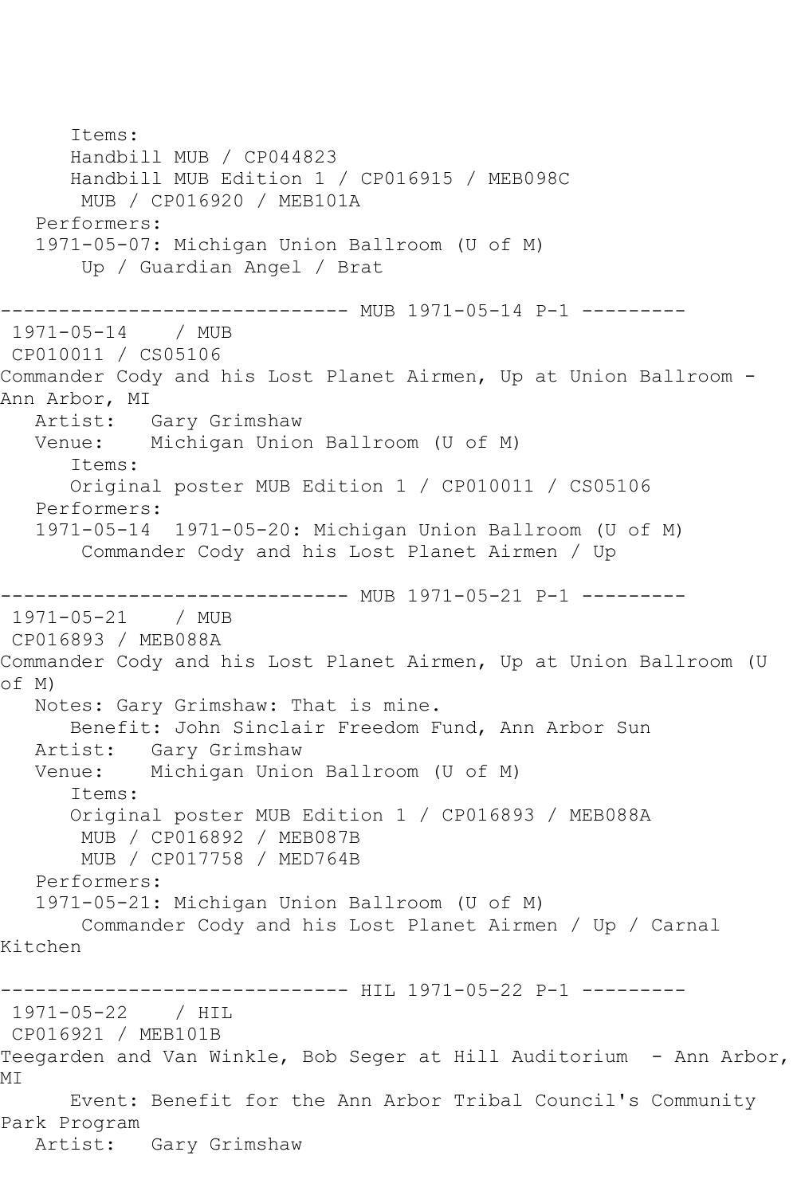```
      Items:
      Handbill MUB / CP044823
      Handbill MUB Edition 1 / CP016915 / MEB098C
       MUB / CP016920 / MEB101A
   Performers:
   1971-05-07: Michigan Union Ballroom (U of M)
       Up / Guardian Angel / Brat

------------------------------ MUB 1971-05-14 P-1 ---------
 1971-05-14    / MUB
 CP010011 / CS05106
Commander Cody and his Lost Planet Airmen, Up at Union Ballroom - 
Ann Arbor, MI
   Artist:   Gary Grimshaw
   Venue:    Michigan Union Ballroom (U of M)
      Items:
      Original poster MUB Edition 1 / CP010011 / CS05106
   Performers:
   1971-05-14  1971-05-20: Michigan Union Ballroom (U of M)
       Commander Cody and his Lost Planet Airmen / Up

------------------------------ MUB 1971-05-21 P-1 ---------
 1971-05-21    / MUB
 CP016893 / MEB088A
Commander Cody and his Lost Planet Airmen, Up at Union Ballroom (U 
of M)
   Notes: Gary Grimshaw: That is mine.
      Benefit: John Sinclair Freedom Fund, Ann Arbor Sun
   Artist:   Gary Grimshaw
   Venue:    Michigan Union Ballroom (U of M)
      Items:
      Original poster MUB Edition 1 / CP016893 / MEB088A
       MUB / CP016892 / MEB087B
       MUB / CP017758 / MED764B
   Performers:
   1971-05-21: Michigan Union Ballroom (U of M)
       Commander Cody and his Lost Planet Airmen / Up / Carnal 
Kitchen

------------------------------ HIL 1971-05-22 P-1 ---------
 1971-05-22    / HIL
 CP016921 / MEB101B
Teegarden and Van Winkle, Bob Seger at Hill Auditorium  - Ann Arbor, 
MI
      Event: Benefit for the Ann Arbor Tribal Council's Community 
Park Program
   Artist:   Gary Grimshaw
```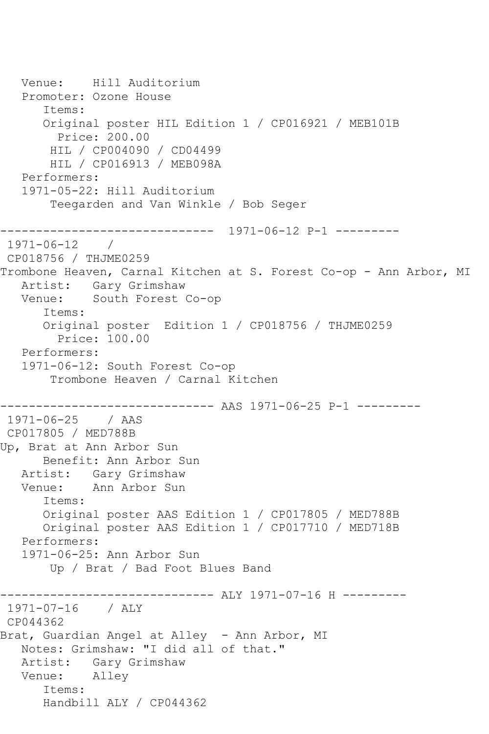```
   Venue:    Hill Auditorium
   Promoter: Ozone House
      Items:
      Original poster HIL Edition 1 / CP016921 / MEB101B
        Price: 200.00
       HIL / CP004090 / CD04499
       HIL / CP016913 / MEB098A
   Performers:
   1971-05-22: Hill Auditorium
       Teegarden and Van Winkle / Bob Seger

------------------------------  1971-06-12 P-1 ---------
 1971-06-12    /
 CP018756 / THJME0259
Trombone Heaven, Carnal Kitchen at S. Forest Co-op - Ann Arbor, MI
   Artist:   Gary Grimshaw
   Venue:    South Forest Co-op
      Items:
      Original poster  Edition 1 / CP018756 / THJME0259
        Price: 100.00
   Performers:
   1971-06-12: South Forest Co-op
       Trombone Heaven / Carnal Kitchen

------------------------------ AAS 1971-06-25 P-1 ---------
 1971-06-25    / AAS
 CP017805 / MED788B
Up, Brat at Ann Arbor Sun
      Benefit: Ann Arbor Sun
   Artist:   Gary Grimshaw
   Venue:    Ann Arbor Sun
      Items:
      Original poster AAS Edition 1 / CP017805 / MED788B
      Original poster AAS Edition 1 / CP017710 / MED718B
   Performers:
   1971-06-25: Ann Arbor Sun
       Up / Brat / Bad Foot Blues Band

------------------------------ ALY 1971-07-16 H ---------
 1971-07-16    / ALY
 CP044362
Brat, Guardian Angel at Alley  - Ann Arbor, MI
   Notes: Grimshaw: "I did all of that."
   Artist:   Gary Grimshaw
   Venue:    Alley
      Items:
      Handbill ALY / CP044362
```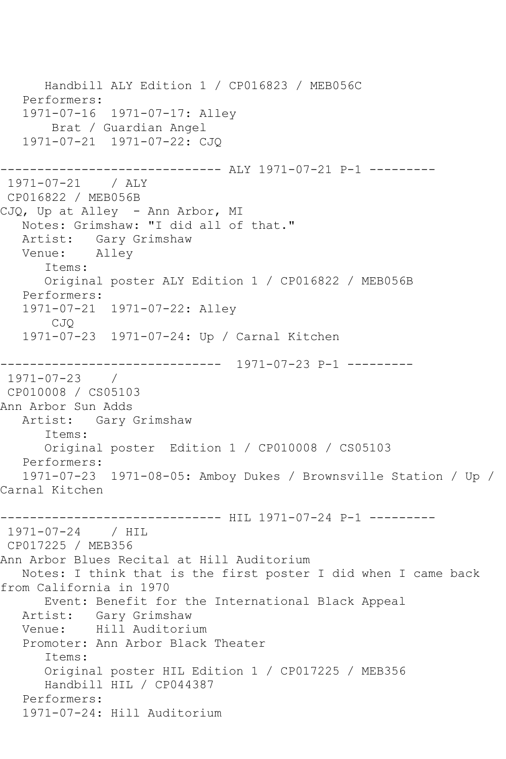```
      Handbill ALY Edition 1 / CP016823 / MEB056C
   Performers:
   1971-07-16  1971-07-17: Alley
       Brat / Guardian Angel
   1971-07-21  1971-07-22: CJQ

------------------------------ ALY 1971-07-21 P-1 ---------
 1971-07-21    / ALY
 CP016822 / MEB056B
CJQ, Up at Alley  - Ann Arbor, MI
   Notes: Grimshaw: "I did all of that."
   Artist:   Gary Grimshaw
   Venue:    Alley
      Items:
      Original poster ALY Edition 1 / CP016822 / MEB056B
   Performers:
   1971-07-21  1971-07-22: Alley
       CJQ
   1971-07-23  1971-07-24: Up / Carnal Kitchen

------------------------------  1971-07-23 P-1 ---------
 1971-07-23    /
 CP010008 / CS05103
Ann Arbor Sun Adds
   Artist:   Gary Grimshaw
      Items:
      Original poster  Edition 1 / CP010008 / CS05103
   Performers:
   1971-07-23  1971-08-05: Amboy Dukes / Brownsville Station / Up /
Carnal Kitchen

------------------------------ HIL 1971-07-24 P-1 ---------
 1971-07-24    / HIL
 CP017225 / MEB356
Ann Arbor Blues Recital at Hill Auditorium
   Notes: I think that is the first poster I did when I came back
from California in 1970
      Event: Benefit for the International Black Appeal
   Artist:   Gary Grimshaw
   Venue:    Hill Auditorium
   Promoter: Ann Arbor Black Theater
      Items:
      Original poster HIL Edition 1 / CP017225 / MEB356
      Handbill HIL / CP044387
   Performers:
   1971-07-24: Hill Auditorium
```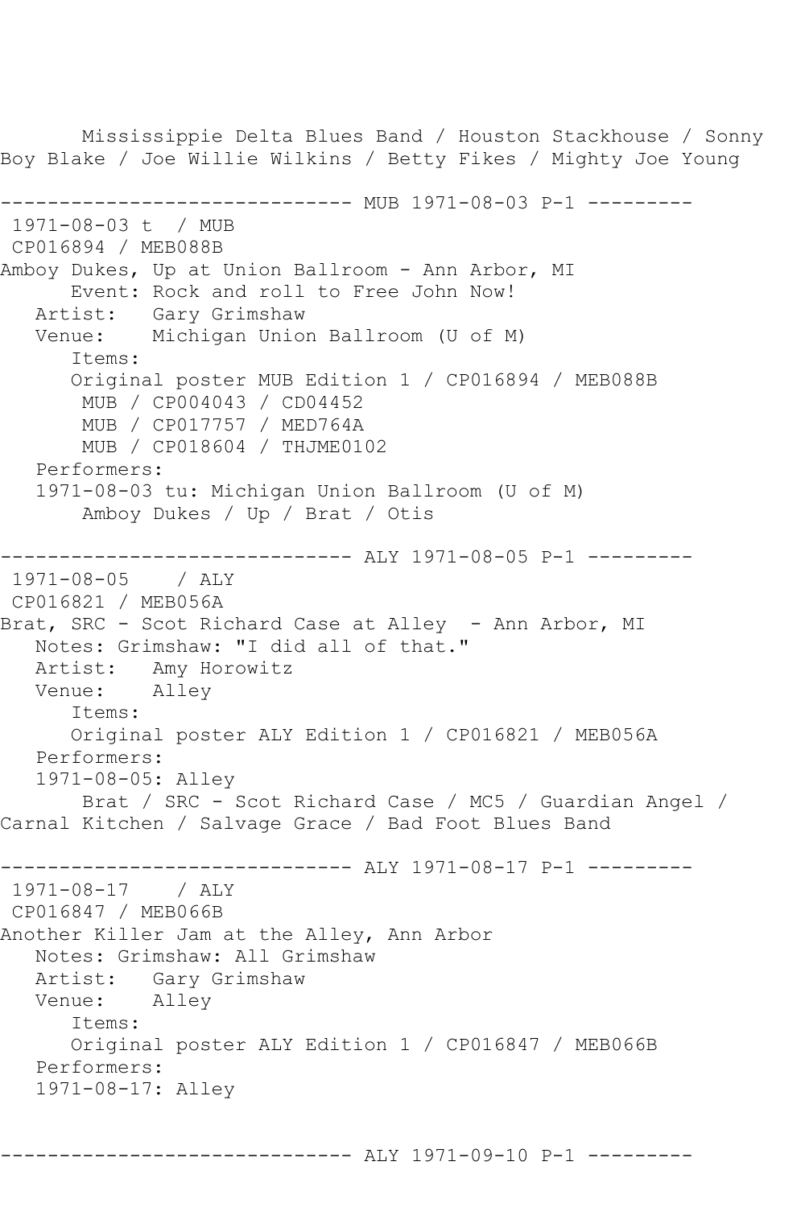Mississippie Delta Blues Band / Houston Stackhouse / Sonny Boy Blake / Joe Willie Wilkins / Betty Fikes / Mighty Joe Young

------------------------------ MUB 1971-08-03 P-1 ---------

1971-08-03 t / MUB
CP016894 / MEB088B
Amboy Dukes, Up at Union Ballroom - Ann Arbor, MI
Event: Rock and roll to Free John Now!
Artist: Gary Grimshaw
Venue: Michigan Union Ballroom (U of M)
Items:
Original poster MUB Edition 1 / CP016894 / MEB088B
MUB / CP004043 / CD04452
MUB / CP017757 / MED764A
MUB / CP018604 / THJME0102
Performers:
1971-08-03 tu: Michigan Union Ballroom (U of M)
Amboy Dukes / Up / Brat / Otis

------------------------------ ALY 1971-08-05 P-1 ---------

1971-08-05 / ALY
CP016821 / MEB056A
Brat, SRC - Scot Richard Case at Alley - Ann Arbor, MI
Notes: Grimshaw: "I did all of that."
Artist: Amy Horowitz
Venue: Alley
Items:
Original poster ALY Edition 1 / CP016821 / MEB056A
Performers:
1971-08-05: Alley
Brat / SRC - Scot Richard Case / MC5 / Guardian Angel / Carnal Kitchen / Salvage Grace / Bad Foot Blues Band

------------------------------ ALY 1971-08-17 P-1 ---------

1971-08-17 / ALY
CP016847 / MEB066B
Another Killer Jam at the Alley, Ann Arbor
Notes: Grimshaw: All Grimshaw
Artist: Gary Grimshaw
Venue: Alley
Items:
Original poster ALY Edition 1 / CP016847 / MEB066B
Performers:
1971-08-17: Alley

------------------------------ ALY 1971-09-10 P-1 ---------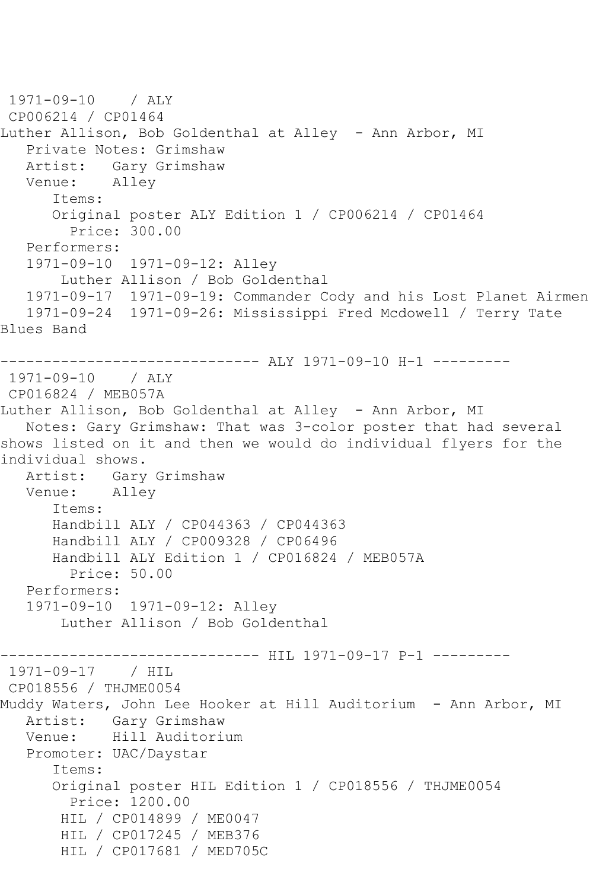1971-09-10 / ALY
CP006214 / CP01464
Luther Allison, Bob Goldenthal at Alley - Ann Arbor, MI
Private Notes: Grimshaw
Artist: Gary Grimshaw
Venue: Alley
Items:
Original poster ALY Edition 1 / CP006214 / CP01464
Price: 300.00
Performers:
1971-09-10 1971-09-12: Alley
Luther Allison / Bob Goldenthal
1971-09-17 1971-09-19: Commander Cody and his Lost Planet Airmen
1971-09-24 1971-09-26: Mississippi Fred Mcdowell / Terry Tate Blues Band

------------------------------ ALY 1971-09-10 H-1 ---------

1971-09-10 / ALY
CP016824 / MEB057A
Luther Allison, Bob Goldenthal at Alley - Ann Arbor, MI
Notes: Gary Grimshaw: That was 3-color poster that had several shows listed on it and then we would do individual flyers for the individual shows.
Artist: Gary Grimshaw
Venue: Alley
Items:
Handbill ALY / CP044363 / CP044363
Handbill ALY / CP009328 / CP06496
Handbill ALY Edition 1 / CP016824 / MEB057A
Price: 50.00
Performers:
1971-09-10 1971-09-12: Alley
Luther Allison / Bob Goldenthal

------------------------------ HIL 1971-09-17 P-1 ---------

1971-09-17 / HIL
CP018556 / THJME0054
Muddy Waters, John Lee Hooker at Hill Auditorium - Ann Arbor, MI
Artist: Gary Grimshaw
Venue: Hill Auditorium
Promoter: UAC/Daystar
Items:
Original poster HIL Edition 1 / CP018556 / THJME0054
Price: 1200.00
HIL / CP014899 / ME0047
HIL / CP017245 / MEB376
HIL / CP017681 / MED705C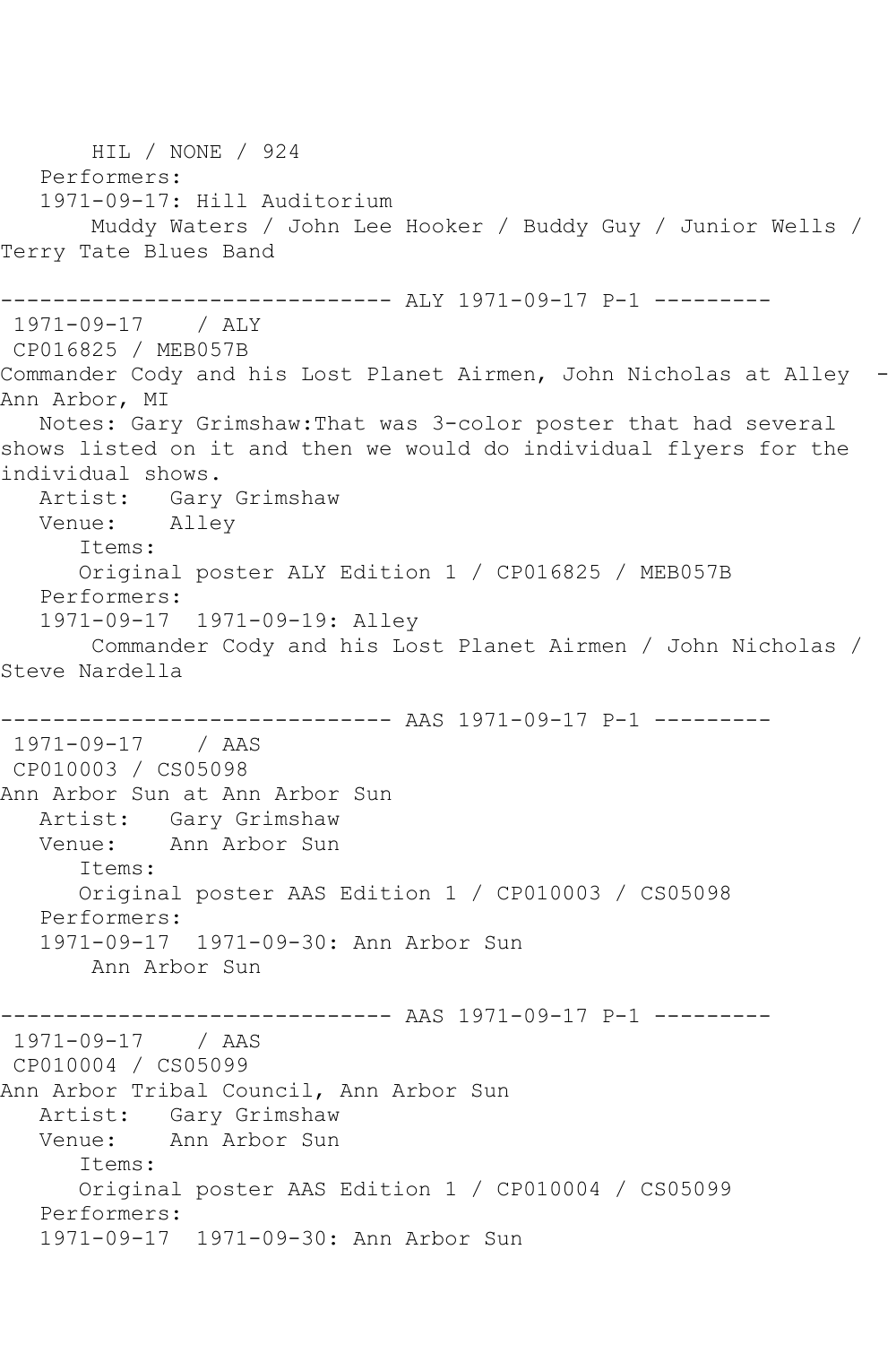HIL / NONE / 924
Performers:
1971-09-17: Hill Auditorium
Muddy Waters / John Lee Hooker / Buddy Guy / Junior Wells / Terry Tate Blues Band

------------------------------ ALY 1971-09-17 P-1 ---------

1971-09-17 / ALY
CP016825 / MEB057B
Commander Cody and his Lost Planet Airmen, John Nicholas at Alley - Ann Arbor, MI
Notes: Gary Grimshaw:That was 3-color poster that had several shows listed on it and then we would do individual flyers for the individual shows.
Artist: Gary Grimshaw
Venue: Alley
Items:
Original poster ALY Edition 1 / CP016825 / MEB057B
Performers:
1971-09-17 1971-09-19: Alley
Commander Cody and his Lost Planet Airmen / John Nicholas / Steve Nardella

------------------------------ AAS 1971-09-17 P-1 ---------

1971-09-17 / AAS
CP010003 / CS05098
Ann Arbor Sun at Ann Arbor Sun
Artist: Gary Grimshaw
Venue: Ann Arbor Sun
Items:
Original poster AAS Edition 1 / CP010003 / CS05098
Performers:
1971-09-17 1971-09-30: Ann Arbor Sun
Ann Arbor Sun

------------------------------ AAS 1971-09-17 P-1 ---------

1971-09-17 / AAS
CP010004 / CS05099
Ann Arbor Tribal Council, Ann Arbor Sun
Artist: Gary Grimshaw
Venue: Ann Arbor Sun
Items:
Original poster AAS Edition 1 / CP010004 / CS05099
Performers:
1971-09-17 1971-09-30: Ann Arbor Sun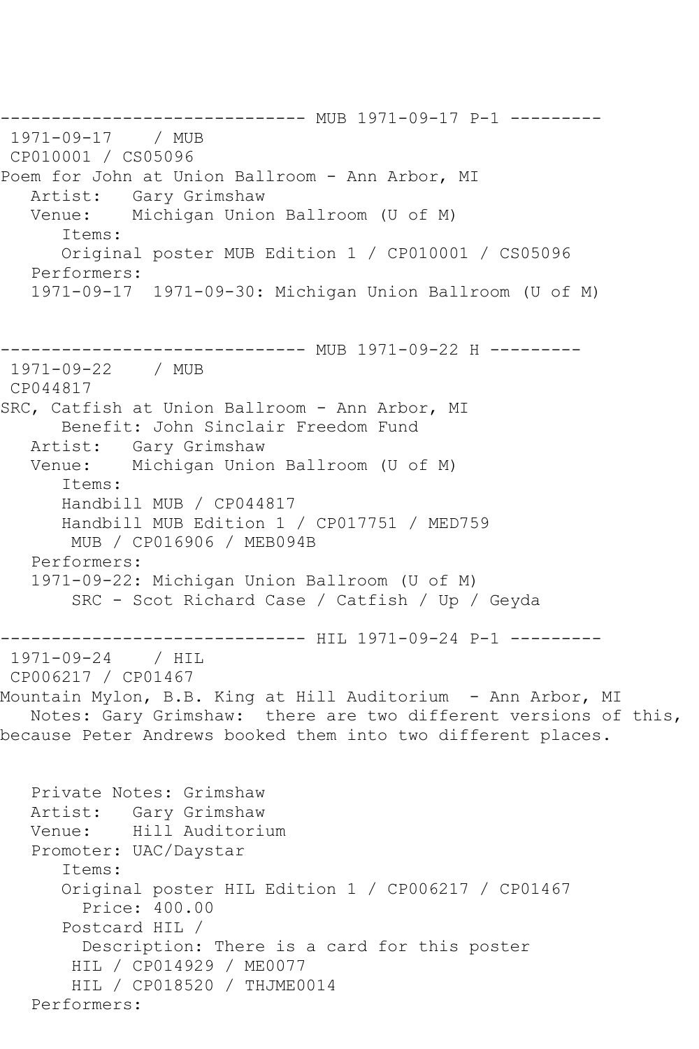------------------------------ MUB 1971-09-17 P-1 ---------

1971-09-17 / MUB
CP010001 / CS05096
Poem for John at Union Ballroom - Ann Arbor, MI
Artist: Gary Grimshaw
Venue: Michigan Union Ballroom (U of M)
Items:
Original poster MUB Edition 1 / CP010001 / CS05096
Performers:
1971-09-17 1971-09-30: Michigan Union Ballroom (U of M)

------------------------------ MUB 1971-09-22 H ---------

1971-09-22 / MUB
CP044817
SRC, Catfish at Union Ballroom - Ann Arbor, MI
Benefit: John Sinclair Freedom Fund
Artist: Gary Grimshaw
Venue: Michigan Union Ballroom (U of M)
Items:
Handbill MUB / CP044817
Handbill MUB Edition 1 / CP017751 / MED759
MUB / CP016906 / MEB094B
Performers:
1971-09-22: Michigan Union Ballroom (U of M)
SRC - Scot Richard Case / Catfish / Up / Geyda

------------------------------ HIL 1971-09-24 P-1 ---------

1971-09-24 / HIL
CP006217 / CP01467
Mountain Mylon, B.B. King at Hill Auditorium - Ann Arbor, MI
Notes: Gary Grimshaw: there are two different versions of this, because Peter Andrews booked them into two different places.

Private Notes: Grimshaw
Artist: Gary Grimshaw
Venue: Hill Auditorium
Promoter: UAC/Daystar
Items:
Original poster HIL Edition 1 / CP006217 / CP01467
Price: 400.00
Postcard HIL /
Description: There is a card for this poster
HIL / CP014929 / ME0077
HIL / CP018520 / THJME0014
Performers: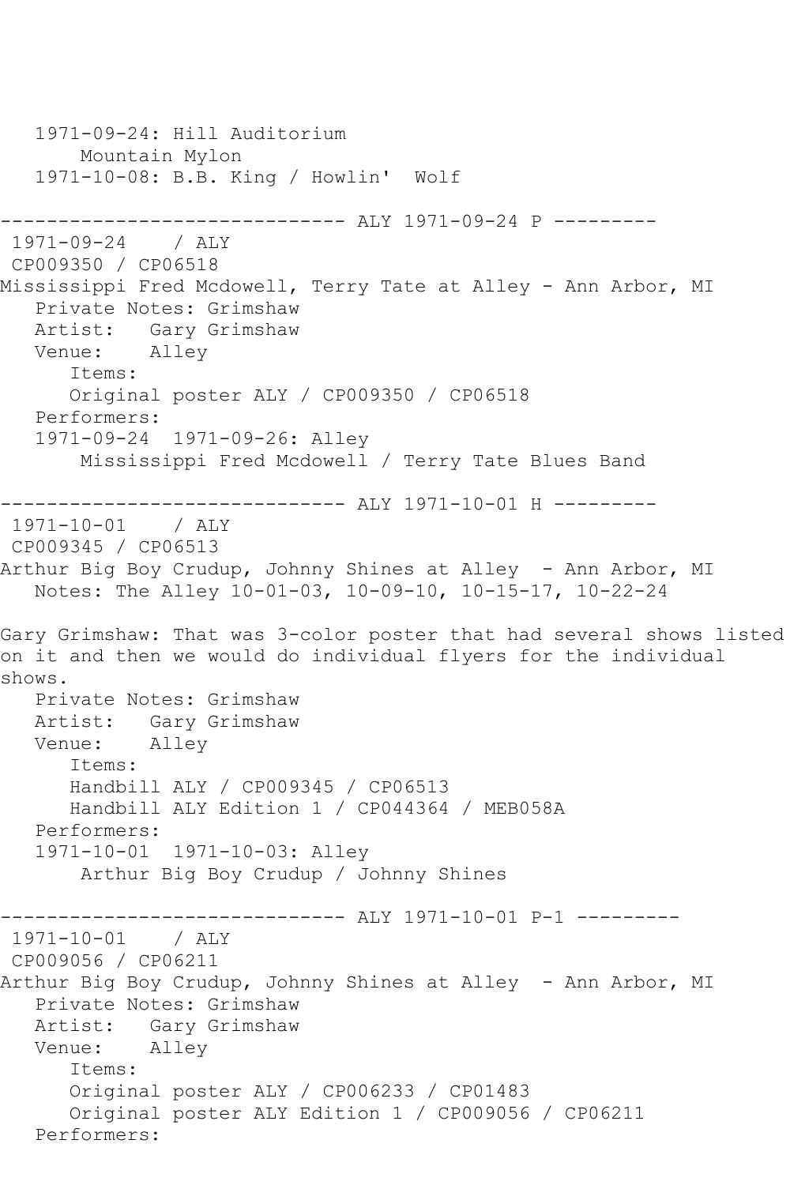```
   1971-09-24: Hill Auditorium
       Mountain Mylon
   1971-10-08: B.B. King / Howlin'  Wolf

------------------------------ ALY 1971-09-24 P ---------
 1971-09-24    / ALY
 CP009350 / CP06518
Mississippi Fred Mcdowell, Terry Tate at Alley - Ann Arbor, MI
   Private Notes: Grimshaw
   Artist:   Gary Grimshaw
   Venue:    Alley
      Items:
      Original poster ALY / CP009350 / CP06518
   Performers:
   1971-09-24  1971-09-26: Alley
       Mississippi Fred Mcdowell / Terry Tate Blues Band

------------------------------ ALY 1971-10-01 H ---------
 1971-10-01    / ALY
 CP009345 / CP06513
Arthur Big Boy Crudup, Johnny Shines at Alley  - Ann Arbor, MI
   Notes: The Alley 10-01-03, 10-09-10, 10-15-17, 10-22-24

Gary Grimshaw: That was 3-color poster that had several shows listed
on it and then we would do individual flyers for the individual
shows.
   Private Notes: Grimshaw
   Artist:   Gary Grimshaw
   Venue:    Alley
      Items:
      Handbill ALY / CP009345 / CP06513
      Handbill ALY Edition 1 / CP044364 / MEB058A
   Performers:
   1971-10-01  1971-10-03: Alley
       Arthur Big Boy Crudup / Johnny Shines

------------------------------ ALY 1971-10-01 P-1 ---------
 1971-10-01    / ALY
 CP009056 / CP06211
Arthur Big Boy Crudup, Johnny Shines at Alley  - Ann Arbor, MI
   Private Notes: Grimshaw
   Artist:   Gary Grimshaw
   Venue:    Alley
      Items:
      Original poster ALY / CP006233 / CP01483
      Original poster ALY Edition 1 / CP009056 / CP06211
   Performers:
```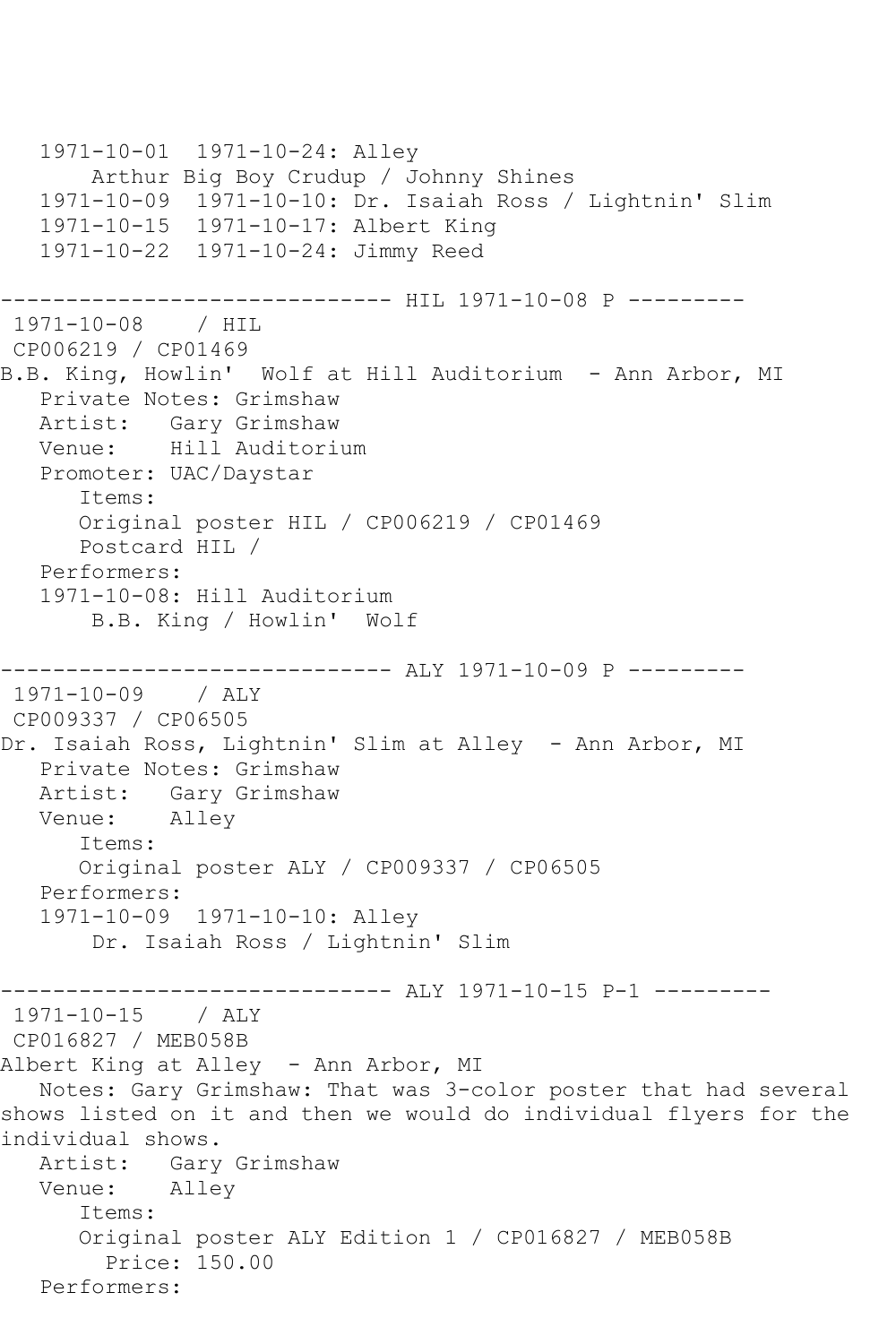```
   1971-10-01  1971-10-24: Alley
       Arthur Big Boy Crudup / Johnny Shines
   1971-10-09  1971-10-10: Dr. Isaiah Ross / Lightnin' Slim
   1971-10-15  1971-10-17: Albert King
   1971-10-22  1971-10-24: Jimmy Reed

------------------------------ HIL 1971-10-08 P ---------
 1971-10-08    / HIL
 CP006219 / CP01469
B.B. King, Howlin'  Wolf at Hill Auditorium  - Ann Arbor, MI
   Private Notes: Grimshaw
   Artist:   Gary Grimshaw
   Venue:    Hill Auditorium
   Promoter: UAC/Daystar
      Items:
      Original poster HIL / CP006219 / CP01469
      Postcard HIL /
   Performers:
   1971-10-08: Hill Auditorium
       B.B. King / Howlin'  Wolf

------------------------------ ALY 1971-10-09 P ---------
 1971-10-09    / ALY
 CP009337 / CP06505
Dr. Isaiah Ross, Lightnin' Slim at Alley  - Ann Arbor, MI
   Private Notes: Grimshaw
   Artist:   Gary Grimshaw
   Venue:    Alley
      Items:
      Original poster ALY / CP009337 / CP06505
   Performers:
   1971-10-09  1971-10-10: Alley
       Dr. Isaiah Ross / Lightnin' Slim

------------------------------ ALY 1971-10-15 P-1 ---------
 1971-10-15    / ALY
 CP016827 / MEB058B
Albert King at Alley  - Ann Arbor, MI
   Notes: Gary Grimshaw: That was 3-color poster that had several
shows listed on it and then we would do individual flyers for the
individual shows.
   Artist:   Gary Grimshaw
   Venue:    Alley
      Items:
      Original poster ALY Edition 1 / CP016827 / MEB058B
        Price: 150.00
   Performers:
```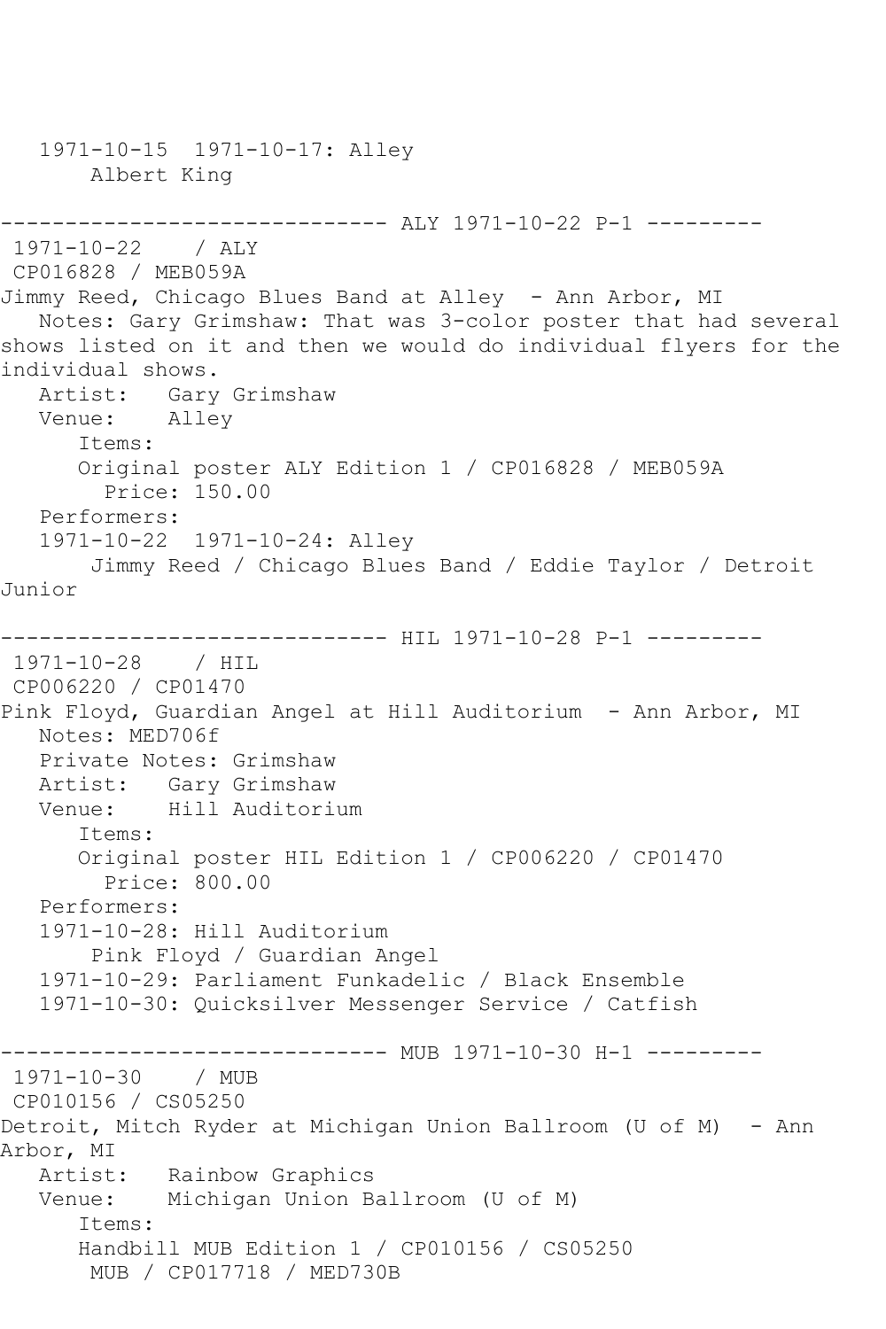1971-10-15  1971-10-17: Alley
    Albert King

------------------------------ ALY 1971-10-22 P-1 ---------
1971-10-22    / ALY
CP016828 / MEB059A
Jimmy Reed, Chicago Blues Band at Alley  - Ann Arbor, MI
   Notes: Gary Grimshaw: That was 3-color poster that had several shows listed on it and then we would do individual flyers for the individual shows.
   Artist:   Gary Grimshaw
   Venue:    Alley
      Items:
      Original poster ALY Edition 1 / CP016828 / MEB059A
        Price: 150.00
   Performers:
   1971-10-22  1971-10-24: Alley
       Jimmy Reed / Chicago Blues Band / Eddie Taylor / Detroit Junior

------------------------------ HIL 1971-10-28 P-1 ---------
1971-10-28    / HIL
CP006220 / CP01470
Pink Floyd, Guardian Angel at Hill Auditorium  - Ann Arbor, MI
   Notes: MED706f
   Private Notes: Grimshaw
   Artist:   Gary Grimshaw
   Venue:    Hill Auditorium
      Items:
      Original poster HIL Edition 1 / CP006220 / CP01470
        Price: 800.00
   Performers:
   1971-10-28: Hill Auditorium
       Pink Floyd / Guardian Angel
   1971-10-29: Parliament Funkadelic / Black Ensemble
   1971-10-30: Quicksilver Messenger Service / Catfish

------------------------------ MUB 1971-10-30 H-1 ---------
1971-10-30    / MUB
CP010156 / CS05250
Detroit, Mitch Ryder at Michigan Union Ballroom (U of M)  - Ann Arbor, MI
   Artist:   Rainbow Graphics
   Venue:    Michigan Union Ballroom (U of M)
      Items:
      Handbill MUB Edition 1 / CP010156 / CS05250
       MUB / CP017718 / MED730B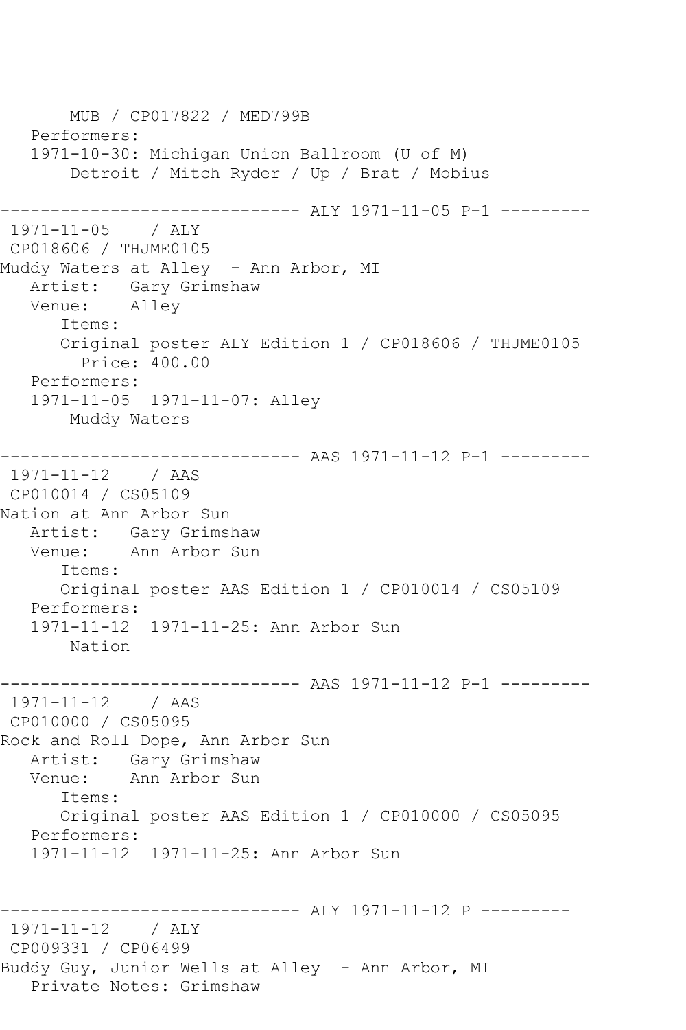MUB / CP017822 / MED799B
   Performers:
   1971-10-30: Michigan Union Ballroom (U of M)
       Detroit / Mitch Ryder / Up / Brat / Mobius

------------------------------ ALY 1971-11-05 P-1 ---------

1971-11-05    / ALY
CP018606 / THJME0105
Muddy Waters at Alley  - Ann Arbor, MI
   Artist:   Gary Grimshaw
   Venue:    Alley
      Items:
      Original poster ALY Edition 1 / CP018606 / THJME0105
        Price: 400.00
   Performers:
   1971-11-05  1971-11-07: Alley
       Muddy Waters

------------------------------ AAS 1971-11-12 P-1 ---------

1971-11-12    / AAS
CP010014 / CS05109
Nation at Ann Arbor Sun
   Artist:   Gary Grimshaw
   Venue:    Ann Arbor Sun
      Items:
      Original poster AAS Edition 1 / CP010014 / CS05109
   Performers:
   1971-11-12  1971-11-25: Ann Arbor Sun
       Nation

------------------------------ AAS 1971-11-12 P-1 ---------

1971-11-12    / AAS
CP010000 / CS05095
Rock and Roll Dope, Ann Arbor Sun
   Artist:   Gary Grimshaw
   Venue:    Ann Arbor Sun
      Items:
      Original poster AAS Edition 1 / CP010000 / CS05095
   Performers:
   1971-11-12  1971-11-25: Ann Arbor Sun

------------------------------ ALY 1971-11-12 P ---------

1971-11-12    / ALY
CP009331 / CP06499
Buddy Guy, Junior Wells at Alley  - Ann Arbor, MI
   Private Notes: Grimshaw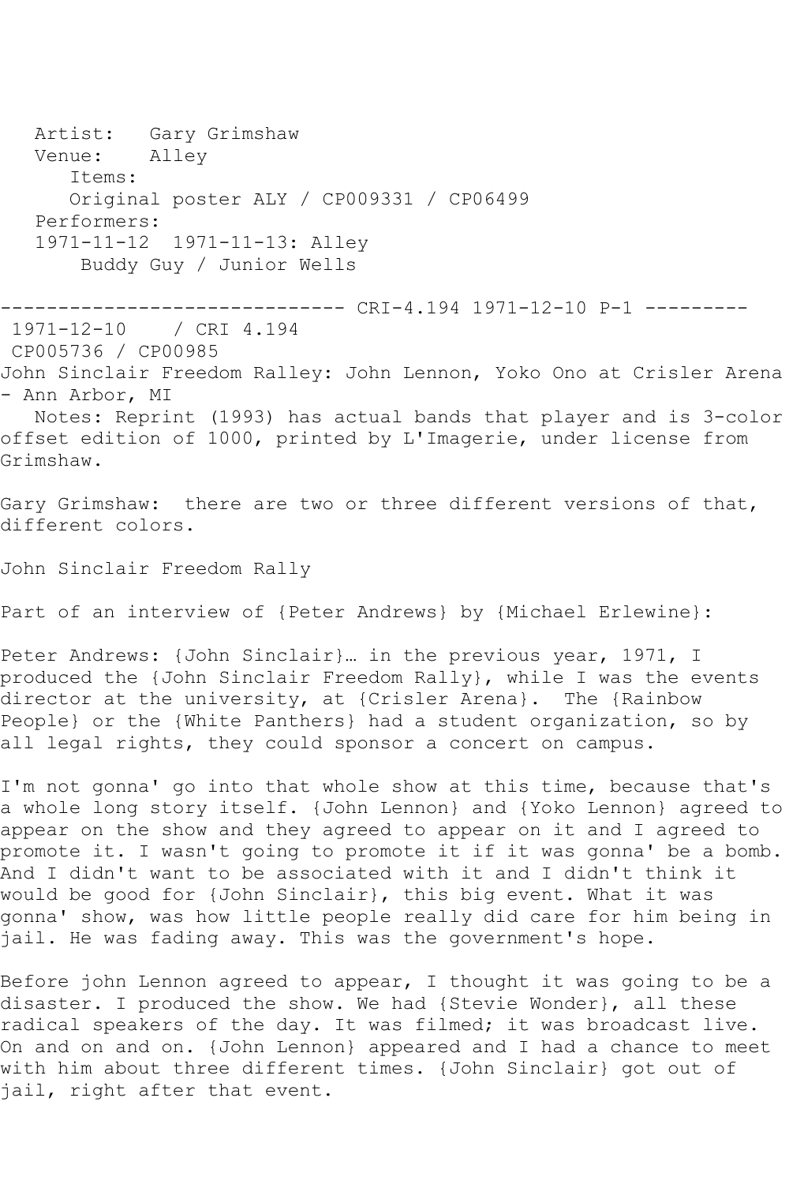Artist: Gary Grimshaw
Venue: Alley
Items:
Original poster ALY / CP009331 / CP06499
Performers:
1971-11-12 1971-11-13: Alley
Buddy Guy / Junior Wells

------------------------------ CRI-4.194 1971-12-10 P-1 ---------

1971-12-10 / CRI 4.194
CP005736 / CP00985
John Sinclair Freedom Ralley: John Lennon, Yoko Ono at Crisler Arena - Ann Arbor, MI
Notes: Reprint (1993) has actual bands that player and is 3-color offset edition of 1000, printed by L'Imagerie, under license from Grimshaw.

Gary Grimshaw: there are two or three different versions of that, different colors.

John Sinclair Freedom Rally

Part of an interview of {Peter Andrews} by {Michael Erlewine}:

Peter Andrews: {John Sinclair}… in the previous year, 1971, I produced the {John Sinclair Freedom Rally}, while I was the events director at the university, at {Crisler Arena}. The {Rainbow People} or the {White Panthers} had a student organization, so by all legal rights, they could sponsor a concert on campus.

I'm not gonna' go into that whole show at this time, because that's a whole long story itself. {John Lennon} and {Yoko Lennon} agreed to appear on the show and they agreed to appear on it and I agreed to promote it. I wasn't going to promote it if it was gonna' be a bomb. And I didn't want to be associated with it and I didn't think it would be good for {John Sinclair}, this big event. What it was gonna' show, was how little people really did care for him being in jail. He was fading away. This was the government's hope.

Before john Lennon agreed to appear, I thought it was going to be a disaster. I produced the show. We had {Stevie Wonder}, all these radical speakers of the day. It was filmed; it was broadcast live. On and on and on. {John Lennon} appeared and I had a chance to meet with him about three different times. {John Sinclair} got out of jail, right after that event.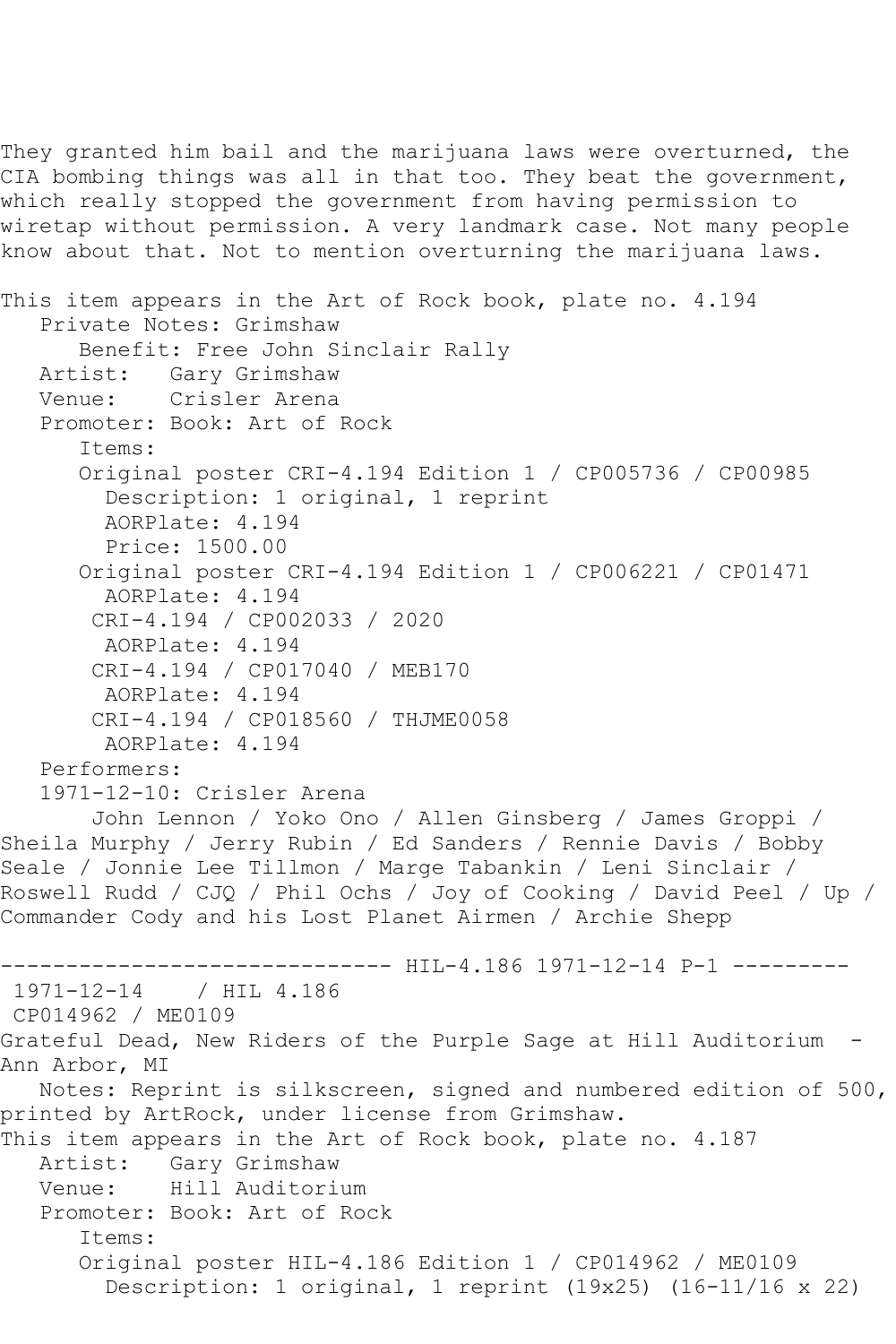They granted him bail and the marijuana laws were overturned, the CIA bombing things was all in that too. They beat the government, which really stopped the government from having permission to wiretap without permission. A very landmark case. Not many people know about that. Not to mention overturning the marijuana laws.

This item appears in the Art of Rock book, plate no. 4.194

Private Notes: Grimshaw

Benefit: Free John Sinclair Rally

Artist: Gary Grimshaw

Venue: Crisler Arena

Promoter: Book: Art of Rock

Items:

Original poster CRI-4.194 Edition 1 / CP005736 / CP00985
- Description: 1 original, 1 reprint
- AORPlate: 4.194
- Price: 1500.00

Original poster CRI-4.194 Edition 1 / CP006221 / CP01471
- AORPlate: 4.194

CRI-4.194 / CP002033 / 2020
- AORPlate: 4.194

CRI-4.194 / CP017040 / MEB170
- AORPlate: 4.194

CRI-4.194 / CP018560 / THJME0058
- AORPlate: 4.194

Performers:

1971-12-10: Crisler Arena

John Lennon / Yoko Ono / Allen Ginsberg / James Groppi / Sheila Murphy / Jerry Rubin / Ed Sanders / Rennie Davis / Bobby Seale / Jonnie Lee Tillmon / Marge Tabankin / Leni Sinclair / Roswell Rudd / CJQ / Phil Ochs / Joy of Cooking / David Peel / Up / Commander Cody and his Lost Planet Airmen / Archie Shepp

------------------------------ HIL-4.186 1971-12-14 P-1 ---------

1971-12-14 / HIL 4.186

CP014962 / ME0109

Grateful Dead, New Riders of the Purple Sage at Hill Auditorium - Ann Arbor, MI

Notes: Reprint is silkscreen, signed and numbered edition of 500, printed by ArtRock, under license from Grimshaw.

This item appears in the Art of Rock book, plate no. 4.187

Artist: Gary Grimshaw

Venue: Hill Auditorium

Promoter: Book: Art of Rock

Items:

Original poster HIL-4.186 Edition 1 / CP014962 / ME0109
- Description: 1 original, 1 reprint (19x25) (16-11/16 x 22)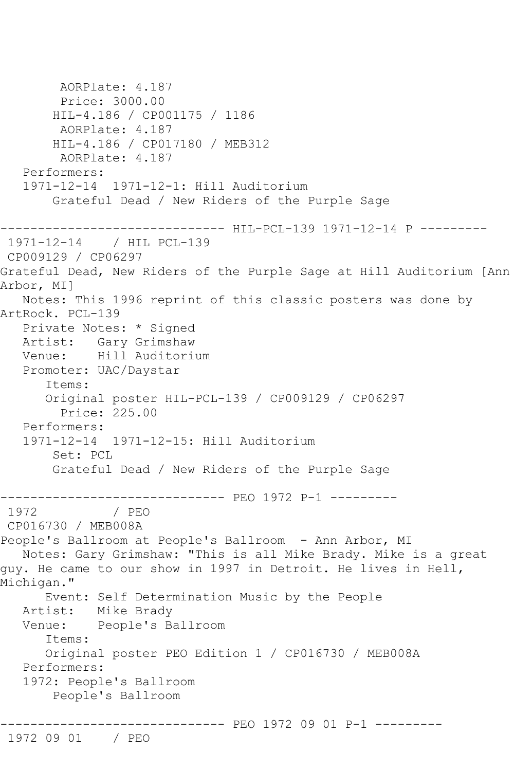```
        AORPlate: 4.187
        Price: 3000.00
       HIL-4.186 / CP001175 / 1186
        AORPlate: 4.187
       HIL-4.186 / CP017180 / MEB312
        AORPlate: 4.187
   Performers:
   1971-12-14  1971-12-1: Hill Auditorium
       Grateful Dead / New Riders of the Purple Sage

------------------------------ HIL-PCL-139 1971-12-14 P ---------
 1971-12-14    / HIL PCL-139
 CP009129 / CP06297
Grateful Dead, New Riders of the Purple Sage at Hill Auditorium [Ann Arbor, MI]
   Notes: This 1996 reprint of this classic posters was done by ArtRock. PCL-139
   Private Notes: * Signed
   Artist:   Gary Grimshaw
   Venue:    Hill Auditorium
   Promoter: UAC/Daystar
      Items:
      Original poster HIL-PCL-139 / CP009129 / CP06297
        Price: 225.00
   Performers:
   1971-12-14  1971-12-15: Hill Auditorium
       Set: PCL
       Grateful Dead / New Riders of the Purple Sage

------------------------------ PEO 1972 P-1 ---------
 1972          / PEO
 CP016730 / MEB008A
People's Ballroom at People's Ballroom  - Ann Arbor, MI
   Notes: Gary Grimshaw: "This is all Mike Brady. Mike is a great guy. He came to our show in 1997 in Detroit. He lives in Hell, Michigan."
      Event: Self Determination Music by the People
   Artist:   Mike Brady
   Venue:    People's Ballroom
      Items:
      Original poster PEO Edition 1 / CP016730 / MEB008A
   Performers:
   1972: People's Ballroom
       People's Ballroom

------------------------------ PEO 1972 09 01 P-1 ---------
 1972 09 01    / PEO
```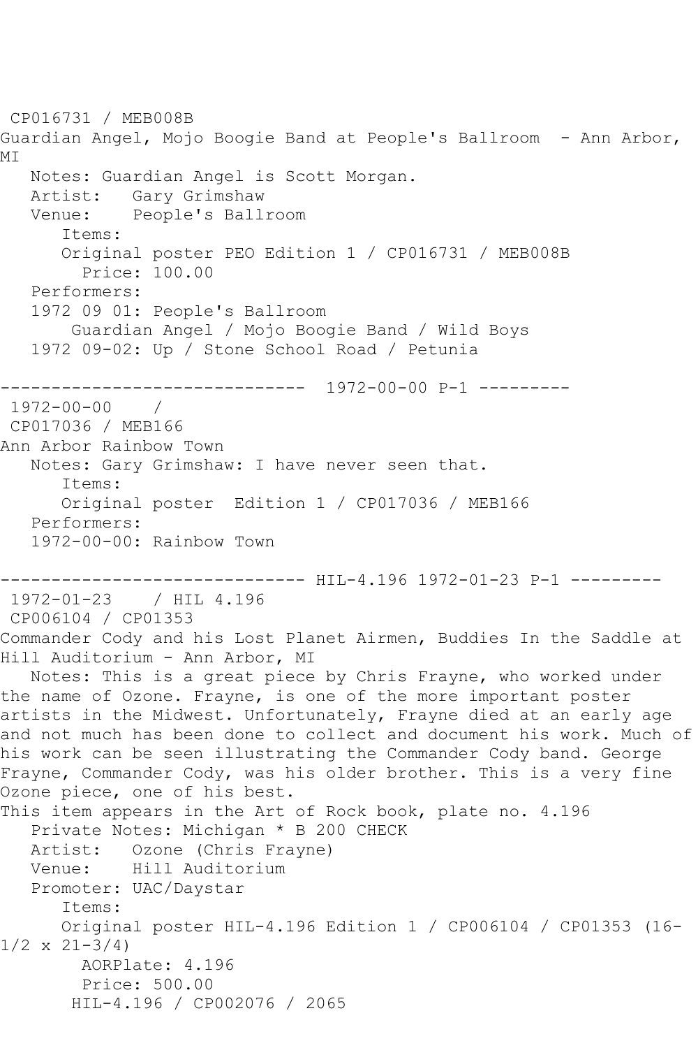CP016731 / MEB008B
Guardian Angel, Mojo Boogie Band at People's Ballroom - Ann Arbor, MI
   Notes: Guardian Angel is Scott Morgan.
   Artist: Gary Grimshaw
   Venue: People's Ballroom
      Items:
      Original poster PEO Edition 1 / CP016731 / MEB008B
        Price: 100.00
   Performers:
   1972 09 01: People's Ballroom
       Guardian Angel / Mojo Boogie Band / Wild Boys
   1972 09-02: Up / Stone School Road / Petunia

------------------------------ 1972-00-00 P-1 ---------
1972-00-00 /
CP017036 / MEB166
Ann Arbor Rainbow Town
   Notes: Gary Grimshaw: I have never seen that.
      Items:
      Original poster Edition 1 / CP017036 / MEB166
   Performers:
   1972-00-00: Rainbow Town

------------------------------ HIL-4.196 1972-01-23 P-1 ---------
1972-01-23 / HIL 4.196
CP006104 / CP01353
Commander Cody and his Lost Planet Airmen, Buddies In the Saddle at Hill Auditorium - Ann Arbor, MI
   Notes: This is a great piece by Chris Frayne, who worked under the name of Ozone. Frayne, is one of the more important poster artists in the Midwest. Unfortunately, Frayne died at an early age and not much has been done to collect and document his work. Much of his work can be seen illustrating the Commander Cody band. George Frayne, Commander Cody, was his older brother. This is a very fine Ozone piece, one of his best.
This item appears in the Art of Rock book, plate no. 4.196
   Private Notes: Michigan * B 200 CHECK
   Artist: Ozone (Chris Frayne)
   Venue: Hill Auditorium
   Promoter: UAC/Daystar
      Items:
      Original poster HIL-4.196 Edition 1 / CP006104 / CP01353 (16-1/2 x 21-3/4)
        AORPlate: 4.196
        Price: 500.00
       HIL-4.196 / CP002076 / 2065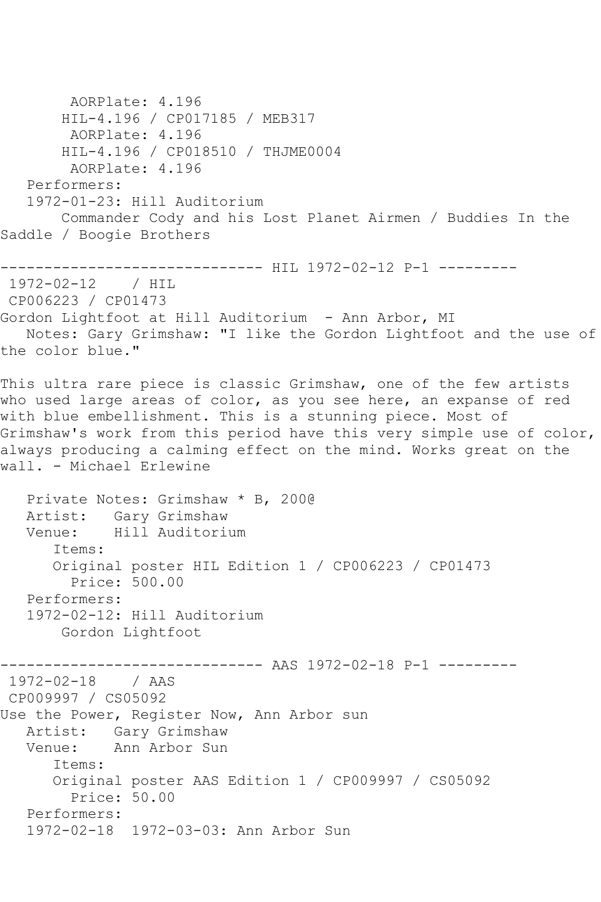AORPlate: 4.196
HIL-4.196 / CP017185 / MEB317
AORPlate: 4.196
HIL-4.196 / CP018510 / THJME0004
AORPlate: 4.196
Performers:
1972-01-23: Hill Auditorium
Commander Cody and his Lost Planet Airmen / Buddies In the Saddle / Boogie Brothers

------------------------------ HIL 1972-02-12 P-1 ---------

1972-02-12 / HIL
CP006223 / CP01473
Gordon Lightfoot at Hill Auditorium - Ann Arbor, MI
Notes: Gary Grimshaw: "I like the Gordon Lightfoot and the use of the color blue."

This ultra rare piece is classic Grimshaw, one of the few artists who used large areas of color, as you see here, an expanse of red with blue embellishment. This is a stunning piece. Most of Grimshaw's work from this period have this very simple use of color, always producing a calming effect on the mind. Works great on the wall. - Michael Erlewine

Private Notes: Grimshaw * B, 200@
Artist: Gary Grimshaw
Venue: Hill Auditorium
Items:
Original poster HIL Edition 1 / CP006223 / CP01473
Price: 500.00
Performers:
1972-02-12: Hill Auditorium
Gordon Lightfoot

------------------------------ AAS 1972-02-18 P-1 ---------

1972-02-18 / AAS
CP009997 / CS05092
Use the Power, Register Now, Ann Arbor sun
Artist: Gary Grimshaw
Venue: Ann Arbor Sun
Items:
Original poster AAS Edition 1 / CP009997 / CS05092
Price: 50.00
Performers:
1972-02-18 1972-03-03: Ann Arbor Sun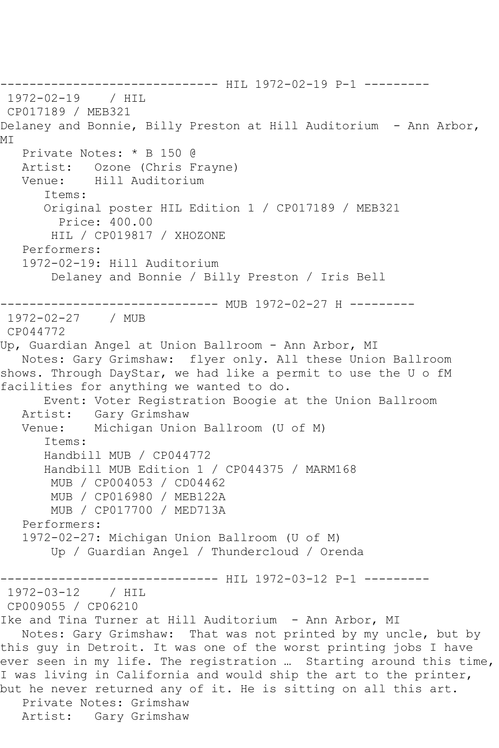------------------------------ HIL 1972-02-19 P-1 ---------

1972-02-19 / HIL

CP017189 / MEB321

Delaney and Bonnie, Billy Preston at Hill Auditorium - Ann Arbor, MI

Private Notes: * B 150 @

Artist: Ozone (Chris Frayne)

Venue: Hill Auditorium

Items:

Original poster HIL Edition 1 / CP017189 / MEB321

Price: 400.00

HIL / CP019817 / XHOZONE

Performers:

1972-02-19: Hill Auditorium

Delaney and Bonnie / Billy Preston / Iris Bell

------------------------------ MUB 1972-02-27 H ---------

1972-02-27 / MUB

CP044772

Up, Guardian Angel at Union Ballroom - Ann Arbor, MI

Notes: Gary Grimshaw: flyer only. All these Union Ballroom shows. Through DayStar, we had like a permit to use the U o fM facilities for anything we wanted to do.

Event: Voter Registration Boogie at the Union Ballroom

Artist: Gary Grimshaw

Venue: Michigan Union Ballroom (U of M)

Items:

Handbill MUB / CP044772

Handbill MUB Edition 1 / CP044375 / MARM168

MUB / CP004053 / CD04462

MUB / CP016980 / MEB122A

MUB / CP017700 / MED713A

Performers:

1972-02-27: Michigan Union Ballroom (U of M)

Up / Guardian Angel / Thundercloud / Orenda

------------------------------ HIL 1972-03-12 P-1 ---------

1972-03-12 / HIL

CP009055 / CP06210

Ike and Tina Turner at Hill Auditorium - Ann Arbor, MI

Notes: Gary Grimshaw: That was not printed by my uncle, but by this guy in Detroit. It was one of the worst printing jobs I have ever seen in my life. The registration … Starting around this time, I was living in California and would ship the art to the printer, but he never returned any of it. He is sitting on all this art.

Private Notes: Grimshaw

Artist: Gary Grimshaw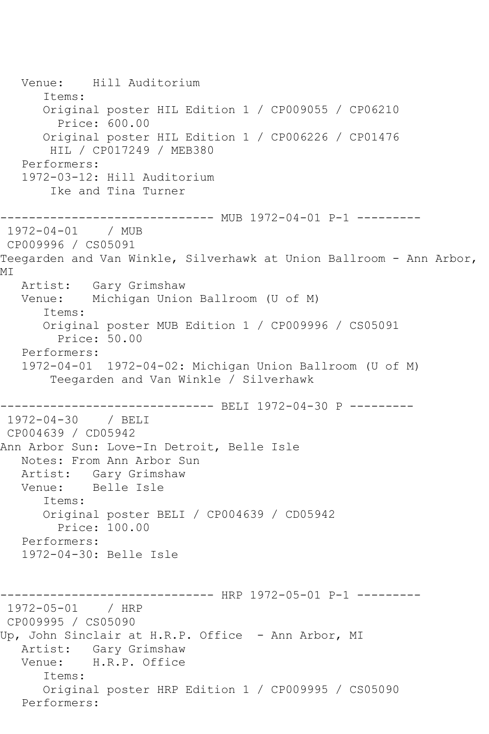```
   Venue:    Hill Auditorium
      Items:
      Original poster HIL Edition 1 / CP009055 / CP06210
        Price: 600.00
      Original poster HIL Edition 1 / CP006226 / CP01476
       HIL / CP017249 / MEB380
   Performers:
   1972-03-12: Hill Auditorium
       Ike and Tina Turner

------------------------------ MUB 1972-04-01 P-1 ---------
 1972-04-01    / MUB
 CP009996 / CS05091
Teegarden and Van Winkle, Silverhawk at Union Ballroom - Ann Arbor,
MI
   Artist:   Gary Grimshaw
   Venue:    Michigan Union Ballroom (U of M)
      Items:
      Original poster MUB Edition 1 / CP009996 / CS05091
        Price: 50.00
   Performers:
   1972-04-01  1972-04-02: Michigan Union Ballroom (U of M)
       Teegarden and Van Winkle / Silverhawk

------------------------------ BELI 1972-04-30 P ---------
 1972-04-30    / BELI
 CP004639 / CD05942
Ann Arbor Sun: Love-In Detroit, Belle Isle
   Notes: From Ann Arbor Sun
   Artist:   Gary Grimshaw
   Venue:    Belle Isle
      Items:
      Original poster BELI / CP004639 / CD05942
        Price: 100.00
   Performers:
   1972-04-30: Belle Isle


------------------------------ HRP 1972-05-01 P-1 ---------
 1972-05-01    / HRP
 CP009995 / CS05090
Up, John Sinclair at H.R.P. Office  - Ann Arbor, MI
   Artist:   Gary Grimshaw
   Venue:    H.R.P. Office
      Items:
      Original poster HRP Edition 1 / CP009995 / CS05090
   Performers:
```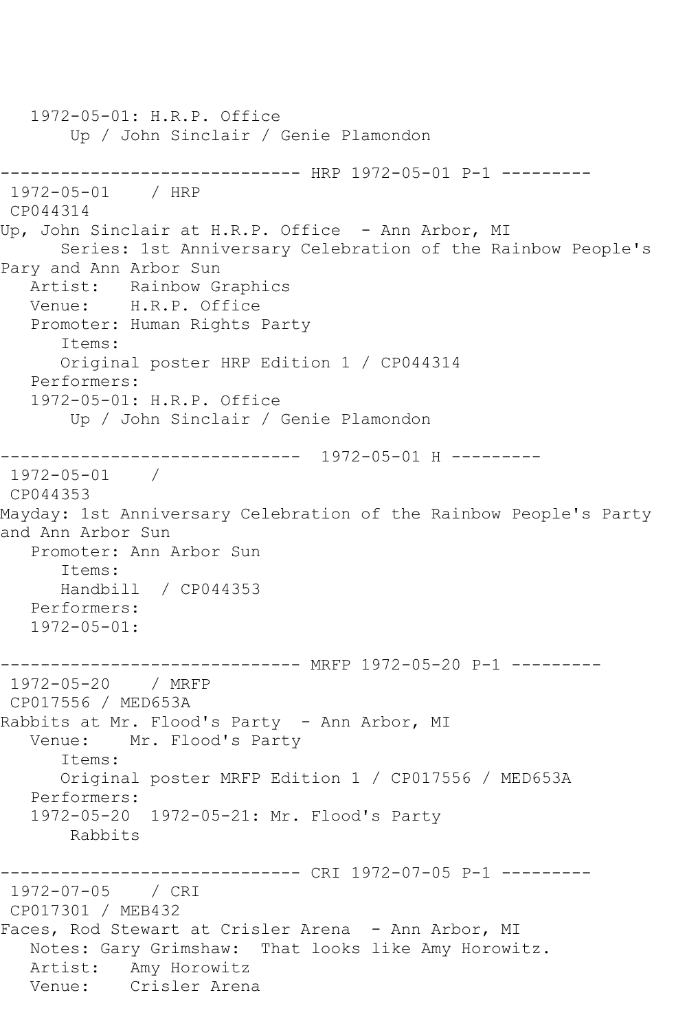```
   1972-05-01: H.R.P. Office
       Up / John Sinclair / Genie Plamondon

------------------------------ HRP 1972-05-01 P-1 ---------
 1972-05-01    / HRP
 CP044314
Up, John Sinclair at H.R.P. Office  - Ann Arbor, MI
      Series: 1st Anniversary Celebration of the Rainbow People's
Pary and Ann Arbor Sun
   Artist:   Rainbow Graphics
   Venue:    H.R.P. Office
   Promoter: Human Rights Party
      Items:
      Original poster HRP Edition 1 / CP044314
   Performers:
   1972-05-01: H.R.P. Office
       Up / John Sinclair / Genie Plamondon

------------------------------  1972-05-01 H ---------
 1972-05-01    /
 CP044353
Mayday: 1st Anniversary Celebration of the Rainbow People's Party
and Ann Arbor Sun
   Promoter: Ann Arbor Sun
      Items:
      Handbill  / CP044353
   Performers:
   1972-05-01:

------------------------------ MRFP 1972-05-20 P-1 ---------
 1972-05-20    / MRFP
 CP017556 / MED653A
Rabbits at Mr. Flood's Party  - Ann Arbor, MI
   Venue:    Mr. Flood's Party
      Items:
      Original poster MRFP Edition 1 / CP017556 / MED653A
   Performers:
   1972-05-20  1972-05-21: Mr. Flood's Party
       Rabbits

------------------------------ CRI 1972-07-05 P-1 ---------
 1972-07-05    / CRI
 CP017301 / MEB432
Faces, Rod Stewart at Crisler Arena  - Ann Arbor, MI
   Notes: Gary Grimshaw:  That looks like Amy Horowitz.
   Artist:   Amy Horowitz
   Venue:    Crisler Arena
```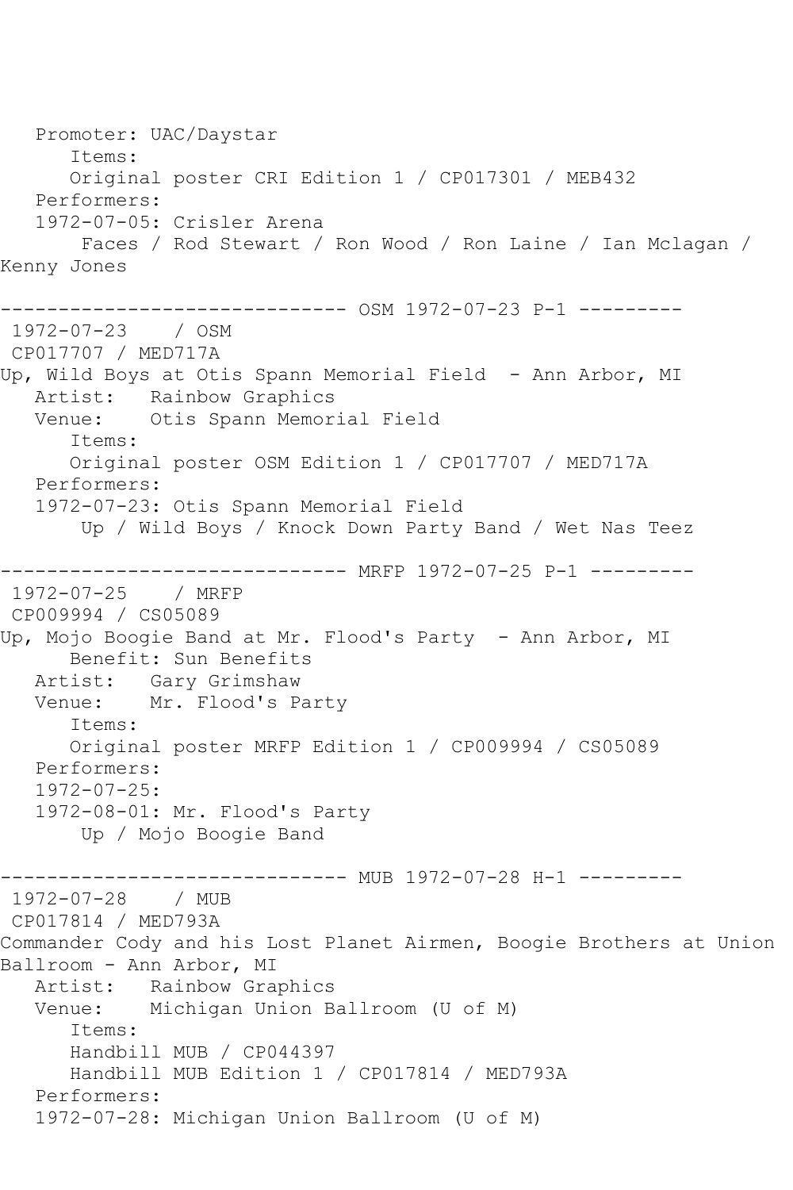Promoter: UAC/Daystar
   Items:
   Original poster CRI Edition 1 / CP017301 / MEB432
Performers:
1972-07-05: Crisler Arena
    Faces / Rod Stewart / Ron Wood / Ron Laine / Ian Mclagan / Kenny Jones

------------------------------ OSM 1972-07-23 P-1 ---------

1972-07-23 / OSM
CP017707 / MED717A
Up, Wild Boys at Otis Spann Memorial Field - Ann Arbor, MI
Artist: Rainbow Graphics
Venue: Otis Spann Memorial Field
   Items:
   Original poster OSM Edition 1 / CP017707 / MED717A
Performers:
1972-07-23: Otis Spann Memorial Field
    Up / Wild Boys / Knock Down Party Band / Wet Nas Teez

------------------------------ MRFP 1972-07-25 P-1 ---------

1972-07-25 / MRFP
CP009994 / CS05089
Up, Mojo Boogie Band at Mr. Flood's Party - Ann Arbor, MI
   Benefit: Sun Benefits
Artist: Gary Grimshaw
Venue: Mr. Flood's Party
   Items:
   Original poster MRFP Edition 1 / CP009994 / CS05089
Performers:
1972-07-25:
1972-08-01: Mr. Flood's Party
    Up / Mojo Boogie Band

------------------------------ MUB 1972-07-28 H-1 ---------

1972-07-28 / MUB
CP017814 / MED793A
Commander Cody and his Lost Planet Airmen, Boogie Brothers at Union Ballroom - Ann Arbor, MI
Artist: Rainbow Graphics
Venue: Michigan Union Ballroom (U of M)
   Items:
   Handbill MUB / CP044397
   Handbill MUB Edition 1 / CP017814 / MED793A
Performers:
1972-07-28: Michigan Union Ballroom (U of M)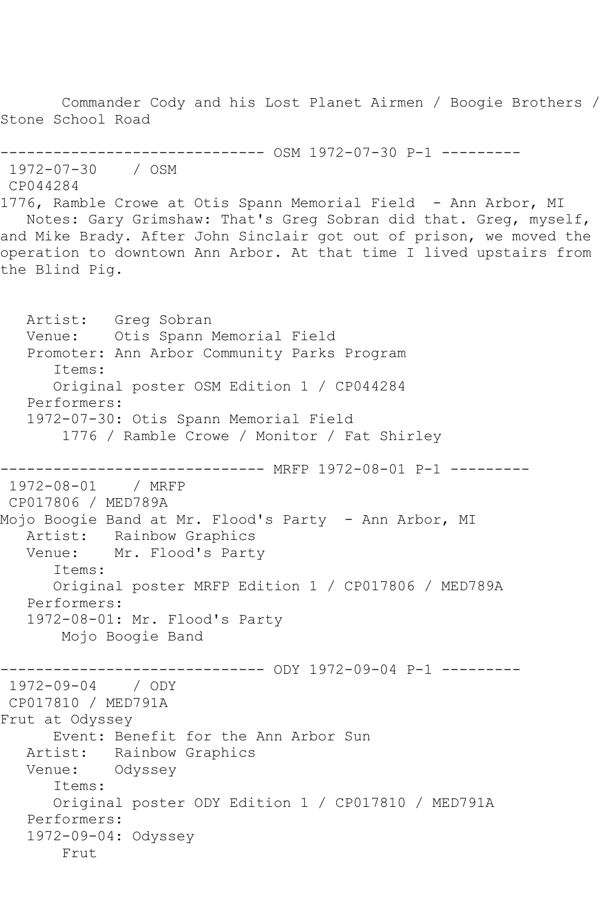Commander Cody and his Lost Planet Airmen / Boogie Brothers / Stone School Road

------------------------------ OSM 1972-07-30 P-1 ---------

1972-07-30 / OSM
CP044284
1776, Ramble Crowe at Otis Spann Memorial Field - Ann Arbor, MI

Notes: Gary Grimshaw: That's Greg Sobran did that. Greg, myself, and Mike Brady. After John Sinclair got out of prison, we moved the operation to downtown Ann Arbor. At that time I lived upstairs from the Blind Pig.

Artist: Greg Sobran
Venue: Otis Spann Memorial Field
Promoter: Ann Arbor Community Parks Program
Items:
Original poster OSM Edition 1 / CP044284
Performers:
1972-07-30: Otis Spann Memorial Field
1776 / Ramble Crowe / Monitor / Fat Shirley

------------------------------ MRFP 1972-08-01 P-1 ---------

1972-08-01 / MRFP
CP017806 / MED789A
Mojo Boogie Band at Mr. Flood's Party - Ann Arbor, MI
Artist: Rainbow Graphics
Venue: Mr. Flood's Party
Items:
Original poster MRFP Edition 1 / CP017806 / MED789A
Performers:
1972-08-01: Mr. Flood's Party
Mojo Boogie Band

------------------------------ ODY 1972-09-04 P-1 ---------

1972-09-04 / ODY
CP017810 / MED791A
Frut at Odyssey
Event: Benefit for the Ann Arbor Sun
Artist: Rainbow Graphics
Venue: Odyssey
Items:
Original poster ODY Edition 1 / CP017810 / MED791A
Performers:
1972-09-04: Odyssey
Frut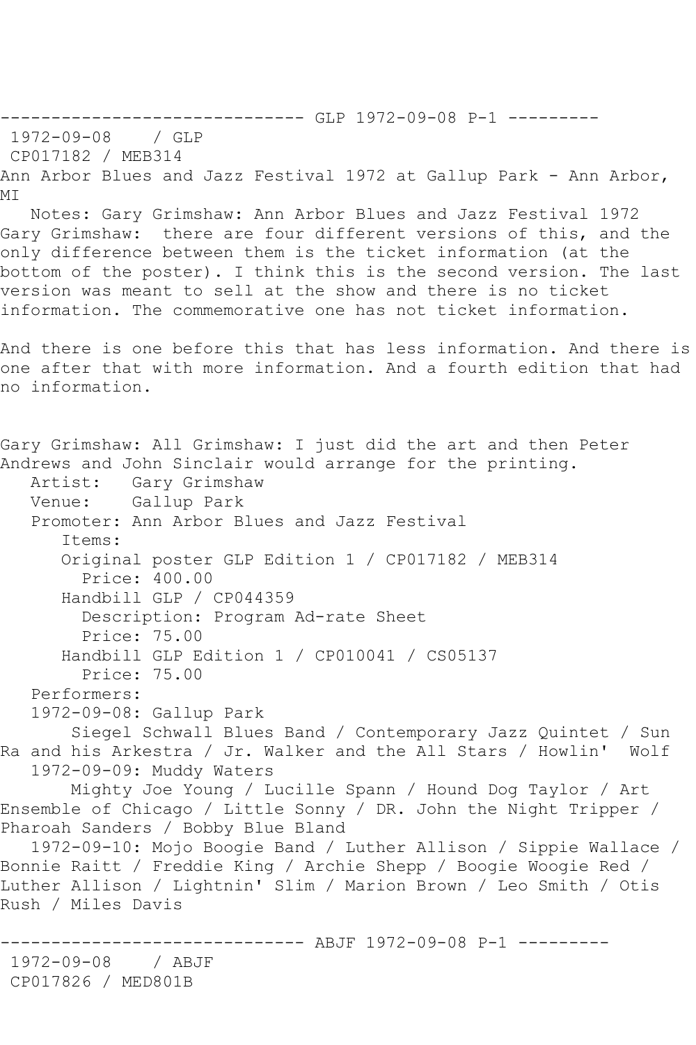------------------------------ GLP 1972-09-08 P-1 ---------
1972-09-08 / GLP
CP017182 / MEB314
Ann Arbor Blues and Jazz Festival 1972 at Gallup Park - Ann Arbor, MI

Notes: Gary Grimshaw: Ann Arbor Blues and Jazz Festival 1972
Gary Grimshaw: there are four different versions of this, and the only difference between them is the ticket information (at the bottom of the poster). I think this is the second version. The last version was meant to sell at the show and there is no ticket information. The commemorative one has not ticket information.

And there is one before this that has less information. And there is one after that with more information. And a fourth edition that had no information.

Gary Grimshaw: All Grimshaw: I just did the art and then Peter Andrews and John Sinclair would arrange for the printing.

Artist: Gary Grimshaw
Venue: Gallup Park
Promoter: Ann Arbor Blues and Jazz Festival
Items:
- Original poster GLP Edition 1 / CP017182 / MEB314
  - Price: 400.00
- Handbill GLP / CP044359
  - Description: Program Ad-rate Sheet
  - Price: 75.00
- Handbill GLP Edition 1 / CP010041 / CS05137
  - Price: 75.00

Performers:
1972-09-08: Gallup Park
Siegel Schwall Blues Band / Contemporary Jazz Quintet / Sun Ra and his Arkestra / Jr. Walker and the All Stars / Howlin' Wolf
1972-09-09: Muddy Waters
Mighty Joe Young / Lucille Spann / Hound Dog Taylor / Art Ensemble of Chicago / Little Sonny / DR. John the Night Tripper / Pharoah Sanders / Bobby Blue Bland
1972-09-10: Mojo Boogie Band / Luther Allison / Sippie Wallace / Bonnie Raitt / Freddie King / Archie Shepp / Boogie Woogie Red / Luther Allison / Lightnin' Slim / Marion Brown / Leo Smith / Otis Rush / Miles Davis

------------------------------ ABJF 1972-09-08 P-1 ---------
1972-09-08 / ABJF
CP017826 / MED801B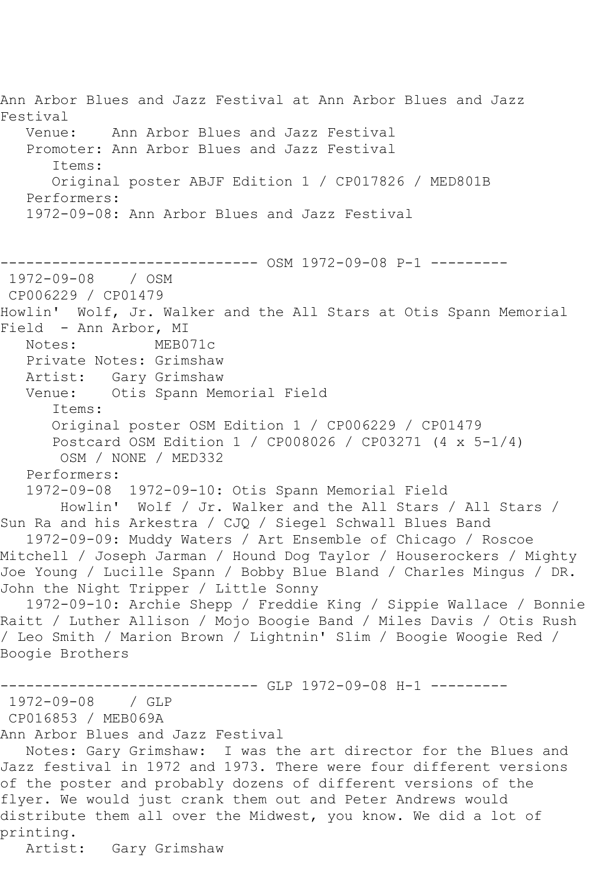Ann Arbor Blues and Jazz Festival at Ann Arbor Blues and Jazz Festival
   Venue:    Ann Arbor Blues and Jazz Festival
   Promoter: Ann Arbor Blues and Jazz Festival
      Items:
      Original poster ABJF Edition 1 / CP017826 / MED801B
   Performers:
   1972-09-08: Ann Arbor Blues and Jazz Festival

------------------------------ OSM 1972-09-08 P-1 ---------
 1972-09-08    / OSM
 CP006229 / CP01479
Howlin'  Wolf, Jr. Walker and the All Stars at Otis Spann Memorial Field  - Ann Arbor, MI
   Notes:         MEB071c
   Private Notes: Grimshaw
   Artist:   Gary Grimshaw
   Venue:    Otis Spann Memorial Field
      Items:
      Original poster OSM Edition 1 / CP006229 / CP01479
      Postcard OSM Edition 1 / CP008026 / CP03271 (4 x 5-1/4)
       OSM / NONE / MED332
   Performers:
   1972-09-08  1972-09-10: Otis Spann Memorial Field
       Howlin'  Wolf / Jr. Walker and the All Stars / All Stars / Sun Ra and his Arkestra / CJQ / Siegel Schwall Blues Band
   1972-09-09: Muddy Waters / Art Ensemble of Chicago / Roscoe Mitchell / Joseph Jarman / Hound Dog Taylor / Houserockers / Mighty Joe Young / Lucille Spann / Bobby Blue Bland / Charles Mingus / DR. John the Night Tripper / Little Sonny
   1972-09-10: Archie Shepp / Freddie King / Sippie Wallace / Bonnie Raitt / Luther Allison / Mojo Boogie Band / Miles Davis / Otis Rush / Leo Smith / Marion Brown / Lightnin' Slim / Boogie Woogie Red / Boogie Brothers

------------------------------ GLP 1972-09-08 H-1 ---------
 1972-09-08    / GLP
 CP016853 / MEB069A
Ann Arbor Blues and Jazz Festival
   Notes: Gary Grimshaw:  I was the art director for the Blues and Jazz festival in 1972 and 1973. There were four different versions of the poster and probably dozens of different versions of the flyer. We would just crank them out and Peter Andrews would distribute them all over the Midwest, you know. We did a lot of printing.
   Artist:   Gary Grimshaw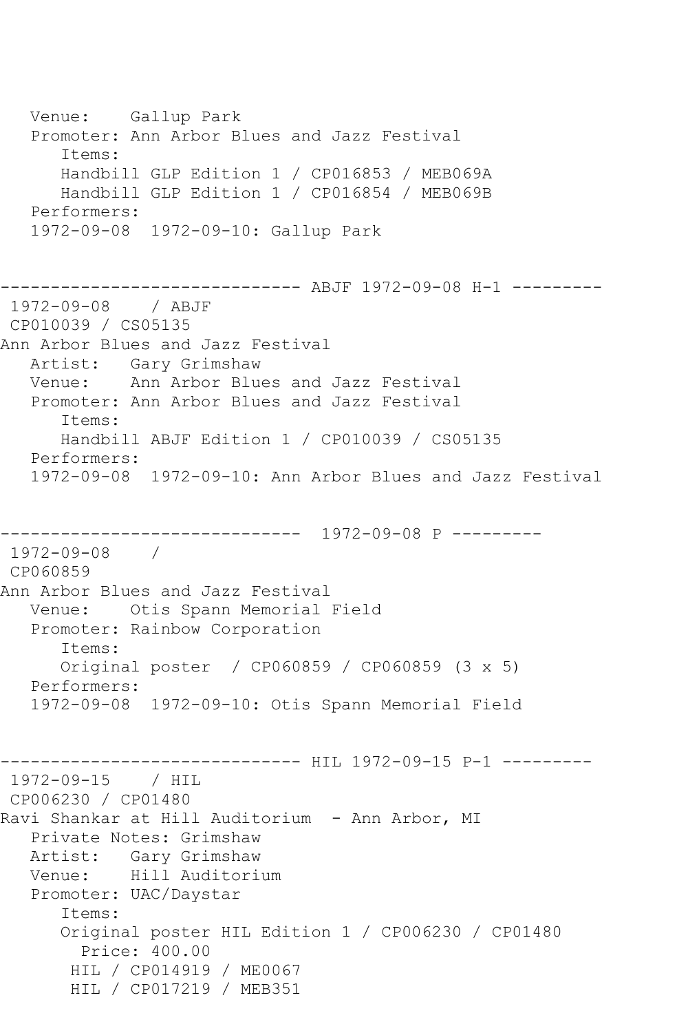```
   Venue:    Gallup Park
   Promoter: Ann Arbor Blues and Jazz Festival
      Items:
      Handbill GLP Edition 1 / CP016853 / MEB069A
      Handbill GLP Edition 1 / CP016854 / MEB069B
   Performers:
   1972-09-08  1972-09-10: Gallup Park


------------------------------ ABJF 1972-09-08 H-1 ---------
 1972-09-08    / ABJF
 CP010039 / CS05135
Ann Arbor Blues and Jazz Festival
   Artist:   Gary Grimshaw
   Venue:    Ann Arbor Blues and Jazz Festival
   Promoter: Ann Arbor Blues and Jazz Festival
      Items:
      Handbill ABJF Edition 1 / CP010039 / CS05135
   Performers:
   1972-09-08  1972-09-10: Ann Arbor Blues and Jazz Festival


------------------------------  1972-09-08 P ---------
 1972-09-08    /
 CP060859
Ann Arbor Blues and Jazz Festival
   Venue:    Otis Spann Memorial Field
   Promoter: Rainbow Corporation
      Items:
      Original poster  / CP060859 / CP060859 (3 x 5)
   Performers:
   1972-09-08  1972-09-10: Otis Spann Memorial Field


------------------------------ HIL 1972-09-15 P-1 ---------
 1972-09-15    / HIL
 CP006230 / CP01480
Ravi Shankar at Hill Auditorium  - Ann Arbor, MI
   Private Notes: Grimshaw
   Artist:   Gary Grimshaw
   Venue:    Hill Auditorium
   Promoter: UAC/Daystar
      Items:
      Original poster HIL Edition 1 / CP006230 / CP01480
        Price: 400.00
       HIL / CP014919 / ME0067
       HIL / CP017219 / MEB351
```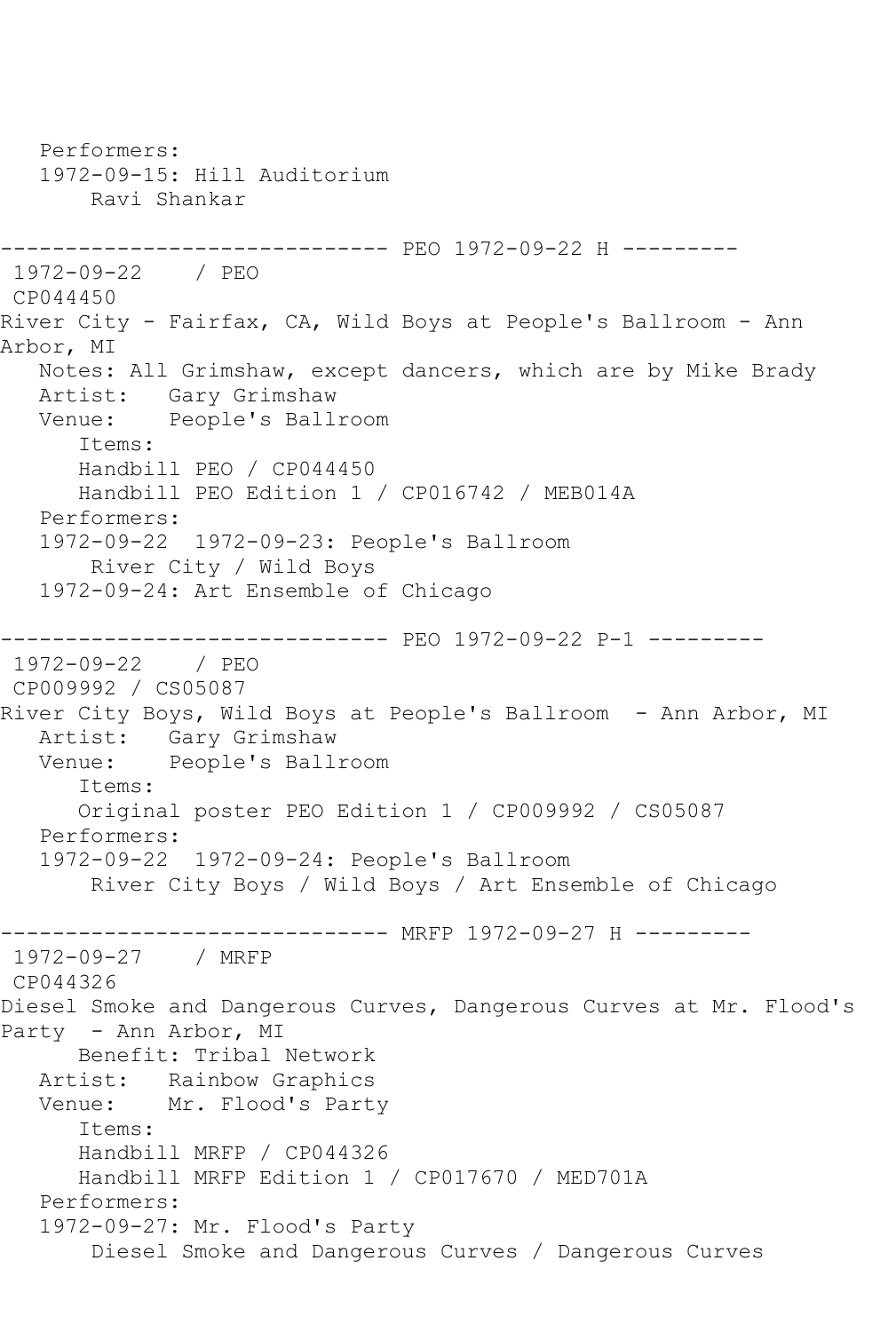```
   Performers:
   1972-09-15: Hill Auditorium
       Ravi Shankar

------------------------------ PEO 1972-09-22 H ---------
 1972-09-22    / PEO
 CP044450
River City - Fairfax, CA, Wild Boys at People's Ballroom - Ann
Arbor, MI
   Notes: All Grimshaw, except dancers, which are by Mike Brady
   Artist:   Gary Grimshaw
   Venue:    People's Ballroom
      Items:
      Handbill PEO / CP044450
      Handbill PEO Edition 1 / CP016742 / MEB014A
   Performers:
   1972-09-22  1972-09-23: People's Ballroom
       River City / Wild Boys
   1972-09-24: Art Ensemble of Chicago

------------------------------ PEO 1972-09-22 P-1 ---------
 1972-09-22    / PEO
 CP009992 / CS05087
River City Boys, Wild Boys at People's Ballroom  - Ann Arbor, MI
   Artist:   Gary Grimshaw
   Venue:    People's Ballroom
      Items:
      Original poster PEO Edition 1 / CP009992 / CS05087
   Performers:
   1972-09-22  1972-09-24: People's Ballroom
       River City Boys / Wild Boys / Art Ensemble of Chicago

------------------------------ MRFP 1972-09-27 H ---------
 1972-09-27    / MRFP
 CP044326
Diesel Smoke and Dangerous Curves, Dangerous Curves at Mr. Flood's
Party  - Ann Arbor, MI
      Benefit: Tribal Network
   Artist:   Rainbow Graphics
   Venue:    Mr. Flood's Party
      Items:
      Handbill MRFP / CP044326
      Handbill MRFP Edition 1 / CP017670 / MED701A
   Performers:
   1972-09-27: Mr. Flood's Party
       Diesel Smoke and Dangerous Curves / Dangerous Curves
```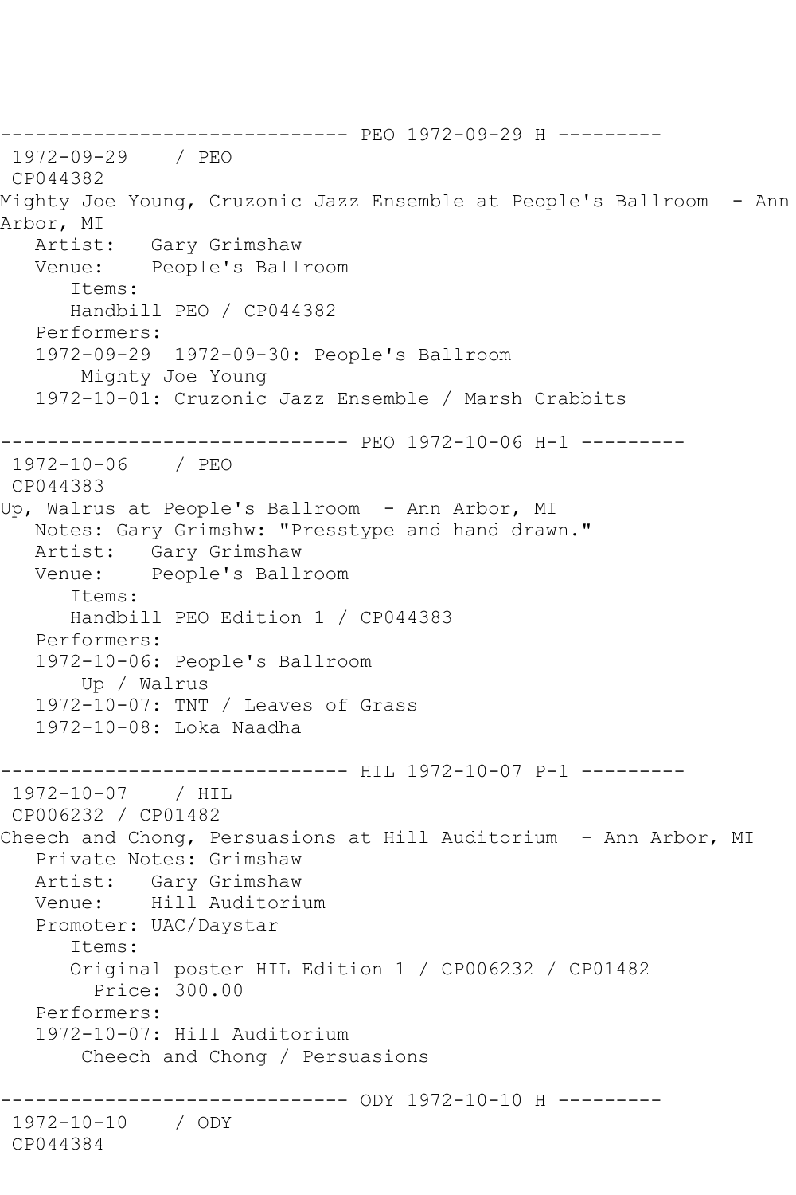------------------------------ PEO 1972-09-29 H ---------
 1972-09-29    / PEO
 CP044382
Mighty Joe Young, Cruzonic Jazz Ensemble at People's Ballroom  - Ann Arbor, MI
   Artist:   Gary Grimshaw
   Venue:    People's Ballroom
      Items:
      Handbill PEO / CP044382
   Performers:
   1972-09-29  1972-09-30: People's Ballroom
       Mighty Joe Young
   1972-10-01: Cruzonic Jazz Ensemble / Marsh Crabbits

------------------------------ PEO 1972-10-06 H-1 ---------
 1972-10-06    / PEO
 CP044383
Up, Walrus at People's Ballroom  - Ann Arbor, MI
   Notes: Gary Grimshw: "Presstype and hand drawn."
   Artist:   Gary Grimshaw
   Venue:    People's Ballroom
      Items:
      Handbill PEO Edition 1 / CP044383
   Performers:
   1972-10-06: People's Ballroom
       Up / Walrus
   1972-10-07: TNT / Leaves of Grass
   1972-10-08: Loka Naadha

------------------------------ HIL 1972-10-07 P-1 ---------
 1972-10-07    / HIL
 CP006232 / CP01482
Cheech and Chong, Persuasions at Hill Auditorium  - Ann Arbor, MI
   Private Notes: Grimshaw
   Artist:   Gary Grimshaw
   Venue:    Hill Auditorium
   Promoter: UAC/Daystar
      Items:
      Original poster HIL Edition 1 / CP006232 / CP01482
        Price: 300.00
   Performers:
   1972-10-07: Hill Auditorium
       Cheech and Chong / Persuasions

------------------------------ ODY 1972-10-10 H ---------
 1972-10-10    / ODY
 CP044384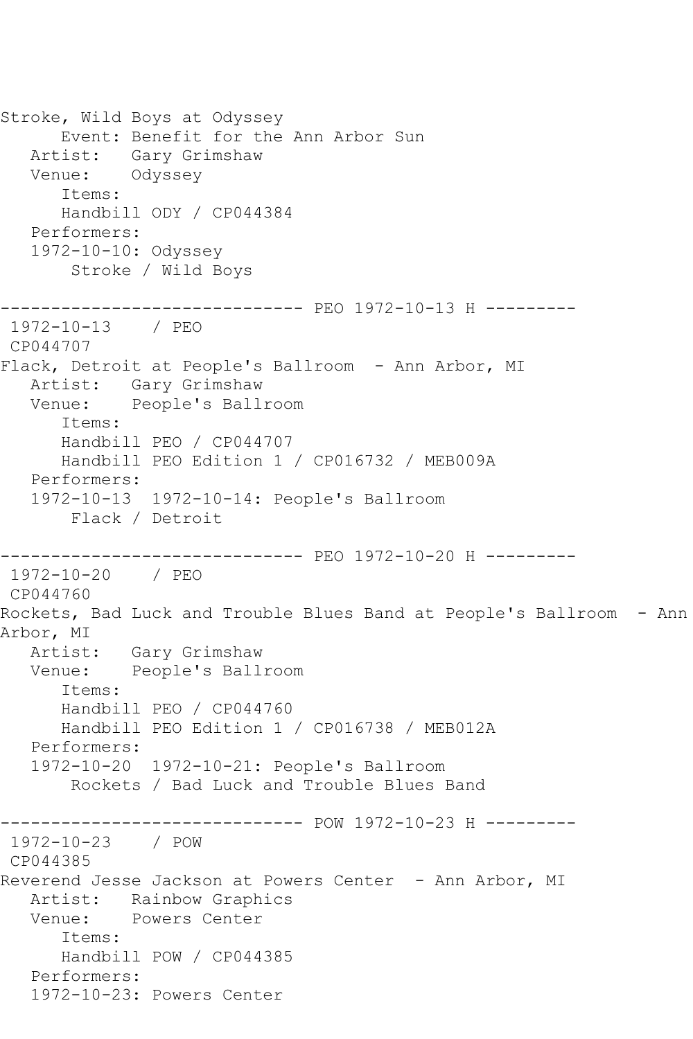Stroke, Wild Boys at Odyssey
      Event: Benefit for the Ann Arbor Sun
   Artist:   Gary Grimshaw
   Venue:    Odyssey
      Items:
      Handbill ODY / CP044384
   Performers:
   1972-10-10: Odyssey
       Stroke / Wild Boys

------------------------------ PEO 1972-10-13 H ---------
 1972-10-13    / PEO
 CP044707
Flack, Detroit at People's Ballroom  - Ann Arbor, MI
   Artist:   Gary Grimshaw
   Venue:    People's Ballroom
      Items:
      Handbill PEO / CP044707
      Handbill PEO Edition 1 / CP016732 / MEB009A
   Performers:
   1972-10-13  1972-10-14: People's Ballroom
       Flack / Detroit

------------------------------ PEO 1972-10-20 H ---------
 1972-10-20    / PEO
 CP044760
Rockets, Bad Luck and Trouble Blues Band at People's Ballroom  - Ann Arbor, MI
   Artist:   Gary Grimshaw
   Venue:    People's Ballroom
      Items:
      Handbill PEO / CP044760
      Handbill PEO Edition 1 / CP016738 / MEB012A
   Performers:
   1972-10-20  1972-10-21: People's Ballroom
       Rockets / Bad Luck and Trouble Blues Band

------------------------------ POW 1972-10-23 H ---------
 1972-10-23    / POW
 CP044385
Reverend Jesse Jackson at Powers Center  - Ann Arbor, MI
   Artist:   Rainbow Graphics
   Venue:    Powers Center
      Items:
      Handbill POW / CP044385
   Performers:
   1972-10-23: Powers Center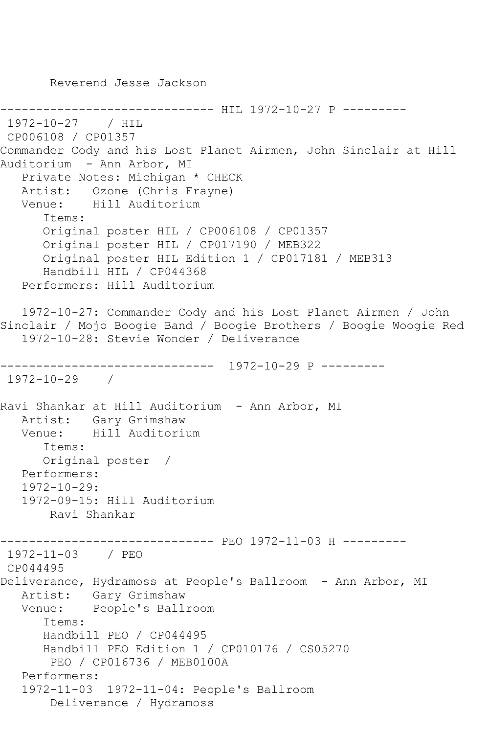Reverend Jesse Jackson

```
------------------------------ HIL 1972-10-27 P ---------
 1972-10-27    / HIL
 CP006108 / CP01357
Commander Cody and his Lost Planet Airmen, John Sinclair at Hill 
Auditorium  - Ann Arbor, MI
   Private Notes: Michigan * CHECK
   Artist:   Ozone (Chris Frayne)
   Venue:    Hill Auditorium
      Items:
      Original poster HIL / CP006108 / CP01357
      Original poster HIL / CP017190 / MEB322
      Original poster HIL Edition 1 / CP017181 / MEB313
      Handbill HIL / CP044368
   Performers: Hill Auditorium

   1972-10-27: Commander Cody and his Lost Planet Airmen / John 
Sinclair / Mojo Boogie Band / Boogie Brothers / Boogie Woogie Red
   1972-10-28: Stevie Wonder / Deliverance

------------------------------  1972-10-29 P ---------
 1972-10-29    /

Ravi Shankar at Hill Auditorium  - Ann Arbor, MI
   Artist:   Gary Grimshaw
   Venue:    Hill Auditorium
      Items:
      Original poster  /
   Performers:
   1972-10-29:
   1972-09-15: Hill Auditorium
       Ravi Shankar

------------------------------ PEO 1972-11-03 H ---------
 1972-11-03    / PEO
 CP044495
Deliverance, Hydramoss at People's Ballroom  - Ann Arbor, MI
   Artist:   Gary Grimshaw
   Venue:    People's Ballroom
      Items:
      Handbill PEO / CP044495
      Handbill PEO Edition 1 / CP010176 / CS05270
       PEO / CP016736 / MEB0100A
   Performers:
   1972-11-03  1972-11-04: People's Ballroom
       Deliverance / Hydramoss
```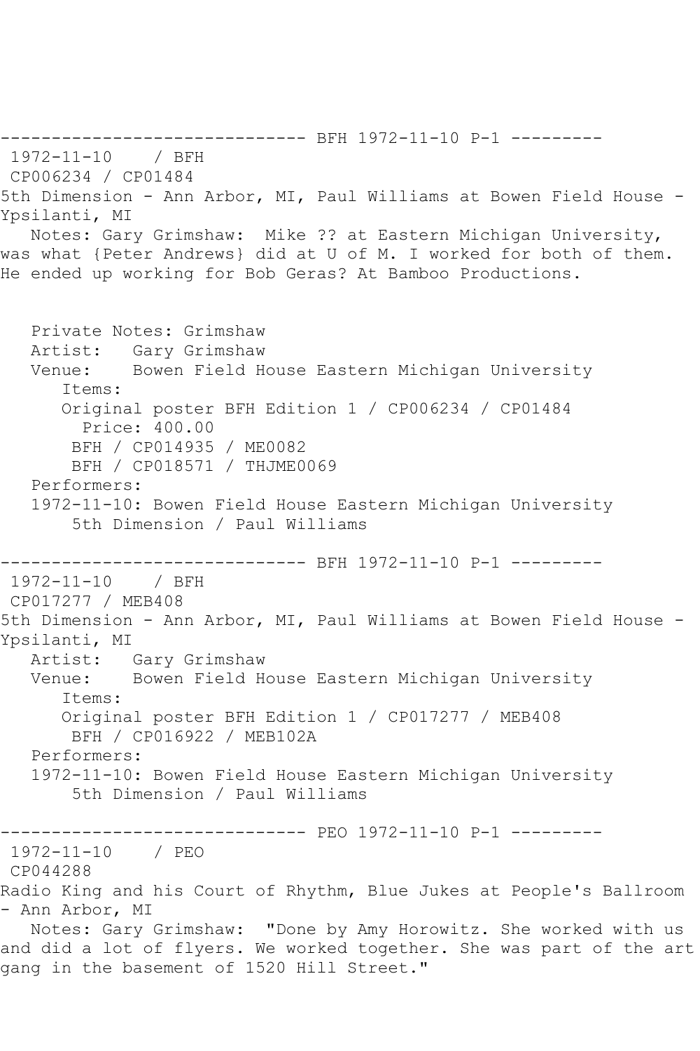------------------------------ BFH 1972-11-10 P-1 ---------

1972-11-10 / BFH
CP006234 / CP01484
5th Dimension - Ann Arbor, MI, Paul Williams at Bowen Field House - Ypsilanti, MI
Notes: Gary Grimshaw: Mike ?? at Eastern Michigan University, was what {Peter Andrews} did at U of M. I worked for both of them. He ended up working for Bob Geras? At Bamboo Productions.

Private Notes: Grimshaw
Artist: Gary Grimshaw
Venue: Bowen Field House Eastern Michigan University
Items:
Original poster BFH Edition 1 / CP006234 / CP01484
Price: 400.00
BFH / CP014935 / ME0082
BFH / CP018571 / THJME0069
Performers:
1972-11-10: Bowen Field House Eastern Michigan University
5th Dimension / Paul Williams

------------------------------ BFH 1972-11-10 P-1 ---------

1972-11-10 / BFH
CP017277 / MEB408
5th Dimension - Ann Arbor, MI, Paul Williams at Bowen Field House - Ypsilanti, MI
Artist: Gary Grimshaw
Venue: Bowen Field House Eastern Michigan University
Items:
Original poster BFH Edition 1 / CP017277 / MEB408
BFH / CP016922 / MEB102A
Performers:
1972-11-10: Bowen Field House Eastern Michigan University
5th Dimension / Paul Williams

------------------------------ PEO 1972-11-10 P-1 ---------

1972-11-10 / PEO
CP044288
Radio King and his Court of Rhythm, Blue Jukes at People's Ballroom - Ann Arbor, MI
Notes: Gary Grimshaw: "Done by Amy Horowitz. She worked with us and did a lot of flyers. We worked together. She was part of the art gang in the basement of 1520 Hill Street."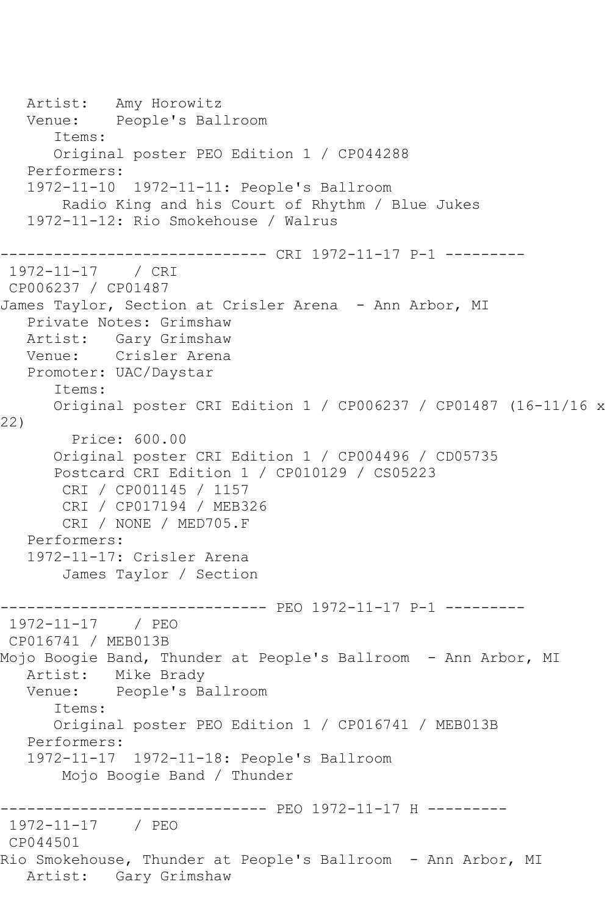```
   Artist:   Amy Horowitz
   Venue:    People's Ballroom
      Items:
      Original poster PEO Edition 1 / CP044288
   Performers:
   1972-11-10  1972-11-11: People's Ballroom
       Radio King and his Court of Rhythm / Blue Jukes
   1972-11-12: Rio Smokehouse / Walrus

------------------------------ CRI 1972-11-17 P-1 ---------
 1972-11-17    / CRI
 CP006237 / CP01487
James Taylor, Section at Crisler Arena  - Ann Arbor, MI
   Private Notes: Grimshaw
   Artist:   Gary Grimshaw
   Venue:    Crisler Arena
   Promoter: UAC/Daystar
      Items:
      Original poster CRI Edition 1 / CP006237 / CP01487 (16-11/16 x 
22)
        Price: 600.00
      Original poster CRI Edition 1 / CP004496 / CD05735
      Postcard CRI Edition 1 / CP010129 / CS05223
       CRI / CP001145 / 1157
       CRI / CP017194 / MEB326
       CRI / NONE / MED705.F
   Performers:
   1972-11-17: Crisler Arena
       James Taylor / Section

------------------------------ PEO 1972-11-17 P-1 ---------
 1972-11-17    / PEO
 CP016741 / MEB013B
Mojo Boogie Band, Thunder at People's Ballroom  - Ann Arbor, MI
   Artist:   Mike Brady
   Venue:    People's Ballroom
      Items:
      Original poster PEO Edition 1 / CP016741 / MEB013B
   Performers:
   1972-11-17  1972-11-18: People's Ballroom
       Mojo Boogie Band / Thunder

------------------------------ PEO 1972-11-17 H ---------
 1972-11-17    / PEO
 CP044501
Rio Smokehouse, Thunder at People's Ballroom  - Ann Arbor, MI
   Artist:   Gary Grimshaw
```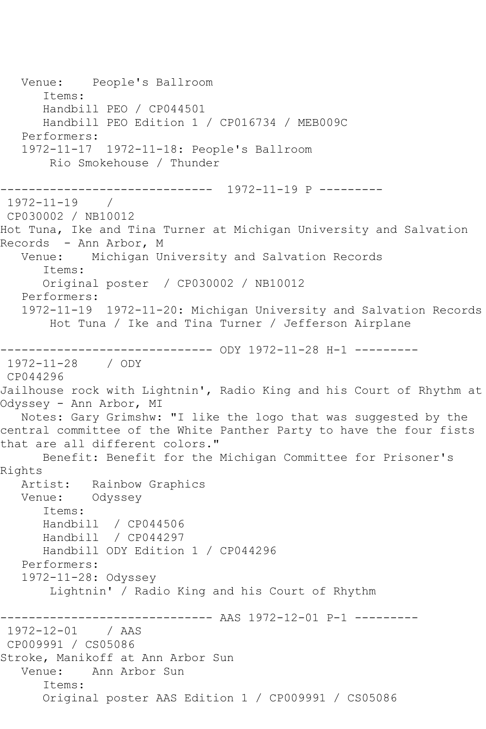```
   Venue:    People's Ballroom
      Items:
      Handbill PEO / CP044501
      Handbill PEO Edition 1 / CP016734 / MEB009C
   Performers:
   1972-11-17  1972-11-18: People's Ballroom
       Rio Smokehouse / Thunder

------------------------------  1972-11-19 P ---------
 1972-11-19    /
 CP030002 / NB10012
Hot Tuna, Ike and Tina Turner at Michigan University and Salvation
Records  - Ann Arbor, M
   Venue:    Michigan University and Salvation Records
      Items:
      Original poster  / CP030002 / NB10012
   Performers:
   1972-11-19  1972-11-20: Michigan University and Salvation Records
       Hot Tuna / Ike and Tina Turner / Jefferson Airplane

------------------------------ ODY 1972-11-28 H-1 ---------
 1972-11-28    / ODY
 CP044296
Jailhouse rock with Lightnin', Radio King and his Court of Rhythm at
Odyssey - Ann Arbor, MI
   Notes: Gary Grimshw: "I like the logo that was suggested by the
central committee of the White Panther Party to have the four fists
that are all different colors."
      Benefit: Benefit for the Michigan Committee for Prisoner's
Rights
   Artist:   Rainbow Graphics
   Venue:    Odyssey
      Items:
      Handbill  / CP044506
      Handbill  / CP044297
      Handbill ODY Edition 1 / CP044296
   Performers:
   1972-11-28: Odyssey
       Lightnin' / Radio King and his Court of Rhythm

------------------------------ AAS 1972-12-01 P-1 ---------
 1972-12-01    / AAS
 CP009991 / CS05086
Stroke, Manikoff at Ann Arbor Sun
   Venue:    Ann Arbor Sun
      Items:
      Original poster AAS Edition 1 / CP009991 / CS05086
```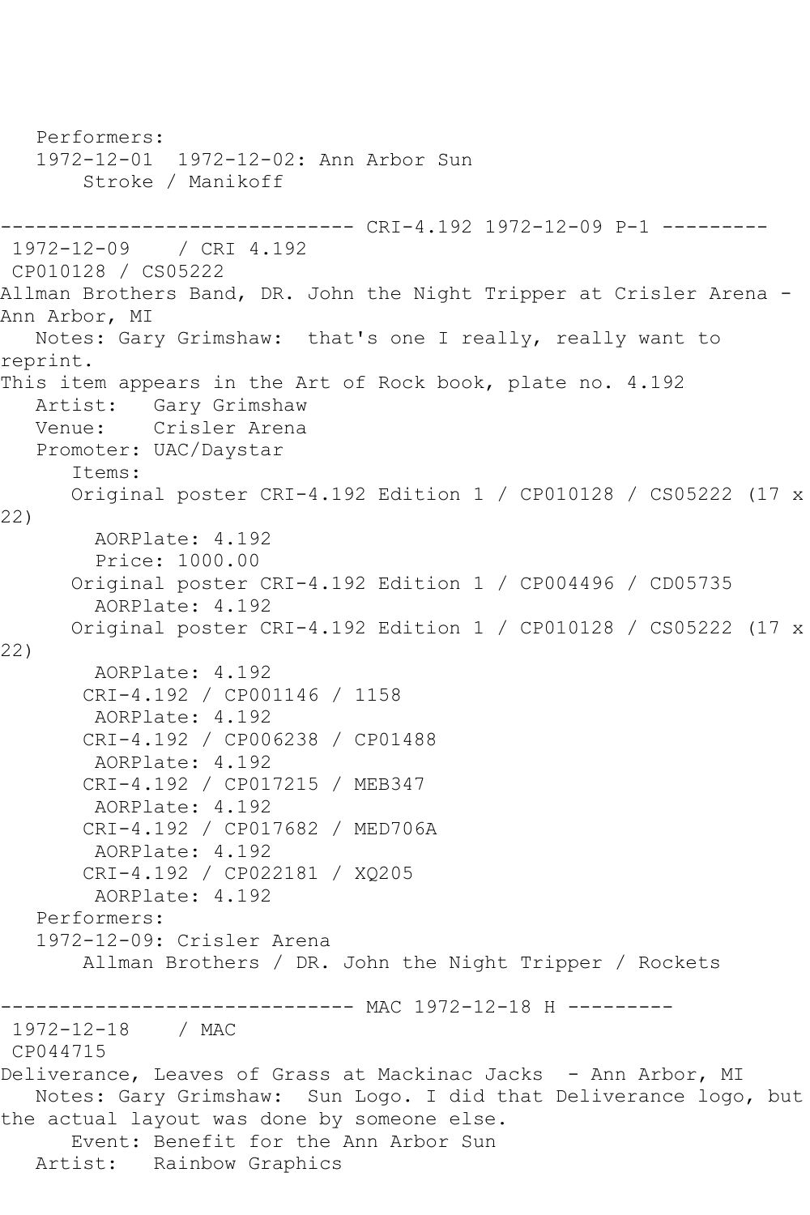```
   Performers:
   1972-12-01  1972-12-02: Ann Arbor Sun
       Stroke / Manikoff

------------------------------ CRI-4.192 1972-12-09 P-1 ---------
 1972-12-09    / CRI 4.192
 CP010128 / CS05222
Allman Brothers Band, DR. John the Night Tripper at Crisler Arena - 
Ann Arbor, MI
   Notes: Gary Grimshaw:  that's one I really, really want to 
reprint.
This item appears in the Art of Rock book, plate no. 4.192
   Artist:   Gary Grimshaw
   Venue:    Crisler Arena
   Promoter: UAC/Daystar
      Items:
      Original poster CRI-4.192 Edition 1 / CP010128 / CS05222 (17 x 
22)
        AORPlate: 4.192 
        Price: 1000.00
      Original poster CRI-4.192 Edition 1 / CP004496 / CD05735
        AORPlate: 4.192 
      Original poster CRI-4.192 Edition 1 / CP010128 / CS05222 (17 x 
22)
        AORPlate: 4.192 
       CRI-4.192 / CP001146 / 1158
        AORPlate: 4.192 
       CRI-4.192 / CP006238 / CP01488
        AORPlate: 4.192 
       CRI-4.192 / CP017215 / MEB347
        AORPlate: 4.192 
       CRI-4.192 / CP017682 / MED706A
        AORPlate: 4.192 
       CRI-4.192 / CP022181 / XQ205
        AORPlate: 4.192 
   Performers:
   1972-12-09: Crisler Arena
       Allman Brothers / DR. John the Night Tripper / Rockets

------------------------------ MAC 1972-12-18 H ---------
 1972-12-18    / MAC
 CP044715
Deliverance, Leaves of Grass at Mackinac Jacks  - Ann Arbor, MI
   Notes: Gary Grimshaw:  Sun Logo. I did that Deliverance logo, but 
the actual layout was done by someone else.
      Event: Benefit for the Ann Arbor Sun
   Artist:   Rainbow Graphics
```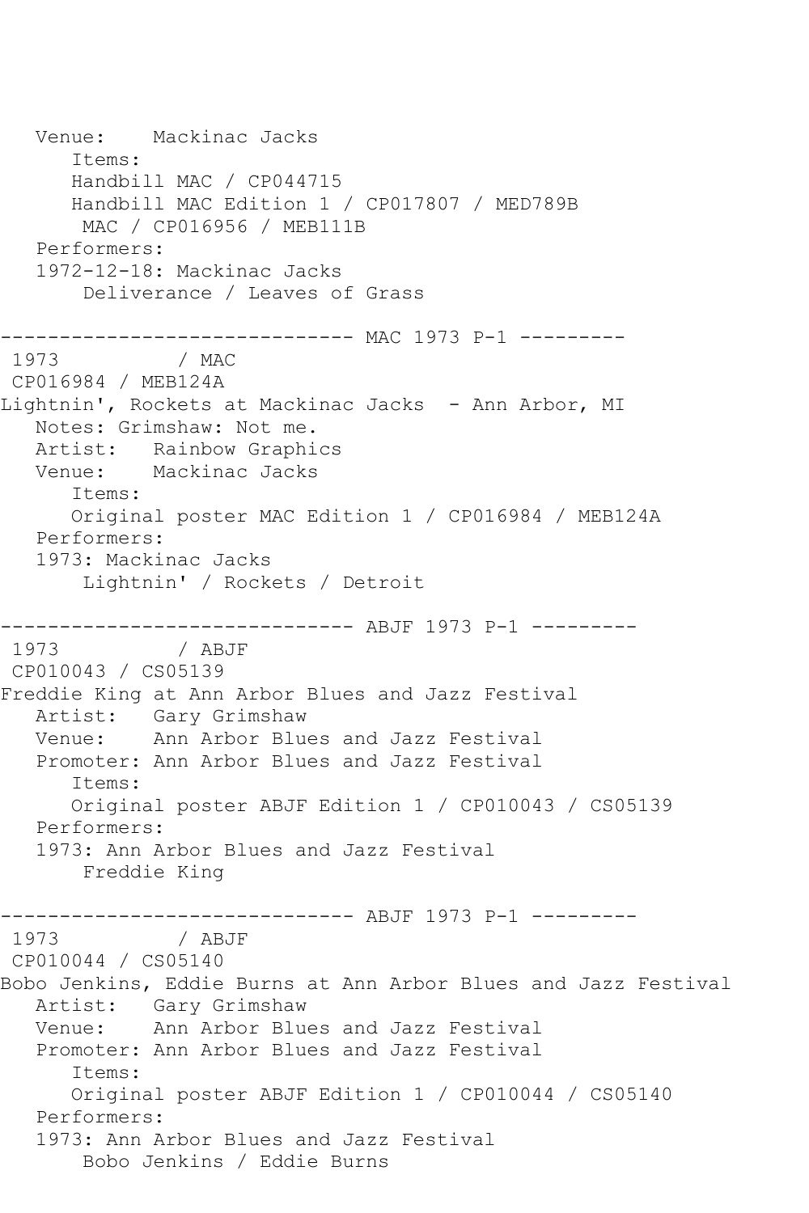```
   Venue:    Mackinac Jacks
      Items:
      Handbill MAC / CP044715
      Handbill MAC Edition 1 / CP017807 / MED789B
       MAC / CP016956 / MEB111B
   Performers:
   1972-12-18: Mackinac Jacks
       Deliverance / Leaves of Grass

------------------------------ MAC 1973 P-1 ---------
 1973          / MAC
 CP016984 / MEB124A
Lightnin', Rockets at Mackinac Jacks  - Ann Arbor, MI
   Notes: Grimshaw: Not me.
   Artist:   Rainbow Graphics
   Venue:    Mackinac Jacks
      Items:
      Original poster MAC Edition 1 / CP016984 / MEB124A
   Performers:
   1973: Mackinac Jacks
       Lightnin' / Rockets / Detroit

------------------------------ ABJF 1973 P-1 ---------
 1973          / ABJF
 CP010043 / CS05139
Freddie King at Ann Arbor Blues and Jazz Festival
   Artist:   Gary Grimshaw
   Venue:    Ann Arbor Blues and Jazz Festival
   Promoter: Ann Arbor Blues and Jazz Festival
      Items:
      Original poster ABJF Edition 1 / CP010043 / CS05139
   Performers:
   1973: Ann Arbor Blues and Jazz Festival
       Freddie King

------------------------------ ABJF 1973 P-1 ---------
 1973          / ABJF
 CP010044 / CS05140
Bobo Jenkins, Eddie Burns at Ann Arbor Blues and Jazz Festival
   Artist:   Gary Grimshaw
   Venue:    Ann Arbor Blues and Jazz Festival
   Promoter: Ann Arbor Blues and Jazz Festival
      Items:
      Original poster ABJF Edition 1 / CP010044 / CS05140
   Performers:
   1973: Ann Arbor Blues and Jazz Festival
       Bobo Jenkins / Eddie Burns
```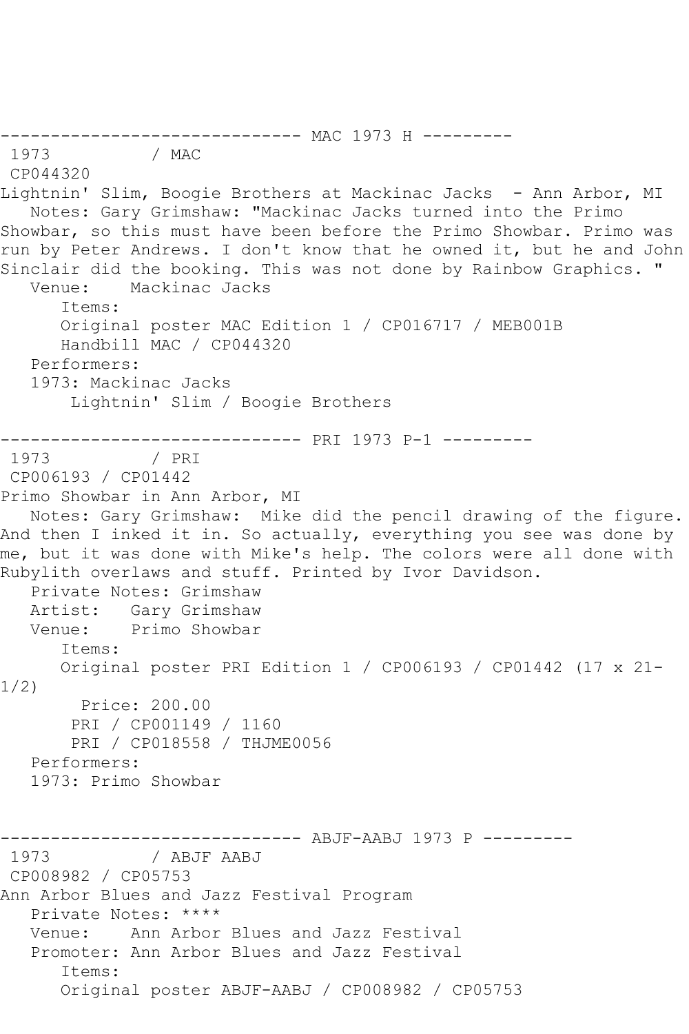------------------------------ MAC 1973 H ---------

1973 / MAC

CP044320

Lightnin' Slim, Boogie Brothers at Mackinac Jacks - Ann Arbor, MI

Notes: Gary Grimshaw: "Mackinac Jacks turned into the Primo Showbar, so this must have been before the Primo Showbar. Primo was run by Peter Andrews. I don't know that he owned it, but he and John Sinclair did the booking. This was not done by Rainbow Graphics. "

Venue: Mackinac Jacks

Items:

Original poster MAC Edition 1 / CP016717 / MEB001B

Handbill MAC / CP044320

Performers:

1973: Mackinac Jacks

Lightnin' Slim / Boogie Brothers

------------------------------ PRI 1973 P-1 ---------

1973 / PRI

CP006193 / CP01442

Primo Showbar in Ann Arbor, MI

Notes: Gary Grimshaw: Mike did the pencil drawing of the figure. And then I inked it in. So actually, everything you see was done by me, but it was done with Mike's help. The colors were all done with Rubylith overlaws and stuff. Printed by Ivor Davidson.

Private Notes: Grimshaw

Artist: Gary Grimshaw

Venue: Primo Showbar

Items:

Original poster PRI Edition 1 / CP006193 / CP01442 (17 x 21-1/2)

Price: 200.00

PRI / CP001149 / 1160

PRI / CP018558 / THJME0056

Performers:

1973: Primo Showbar

------------------------------ ABJF-AABJ 1973 P ---------

1973 / ABJF AABJ

CP008982 / CP05753

Ann Arbor Blues and Jazz Festival Program

Private Notes: ****

Venue: Ann Arbor Blues and Jazz Festival

Promoter: Ann Arbor Blues and Jazz Festival

Items:

Original poster ABJF-AABJ / CP008982 / CP05753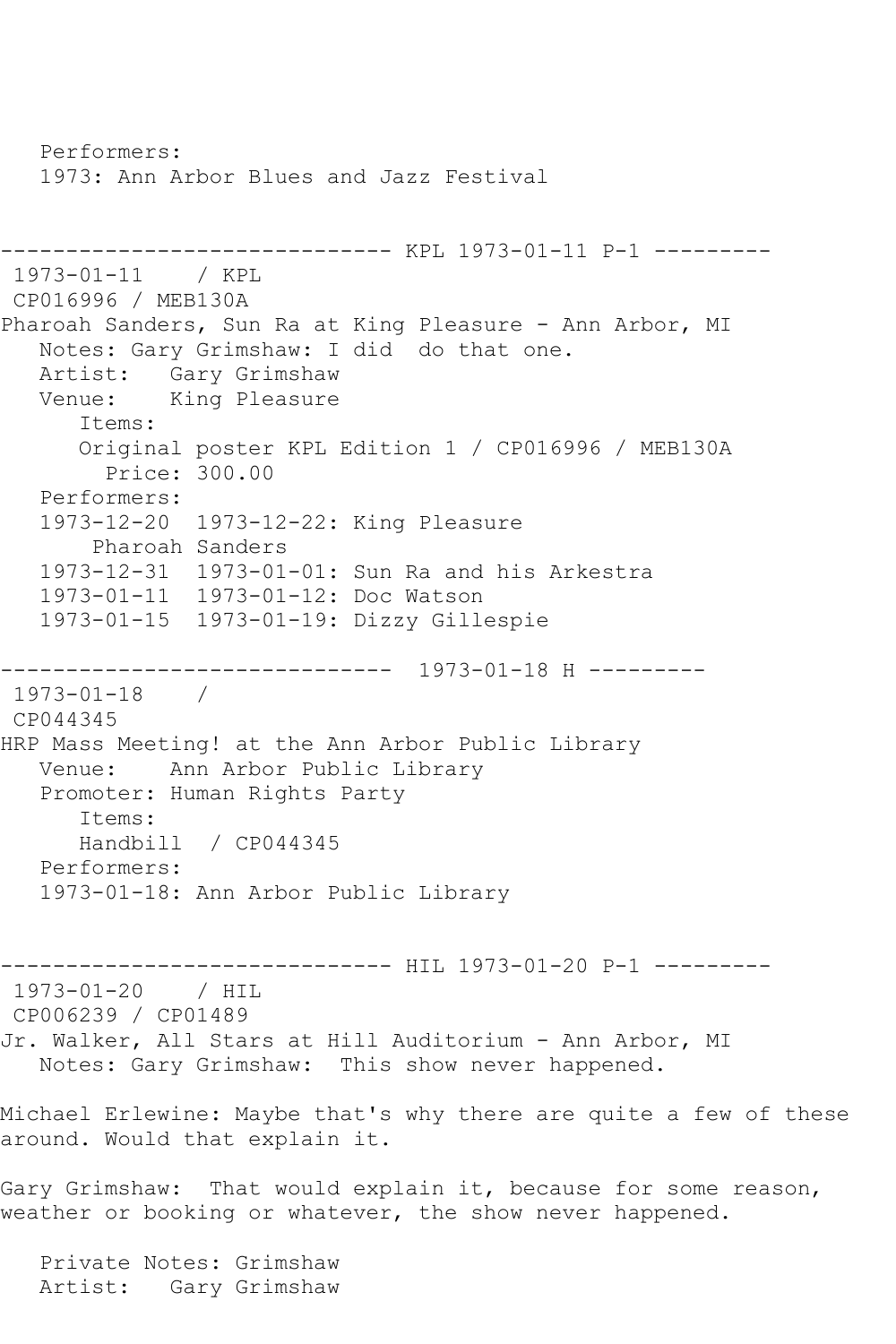```
   Performers:
   1973: Ann Arbor Blues and Jazz Festival


------------------------------ KPL 1973-01-11 P-1 ---------
 1973-01-11    / KPL
 CP016996 / MEB130A
Pharoah Sanders, Sun Ra at King Pleasure - Ann Arbor, MI
   Notes: Gary Grimshaw: I did  do that one.
   Artist:   Gary Grimshaw
   Venue:    King Pleasure
      Items:
      Original poster KPL Edition 1 / CP016996 / MEB130A
        Price: 300.00
   Performers:
   1973-12-20  1973-12-22: King Pleasure
       Pharoah Sanders
   1973-12-31  1973-01-01: Sun Ra and his Arkestra
   1973-01-11  1973-01-12: Doc Watson
   1973-01-15  1973-01-19: Dizzy Gillespie

------------------------------  1973-01-18 H ---------
 1973-01-18    /
 CP044345
HRP Mass Meeting! at the Ann Arbor Public Library
   Venue:    Ann Arbor Public Library
   Promoter: Human Rights Party
      Items:
      Handbill  / CP044345
   Performers:
   1973-01-18: Ann Arbor Public Library


------------------------------ HIL 1973-01-20 P-1 ---------
 1973-01-20    / HIL
 CP006239 / CP01489
Jr. Walker, All Stars at Hill Auditorium - Ann Arbor, MI
   Notes: Gary Grimshaw:  This show never happened.

Michael Erlewine: Maybe that's why there are quite a few of these
around. Would that explain it.

Gary Grimshaw:  That would explain it, because for some reason,
weather or booking or whatever, the show never happened.

   Private Notes: Grimshaw
   Artist:   Gary Grimshaw
```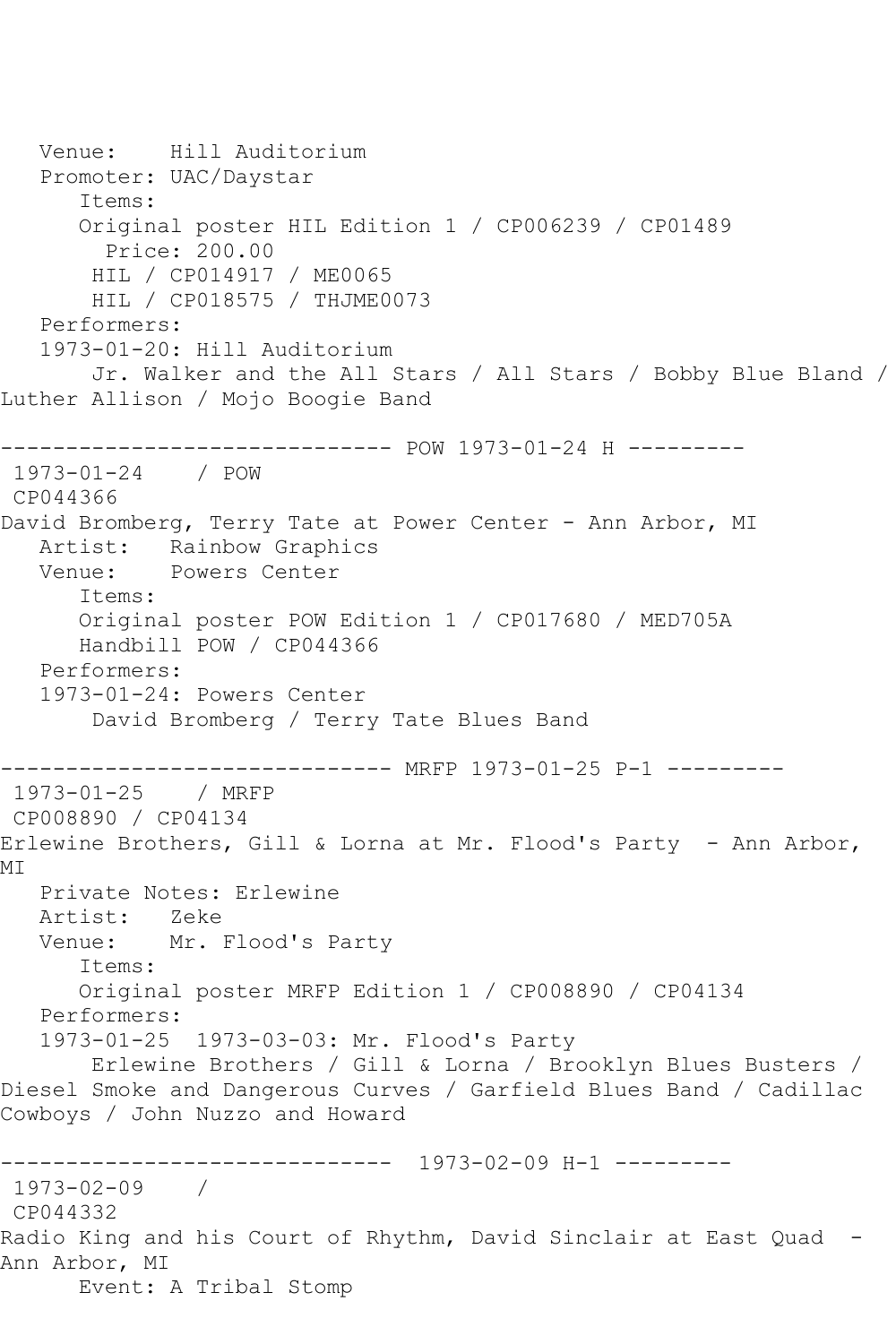Venue: Hill Auditorium
Promoter: UAC/Daystar
Items:
Original poster HIL Edition 1 / CP006239 / CP01489
Price: 200.00
HIL / CP014917 / ME0065
HIL / CP018575 / THJME0073
Performers:
1973-01-20: Hill Auditorium
Jr. Walker and the All Stars / All Stars / Bobby Blue Bland / Luther Allison / Mojo Boogie Band

------------------------------ POW 1973-01-24 H ---------

1973-01-24 / POW
CP044366
David Bromberg, Terry Tate at Power Center - Ann Arbor, MI
Artist: Rainbow Graphics
Venue: Powers Center
Items:
Original poster POW Edition 1 / CP017680 / MED705A
Handbill POW / CP044366
Performers:
1973-01-24: Powers Center
David Bromberg / Terry Tate Blues Band

------------------------------ MRFP 1973-01-25 P-1 ---------

1973-01-25 / MRFP
CP008890 / CP04134
Erlewine Brothers, Gill & Lorna at Mr. Flood's Party - Ann Arbor, MI
Private Notes: Erlewine
Artist: Zeke
Venue: Mr. Flood's Party
Items:
Original poster MRFP Edition 1 / CP008890 / CP04134
Performers:
1973-01-25 1973-03-03: Mr. Flood's Party
Erlewine Brothers / Gill & Lorna / Brooklyn Blues Busters / Diesel Smoke and Dangerous Curves / Garfield Blues Band / Cadillac Cowboys / John Nuzzo and Howard

------------------------------ 1973-02-09 H-1 ---------

1973-02-09 /
CP044332
Radio King and his Court of Rhythm, David Sinclair at East Quad - Ann Arbor, MI
Event: A Tribal Stomp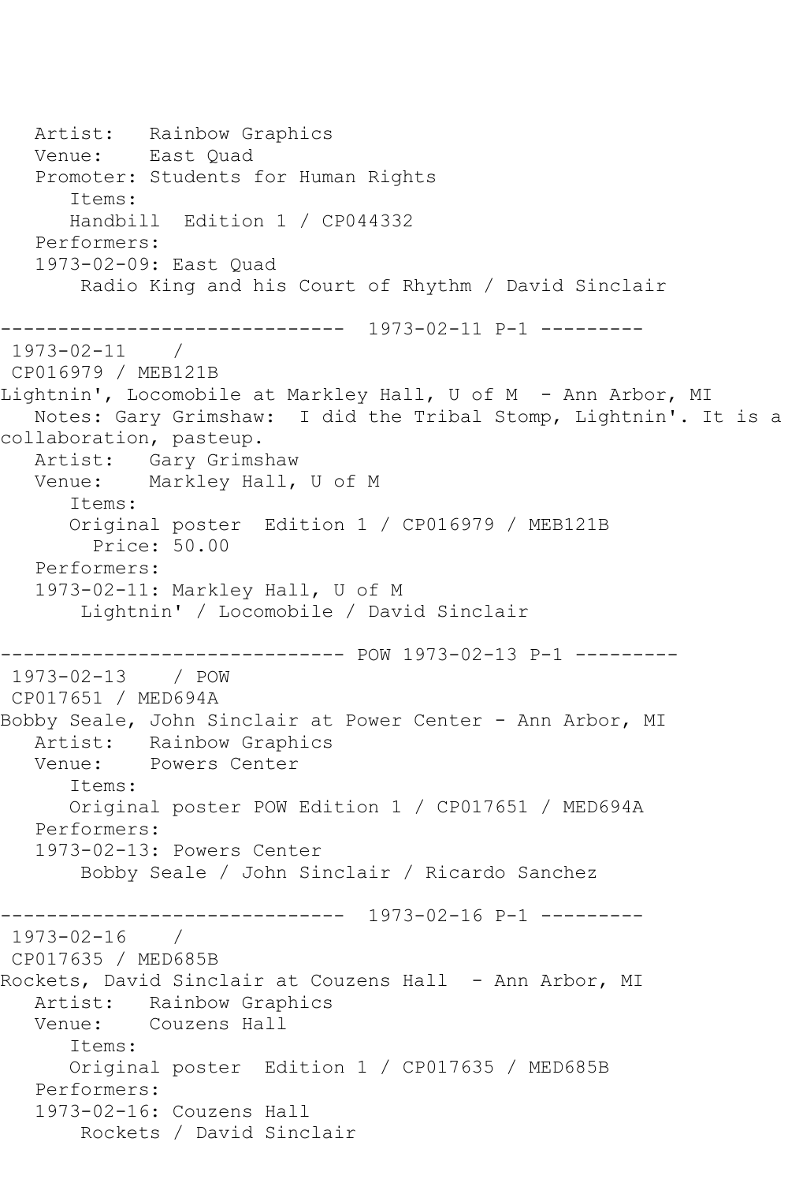```
   Artist:   Rainbow Graphics
   Venue:    East Quad
   Promoter: Students for Human Rights
      Items:
      Handbill  Edition 1 / CP044332
   Performers:
   1973-02-09: East Quad
       Radio King and his Court of Rhythm / David Sinclair

------------------------------  1973-02-11 P-1 ---------
 1973-02-11    /
 CP016979 / MEB121B
Lightnin', Locomobile at Markley Hall, U of M  - Ann Arbor, MI
   Notes: Gary Grimshaw:  I did the Tribal Stomp, Lightnin'. It is a
collaboration, pasteup.
   Artist:   Gary Grimshaw
   Venue:    Markley Hall, U of M
      Items:
      Original poster  Edition 1 / CP016979 / MEB121B
        Price: 50.00
   Performers:
   1973-02-11: Markley Hall, U of M
       Lightnin' / Locomobile / David Sinclair

------------------------------ POW 1973-02-13 P-1 ---------
 1973-02-13    / POW
 CP017651 / MED694A
Bobby Seale, John Sinclair at Power Center - Ann Arbor, MI
   Artist:   Rainbow Graphics
   Venue:    Powers Center
      Items:
      Original poster POW Edition 1 / CP017651 / MED694A
   Performers:
   1973-02-13: Powers Center
       Bobby Seale / John Sinclair / Ricardo Sanchez

------------------------------  1973-02-16 P-1 ---------
 1973-02-16    /
 CP017635 / MED685B
Rockets, David Sinclair at Couzens Hall  - Ann Arbor, MI
   Artist:   Rainbow Graphics
   Venue:    Couzens Hall
      Items:
      Original poster  Edition 1 / CP017635 / MED685B
   Performers:
   1973-02-16: Couzens Hall
       Rockets / David Sinclair
```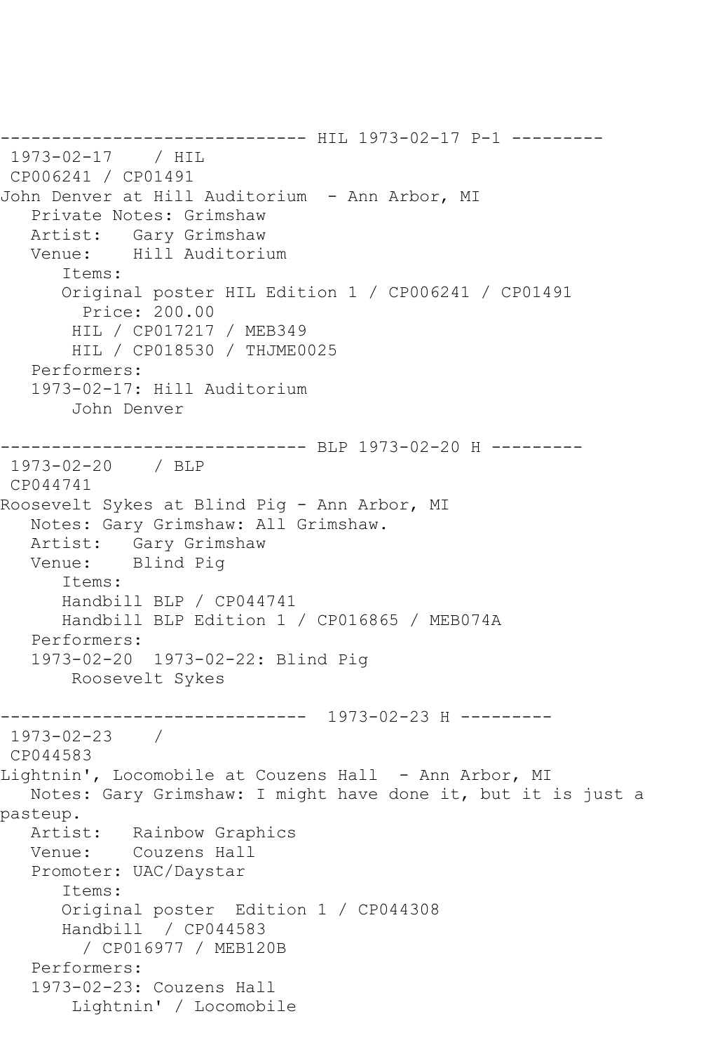```
------------------------------ HIL 1973-02-17 P-1 ---------
 1973-02-17    / HIL
 CP006241 / CP01491
John Denver at Hill Auditorium  - Ann Arbor, MI
   Private Notes: Grimshaw
   Artist:   Gary Grimshaw
   Venue:    Hill Auditorium
      Items:
      Original poster HIL Edition 1 / CP006241 / CP01491
        Price: 200.00
       HIL / CP017217 / MEB349
       HIL / CP018530 / THJME0025
   Performers:
   1973-02-17: Hill Auditorium
       John Denver

------------------------------ BLP 1973-02-20 H ---------
 1973-02-20    / BLP
 CP044741
Roosevelt Sykes at Blind Pig - Ann Arbor, MI
   Notes: Gary Grimshaw: All Grimshaw.
   Artist:   Gary Grimshaw
   Venue:    Blind Pig
      Items:
      Handbill BLP / CP044741
      Handbill BLP Edition 1 / CP016865 / MEB074A
   Performers:
   1973-02-20  1973-02-22: Blind Pig
       Roosevelt Sykes

------------------------------  1973-02-23 H ---------
 1973-02-23    /
 CP044583
Lightnin', Locomobile at Couzens Hall  - Ann Arbor, MI
   Notes: Gary Grimshaw: I might have done it, but it is just a
pasteup.
   Artist:   Rainbow Graphics
   Venue:    Couzens Hall
   Promoter: UAC/Daystar
      Items:
      Original poster  Edition 1 / CP044308
      Handbill  / CP044583
        / CP016977 / MEB120B
   Performers:
   1973-02-23: Couzens Hall
       Lightnin' / Locomobile
```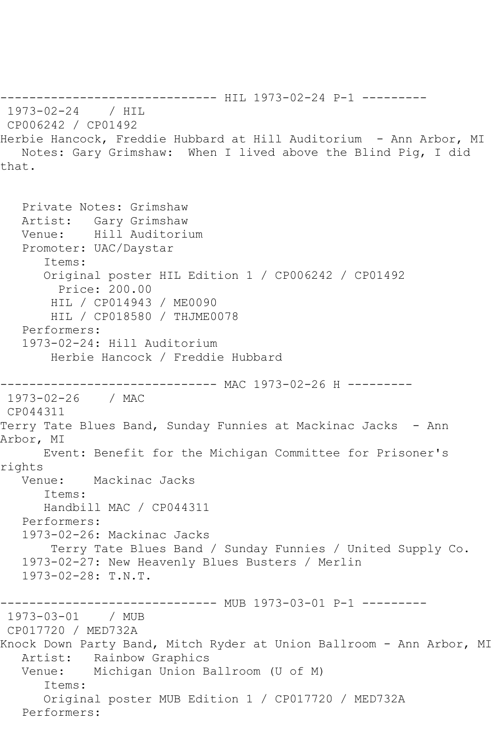------------------------------ HIL 1973-02-24 P-1 ---------

1973-02-24 / HIL
CP006242 / CP01492
Herbie Hancock, Freddie Hubbard at Hill Auditorium - Ann Arbor, MI
Notes: Gary Grimshaw: When I lived above the Blind Pig, I did that.

Private Notes: Grimshaw
Artist: Gary Grimshaw
Venue: Hill Auditorium
Promoter: UAC/Daystar
Items:
Original poster HIL Edition 1 / CP006242 / CP01492
Price: 200.00
HIL / CP014943 / ME0090
HIL / CP018580 / THJME0078
Performers:
1973-02-24: Hill Auditorium
Herbie Hancock / Freddie Hubbard

------------------------------ MAC 1973-02-26 H ---------

1973-02-26 / MAC
CP044311
Terry Tate Blues Band, Sunday Funnies at Mackinac Jacks - Ann Arbor, MI
Event: Benefit for the Michigan Committee for Prisoner's rights
Venue: Mackinac Jacks
Items:
Handbill MAC / CP044311
Performers:
1973-02-26: Mackinac Jacks
Terry Tate Blues Band / Sunday Funnies / United Supply Co.
1973-02-27: New Heavenly Blues Busters / Merlin
1973-02-28: T.N.T.

------------------------------ MUB 1973-03-01 P-1 ---------

1973-03-01 / MUB
CP017720 / MED732A
Knock Down Party Band, Mitch Ryder at Union Ballroom - Ann Arbor, MI
Artist: Rainbow Graphics
Venue: Michigan Union Ballroom (U of M)
Items:
Original poster MUB Edition 1 / CP017720 / MED732A
Performers: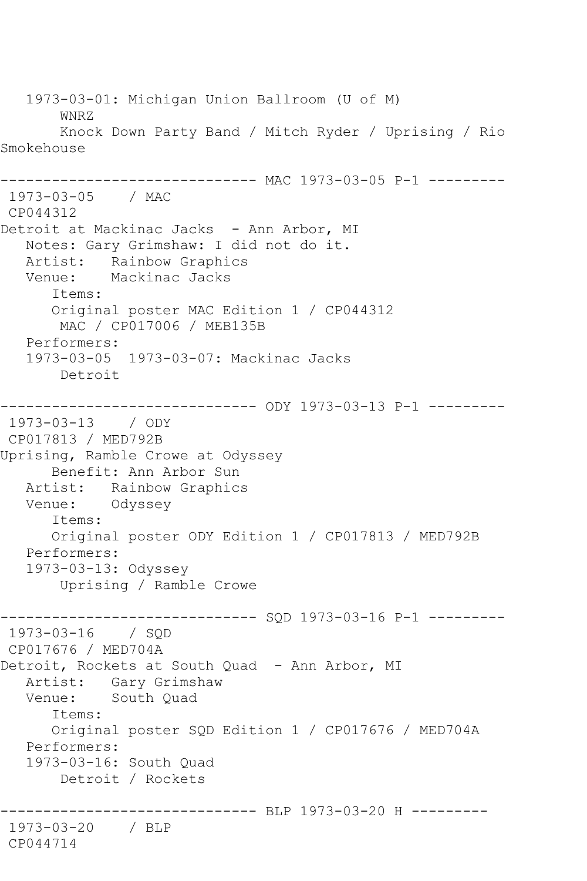```
   1973-03-01: Michigan Union Ballroom (U of M)
       WNRZ
       Knock Down Party Band / Mitch Ryder / Uprising / Rio 
Smokehouse

------------------------------ MAC 1973-03-05 P-1 ---------
 1973-03-05    / MAC
 CP044312
Detroit at Mackinac Jacks  - Ann Arbor, MI
   Notes: Gary Grimshaw: I did not do it.
   Artist:   Rainbow Graphics
   Venue:    Mackinac Jacks
      Items:
      Original poster MAC Edition 1 / CP044312
       MAC / CP017006 / MEB135B
   Performers:
   1973-03-05  1973-03-07: Mackinac Jacks
       Detroit

------------------------------ ODY 1973-03-13 P-1 ---------
 1973-03-13    / ODY
 CP017813 / MED792B
Uprising, Ramble Crowe at Odyssey
      Benefit: Ann Arbor Sun
   Artist:   Rainbow Graphics
   Venue:    Odyssey
      Items:
      Original poster ODY Edition 1 / CP017813 / MED792B
   Performers:
   1973-03-13: Odyssey
       Uprising / Ramble Crowe

------------------------------ SQD 1973-03-16 P-1 ---------
 1973-03-16    / SQD
 CP017676 / MED704A
Detroit, Rockets at South Quad  - Ann Arbor, MI
   Artist:   Gary Grimshaw
   Venue:    South Quad
      Items:
      Original poster SQD Edition 1 / CP017676 / MED704A
   Performers:
   1973-03-16: South Quad
       Detroit / Rockets

------------------------------ BLP 1973-03-20 H ---------
 1973-03-20    / BLP
 CP044714
```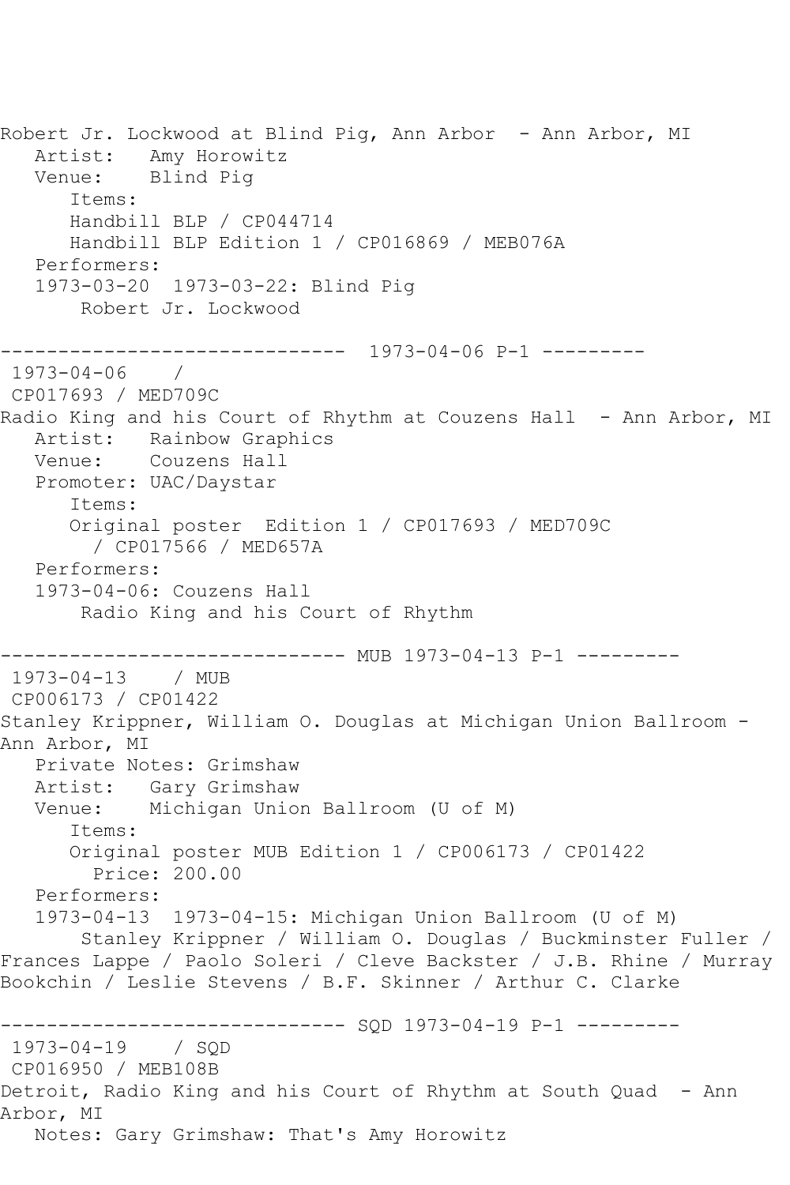Robert Jr. Lockwood at Blind Pig, Ann Arbor - Ann Arbor, MI
   Artist: Amy Horowitz
   Venue: Blind Pig
      Items:
      Handbill BLP / CP044714
      Handbill BLP Edition 1 / CP016869 / MEB076A
   Performers:
   1973-03-20 1973-03-22: Blind Pig
       Robert Jr. Lockwood

------------------------------ 1973-04-06 P-1 ---------
 1973-04-06 /
 CP017693 / MED709C
Radio King and his Court of Rhythm at Couzens Hall - Ann Arbor, MI
   Artist: Rainbow Graphics
   Venue: Couzens Hall
   Promoter: UAC/Daystar
      Items:
      Original poster Edition 1 / CP017693 / MED709C
        / CP017566 / MED657A
   Performers:
   1973-04-06: Couzens Hall
       Radio King and his Court of Rhythm

------------------------------ MUB 1973-04-13 P-1 ---------
 1973-04-13 / MUB
 CP006173 / CP01422
Stanley Krippner, William O. Douglas at Michigan Union Ballroom - Ann Arbor, MI
   Private Notes: Grimshaw
   Artist: Gary Grimshaw
   Venue: Michigan Union Ballroom (U of M)
      Items:
      Original poster MUB Edition 1 / CP006173 / CP01422
        Price: 200.00
   Performers:
   1973-04-13 1973-04-15: Michigan Union Ballroom (U of M)
       Stanley Krippner / William O. Douglas / Buckminster Fuller / Frances Lappe / Paolo Soleri / Cleve Backster / J.B. Rhine / Murray Bookchin / Leslie Stevens / B.F. Skinner / Arthur C. Clarke

------------------------------ SQD 1973-04-19 P-1 ---------
 1973-04-19 / SQD
 CP016950 / MEB108B
Detroit, Radio King and his Court of Rhythm at South Quad - Ann Arbor, MI
   Notes: Gary Grimshaw: That's Amy Horowitz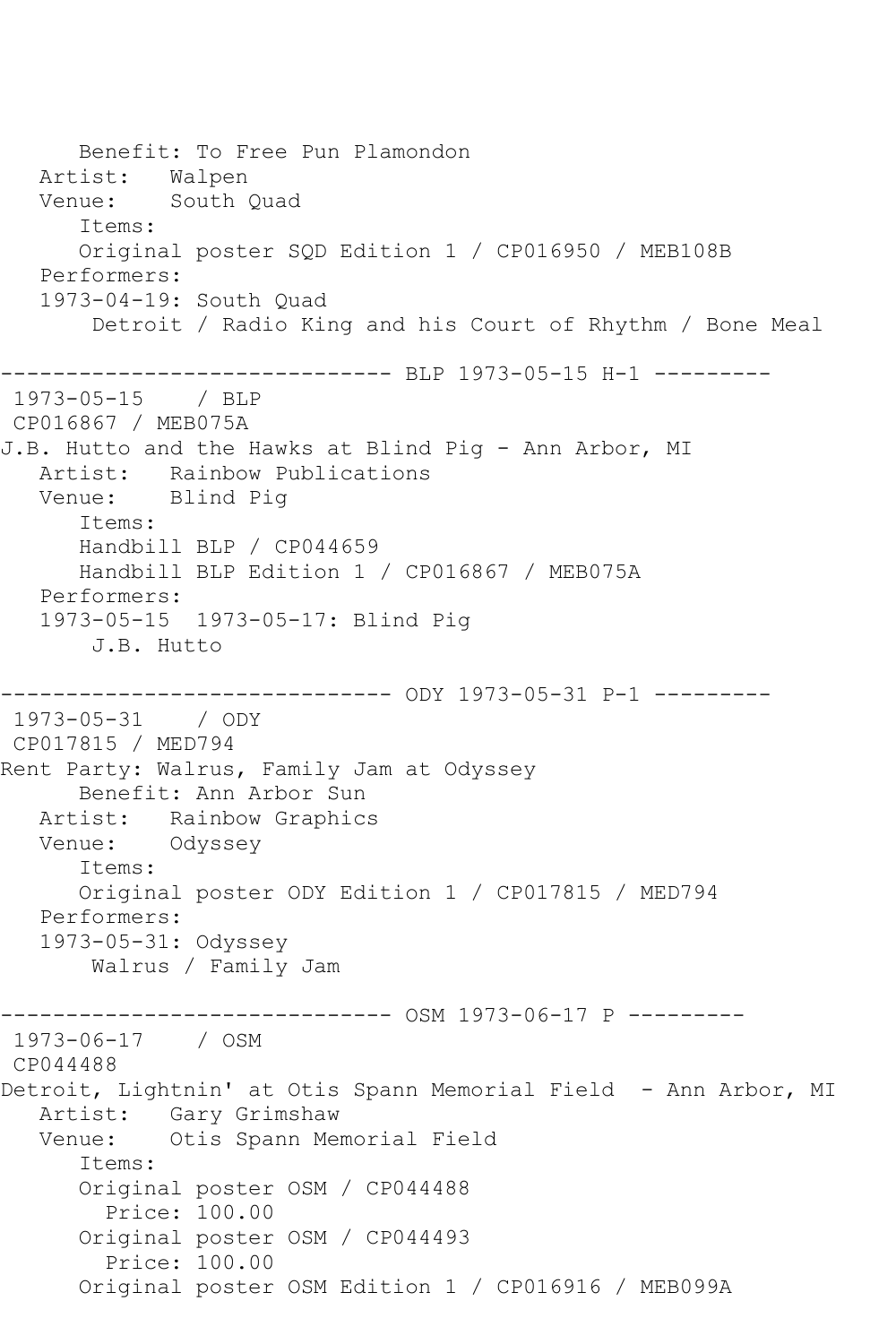```
      Benefit: To Free Pun Plamondon
   Artist:   Walpen
   Venue:    South Quad
      Items:
      Original poster SQD Edition 1 / CP016950 / MEB108B
   Performers:
   1973-04-19: South Quad
       Detroit / Radio King and his Court of Rhythm / Bone Meal

------------------------------ BLP 1973-05-15 H-1 ---------
 1973-05-15    / BLP
 CP016867 / MEB075A
J.B. Hutto and the Hawks at Blind Pig - Ann Arbor, MI
   Artist:   Rainbow Publications
   Venue:    Blind Pig
      Items:
      Handbill BLP / CP044659
      Handbill BLP Edition 1 / CP016867 / MEB075A
   Performers:
   1973-05-15  1973-05-17: Blind Pig
       J.B. Hutto

------------------------------ ODY 1973-05-31 P-1 ---------
 1973-05-31    / ODY
 CP017815 / MED794
Rent Party: Walrus, Family Jam at Odyssey
      Benefit: Ann Arbor Sun
   Artist:   Rainbow Graphics
   Venue:    Odyssey
      Items:
      Original poster ODY Edition 1 / CP017815 / MED794
   Performers:
   1973-05-31: Odyssey
       Walrus / Family Jam

------------------------------ OSM 1973-06-17 P ---------
 1973-06-17    / OSM
 CP044488
Detroit, Lightnin' at Otis Spann Memorial Field  - Ann Arbor, MI
   Artist:   Gary Grimshaw
   Venue:    Otis Spann Memorial Field
      Items:
      Original poster OSM / CP044488
        Price: 100.00
      Original poster OSM / CP044493
        Price: 100.00
      Original poster OSM Edition 1 / CP016916 / MEB099A
```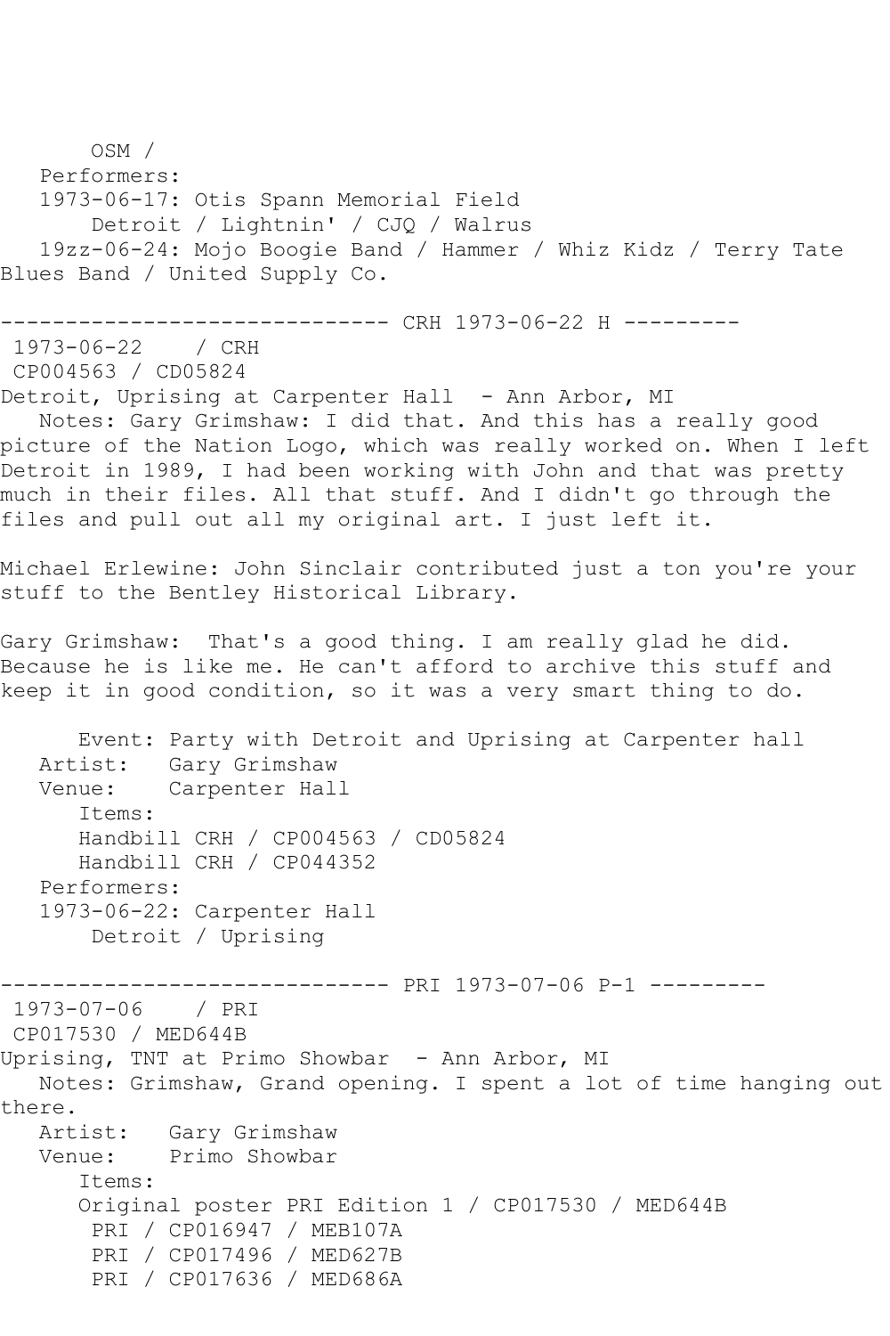OSM /
   Performers:
   1973-06-17: Otis Spann Memorial Field
       Detroit / Lightnin' / CJQ / Walrus
   19zz-06-24: Mojo Boogie Band / Hammer / Whiz Kidz / Terry Tate Blues Band / United Supply Co.

------------------------------ CRH 1973-06-22 H ---------

1973-06-22    / CRH
CP004563 / CD05824
Detroit, Uprising at Carpenter Hall  - Ann Arbor, MI
   Notes: Gary Grimshaw: I did that. And this has a really good picture of the Nation Logo, which was really worked on. When I left Detroit in 1989, I had been working with John and that was pretty much in their files. All that stuff. And I didn't go through the files and pull out all my original art. I just left it.

Michael Erlewine: John Sinclair contributed just a ton you're your stuff to the Bentley Historical Library.

Gary Grimshaw:  That's a good thing. I am really glad he did. Because he is like me. He can't afford to archive this stuff and keep it in good condition, so it was a very smart thing to do.

      Event: Party with Detroit and Uprising at Carpenter hall
   Artist:   Gary Grimshaw
   Venue:    Carpenter Hall
      Items:
      Handbill CRH / CP004563 / CD05824
      Handbill CRH / CP044352
   Performers:
   1973-06-22: Carpenter Hall
       Detroit / Uprising

------------------------------ PRI 1973-07-06 P-1 ---------

1973-07-06    / PRI
CP017530 / MED644B
Uprising, TNT at Primo Showbar  - Ann Arbor, MI
   Notes: Grimshaw, Grand opening. I spent a lot of time hanging out there.
   Artist:   Gary Grimshaw
   Venue:    Primo Showbar
      Items:
      Original poster PRI Edition 1 / CP017530 / MED644B
       PRI / CP016947 / MEB107A
       PRI / CP017496 / MED627B
       PRI / CP017636 / MED686A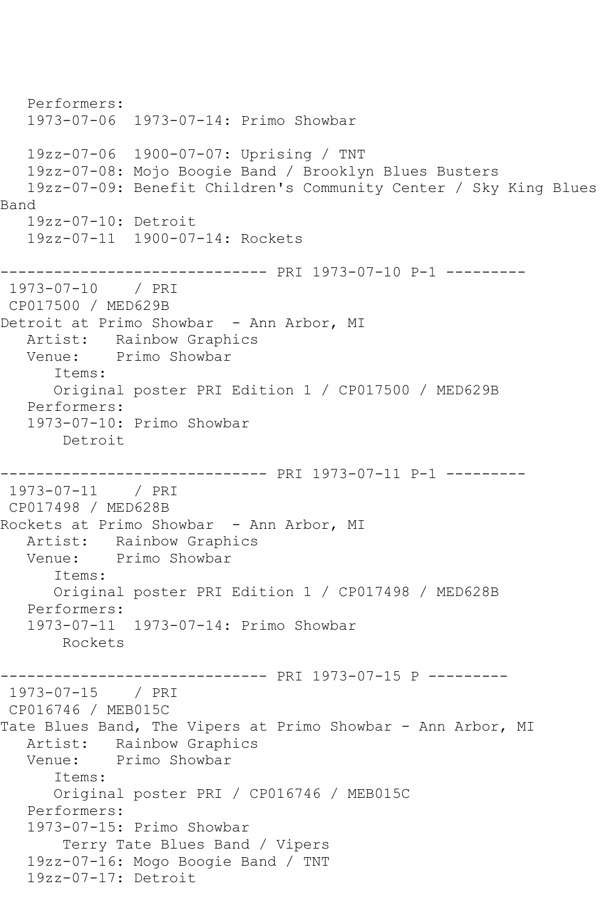```
   Performers:
   1973-07-06  1973-07-14: Primo Showbar

   19zz-07-06  1900-07-07: Uprising / TNT
   19zz-07-08: Mojo Boogie Band / Brooklyn Blues Busters
   19zz-07-09: Benefit Children's Community Center / Sky King Blues 
Band
   19zz-07-10: Detroit
   19zz-07-11  1900-07-14: Rockets

------------------------------ PRI 1973-07-10 P-1 ---------
 1973-07-10    / PRI 
 CP017500 / MED629B
Detroit at Primo Showbar  - Ann Arbor, MI
   Artist:   Rainbow Graphics
   Venue:    Primo Showbar
      Items:
      Original poster PRI Edition 1 / CP017500 / MED629B
   Performers:
   1973-07-10: Primo Showbar
       Detroit

------------------------------ PRI 1973-07-11 P-1 ---------
 1973-07-11    / PRI 
 CP017498 / MED628B
Rockets at Primo Showbar  - Ann Arbor, MI
   Artist:   Rainbow Graphics
   Venue:    Primo Showbar
      Items:
      Original poster PRI Edition 1 / CP017498 / MED628B
   Performers:
   1973-07-11  1973-07-14: Primo Showbar
       Rockets

------------------------------ PRI 1973-07-15 P ---------
 1973-07-15    / PRI 
 CP016746 / MEB015C
Tate Blues Band, The Vipers at Primo Showbar - Ann Arbor, MI
   Artist:   Rainbow Graphics
   Venue:    Primo Showbar
      Items:
      Original poster PRI / CP016746 / MEB015C
   Performers:
   1973-07-15: Primo Showbar
       Terry Tate Blues Band / Vipers
   19zz-07-16: Mogo Boogie Band / TNT
   19zz-07-17: Detroit
```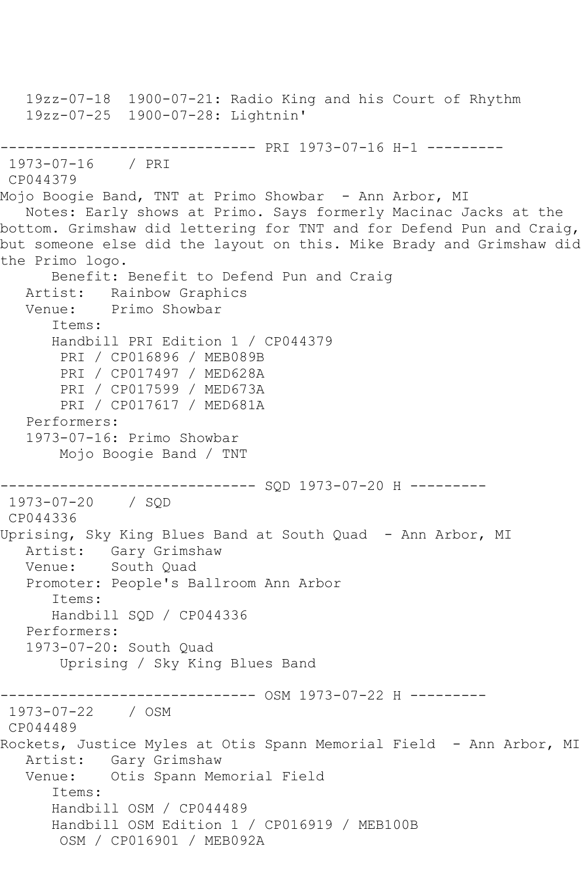```
   19zz-07-18  1900-07-21: Radio King and his Court of Rhythm
   19zz-07-25  1900-07-28: Lightnin'

------------------------------ PRI 1973-07-16 H-1 ---------
 1973-07-16    / PRI
 CP044379
Mojo Boogie Band, TNT at Primo Showbar  - Ann Arbor, MI
   Notes: Early shows at Primo. Says formerly Macinac Jacks at the
bottom. Grimshaw did lettering for TNT and for Defend Pun and Craig,
but someone else did the layout on this. Mike Brady and Grimshaw did
the Primo logo.
      Benefit: Benefit to Defend Pun and Craig
   Artist:   Rainbow Graphics
   Venue:    Primo Showbar
      Items:
      Handbill PRI Edition 1 / CP044379
       PRI / CP016896 / MEB089B
       PRI / CP017497 / MED628A
       PRI / CP017599 / MED673A
       PRI / CP017617 / MED681A
   Performers:
   1973-07-16: Primo Showbar
       Mojo Boogie Band / TNT

------------------------------ SQD 1973-07-20 H ---------
 1973-07-20    / SQD
 CP044336
Uprising, Sky King Blues Band at South Quad  - Ann Arbor, MI
   Artist:   Gary Grimshaw
   Venue:    South Quad
   Promoter: People's Ballroom Ann Arbor
      Items:
      Handbill SQD / CP044336
   Performers:
   1973-07-20: South Quad
       Uprising / Sky King Blues Band

------------------------------ OSM 1973-07-22 H ---------
 1973-07-22    / OSM
 CP044489
Rockets, Justice Myles at Otis Spann Memorial Field  - Ann Arbor, MI
   Artist:   Gary Grimshaw
   Venue:    Otis Spann Memorial Field
      Items:
      Handbill OSM / CP044489
      Handbill OSM Edition 1 / CP016919 / MEB100B
       OSM / CP016901 / MEB092A
```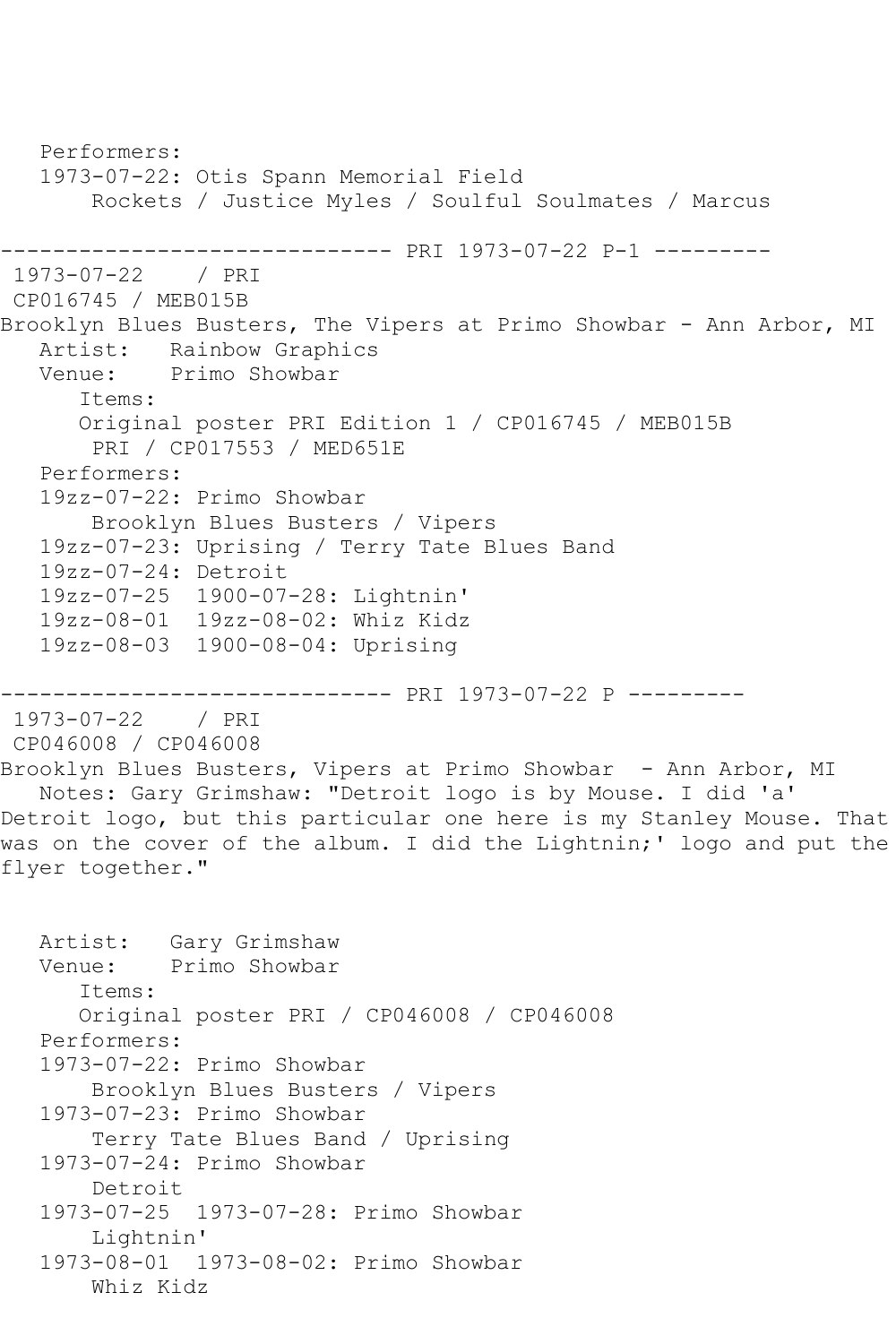```
   Performers:
   1973-07-22: Otis Spann Memorial Field
       Rockets / Justice Myles / Soulful Soulmates / Marcus

------------------------------ PRI 1973-07-22 P-1 ---------
 1973-07-22    / PRI
 CP016745 / MEB015B
Brooklyn Blues Busters, The Vipers at Primo Showbar - Ann Arbor, MI
   Artist:   Rainbow Graphics
   Venue:    Primo Showbar
      Items:
      Original poster PRI Edition 1 / CP016745 / MEB015B
       PRI / CP017553 / MED651E
   Performers:
   19zz-07-22: Primo Showbar
       Brooklyn Blues Busters / Vipers
   19zz-07-23: Uprising / Terry Tate Blues Band
   19zz-07-24: Detroit
   19zz-07-25  1900-07-28: Lightnin'
   19zz-08-01  19zz-08-02: Whiz Kidz
   19zz-08-03  1900-08-04: Uprising

------------------------------ PRI 1973-07-22 P ---------
 1973-07-22    / PRI
 CP046008 / CP046008
Brooklyn Blues Busters, Vipers at Primo Showbar  - Ann Arbor, MI
   Notes: Gary Grimshaw: "Detroit logo is by Mouse. I did 'a'
Detroit logo, but this particular one here is my Stanley Mouse. That
was on the cover of the album. I did the Lightnin;' logo and put the
flyer together."


   Artist:   Gary Grimshaw
   Venue:    Primo Showbar
      Items:
      Original poster PRI / CP046008 / CP046008
   Performers:
   1973-07-22: Primo Showbar
       Brooklyn Blues Busters / Vipers
   1973-07-23: Primo Showbar
       Terry Tate Blues Band / Uprising
   1973-07-24: Primo Showbar
       Detroit
   1973-07-25  1973-07-28: Primo Showbar
       Lightnin'
   1973-08-01  1973-08-02: Primo Showbar
       Whiz Kidz
```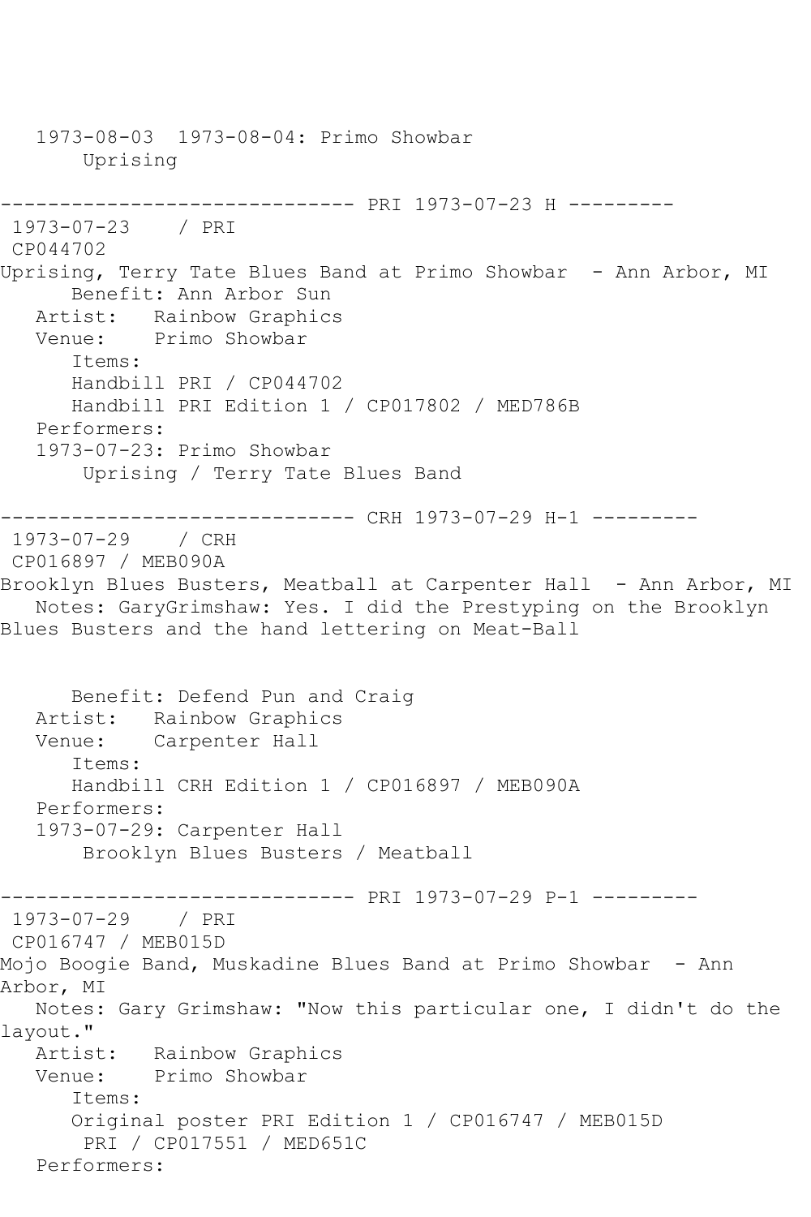1973-08-03  1973-08-04: Primo Showbar
    Uprising

------------------------------ PRI 1973-07-23 H ---------
1973-07-23    / PRI
CP044702
Uprising, Terry Tate Blues Band at Primo Showbar  - Ann Arbor, MI
   Benefit: Ann Arbor Sun
   Artist:   Rainbow Graphics
   Venue:    Primo Showbar
   Items:
   Handbill PRI / CP044702
   Handbill PRI Edition 1 / CP017802 / MED786B
   Performers:
   1973-07-23: Primo Showbar
       Uprising / Terry Tate Blues Band

------------------------------ CRH 1973-07-29 H-1 ---------
1973-07-29    / CRH
CP016897 / MEB090A
Brooklyn Blues Busters, Meatball at Carpenter Hall  - Ann Arbor, MI
   Notes: GaryGrimshaw: Yes. I did the Prestyping on the Brooklyn Blues Busters and the hand lettering on Meat-Ball

   Benefit: Defend Pun and Craig
   Artist:   Rainbow Graphics
   Venue:    Carpenter Hall
   Items:
   Handbill CRH Edition 1 / CP016897 / MEB090A
   Performers:
   1973-07-29: Carpenter Hall
       Brooklyn Blues Busters / Meatball

------------------------------ PRI 1973-07-29 P-1 ---------
1973-07-29    / PRI
CP016747 / MEB015D
Mojo Boogie Band, Muskadine Blues Band at Primo Showbar  - Ann Arbor, MI
   Notes: Gary Grimshaw: "Now this particular one, I didn't do the layout."
   Artist:   Rainbow Graphics
   Venue:    Primo Showbar
   Items:
   Original poster PRI Edition 1 / CP016747 / MEB015D
    PRI / CP017551 / MED651C
   Performers: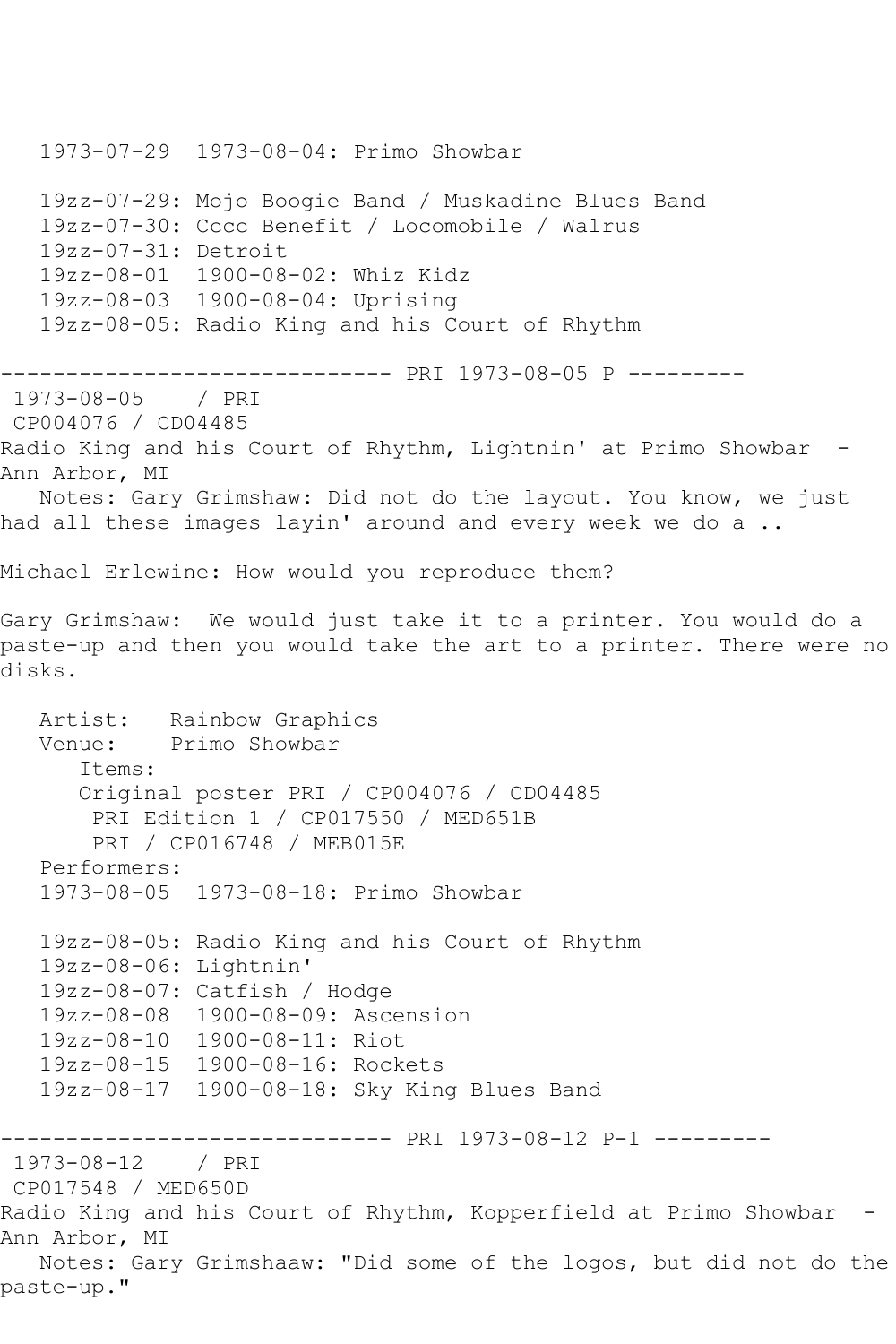1973-07-29  1973-08-04: Primo Showbar

   19zz-07-29: Mojo Boogie Band / Muskadine Blues Band
   19zz-07-30: Cccc Benefit / Locomobile / Walrus
   19zz-07-31: Detroit
   19zz-08-01  1900-08-02: Whiz Kidz
   19zz-08-03  1900-08-04: Uprising
   19zz-08-05: Radio King and his Court of Rhythm

------------------------------ PRI 1973-08-05 P ---------

1973-08-05    / PRI
CP004076 / CD04485
Radio King and his Court of Rhythm, Lightnin' at Primo Showbar  - Ann Arbor, MI
   Notes: Gary Grimshaw: Did not do the layout. You know, we just had all these images layin' around and every week we do a ..

Michael Erlewine: How would you reproduce them?

Gary Grimshaw:  We would just take it to a printer. You would do a paste-up and then you would take the art to a printer. There were no disks.

   Artist:   Rainbow Graphics
   Venue:    Primo Showbar
      Items:
      Original poster PRI / CP004076 / CD04485
       PRI Edition 1 / CP017550 / MED651B
       PRI / CP016748 / MEB015E
   Performers:
   1973-08-05  1973-08-18: Primo Showbar

   19zz-08-05: Radio King and his Court of Rhythm
   19zz-08-06: Lightnin'
   19zz-08-07: Catfish / Hodge
   19zz-08-08  1900-08-09: Ascension
   19zz-08-10  1900-08-11: Riot
   19zz-08-15  1900-08-16: Rockets
   19zz-08-17  1900-08-18: Sky King Blues Band

------------------------------ PRI 1973-08-12 P-1 ---------

1973-08-12    / PRI
CP017548 / MED650D
Radio King and his Court of Rhythm, Kopperfield at Primo Showbar  - Ann Arbor, MI
   Notes: Gary Grimshaaw: "Did some of the logos, but did not do the paste-up."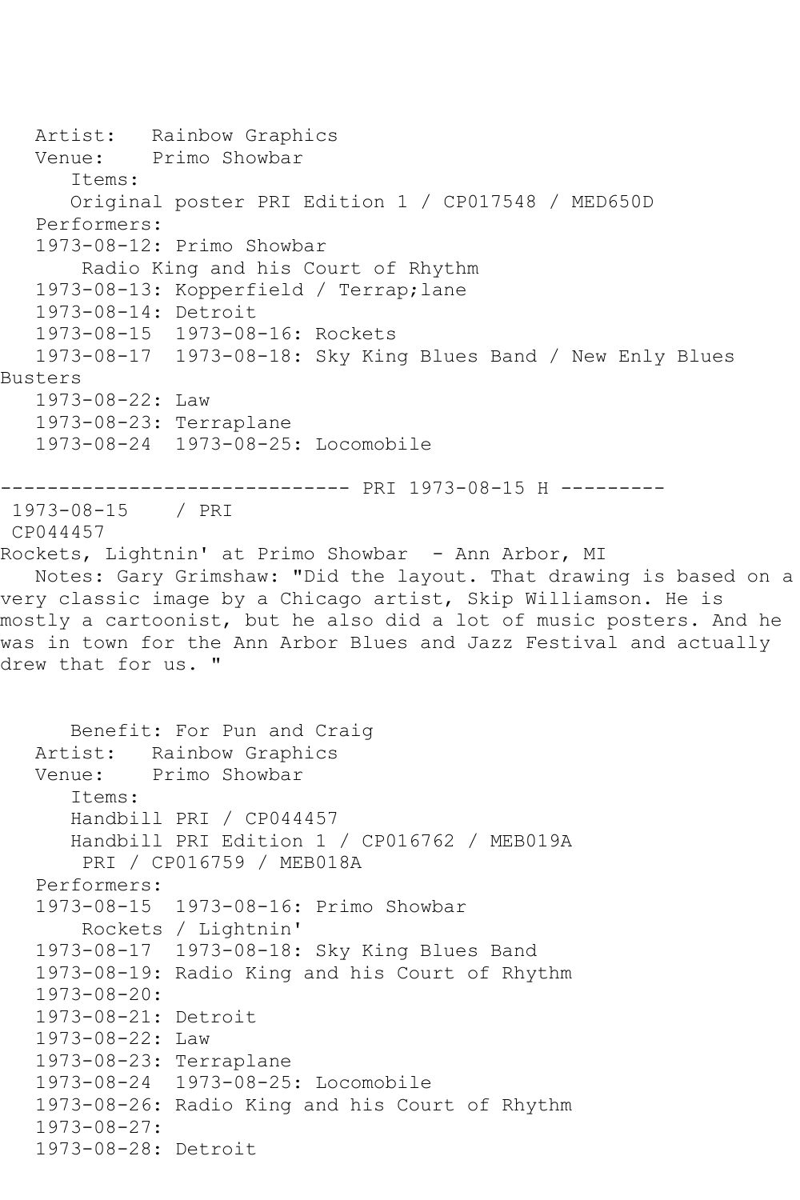Artist: Rainbow Graphics
Venue: Primo Showbar
Items:
Original poster PRI Edition 1 / CP017548 / MED650D
Performers:
1973-08-12: Primo Showbar
Radio King and his Court of Rhythm
1973-08-13: Kopperfield / Terrap;lane
1973-08-14: Detroit
1973-08-15 1973-08-16: Rockets
1973-08-17 1973-08-18: Sky King Blues Band / New Enly Blues Busters
1973-08-22: Law
1973-08-23: Terraplane
1973-08-24 1973-08-25: Locomobile

------------------------------ PRI 1973-08-15 H ---------

1973-08-15 / PRI
CP044457
Rockets, Lightnin' at Primo Showbar - Ann Arbor, MI
Notes: Gary Grimshaw: "Did the layout. That drawing is based on a very classic image by a Chicago artist, Skip Williamson. He is mostly a cartoonist, but he also did a lot of music posters. And he was in town for the Ann Arbor Blues and Jazz Festival and actually drew that for us. "

Benefit: For Pun and Craig
Artist: Rainbow Graphics
Venue: Primo Showbar
Items:
Handbill PRI / CP044457
Handbill PRI Edition 1 / CP016762 / MEB019A
PRI / CP016759 / MEB018A
Performers:
1973-08-15 1973-08-16: Primo Showbar
Rockets / Lightnin'
1973-08-17 1973-08-18: Sky King Blues Band
1973-08-19: Radio King and his Court of Rhythm
1973-08-20:
1973-08-21: Detroit
1973-08-22: Law
1973-08-23: Terraplane
1973-08-24 1973-08-25: Locomobile
1973-08-26: Radio King and his Court of Rhythm
1973-08-27:
1973-08-28: Detroit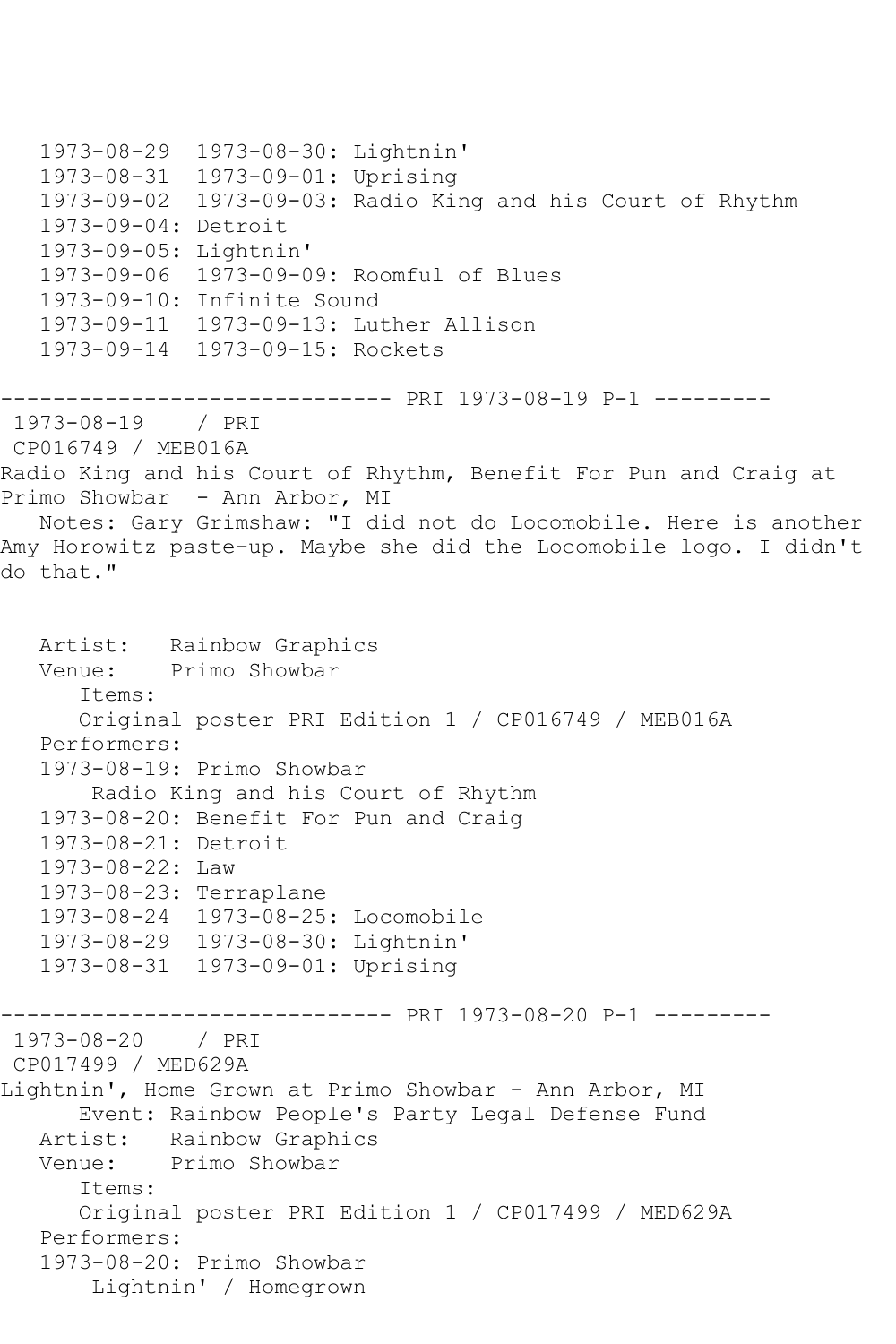```
   1973-08-29  1973-08-30: Lightnin'
   1973-08-31  1973-09-01: Uprising
   1973-09-02  1973-09-03: Radio King and his Court of Rhythm
   1973-09-04: Detroit
   1973-09-05: Lightnin'
   1973-09-06  1973-09-09: Roomful of Blues
   1973-09-10: Infinite Sound
   1973-09-11  1973-09-13: Luther Allison
   1973-09-14  1973-09-15: Rockets

------------------------------ PRI 1973-08-19 P-1 ---------
 1973-08-19    / PRI
 CP016749 / MEB016A
Radio King and his Court of Rhythm, Benefit For Pun and Craig at
Primo Showbar  - Ann Arbor, MI
   Notes: Gary Grimshaw: "I did not do Locomobile. Here is another
Amy Horowitz paste-up. Maybe she did the Locomobile logo. I didn't
do that."


   Artist:   Rainbow Graphics
   Venue:    Primo Showbar
      Items:
      Original poster PRI Edition 1 / CP016749 / MEB016A
   Performers:
   1973-08-19: Primo Showbar
       Radio King and his Court of Rhythm
   1973-08-20: Benefit For Pun and Craig
   1973-08-21: Detroit
   1973-08-22: Law
   1973-08-23: Terraplane
   1973-08-24  1973-08-25: Locomobile
   1973-08-29  1973-08-30: Lightnin'
   1973-08-31  1973-09-01: Uprising

------------------------------ PRI 1973-08-20 P-1 ---------
 1973-08-20    / PRI
 CP017499 / MED629A
Lightnin', Home Grown at Primo Showbar - Ann Arbor, MI
      Event: Rainbow People's Party Legal Defense Fund
   Artist:   Rainbow Graphics
   Venue:    Primo Showbar
      Items:
      Original poster PRI Edition 1 / CP017499 / MED629A
   Performers:
   1973-08-20: Primo Showbar
       Lightnin' / Homegrown
```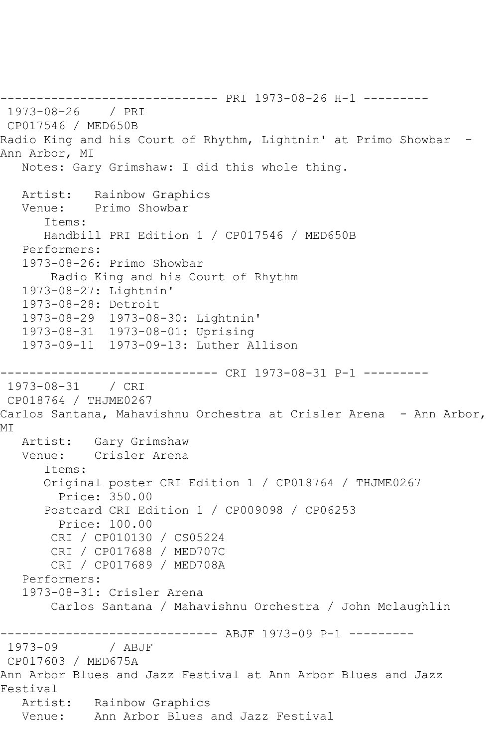------------------------------ PRI 1973-08-26 H-1 ---------

1973-08-26 / PRI
CP017546 / MED650B
Radio King and his Court of Rhythm, Lightnin' at Primo Showbar - Ann Arbor, MI
Notes: Gary Grimshaw: I did this whole thing.

Artist: Rainbow Graphics
Venue: Primo Showbar
Items:
Handbill PRI Edition 1 / CP017546 / MED650B
Performers:
1973-08-26: Primo Showbar
Radio King and his Court of Rhythm
1973-08-27: Lightnin'
1973-08-28: Detroit
1973-08-29 1973-08-30: Lightnin'
1973-08-31 1973-08-01: Uprising
1973-09-11 1973-09-13: Luther Allison

------------------------------ CRI 1973-08-31 P-1 ---------

1973-08-31 / CRI
CP018764 / THJME0267
Carlos Santana, Mahavishnu Orchestra at Crisler Arena - Ann Arbor, MI
Artist: Gary Grimshaw
Venue: Crisler Arena
Items:
Original poster CRI Edition 1 / CP018764 / THJME0267
Price: 350.00
Postcard CRI Edition 1 / CP009098 / CP06253
Price: 100.00
CRI / CP010130 / CS05224
CRI / CP017688 / MED707C
CRI / CP017689 / MED708A
Performers:
1973-08-31: Crisler Arena
Carlos Santana / Mahavishnu Orchestra / John Mclaughlin

------------------------------ ABJF 1973-09 P-1 ---------

1973-09 / ABJF
CP017603 / MED675A
Ann Arbor Blues and Jazz Festival at Ann Arbor Blues and Jazz Festival
Artist: Rainbow Graphics
Venue: Ann Arbor Blues and Jazz Festival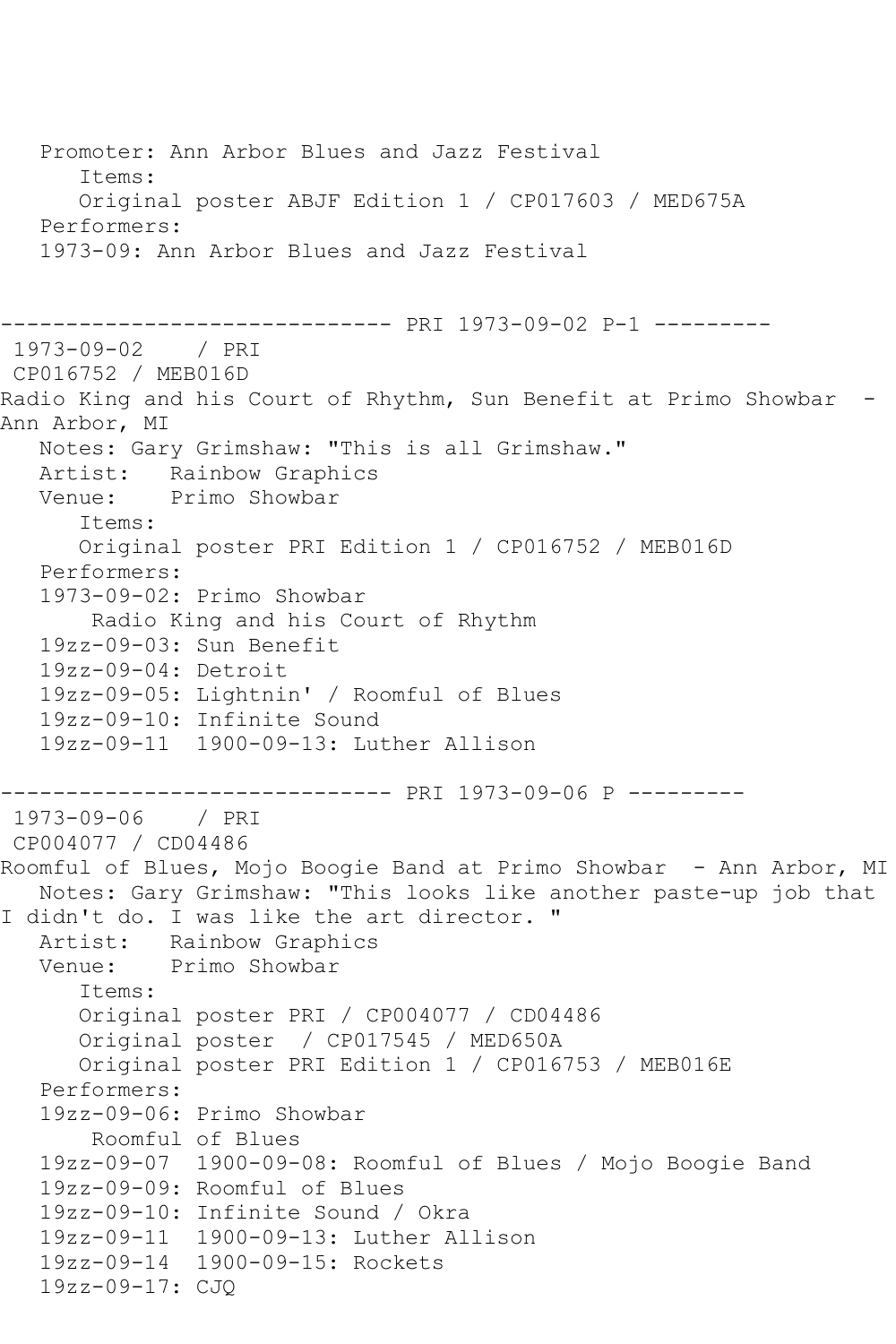Promoter: Ann Arbor Blues and Jazz Festival
Items:
Original poster ABJF Edition 1 / CP017603 / MED675A
Performers:
1973-09: Ann Arbor Blues and Jazz Festival

------------------------------ PRI 1973-09-02 P-1 ---------

1973-09-02 / PRI
CP016752 / MEB016D
Radio King and his Court of Rhythm, Sun Benefit at Primo Showbar - Ann Arbor, MI
Notes: Gary Grimshaw: "This is all Grimshaw."
Artist: Rainbow Graphics
Venue: Primo Showbar
Items:
Original poster PRI Edition 1 / CP016752 / MEB016D
Performers:
1973-09-02: Primo Showbar
Radio King and his Court of Rhythm
19zz-09-03: Sun Benefit
19zz-09-04: Detroit
19zz-09-05: Lightnin' / Roomful of Blues
19zz-09-10: Infinite Sound
19zz-09-11 1900-09-13: Luther Allison

------------------------------ PRI 1973-09-06 P ---------

1973-09-06 / PRI
CP004077 / CD04486
Roomful of Blues, Mojo Boogie Band at Primo Showbar - Ann Arbor, MI
Notes: Gary Grimshaw: "This looks like another paste-up job that I didn't do. I was like the art director. "
Artist: Rainbow Graphics
Venue: Primo Showbar
Items:
Original poster PRI / CP004077 / CD04486
Original poster / CP017545 / MED650A
Original poster PRI Edition 1 / CP016753 / MEB016E
Performers:
19zz-09-06: Primo Showbar
Roomful of Blues
19zz-09-07 1900-09-08: Roomful of Blues / Mojo Boogie Band
19zz-09-09: Roomful of Blues
19zz-09-10: Infinite Sound / Okra
19zz-09-11 1900-09-13: Luther Allison
19zz-09-14 1900-09-15: Rockets
19zz-09-17: CJQ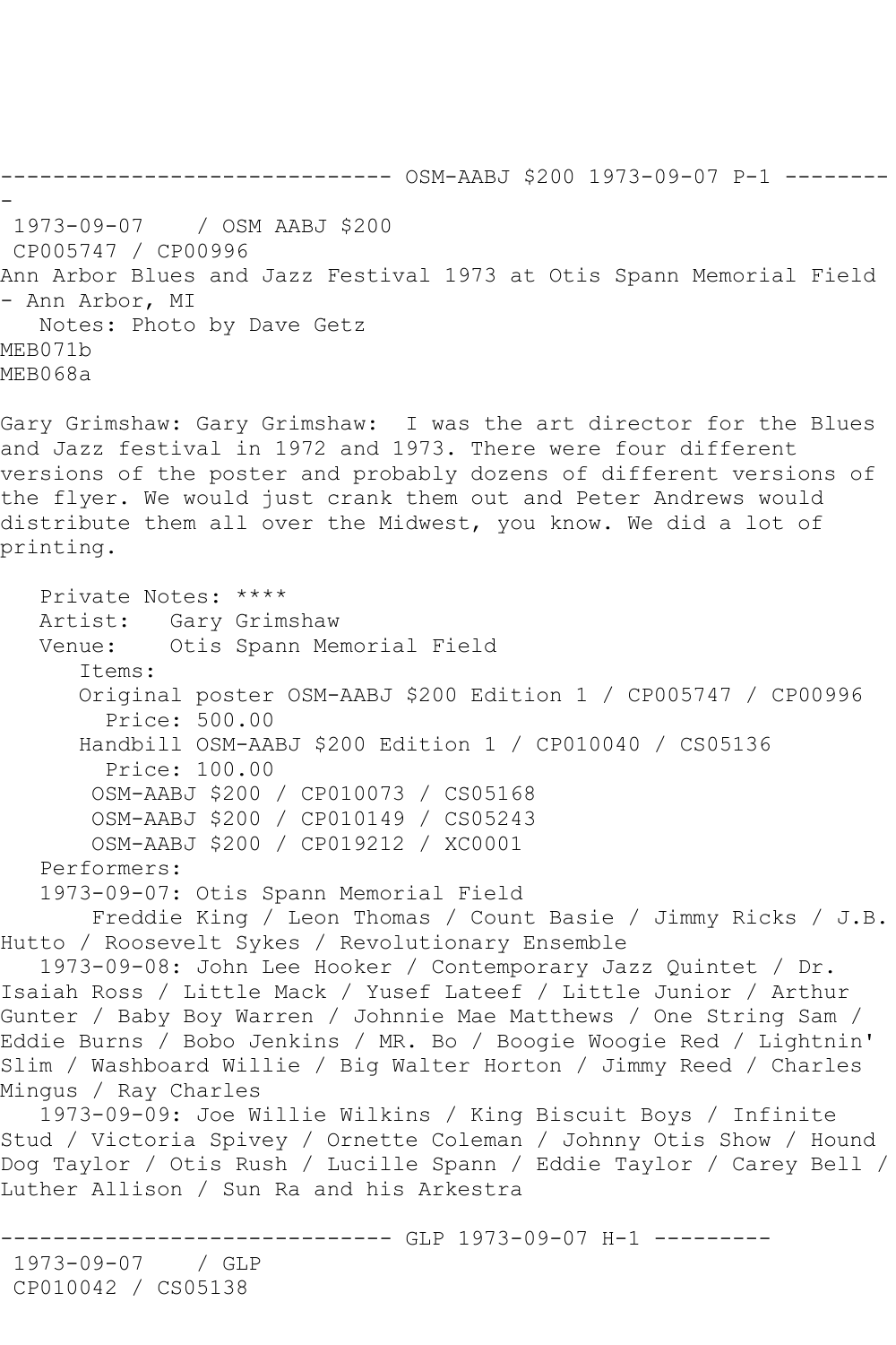------------------------------ OSM-AABJ $200 1973-09-07 P-1 ---------
-
 1973-09-07    / OSM AABJ $200
 CP005747 / CP00996
Ann Arbor Blues and Jazz Festival 1973 at Otis Spann Memorial Field - Ann Arbor, MI
   Notes: Photo by Dave Getz
MEB071b
MEB068a

Gary Grimshaw: Gary Grimshaw:  I was the art director for the Blues and Jazz festival in 1972 and 1973. There were four different versions of the poster and probably dozens of different versions of the flyer. We would just crank them out and Peter Andrews would distribute them all over the Midwest, you know. We did a lot of printing.

   Private Notes: ****
   Artist:   Gary Grimshaw
   Venue:    Otis Spann Memorial Field
      Items:
      Original poster OSM-AABJ $200 Edition 1 / CP005747 / CP00996
        Price: 500.00
      Handbill OSM-AABJ $200 Edition 1 / CP010040 / CS05136
        Price: 100.00
       OSM-AABJ $200 / CP010073 / CS05168
       OSM-AABJ $200 / CP010149 / CS05243
       OSM-AABJ $200 / CP019212 / XC0001
   Performers:
   1973-09-07: Otis Spann Memorial Field
       Freddie King / Leon Thomas / Count Basie / Jimmy Ricks / J.B. Hutto / Roosevelt Sykes / Revolutionary Ensemble
   1973-09-08: John Lee Hooker / Contemporary Jazz Quintet / Dr. Isaiah Ross / Little Mack / Yusef Lateef / Little Junior / Arthur Gunter / Baby Boy Warren / Johnnie Mae Matthews / One String Sam / Eddie Burns / Bobo Jenkins / MR. Bo / Boogie Woogie Red / Lightnin' Slim / Washboard Willie / Big Walter Horton / Jimmy Reed / Charles Mingus / Ray Charles
   1973-09-09: Joe Willie Wilkins / King Biscuit Boys / Infinite Stud / Victoria Spivey / Ornette Coleman / Johnny Otis Show / Hound Dog Taylor / Otis Rush / Lucille Spann / Eddie Taylor / Carey Bell / Luther Allison / Sun Ra and his Arkestra

------------------------------ GLP 1973-09-07 H-1 ---------
 1973-09-07    / GLP
 CP010042 / CS05138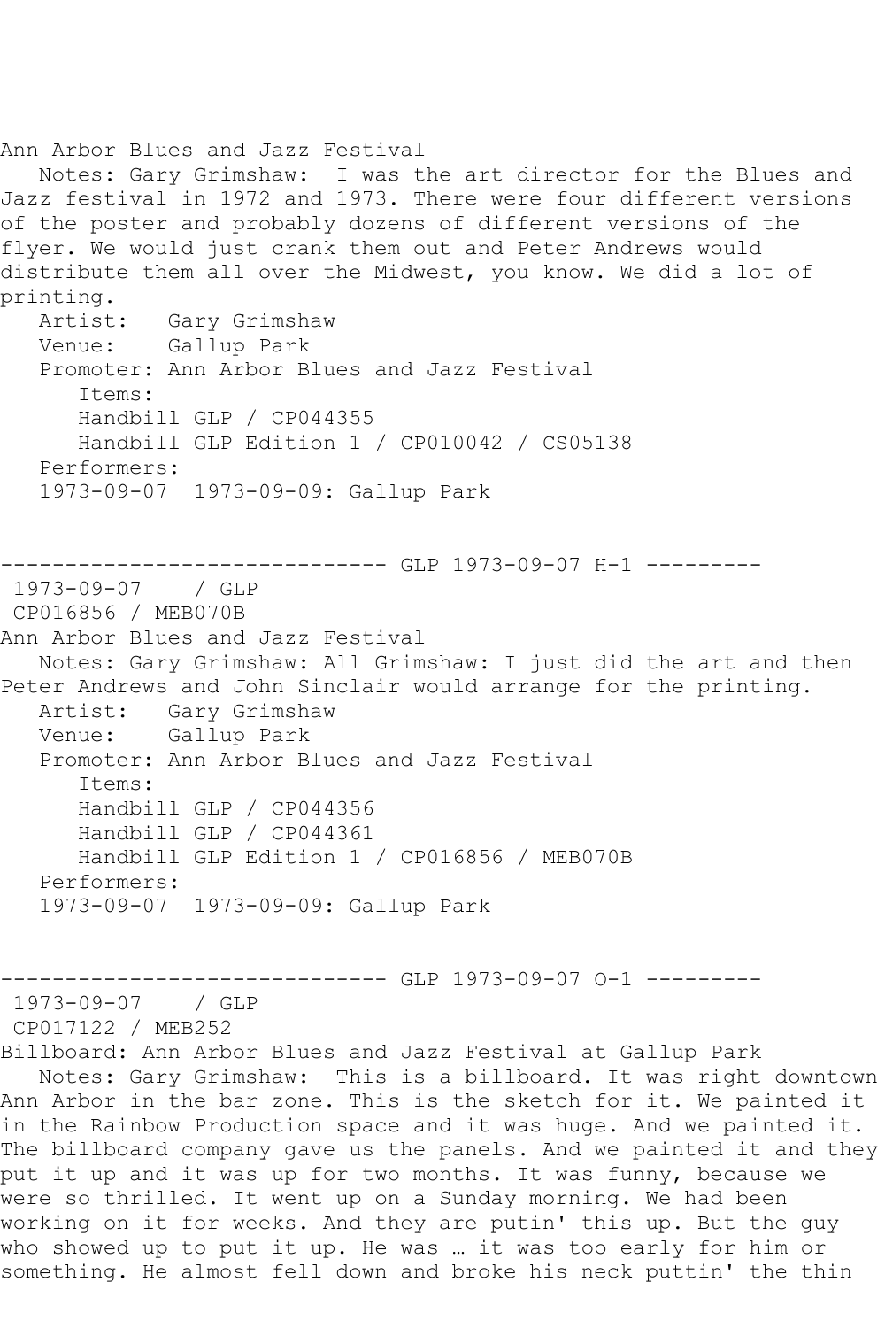Ann Arbor Blues and Jazz Festival
   Notes: Gary Grimshaw:  I was the art director for the Blues and Jazz festival in 1972 and 1973. There were four different versions of the poster and probably dozens of different versions of the flyer. We would just crank them out and Peter Andrews would distribute them all over the Midwest, you know. We did a lot of printing.
   Artist:   Gary Grimshaw
   Venue:    Gallup Park
   Promoter: Ann Arbor Blues and Jazz Festival
      Items:
      Handbill GLP / CP044355
      Handbill GLP Edition 1 / CP010042 / CS05138
   Performers:
   1973-09-07  1973-09-09: Gallup Park

------------------------------ GLP 1973-09-07 H-1 ---------
 1973-09-07    / GLP
 CP016856 / MEB070B
Ann Arbor Blues and Jazz Festival
   Notes: Gary Grimshaw: All Grimshaw: I just did the art and then Peter Andrews and John Sinclair would arrange for the printing.
   Artist:   Gary Grimshaw
   Venue:    Gallup Park
   Promoter: Ann Arbor Blues and Jazz Festival
      Items:
      Handbill GLP / CP044356
      Handbill GLP / CP044361
      Handbill GLP Edition 1 / CP016856 / MEB070B
   Performers:
   1973-09-07  1973-09-09: Gallup Park

------------------------------ GLP 1973-09-07 O-1 ---------
 1973-09-07    / GLP
 CP017122 / MEB252
Billboard: Ann Arbor Blues and Jazz Festival at Gallup Park
   Notes: Gary Grimshaw:  This is a billboard. It was right downtown Ann Arbor in the bar zone. This is the sketch for it. We painted it in the Rainbow Production space and it was huge. And we painted it. The billboard company gave us the panels. And we painted it and they put it up and it was up for two months. It was funny, because we were so thrilled. It went up on a Sunday morning. We had been working on it for weeks. And they are putin' this up. But the guy who showed up to put it up. He was … it was too early for him or something. He almost fell down and broke his neck puttin' the thin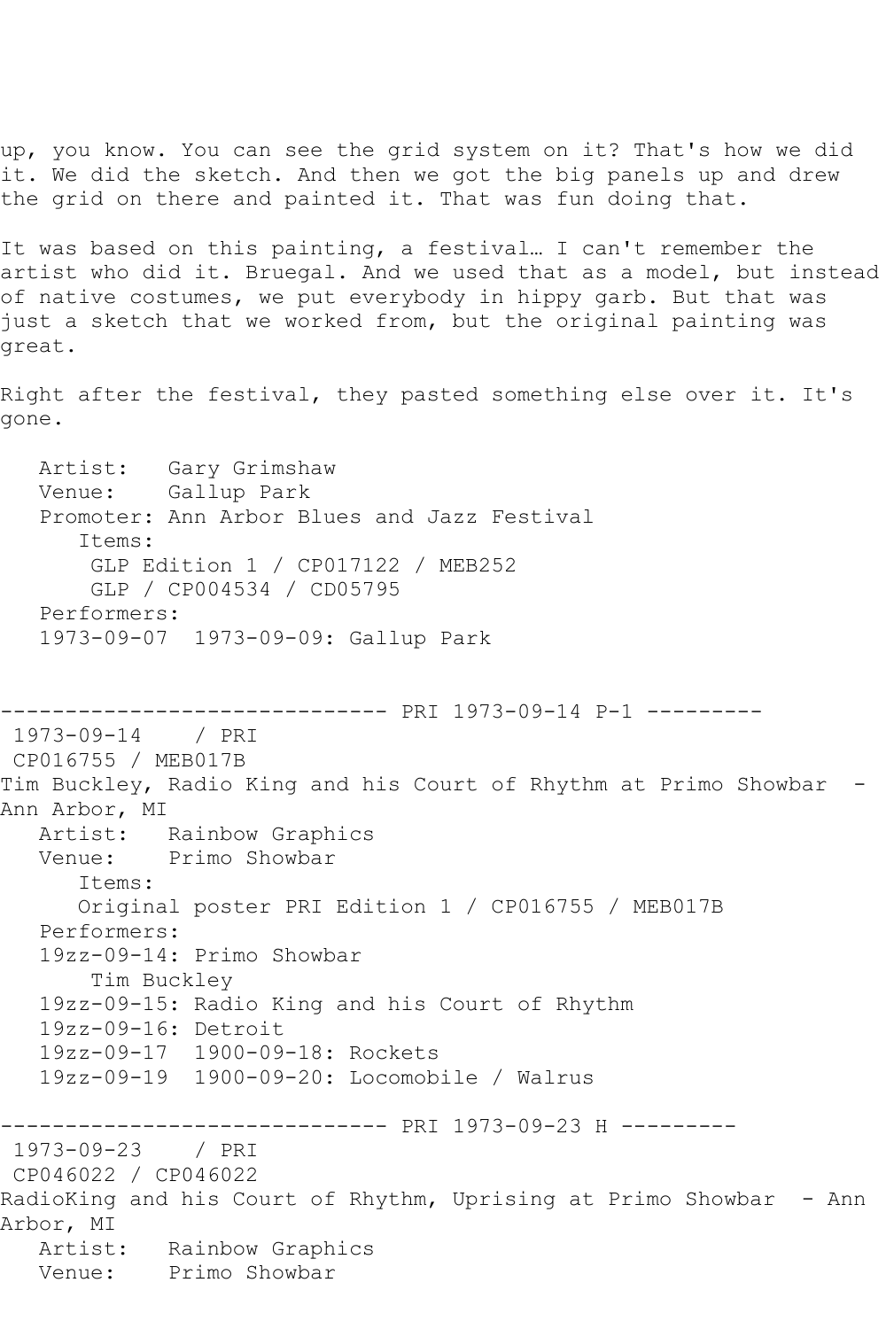up, you know. You can see the grid system on it? That's how we did it. We did the sketch. And then we got the big panels up and drew the grid on there and painted it. That was fun doing that.

It was based on this painting, a festival… I can't remember the artist who did it. Bruegal. And we used that as a model, but instead of native costumes, we put everybody in hippy garb. But that was just a sketch that we worked from, but the original painting was great.

Right after the festival, they pasted something else over it. It's gone.

```
   Artist:   Gary Grimshaw
   Venue:    Gallup Park
   Promoter: Ann Arbor Blues and Jazz Festival
      Items:
       GLP Edition 1 / CP017122 / MEB252
       GLP / CP004534 / CD05795
   Performers:
   1973-09-07  1973-09-09: Gallup Park
```

```
------------------------------ PRI 1973-09-14 P-1 ---------
 1973-09-14    / PRI
 CP016755 / MEB017B
Tim Buckley, Radio King and his Court of Rhythm at Primo Showbar  - Ann Arbor, MI
   Artist:   Rainbow Graphics
   Venue:    Primo Showbar
      Items:
      Original poster PRI Edition 1 / CP016755 / MEB017B
   Performers:
   19zz-09-14: Primo Showbar
       Tim Buckley
   19zz-09-15: Radio King and his Court of Rhythm
   19zz-09-16: Detroit
   19zz-09-17  1900-09-18: Rockets
   19zz-09-19  1900-09-20: Locomobile / Walrus
```

```
------------------------------ PRI 1973-09-23 H ---------
 1973-09-23    / PRI
 CP046022 / CP046022
RadioKing and his Court of Rhythm, Uprising at Primo Showbar  - Ann Arbor, MI
   Artist:   Rainbow Graphics
   Venue:    Primo Showbar
```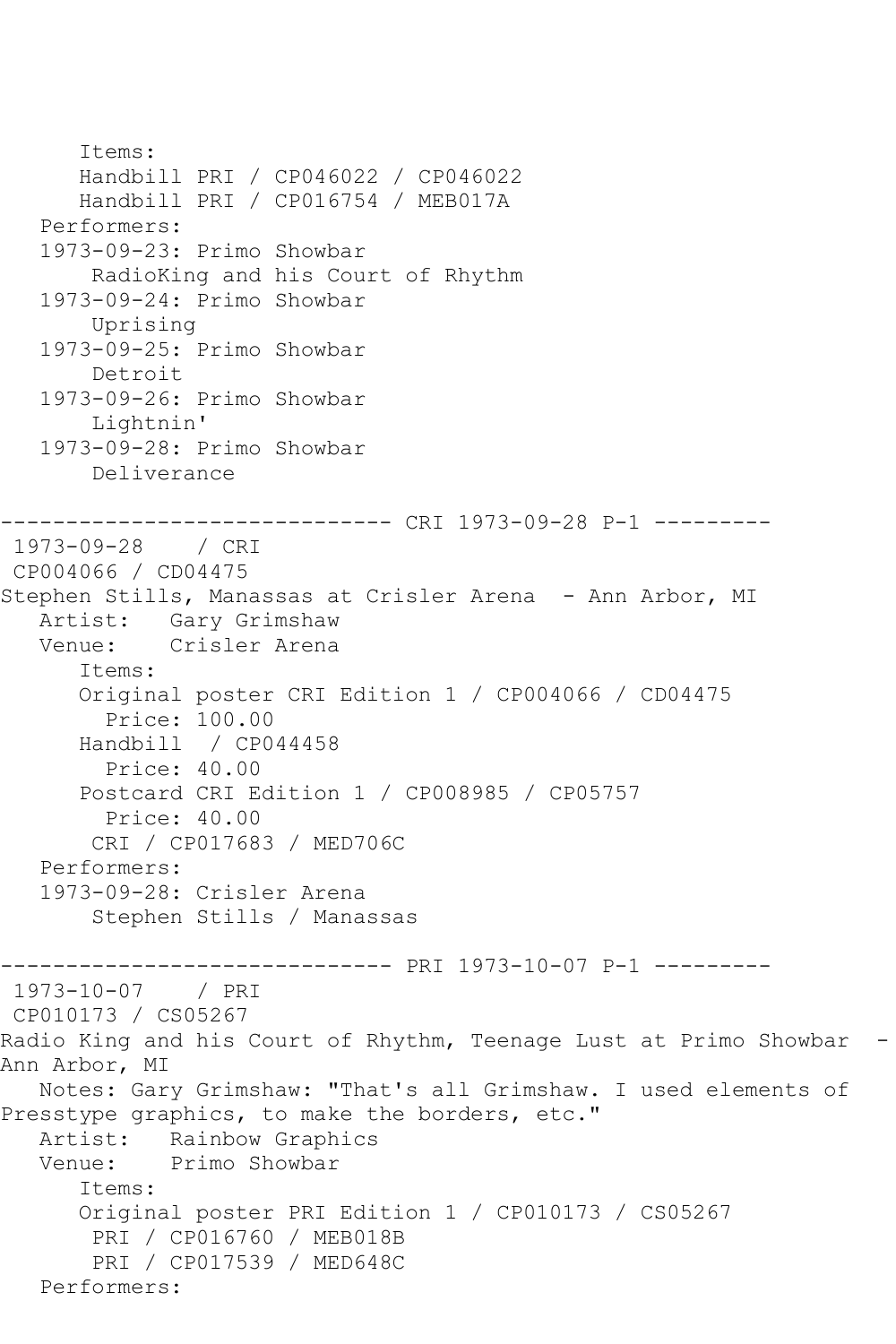```
      Items:
      Handbill PRI / CP046022 / CP046022
      Handbill PRI / CP016754 / MEB017A
   Performers:
   1973-09-23: Primo Showbar
       RadioKing and his Court of Rhythm
   1973-09-24: Primo Showbar
       Uprising
   1973-09-25: Primo Showbar
       Detroit
   1973-09-26: Primo Showbar
       Lightnin'
   1973-09-28: Primo Showbar
       Deliverance

------------------------------ CRI 1973-09-28 P-1 ---------
 1973-09-28    / CRI
 CP004066 / CD04475
Stephen Stills, Manassas at Crisler Arena  - Ann Arbor, MI
   Artist:   Gary Grimshaw
   Venue:    Crisler Arena
      Items:
      Original poster CRI Edition 1 / CP004066 / CD04475
        Price: 100.00
      Handbill  / CP044458
        Price: 40.00
      Postcard CRI Edition 1 / CP008985 / CP05757
        Price: 40.00
       CRI / CP017683 / MED706C
   Performers:
   1973-09-28: Crisler Arena
       Stephen Stills / Manassas

------------------------------ PRI 1973-10-07 P-1 ---------
 1973-10-07    / PRI
 CP010173 / CS05267
Radio King and his Court of Rhythm, Teenage Lust at Primo Showbar  - Ann Arbor, MI
   Notes: Gary Grimshaw: "That's all Grimshaw. I used elements of Presstype graphics, to make the borders, etc."
   Artist:   Rainbow Graphics
   Venue:    Primo Showbar
      Items:
      Original poster PRI Edition 1 / CP010173 / CS05267
       PRI / CP016760 / MEB018B
       PRI / CP017539 / MED648C
   Performers:
```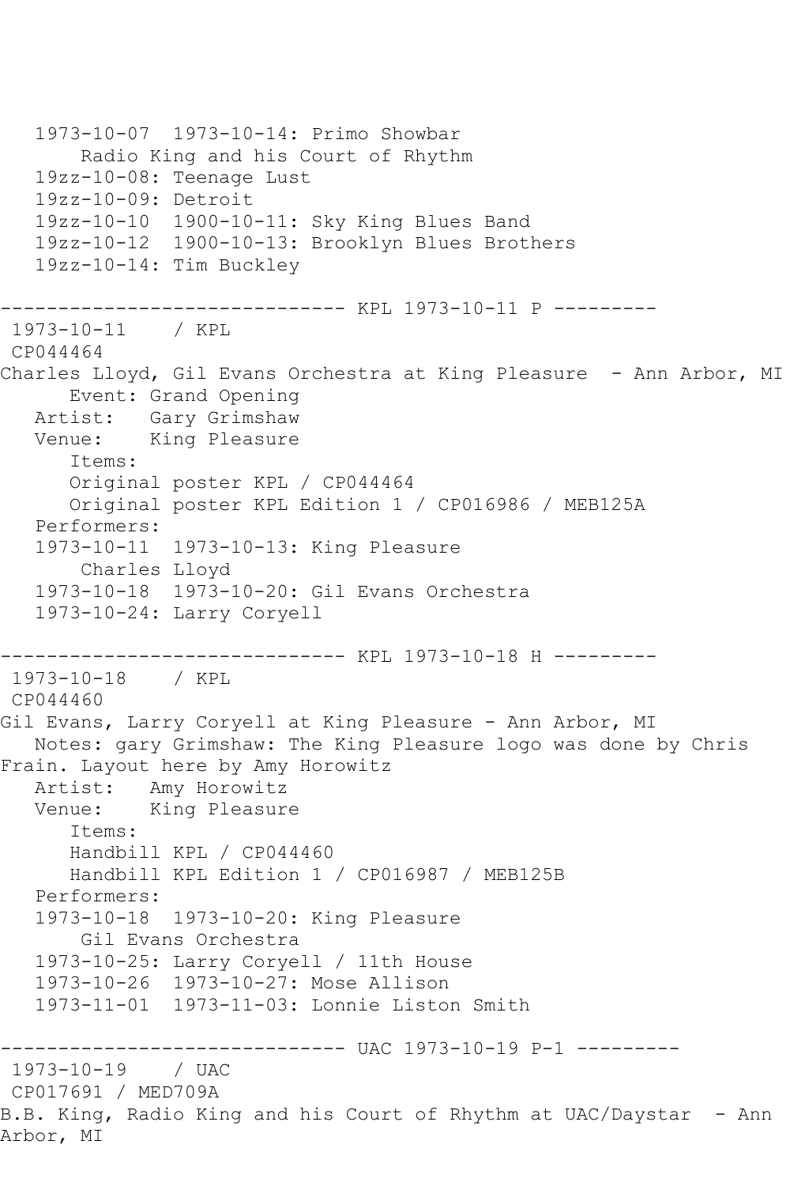```
   1973-10-07  1973-10-14: Primo Showbar
        Radio King and his Court of Rhythm
   19zz-10-08: Teenage Lust
   19zz-10-09: Detroit
   19zz-10-10  1900-10-11: Sky King Blues Band
   19zz-10-12  1900-10-13: Brooklyn Blues Brothers
   19zz-10-14: Tim Buckley

------------------------------ KPL 1973-10-11 P ---------
 1973-10-11    / KPL
 CP044464
Charles Lloyd, Gil Evans Orchestra at King Pleasure  - Ann Arbor, MI
      Event: Grand Opening
   Artist:   Gary Grimshaw
   Venue:    King Pleasure
      Items:
      Original poster KPL / CP044464
      Original poster KPL Edition 1 / CP016986 / MEB125A
   Performers:
   1973-10-11  1973-10-13: King Pleasure
        Charles Lloyd
   1973-10-18  1973-10-20: Gil Evans Orchestra
   1973-10-24: Larry Coryell

------------------------------ KPL 1973-10-18 H ---------
 1973-10-18    / KPL
 CP044460
Gil Evans, Larry Coryell at King Pleasure - Ann Arbor, MI
   Notes: gary Grimshaw: The King Pleasure logo was done by Chris
Frain. Layout here by Amy Horowitz
   Artist:   Amy Horowitz
   Venue:    King Pleasure
      Items:
      Handbill KPL / CP044460
      Handbill KPL Edition 1 / CP016987 / MEB125B
   Performers:
   1973-10-18  1973-10-20: King Pleasure
        Gil Evans Orchestra
   1973-10-25: Larry Coryell / 11th House
   1973-10-26  1973-10-27: Mose Allison
   1973-11-01  1973-11-03: Lonnie Liston Smith

------------------------------ UAC 1973-10-19 P-1 ---------
 1973-10-19    / UAC
 CP017691 / MED709A
B.B. King, Radio King and his Court of Rhythm at UAC/Daystar  - Ann
Arbor, MI
```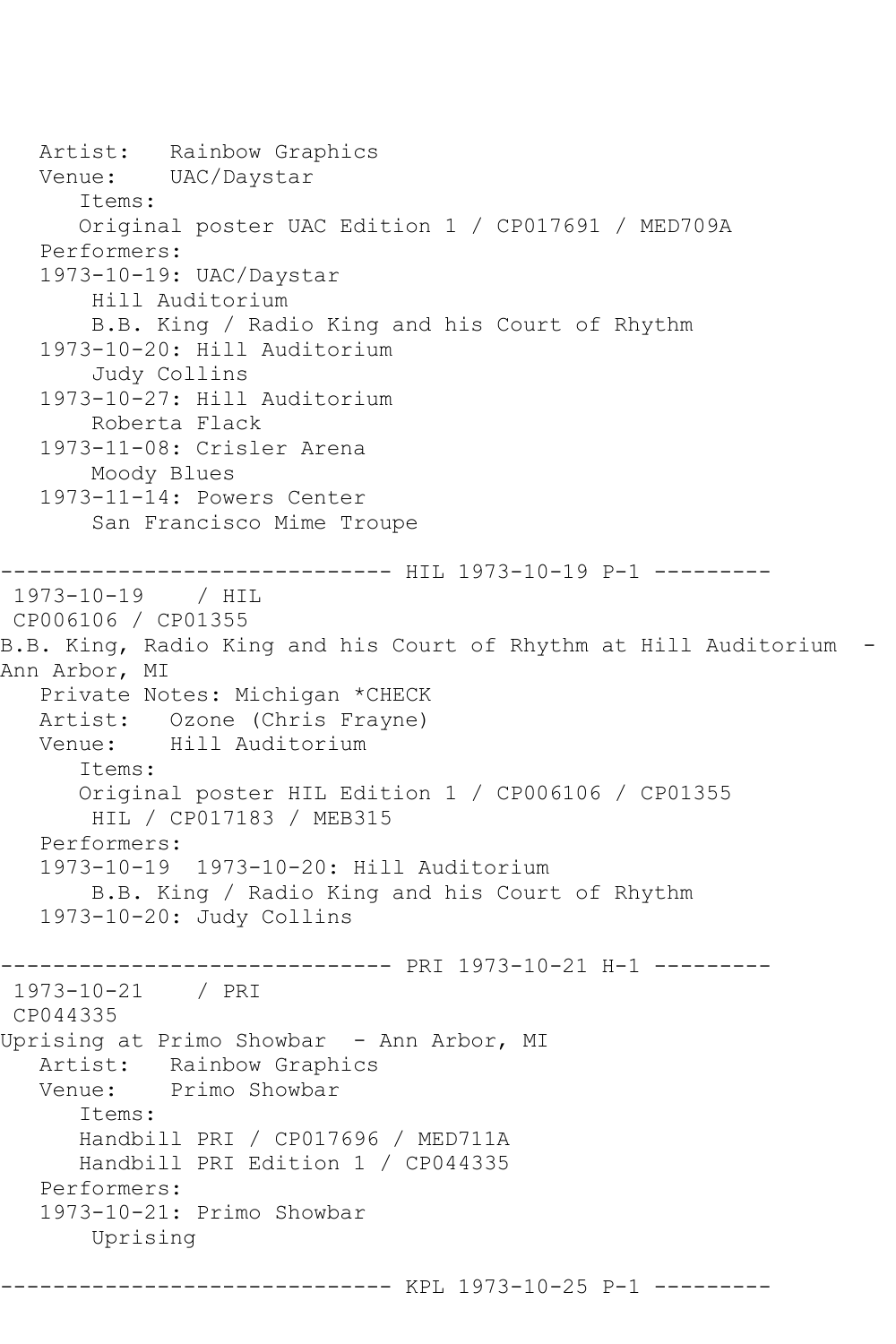```
   Artist:   Rainbow Graphics
   Venue:    UAC/Daystar
      Items:
      Original poster UAC Edition 1 / CP017691 / MED709A
   Performers:
   1973-10-19: UAC/Daystar
       Hill Auditorium
       B.B. King / Radio King and his Court of Rhythm
   1973-10-20: Hill Auditorium
       Judy Collins
   1973-10-27: Hill Auditorium
       Roberta Flack
   1973-11-08: Crisler Arena
       Moody Blues
   1973-11-14: Powers Center
       San Francisco Mime Troupe

------------------------------ HIL 1973-10-19 P-1 ---------
 1973-10-19    / HIL
 CP006106 / CP01355
B.B. King, Radio King and his Court of Rhythm at Hill Auditorium  -
Ann Arbor, MI
   Private Notes: Michigan *CHECK
   Artist:   Ozone (Chris Frayne)
   Venue:    Hill Auditorium
      Items:
      Original poster HIL Edition 1 / CP006106 / CP01355
       HIL / CP017183 / MEB315
   Performers:
   1973-10-19  1973-10-20: Hill Auditorium
       B.B. King / Radio King and his Court of Rhythm
   1973-10-20: Judy Collins

------------------------------ PRI 1973-10-21 H-1 ---------
 1973-10-21    / PRI
 CP044335
Uprising at Primo Showbar  - Ann Arbor, MI
   Artist:   Rainbow Graphics
   Venue:    Primo Showbar
      Items:
      Handbill PRI / CP017696 / MED711A
      Handbill PRI Edition 1 / CP044335
   Performers:
   1973-10-21: Primo Showbar
       Uprising

------------------------------ KPL 1973-10-25 P-1 ---------
```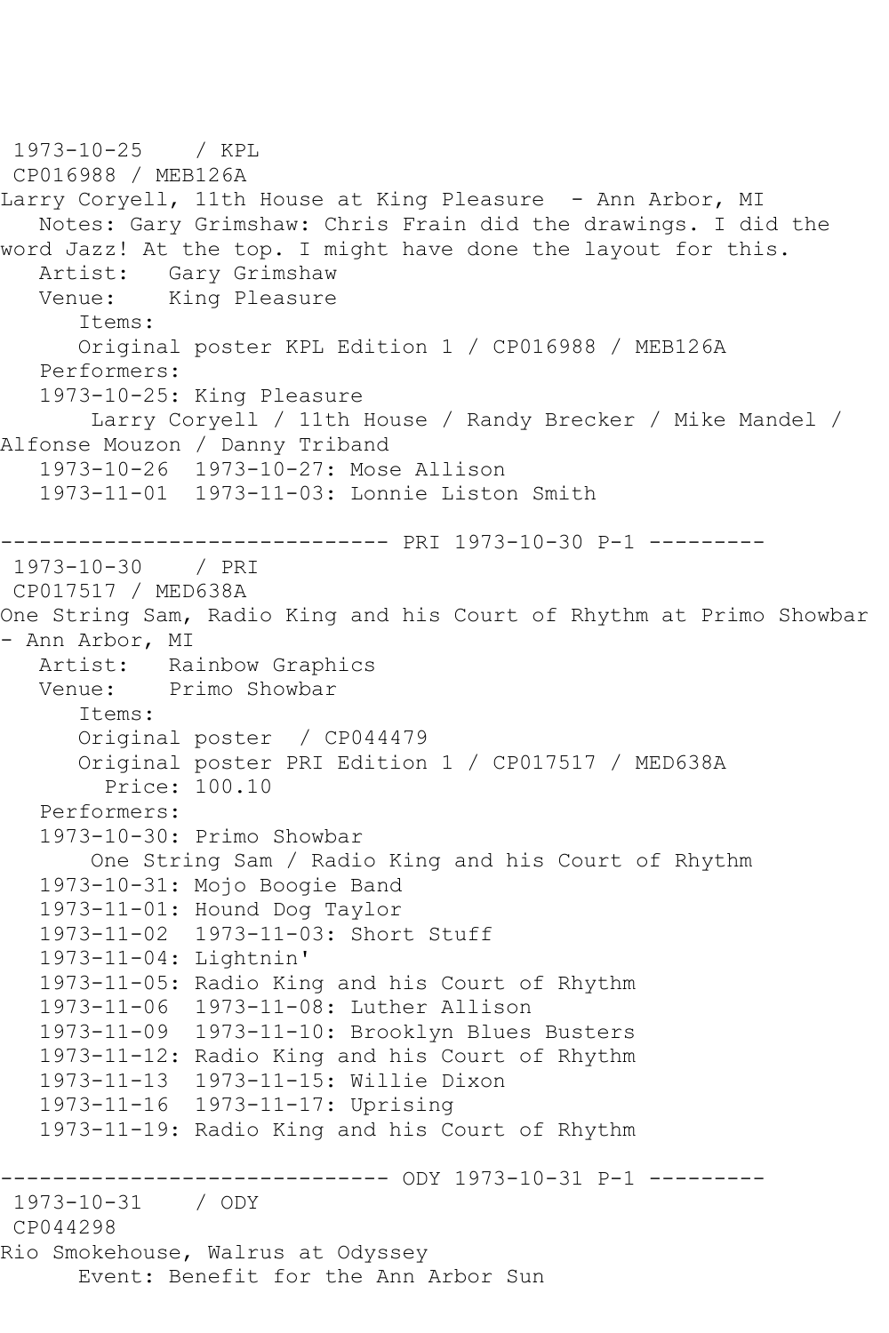1973-10-25 / KPL
CP016988 / MEB126A
Larry Coryell, 11th House at King Pleasure - Ann Arbor, MI
   Notes: Gary Grimshaw: Chris Frain did the drawings. I did the word Jazz! At the top. I might have done the layout for this.
   Artist: Gary Grimshaw
   Venue: King Pleasure
      Items:
      Original poster KPL Edition 1 / CP016988 / MEB126A
   Performers:
   1973-10-25: King Pleasure
       Larry Coryell / 11th House / Randy Brecker / Mike Mandel / Alfonse Mouzon / Danny Triband
   1973-10-26 1973-10-27: Mose Allison
   1973-11-01 1973-11-03: Lonnie Liston Smith

------------------------------ PRI 1973-10-30 P-1 ---------

1973-10-30 / PRI
CP017517 / MED638A
One String Sam, Radio King and his Court of Rhythm at Primo Showbar - Ann Arbor, MI
   Artist: Rainbow Graphics
   Venue: Primo Showbar
      Items:
      Original poster / CP044479
      Original poster PRI Edition 1 / CP017517 / MED638A
        Price: 100.10
   Performers:
   1973-10-30: Primo Showbar
       One String Sam / Radio King and his Court of Rhythm
   1973-10-31: Mojo Boogie Band
   1973-11-01: Hound Dog Taylor
   1973-11-02 1973-11-03: Short Stuff
   1973-11-04: Lightnin'
   1973-11-05: Radio King and his Court of Rhythm
   1973-11-06 1973-11-08: Luther Allison
   1973-11-09 1973-11-10: Brooklyn Blues Busters
   1973-11-12: Radio King and his Court of Rhythm
   1973-11-13 1973-11-15: Willie Dixon
   1973-11-16 1973-11-17: Uprising
   1973-11-19: Radio King and his Court of Rhythm

------------------------------ ODY 1973-10-31 P-1 ---------

1973-10-31 / ODY
CP044298
Rio Smokehouse, Walrus at Odyssey
      Event: Benefit for the Ann Arbor Sun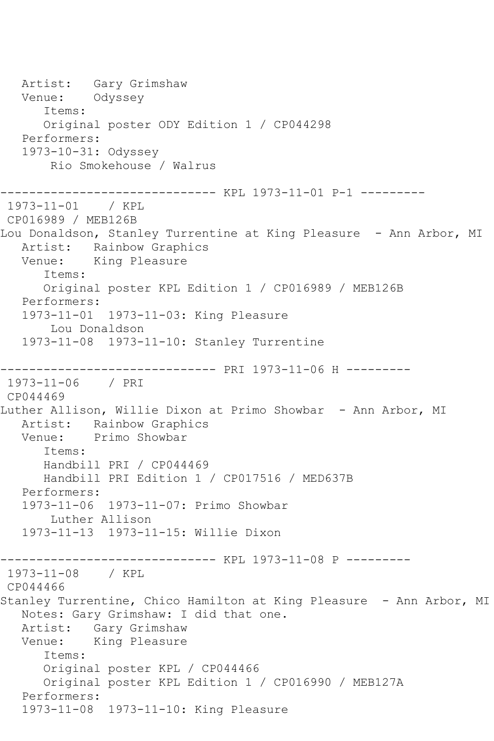```
   Artist:   Gary Grimshaw
   Venue:    Odyssey
      Items:
      Original poster ODY Edition 1 / CP044298
   Performers:
   1973-10-31: Odyssey
       Rio Smokehouse / Walrus

------------------------------ KPL 1973-11-01 P-1 ---------
 1973-11-01    / KPL
 CP016989 / MEB126B
Lou Donaldson, Stanley Turrentine at King Pleasure  - Ann Arbor, MI
   Artist:   Rainbow Graphics
   Venue:    King Pleasure
      Items:
      Original poster KPL Edition 1 / CP016989 / MEB126B
   Performers:
   1973-11-01  1973-11-03: King Pleasure
       Lou Donaldson
   1973-11-08  1973-11-10: Stanley Turrentine

------------------------------ PRI 1973-11-06 H ---------
 1973-11-06    / PRI
 CP044469
Luther Allison, Willie Dixon at Primo Showbar  - Ann Arbor, MI
   Artist:   Rainbow Graphics
   Venue:    Primo Showbar
      Items:
      Handbill PRI / CP044469
      Handbill PRI Edition 1 / CP017516 / MED637B
   Performers:
   1973-11-06  1973-11-07: Primo Showbar
       Luther Allison
   1973-11-13  1973-11-15: Willie Dixon

------------------------------ KPL 1973-11-08 P ---------
 1973-11-08    / KPL
 CP044466
Stanley Turrentine, Chico Hamilton at King Pleasure  - Ann Arbor, MI
   Notes: Gary Grimshaw: I did that one.
   Artist:   Gary Grimshaw
   Venue:    King Pleasure
      Items:
      Original poster KPL / CP044466
      Original poster KPL Edition 1 / CP016990 / MEB127A
   Performers:
   1973-11-08  1973-11-10: King Pleasure
```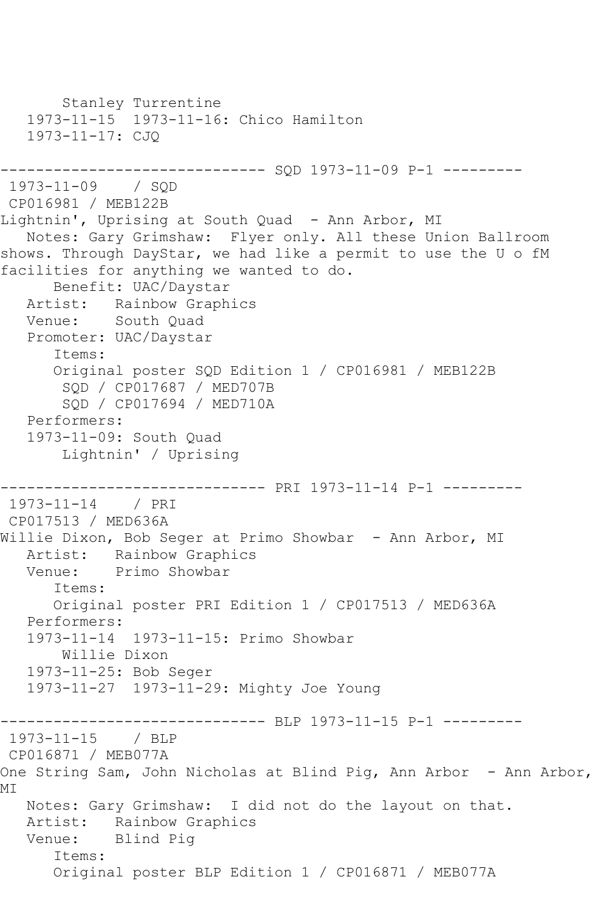```
      Stanley Turrentine
   1973-11-15  1973-11-16: Chico Hamilton
   1973-11-17: CJQ

------------------------------ SQD 1973-11-09 P-1 ---------
 1973-11-09    / SQD
 CP016981 / MEB122B
Lightnin', Uprising at South Quad  - Ann Arbor, MI
   Notes: Gary Grimshaw:  Flyer only. All these Union Ballroom 
shows. Through DayStar, we had like a permit to use the U o fM 
facilities for anything we wanted to do.
      Benefit: UAC/Daystar
   Artist:   Rainbow Graphics
   Venue:    South Quad
   Promoter: UAC/Daystar
      Items:
      Original poster SQD Edition 1 / CP016981 / MEB122B
       SQD / CP017687 / MED707B
       SQD / CP017694 / MED710A
   Performers:
   1973-11-09: South Quad
       Lightnin' / Uprising

------------------------------ PRI 1973-11-14 P-1 ---------
 1973-11-14    / PRI
 CP017513 / MED636A
Willie Dixon, Bob Seger at Primo Showbar  - Ann Arbor, MI
   Artist:   Rainbow Graphics
   Venue:    Primo Showbar
      Items:
      Original poster PRI Edition 1 / CP017513 / MED636A
   Performers:
   1973-11-14  1973-11-15: Primo Showbar
       Willie Dixon
   1973-11-25: Bob Seger
   1973-11-27  1973-11-29: Mighty Joe Young

------------------------------ BLP 1973-11-15 P-1 ---------
 1973-11-15    / BLP
 CP016871 / MEB077A
One String Sam, John Nicholas at Blind Pig, Ann Arbor  - Ann Arbor, 
MI
   Notes: Gary Grimshaw:  I did not do the layout on that.
   Artist:   Rainbow Graphics
   Venue:    Blind Pig
      Items:
      Original poster BLP Edition 1 / CP016871 / MEB077A
```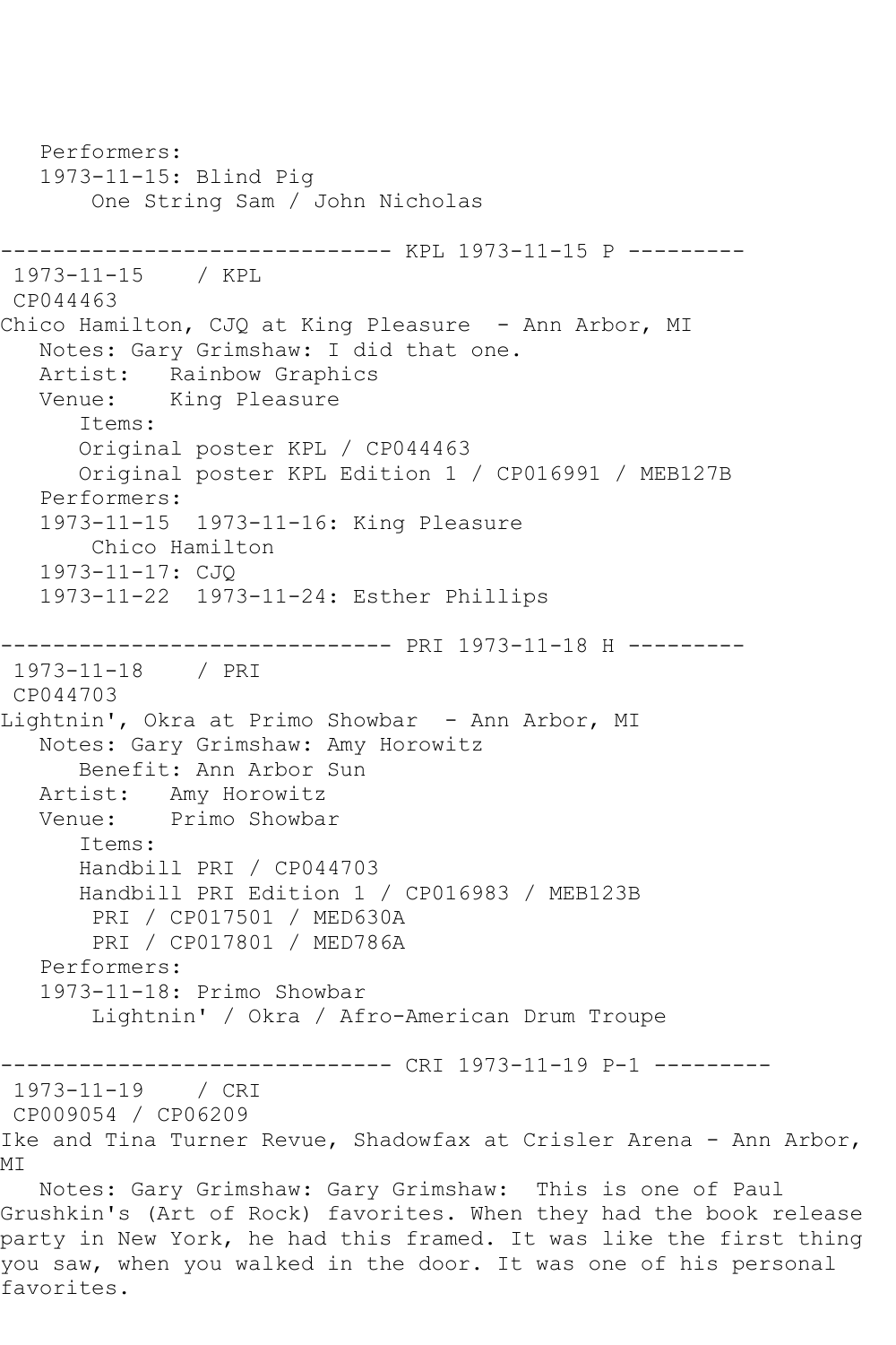Performers:
1973-11-15: Blind Pig
One String Sam / John Nicholas

------------------------------ KPL 1973-11-15 P ---------

1973-11-15 / KPL
CP044463
Chico Hamilton, CJQ at King Pleasure - Ann Arbor, MI
Notes: Gary Grimshaw: I did that one.
Artist: Rainbow Graphics
Venue: King Pleasure
Items:
Original poster KPL / CP044463
Original poster KPL Edition 1 / CP016991 / MEB127B
Performers:
1973-11-15 1973-11-16: King Pleasure
Chico Hamilton
1973-11-17: CJQ
1973-11-22 1973-11-24: Esther Phillips

------------------------------ PRI 1973-11-18 H ---------

1973-11-18 / PRI
CP044703
Lightnin', Okra at Primo Showbar - Ann Arbor, MI
Notes: Gary Grimshaw: Amy Horowitz
Benefit: Ann Arbor Sun
Artist: Amy Horowitz
Venue: Primo Showbar
Items:
Handbill PRI / CP044703
Handbill PRI Edition 1 / CP016983 / MEB123B
PRI / CP017501 / MED630A
PRI / CP017801 / MED786A
Performers:
1973-11-18: Primo Showbar
Lightnin' / Okra / Afro-American Drum Troupe

------------------------------ CRI 1973-11-19 P-1 ---------

1973-11-19 / CRI
CP009054 / CP06209
Ike and Tina Turner Revue, Shadowfax at Crisler Arena - Ann Arbor, MI
Notes: Gary Grimshaw: Gary Grimshaw: This is one of Paul Grushkin's (Art of Rock) favorites. When they had the book release party in New York, he had this framed. It was like the first thing you saw, when you walked in the door. It was one of his personal favorites.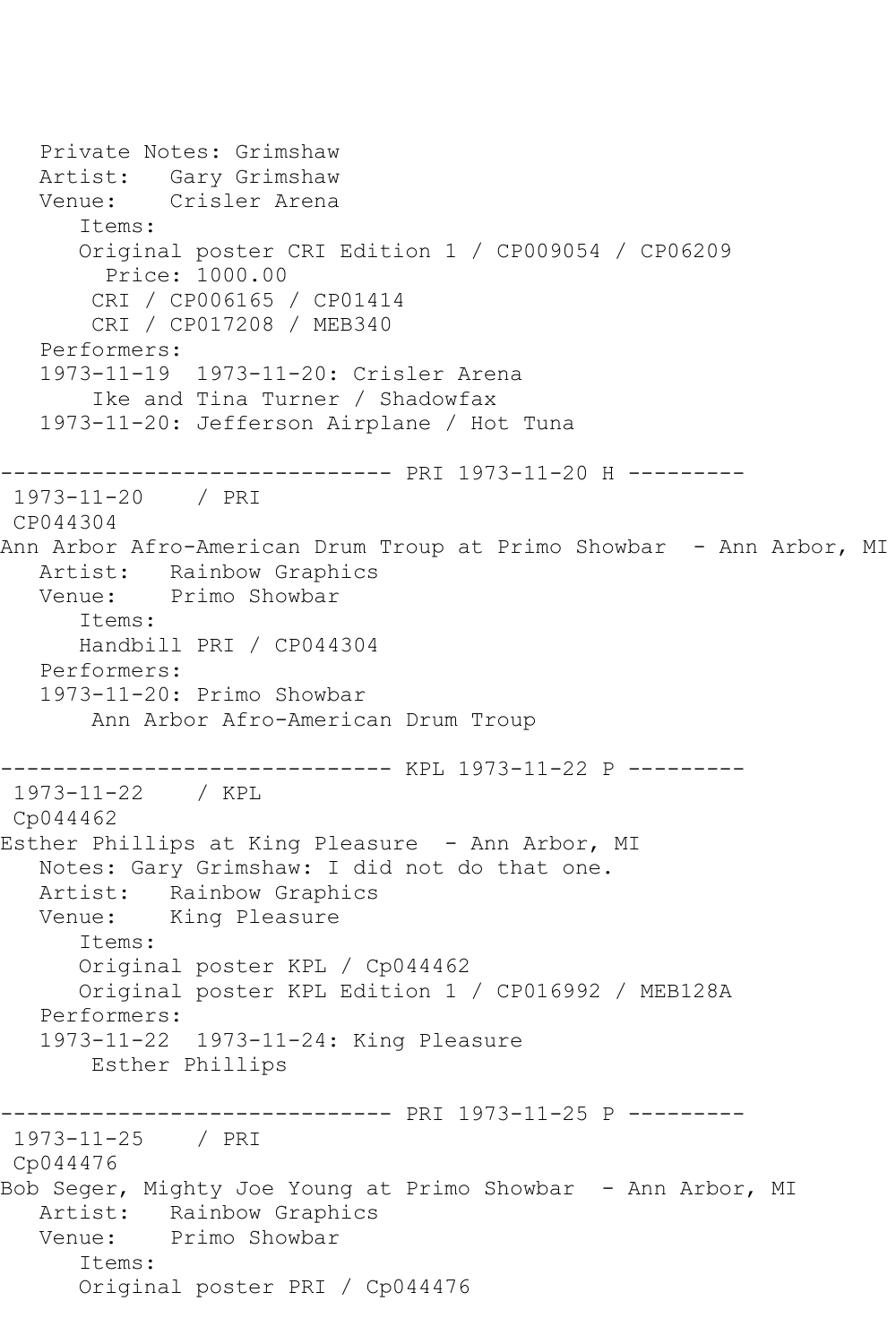```
   Private Notes: Grimshaw
   Artist:   Gary Grimshaw
   Venue:    Crisler Arena
      Items:
      Original poster CRI Edition 1 / CP009054 / CP06209
        Price: 1000.00
       CRI / CP006165 / CP01414
       CRI / CP017208 / MEB340
   Performers:
   1973-11-19  1973-11-20: Crisler Arena
       Ike and Tina Turner / Shadowfax
   1973-11-20: Jefferson Airplane / Hot Tuna

------------------------------ PRI 1973-11-20 H ---------
 1973-11-20    / PRI
 CP044304
Ann Arbor Afro-American Drum Troup at Primo Showbar  - Ann Arbor, MI
   Artist:   Rainbow Graphics
   Venue:    Primo Showbar
      Items:
      Handbill PRI / CP044304
   Performers:
   1973-11-20: Primo Showbar
       Ann Arbor Afro-American Drum Troup

------------------------------ KPL 1973-11-22 P ---------
 1973-11-22    / KPL
 Cp044462
Esther Phillips at King Pleasure  - Ann Arbor, MI
   Notes: Gary Grimshaw: I did not do that one.
   Artist:   Rainbow Graphics
   Venue:    King Pleasure
      Items:
      Original poster KPL / Cp044462
      Original poster KPL Edition 1 / CP016992 / MEB128A
   Performers:
   1973-11-22  1973-11-24: King Pleasure
       Esther Phillips

------------------------------ PRI 1973-11-25 P ---------
 1973-11-25    / PRI
 Cp044476
Bob Seger, Mighty Joe Young at Primo Showbar  - Ann Arbor, MI
   Artist:   Rainbow Graphics
   Venue:    Primo Showbar
      Items:
      Original poster PRI / Cp044476
```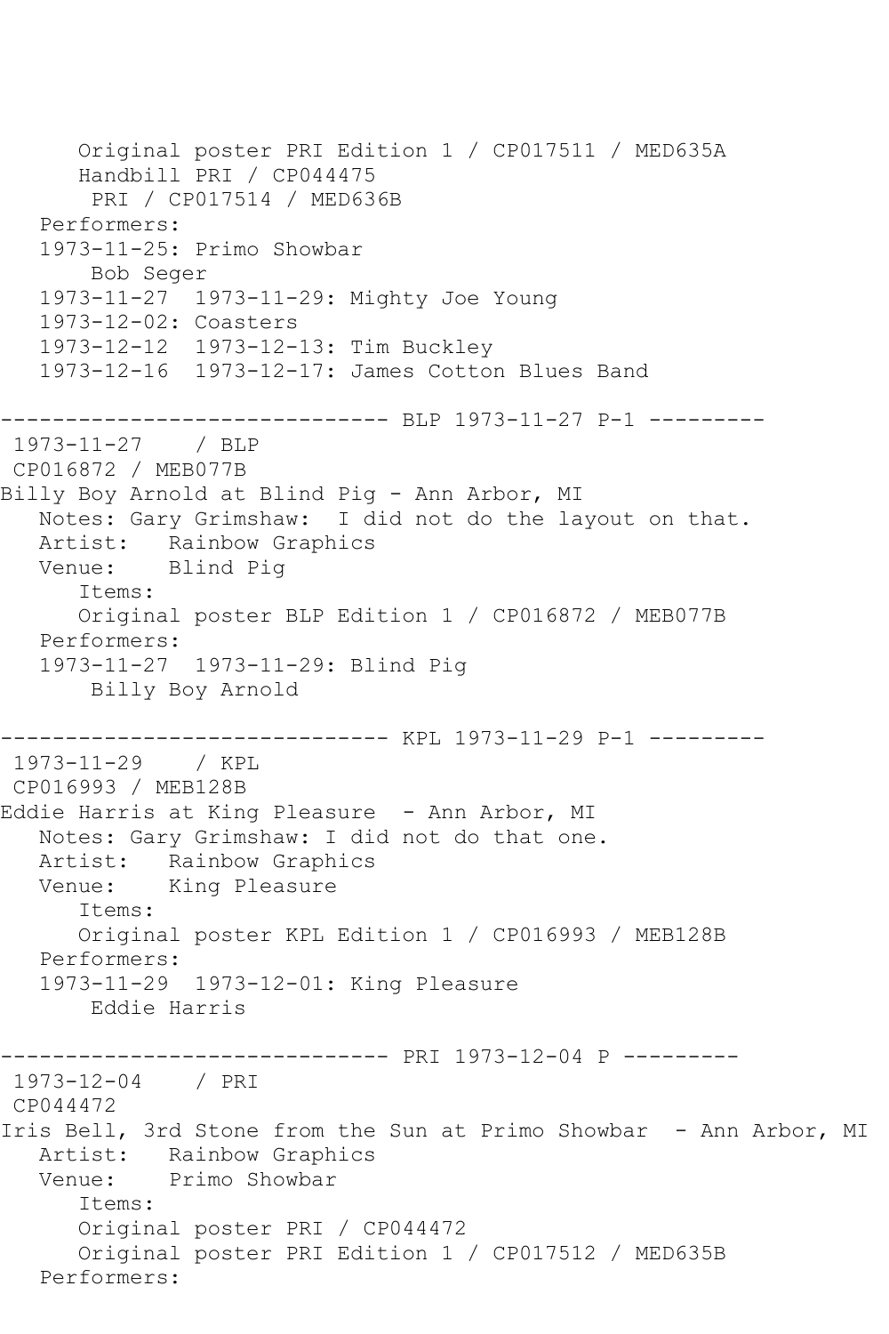```
      Original poster PRI Edition 1 / CP017511 / MED635A
      Handbill PRI / CP044475
       PRI / CP017514 / MED636B
   Performers:
   1973-11-25: Primo Showbar
       Bob Seger
   1973-11-27  1973-11-29: Mighty Joe Young
   1973-12-02: Coasters
   1973-12-12  1973-12-13: Tim Buckley
   1973-12-16  1973-12-17: James Cotton Blues Band

------------------------------ BLP 1973-11-27 P-1 ---------
 1973-11-27    / BLP
 CP016872 / MEB077B
Billy Boy Arnold at Blind Pig - Ann Arbor, MI
   Notes: Gary Grimshaw:  I did not do the layout on that.
   Artist:   Rainbow Graphics
   Venue:    Blind Pig
      Items:
      Original poster BLP Edition 1 / CP016872 / MEB077B
   Performers:
   1973-11-27  1973-11-29: Blind Pig
       Billy Boy Arnold

------------------------------ KPL 1973-11-29 P-1 ---------
 1973-11-29    / KPL
 CP016993 / MEB128B
Eddie Harris at King Pleasure  - Ann Arbor, MI
   Notes: Gary Grimshaw: I did not do that one.
   Artist:   Rainbow Graphics
   Venue:    King Pleasure
      Items:
      Original poster KPL Edition 1 / CP016993 / MEB128B
   Performers:
   1973-11-29  1973-12-01: King Pleasure
       Eddie Harris

------------------------------ PRI 1973-12-04 P ---------
 1973-12-04    / PRI
 CP044472
Iris Bell, 3rd Stone from the Sun at Primo Showbar  - Ann Arbor, MI
   Artist:   Rainbow Graphics
   Venue:    Primo Showbar
      Items:
      Original poster PRI / CP044472
      Original poster PRI Edition 1 / CP017512 / MED635B
   Performers:
```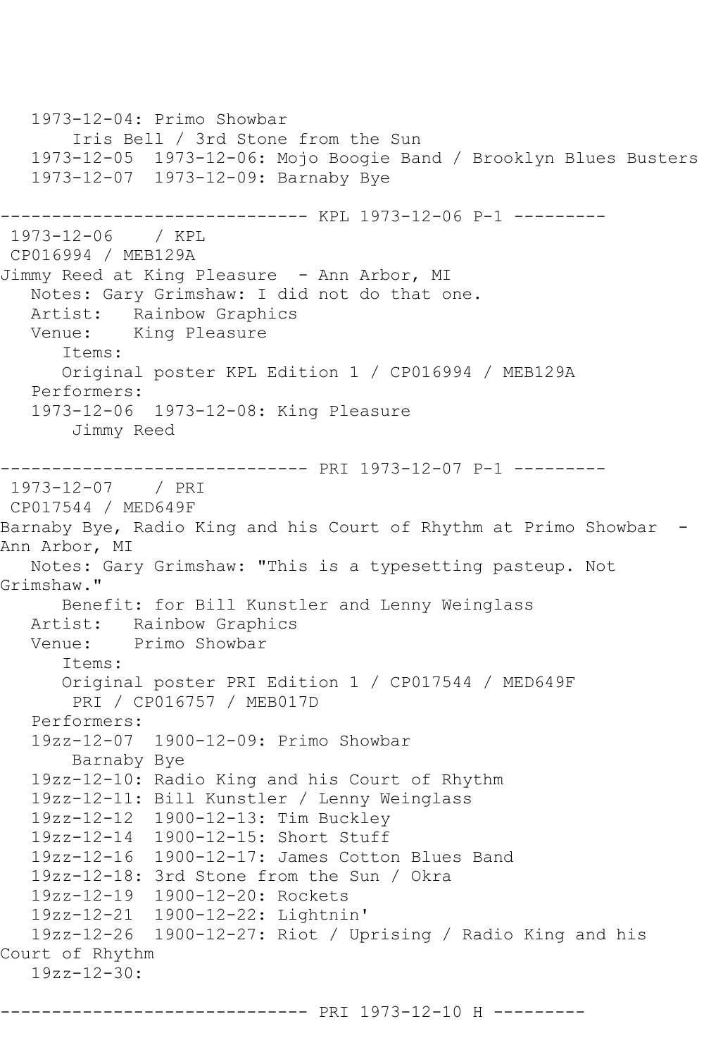```
   1973-12-04: Primo Showbar
       Iris Bell / 3rd Stone from the Sun
   1973-12-05  1973-12-06: Mojo Boogie Band / Brooklyn Blues Busters
   1973-12-07  1973-12-09: Barnaby Bye

------------------------------ KPL 1973-12-06 P-1 ---------
 1973-12-06    / KPL
 CP016994 / MEB129A
Jimmy Reed at King Pleasure  - Ann Arbor, MI
   Notes: Gary Grimshaw: I did not do that one.
   Artist:   Rainbow Graphics
   Venue:    King Pleasure
      Items:
      Original poster KPL Edition 1 / CP016994 / MEB129A
   Performers:
   1973-12-06  1973-12-08: King Pleasure
       Jimmy Reed

------------------------------ PRI 1973-12-07 P-1 ---------
 1973-12-07    / PRI
 CP017544 / MED649F
Barnaby Bye, Radio King and his Court of Rhythm at Primo Showbar  -
Ann Arbor, MI
   Notes: Gary Grimshaw: "This is a typesetting pasteup. Not
Grimshaw."
      Benefit: for Bill Kunstler and Lenny Weinglass
   Artist:   Rainbow Graphics
   Venue:    Primo Showbar
      Items:
      Original poster PRI Edition 1 / CP017544 / MED649F
       PRI / CP016757 / MEB017D
   Performers:
   19zz-12-07  1900-12-09: Primo Showbar
       Barnaby Bye
   19zz-12-10: Radio King and his Court of Rhythm
   19zz-12-11: Bill Kunstler / Lenny Weinglass
   19zz-12-12  1900-12-13: Tim Buckley
   19zz-12-14  1900-12-15: Short Stuff
   19zz-12-16  1900-12-17: James Cotton Blues Band
   19zz-12-18: 3rd Stone from the Sun / Okra
   19zz-12-19  1900-12-20: Rockets
   19zz-12-21  1900-12-22: Lightnin'
   19zz-12-26  1900-12-27: Riot / Uprising / Radio King and his
Court of Rhythm
   19zz-12-30:

------------------------------ PRI 1973-12-10 H ---------
```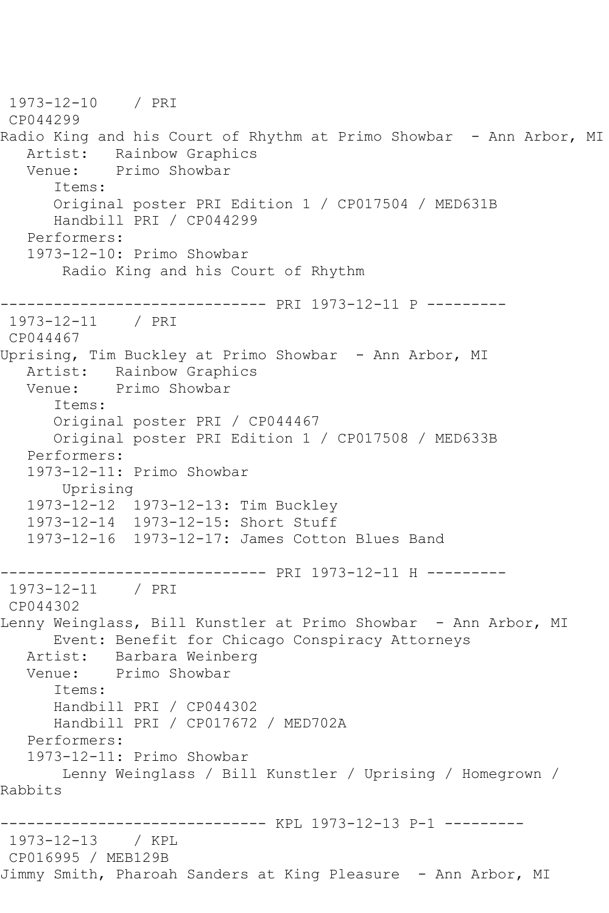1973-12-10 / PRI
CP044299
Radio King and his Court of Rhythm at Primo Showbar - Ann Arbor, MI
Artist: Rainbow Graphics
Venue: Primo Showbar
Items:
Original poster PRI Edition 1 / CP017504 / MED631B
Handbill PRI / CP044299
Performers:
1973-12-10: Primo Showbar
Radio King and his Court of Rhythm

------------------------------ PRI 1973-12-11 P ---------
1973-12-11 / PRI
CP044467
Uprising, Tim Buckley at Primo Showbar - Ann Arbor, MI
Artist: Rainbow Graphics
Venue: Primo Showbar
Items:
Original poster PRI / CP044467
Original poster PRI Edition 1 / CP017508 / MED633B
Performers:
1973-12-11: Primo Showbar
Uprising
1973-12-12 1973-12-13: Tim Buckley
1973-12-14 1973-12-15: Short Stuff
1973-12-16 1973-12-17: James Cotton Blues Band

------------------------------ PRI 1973-12-11 H ---------
1973-12-11 / PRI
CP044302
Lenny Weinglass, Bill Kunstler at Primo Showbar - Ann Arbor, MI
Event: Benefit for Chicago Conspiracy Attorneys
Artist: Barbara Weinberg
Venue: Primo Showbar
Items:
Handbill PRI / CP044302
Handbill PRI / CP017672 / MED702A
Performers:
1973-12-11: Primo Showbar
Lenny Weinglass / Bill Kunstler / Uprising / Homegrown / Rabbits

------------------------------ KPL 1973-12-13 P-1 ---------
1973-12-13 / KPL
CP016995 / MEB129B
Jimmy Smith, Pharoah Sanders at King Pleasure - Ann Arbor, MI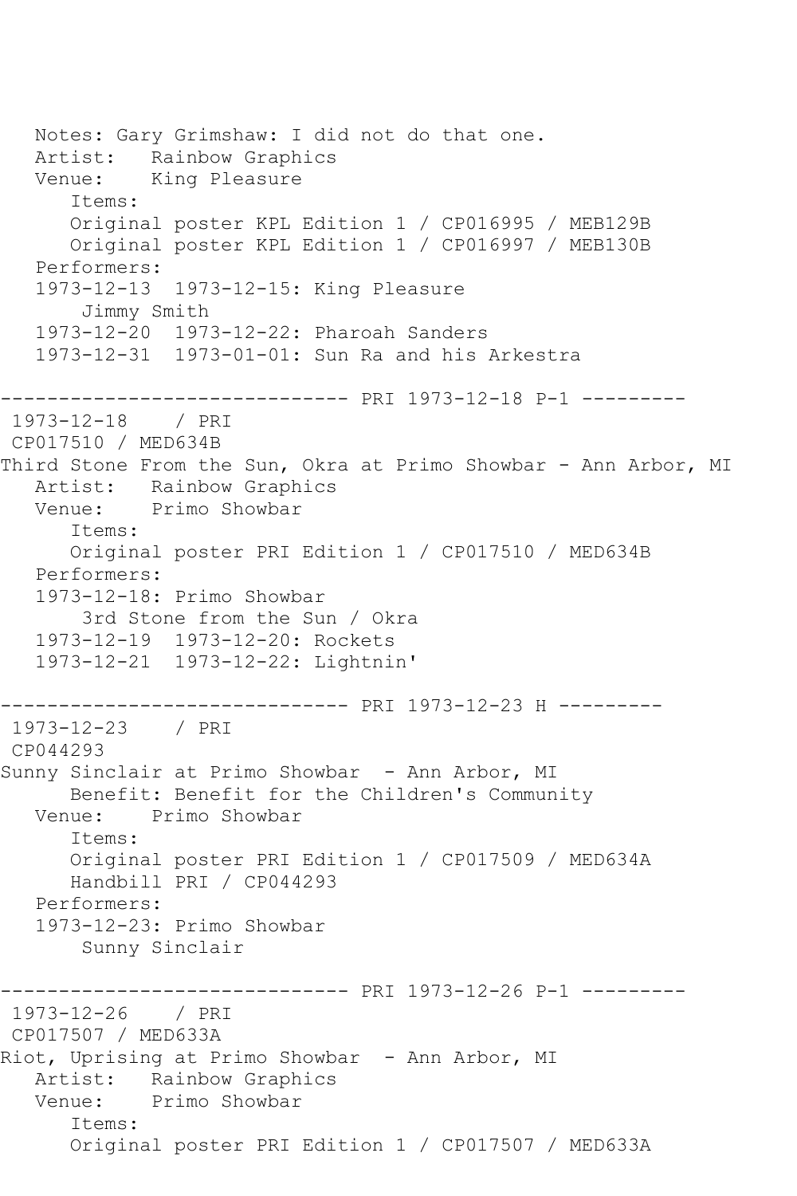```
   Notes: Gary Grimshaw: I did not do that one.
   Artist:   Rainbow Graphics
   Venue:    King Pleasure
      Items:
      Original poster KPL Edition 1 / CP016995 / MEB129B
      Original poster KPL Edition 1 / CP016997 / MEB130B
   Performers:
   1973-12-13  1973-12-15: King Pleasure
       Jimmy Smith
   1973-12-20  1973-12-22: Pharoah Sanders
   1973-12-31  1973-01-01: Sun Ra and his Arkestra

------------------------------ PRI 1973-12-18 P-1 ---------
 1973-12-18    / PRI
 CP017510 / MED634B
Third Stone From the Sun, Okra at Primo Showbar - Ann Arbor, MI
   Artist:   Rainbow Graphics
   Venue:    Primo Showbar
      Items:
      Original poster PRI Edition 1 / CP017510 / MED634B
   Performers:
   1973-12-18: Primo Showbar
       3rd Stone from the Sun / Okra
   1973-12-19  1973-12-20: Rockets
   1973-12-21  1973-12-22: Lightnin'

------------------------------ PRI 1973-12-23 H ---------
 1973-12-23    / PRI
 CP044293
Sunny Sinclair at Primo Showbar  - Ann Arbor, MI
      Benefit: Benefit for the Children's Community
   Venue:    Primo Showbar
      Items:
      Original poster PRI Edition 1 / CP017509 / MED634A
      Handbill PRI / CP044293
   Performers:
   1973-12-23: Primo Showbar
       Sunny Sinclair

------------------------------ PRI 1973-12-26 P-1 ---------
 1973-12-26    / PRI
 CP017507 / MED633A
Riot, Uprising at Primo Showbar  - Ann Arbor, MI
   Artist:   Rainbow Graphics
   Venue:    Primo Showbar
      Items:
      Original poster PRI Edition 1 / CP017507 / MED633A
```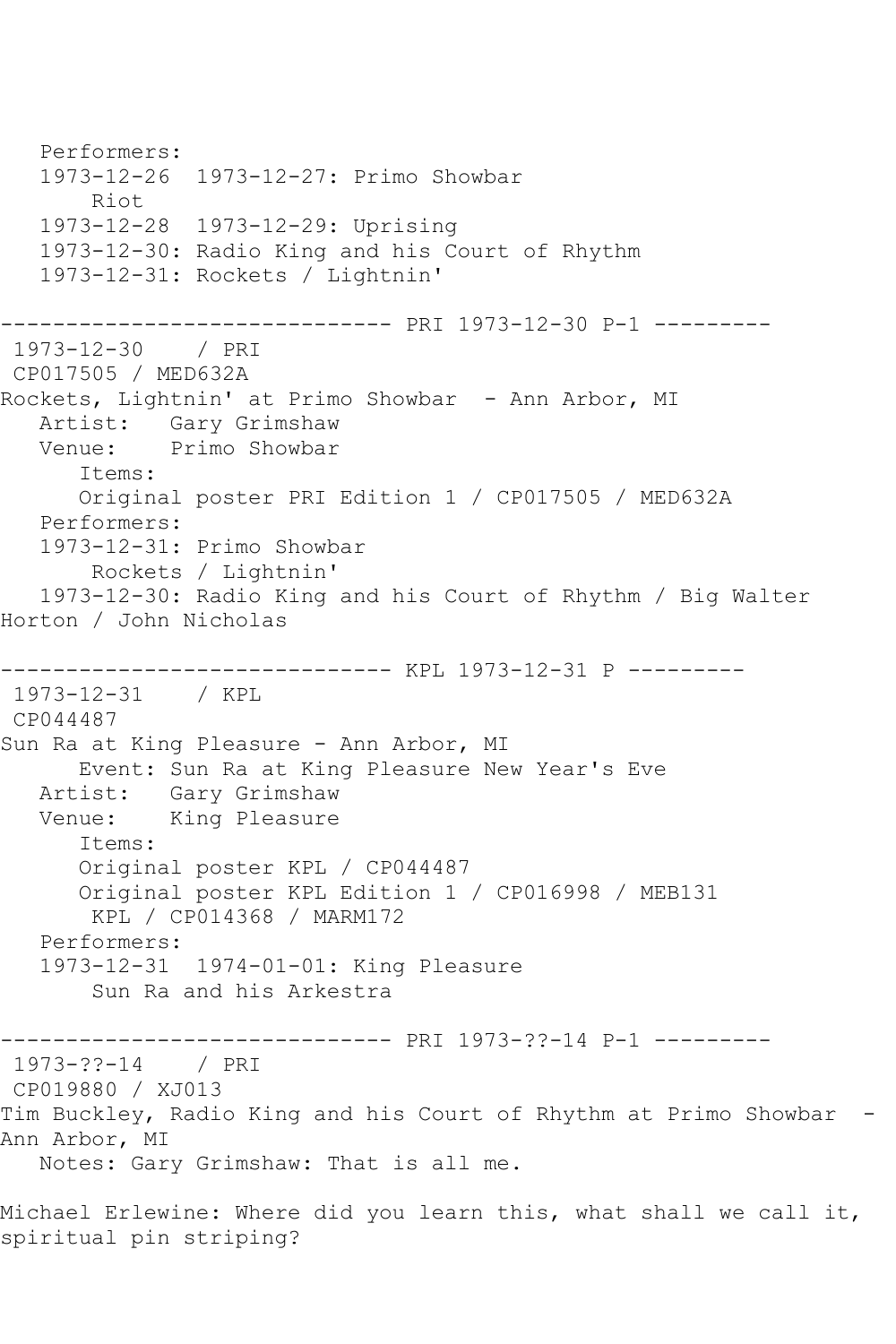```
   Performers:
   1973-12-26  1973-12-27: Primo Showbar
       Riot
   1973-12-28  1973-12-29: Uprising
   1973-12-30: Radio King and his Court of Rhythm
   1973-12-31: Rockets / Lightnin'

------------------------------ PRI 1973-12-30 P-1 ---------
 1973-12-30    / PRI
 CP017505 / MED632A
Rockets, Lightnin' at Primo Showbar  - Ann Arbor, MI
   Artist:   Gary Grimshaw
   Venue:    Primo Showbar
      Items:
      Original poster PRI Edition 1 / CP017505 / MED632A
   Performers:
   1973-12-31: Primo Showbar
       Rockets / Lightnin'
   1973-12-30: Radio King and his Court of Rhythm / Big Walter 
Horton / John Nicholas

------------------------------ KPL 1973-12-31 P ---------
 1973-12-31    / KPL
 CP044487
Sun Ra at King Pleasure - Ann Arbor, MI
      Event: Sun Ra at King Pleasure New Year's Eve
   Artist:   Gary Grimshaw
   Venue:    King Pleasure
      Items:
      Original poster KPL / CP044487
      Original poster KPL Edition 1 / CP016998 / MEB131
       KPL / CP014368 / MARM172
   Performers:
   1973-12-31  1974-01-01: King Pleasure
       Sun Ra and his Arkestra

------------------------------ PRI 1973-??-14 P-1 ---------
 1973-??-14    / PRI
 CP019880 / XJ013
Tim Buckley, Radio King and his Court of Rhythm at Primo Showbar  - 
Ann Arbor, MI
   Notes: Gary Grimshaw: That is all me.

Michael Erlewine: Where did you learn this, what shall we call it, 
spiritual pin striping?
```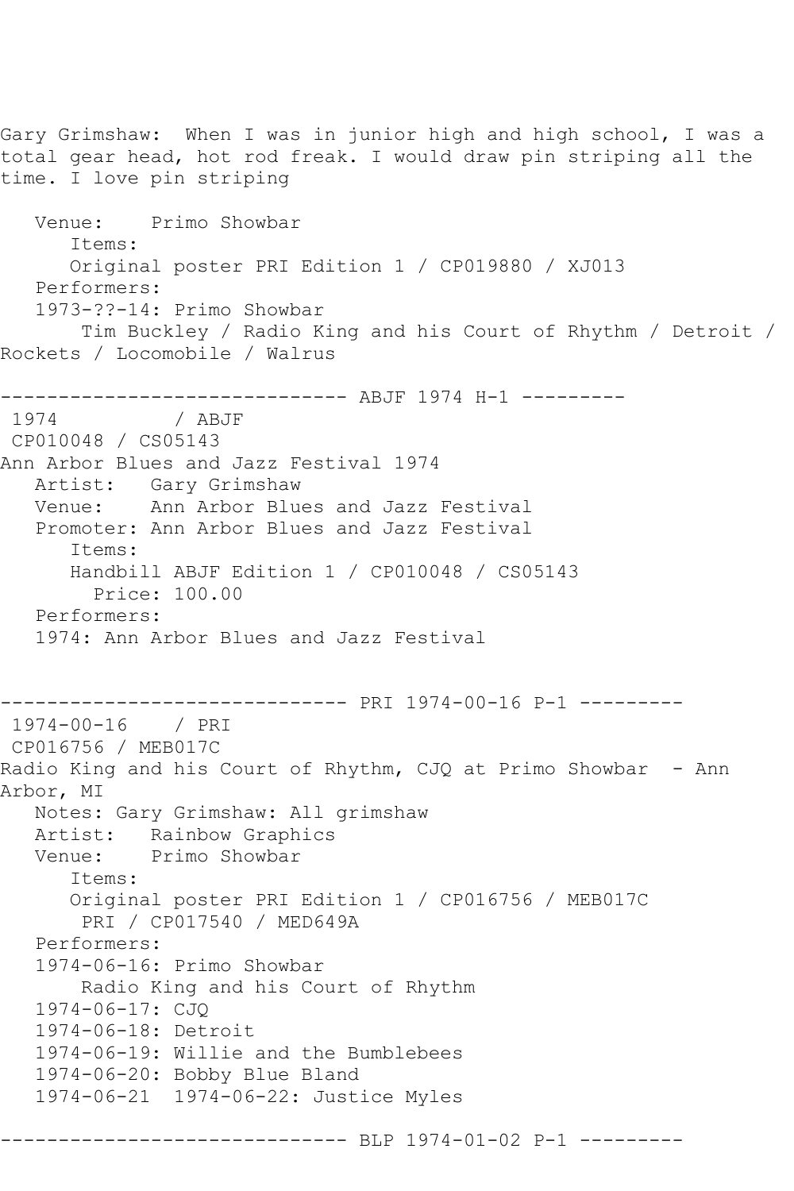Gary Grimshaw: When I was in junior high and high school, I was a total gear head, hot rod freak. I would draw pin striping all the time. I love pin striping

```
   Venue:    Primo Showbar
      Items:
      Original poster PRI Edition 1 / CP019880 / XJ013
   Performers:
   1973-??-14: Primo Showbar
       Tim Buckley / Radio King and his Court of Rhythm / Detroit / 
Rockets / Locomobile / Walrus

------------------------------ ABJF 1974 H-1 ---------
 1974          / ABJF
 CP010048 / CS05143
Ann Arbor Blues and Jazz Festival 1974
   Artist:   Gary Grimshaw
   Venue:    Ann Arbor Blues and Jazz Festival
   Promoter: Ann Arbor Blues and Jazz Festival
      Items:
      Handbill ABJF Edition 1 / CP010048 / CS05143
        Price: 100.00
   Performers:
   1974: Ann Arbor Blues and Jazz Festival


------------------------------ PRI 1974-00-16 P-1 ---------
 1974-00-16    / PRI
 CP016756 / MEB017C
Radio King and his Court of Rhythm, CJQ at Primo Showbar  - Ann 
Arbor, MI
   Notes: Gary Grimshaw: All grimshaw
   Artist:   Rainbow Graphics
   Venue:    Primo Showbar
      Items:
      Original poster PRI Edition 1 / CP016756 / MEB017C
       PRI / CP017540 / MED649A
   Performers:
   1974-06-16: Primo Showbar
       Radio King and his Court of Rhythm
   1974-06-17: CJQ
   1974-06-18: Detroit
   1974-06-19: Willie and the Bumblebees
   1974-06-20: Bobby Blue Bland
   1974-06-21  1974-06-22: Justice Myles

------------------------------ BLP 1974-01-02 P-1 ---------
```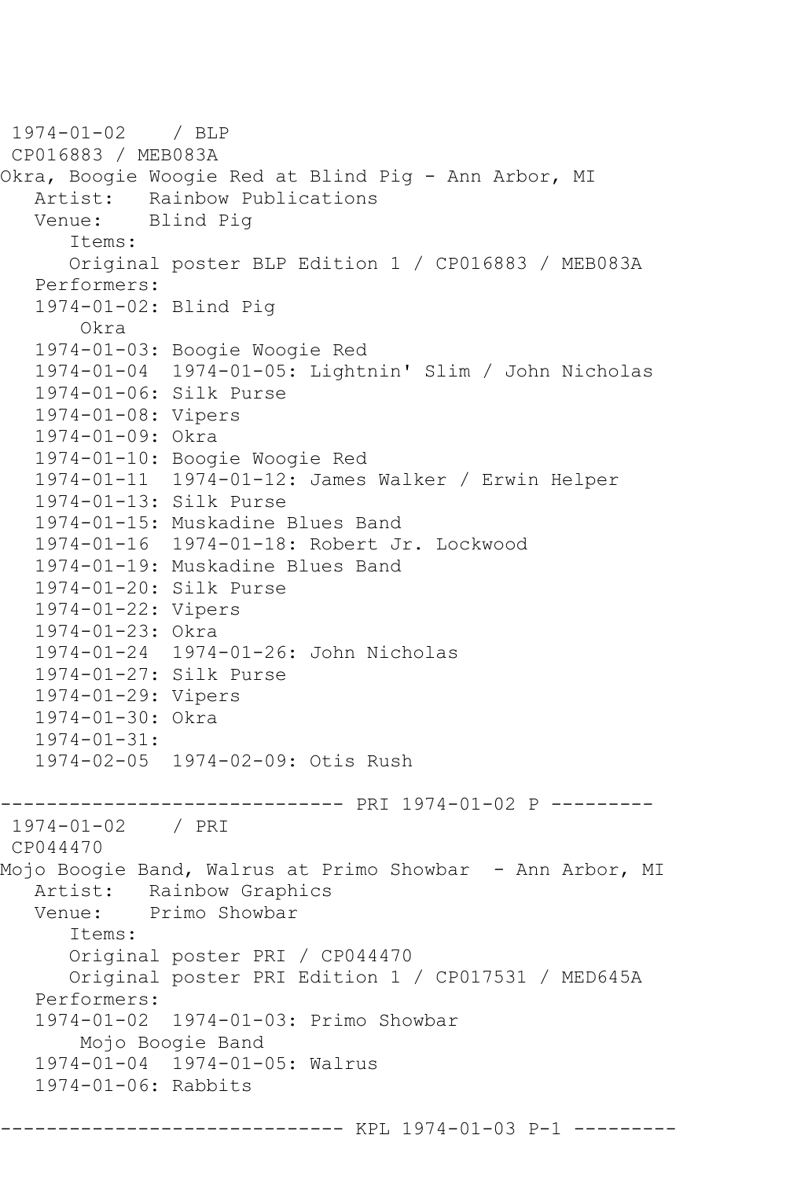```
 1974-01-02    / BLP
 CP016883 / MEB083A
Okra, Boogie Woogie Red at Blind Pig - Ann Arbor, MI
   Artist:   Rainbow Publications
   Venue:    Blind Pig
      Items:
      Original poster BLP Edition 1 / CP016883 / MEB083A
   Performers:
   1974-01-02: Blind Pig
       Okra
   1974-01-03: Boogie Woogie Red
   1974-01-04  1974-01-05: Lightnin' Slim / John Nicholas
   1974-01-06: Silk Purse
   1974-01-08: Vipers
   1974-01-09: Okra
   1974-01-10: Boogie Woogie Red
   1974-01-11  1974-01-12: James Walker / Erwin Helper
   1974-01-13: Silk Purse
   1974-01-15: Muskadine Blues Band
   1974-01-16  1974-01-18: Robert Jr. Lockwood
   1974-01-19: Muskadine Blues Band
   1974-01-20: Silk Purse
   1974-01-22: Vipers
   1974-01-23: Okra
   1974-01-24  1974-01-26: John Nicholas
   1974-01-27: Silk Purse
   1974-01-29: Vipers
   1974-01-30: Okra
   1974-01-31:
   1974-02-05  1974-02-09: Otis Rush

------------------------------ PRI 1974-01-02 P ---------
 1974-01-02    / PRI
 CP044470
Mojo Boogie Band, Walrus at Primo Showbar  - Ann Arbor, MI
   Artist:   Rainbow Graphics
   Venue:    Primo Showbar
      Items:
      Original poster PRI / CP044470
      Original poster PRI Edition 1 / CP017531 / MED645A
   Performers:
   1974-01-02  1974-01-03: Primo Showbar
       Mojo Boogie Band
   1974-01-04  1974-01-05: Walrus
   1974-01-06: Rabbits

------------------------------ KPL 1974-01-03 P-1 ---------
```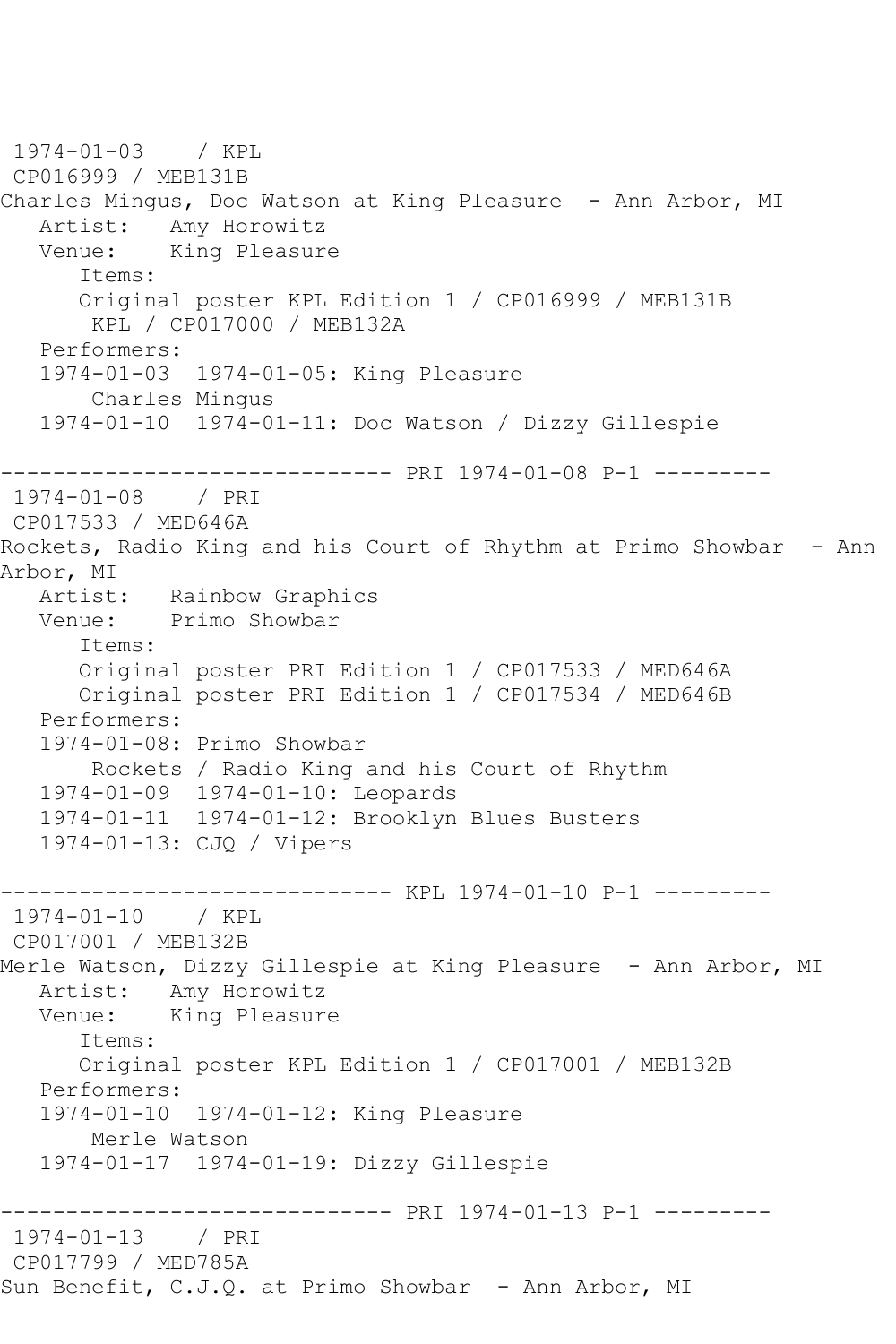```
 1974-01-03    / KPL
 CP016999 / MEB131B
Charles Mingus, Doc Watson at King Pleasure  - Ann Arbor, MI
   Artist:   Amy Horowitz
   Venue:    King Pleasure
      Items:
      Original poster KPL Edition 1 / CP016999 / MEB131B
       KPL / CP017000 / MEB132A
   Performers:
   1974-01-03  1974-01-05: King Pleasure
       Charles Mingus
   1974-01-10  1974-01-11: Doc Watson / Dizzy Gillespie

------------------------------ PRI 1974-01-08 P-1 ---------
 1974-01-08    / PRI
 CP017533 / MED646A
Rockets, Radio King and his Court of Rhythm at Primo Showbar  - Ann
Arbor, MI
   Artist:   Rainbow Graphics
   Venue:    Primo Showbar
      Items:
      Original poster PRI Edition 1 / CP017533 / MED646A
      Original poster PRI Edition 1 / CP017534 / MED646B
   Performers:
   1974-01-08: Primo Showbar
       Rockets / Radio King and his Court of Rhythm
   1974-01-09  1974-01-10: Leopards
   1974-01-11  1974-01-12: Brooklyn Blues Busters
   1974-01-13: CJQ / Vipers

------------------------------ KPL 1974-01-10 P-1 ---------
 1974-01-10    / KPL
 CP017001 / MEB132B
Merle Watson, Dizzy Gillespie at King Pleasure  - Ann Arbor, MI
   Artist:   Amy Horowitz
   Venue:    King Pleasure
      Items:
      Original poster KPL Edition 1 / CP017001 / MEB132B
   Performers:
   1974-01-10  1974-01-12: King Pleasure
       Merle Watson
   1974-01-17  1974-01-19: Dizzy Gillespie

------------------------------ PRI 1974-01-13 P-1 ---------
 1974-01-13    / PRI
 CP017799 / MED785A
Sun Benefit, C.J.Q. at Primo Showbar  - Ann Arbor, MI
```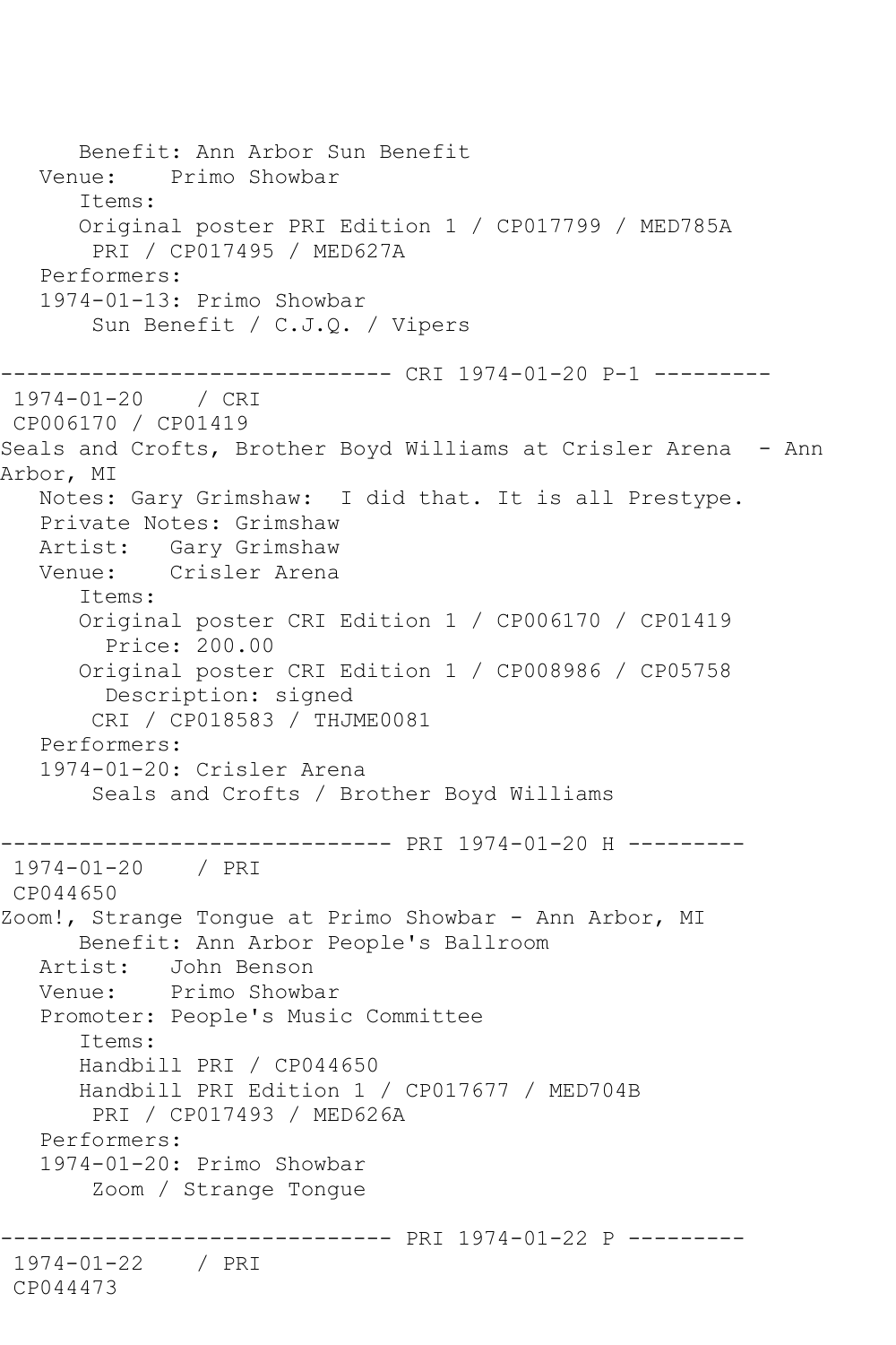```
      Benefit: Ann Arbor Sun Benefit
   Venue:    Primo Showbar
      Items:
      Original poster PRI Edition 1 / CP017799 / MED785A
       PRI / CP017495 / MED627A
   Performers:
   1974-01-13: Primo Showbar
       Sun Benefit / C.J.Q. / Vipers

------------------------------ CRI 1974-01-20 P-1 ---------
 1974-01-20    / CRI
 CP006170 / CP01419
Seals and Crofts, Brother Boyd Williams at Crisler Arena  - Ann
Arbor, MI
   Notes: Gary Grimshaw:  I did that. It is all Prestype.
   Private Notes: Grimshaw
   Artist:   Gary Grimshaw
   Venue:    Crisler Arena
      Items:
      Original poster CRI Edition 1 / CP006170 / CP01419
        Price: 200.00
      Original poster CRI Edition 1 / CP008986 / CP05758
        Description: signed
       CRI / CP018583 / THJME0081
   Performers:
   1974-01-20: Crisler Arena
       Seals and Crofts / Brother Boyd Williams

------------------------------ PRI 1974-01-20 H ---------
 1974-01-20    / PRI
 CP044650
Zoom!, Strange Tongue at Primo Showbar - Ann Arbor, MI
      Benefit: Ann Arbor People's Ballroom
   Artist:   John Benson
   Venue:    Primo Showbar
   Promoter: People's Music Committee
      Items:
      Handbill PRI / CP044650
      Handbill PRI Edition 1 / CP017677 / MED704B
       PRI / CP017493 / MED626A
   Performers:
   1974-01-20: Primo Showbar
       Zoom / Strange Tongue

------------------------------ PRI 1974-01-22 P ---------
 1974-01-22    / PRI
 CP044473
```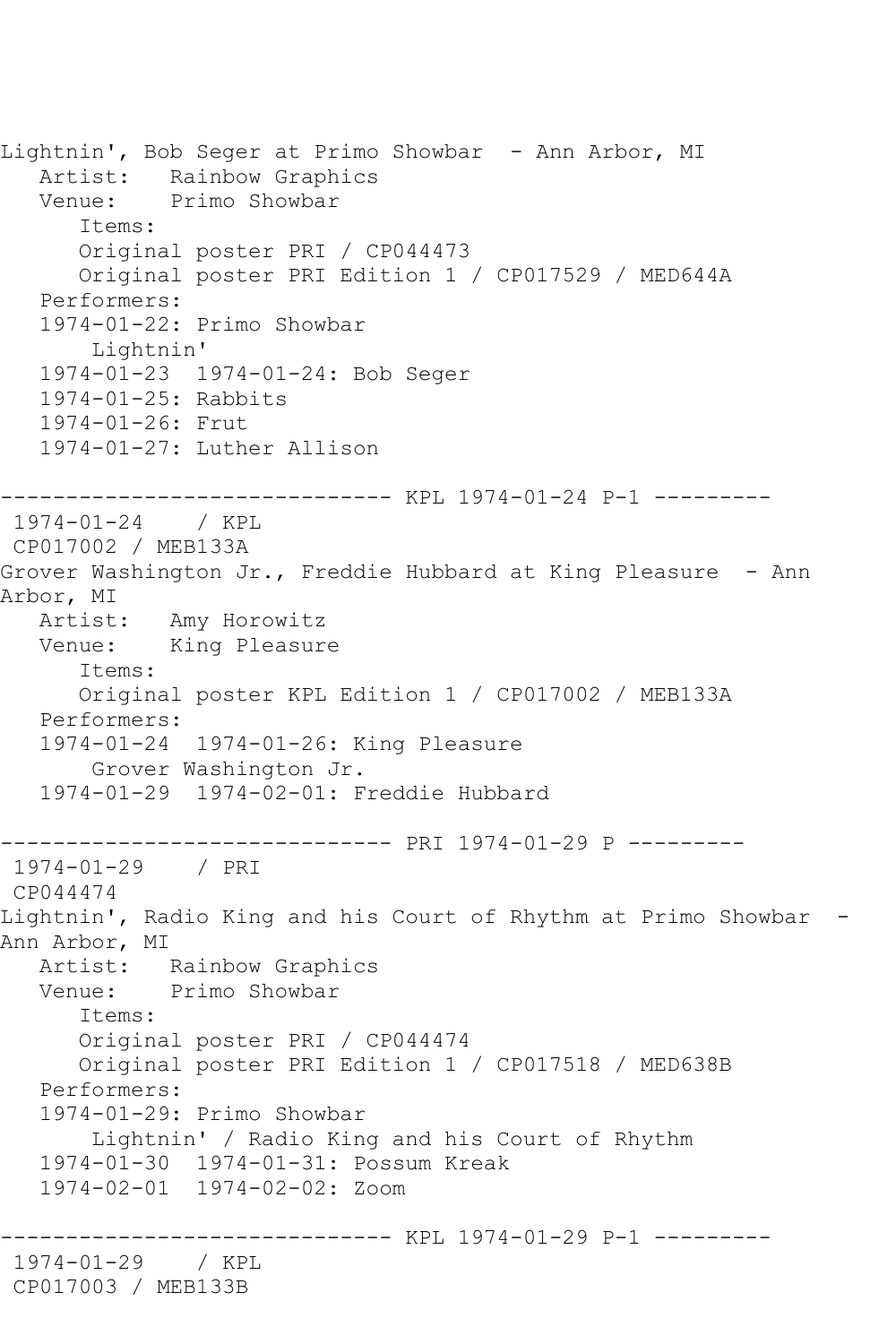Lightnin', Bob Seger at Primo Showbar - Ann Arbor, MI
   Artist: Rainbow Graphics
   Venue: Primo Showbar
      Items:
      Original poster PRI / CP044473
      Original poster PRI Edition 1 / CP017529 / MED644A
   Performers:
   1974-01-22: Primo Showbar
       Lightnin'
   1974-01-23 1974-01-24: Bob Seger
   1974-01-25: Rabbits
   1974-01-26: Frut
   1974-01-27: Luther Allison

------------------------------ KPL 1974-01-24 P-1 ---------
1974-01-24 / KPL
CP017002 / MEB133A
Grover Washington Jr., Freddie Hubbard at King Pleasure - Ann Arbor, MI
   Artist: Amy Horowitz
   Venue: King Pleasure
      Items:
      Original poster KPL Edition 1 / CP017002 / MEB133A
   Performers:
   1974-01-24 1974-01-26: King Pleasure
       Grover Washington Jr.
   1974-01-29 1974-02-01: Freddie Hubbard

------------------------------ PRI 1974-01-29 P ---------
1974-01-29 / PRI
CP044474
Lightnin', Radio King and his Court of Rhythm at Primo Showbar - Ann Arbor, MI
   Artist: Rainbow Graphics
   Venue: Primo Showbar
      Items:
      Original poster PRI / CP044474
      Original poster PRI Edition 1 / CP017518 / MED638B
   Performers:
   1974-01-29: Primo Showbar
       Lightnin' / Radio King and his Court of Rhythm
   1974-01-30 1974-01-31: Possum Kreak
   1974-02-01 1974-02-02: Zoom

------------------------------ KPL 1974-01-29 P-1 ---------
1974-01-29 / KPL
CP017003 / MEB133B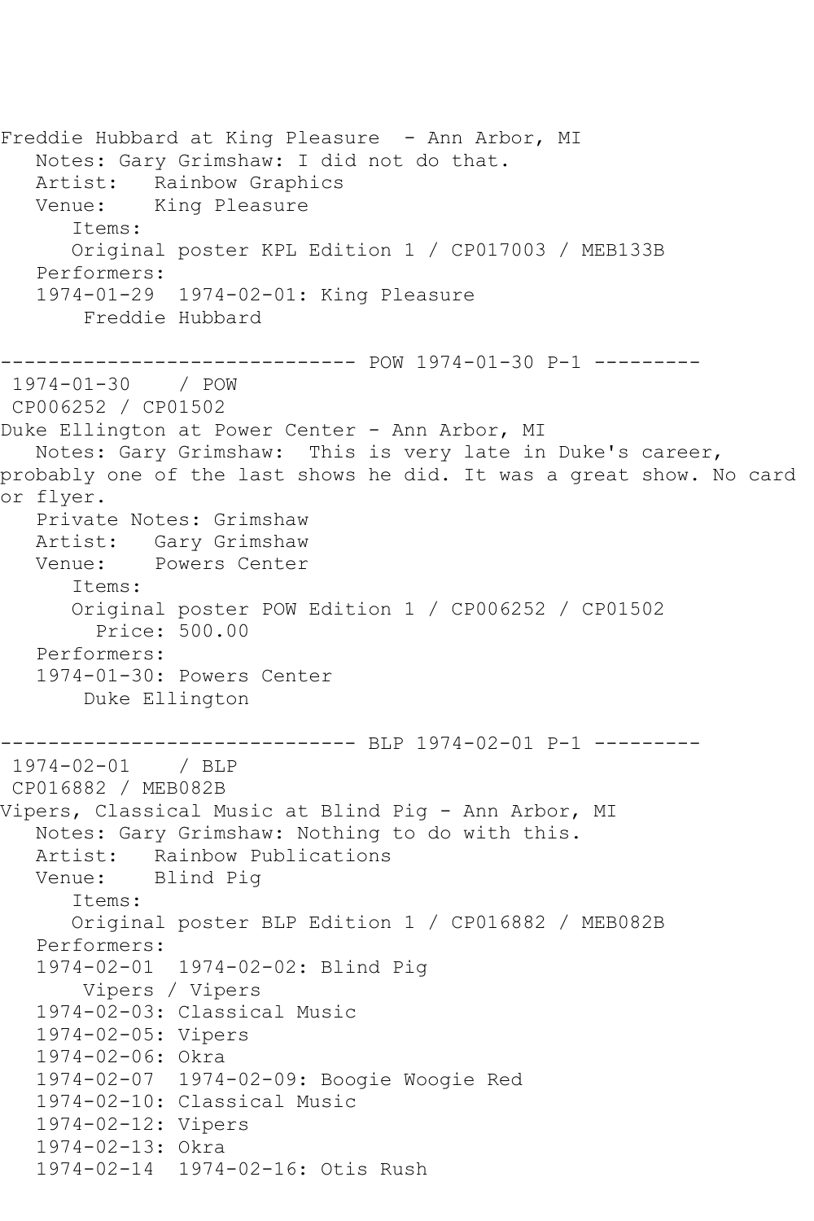Freddie Hubbard at King Pleasure - Ann Arbor, MI
   Notes: Gary Grimshaw: I did not do that.
   Artist:   Rainbow Graphics
   Venue:    King Pleasure
      Items:
      Original poster KPL Edition 1 / CP017003 / MEB133B
   Performers:
   1974-01-29  1974-02-01: King Pleasure
       Freddie Hubbard

------------------------------ POW 1974-01-30 P-1 ---------
 1974-01-30    / POW
 CP006252 / CP01502
Duke Ellington at Power Center - Ann Arbor, MI
   Notes: Gary Grimshaw:  This is very late in Duke's career, probably one of the last shows he did. It was a great show. No card or flyer.
   Private Notes: Grimshaw
   Artist:   Gary Grimshaw
   Venue:    Powers Center
      Items:
      Original poster POW Edition 1 / CP006252 / CP01502
        Price: 500.00
   Performers:
   1974-01-30: Powers Center
       Duke Ellington

------------------------------ BLP 1974-02-01 P-1 ---------
 1974-02-01    / BLP
 CP016882 / MEB082B
Vipers, Classical Music at Blind Pig - Ann Arbor, MI
   Notes: Gary Grimshaw: Nothing to do with this.
   Artist:   Rainbow Publications
   Venue:    Blind Pig
      Items:
      Original poster BLP Edition 1 / CP016882 / MEB082B
   Performers:
   1974-02-01  1974-02-02: Blind Pig
       Vipers / Vipers
   1974-02-03: Classical Music
   1974-02-05: Vipers
   1974-02-06: Okra
   1974-02-07  1974-02-09: Boogie Woogie Red
   1974-02-10: Classical Music
   1974-02-12: Vipers
   1974-02-13: Okra
   1974-02-14  1974-02-16: Otis Rush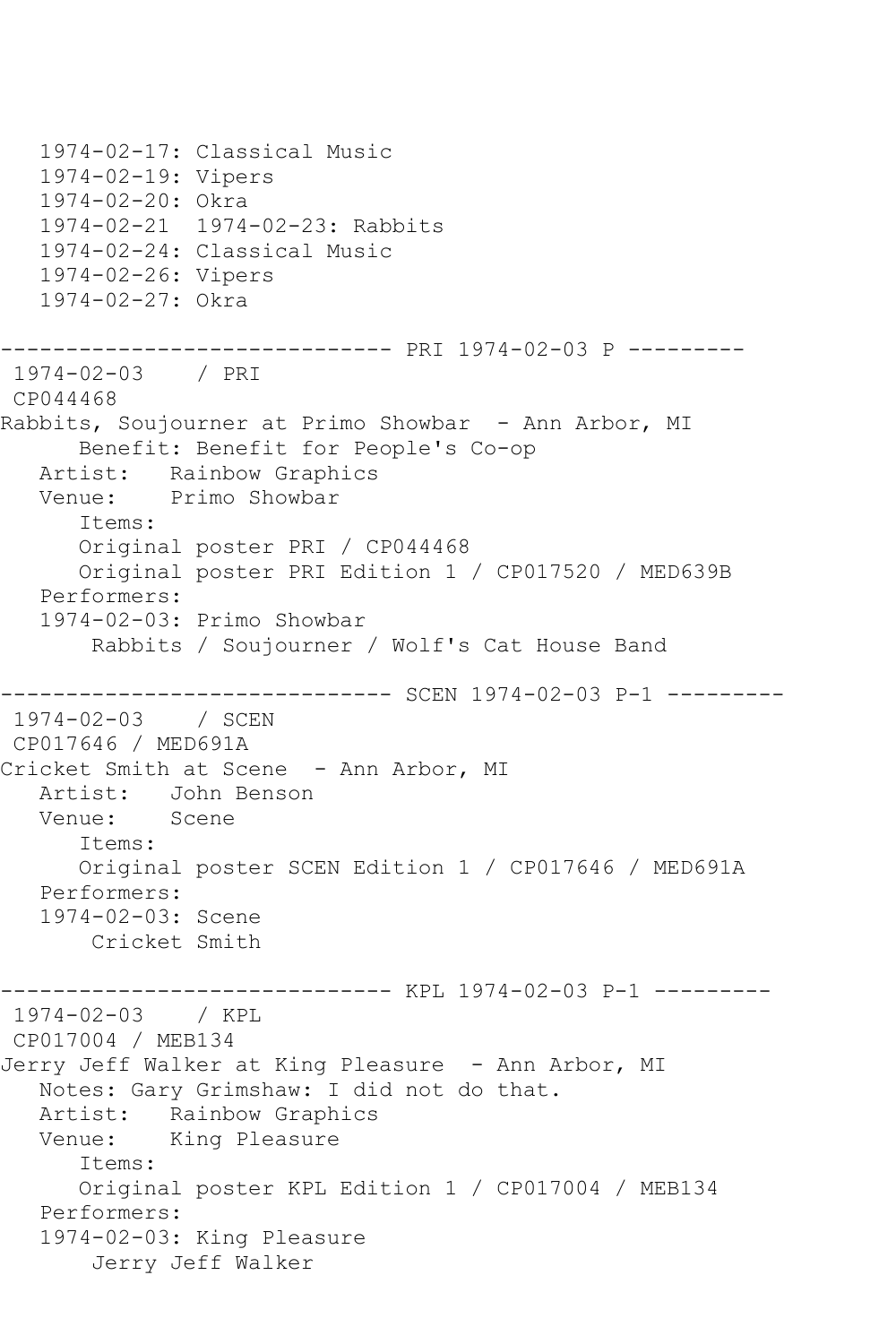```
   1974-02-17: Classical Music
   1974-02-19: Vipers
   1974-02-20: Okra
   1974-02-21  1974-02-23: Rabbits
   1974-02-24: Classical Music
   1974-02-26: Vipers
   1974-02-27: Okra

------------------------------ PRI 1974-02-03 P ---------
 1974-02-03    / PRI
 CP044468
Rabbits, Soujourner at Primo Showbar  - Ann Arbor, MI
      Benefit: Benefit for People's Co-op
   Artist:   Rainbow Graphics
   Venue:    Primo Showbar
      Items:
      Original poster PRI / CP044468
      Original poster PRI Edition 1 / CP017520 / MED639B
   Performers:
   1974-02-03: Primo Showbar
       Rabbits / Soujourner / Wolf's Cat House Band

------------------------------ SCEN 1974-02-03 P-1 ---------
 1974-02-03    / SCEN
 CP017646 / MED691A
Cricket Smith at Scene  - Ann Arbor, MI
   Artist:   John Benson
   Venue:    Scene
      Items:
      Original poster SCEN Edition 1 / CP017646 / MED691A
   Performers:
   1974-02-03: Scene
       Cricket Smith

------------------------------ KPL 1974-02-03 P-1 ---------
 1974-02-03    / KPL
 CP017004 / MEB134
Jerry Jeff Walker at King Pleasure  - Ann Arbor, MI
   Notes: Gary Grimshaw: I did not do that.
   Artist:   Rainbow Graphics
   Venue:    King Pleasure
      Items:
      Original poster KPL Edition 1 / CP017004 / MEB134
   Performers:
   1974-02-03: King Pleasure
       Jerry Jeff Walker
```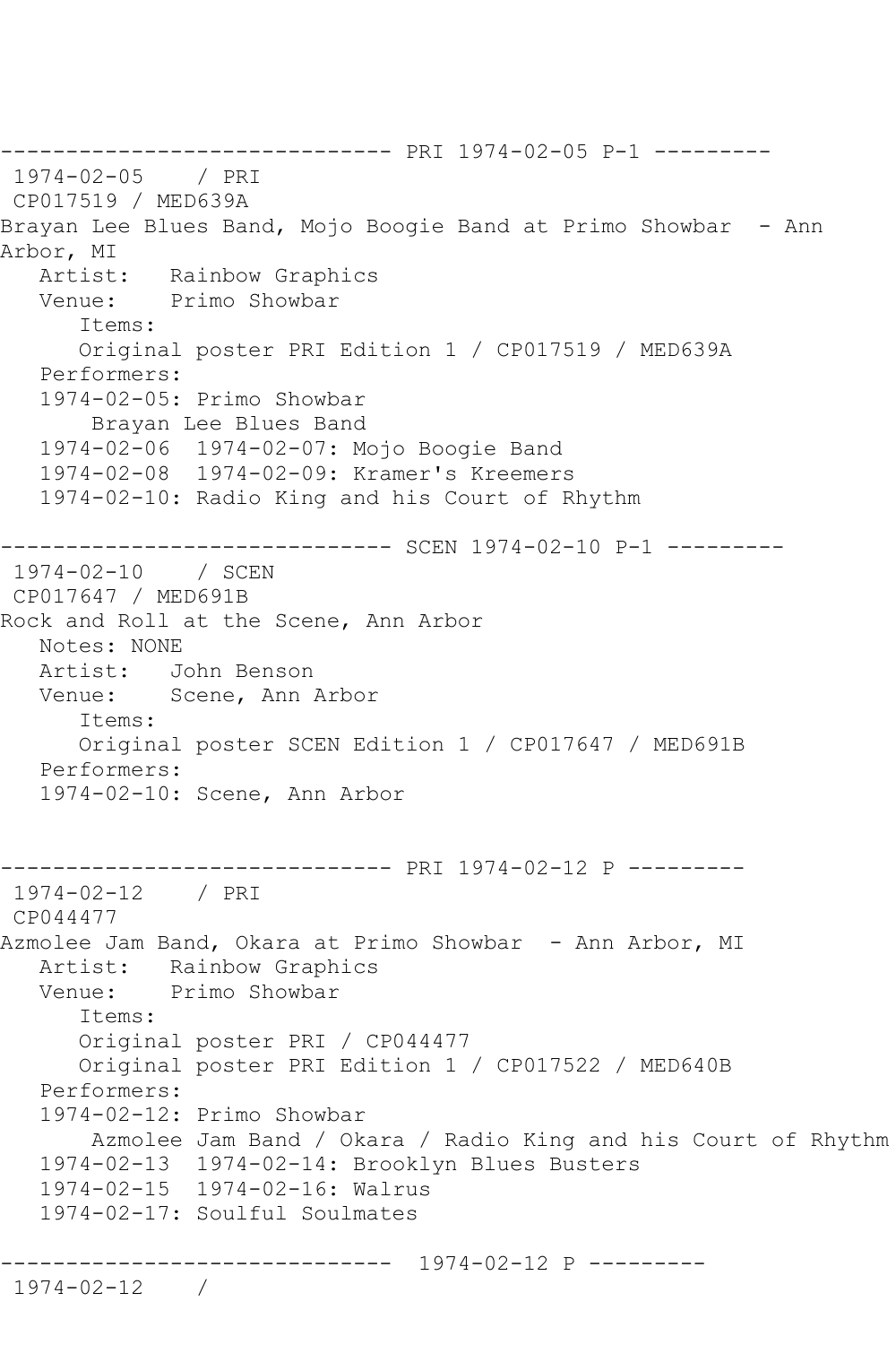```
------------------------------ PRI 1974-02-05 P-1 ---------
 1974-02-05    / PRI
 CP017519 / MED639A
Brayan Lee Blues Band, Mojo Boogie Band at Primo Showbar  - Ann 
Arbor, MI
   Artist:   Rainbow Graphics
   Venue:    Primo Showbar
      Items:
      Original poster PRI Edition 1 / CP017519 / MED639A
   Performers:
   1974-02-05: Primo Showbar
       Brayan Lee Blues Band
   1974-02-06  1974-02-07: Mojo Boogie Band
   1974-02-08  1974-02-09: Kramer's Kreemers
   1974-02-10: Radio King and his Court of Rhythm

------------------------------ SCEN 1974-02-10 P-1 ---------
 1974-02-10    / SCEN
 CP017647 / MED691B
Rock and Roll at the Scene, Ann Arbor
   Notes: NONE
   Artist:   John Benson
   Venue:    Scene, Ann Arbor
      Items:
      Original poster SCEN Edition 1 / CP017647 / MED691B
   Performers:
   1974-02-10: Scene, Ann Arbor


------------------------------ PRI 1974-02-12 P ---------
 1974-02-12    / PRI
 CP044477
Azmolee Jam Band, Okara at Primo Showbar  - Ann Arbor, MI
   Artist:   Rainbow Graphics
   Venue:    Primo Showbar
      Items:
      Original poster PRI / CP044477
      Original poster PRI Edition 1 / CP017522 / MED640B
   Performers:
   1974-02-12: Primo Showbar
       Azmolee Jam Band / Okara / Radio King and his Court of Rhythm
   1974-02-13  1974-02-14: Brooklyn Blues Busters
   1974-02-15  1974-02-16: Walrus
   1974-02-17: Soulful Soulmates

------------------------------  1974-02-12 P ---------
 1974-02-12    /
```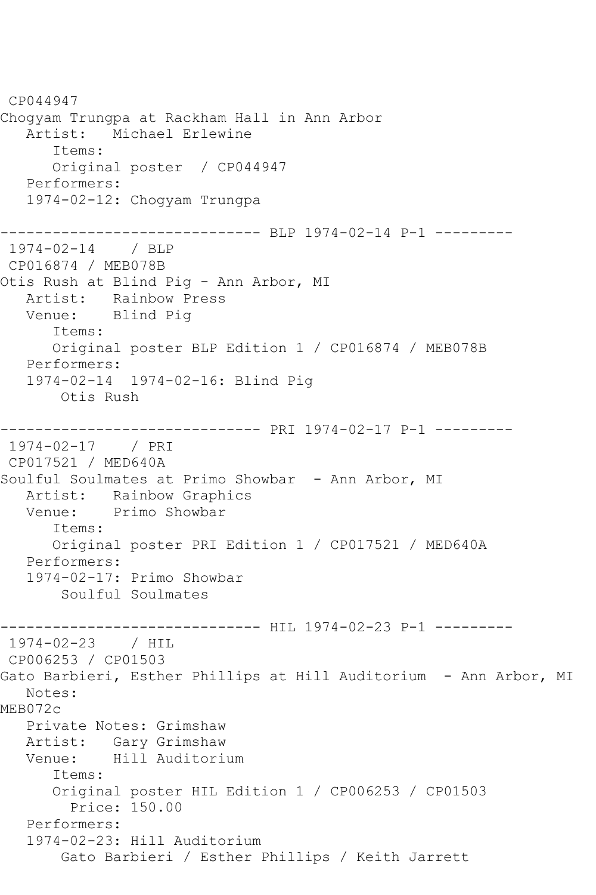CP044947
Chogyam Trungpa at Rackham Hall in Ann Arbor
   Artist:   Michael Erlewine
      Items:
      Original poster  / CP044947
   Performers:
   1974-02-12: Chogyam Trungpa

------------------------------ BLP 1974-02-14 P-1 ---------
 1974-02-14    / BLP
 CP016874 / MEB078B
Otis Rush at Blind Pig - Ann Arbor, MI
   Artist:   Rainbow Press
   Venue:    Blind Pig
      Items:
      Original poster BLP Edition 1 / CP016874 / MEB078B
   Performers:
   1974-02-14  1974-02-16: Blind Pig
       Otis Rush

------------------------------ PRI 1974-02-17 P-1 ---------
 1974-02-17    / PRI
 CP017521 / MED640A
Soulful Soulmates at Primo Showbar  - Ann Arbor, MI
   Artist:   Rainbow Graphics
   Venue:    Primo Showbar
      Items:
      Original poster PRI Edition 1 / CP017521 / MED640A
   Performers:
   1974-02-17: Primo Showbar
       Soulful Soulmates

------------------------------ HIL 1974-02-23 P-1 ---------
 1974-02-23    / HIL
 CP006253 / CP01503
Gato Barbieri, Esther Phillips at Hill Auditorium  - Ann Arbor, MI
   Notes:
MEB072c
   Private Notes: Grimshaw
   Artist:   Gary Grimshaw
   Venue:    Hill Auditorium
      Items:
      Original poster HIL Edition 1 / CP006253 / CP01503
        Price: 150.00
   Performers:
   1974-02-23: Hill Auditorium
       Gato Barbieri / Esther Phillips / Keith Jarrett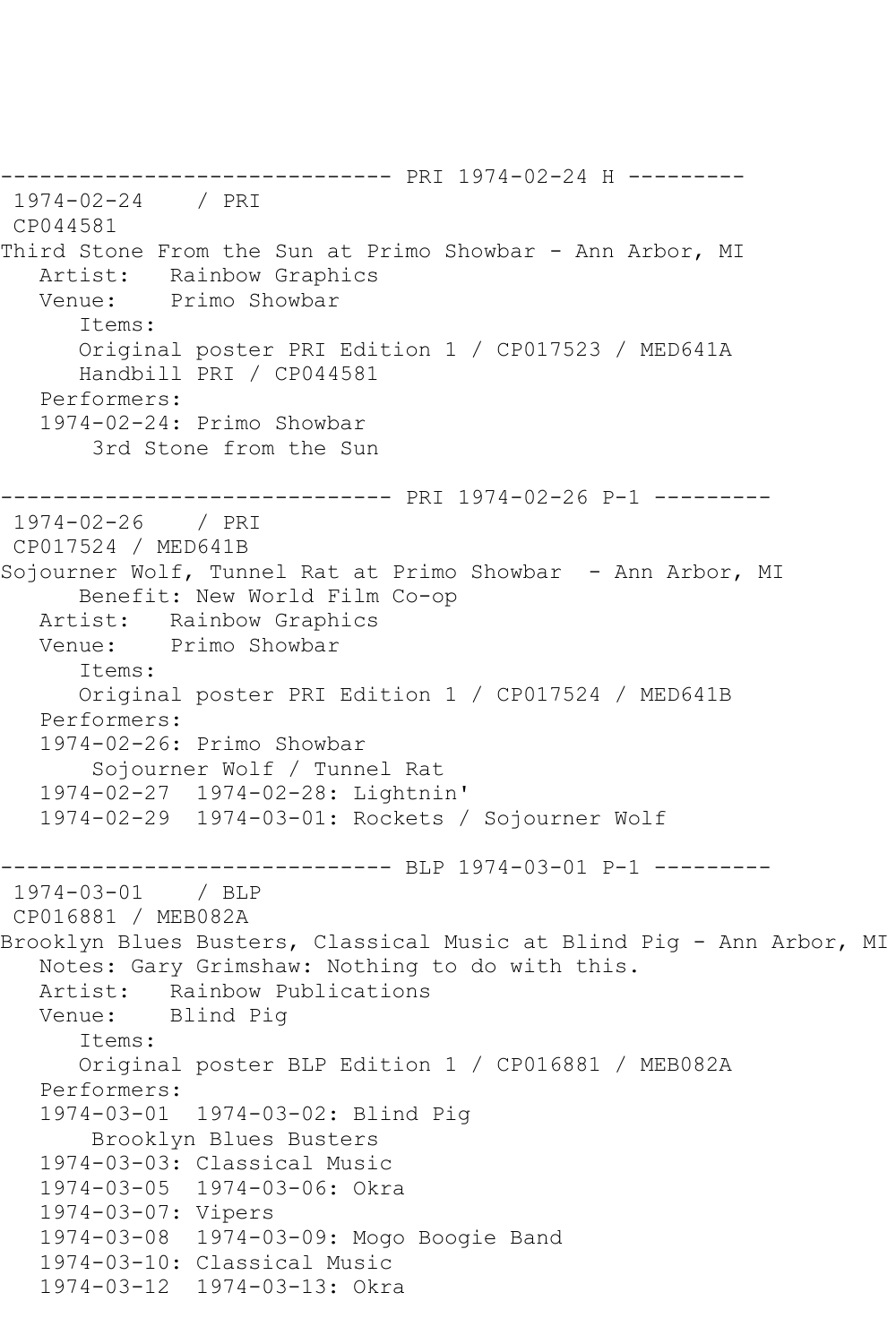------------------------------ PRI 1974-02-24 H ---------

1974-02-24 / PRI
CP044581
Third Stone From the Sun at Primo Showbar - Ann Arbor, MI
   Artist: Rainbow Graphics
   Venue: Primo Showbar
      Items:
      Original poster PRI Edition 1 / CP017523 / MED641A
      Handbill PRI / CP044581
   Performers:
   1974-02-24: Primo Showbar
      3rd Stone from the Sun

------------------------------ PRI 1974-02-26 P-1 ---------

1974-02-26 / PRI
CP017524 / MED641B
Sojourner Wolf, Tunnel Rat at Primo Showbar - Ann Arbor, MI
      Benefit: New World Film Co-op
   Artist: Rainbow Graphics
   Venue: Primo Showbar
      Items:
      Original poster PRI Edition 1 / CP017524 / MED641B
   Performers:
   1974-02-26: Primo Showbar
      Sojourner Wolf / Tunnel Rat
   1974-02-27 1974-02-28: Lightnin'
   1974-02-29 1974-03-01: Rockets / Sojourner Wolf

------------------------------ BLP 1974-03-01 P-1 ---------

1974-03-01 / BLP
CP016881 / MEB082A
Brooklyn Blues Busters, Classical Music at Blind Pig - Ann Arbor, MI
   Notes: Gary Grimshaw: Nothing to do with this.
   Artist: Rainbow Publications
   Venue: Blind Pig
      Items:
      Original poster BLP Edition 1 / CP016881 / MEB082A
   Performers:
   1974-03-01 1974-03-02: Blind Pig
      Brooklyn Blues Busters
   1974-03-03: Classical Music
   1974-03-05 1974-03-06: Okra
   1974-03-07: Vipers
   1974-03-08 1974-03-09: Mogo Boogie Band
   1974-03-10: Classical Music
   1974-03-12 1974-03-13: Okra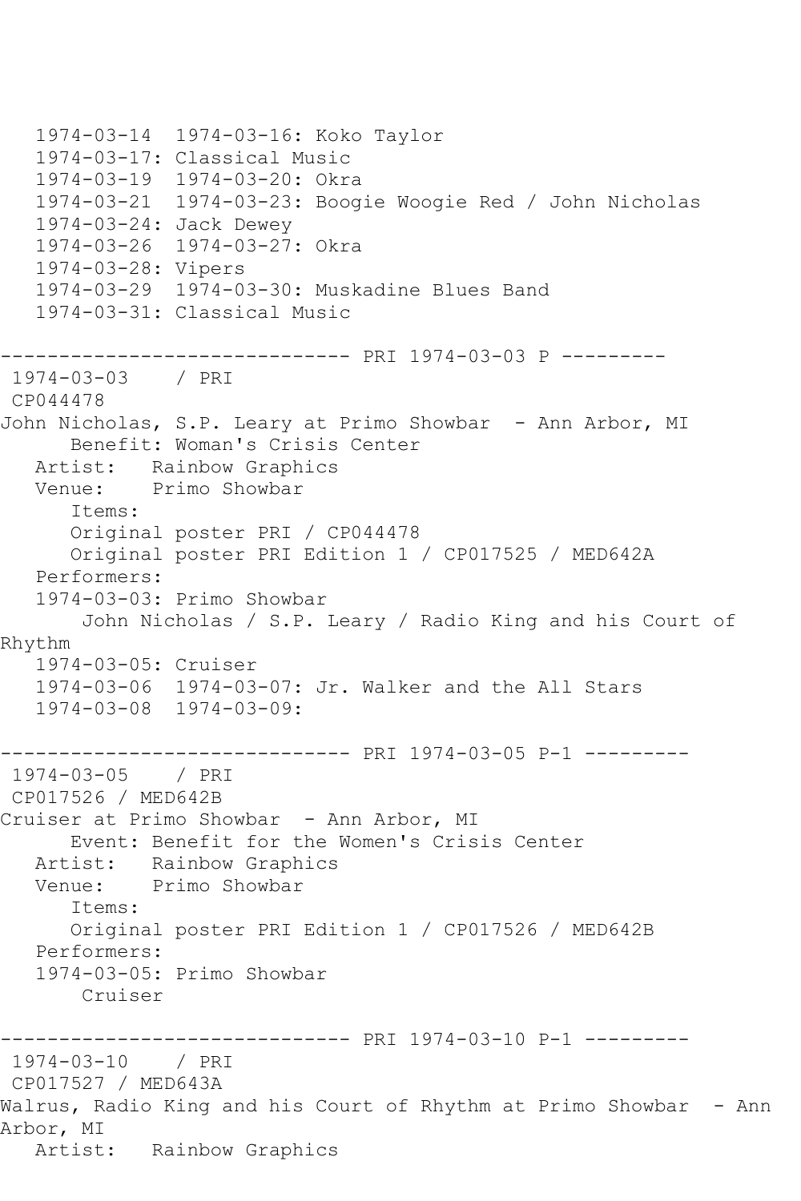1974-03-14  1974-03-16: Koko Taylor
1974-03-17: Classical Music
1974-03-19  1974-03-20: Okra
1974-03-21  1974-03-23: Boogie Woogie Red / John Nicholas
1974-03-24: Jack Dewey
1974-03-26  1974-03-27: Okra
1974-03-28: Vipers
1974-03-29  1974-03-30: Muskadine Blues Band
1974-03-31: Classical Music

------------------------------ PRI 1974-03-03 P ---------

1974-03-03    / PRI
CP044478
John Nicholas, S.P. Leary at Primo Showbar  - Ann Arbor, MI
Benefit: Woman's Crisis Center
Artist:   Rainbow Graphics
Venue:    Primo Showbar
Items:
Original poster PRI / CP044478
Original poster PRI Edition 1 / CP017525 / MED642A
Performers:
1974-03-03: Primo Showbar
John Nicholas / S.P. Leary / Radio King and his Court of Rhythm
1974-03-05: Cruiser
1974-03-06  1974-03-07: Jr. Walker and the All Stars
1974-03-08  1974-03-09:

------------------------------ PRI 1974-03-05 P-1 ---------

1974-03-05    / PRI
CP017526 / MED642B
Cruiser at Primo Showbar  - Ann Arbor, MI
Event: Benefit for the Women's Crisis Center
Artist:   Rainbow Graphics
Venue:    Primo Showbar
Items:
Original poster PRI Edition 1 / CP017526 / MED642B
Performers:
1974-03-05: Primo Showbar
Cruiser

------------------------------ PRI 1974-03-10 P-1 ---------

1974-03-10    / PRI
CP017527 / MED643A
Walrus, Radio King and his Court of Rhythm at Primo Showbar  - Ann Arbor, MI
Artist:   Rainbow Graphics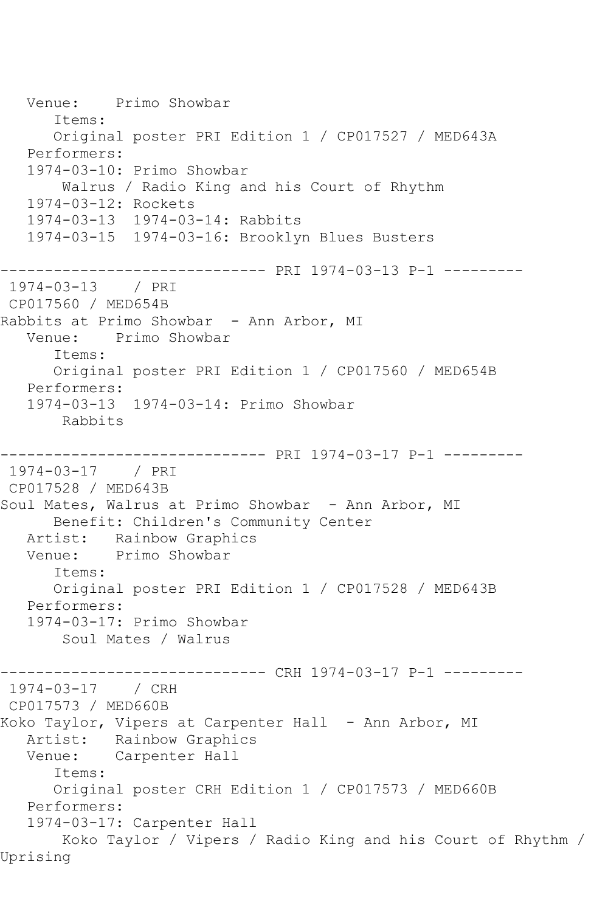```
   Venue:    Primo Showbar
      Items:
      Original poster PRI Edition 1 / CP017527 / MED643A
   Performers:
   1974-03-10: Primo Showbar
       Walrus / Radio King and his Court of Rhythm
   1974-03-12: Rockets
   1974-03-13  1974-03-14: Rabbits
   1974-03-15  1974-03-16: Brooklyn Blues Busters

------------------------------ PRI 1974-03-13 P-1 ---------
 1974-03-13    / PRI
 CP017560 / MED654B
Rabbits at Primo Showbar  - Ann Arbor, MI
   Venue:    Primo Showbar
      Items:
      Original poster PRI Edition 1 / CP017560 / MED654B
   Performers:
   1974-03-13  1974-03-14: Primo Showbar
       Rabbits

------------------------------ PRI 1974-03-17 P-1 ---------
 1974-03-17    / PRI
 CP017528 / MED643B
Soul Mates, Walrus at Primo Showbar  - Ann Arbor, MI
      Benefit: Children's Community Center
   Artist:   Rainbow Graphics
   Venue:    Primo Showbar
      Items:
      Original poster PRI Edition 1 / CP017528 / MED643B
   Performers:
   1974-03-17: Primo Showbar
       Soul Mates / Walrus

------------------------------ CRH 1974-03-17 P-1 ---------
 1974-03-17    / CRH
 CP017573 / MED660B
Koko Taylor, Vipers at Carpenter Hall  - Ann Arbor, MI
   Artist:   Rainbow Graphics
   Venue:    Carpenter Hall
      Items:
      Original poster CRH Edition 1 / CP017573 / MED660B
   Performers:
   1974-03-17: Carpenter Hall
       Koko Taylor / Vipers / Radio King and his Court of Rhythm /
Uprising
```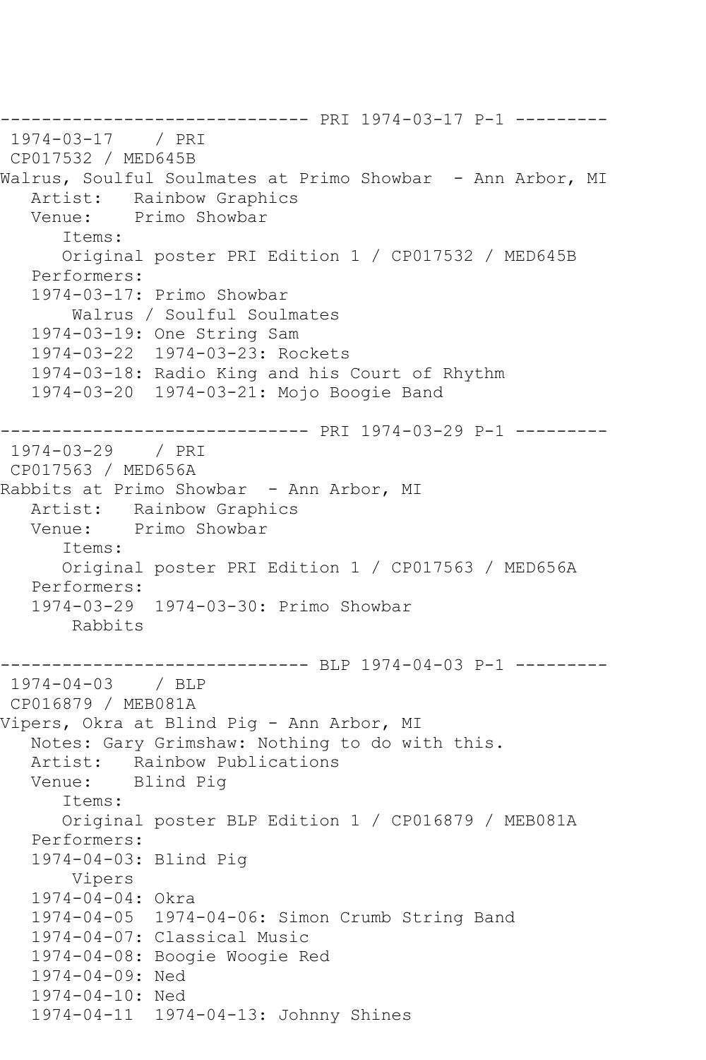------------------------------ PRI 1974-03-17 P-1 ---------
1974-03-17 / PRI
CP017532 / MED645B
Walrus, Soulful Soulmates at Primo Showbar - Ann Arbor, MI
Artist: Rainbow Graphics
Venue: Primo Showbar
Items:
Original poster PRI Edition 1 / CP017532 / MED645B
Performers:
1974-03-17: Primo Showbar
Walrus / Soulful Soulmates
1974-03-19: One String Sam
1974-03-22 1974-03-23: Rockets
1974-03-18: Radio King and his Court of Rhythm
1974-03-20 1974-03-21: Mojo Boogie Band

------------------------------ PRI 1974-03-29 P-1 ---------
1974-03-29 / PRI
CP017563 / MED656A
Rabbits at Primo Showbar - Ann Arbor, MI
Artist: Rainbow Graphics
Venue: Primo Showbar
Items:
Original poster PRI Edition 1 / CP017563 / MED656A
Performers:
1974-03-29 1974-03-30: Primo Showbar
Rabbits

------------------------------ BLP 1974-04-03 P-1 ---------
1974-04-03 / BLP
CP016879 / MEB081A
Vipers, Okra at Blind Pig - Ann Arbor, MI
Notes: Gary Grimshaw: Nothing to do with this.
Artist: Rainbow Publications
Venue: Blind Pig
Items:
Original poster BLP Edition 1 / CP016879 / MEB081A
Performers:
1974-04-03: Blind Pig
Vipers
1974-04-04: Okra
1974-04-05 1974-04-06: Simon Crumb String Band
1974-04-07: Classical Music
1974-04-08: Boogie Woogie Red
1974-04-09: Ned
1974-04-10: Ned
1974-04-11 1974-04-13: Johnny Shines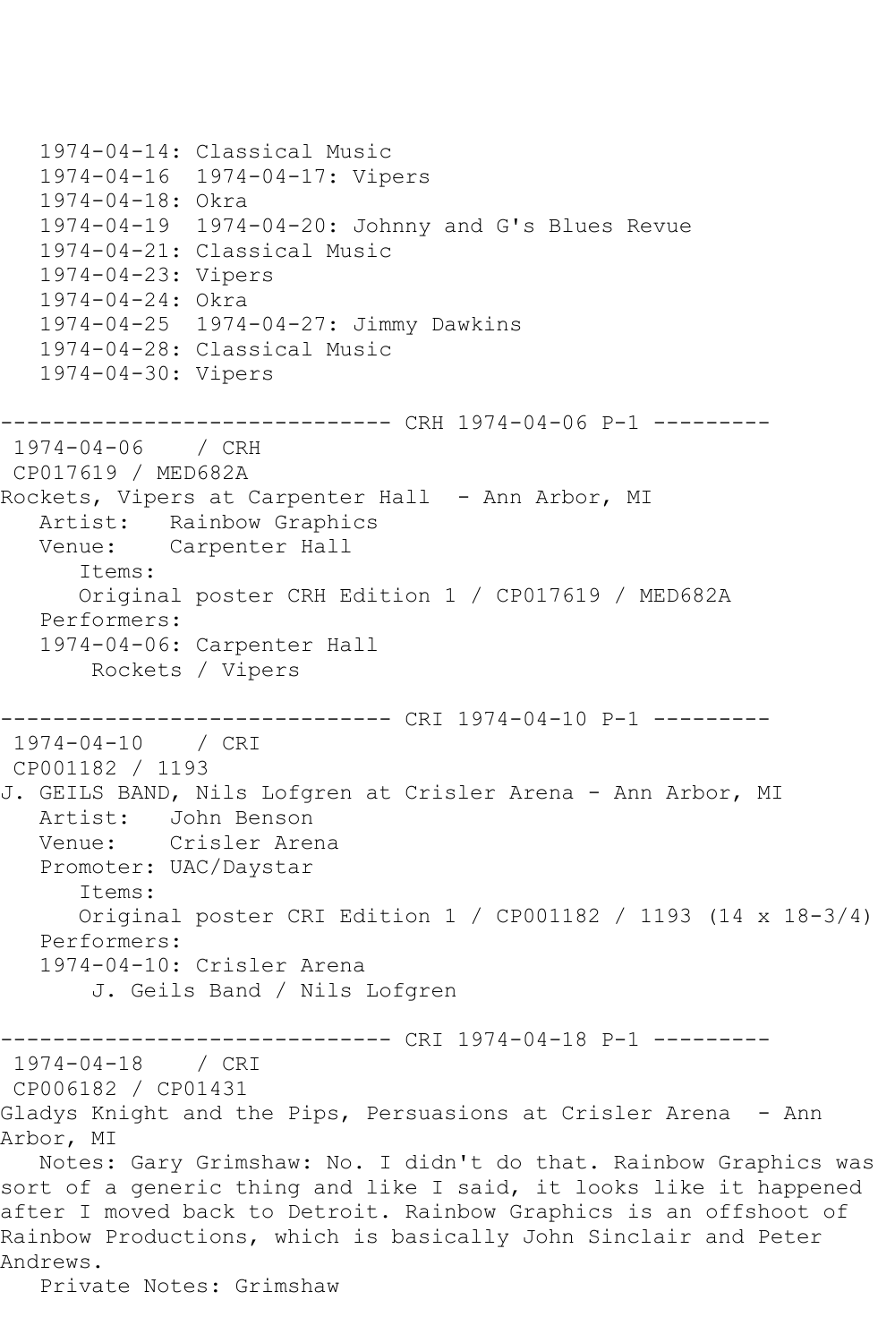```
   1974-04-14: Classical Music
   1974-04-16  1974-04-17: Vipers
   1974-04-18: Okra
   1974-04-19  1974-04-20: Johnny and G's Blues Revue
   1974-04-21: Classical Music
   1974-04-23: Vipers
   1974-04-24: Okra
   1974-04-25  1974-04-27: Jimmy Dawkins
   1974-04-28: Classical Music
   1974-04-30: Vipers

------------------------------ CRH 1974-04-06 P-1 ---------
 1974-04-06    / CRH
 CP017619 / MED682A
Rockets, Vipers at Carpenter Hall  - Ann Arbor, MI
   Artist:   Rainbow Graphics
   Venue:    Carpenter Hall
      Items:
      Original poster CRH Edition 1 / CP017619 / MED682A
   Performers:
   1974-04-06: Carpenter Hall
       Rockets / Vipers

------------------------------ CRI 1974-04-10 P-1 ---------
 1974-04-10    / CRI
 CP001182 / 1193
J. GEILS BAND, Nils Lofgren at Crisler Arena - Ann Arbor, MI
   Artist:   John Benson
   Venue:    Crisler Arena
   Promoter: UAC/Daystar
      Items:
      Original poster CRI Edition 1 / CP001182 / 1193 (14 x 18-3/4)
   Performers:
   1974-04-10: Crisler Arena
       J. Geils Band / Nils Lofgren

------------------------------ CRI 1974-04-18 P-1 ---------
 1974-04-18    / CRI
 CP006182 / CP01431
Gladys Knight and the Pips, Persuasions at Crisler Arena  - Ann
Arbor, MI
   Notes: Gary Grimshaw: No. I didn't do that. Rainbow Graphics was
sort of a generic thing and like I said, it looks like it happened
after I moved back to Detroit. Rainbow Graphics is an offshoot of
Rainbow Productions, which is basically John Sinclair and Peter
Andrews.
   Private Notes: Grimshaw
```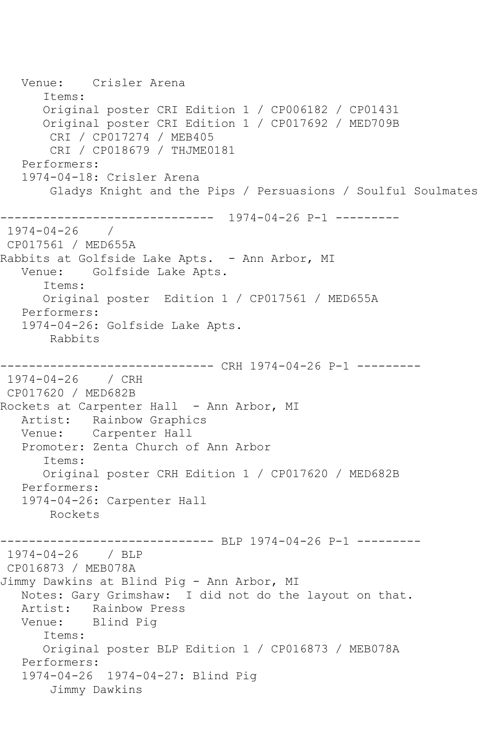```
   Venue:    Crisler Arena
      Items:
      Original poster CRI Edition 1 / CP006182 / CP01431
      Original poster CRI Edition 1 / CP017692 / MED709B
       CRI / CP017274 / MEB405
       CRI / CP018679 / THJME0181
   Performers:
   1974-04-18: Crisler Arena
       Gladys Knight and the Pips / Persuasions / Soulful Soulmates

------------------------------  1974-04-26 P-1 ---------
 1974-04-26    /
 CP017561 / MED655A
Rabbits at Golfside Lake Apts.  - Ann Arbor, MI
   Venue:    Golfside Lake Apts.
      Items:
      Original poster  Edition 1 / CP017561 / MED655A
   Performers:
   1974-04-26: Golfside Lake Apts.
       Rabbits

------------------------------ CRH 1974-04-26 P-1 ---------
 1974-04-26    / CRH
 CP017620 / MED682B
Rockets at Carpenter Hall  - Ann Arbor, MI
   Artist:   Rainbow Graphics
   Venue:    Carpenter Hall
   Promoter: Zenta Church of Ann Arbor
      Items:
      Original poster CRH Edition 1 / CP017620 / MED682B
   Performers:
   1974-04-26: Carpenter Hall
       Rockets

------------------------------ BLP 1974-04-26 P-1 ---------
 1974-04-26    / BLP
 CP016873 / MEB078A
Jimmy Dawkins at Blind Pig - Ann Arbor, MI
   Notes: Gary Grimshaw:  I did not do the layout on that.
   Artist:   Rainbow Press
   Venue:    Blind Pig
      Items:
      Original poster BLP Edition 1 / CP016873 / MEB078A
   Performers:
   1974-04-26  1974-04-27: Blind Pig
       Jimmy Dawkins
```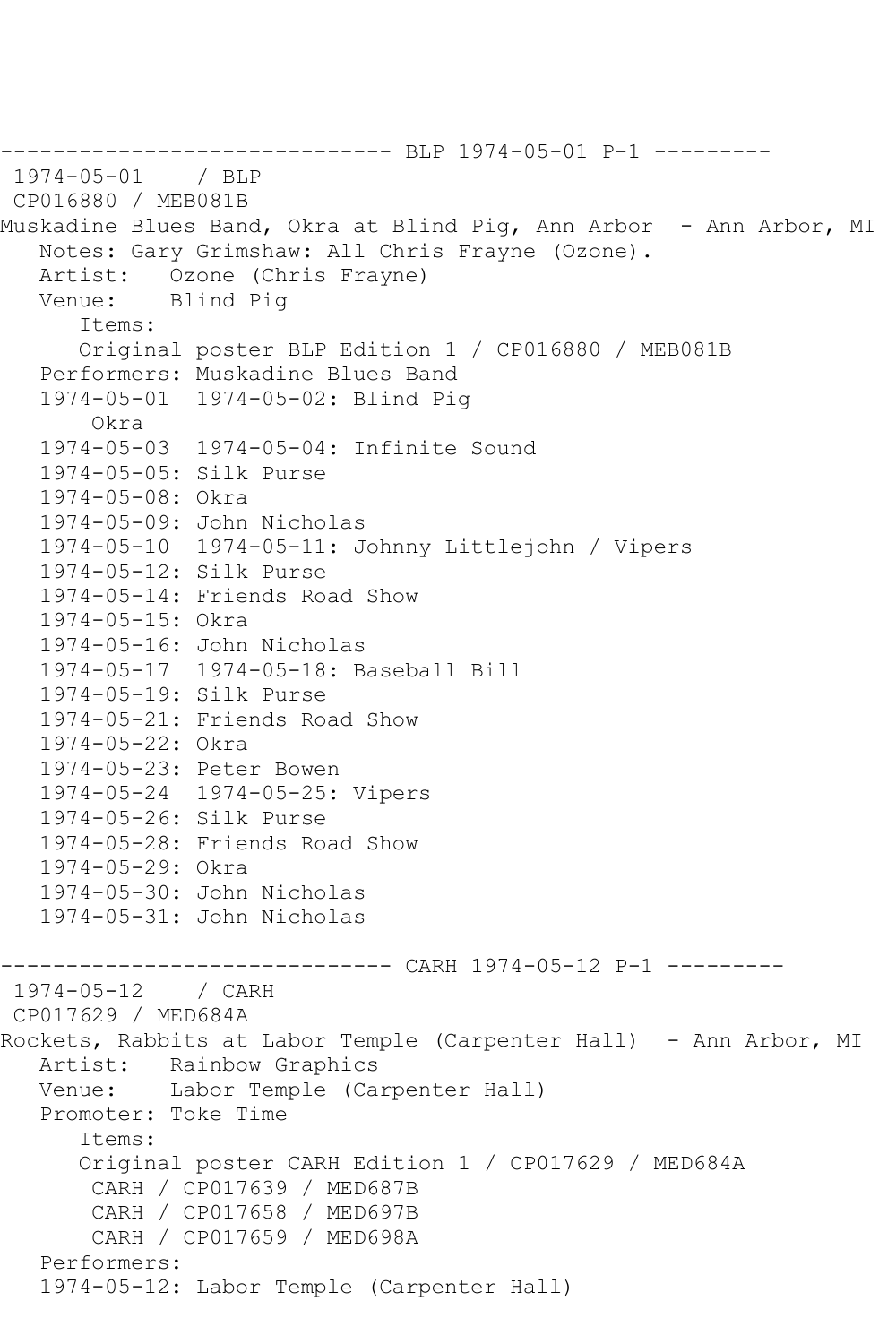------------------------------ BLP 1974-05-01 P-1 ---------

1974-05-01 / BLP
CP016880 / MEB081B

Muskadine Blues Band, Okra at Blind Pig, Ann Arbor - Ann Arbor, MI

Notes: Gary Grimshaw: All Chris Frayne (Ozone).
Artist: Ozone (Chris Frayne)
Venue: Blind Pig

Items:
Original poster BLP Edition 1 / CP016880 / MEB081B

Performers: Muskadine Blues Band
1974-05-01 1974-05-02: Blind Pig
Okra
1974-05-03 1974-05-04: Infinite Sound
1974-05-05: Silk Purse
1974-05-08: Okra
1974-05-09: John Nicholas
1974-05-10 1974-05-11: Johnny Littlejohn / Vipers
1974-05-12: Silk Purse
1974-05-14: Friends Road Show
1974-05-15: Okra
1974-05-16: John Nicholas
1974-05-17 1974-05-18: Baseball Bill
1974-05-19: Silk Purse
1974-05-21: Friends Road Show
1974-05-22: Okra
1974-05-23: Peter Bowen
1974-05-24 1974-05-25: Vipers
1974-05-26: Silk Purse
1974-05-28: Friends Road Show
1974-05-29: Okra
1974-05-30: John Nicholas
1974-05-31: John Nicholas

------------------------------ CARH 1974-05-12 P-1 ---------

1974-05-12 / CARH
CP017629 / MED684A

Rockets, Rabbits at Labor Temple (Carpenter Hall) - Ann Arbor, MI

Artist: Rainbow Graphics
Venue: Labor Temple (Carpenter Hall)
Promoter: Toke Time

Items:
Original poster CARH Edition 1 / CP017629 / MED684A
CARH / CP017639 / MED687B
CARH / CP017658 / MED697B
CARH / CP017659 / MED698A

Performers:
1974-05-12: Labor Temple (Carpenter Hall)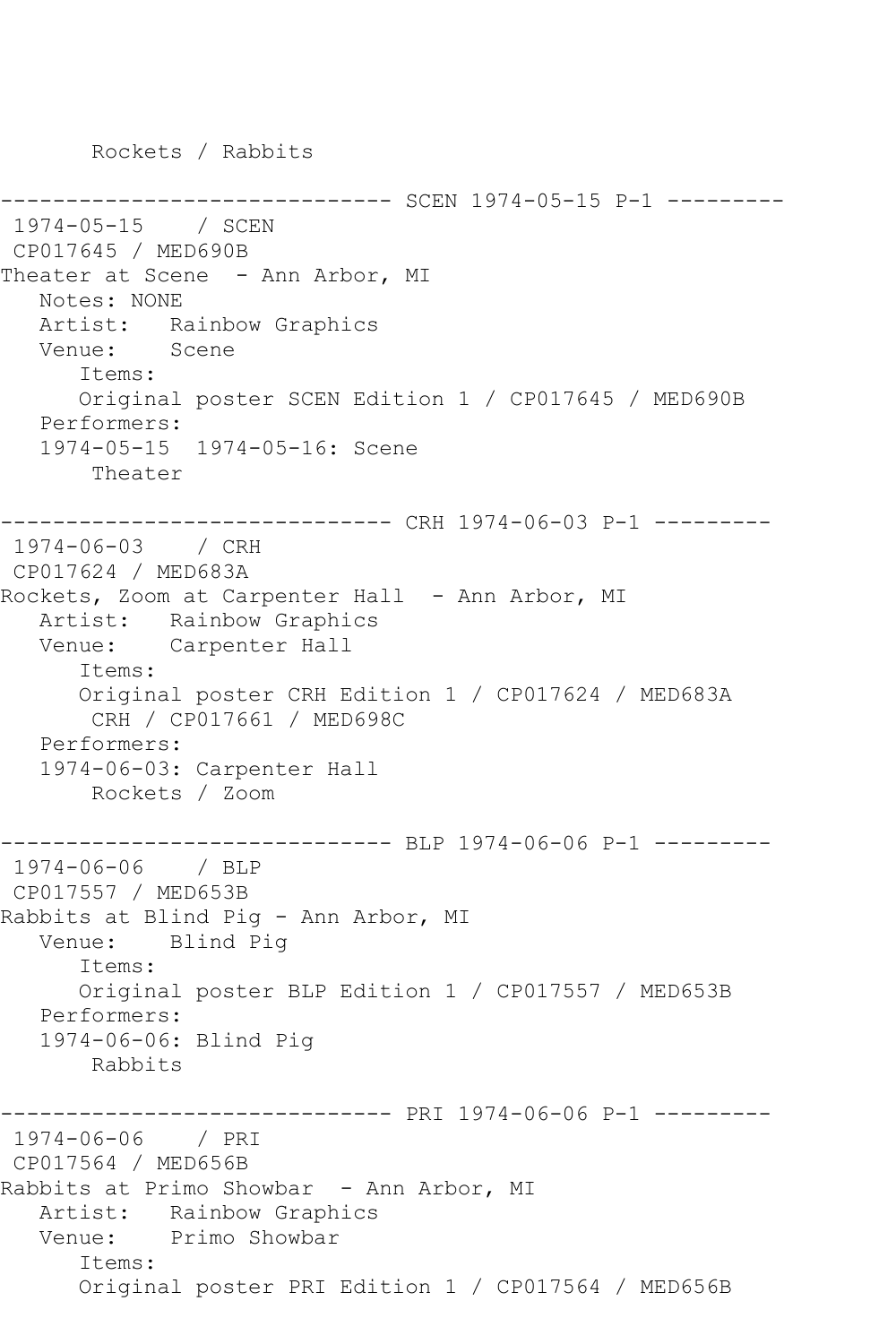```
       Rockets / Rabbits

------------------------------ SCEN 1974-05-15 P-1 ---------
 1974-05-15    / SCEN
 CP017645 / MED690B
Theater at Scene  - Ann Arbor, MI
   Notes: NONE
   Artist:   Rainbow Graphics
   Venue:    Scene
      Items:
      Original poster SCEN Edition 1 / CP017645 / MED690B
   Performers:
   1974-05-15  1974-05-16: Scene
       Theater

------------------------------ CRH 1974-06-03 P-1 ---------
 1974-06-03    / CRH
 CP017624 / MED683A
Rockets, Zoom at Carpenter Hall  - Ann Arbor, MI
   Artist:   Rainbow Graphics
   Venue:    Carpenter Hall
      Items:
      Original poster CRH Edition 1 / CP017624 / MED683A
       CRH / CP017661 / MED698C
   Performers:
   1974-06-03: Carpenter Hall
       Rockets / Zoom

------------------------------ BLP 1974-06-06 P-1 ---------
 1974-06-06    / BLP
 CP017557 / MED653B
Rabbits at Blind Pig - Ann Arbor, MI
   Venue:    Blind Pig
      Items:
      Original poster BLP Edition 1 / CP017557 / MED653B
   Performers:
   1974-06-06: Blind Pig
       Rabbits

------------------------------ PRI 1974-06-06 P-1 ---------
 1974-06-06    / PRI
 CP017564 / MED656B
Rabbits at Primo Showbar  - Ann Arbor, MI
   Artist:   Rainbow Graphics
   Venue:    Primo Showbar
      Items:
      Original poster PRI Edition 1 / CP017564 / MED656B
```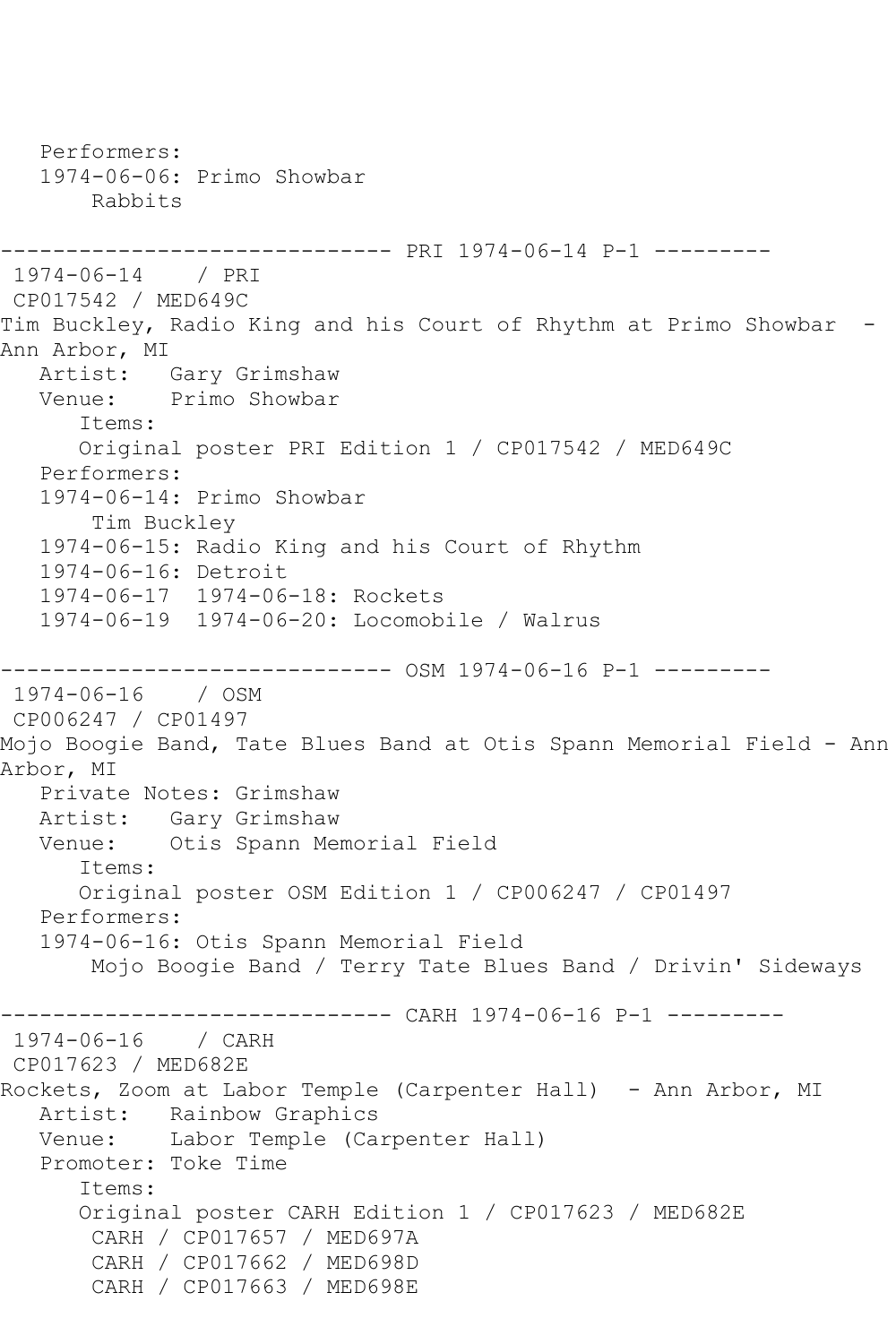```
   Performers:
   1974-06-06: Primo Showbar
       Rabbits

------------------------------ PRI 1974-06-14 P-1 ---------
 1974-06-14    / PRI
 CP017542 / MED649C
Tim Buckley, Radio King and his Court of Rhythm at Primo Showbar  - 
Ann Arbor, MI
   Artist:   Gary Grimshaw
   Venue:    Primo Showbar
      Items:
      Original poster PRI Edition 1 / CP017542 / MED649C
   Performers:
   1974-06-14: Primo Showbar
       Tim Buckley
   1974-06-15: Radio King and his Court of Rhythm
   1974-06-16: Detroit
   1974-06-17  1974-06-18: Rockets
   1974-06-19  1974-06-20: Locomobile / Walrus

------------------------------ OSM 1974-06-16 P-1 ---------
 1974-06-16    / OSM
 CP006247 / CP01497
Mojo Boogie Band, Tate Blues Band at Otis Spann Memorial Field - Ann 
Arbor, MI
   Private Notes: Grimshaw
   Artist:   Gary Grimshaw
   Venue:    Otis Spann Memorial Field
      Items:
      Original poster OSM Edition 1 / CP006247 / CP01497
   Performers:
   1974-06-16: Otis Spann Memorial Field
       Mojo Boogie Band / Terry Tate Blues Band / Drivin' Sideways

------------------------------ CARH 1974-06-16 P-1 ---------
 1974-06-16    / CARH
 CP017623 / MED682E
Rockets, Zoom at Labor Temple (Carpenter Hall)  - Ann Arbor, MI
   Artist:   Rainbow Graphics
   Venue:    Labor Temple (Carpenter Hall)
   Promoter: Toke Time
      Items:
      Original poster CARH Edition 1 / CP017623 / MED682E
       CARH / CP017657 / MED697A
       CARH / CP017662 / MED698D
       CARH / CP017663 / MED698E
```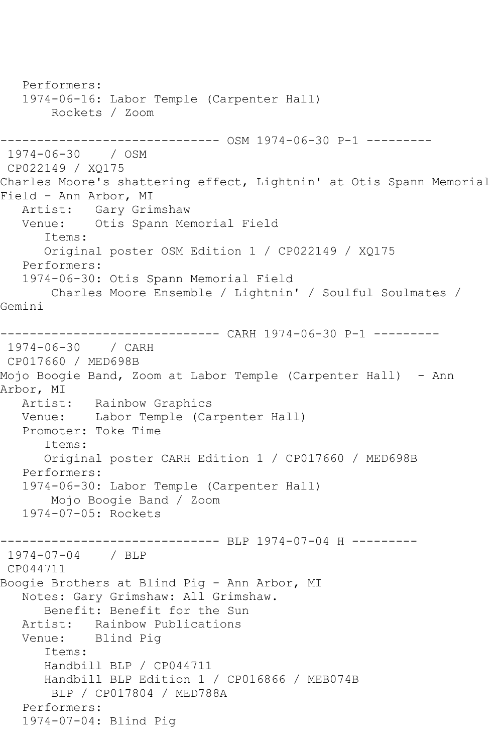```
   Performers:
   1974-06-16: Labor Temple (Carpenter Hall)
       Rockets / Zoom

------------------------------ OSM 1974-06-30 P-1 ---------
 1974-06-30    / OSM
 CP022149 / XQ175
Charles Moore's shattering effect, Lightnin' at Otis Spann Memorial
Field - Ann Arbor, MI
   Artist:   Gary Grimshaw
   Venue:    Otis Spann Memorial Field
      Items:
      Original poster OSM Edition 1 / CP022149 / XQ175
   Performers:
   1974-06-30: Otis Spann Memorial Field
       Charles Moore Ensemble / Lightnin' / Soulful Soulmates /
Gemini

------------------------------ CARH 1974-06-30 P-1 ---------
 1974-06-30    / CARH
 CP017660 / MED698B
Mojo Boogie Band, Zoom at Labor Temple (Carpenter Hall)  - Ann
Arbor, MI
   Artist:   Rainbow Graphics
   Venue:    Labor Temple (Carpenter Hall)
   Promoter: Toke Time
      Items:
      Original poster CARH Edition 1 / CP017660 / MED698B
   Performers:
   1974-06-30: Labor Temple (Carpenter Hall)
       Mojo Boogie Band / Zoom
   1974-07-05: Rockets

------------------------------ BLP 1974-07-04 H ---------
 1974-07-04    / BLP
 CP044711
Boogie Brothers at Blind Pig - Ann Arbor, MI
   Notes: Gary Grimshaw: All Grimshaw.
      Benefit: Benefit for the Sun
   Artist:   Rainbow Publications
   Venue:    Blind Pig
      Items:
      Handbill BLP / CP044711
      Handbill BLP Edition 1 / CP016866 / MEB074B
       BLP / CP017804 / MED788A
   Performers:
   1974-07-04: Blind Pig
```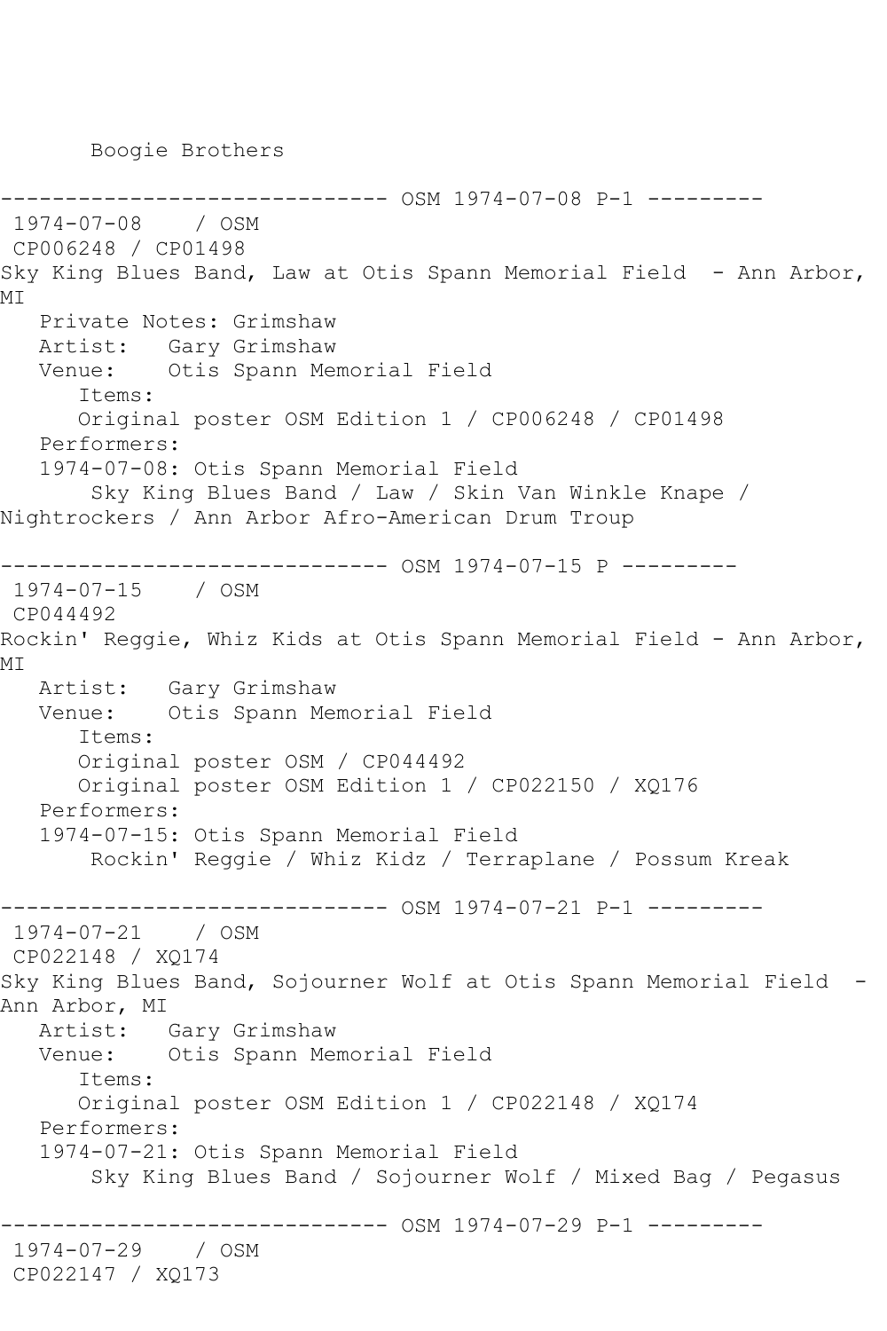Boogie Brothers

------------------------------ OSM 1974-07-08 P-1 ---------

1974-07-08 / OSM
CP006248 / CP01498

Sky King Blues Band, Law at Otis Spann Memorial Field - Ann Arbor, MI

Private Notes: Grimshaw
Artist: Gary Grimshaw
Venue: Otis Spann Memorial Field
Items:
Original poster OSM Edition 1 / CP006248 / CP01498
Performers:
1974-07-08: Otis Spann Memorial Field
Sky King Blues Band / Law / Skin Van Winkle Knape / Nightrockers / Ann Arbor Afro-American Drum Troup

------------------------------ OSM 1974-07-15 P ---------

1974-07-15 / OSM
CP044492

Rockin' Reggie, Whiz Kids at Otis Spann Memorial Field - Ann Arbor, MI

Artist: Gary Grimshaw
Venue: Otis Spann Memorial Field
Items:
Original poster OSM / CP044492
Original poster OSM Edition 1 / CP022150 / XQ176
Performers:
1974-07-15: Otis Spann Memorial Field
Rockin' Reggie / Whiz Kidz / Terraplane / Possum Kreak

------------------------------ OSM 1974-07-21 P-1 ---------

1974-07-21 / OSM
CP022148 / XQ174

Sky King Blues Band, Sojourner Wolf at Otis Spann Memorial Field - Ann Arbor, MI

Artist: Gary Grimshaw
Venue: Otis Spann Memorial Field
Items:
Original poster OSM Edition 1 / CP022148 / XQ174
Performers:
1974-07-21: Otis Spann Memorial Field
Sky King Blues Band / Sojourner Wolf / Mixed Bag / Pegasus

------------------------------ OSM 1974-07-29 P-1 ---------

1974-07-29 / OSM
CP022147 / XQ173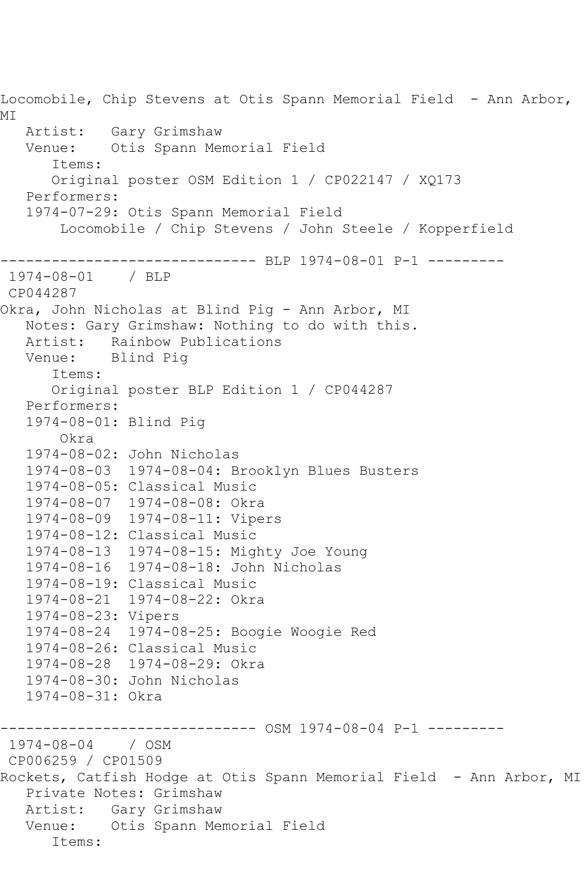Locomobile, Chip Stevens at Otis Spann Memorial Field - Ann Arbor, MI

Artist: Gary Grimshaw  
Venue: Otis Spann Memorial Field  
Items:  
Original poster OSM Edition 1 / CP022147 / XQ173  
Performers:  
1974-07-29: Otis Spann Memorial Field  
Locomobile / Chip Stevens / John Steele / Kopperfield

------------------------------ BLP 1974-08-01 P-1 ---------

1974-08-01 / BLP  
CP044287  
Okra, John Nicholas at Blind Pig - Ann Arbor, MI  
Notes: Gary Grimshaw: Nothing to do with this.  
Artist: Rainbow Publications  
Venue: Blind Pig  
Items:  
Original poster BLP Edition 1 / CP044287  
Performers:  
1974-08-01: Blind Pig  
Okra  
1974-08-02: John Nicholas  
1974-08-03 1974-08-04: Brooklyn Blues Busters  
1974-08-05: Classical Music  
1974-08-07 1974-08-08: Okra  
1974-08-09 1974-08-11: Vipers  
1974-08-12: Classical Music  
1974-08-13 1974-08-15: Mighty Joe Young  
1974-08-16 1974-08-18: John Nicholas  
1974-08-19: Classical Music  
1974-08-21 1974-08-22: Okra  
1974-08-23: Vipers  
1974-08-24 1974-08-25: Boogie Woogie Red  
1974-08-26: Classical Music  
1974-08-28 1974-08-29: Okra  
1974-08-30: John Nicholas  
1974-08-31: Okra

------------------------------ OSM 1974-08-04 P-1 ---------

1974-08-04 / OSM  
CP006259 / CP01509  
Rockets, Catfish Hodge at Otis Spann Memorial Field - Ann Arbor, MI  
Private Notes: Grimshaw  
Artist: Gary Grimshaw  
Venue: Otis Spann Memorial Field  
Items: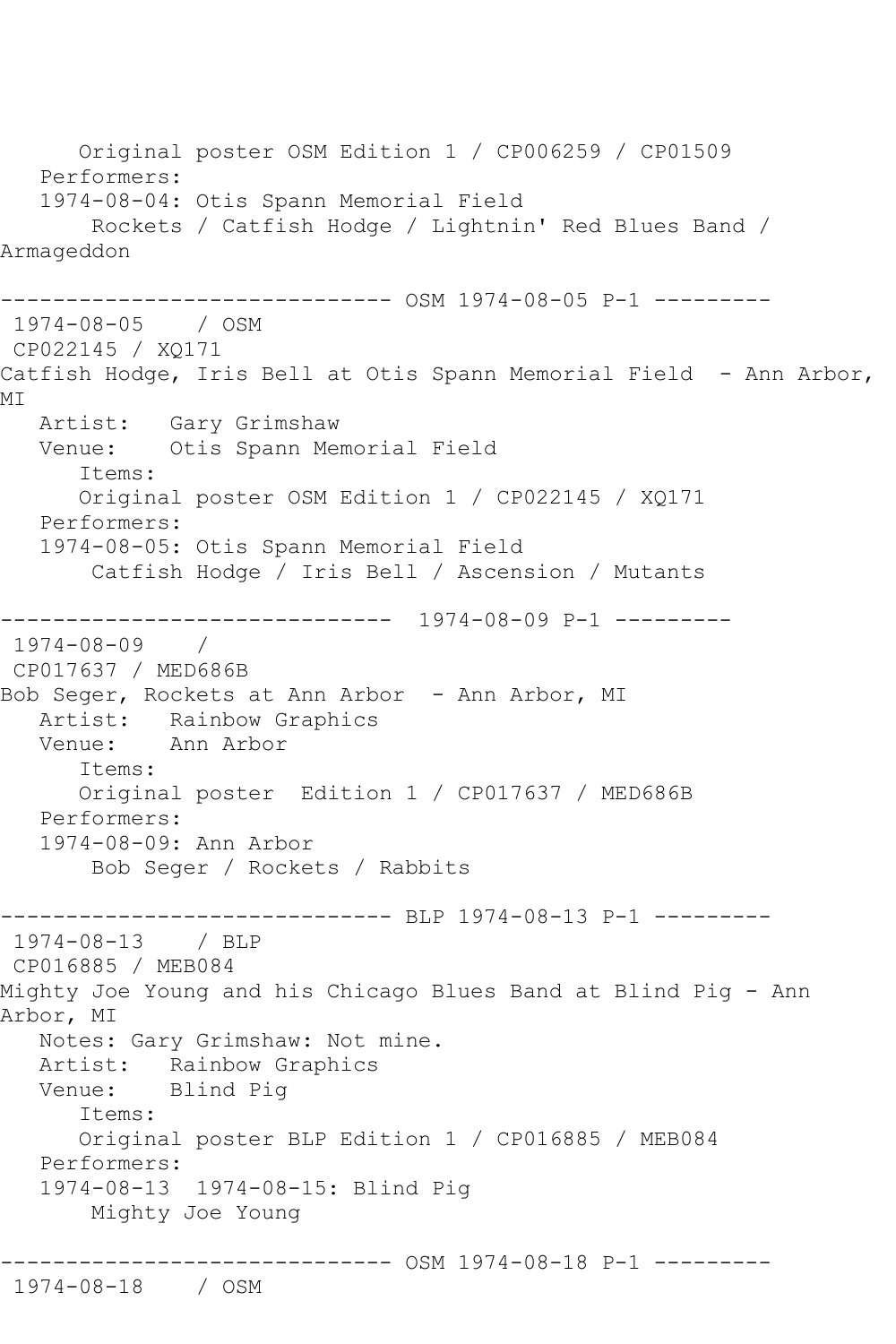Original poster OSM Edition 1 / CP006259 / CP01509
   Performers:
   1974-08-04: Otis Spann Memorial Field
       Rockets / Catfish Hodge / Lightnin' Red Blues Band / Armageddon

------------------------------ OSM 1974-08-05 P-1 ---------
 1974-08-05    / OSM
 CP022145 / XQ171
Catfish Hodge, Iris Bell at Otis Spann Memorial Field  - Ann Arbor, MI
   Artist:   Gary Grimshaw
   Venue:    Otis Spann Memorial Field
      Items:
      Original poster OSM Edition 1 / CP022145 / XQ171
   Performers:
   1974-08-05: Otis Spann Memorial Field
       Catfish Hodge / Iris Bell / Ascension / Mutants

------------------------------  1974-08-09 P-1 ---------
 1974-08-09    /
 CP017637 / MED686B
Bob Seger, Rockets at Ann Arbor  - Ann Arbor, MI
   Artist:   Rainbow Graphics
   Venue:    Ann Arbor
      Items:
      Original poster  Edition 1 / CP017637 / MED686B
   Performers:
   1974-08-09: Ann Arbor
       Bob Seger / Rockets / Rabbits

------------------------------ BLP 1974-08-13 P-1 ---------
 1974-08-13    / BLP
 CP016885 / MEB084
Mighty Joe Young and his Chicago Blues Band at Blind Pig - Ann Arbor, MI
   Notes: Gary Grimshaw: Not mine.
   Artist:   Rainbow Graphics
   Venue:    Blind Pig
      Items:
      Original poster BLP Edition 1 / CP016885 / MEB084
   Performers:
   1974-08-13  1974-08-15: Blind Pig
       Mighty Joe Young

------------------------------ OSM 1974-08-18 P-1 ---------
 1974-08-18    / OSM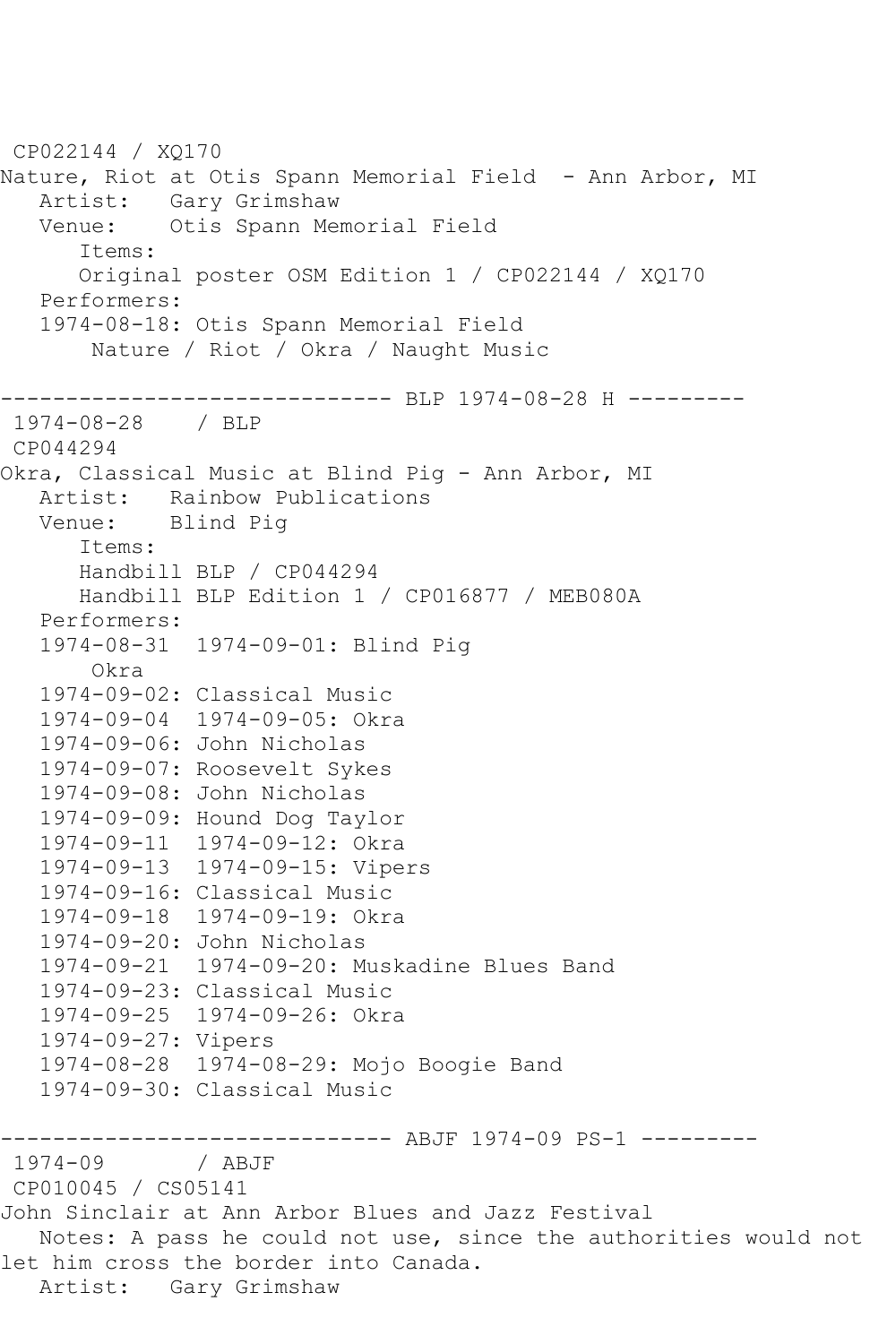CP022144 / XQ170
Nature, Riot at Otis Spann Memorial Field - Ann Arbor, MI
   Artist: Gary Grimshaw
   Venue: Otis Spann Memorial Field
      Items:
      Original poster OSM Edition 1 / CP022144 / XQ170
   Performers:
   1974-08-18: Otis Spann Memorial Field
       Nature / Riot / Okra / Naught Music

------------------------------ BLP 1974-08-28 H ---------
1974-08-28 / BLP
CP044294
Okra, Classical Music at Blind Pig - Ann Arbor, MI
   Artist: Rainbow Publications
   Venue: Blind Pig
      Items:
      Handbill BLP / CP044294
      Handbill BLP Edition 1 / CP016877 / MEB080A
   Performers:
   1974-08-31 1974-09-01: Blind Pig
       Okra
   1974-09-02: Classical Music
   1974-09-04 1974-09-05: Okra
   1974-09-06: John Nicholas
   1974-09-07: Roosevelt Sykes
   1974-09-08: John Nicholas
   1974-09-09: Hound Dog Taylor
   1974-09-11 1974-09-12: Okra
   1974-09-13 1974-09-15: Vipers
   1974-09-16: Classical Music
   1974-09-18 1974-09-19: Okra
   1974-09-20: John Nicholas
   1974-09-21 1974-09-20: Muskadine Blues Band
   1974-09-23: Classical Music
   1974-09-25 1974-09-26: Okra
   1974-09-27: Vipers
   1974-08-28 1974-08-29: Mojo Boogie Band
   1974-09-30: Classical Music

------------------------------ ABJF 1974-09 PS-1 ---------
1974-09 / ABJF
CP010045 / CS05141
John Sinclair at Ann Arbor Blues and Jazz Festival
   Notes: A pass he could not use, since the authorities would not let him cross the border into Canada.
   Artist: Gary Grimshaw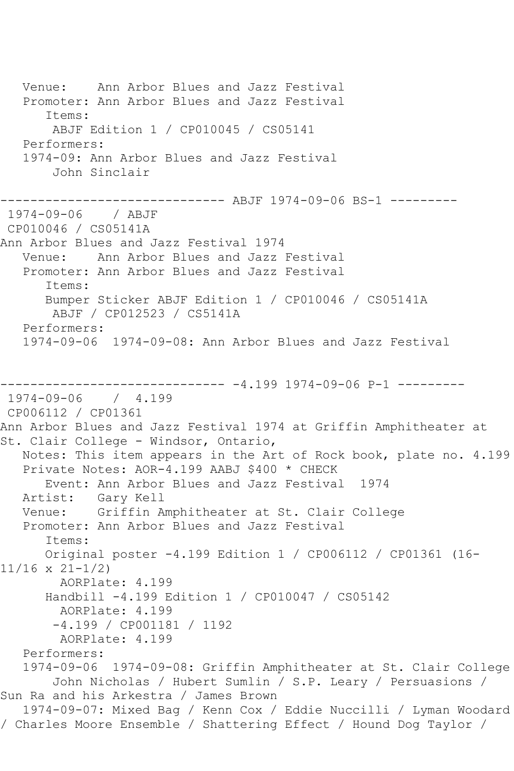```
   Venue:    Ann Arbor Blues and Jazz Festival
   Promoter: Ann Arbor Blues and Jazz Festival
      Items:
       ABJF Edition 1 / CP010045 / CS05141
   Performers:
   1974-09: Ann Arbor Blues and Jazz Festival
       John Sinclair

------------------------------ ABJF 1974-09-06 BS-1 ---------
 1974-09-06    / ABJF
 CP010046 / CS05141A
Ann Arbor Blues and Jazz Festival 1974
   Venue:    Ann Arbor Blues and Jazz Festival
   Promoter: Ann Arbor Blues and Jazz Festival
      Items:
      Bumper Sticker ABJF Edition 1 / CP010046 / CS05141A
       ABJF / CP012523 / CS5141A
   Performers:
   1974-09-06  1974-09-08: Ann Arbor Blues and Jazz Festival


------------------------------ -4.199 1974-09-06 P-1 ---------
 1974-09-06    /  4.199
 CP006112 / CP01361
Ann Arbor Blues and Jazz Festival 1974 at Griffin Amphitheater at
St. Clair College - Windsor, Ontario,
   Notes: This item appears in the Art of Rock book, plate no. 4.199
   Private Notes: AOR-4.199 AABJ $400 * CHECK
      Event: Ann Arbor Blues and Jazz Festival  1974
   Artist:   Gary Kell
   Venue:    Griffin Amphitheater at St. Clair College
   Promoter: Ann Arbor Blues and Jazz Festival
      Items:
      Original poster -4.199 Edition 1 / CP006112 / CP01361 (16-
11/16 x 21-1/2)
        AORPlate: 4.199
      Handbill -4.199 Edition 1 / CP010047 / CS05142
        AORPlate: 4.199
       -4.199 / CP001181 / 1192
        AORPlate: 4.199
   Performers:
   1974-09-06  1974-09-08: Griffin Amphitheater at St. Clair College
       John Nicholas / Hubert Sumlin / S.P. Leary / Persuasions /
Sun Ra and his Arkestra / James Brown
   1974-09-07: Mixed Bag / Kenn Cox / Eddie Nuccilli / Lyman Woodard
/ Charles Moore Ensemble / Shattering Effect / Hound Dog Taylor /
```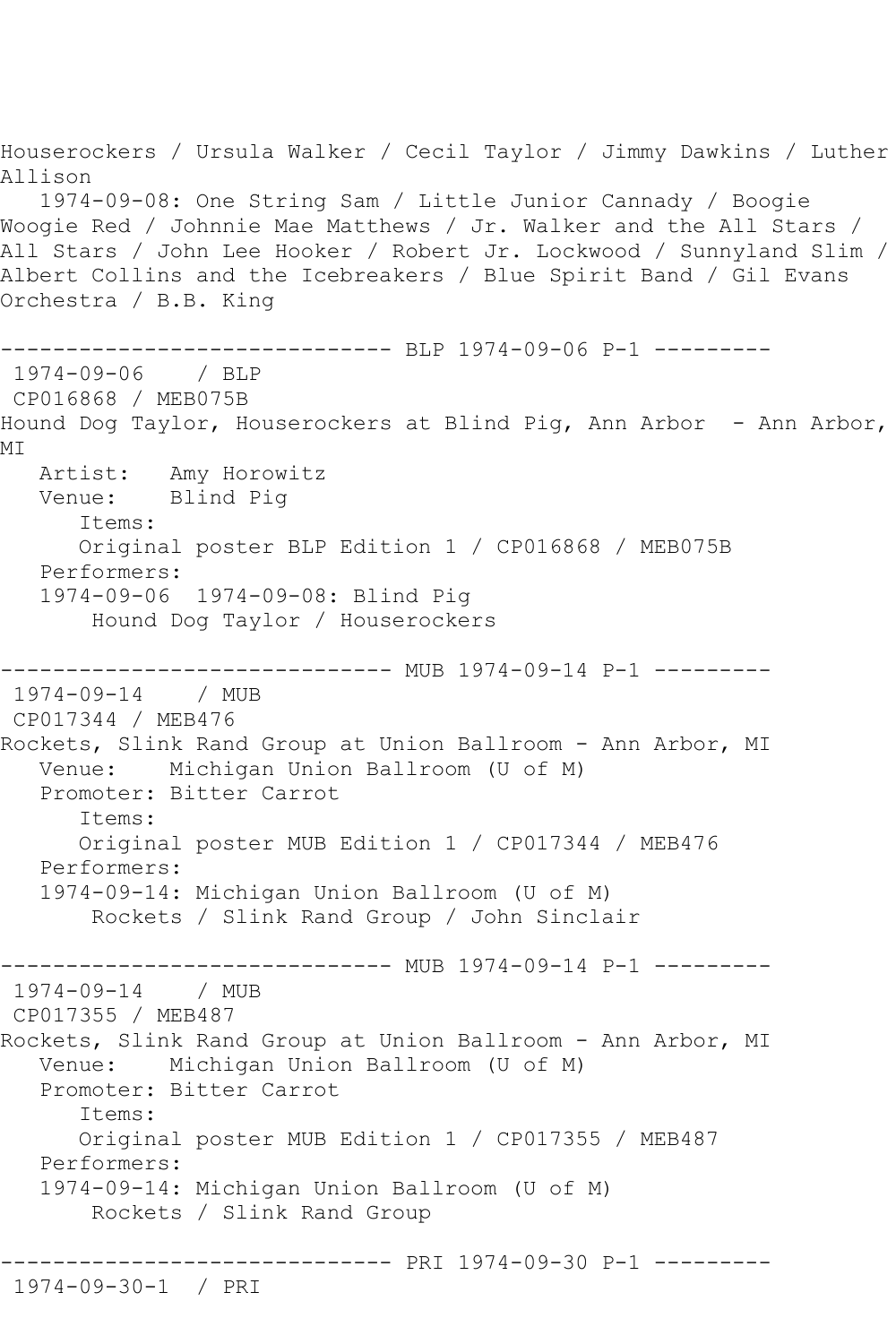Houserockers / Ursula Walker / Cecil Taylor / Jimmy Dawkins / Luther Allison
   1974-09-08: One String Sam / Little Junior Cannady / Boogie Woogie Red / Johnnie Mae Matthews / Jr. Walker and the All Stars / All Stars / John Lee Hooker / Robert Jr. Lockwood / Sunnyland Slim / Albert Collins and the Icebreakers / Blue Spirit Band / Gil Evans Orchestra / B.B. King

```
------------------------------ BLP 1974-09-06 P-1 ---------
 1974-09-06    / BLP
 CP016868 / MEB075B
Hound Dog Taylor, Houserockers at Blind Pig, Ann Arbor  - Ann Arbor, MI
   Artist:   Amy Horowitz
   Venue:    Blind Pig
      Items:
      Original poster BLP Edition 1 / CP016868 / MEB075B
   Performers:
   1974-09-06  1974-09-08: Blind Pig
       Hound Dog Taylor / Houserockers

------------------------------ MUB 1974-09-14 P-1 ---------
 1974-09-14    / MUB
 CP017344 / MEB476
Rockets, Slink Rand Group at Union Ballroom - Ann Arbor, MI
   Venue:    Michigan Union Ballroom (U of M)
   Promoter: Bitter Carrot
      Items:
      Original poster MUB Edition 1 / CP017344 / MEB476
   Performers:
   1974-09-14: Michigan Union Ballroom (U of M)
       Rockets / Slink Rand Group / John Sinclair

------------------------------ MUB 1974-09-14 P-1 ---------
 1974-09-14    / MUB
 CP017355 / MEB487
Rockets, Slink Rand Group at Union Ballroom - Ann Arbor, MI
   Venue:    Michigan Union Ballroom (U of M)
   Promoter: Bitter Carrot
      Items:
      Original poster MUB Edition 1 / CP017355 / MEB487
   Performers:
   1974-09-14: Michigan Union Ballroom (U of M)
       Rockets / Slink Rand Group

------------------------------ PRI 1974-09-30 P-1 ---------
 1974-09-30-1  / PRI
```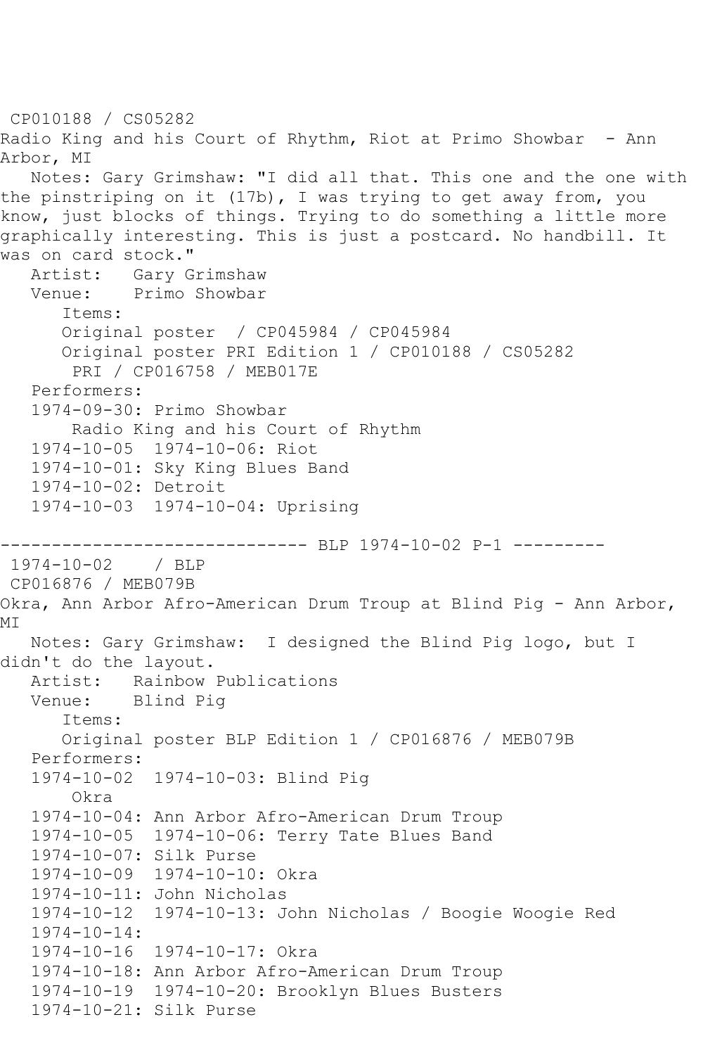CP010188 / CS05282
Radio King and his Court of Rhythm, Riot at Primo Showbar - Ann Arbor, MI

Notes: Gary Grimshaw: "I did all that. This one and the one with the pinstriping on it (17b), I was trying to get away from, you know, just blocks of things. Trying to do something a little more graphically interesting. This is just a postcard. No handbill. It was on card stock."

Artist: Gary Grimshaw
Venue: Primo Showbar

Items:
- Original poster / CP045984 / CP045984
- Original poster PRI Edition 1 / CP010188 / CS05282
- PRI / CP016758 / MEB017E

Performers:
- 1974-09-30: Primo Showbar
  - Radio King and his Court of Rhythm
- 1974-10-05 1974-10-06: Riot
- 1974-10-01: Sky King Blues Band
- 1974-10-02: Detroit
- 1974-10-03 1974-10-04: Uprising

------------------------------ BLP 1974-10-02 P-1 ---------

1974-10-02 / BLP
CP016876 / MEB079B
Okra, Ann Arbor Afro-American Drum Troup at Blind Pig - Ann Arbor, MI

Notes: Gary Grimshaw: I designed the Blind Pig logo, but I didn't do the layout.

Artist: Rainbow Publications
Venue: Blind Pig

Items:
- Original poster BLP Edition 1 / CP016876 / MEB079B

Performers:
- 1974-10-02 1974-10-03: Blind Pig
  - Okra
- 1974-10-04: Ann Arbor Afro-American Drum Troup
- 1974-10-05 1974-10-06: Terry Tate Blues Band
- 1974-10-07: Silk Purse
- 1974-10-09 1974-10-10: Okra
- 1974-10-11: John Nicholas
- 1974-10-12 1974-10-13: John Nicholas / Boogie Woogie Red
- 1974-10-14:
- 1974-10-16 1974-10-17: Okra
- 1974-10-18: Ann Arbor Afro-American Drum Troup
- 1974-10-19 1974-10-20: Brooklyn Blues Busters
- 1974-10-21: Silk Purse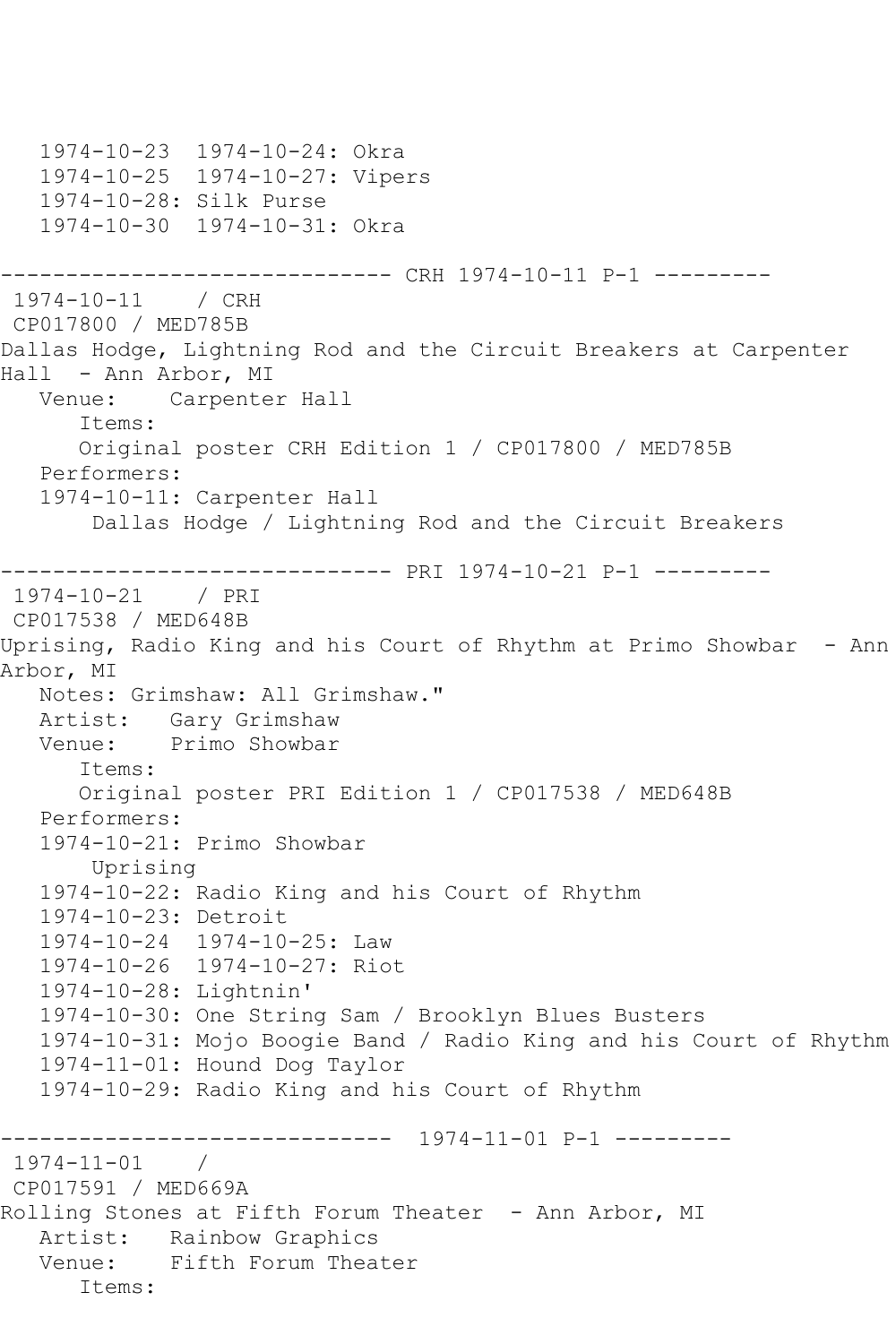```
   1974-10-23  1974-10-24: Okra
   1974-10-25  1974-10-27: Vipers
   1974-10-28: Silk Purse
   1974-10-30  1974-10-31: Okra

------------------------------ CRH 1974-10-11 P-1 ---------
 1974-10-11    / CRH
 CP017800 / MED785B
Dallas Hodge, Lightning Rod and the Circuit Breakers at Carpenter
Hall  - Ann Arbor, MI
   Venue:    Carpenter Hall
      Items:
      Original poster CRH Edition 1 / CP017800 / MED785B
   Performers:
   1974-10-11: Carpenter Hall
       Dallas Hodge / Lightning Rod and the Circuit Breakers

------------------------------ PRI 1974-10-21 P-1 ---------
 1974-10-21    / PRI
 CP017538 / MED648B
Uprising, Radio King and his Court of Rhythm at Primo Showbar  - Ann
Arbor, MI
   Notes: Grimshaw: All Grimshaw."
   Artist:   Gary Grimshaw
   Venue:    Primo Showbar
      Items:
      Original poster PRI Edition 1 / CP017538 / MED648B
   Performers:
   1974-10-21: Primo Showbar
       Uprising
   1974-10-22: Radio King and his Court of Rhythm
   1974-10-23: Detroit
   1974-10-24  1974-10-25: Law
   1974-10-26  1974-10-27: Riot
   1974-10-28: Lightnin'
   1974-10-30: One String Sam / Brooklyn Blues Busters
   1974-10-31: Mojo Boogie Band / Radio King and his Court of Rhythm
   1974-11-01: Hound Dog Taylor
   1974-10-29: Radio King and his Court of Rhythm

------------------------------  1974-11-01 P-1 ---------
 1974-11-01    /
 CP017591 / MED669A
Rolling Stones at Fifth Forum Theater  - Ann Arbor, MI
   Artist:   Rainbow Graphics
   Venue:    Fifth Forum Theater
      Items:
```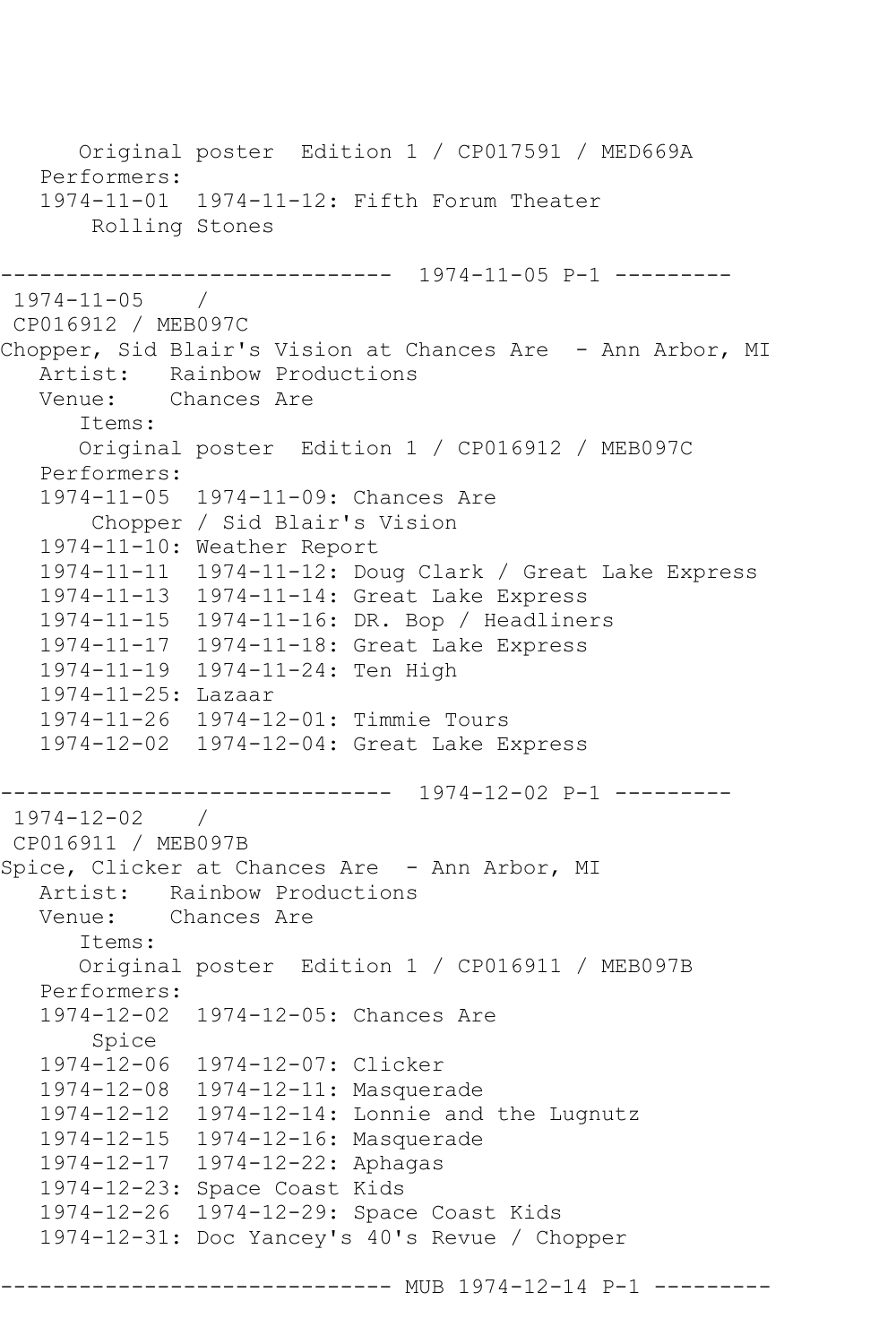```
      Original poster  Edition 1 / CP017591 / MED669A
   Performers:
   1974-11-01  1974-11-12: Fifth Forum Theater
       Rolling Stones

------------------------------  1974-11-05 P-1 ---------
 1974-11-05    /
 CP016912 / MEB097C
Chopper, Sid Blair's Vision at Chances Are  - Ann Arbor, MI
   Artist:   Rainbow Productions
   Venue:    Chances Are
      Items:
      Original poster  Edition 1 / CP016912 / MEB097C
   Performers:
   1974-11-05  1974-11-09: Chances Are
       Chopper / Sid Blair's Vision
   1974-11-10: Weather Report
   1974-11-11  1974-11-12: Doug Clark / Great Lake Express
   1974-11-13  1974-11-14: Great Lake Express
   1974-11-15  1974-11-16: DR. Bop / Headliners
   1974-11-17  1974-11-18: Great Lake Express
   1974-11-19  1974-11-24: Ten High
   1974-11-25: Lazaar
   1974-11-26  1974-12-01: Timmie Tours
   1974-12-02  1974-12-04: Great Lake Express

------------------------------  1974-12-02 P-1 ---------
 1974-12-02    /
 CP016911 / MEB097B
Spice, Clicker at Chances Are  - Ann Arbor, MI
   Artist:   Rainbow Productions
   Venue:    Chances Are
      Items:
      Original poster  Edition 1 / CP016911 / MEB097B
   Performers:
   1974-12-02  1974-12-05: Chances Are
       Spice
   1974-12-06  1974-12-07: Clicker
   1974-12-08  1974-12-11: Masquerade
   1974-12-12  1974-12-14: Lonnie and the Lugnutz
   1974-12-15  1974-12-16: Masquerade
   1974-12-17  1974-12-22: Aphagas
   1974-12-23: Space Coast Kids
   1974-12-26  1974-12-29: Space Coast Kids
   1974-12-31: Doc Yancey's 40's Revue / Chopper

------------------------------ MUB 1974-12-14 P-1 ---------
```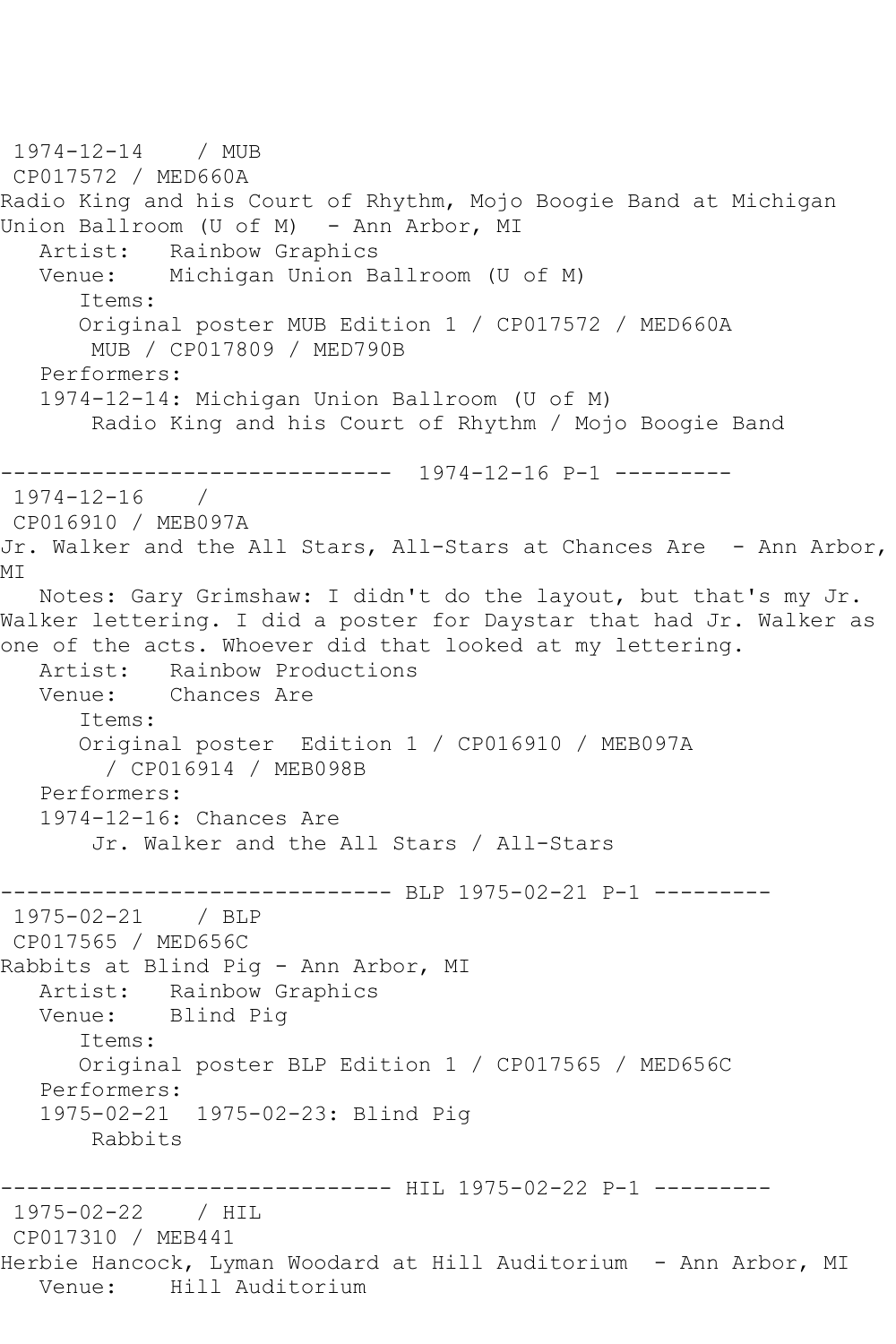```
 1974-12-14    / MUB
 CP017572 / MED660A
Radio King and his Court of Rhythm, Mojo Boogie Band at Michigan
Union Ballroom (U of M)  - Ann Arbor, MI
   Artist:   Rainbow Graphics
   Venue:    Michigan Union Ballroom (U of M)
      Items:
      Original poster MUB Edition 1 / CP017572 / MED660A
       MUB / CP017809 / MED790B
   Performers:
   1974-12-14: Michigan Union Ballroom (U of M)
       Radio King and his Court of Rhythm / Mojo Boogie Band

------------------------------  1974-12-16 P-1 ---------
 1974-12-16    /
 CP016910 / MEB097A
Jr. Walker and the All Stars, All-Stars at Chances Are  - Ann Arbor,
MI
   Notes: Gary Grimshaw: I didn't do the layout, but that's my Jr.
Walker lettering. I did a poster for Daystar that had Jr. Walker as
one of the acts. Whoever did that looked at my lettering.
   Artist:   Rainbow Productions
   Venue:    Chances Are
      Items:
      Original poster  Edition 1 / CP016910 / MEB097A
        / CP016914 / MEB098B
   Performers:
   1974-12-16: Chances Are
       Jr. Walker and the All Stars / All-Stars

------------------------------ BLP 1975-02-21 P-1 ---------
 1975-02-21    / BLP
 CP017565 / MED656C
Rabbits at Blind Pig - Ann Arbor, MI
   Artist:   Rainbow Graphics
   Venue:    Blind Pig
      Items:
      Original poster BLP Edition 1 / CP017565 / MED656C
   Performers:
   1975-02-21  1975-02-23: Blind Pig
       Rabbits

------------------------------ HIL 1975-02-22 P-1 ---------
 1975-02-22    / HIL
 CP017310 / MEB441
Herbie Hancock, Lyman Woodard at Hill Auditorium  - Ann Arbor, MI
   Venue:    Hill Auditorium
```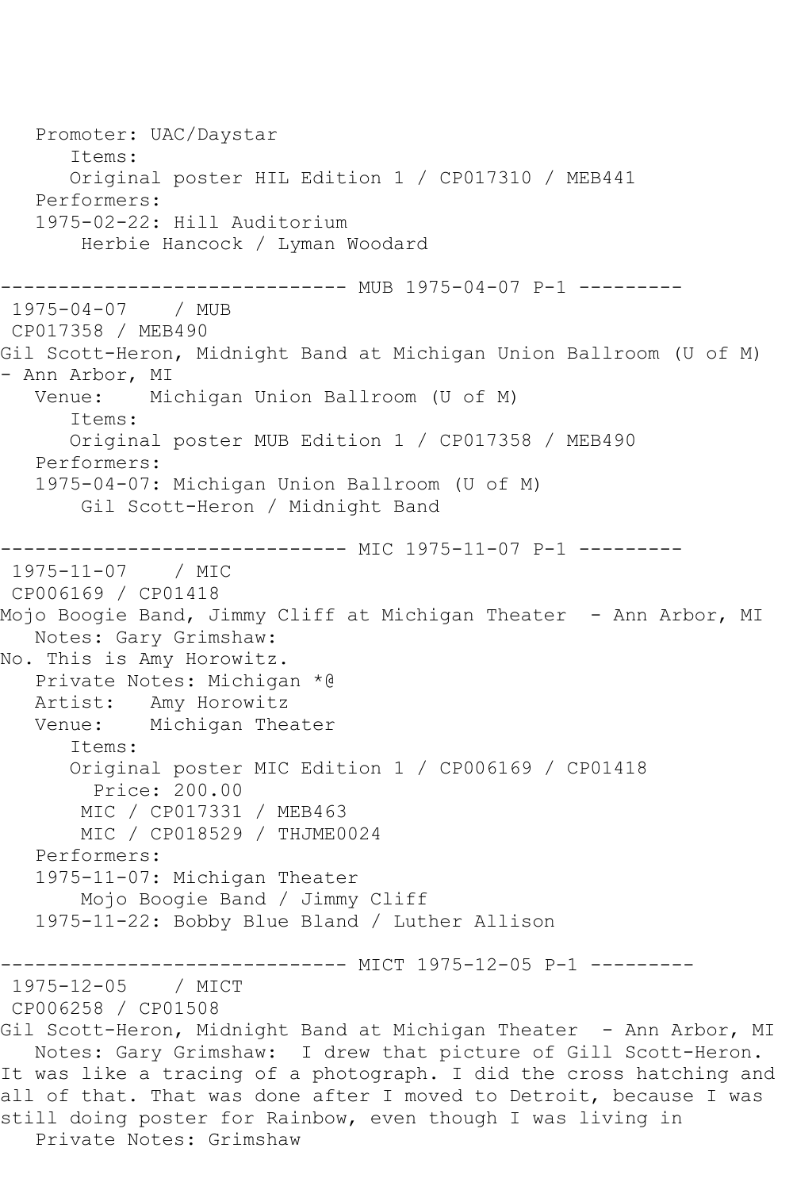Promoter: UAC/Daystar
      Items:
      Original poster HIL Edition 1 / CP017310 / MEB441
   Performers:
   1975-02-22: Hill Auditorium
       Herbie Hancock / Lyman Woodard

------------------------------ MUB 1975-04-07 P-1 ---------
 1975-04-07    / MUB
 CP017358 / MEB490
Gil Scott-Heron, Midnight Band at Michigan Union Ballroom (U of M) - Ann Arbor, MI
   Venue:    Michigan Union Ballroom (U of M)
      Items:
      Original poster MUB Edition 1 / CP017358 / MEB490
   Performers:
   1975-04-07: Michigan Union Ballroom (U of M)
       Gil Scott-Heron / Midnight Band

------------------------------ MIC 1975-11-07 P-1 ---------
 1975-11-07    / MIC
 CP006169 / CP01418
Mojo Boogie Band, Jimmy Cliff at Michigan Theater  - Ann Arbor, MI
   Notes: Gary Grimshaw:
No. This is Amy Horowitz.
   Private Notes: Michigan *@
   Artist:   Amy Horowitz
   Venue:    Michigan Theater
      Items:
      Original poster MIC Edition 1 / CP006169 / CP01418
        Price: 200.00
       MIC / CP017331 / MEB463
       MIC / CP018529 / THJME0024
   Performers:
   1975-11-07: Michigan Theater
       Mojo Boogie Band / Jimmy Cliff
   1975-11-22: Bobby Blue Bland / Luther Allison

------------------------------ MICT 1975-12-05 P-1 ---------
 1975-12-05    / MICT
 CP006258 / CP01508
Gil Scott-Heron, Midnight Band at Michigan Theater  - Ann Arbor, MI
   Notes: Gary Grimshaw:  I drew that picture of Gill Scott-Heron. It was like a tracing of a photograph. I did the cross hatching and all of that. That was done after I moved to Detroit, because I was still doing poster for Rainbow, even though I was living in
   Private Notes: Grimshaw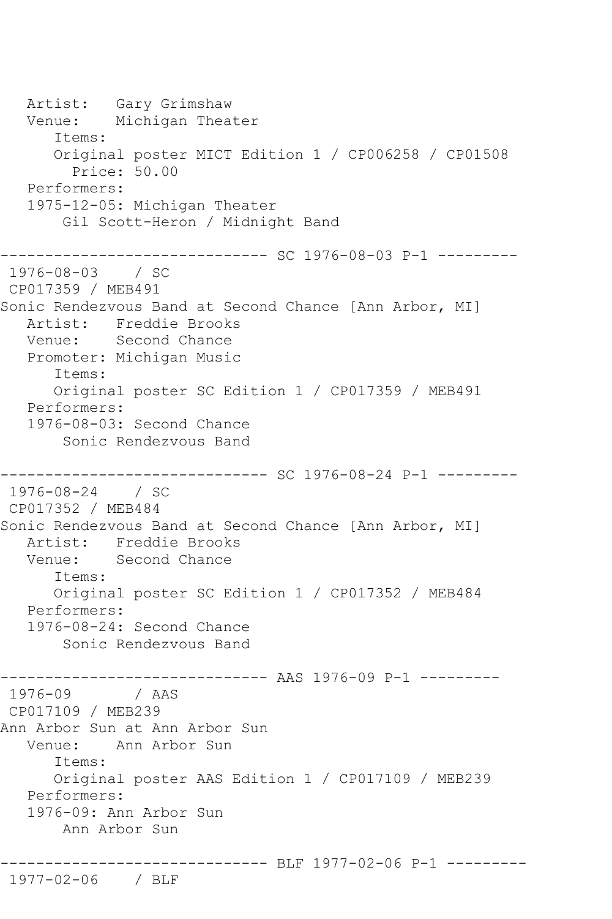```
   Artist:   Gary Grimshaw
   Venue:    Michigan Theater
      Items:
      Original poster MICT Edition 1 / CP006258 / CP01508
        Price: 50.00
   Performers:
   1975-12-05: Michigan Theater
       Gil Scott-Heron / Midnight Band

------------------------------ SC 1976-08-03 P-1 ---------
 1976-08-03    / SC
 CP017359 / MEB491
Sonic Rendezvous Band at Second Chance [Ann Arbor, MI]
   Artist:   Freddie Brooks
   Venue:    Second Chance
   Promoter: Michigan Music
      Items:
      Original poster SC Edition 1 / CP017359 / MEB491
   Performers:
   1976-08-03: Second Chance
       Sonic Rendezvous Band

------------------------------ SC 1976-08-24 P-1 ---------
 1976-08-24    / SC
 CP017352 / MEB484
Sonic Rendezvous Band at Second Chance [Ann Arbor, MI]
   Artist:   Freddie Brooks
   Venue:    Second Chance
      Items:
      Original poster SC Edition 1 / CP017352 / MEB484
   Performers:
   1976-08-24: Second Chance
       Sonic Rendezvous Band

------------------------------ AAS 1976-09 P-1 ---------
 1976-09       / AAS
 CP017109 / MEB239
Ann Arbor Sun at Ann Arbor Sun
   Venue:    Ann Arbor Sun
      Items:
      Original poster AAS Edition 1 / CP017109 / MEB239
   Performers:
   1976-09: Ann Arbor Sun
       Ann Arbor Sun

------------------------------ BLF 1977-02-06 P-1 ---------
 1977-02-06    / BLF
```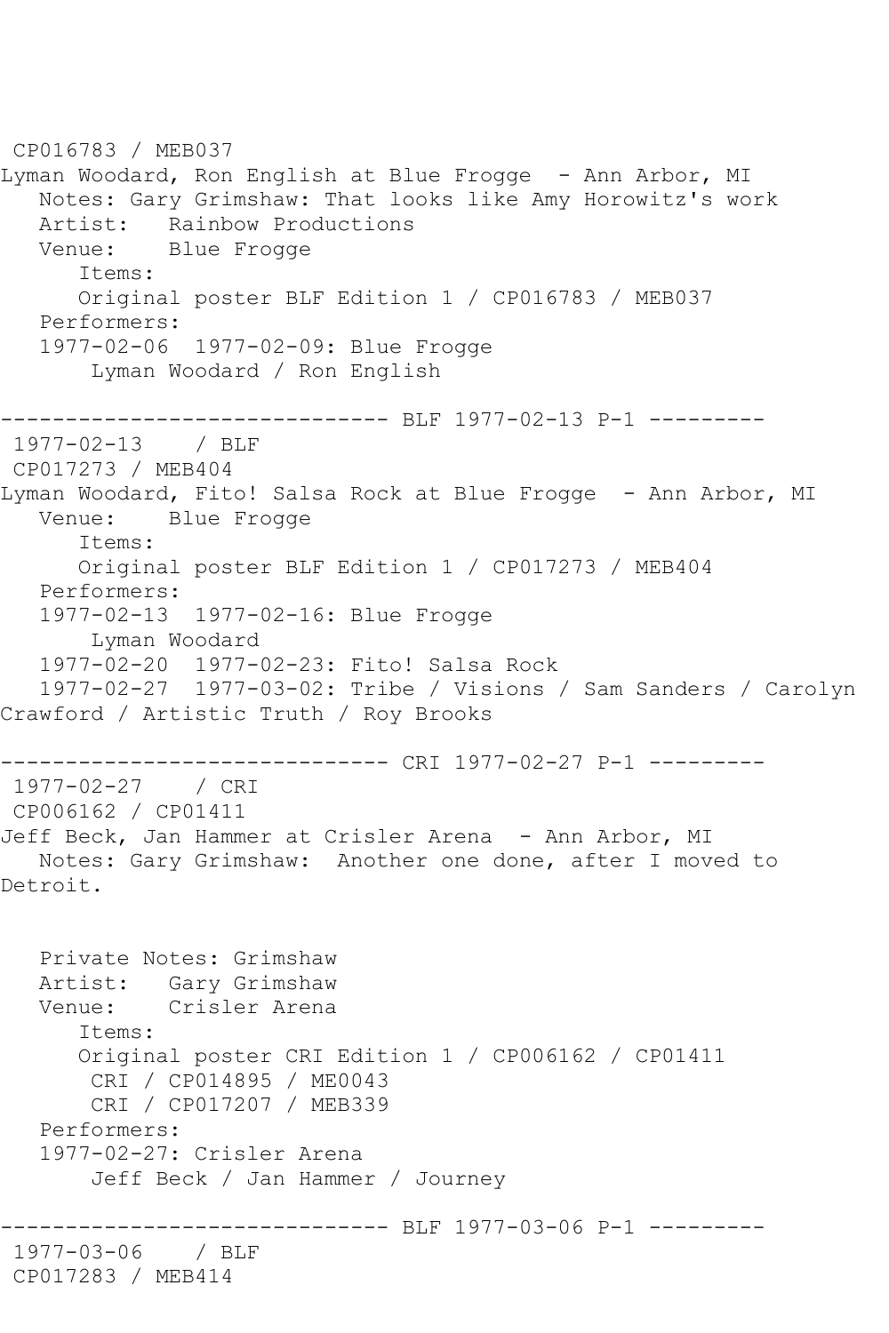CP016783 / MEB037
Lyman Woodard, Ron English at Blue Frogge - Ann Arbor, MI
   Notes: Gary Grimshaw: That looks like Amy Horowitz's work
   Artist: Rainbow Productions
   Venue: Blue Frogge
      Items:
      Original poster BLF Edition 1 / CP016783 / MEB037
   Performers:
   1977-02-06 1977-02-09: Blue Frogge
       Lyman Woodard / Ron English

------------------------------ BLF 1977-02-13 P-1 ---------
1977-02-13 / BLF
CP017273 / MEB404
Lyman Woodard, Fito! Salsa Rock at Blue Frogge - Ann Arbor, MI
   Venue: Blue Frogge
      Items:
      Original poster BLF Edition 1 / CP017273 / MEB404
   Performers:
   1977-02-13 1977-02-16: Blue Frogge
       Lyman Woodard
   1977-02-20 1977-02-23: Fito! Salsa Rock
   1977-02-27 1977-03-02: Tribe / Visions / Sam Sanders / Carolyn Crawford / Artistic Truth / Roy Brooks

------------------------------ CRI 1977-02-27 P-1 ---------
1977-02-27 / CRI
CP006162 / CP01411
Jeff Beck, Jan Hammer at Crisler Arena - Ann Arbor, MI
   Notes: Gary Grimshaw: Another one done, after I moved to Detroit.

   Private Notes: Grimshaw
   Artist: Gary Grimshaw
   Venue: Crisler Arena
      Items:
      Original poster CRI Edition 1 / CP006162 / CP01411
       CRI / CP014895 / ME0043
       CRI / CP017207 / MEB339
   Performers:
   1977-02-27: Crisler Arena
       Jeff Beck / Jan Hammer / Journey

------------------------------ BLF 1977-03-06 P-1 ---------
1977-03-06 / BLF
CP017283 / MEB414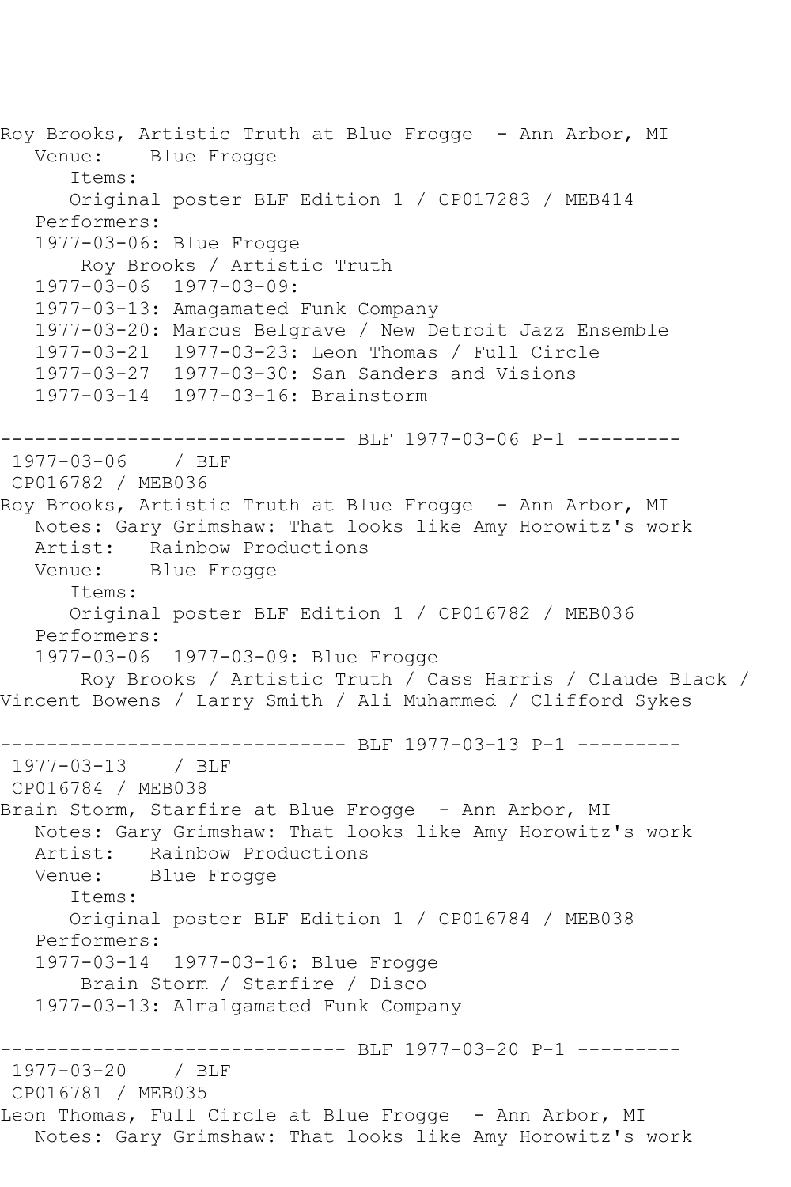Roy Brooks, Artistic Truth at Blue Frogge  - Ann Arbor, MI
   Venue:    Blue Frogge
      Items:
      Original poster BLF Edition 1 / CP017283 / MEB414
   Performers:
   1977-03-06: Blue Frogge
       Roy Brooks / Artistic Truth
   1977-03-06  1977-03-09:
   1977-03-13: Amagamated Funk Company
   1977-03-20: Marcus Belgrave / New Detroit Jazz Ensemble
   1977-03-21  1977-03-23: Leon Thomas / Full Circle
   1977-03-27  1977-03-30: San Sanders and Visions
   1977-03-14  1977-03-16: Brainstorm

------------------------------ BLF 1977-03-06 P-1 ---------
 1977-03-06    / BLF
 CP016782 / MEB036
Roy Brooks, Artistic Truth at Blue Frogge  - Ann Arbor, MI
   Notes: Gary Grimshaw: That looks like Amy Horowitz's work
   Artist:   Rainbow Productions
   Venue:    Blue Frogge
      Items:
      Original poster BLF Edition 1 / CP016782 / MEB036
   Performers:
   1977-03-06  1977-03-09: Blue Frogge
       Roy Brooks / Artistic Truth / Cass Harris / Claude Black / Vincent Bowens / Larry Smith / Ali Muhammed / Clifford Sykes

------------------------------ BLF 1977-03-13 P-1 ---------
 1977-03-13    / BLF
 CP016784 / MEB038
Brain Storm, Starfire at Blue Frogge  - Ann Arbor, MI
   Notes: Gary Grimshaw: That looks like Amy Horowitz's work
   Artist:   Rainbow Productions
   Venue:    Blue Frogge
      Items:
      Original poster BLF Edition 1 / CP016784 / MEB038
   Performers:
   1977-03-14  1977-03-16: Blue Frogge
       Brain Storm / Starfire / Disco
   1977-03-13: Almalgamated Funk Company

------------------------------ BLF 1977-03-20 P-1 ---------
 1977-03-20    / BLF
 CP016781 / MEB035
Leon Thomas, Full Circle at Blue Frogge  - Ann Arbor, MI
   Notes: Gary Grimshaw: That looks like Amy Horowitz's work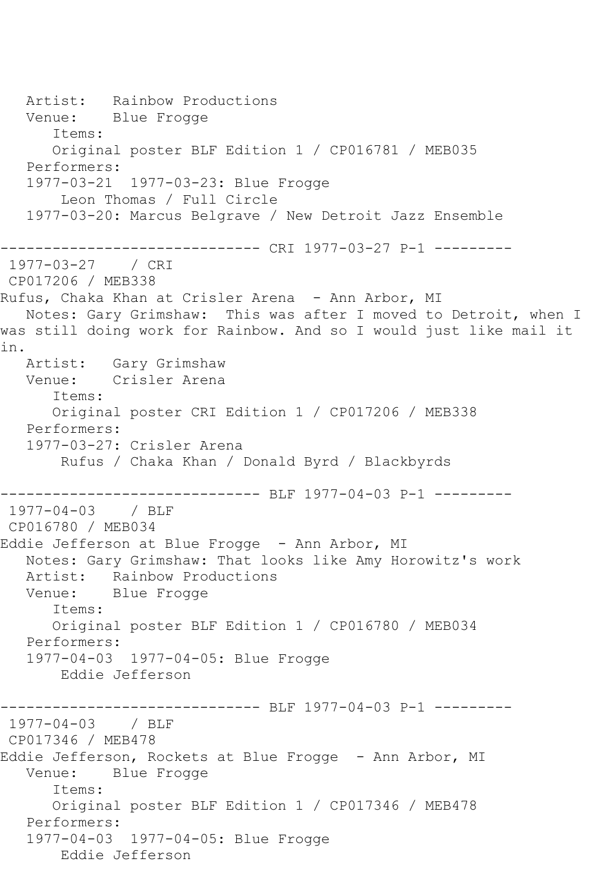```
   Artist:   Rainbow Productions
   Venue:    Blue Frogge
      Items:
      Original poster BLF Edition 1 / CP016781 / MEB035
   Performers:
   1977-03-21  1977-03-23: Blue Frogge
       Leon Thomas / Full Circle
   1977-03-20: Marcus Belgrave / New Detroit Jazz Ensemble

------------------------------ CRI 1977-03-27 P-1 ---------
 1977-03-27    / CRI
 CP017206 / MEB338
Rufus, Chaka Khan at Crisler Arena  - Ann Arbor, MI
   Notes: Gary Grimshaw:  This was after I moved to Detroit, when I
was still doing work for Rainbow. And so I would just like mail it
in.
   Artist:   Gary Grimshaw
   Venue:    Crisler Arena
      Items:
      Original poster CRI Edition 1 / CP017206 / MEB338
   Performers:
   1977-03-27: Crisler Arena
       Rufus / Chaka Khan / Donald Byrd / Blackbyrds

------------------------------ BLF 1977-04-03 P-1 ---------
 1977-04-03    / BLF
 CP016780 / MEB034
Eddie Jefferson at Blue Frogge  - Ann Arbor, MI
   Notes: Gary Grimshaw: That looks like Amy Horowitz's work
   Artist:   Rainbow Productions
   Venue:    Blue Frogge
      Items:
      Original poster BLF Edition 1 / CP016780 / MEB034
   Performers:
   1977-04-03  1977-04-05: Blue Frogge
       Eddie Jefferson

------------------------------ BLF 1977-04-03 P-1 ---------
 1977-04-03    / BLF
 CP017346 / MEB478
Eddie Jefferson, Rockets at Blue Frogge  - Ann Arbor, MI
   Venue:    Blue Frogge
      Items:
      Original poster BLF Edition 1 / CP017346 / MEB478
   Performers:
   1977-04-03  1977-04-05: Blue Frogge
       Eddie Jefferson
```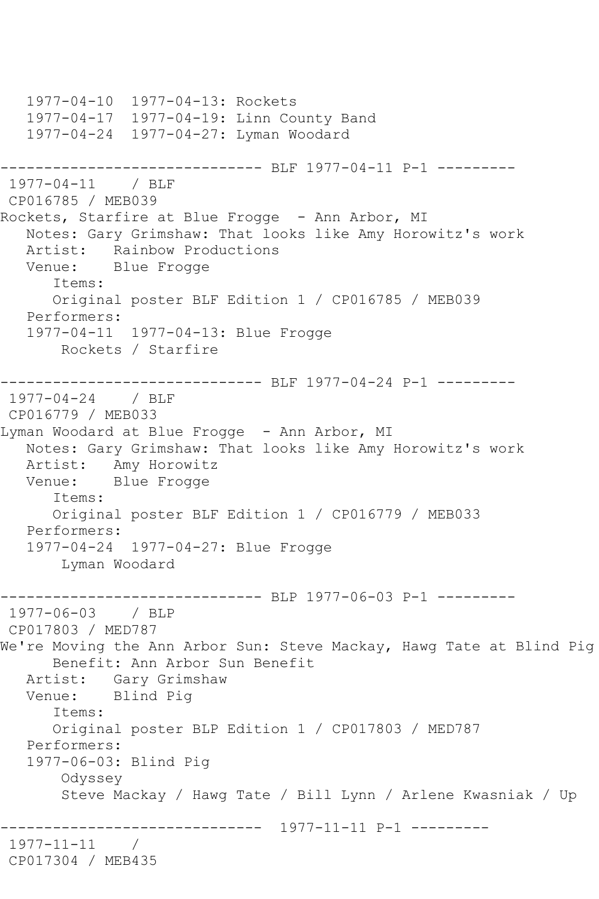```
   1977-04-10  1977-04-13: Rockets
   1977-04-17  1977-04-19: Linn County Band
   1977-04-24  1977-04-27: Lyman Woodard

------------------------------ BLF 1977-04-11 P-1 ---------
 1977-04-11    / BLF
 CP016785 / MEB039
Rockets, Starfire at Blue Frogge  - Ann Arbor, MI
   Notes: Gary Grimshaw: That looks like Amy Horowitz's work
   Artist:   Rainbow Productions
   Venue:    Blue Frogge
      Items:
      Original poster BLF Edition 1 / CP016785 / MEB039
   Performers:
   1977-04-11  1977-04-13: Blue Frogge
       Rockets / Starfire

------------------------------ BLF 1977-04-24 P-1 ---------
 1977-04-24    / BLF
 CP016779 / MEB033
Lyman Woodard at Blue Frogge  - Ann Arbor, MI
   Notes: Gary Grimshaw: That looks like Amy Horowitz's work
   Artist:   Amy Horowitz
   Venue:    Blue Frogge
      Items:
      Original poster BLF Edition 1 / CP016779 / MEB033
   Performers:
   1977-04-24  1977-04-27: Blue Frogge
       Lyman Woodard

------------------------------ BLP 1977-06-03 P-1 ---------
 1977-06-03    / BLP
 CP017803 / MED787
We're Moving the Ann Arbor Sun: Steve Mackay, Hawg Tate at Blind Pig
      Benefit: Ann Arbor Sun Benefit
   Artist:   Gary Grimshaw
   Venue:    Blind Pig
      Items:
      Original poster BLP Edition 1 / CP017803 / MED787
   Performers:
   1977-06-03: Blind Pig
       Odyssey
       Steve Mackay / Hawg Tate / Bill Lynn / Arlene Kwasniak / Up

------------------------------  1977-11-11 P-1 ---------
 1977-11-11    /
 CP017304 / MEB435
```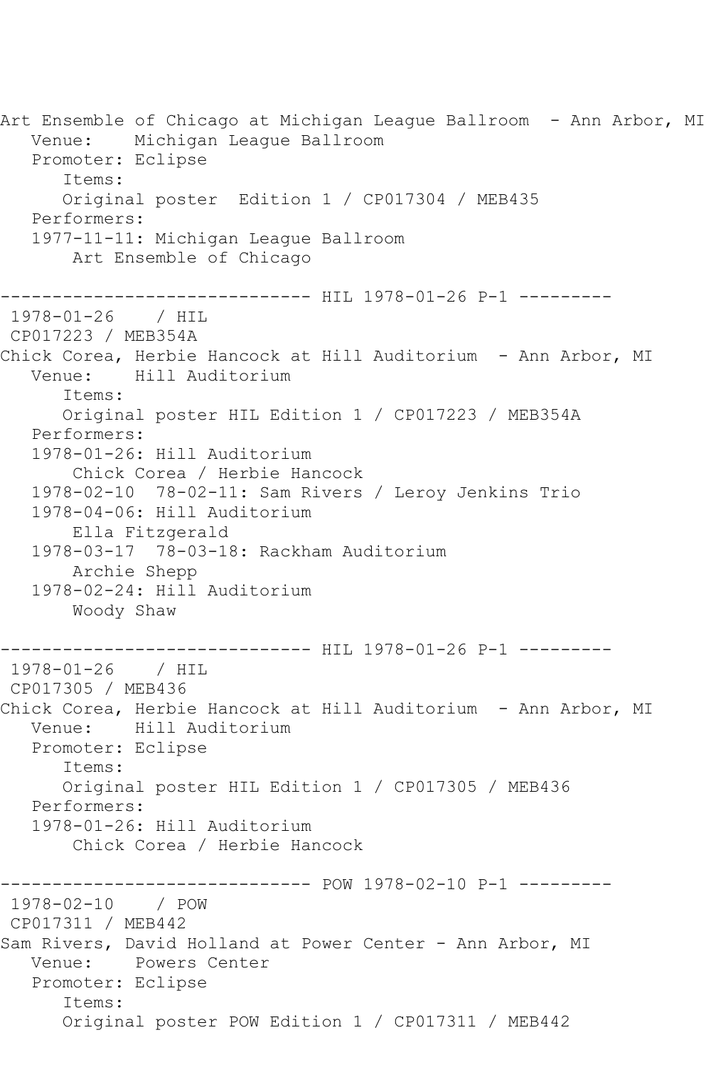Art Ensemble of Chicago at Michigan League Ballroom - Ann Arbor, MI
Venue: Michigan League Ballroom
Promoter: Eclipse
Items:
Original poster Edition 1 / CP017304 / MEB435
Performers:
1977-11-11: Michigan League Ballroom
Art Ensemble of Chicago

------------------------------ HIL 1978-01-26 P-1 ---------
1978-01-26 / HIL
CP017223 / MEB354A
Chick Corea, Herbie Hancock at Hill Auditorium - Ann Arbor, MI
Venue: Hill Auditorium
Items:
Original poster HIL Edition 1 / CP017223 / MEB354A
Performers:
1978-01-26: Hill Auditorium
Chick Corea / Herbie Hancock
1978-02-10 78-02-11: Sam Rivers / Leroy Jenkins Trio
1978-04-06: Hill Auditorium
Ella Fitzgerald
1978-03-17 78-03-18: Rackham Auditorium
Archie Shepp
1978-02-24: Hill Auditorium
Woody Shaw

------------------------------ HIL 1978-01-26 P-1 ---------
1978-01-26 / HIL
CP017305 / MEB436
Chick Corea, Herbie Hancock at Hill Auditorium - Ann Arbor, MI
Venue: Hill Auditorium
Promoter: Eclipse
Items:
Original poster HIL Edition 1 / CP017305 / MEB436
Performers:
1978-01-26: Hill Auditorium
Chick Corea / Herbie Hancock

------------------------------ POW 1978-02-10 P-1 ---------
1978-02-10 / POW
CP017311 / MEB442
Sam Rivers, David Holland at Power Center - Ann Arbor, MI
Venue: Powers Center
Promoter: Eclipse
Items:
Original poster POW Edition 1 / CP017311 / MEB442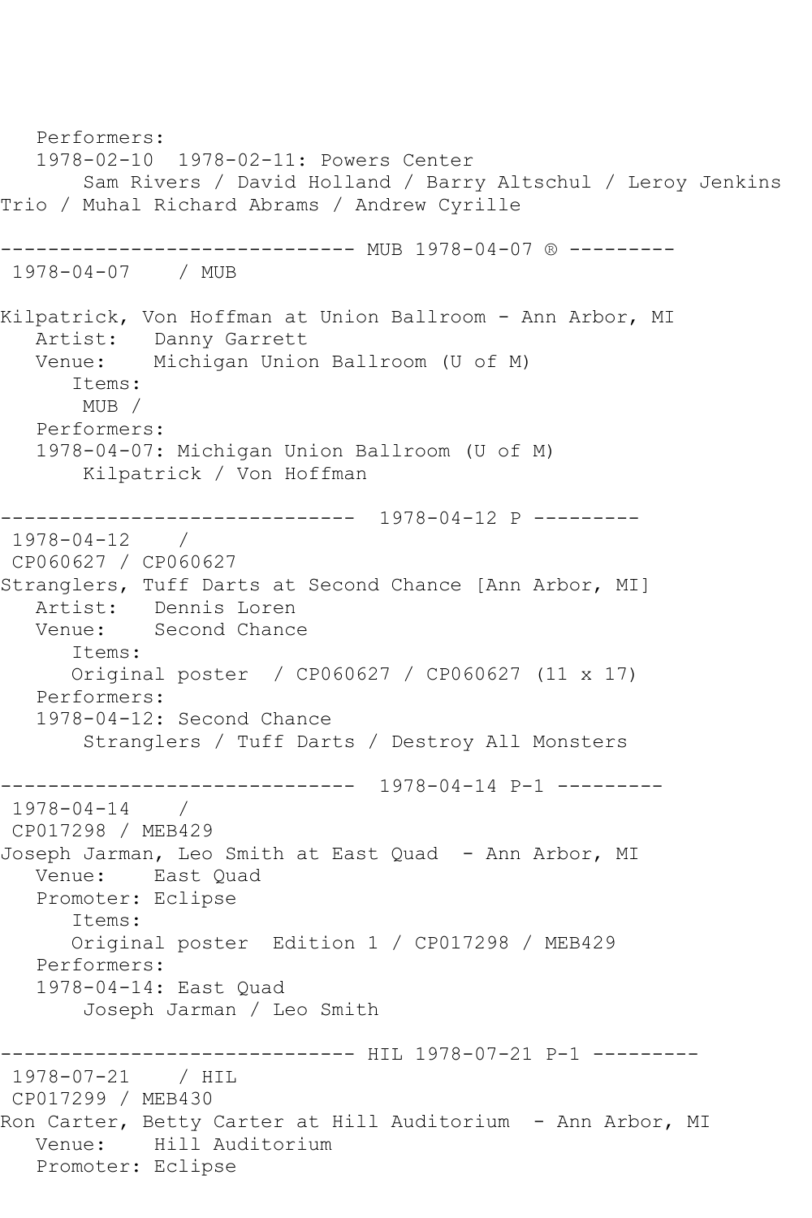Performers:
1978-02-10  1978-02-11: Powers Center
Sam Rivers / David Holland / Barry Altschul / Leroy Jenkins Trio / Muhal Richard Abrams / Andrew Cyrille

------------------------------ MUB 1978-04-07 ® ---------

1978-04-07    / MUB

Kilpatrick, Von Hoffman at Union Ballroom - Ann Arbor, MI
Artist:   Danny Garrett
Venue:    Michigan Union Ballroom (U of M)
Items:
MUB /
Performers:
1978-04-07: Michigan Union Ballroom (U of M)
Kilpatrick / Von Hoffman

------------------------------  1978-04-12 P ---------

1978-04-12    /
CP060627 / CP060627
Stranglers, Tuff Darts at Second Chance [Ann Arbor, MI]
Artist:   Dennis Loren
Venue:    Second Chance
Items:
Original poster  / CP060627 / CP060627 (11 x 17)
Performers:
1978-04-12: Second Chance
Stranglers / Tuff Darts / Destroy All Monsters

------------------------------  1978-04-14 P-1 ---------

1978-04-14    /
CP017298 / MEB429
Joseph Jarman, Leo Smith at East Quad  - Ann Arbor, MI
Venue:    East Quad
Promoter: Eclipse
Items:
Original poster  Edition 1 / CP017298 / MEB429
Performers:
1978-04-14: East Quad
Joseph Jarman / Leo Smith

------------------------------ HIL 1978-07-21 P-1 ---------

1978-07-21    / HIL
CP017299 / MEB430
Ron Carter, Betty Carter at Hill Auditorium  - Ann Arbor, MI
Venue:    Hill Auditorium
Promoter: Eclipse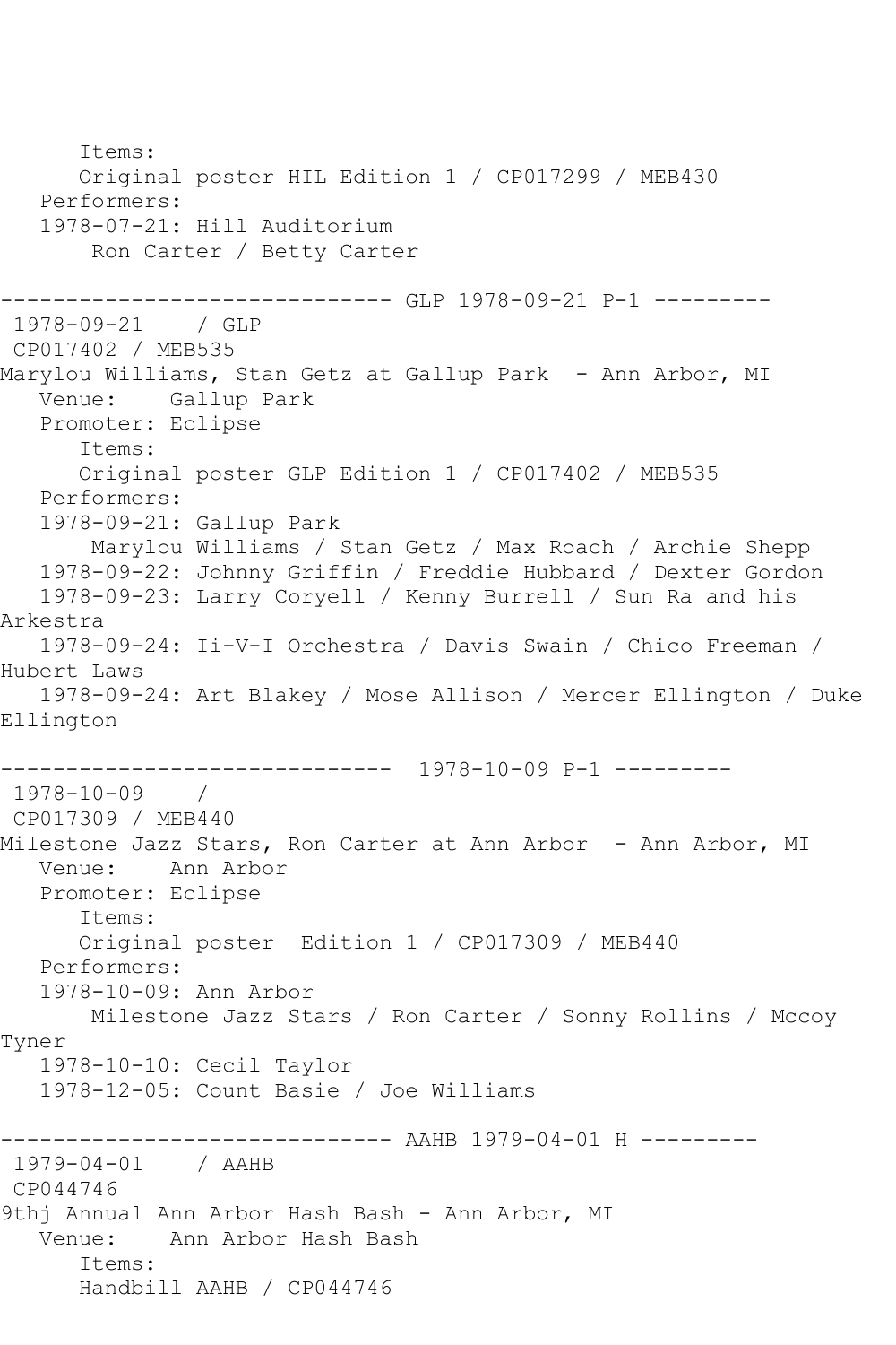```
      Items:
      Original poster HIL Edition 1 / CP017299 / MEB430
   Performers:
   1978-07-21: Hill Auditorium
       Ron Carter / Betty Carter

------------------------------ GLP 1978-09-21 P-1 ---------
 1978-09-21    / GLP
 CP017402 / MEB535
Marylou Williams, Stan Getz at Gallup Park  - Ann Arbor, MI
   Venue:    Gallup Park
   Promoter: Eclipse
      Items:
      Original poster GLP Edition 1 / CP017402 / MEB535
   Performers:
   1978-09-21: Gallup Park
       Marylou Williams / Stan Getz / Max Roach / Archie Shepp
   1978-09-22: Johnny Griffin / Freddie Hubbard / Dexter Gordon
   1978-09-23: Larry Coryell / Kenny Burrell / Sun Ra and his 
Arkestra
   1978-09-24: Ii-V-I Orchestra / Davis Swain / Chico Freeman / 
Hubert Laws
   1978-09-24: Art Blakey / Mose Allison / Mercer Ellington / Duke 
Ellington

------------------------------  1978-10-09 P-1 ---------
 1978-10-09    / 
 CP017309 / MEB440
Milestone Jazz Stars, Ron Carter at Ann Arbor  - Ann Arbor, MI
   Venue:    Ann Arbor
   Promoter: Eclipse
      Items:
      Original poster  Edition 1 / CP017309 / MEB440
   Performers:
   1978-10-09: Ann Arbor
       Milestone Jazz Stars / Ron Carter / Sonny Rollins / Mccoy 
Tyner
   1978-10-10: Cecil Taylor
   1978-12-05: Count Basie / Joe Williams

------------------------------ AAHB 1979-04-01 H ---------
 1979-04-01    / AAHB
 CP044746
9thj Annual Ann Arbor Hash Bash - Ann Arbor, MI
   Venue:    Ann Arbor Hash Bash
      Items:
      Handbill AAHB / CP044746
```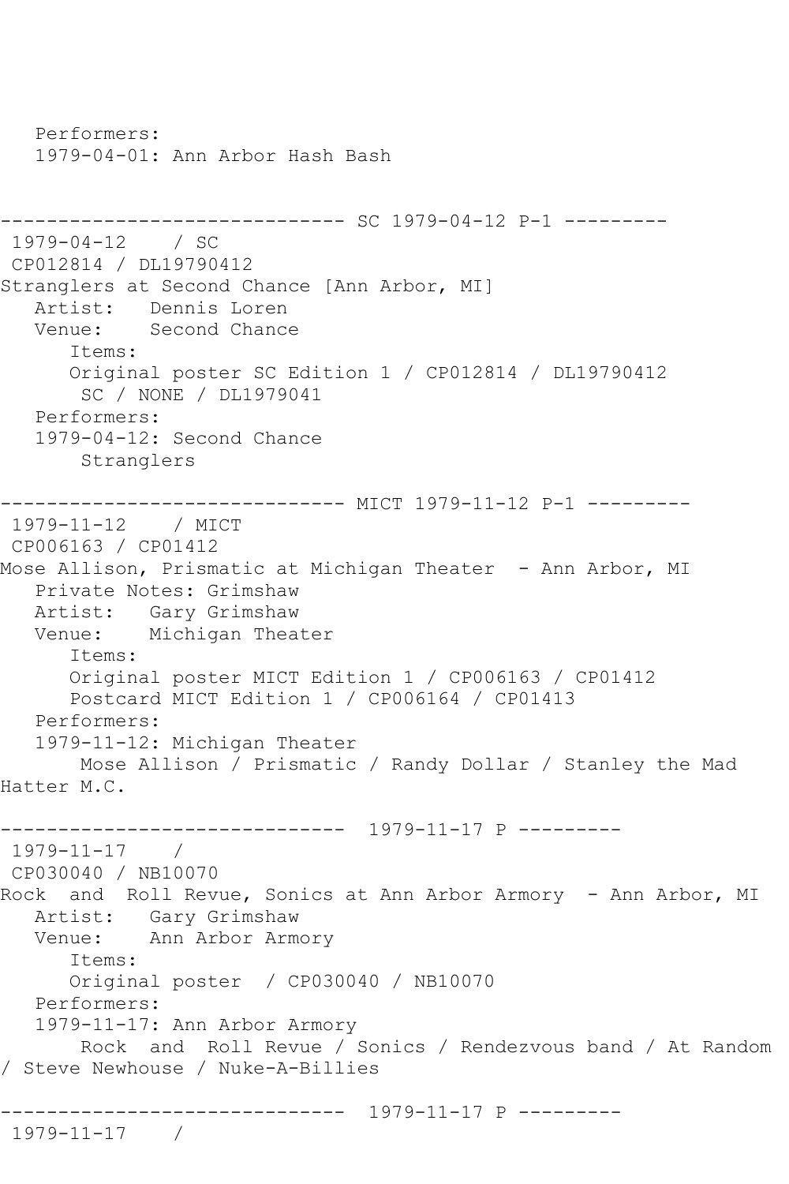```
   Performers:
   1979-04-01: Ann Arbor Hash Bash


------------------------------ SC 1979-04-12 P-1 ---------
 1979-04-12    / SC
 CP012814 / DL19790412
Stranglers at Second Chance [Ann Arbor, MI]
   Artist:   Dennis Loren
   Venue:    Second Chance
      Items:
      Original poster SC Edition 1 / CP012814 / DL19790412
       SC / NONE / DL1979041
   Performers:
   1979-04-12: Second Chance
       Stranglers

------------------------------ MICT 1979-11-12 P-1 ---------
 1979-11-12    / MICT
 CP006163 / CP01412
Mose Allison, Prismatic at Michigan Theater  - Ann Arbor, MI
   Private Notes: Grimshaw
   Artist:   Gary Grimshaw
   Venue:    Michigan Theater
      Items:
      Original poster MICT Edition 1 / CP006163 / CP01412
      Postcard MICT Edition 1 / CP006164 / CP01413
   Performers:
   1979-11-12: Michigan Theater
       Mose Allison / Prismatic / Randy Dollar / Stanley the Mad
Hatter M.C.

------------------------------  1979-11-17 P ---------
 1979-11-17    /
 CP030040 / NB10070
Rock  and  Roll Revue, Sonics at Ann Arbor Armory  - Ann Arbor, MI
   Artist:   Gary Grimshaw
   Venue:    Ann Arbor Armory
      Items:
      Original poster  / CP030040 / NB10070
   Performers:
   1979-11-17: Ann Arbor Armory
       Rock  and  Roll Revue / Sonics / Rendezvous band / At Random
/ Steve Newhouse / Nuke-A-Billies

------------------------------  1979-11-17 P ---------
 1979-11-17    /
```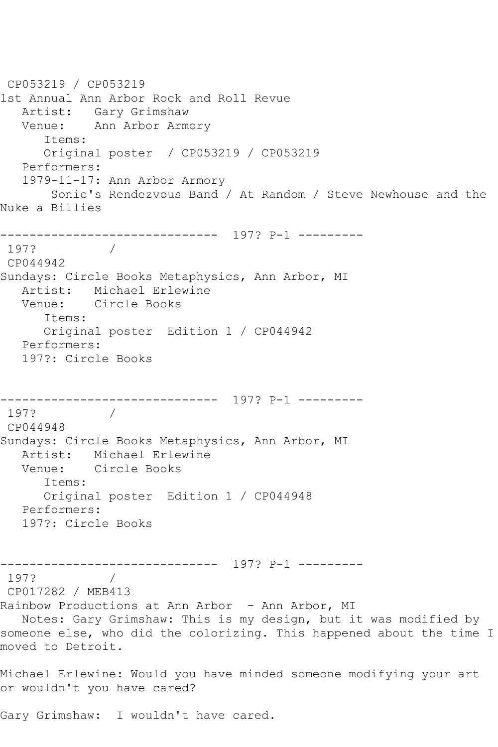CP053219 / CP053219
1st Annual Ann Arbor Rock and Roll Revue
   Artist:   Gary Grimshaw
   Venue:    Ann Arbor Armory
      Items:
      Original poster  / CP053219 / CP053219
   Performers:
   1979-11-17: Ann Arbor Armory
       Sonic's Rendezvous Band / At Random / Steve Newhouse and the Nuke a Billies

------------------------------  197? P-1 ---------
197?          /
CP044942
Sundays: Circle Books Metaphysics, Ann Arbor, MI
   Artist:   Michael Erlewine
   Venue:    Circle Books
      Items:
      Original poster  Edition 1 / CP044942
   Performers:
   197?: Circle Books

------------------------------  197? P-1 ---------
197?          /
CP044948
Sundays: Circle Books Metaphysics, Ann Arbor, MI
   Artist:   Michael Erlewine
   Venue:    Circle Books
      Items:
      Original poster  Edition 1 / CP044948
   Performers:
   197?: Circle Books

------------------------------  197? P-1 ---------
197?          /
CP017282 / MEB413
Rainbow Productions at Ann Arbor  - Ann Arbor, MI
   Notes: Gary Grimshaw: This is my design, but it was modified by someone else, who did the colorizing. This happened about the time I moved to Detroit.

Michael Erlewine: Would you have minded someone modifying your art or wouldn't you have cared?

Gary Grimshaw:  I wouldn't have cared.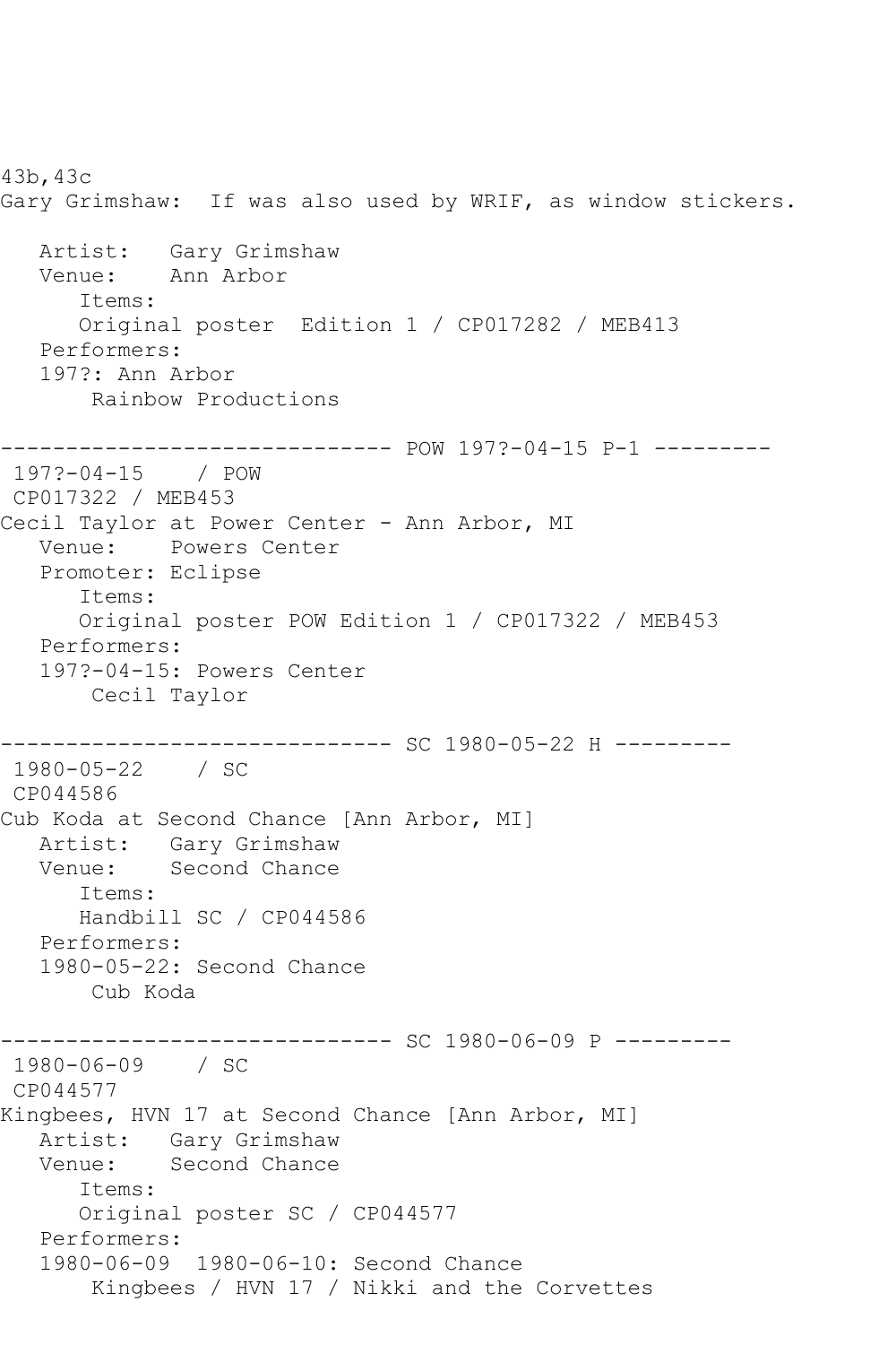43b,43c
Gary Grimshaw: If was also used by WRIF, as window stickers.

```
   Artist:   Gary Grimshaw
   Venue:    Ann Arbor
      Items:
      Original poster  Edition 1 / CP017282 / MEB413
   Performers:
   197?: Ann Arbor
       Rainbow Productions
```

------------------------------ POW 197?-04-15 P-1 ---------

```
 197?-04-15    / POW
 CP017322 / MEB453
Cecil Taylor at Power Center - Ann Arbor, MI
   Venue:    Powers Center
   Promoter: Eclipse
      Items:
      Original poster POW Edition 1 / CP017322 / MEB453
   Performers:
   197?-04-15: Powers Center
       Cecil Taylor
```

------------------------------ SC 1980-05-22 H ---------

```
 1980-05-22    / SC
 CP044586
Cub Koda at Second Chance [Ann Arbor, MI]
   Artist:   Gary Grimshaw
   Venue:    Second Chance
      Items:
      Handbill SC / CP044586
   Performers:
   1980-05-22: Second Chance
       Cub Koda
```

------------------------------ SC 1980-06-09 P ---------

```
 1980-06-09    / SC
 CP044577
Kingbees, HVN 17 at Second Chance [Ann Arbor, MI]
   Artist:   Gary Grimshaw
   Venue:    Second Chance
      Items:
      Original poster SC / CP044577
   Performers:
   1980-06-09  1980-06-10: Second Chance
       Kingbees / HVN 17 / Nikki and the Corvettes
```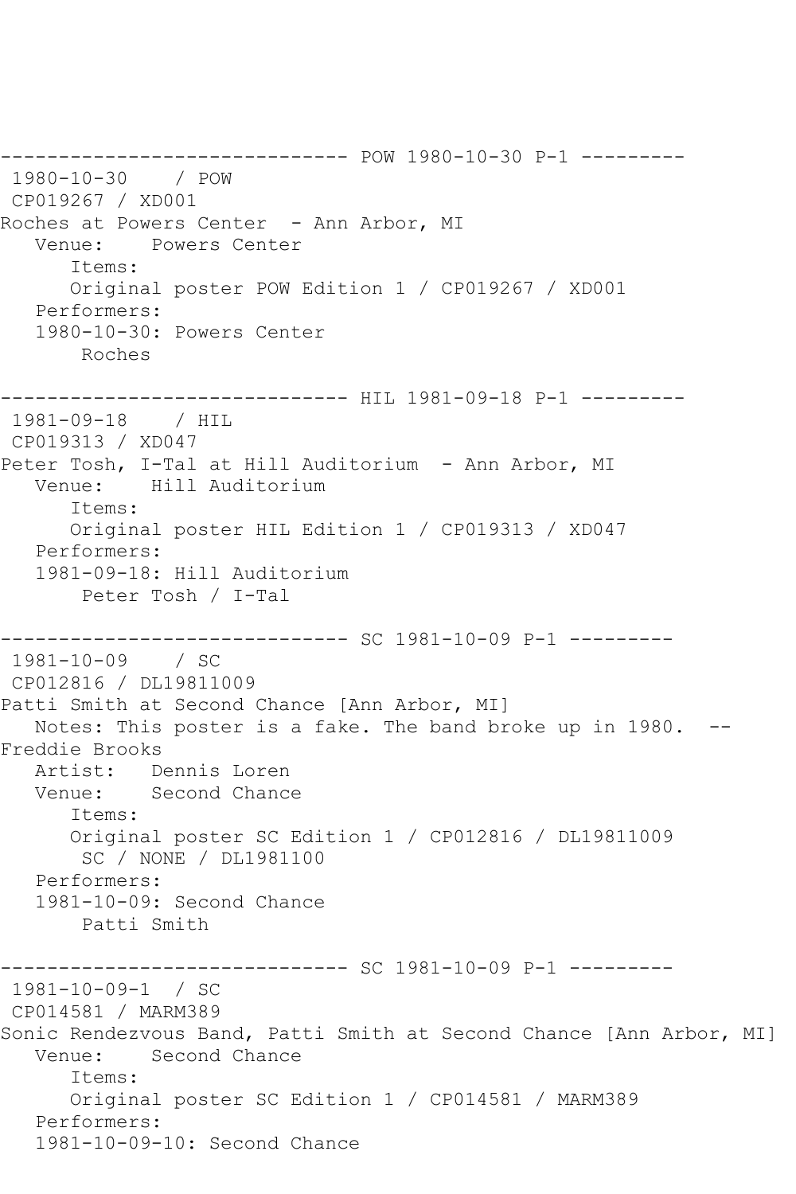------------------------------ POW 1980-10-30 P-1 ---------
 1980-10-30    / POW
 CP019267 / XD001
Roches at Powers Center  - Ann Arbor, MI
   Venue:    Powers Center
      Items:
      Original poster POW Edition 1 / CP019267 / XD001
   Performers:
   1980-10-30: Powers Center
       Roches

------------------------------ HIL 1981-09-18 P-1 ---------
 1981-09-18    / HIL
 CP019313 / XD047
Peter Tosh, I-Tal at Hill Auditorium  - Ann Arbor, MI
   Venue:    Hill Auditorium
      Items:
      Original poster HIL Edition 1 / CP019313 / XD047
   Performers:
   1981-09-18: Hill Auditorium
       Peter Tosh / I-Tal

------------------------------ SC 1981-10-09 P-1 ---------
 1981-10-09    / SC
 CP012816 / DL19811009
Patti Smith at Second Chance [Ann Arbor, MI]
   Notes: This poster is a fake. The band broke up in 1980.  --
Freddie Brooks
   Artist:   Dennis Loren
   Venue:    Second Chance
      Items:
      Original poster SC Edition 1 / CP012816 / DL19811009
       SC / NONE / DL1981100
   Performers:
   1981-10-09: Second Chance
       Patti Smith

------------------------------ SC 1981-10-09 P-1 ---------
 1981-10-09-1  / SC
 CP014581 / MARM389
Sonic Rendezvous Band, Patti Smith at Second Chance [Ann Arbor, MI]
   Venue:    Second Chance
      Items:
      Original poster SC Edition 1 / CP014581 / MARM389
   Performers:
   1981-10-09-10: Second Chance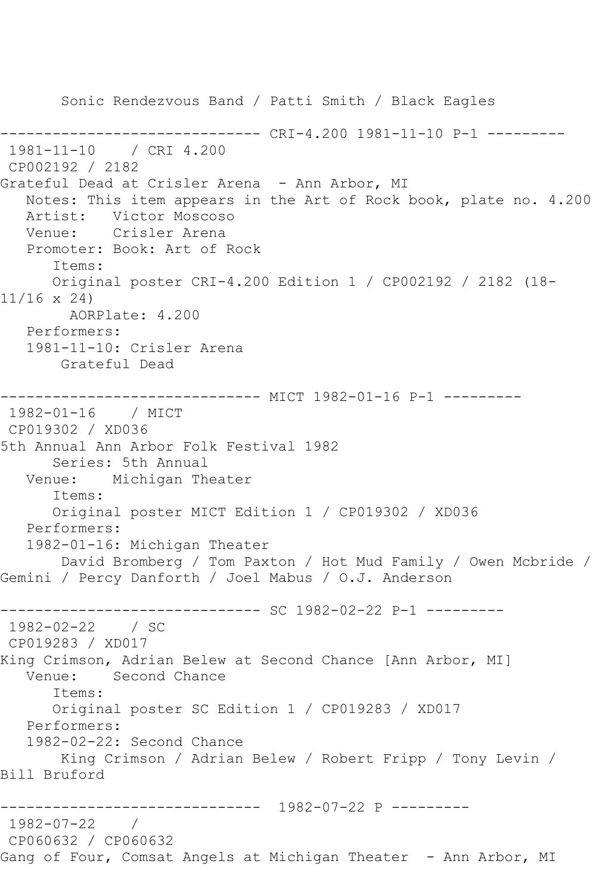Sonic Rendezvous Band / Patti Smith / Black Eagles

------------------------------ CRI-4.200 1981-11-10 P-1 ---------

1981-11-10 / CRI 4.200

CP002192 / 2182

Grateful Dead at Crisler Arena - Ann Arbor, MI

Notes: This item appears in the Art of Rock book, plate no. 4.200

Artist: Victor Moscoso

Venue: Crisler Arena

Promoter: Book: Art of Rock

Items:

Original poster CRI-4.200 Edition 1 / CP002192 / 2182 (18-11/16 x 24)

AORPlate: 4.200

Performers:

1981-11-10: Crisler Arena

Grateful Dead

------------------------------ MICT 1982-01-16 P-1 ---------

1982-01-16 / MICT

CP019302 / XD036

5th Annual Ann Arbor Folk Festival 1982

Series: 5th Annual

Venue: Michigan Theater

Items:

Original poster MICT Edition 1 / CP019302 / XD036

Performers:

1982-01-16: Michigan Theater

David Bromberg / Tom Paxton / Hot Mud Family / Owen Mcbride / Gemini / Percy Danforth / Joel Mabus / O.J. Anderson

------------------------------ SC 1982-02-22 P-1 ---------

1982-02-22 / SC

CP019283 / XD017

King Crimson, Adrian Belew at Second Chance [Ann Arbor, MI]

Venue: Second Chance

Items:

Original poster SC Edition 1 / CP019283 / XD017

Performers:

1982-02-22: Second Chance

King Crimson / Adrian Belew / Robert Fripp / Tony Levin / Bill Bruford

------------------------------ 1982-07-22 P ---------

1982-07-22 /

CP060632 / CP060632

Gang of Four, Comsat Angels at Michigan Theater - Ann Arbor, MI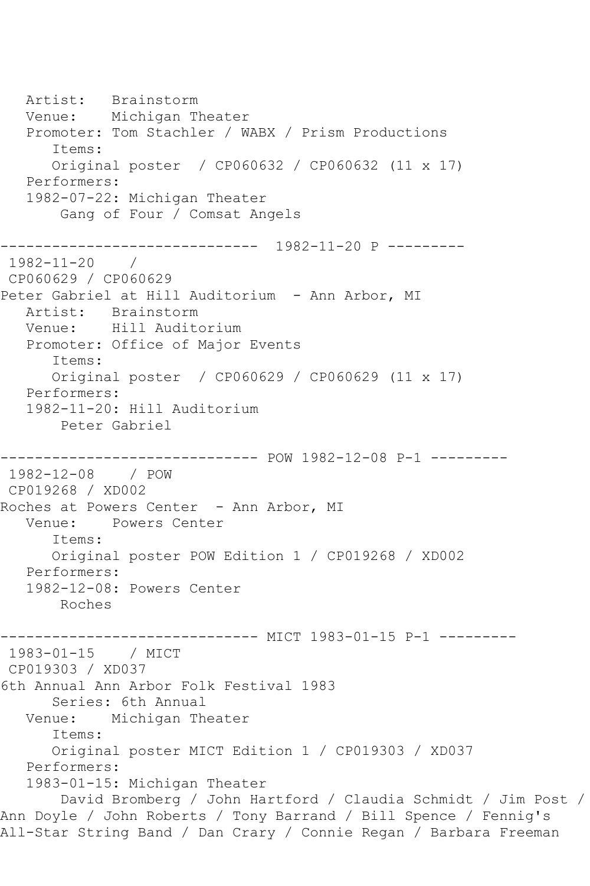```
   Artist:   Brainstorm
   Venue:    Michigan Theater
   Promoter: Tom Stachler / WABX / Prism Productions
      Items:
      Original poster  / CP060632 / CP060632 (11 x 17)
   Performers:
   1982-07-22: Michigan Theater
       Gang of Four / Comsat Angels

------------------------------  1982-11-20 P ---------
 1982-11-20    /
 CP060629 / CP060629
Peter Gabriel at Hill Auditorium  - Ann Arbor, MI
   Artist:   Brainstorm
   Venue:    Hill Auditorium
   Promoter: Office of Major Events
      Items:
      Original poster  / CP060629 / CP060629 (11 x 17)
   Performers:
   1982-11-20: Hill Auditorium
       Peter Gabriel

------------------------------ POW 1982-12-08 P-1 ---------
 1982-12-08    / POW
 CP019268 / XD002
Roches at Powers Center  - Ann Arbor, MI
   Venue:    Powers Center
      Items:
      Original poster POW Edition 1 / CP019268 / XD002
   Performers:
   1982-12-08: Powers Center
       Roches

------------------------------ MICT 1983-01-15 P-1 ---------
 1983-01-15    / MICT
 CP019303 / XD037
6th Annual Ann Arbor Folk Festival 1983
      Series: 6th Annual
   Venue:    Michigan Theater
      Items:
      Original poster MICT Edition 1 / CP019303 / XD037
   Performers:
   1983-01-15: Michigan Theater
       David Bromberg / John Hartford / Claudia Schmidt / Jim Post /
Ann Doyle / John Roberts / Tony Barrand / Bill Spence / Fennig's
All-Star String Band / Dan Crary / Connie Regan / Barbara Freeman
```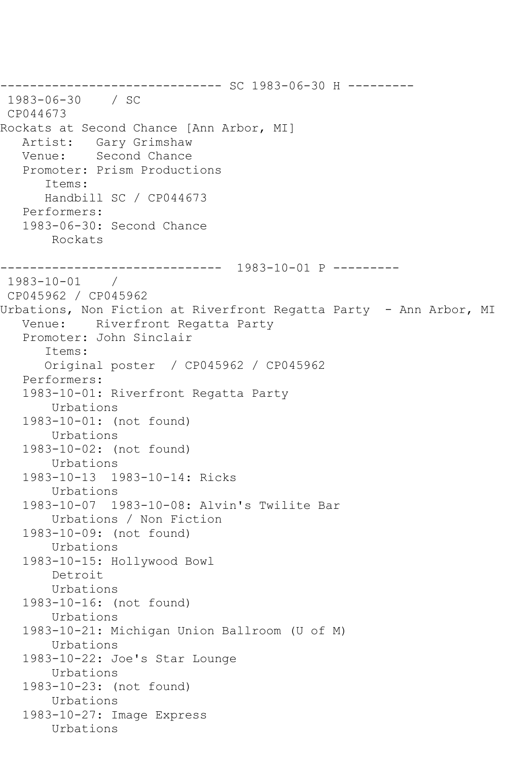```
------------------------------ SC 1983-06-30 H ---------
 1983-06-30    / SC
 CP044673
Rockats at Second Chance [Ann Arbor, MI]
   Artist:   Gary Grimshaw
   Venue:    Second Chance
   Promoter: Prism Productions
      Items:
      Handbill SC / CP044673
   Performers:
   1983-06-30: Second Chance
       Rockats

------------------------------  1983-10-01 P ---------
 1983-10-01    /
 CP045962 / CP045962
Urbations, Non Fiction at Riverfront Regatta Party  - Ann Arbor, MI
   Venue:    Riverfront Regatta Party
   Promoter: John Sinclair
      Items:
      Original poster  / CP045962 / CP045962
   Performers:
   1983-10-01: Riverfront Regatta Party
       Urbations
   1983-10-01: (not found)
       Urbations
   1983-10-02: (not found)
       Urbations
   1983-10-13  1983-10-14: Ricks
       Urbations
   1983-10-07  1983-10-08: Alvin's Twilite Bar
       Urbations / Non Fiction
   1983-10-09: (not found)
       Urbations
   1983-10-15: Hollywood Bowl
       Detroit
       Urbations
   1983-10-16: (not found)
       Urbations
   1983-10-21: Michigan Union Ballroom (U of M)
       Urbations
   1983-10-22: Joe's Star Lounge
       Urbations
   1983-10-23: (not found)
       Urbations
   1983-10-27: Image Express
       Urbations
```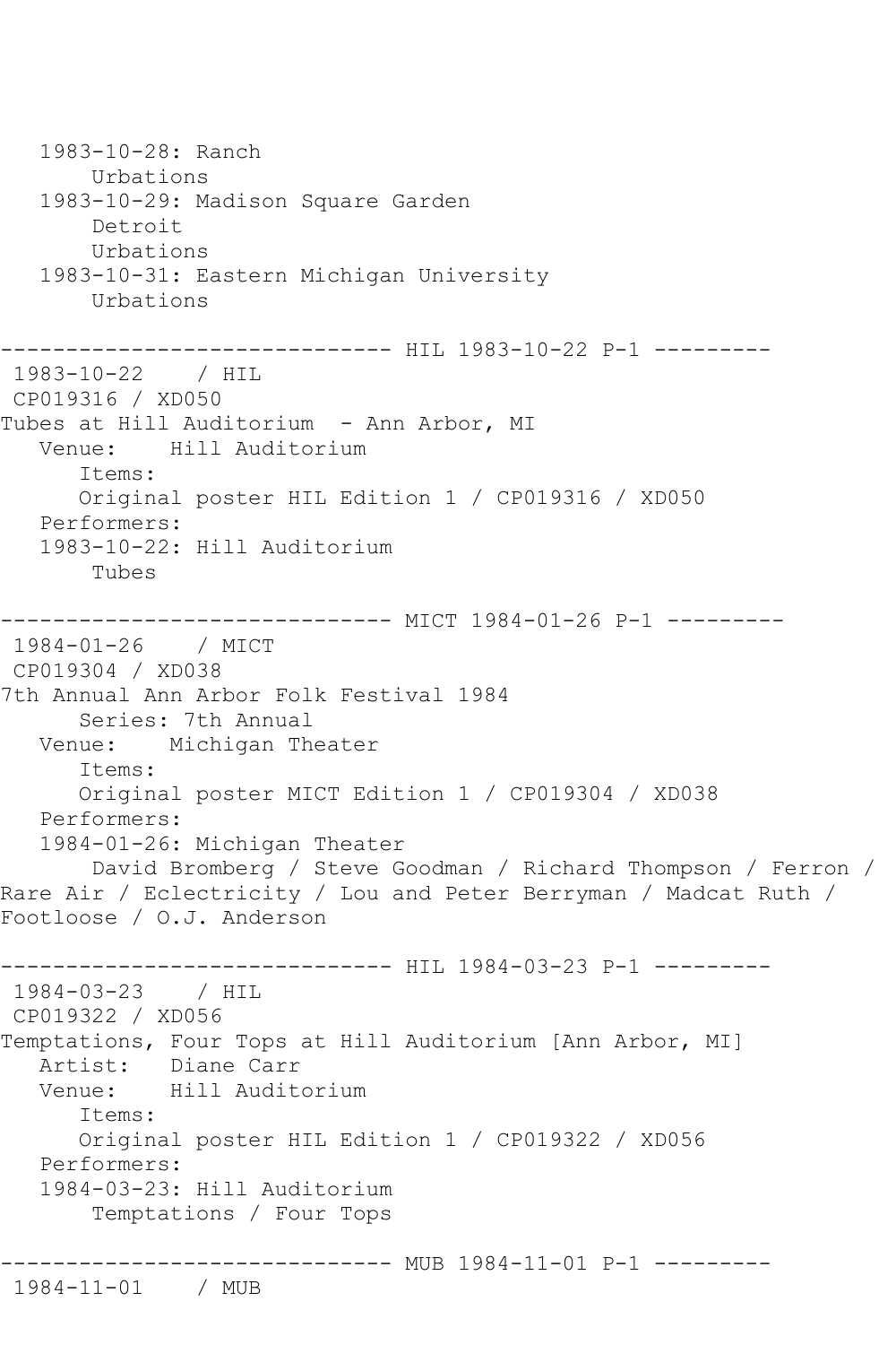```
   1983-10-28: Ranch
       Urbations
   1983-10-29: Madison Square Garden
       Detroit
       Urbations
   1983-10-31: Eastern Michigan University
       Urbations

------------------------------ HIL 1983-10-22 P-1 ---------
 1983-10-22    / HIL
 CP019316 / XD050
Tubes at Hill Auditorium  - Ann Arbor, MI
   Venue:    Hill Auditorium
      Items:
      Original poster HIL Edition 1 / CP019316 / XD050
   Performers:
   1983-10-22: Hill Auditorium
       Tubes

------------------------------ MICT 1984-01-26 P-1 ---------
 1984-01-26    / MICT
 CP019304 / XD038
7th Annual Ann Arbor Folk Festival 1984
      Series: 7th Annual
   Venue:    Michigan Theater
      Items:
      Original poster MICT Edition 1 / CP019304 / XD038
   Performers:
   1984-01-26: Michigan Theater
       David Bromberg / Steve Goodman / Richard Thompson / Ferron /
Rare Air / Eclectricity / Lou and Peter Berryman / Madcat Ruth /
Footloose / O.J. Anderson

------------------------------ HIL 1984-03-23 P-1 ---------
 1984-03-23    / HIL
 CP019322 / XD056
Temptations, Four Tops at Hill Auditorium [Ann Arbor, MI]
   Artist:   Diane Carr
   Venue:    Hill Auditorium
      Items:
      Original poster HIL Edition 1 / CP019322 / XD056
   Performers:
   1984-03-23: Hill Auditorium
       Temptations / Four Tops

------------------------------ MUB 1984-11-01 P-1 ---------
 1984-11-01    / MUB
```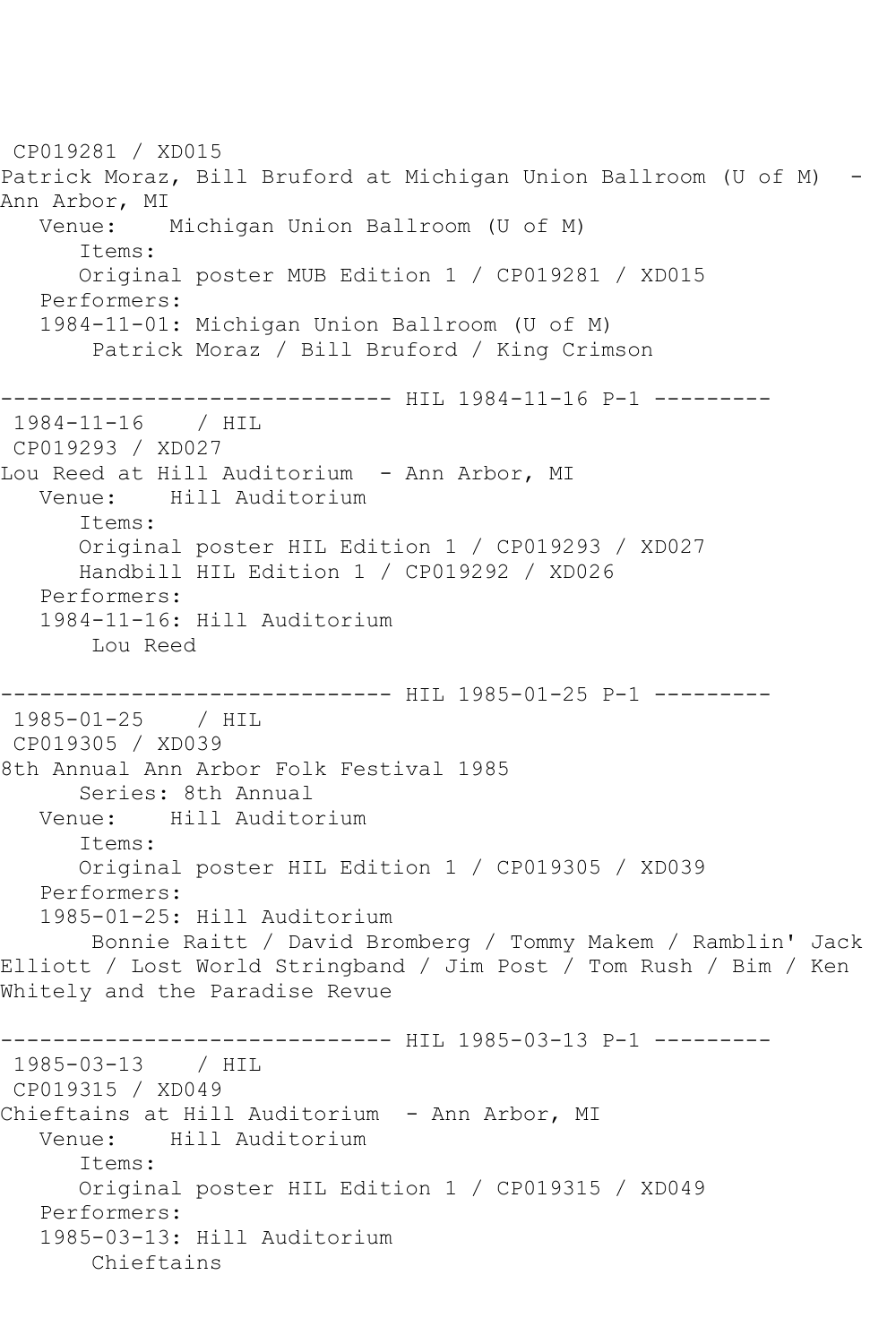CP019281 / XD015
Patrick Moraz, Bill Bruford at Michigan Union Ballroom (U of M) - Ann Arbor, MI
Venue: Michigan Union Ballroom (U of M)
Items:
Original poster MUB Edition 1 / CP019281 / XD015
Performers:
1984-11-01: Michigan Union Ballroom (U of M)
Patrick Moraz / Bill Bruford / King Crimson

------------------------------ HIL 1984-11-16 P-1 ---------
1984-11-16 / HIL
CP019293 / XD027
Lou Reed at Hill Auditorium - Ann Arbor, MI
Venue: Hill Auditorium
Items:
Original poster HIL Edition 1 / CP019293 / XD027
Handbill HIL Edition 1 / CP019292 / XD026
Performers:
1984-11-16: Hill Auditorium
Lou Reed

------------------------------ HIL 1985-01-25 P-1 ---------
1985-01-25 / HIL
CP019305 / XD039
8th Annual Ann Arbor Folk Festival 1985
Series: 8th Annual
Venue: Hill Auditorium
Items:
Original poster HIL Edition 1 / CP019305 / XD039
Performers:
1985-01-25: Hill Auditorium
Bonnie Raitt / David Bromberg / Tommy Makem / Ramblin' Jack Elliott / Lost World Stringband / Jim Post / Tom Rush / Bim / Ken Whitely and the Paradise Revue

------------------------------ HIL 1985-03-13 P-1 ---------
1985-03-13 / HIL
CP019315 / XD049
Chieftains at Hill Auditorium - Ann Arbor, MI
Venue: Hill Auditorium
Items:
Original poster HIL Edition 1 / CP019315 / XD049
Performers:
1985-03-13: Hill Auditorium
Chieftains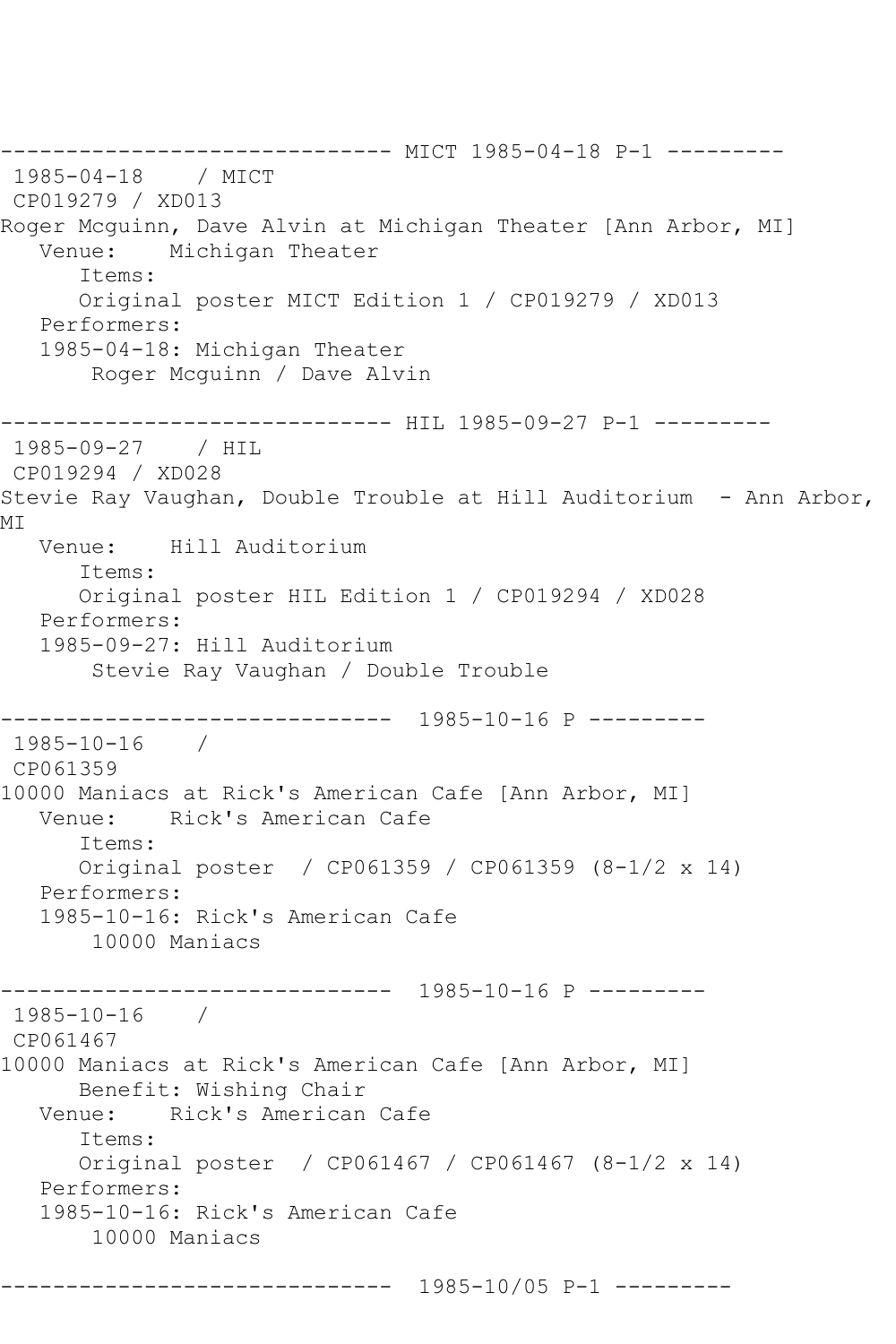```
------------------------------ MICT 1985-04-18 P-1 ---------
 1985-04-18    / MICT
 CP019279 / XD013
Roger Mcguinn, Dave Alvin at Michigan Theater [Ann Arbor, MI]
   Venue:    Michigan Theater
      Items:
      Original poster MICT Edition 1 / CP019279 / XD013
   Performers:
   1985-04-18: Michigan Theater
       Roger Mcguinn / Dave Alvin

------------------------------ HIL 1985-09-27 P-1 ---------
 1985-09-27    / HIL
 CP019294 / XD028
Stevie Ray Vaughan, Double Trouble at Hill Auditorium  - Ann Arbor,
MI
   Venue:    Hill Auditorium
      Items:
      Original poster HIL Edition 1 / CP019294 / XD028
   Performers:
   1985-09-27: Hill Auditorium
       Stevie Ray Vaughan / Double Trouble

------------------------------  1985-10-16 P ---------
 1985-10-16    /
 CP061359
10000 Maniacs at Rick's American Cafe [Ann Arbor, MI]
   Venue:    Rick's American Cafe
      Items:
      Original poster  / CP061359 / CP061359 (8-1/2 x 14)
   Performers:
   1985-10-16: Rick's American Cafe
       10000 Maniacs

------------------------------  1985-10-16 P ---------
 1985-10-16    /
 CP061467
10000 Maniacs at Rick's American Cafe [Ann Arbor, MI]
      Benefit: Wishing Chair
   Venue:    Rick's American Cafe
      Items:
      Original poster  / CP061467 / CP061467 (8-1/2 x 14)
   Performers:
   1985-10-16: Rick's American Cafe
       10000 Maniacs

------------------------------  1985-10/05 P-1 ---------
```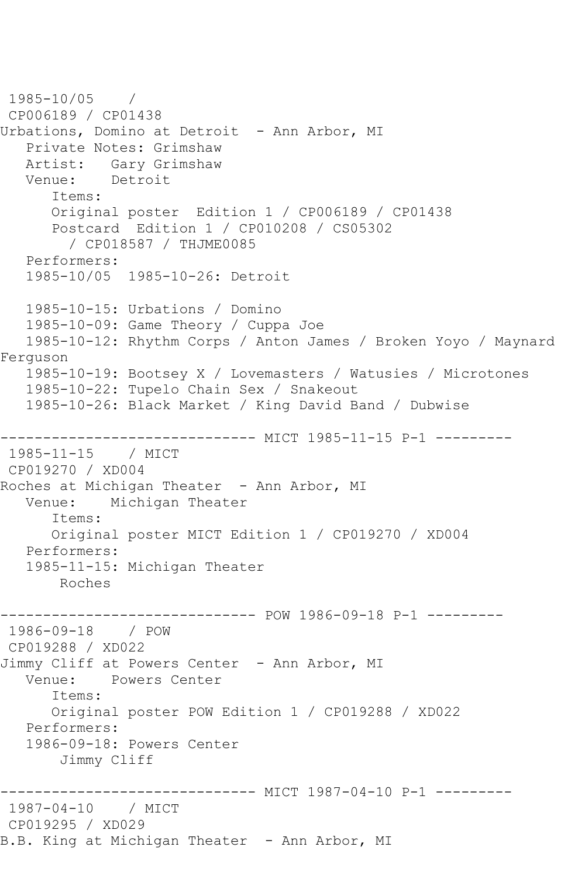```
 1985-10/05    /
 CP006189 / CP01438
Urbations, Domino at Detroit  - Ann Arbor, MI
   Private Notes: Grimshaw
   Artist:   Gary Grimshaw
   Venue:    Detroit
      Items:
      Original poster  Edition 1 / CP006189 / CP01438
      Postcard  Edition 1 / CP010208 / CS05302
        / CP018587 / THJME0085
   Performers:
   1985-10/05  1985-10-26: Detroit

   1985-10-15: Urbations / Domino
   1985-10-09: Game Theory / Cuppa Joe
   1985-10-12: Rhythm Corps / Anton James / Broken Yoyo / Maynard
Ferguson
   1985-10-19: Bootsey X / Lovemasters / Watusies / Microtones
   1985-10-22: Tupelo Chain Sex / Snakeout
   1985-10-26: Black Market / King David Band / Dubwise

------------------------------ MICT 1985-11-15 P-1 ---------
 1985-11-15    / MICT
 CP019270 / XD004
Roches at Michigan Theater  - Ann Arbor, MI
   Venue:    Michigan Theater
      Items:
      Original poster MICT Edition 1 / CP019270 / XD004
   Performers:
   1985-11-15: Michigan Theater
       Roches

------------------------------ POW 1986-09-18 P-1 ---------
 1986-09-18    / POW
 CP019288 / XD022
Jimmy Cliff at Powers Center  - Ann Arbor, MI
   Venue:    Powers Center
      Items:
      Original poster POW Edition 1 / CP019288 / XD022
   Performers:
   1986-09-18: Powers Center
       Jimmy Cliff

------------------------------ MICT 1987-04-10 P-1 ---------
 1987-04-10    / MICT
 CP019295 / XD029
B.B. King at Michigan Theater  - Ann Arbor, MI
```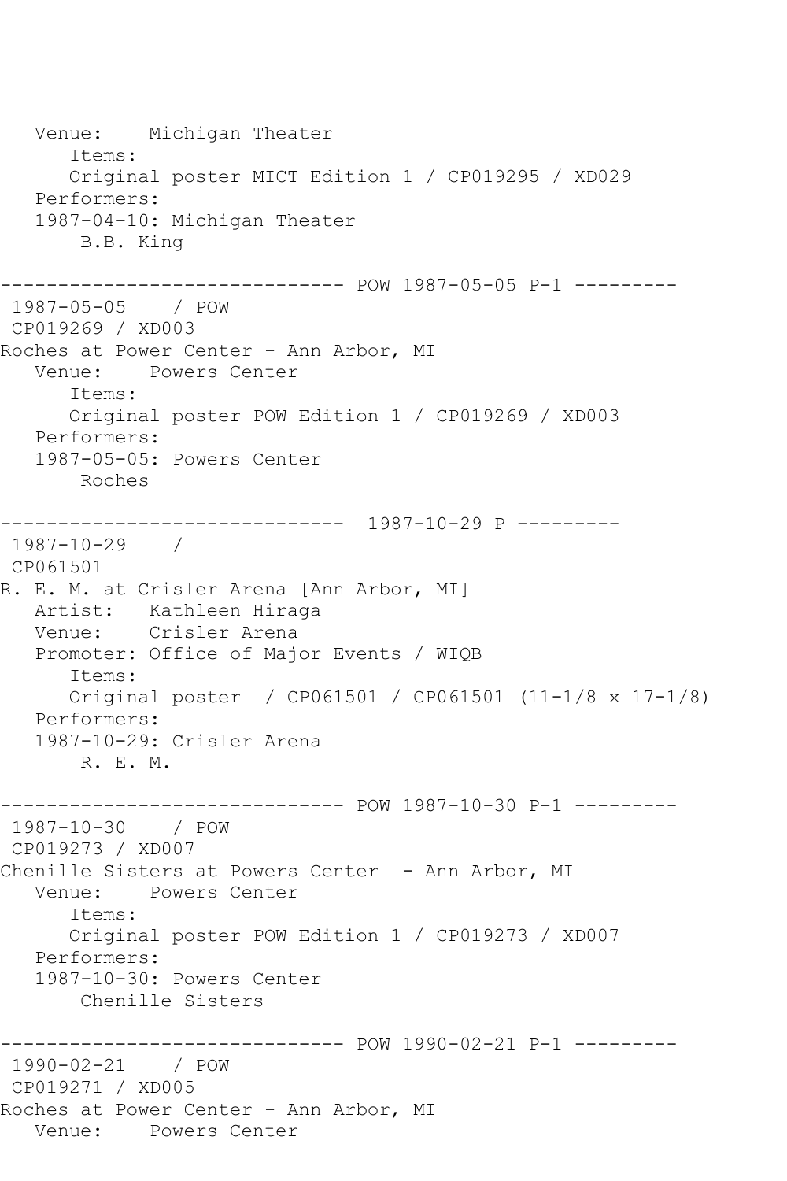```
   Venue:    Michigan Theater
      Items:
      Original poster MICT Edition 1 / CP019295 / XD029
   Performers:
   1987-04-10: Michigan Theater
       B.B. King

------------------------------ POW 1987-05-05 P-1 ---------
 1987-05-05    / POW
 CP019269 / XD003
Roches at Power Center - Ann Arbor, MI
   Venue:    Powers Center
      Items:
      Original poster POW Edition 1 / CP019269 / XD003
   Performers:
   1987-05-05: Powers Center
       Roches

------------------------------  1987-10-29 P ---------
 1987-10-29    /
 CP061501
R. E. M. at Crisler Arena [Ann Arbor, MI]
   Artist:   Kathleen Hiraga
   Venue:    Crisler Arena
   Promoter: Office of Major Events / WIQB
      Items:
      Original poster  / CP061501 / CP061501 (11-1/8 x 17-1/8)
   Performers:
   1987-10-29: Crisler Arena
       R. E. M.

------------------------------ POW 1987-10-30 P-1 ---------
 1987-10-30    / POW
 CP019273 / XD007
Chenille Sisters at Powers Center  - Ann Arbor, MI
   Venue:    Powers Center
      Items:
      Original poster POW Edition 1 / CP019273 / XD007
   Performers:
   1987-10-30: Powers Center
       Chenille Sisters

------------------------------ POW 1990-02-21 P-1 ---------
 1990-02-21    / POW
 CP019271 / XD005
Roches at Power Center - Ann Arbor, MI
   Venue:    Powers Center
```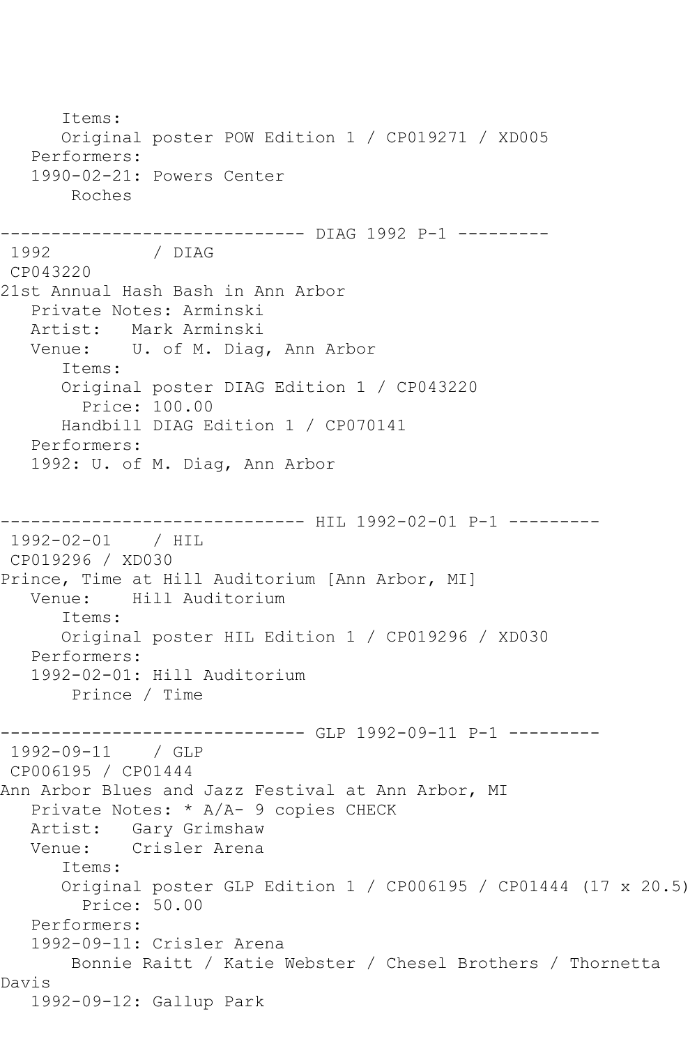```
      Items:
      Original poster POW Edition 1 / CP019271 / XD005
   Performers:
   1990-02-21: Powers Center
       Roches

------------------------------ DIAG 1992 P-1 ---------
 1992          / DIAG
 CP043220
21st Annual Hash Bash in Ann Arbor
   Private Notes: Arminski
   Artist:   Mark Arminski
   Venue:    U. of M. Diag, Ann Arbor
      Items:
      Original poster DIAG Edition 1 / CP043220
        Price: 100.00
      Handbill DIAG Edition 1 / CP070141
   Performers:
   1992: U. of M. Diag, Ann Arbor


------------------------------ HIL 1992-02-01 P-1 ---------
 1992-02-01    / HIL
 CP019296 / XD030
Prince, Time at Hill Auditorium [Ann Arbor, MI]
   Venue:    Hill Auditorium
      Items:
      Original poster HIL Edition 1 / CP019296 / XD030
   Performers:
   1992-02-01: Hill Auditorium
       Prince / Time

------------------------------ GLP 1992-09-11 P-1 ---------
 1992-09-11    / GLP
 CP006195 / CP01444
Ann Arbor Blues and Jazz Festival at Ann Arbor, MI
   Private Notes: * A/A- 9 copies CHECK
   Artist:   Gary Grimshaw
   Venue:    Crisler Arena
      Items:
      Original poster GLP Edition 1 / CP006195 / CP01444 (17 x 20.5)
        Price: 50.00
   Performers:
   1992-09-11: Crisler Arena
       Bonnie Raitt / Katie Webster / Chesel Brothers / Thornetta
Davis
   1992-09-12: Gallup Park
```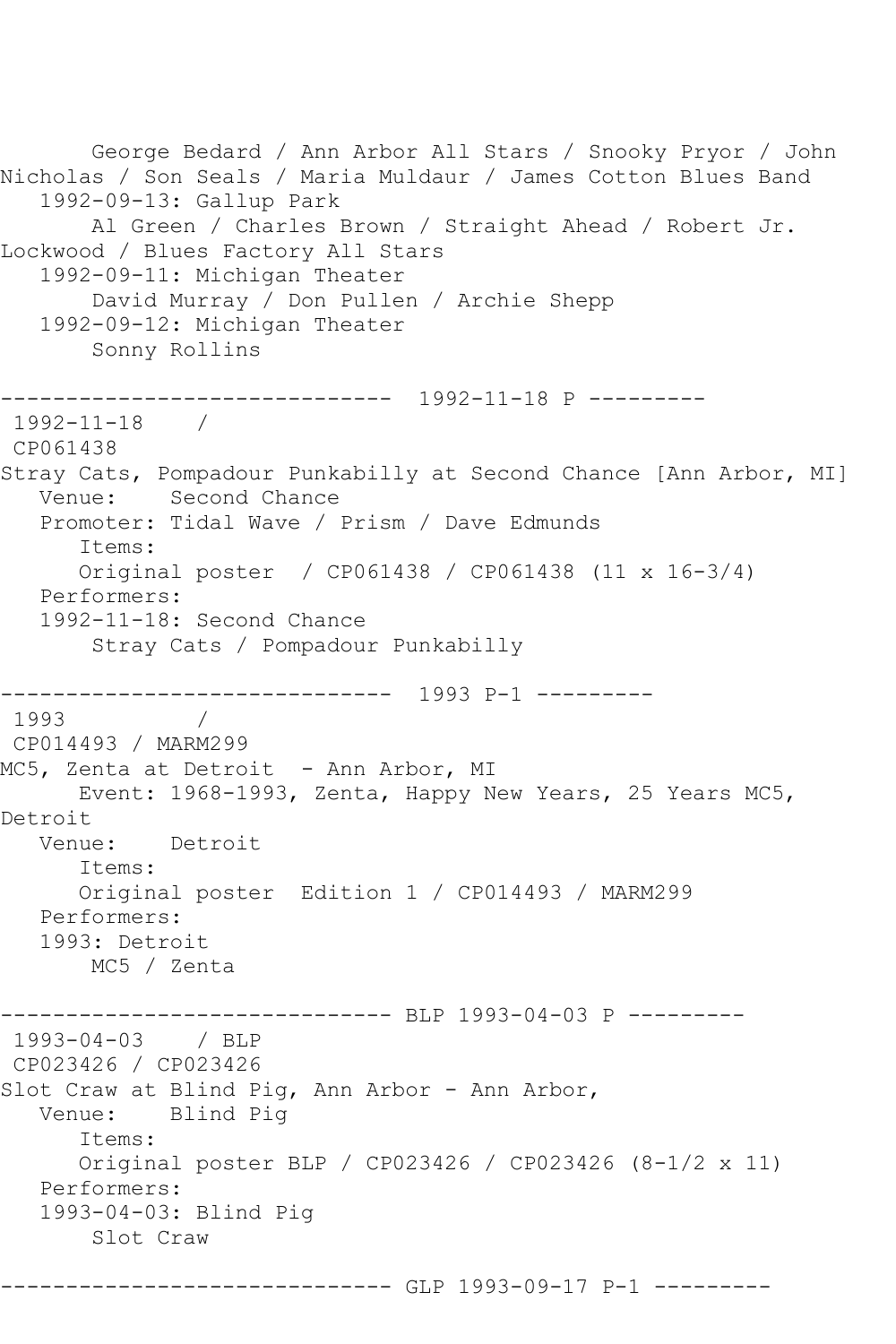```
       George Bedard / Ann Arbor All Stars / Snooky Pryor / John
Nicholas / Son Seals / Maria Muldaur / James Cotton Blues Band
   1992-09-13: Gallup Park
       Al Green / Charles Brown / Straight Ahead / Robert Jr.
Lockwood / Blues Factory All Stars
   1992-09-11: Michigan Theater
       David Murray / Don Pullen / Archie Shepp
   1992-09-12: Michigan Theater
       Sonny Rollins

------------------------------  1992-11-18 P ---------
 1992-11-18    /
 CP061438
Stray Cats, Pompadour Punkabilly at Second Chance [Ann Arbor, MI]
   Venue:    Second Chance
   Promoter: Tidal Wave / Prism / Dave Edmunds
      Items:
      Original poster  / CP061438 / CP061438 (11 x 16-3/4)
   Performers:
   1992-11-18: Second Chance
       Stray Cats / Pompadour Punkabilly

------------------------------  1993 P-1 ---------
 1993          /
 CP014493 / MARM299
MC5, Zenta at Detroit  - Ann Arbor, MI
      Event: 1968-1993, Zenta, Happy New Years, 25 Years MC5,
Detroit
   Venue:    Detroit
      Items:
      Original poster  Edition 1 / CP014493 / MARM299
   Performers:
   1993: Detroit
       MC5 / Zenta

------------------------------ BLP 1993-04-03 P ---------
 1993-04-03    / BLP
 CP023426 / CP023426
Slot Craw at Blind Pig, Ann Arbor - Ann Arbor,
   Venue:    Blind Pig
      Items:
      Original poster BLP / CP023426 / CP023426 (8-1/2 x 11)
   Performers:
   1993-04-03: Blind Pig
       Slot Craw

------------------------------ GLP 1993-09-17 P-1 ---------
```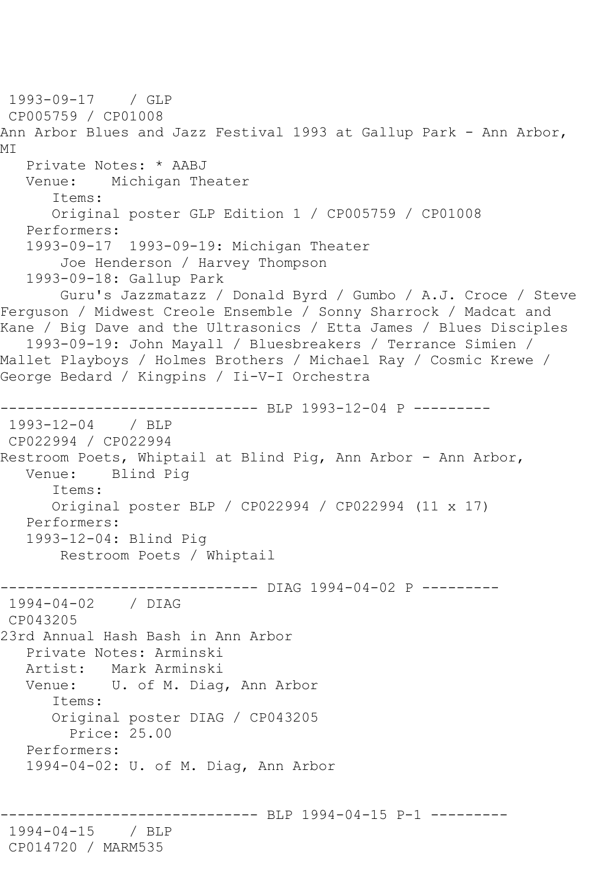1993-09-17    / GLP
CP005759 / CP01008
Ann Arbor Blues and Jazz Festival 1993 at Gallup Park - Ann Arbor, MI
   Private Notes: * AABJ
   Venue:    Michigan Theater
      Items:
      Original poster GLP Edition 1 / CP005759 / CP01008
   Performers:
   1993-09-17  1993-09-19: Michigan Theater
       Joe Henderson / Harvey Thompson
   1993-09-18: Gallup Park
       Guru's Jazzmatazz / Donald Byrd / Gumbo / A.J. Croce / Steve Ferguson / Midwest Creole Ensemble / Sonny Sharrock / Madcat and Kane / Big Dave and the Ultrasonics / Etta James / Blues Disciples
   1993-09-19: John Mayall / Bluesbreakers / Terrance Simien / Mallet Playboys / Holmes Brothers / Michael Ray / Cosmic Krewe / George Bedard / Kingpins / Ii-V-I Orchestra

------------------------------ BLP 1993-12-04 P ---------
1993-12-04    / BLP
CP022994 / CP022994
Restroom Poets, Whiptail at Blind Pig, Ann Arbor - Ann Arbor,
   Venue:    Blind Pig
      Items:
      Original poster BLP / CP022994 / CP022994 (11 x 17)
   Performers:
   1993-12-04: Blind Pig
       Restroom Poets / Whiptail

------------------------------ DIAG 1994-04-02 P ---------
1994-04-02    / DIAG
CP043205
23rd Annual Hash Bash in Ann Arbor
   Private Notes: Arminski
   Artist:   Mark Arminski
   Venue:    U. of M. Diag, Ann Arbor
      Items:
      Original poster DIAG / CP043205
        Price: 25.00
   Performers:
   1994-04-02: U. of M. Diag, Ann Arbor

------------------------------ BLP 1994-04-15 P-1 ---------
1994-04-15    / BLP
CP014720 / MARM535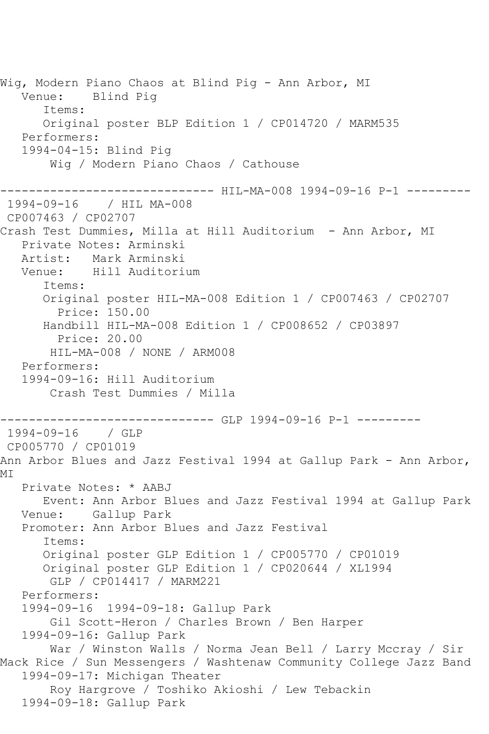Wig, Modern Piano Chaos at Blind Pig - Ann Arbor, MI
   Venue:    Blind Pig
      Items:
      Original poster BLP Edition 1 / CP014720 / MARM535
   Performers:
   1994-04-15: Blind Pig
       Wig / Modern Piano Chaos / Cathouse

------------------------------ HIL-MA-008 1994-09-16 P-1 ---------
 1994-09-16    / HIL MA-008
 CP007463 / CP02707
Crash Test Dummies, Milla at Hill Auditorium  - Ann Arbor, MI
   Private Notes: Arminski
   Artist:   Mark Arminski
   Venue:    Hill Auditorium
      Items:
      Original poster HIL-MA-008 Edition 1 / CP007463 / CP02707
        Price: 150.00
      Handbill HIL-MA-008 Edition 1 / CP008652 / CP03897
        Price: 20.00
       HIL-MA-008 / NONE / ARM008
   Performers:
   1994-09-16: Hill Auditorium
       Crash Test Dummies / Milla

------------------------------ GLP 1994-09-16 P-1 ---------
 1994-09-16    / GLP
 CP005770 / CP01019
Ann Arbor Blues and Jazz Festival 1994 at Gallup Park - Ann Arbor, MI
   Private Notes: * AABJ
      Event: Ann Arbor Blues and Jazz Festival 1994 at Gallup Park
   Venue:    Gallup Park
   Promoter: Ann Arbor Blues and Jazz Festival
      Items:
      Original poster GLP Edition 1 / CP005770 / CP01019
      Original poster GLP Edition 1 / CP020644 / XL1994
       GLP / CP014417 / MARM221
   Performers:
   1994-09-16  1994-09-18: Gallup Park
       Gil Scott-Heron / Charles Brown / Ben Harper
   1994-09-16: Gallup Park
       War / Winston Walls / Norma Jean Bell / Larry Mccray / Sir Mack Rice / Sun Messengers / Washtenaw Community College Jazz Band
   1994-09-17: Michigan Theater
       Roy Hargrove / Toshiko Akioshi / Lew Tebackin
   1994-09-18: Gallup Park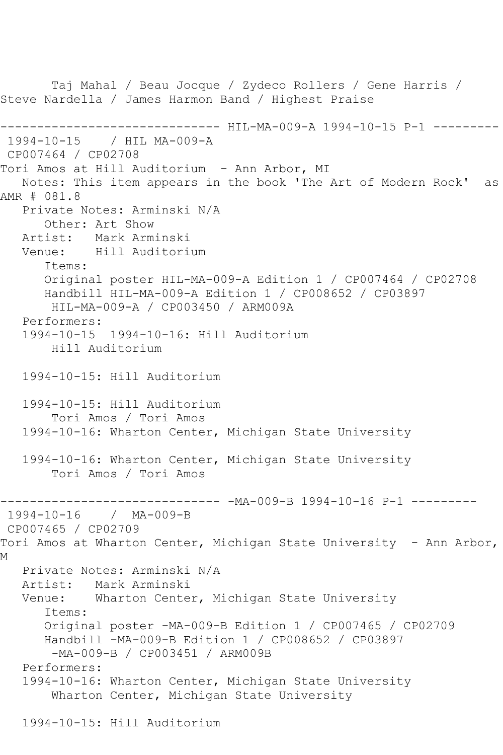Taj Mahal / Beau Jocque / Zydeco Rollers / Gene Harris / Steve Nardella / James Harmon Band / Highest Praise

------------------------------ HIL-MA-009-A 1994-10-15 P-1 ---------

1994-10-15 / HIL MA-009-A
CP007464 / CP02708
Tori Amos at Hill Auditorium - Ann Arbor, MI
Notes: This item appears in the book 'The Art of Modern Rock' as AMR # 081.8
Private Notes: Arminski N/A
Other: Art Show
Artist: Mark Arminski
Venue: Hill Auditorium
Items:
Original poster HIL-MA-009-A Edition 1 / CP007464 / CP02708
Handbill HIL-MA-009-A Edition 1 / CP008652 / CP03897
HIL-MA-009-A / CP003450 / ARM009A
Performers:
1994-10-15 1994-10-16: Hill Auditorium
Hill Auditorium

1994-10-15: Hill Auditorium

1994-10-15: Hill Auditorium
Tori Amos / Tori Amos
1994-10-16: Wharton Center, Michigan State University

1994-10-16: Wharton Center, Michigan State University
Tori Amos / Tori Amos

------------------------------ -MA-009-B 1994-10-16 P-1 ---------

1994-10-16 / MA-009-B
CP007465 / CP02709
Tori Amos at Wharton Center, Michigan State University - Ann Arbor, M
Private Notes: Arminski N/A
Artist: Mark Arminski
Venue: Wharton Center, Michigan State University
Items:
Original poster -MA-009-B Edition 1 / CP007465 / CP02709
Handbill -MA-009-B Edition 1 / CP008652 / CP03897
-MA-009-B / CP003451 / ARM009B
Performers:
1994-10-16: Wharton Center, Michigan State University
Wharton Center, Michigan State University

1994-10-15: Hill Auditorium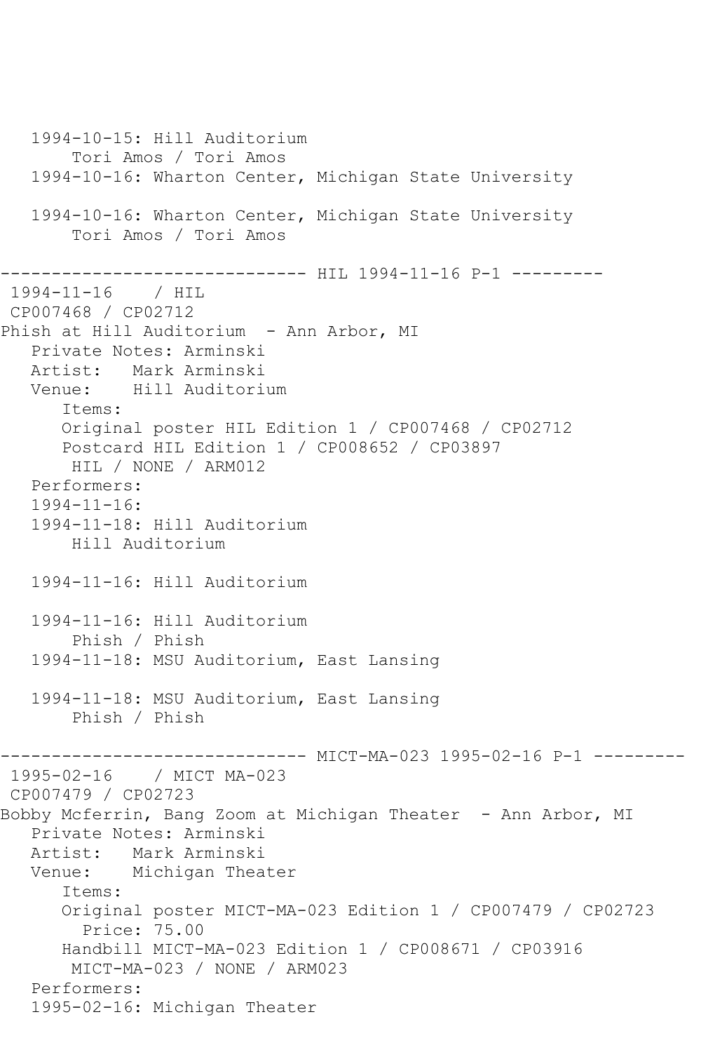```
   1994-10-15: Hill Auditorium
       Tori Amos / Tori Amos
   1994-10-16: Wharton Center, Michigan State University

   1994-10-16: Wharton Center, Michigan State University
       Tori Amos / Tori Amos

------------------------------ HIL 1994-11-16 P-1 ---------
 1994-11-16    / HIL
 CP007468 / CP02712
Phish at Hill Auditorium  - Ann Arbor, MI
   Private Notes: Arminski
   Artist:   Mark Arminski
   Venue:    Hill Auditorium
      Items:
      Original poster HIL Edition 1 / CP007468 / CP02712
      Postcard HIL Edition 1 / CP008652 / CP03897
       HIL / NONE / ARM012
   Performers:
   1994-11-16:
   1994-11-18: Hill Auditorium
       Hill Auditorium

   1994-11-16: Hill Auditorium

   1994-11-16: Hill Auditorium
       Phish / Phish
   1994-11-18: MSU Auditorium, East Lansing

   1994-11-18: MSU Auditorium, East Lansing
       Phish / Phish

------------------------------ MICT-MA-023 1995-02-16 P-1 ---------
 1995-02-16    / MICT MA-023
 CP007479 / CP02723
Bobby Mcferrin, Bang Zoom at Michigan Theater  - Ann Arbor, MI
   Private Notes: Arminski
   Artist:   Mark Arminski
   Venue:    Michigan Theater
      Items:
      Original poster MICT-MA-023 Edition 1 / CP007479 / CP02723
        Price: 75.00
      Handbill MICT-MA-023 Edition 1 / CP008671 / CP03916
       MICT-MA-023 / NONE / ARM023
   Performers:
   1995-02-16: Michigan Theater
```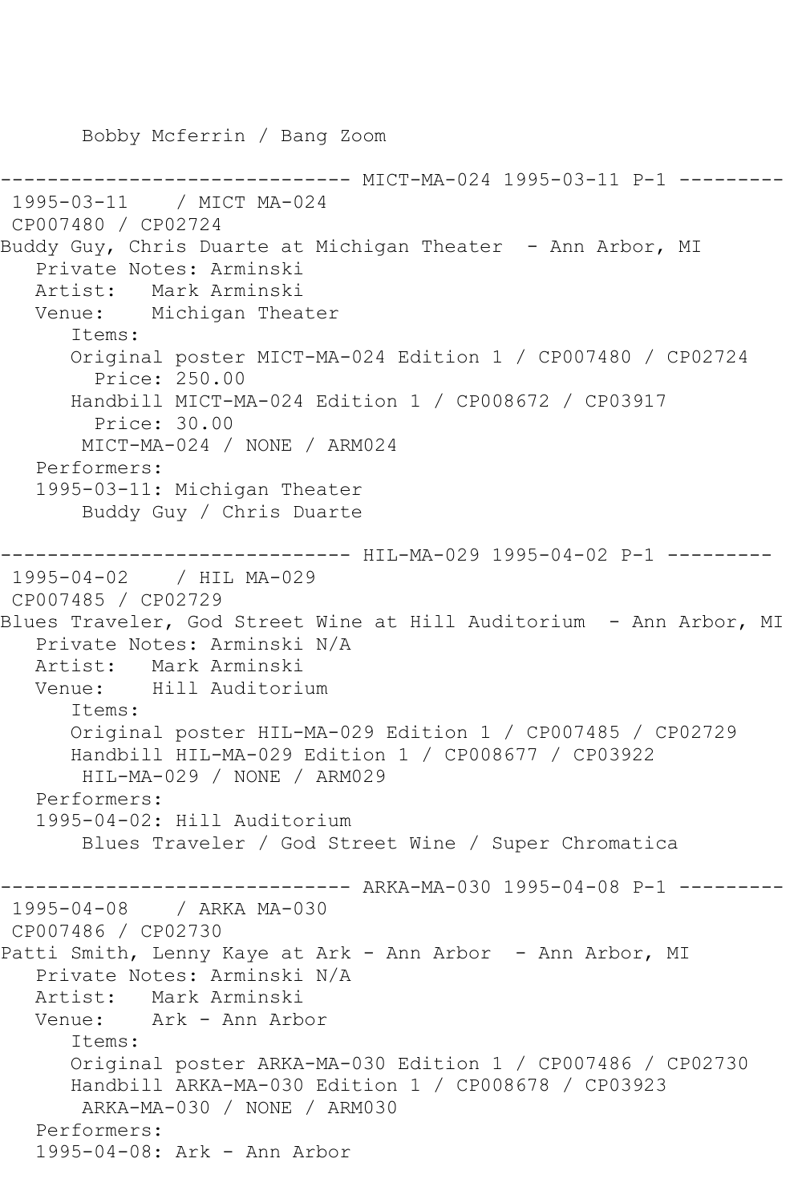```
       Bobby Mcferrin / Bang Zoom

------------------------------ MICT-MA-024 1995-03-11 P-1 ---------
 1995-03-11    / MICT MA-024
 CP007480 / CP02724
Buddy Guy, Chris Duarte at Michigan Theater  - Ann Arbor, MI
   Private Notes: Arminski
   Artist:   Mark Arminski
   Venue:    Michigan Theater
      Items:
      Original poster MICT-MA-024 Edition 1 / CP007480 / CP02724
        Price: 250.00
      Handbill MICT-MA-024 Edition 1 / CP008672 / CP03917
        Price: 30.00
       MICT-MA-024 / NONE / ARM024
   Performers:
   1995-03-11: Michigan Theater
       Buddy Guy / Chris Duarte

------------------------------ HIL-MA-029 1995-04-02 P-1 ---------
 1995-04-02    / HIL MA-029
 CP007485 / CP02729
Blues Traveler, God Street Wine at Hill Auditorium  - Ann Arbor, MI
   Private Notes: Arminski N/A
   Artist:   Mark Arminski
   Venue:    Hill Auditorium
      Items:
      Original poster HIL-MA-029 Edition 1 / CP007485 / CP02729
      Handbill HIL-MA-029 Edition 1 / CP008677 / CP03922
       HIL-MA-029 / NONE / ARM029
   Performers:
   1995-04-02: Hill Auditorium
       Blues Traveler / God Street Wine / Super Chromatica

------------------------------ ARKA-MA-030 1995-04-08 P-1 ---------
 1995-04-08    / ARKA MA-030
 CP007486 / CP02730
Patti Smith, Lenny Kaye at Ark - Ann Arbor  - Ann Arbor, MI
   Private Notes: Arminski N/A
   Artist:   Mark Arminski
   Venue:    Ark - Ann Arbor
      Items:
      Original poster ARKA-MA-030 Edition 1 / CP007486 / CP02730
      Handbill ARKA-MA-030 Edition 1 / CP008678 / CP03923
       ARKA-MA-030 / NONE / ARM030
   Performers:
   1995-04-08: Ark - Ann Arbor
```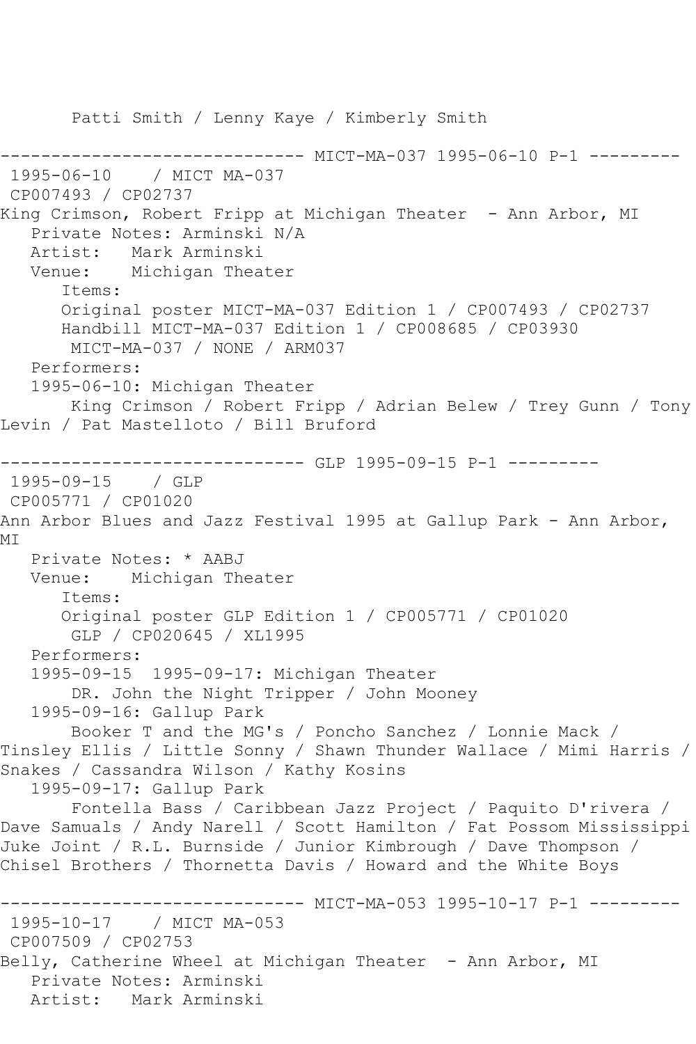Patti Smith / Lenny Kaye / Kimberly Smith

------------------------------ MICT-MA-037 1995-06-10 P-1 ---------

1995-06-10 / MICT MA-037

CP007493 / CP02737

King Crimson, Robert Fripp at Michigan Theater - Ann Arbor, MI

Private Notes: Arminski N/A

Artist: Mark Arminski

Venue: Michigan Theater

Items:

Original poster MICT-MA-037 Edition 1 / CP007493 / CP02737

Handbill MICT-MA-037 Edition 1 / CP008685 / CP03930

MICT-MA-037 / NONE / ARM037

Performers:

1995-06-10: Michigan Theater

King Crimson / Robert Fripp / Adrian Belew / Trey Gunn / Tony Levin / Pat Mastelloto / Bill Bruford

------------------------------ GLP 1995-09-15 P-1 ---------

1995-09-15 / GLP

CP005771 / CP01020

Ann Arbor Blues and Jazz Festival 1995 at Gallup Park - Ann Arbor, MI

Private Notes: * AABJ

Venue: Michigan Theater

Items:

Original poster GLP Edition 1 / CP005771 / CP01020

GLP / CP020645 / XL1995

Performers:

1995-09-15 1995-09-17: Michigan Theater

DR. John the Night Tripper / John Mooney

1995-09-16: Gallup Park

Booker T and the MG's / Poncho Sanchez / Lonnie Mack / Tinsley Ellis / Little Sonny / Shawn Thunder Wallace / Mimi Harris / Snakes / Cassandra Wilson / Kathy Kosins

1995-09-17: Gallup Park

Fontella Bass / Caribbean Jazz Project / Paquito D'rivera / Dave Samuals / Andy Narell / Scott Hamilton / Fat Possom Mississippi Juke Joint / R.L. Burnside / Junior Kimbrough / Dave Thompson / Chisel Brothers / Thornetta Davis / Howard and the White Boys

------------------------------ MICT-MA-053 1995-10-17 P-1 ---------

1995-10-17 / MICT MA-053

CP007509 / CP02753

Belly, Catherine Wheel at Michigan Theater - Ann Arbor, MI

Private Notes: Arminski

Artist: Mark Arminski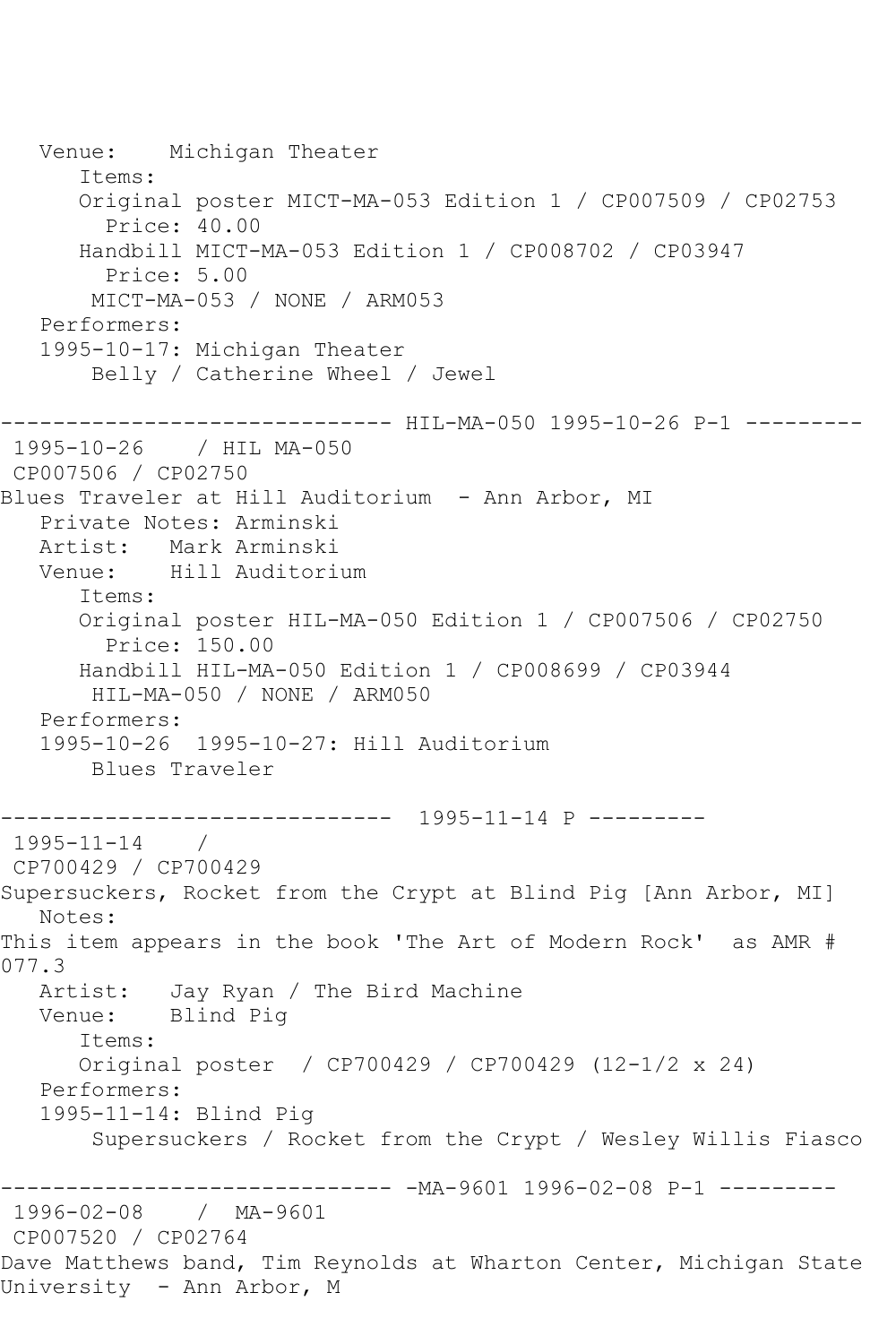```
   Venue:    Michigan Theater
      Items:
      Original poster MICT-MA-053 Edition 1 / CP007509 / CP02753
        Price: 40.00
      Handbill MICT-MA-053 Edition 1 / CP008702 / CP03947
        Price: 5.00
       MICT-MA-053 / NONE / ARM053
   Performers:
   1995-10-17: Michigan Theater
       Belly / Catherine Wheel / Jewel

------------------------------ HIL-MA-050 1995-10-26 P-1 ---------
 1995-10-26    / HIL MA-050
 CP007506 / CP02750
Blues Traveler at Hill Auditorium  - Ann Arbor, MI
   Private Notes: Arminski
   Artist:   Mark Arminski
   Venue:    Hill Auditorium
      Items:
      Original poster HIL-MA-050 Edition 1 / CP007506 / CP02750
        Price: 150.00
      Handbill HIL-MA-050 Edition 1 / CP008699 / CP03944
       HIL-MA-050 / NONE / ARM050
   Performers:
   1995-10-26  1995-10-27: Hill Auditorium
       Blues Traveler

------------------------------  1995-11-14 P ---------
 1995-11-14    /
 CP700429 / CP700429
Supersuckers, Rocket from the Crypt at Blind Pig [Ann Arbor, MI]
   Notes:
This item appears in the book 'The Art of Modern Rock'  as AMR #
077.3
   Artist:   Jay Ryan / The Bird Machine
   Venue:    Blind Pig
      Items:
      Original poster  / CP700429 / CP700429 (12-1/2 x 24)
   Performers:
   1995-11-14: Blind Pig
       Supersuckers / Rocket from the Crypt / Wesley Willis Fiasco

------------------------------ -MA-9601 1996-02-08 P-1 ---------
 1996-02-08    /  MA-9601
 CP007520 / CP02764
Dave Matthews band, Tim Reynolds at Wharton Center, Michigan State
University  - Ann Arbor, M
```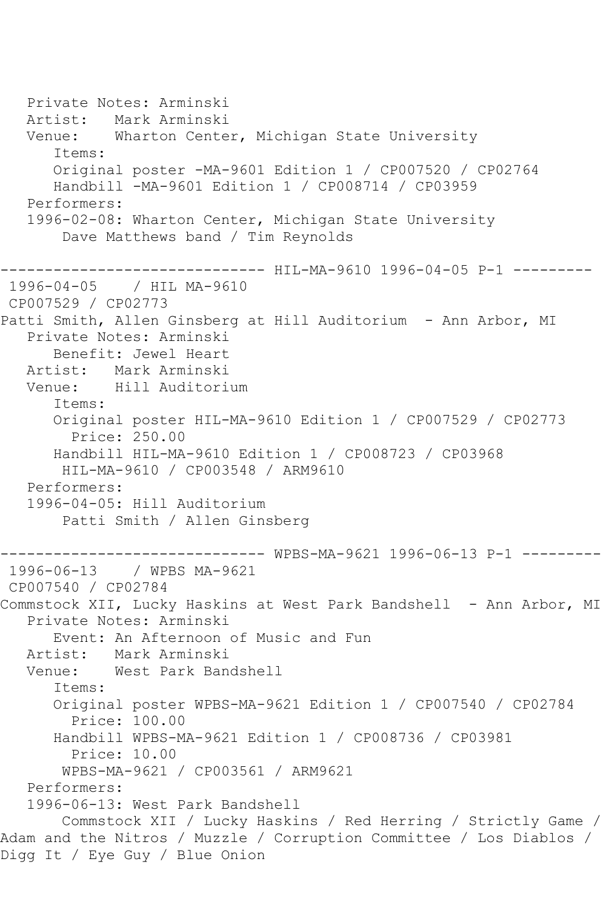```
   Private Notes: Arminski
   Artist:   Mark Arminski
   Venue:    Wharton Center, Michigan State University
      Items:
      Original poster -MA-9601 Edition 1 / CP007520 / CP02764
      Handbill -MA-9601 Edition 1 / CP008714 / CP03959
   Performers:
   1996-02-08: Wharton Center, Michigan State University
       Dave Matthews band / Tim Reynolds

------------------------------ HIL-MA-9610 1996-04-05 P-1 ---------
 1996-04-05    / HIL MA-9610
 CP007529 / CP02773
Patti Smith, Allen Ginsberg at Hill Auditorium  - Ann Arbor, MI
   Private Notes: Arminski
      Benefit: Jewel Heart
   Artist:   Mark Arminski
   Venue:    Hill Auditorium
      Items:
      Original poster HIL-MA-9610 Edition 1 / CP007529 / CP02773
        Price: 250.00
      Handbill HIL-MA-9610 Edition 1 / CP008723 / CP03968
       HIL-MA-9610 / CP003548 / ARM9610
   Performers:
   1996-04-05: Hill Auditorium
       Patti Smith / Allen Ginsberg

------------------------------ WPBS-MA-9621 1996-06-13 P-1 ---------
 1996-06-13    / WPBS MA-9621
 CP007540 / CP02784
Commstock XII, Lucky Haskins at West Park Bandshell  - Ann Arbor, MI
   Private Notes: Arminski
      Event: An Afternoon of Music and Fun
   Artist:   Mark Arminski
   Venue:    West Park Bandshell
      Items:
      Original poster WPBS-MA-9621 Edition 1 / CP007540 / CP02784
        Price: 100.00
      Handbill WPBS-MA-9621 Edition 1 / CP008736 / CP03981
        Price: 10.00
       WPBS-MA-9621 / CP003561 / ARM9621
   Performers:
   1996-06-13: West Park Bandshell
       Commstock XII / Lucky Haskins / Red Herring / Strictly Game /
Adam and the Nitros / Muzzle / Corruption Committee / Los Diablos /
Digg It / Eye Guy / Blue Onion
```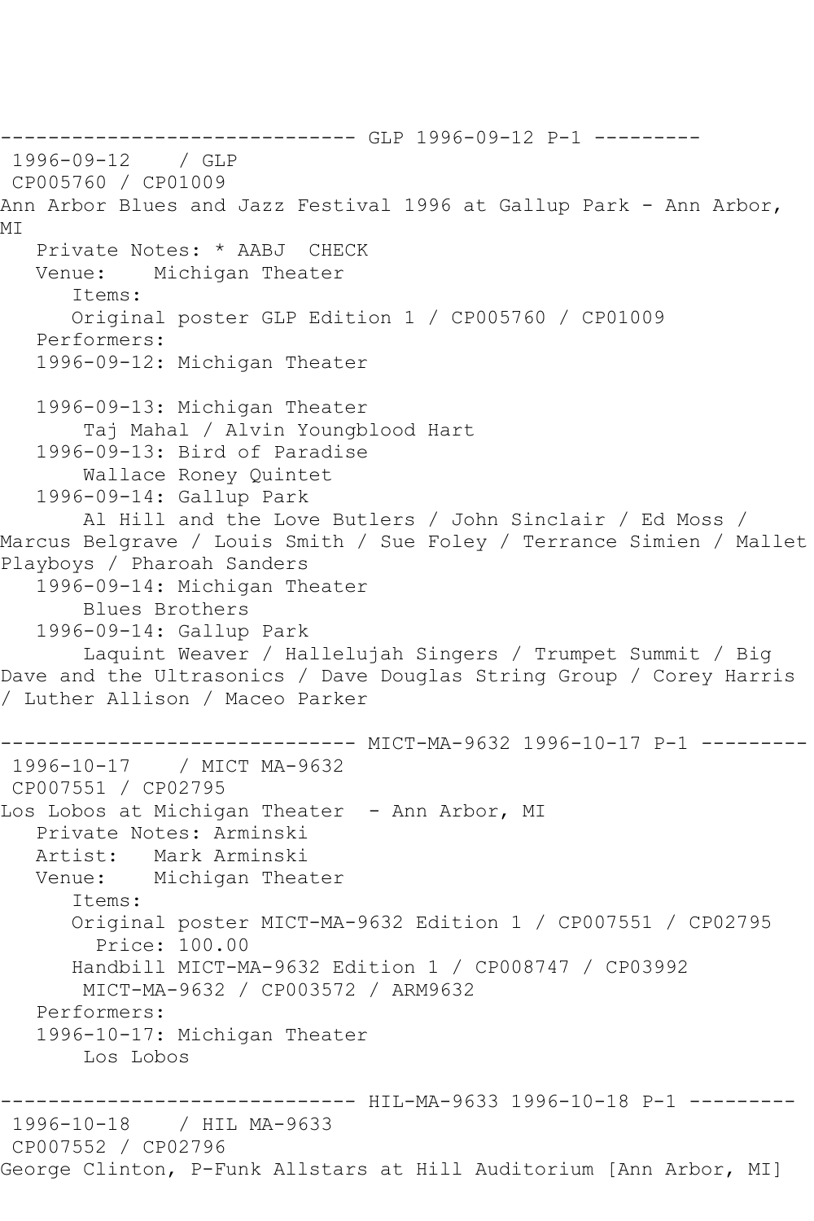```
------------------------------ GLP 1996-09-12 P-1 ---------
 1996-09-12    / GLP
 CP005760 / CP01009
Ann Arbor Blues and Jazz Festival 1996 at Gallup Park - Ann Arbor,
MI
   Private Notes: * AABJ  CHECK
   Venue:    Michigan Theater
      Items:
      Original poster GLP Edition 1 / CP005760 / CP01009
   Performers:
   1996-09-12: Michigan Theater

   1996-09-13: Michigan Theater
       Taj Mahal / Alvin Youngblood Hart
   1996-09-13: Bird of Paradise
       Wallace Roney Quintet
   1996-09-14: Gallup Park
       Al Hill and the Love Butlers / John Sinclair / Ed Moss /
Marcus Belgrave / Louis Smith / Sue Foley / Terrance Simien / Mallet
Playboys / Pharoah Sanders
   1996-09-14: Michigan Theater
       Blues Brothers
   1996-09-14: Gallup Park
       Laquint Weaver / Hallelujah Singers / Trumpet Summit / Big
Dave and the Ultrasonics / Dave Douglas String Group / Corey Harris
/ Luther Allison / Maceo Parker

------------------------------ MICT-MA-9632 1996-10-17 P-1 ---------
 1996-10-17    / MICT MA-9632
 CP007551 / CP02795
Los Lobos at Michigan Theater  - Ann Arbor, MI
   Private Notes: Arminski
   Artist:   Mark Arminski
   Venue:    Michigan Theater
      Items:
      Original poster MICT-MA-9632 Edition 1 / CP007551 / CP02795
        Price: 100.00
      Handbill MICT-MA-9632 Edition 1 / CP008747 / CP03992
       MICT-MA-9632 / CP003572 / ARM9632
   Performers:
   1996-10-17: Michigan Theater
       Los Lobos

------------------------------ HIL-MA-9633 1996-10-18 P-1 ---------
 1996-10-18    / HIL MA-9633
 CP007552 / CP02796
George Clinton, P-Funk Allstars at Hill Auditorium [Ann Arbor, MI]
```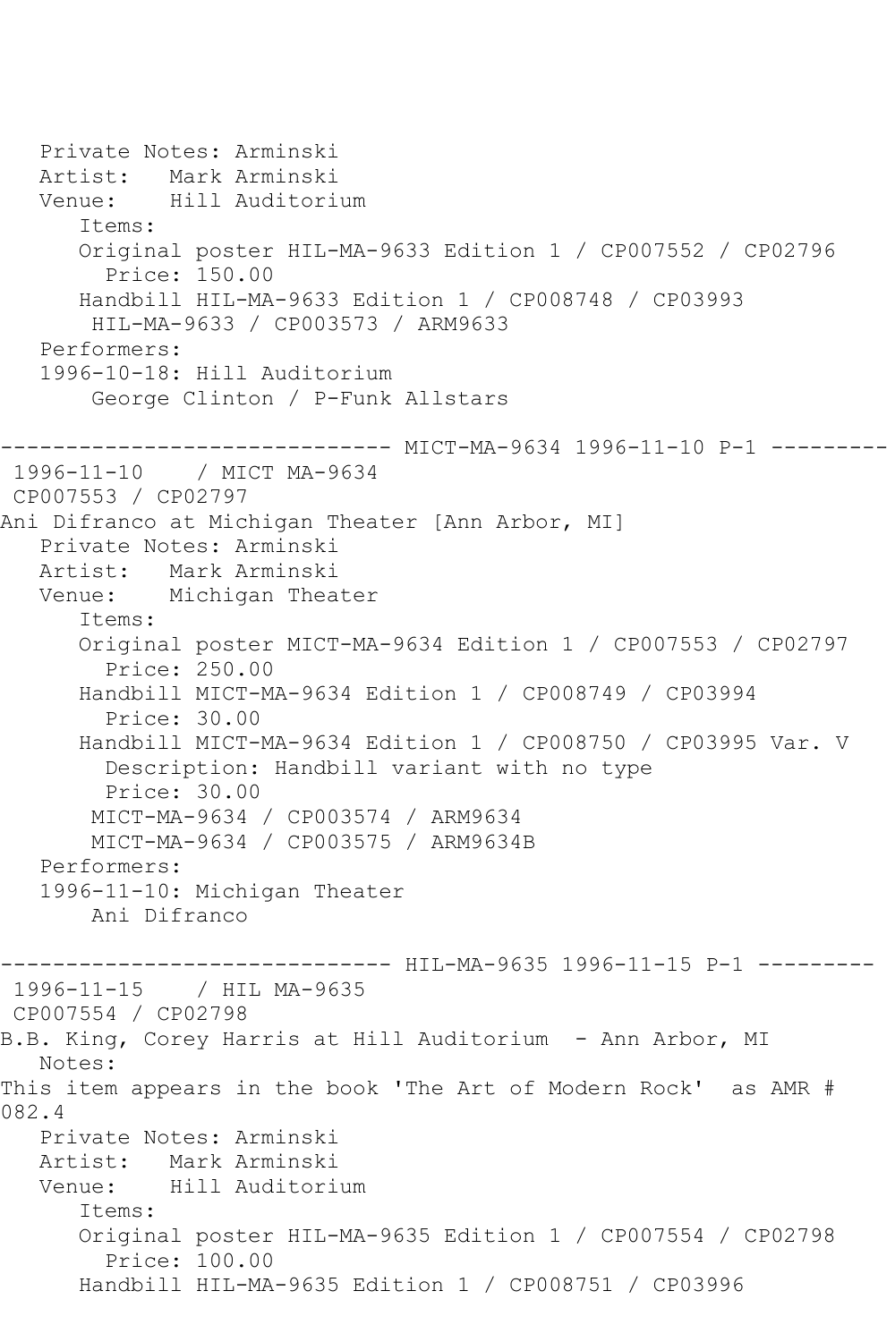```
   Private Notes: Arminski
   Artist:   Mark Arminski
   Venue:    Hill Auditorium
      Items:
      Original poster HIL-MA-9633 Edition 1 / CP007552 / CP02796
        Price: 150.00
      Handbill HIL-MA-9633 Edition 1 / CP008748 / CP03993
       HIL-MA-9633 / CP003573 / ARM9633
   Performers:
   1996-10-18: Hill Auditorium
       George Clinton / P-Funk Allstars

------------------------------ MICT-MA-9634 1996-11-10 P-1 ---------
 1996-11-10    / MICT MA-9634
 CP007553 / CP02797
Ani Difranco at Michigan Theater [Ann Arbor, MI]
   Private Notes: Arminski
   Artist:   Mark Arminski
   Venue:    Michigan Theater
      Items:
      Original poster MICT-MA-9634 Edition 1 / CP007553 / CP02797
        Price: 250.00
      Handbill MICT-MA-9634 Edition 1 / CP008749 / CP03994
        Price: 30.00
      Handbill MICT-MA-9634 Edition 1 / CP008750 / CP03995 Var. V
        Description: Handbill variant with no type
        Price: 30.00
       MICT-MA-9634 / CP003574 / ARM9634
       MICT-MA-9634 / CP003575 / ARM9634B
   Performers:
   1996-11-10: Michigan Theater
       Ani Difranco

------------------------------ HIL-MA-9635 1996-11-15 P-1 ---------
 1996-11-15    / HIL MA-9635
 CP007554 / CP02798
B.B. King, Corey Harris at Hill Auditorium  - Ann Arbor, MI
   Notes:
This item appears in the book 'The Art of Modern Rock'  as AMR #
082.4
   Private Notes: Arminski
   Artist:   Mark Arminski
   Venue:    Hill Auditorium
      Items:
      Original poster HIL-MA-9635 Edition 1 / CP007554 / CP02798
        Price: 100.00
      Handbill HIL-MA-9635 Edition 1 / CP008751 / CP03996
```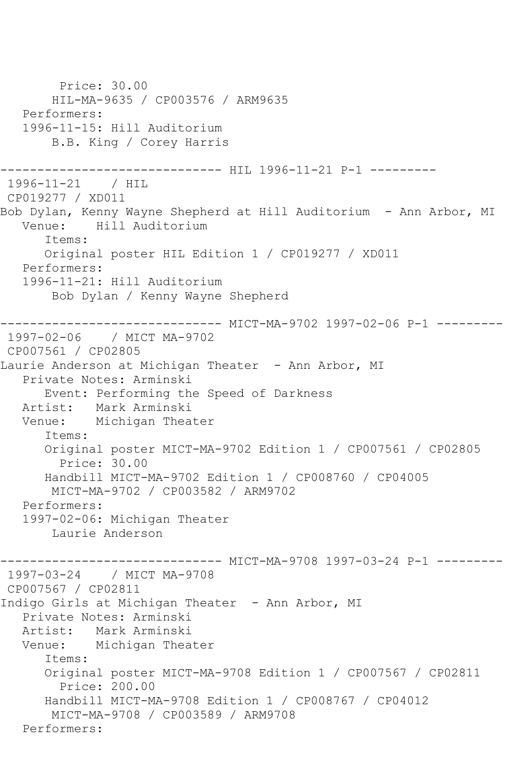```
        Price: 30.00
       HIL-MA-9635 / CP003576 / ARM9635
   Performers:
   1996-11-15: Hill Auditorium
       B.B. King / Corey Harris

------------------------------ HIL 1996-11-21 P-1 ---------
 1996-11-21    / HIL
 CP019277 / XD011
Bob Dylan, Kenny Wayne Shepherd at Hill Auditorium  - Ann Arbor, MI
   Venue:    Hill Auditorium
      Items:
      Original poster HIL Edition 1 / CP019277 / XD011
   Performers:
   1996-11-21: Hill Auditorium
       Bob Dylan / Kenny Wayne Shepherd

------------------------------ MICT-MA-9702 1997-02-06 P-1 ---------
 1997-02-06    / MICT MA-9702
 CP007561 / CP02805
Laurie Anderson at Michigan Theater  - Ann Arbor, MI
   Private Notes: Arminski
      Event: Performing the Speed of Darkness
   Artist:   Mark Arminski
   Venue:    Michigan Theater
      Items:
      Original poster MICT-MA-9702 Edition 1 / CP007561 / CP02805
        Price: 30.00
      Handbill MICT-MA-9702 Edition 1 / CP008760 / CP04005
       MICT-MA-9702 / CP003582 / ARM9702
   Performers:
   1997-02-06: Michigan Theater
       Laurie Anderson

------------------------------ MICT-MA-9708 1997-03-24 P-1 ---------
 1997-03-24    / MICT MA-9708
 CP007567 / CP02811
Indigo Girls at Michigan Theater  - Ann Arbor, MI
   Private Notes: Arminski
   Artist:   Mark Arminski
   Venue:    Michigan Theater
      Items:
      Original poster MICT-MA-9708 Edition 1 / CP007567 / CP02811
        Price: 200.00
      Handbill MICT-MA-9708 Edition 1 / CP008767 / CP04012
       MICT-MA-9708 / CP003589 / ARM9708
   Performers:
```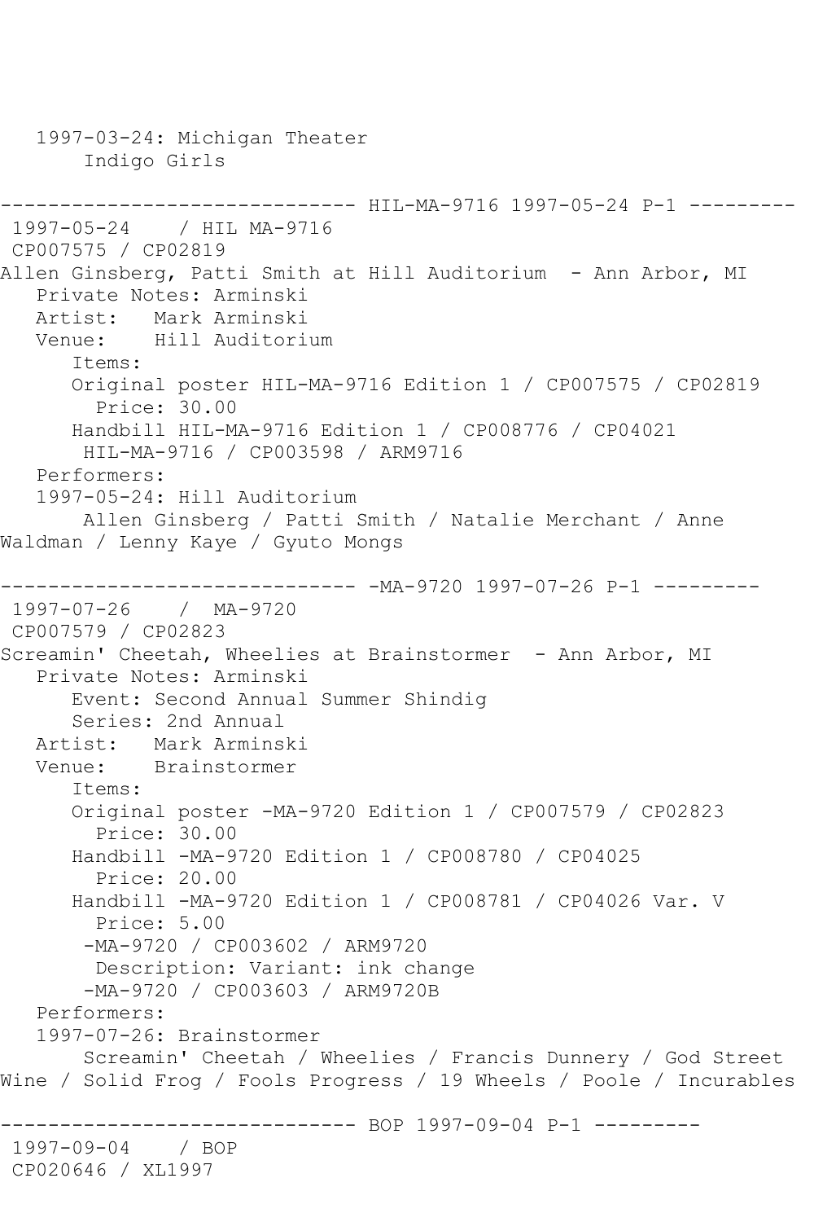```
   1997-03-24: Michigan Theater
       Indigo Girls

------------------------------ HIL-MA-9716 1997-05-24 P-1 ---------
 1997-05-24    / HIL MA-9716
 CP007575 / CP02819
Allen Ginsberg, Patti Smith at Hill Auditorium  - Ann Arbor, MI
   Private Notes: Arminski
   Artist:   Mark Arminski
   Venue:    Hill Auditorium
      Items:
      Original poster HIL-MA-9716 Edition 1 / CP007575 / CP02819
        Price: 30.00
      Handbill HIL-MA-9716 Edition 1 / CP008776 / CP04021
       HIL-MA-9716 / CP003598 / ARM9716
   Performers:
   1997-05-24: Hill Auditorium
       Allen Ginsberg / Patti Smith / Natalie Merchant / Anne
Waldman / Lenny Kaye / Gyuto Mongs

------------------------------ -MA-9720 1997-07-26 P-1 ---------
 1997-07-26    /  MA-9720
 CP007579 / CP02823
Screamin' Cheetah, Wheelies at Brainstormer  - Ann Arbor, MI
   Private Notes: Arminski
      Event: Second Annual Summer Shindig
      Series: 2nd Annual
   Artist:   Mark Arminski
   Venue:    Brainstormer
      Items:
      Original poster -MA-9720 Edition 1 / CP007579 / CP02823
        Price: 30.00
      Handbill -MA-9720 Edition 1 / CP008780 / CP04025
        Price: 20.00
      Handbill -MA-9720 Edition 1 / CP008781 / CP04026 Var. V
        Price: 5.00
       -MA-9720 / CP003602 / ARM9720
        Description: Variant: ink change
       -MA-9720 / CP003603 / ARM9720B
   Performers:
   1997-07-26: Brainstormer
       Screamin' Cheetah / Wheelies / Francis Dunnery / God Street
Wine / Solid Frog / Fools Progress / 19 Wheels / Poole / Incurables

------------------------------ BOP 1997-09-04 P-1 ---------
 1997-09-04    / BOP
 CP020646 / XL1997
```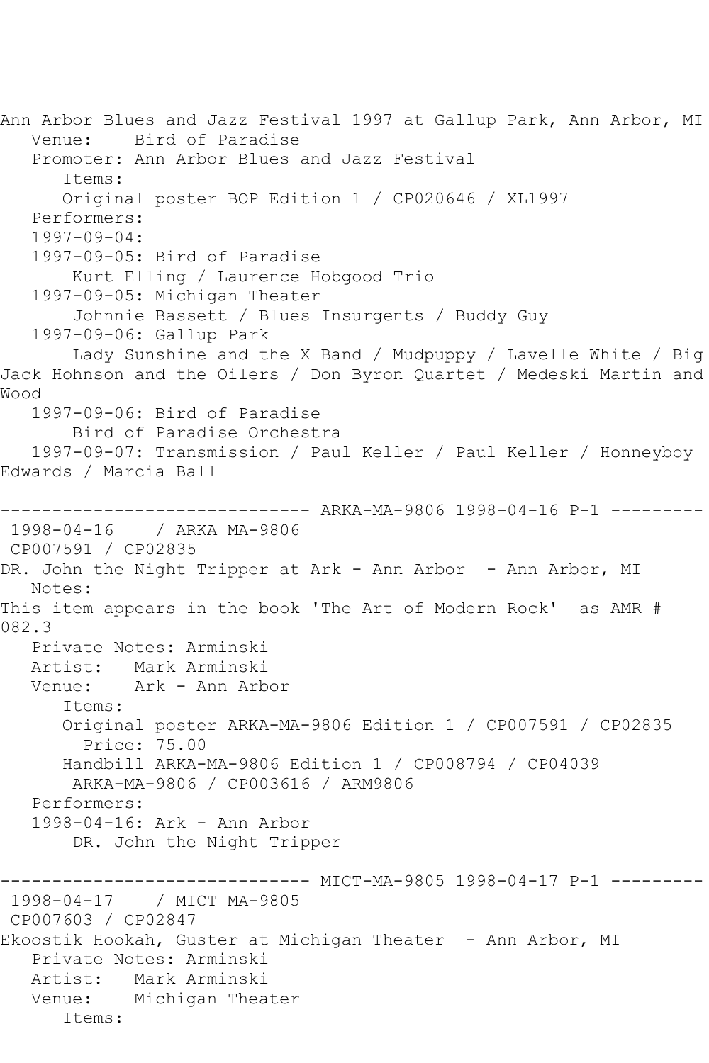Ann Arbor Blues and Jazz Festival 1997 at Gallup Park, Ann Arbor, MI
   Venue:    Bird of Paradise
   Promoter: Ann Arbor Blues and Jazz Festival
      Items:
      Original poster BOP Edition 1 / CP020646 / XL1997
   Performers:
   1997-09-04:
   1997-09-05: Bird of Paradise
       Kurt Elling / Laurence Hobgood Trio
   1997-09-05: Michigan Theater
       Johnnie Bassett / Blues Insurgents / Buddy Guy
   1997-09-06: Gallup Park
       Lady Sunshine and the X Band / Mudpuppy / Lavelle White / Big Jack Hohnson and the Oilers / Don Byron Quartet / Medeski Martin and Wood
   1997-09-06: Bird of Paradise
       Bird of Paradise Orchestra
   1997-09-07: Transmission / Paul Keller / Paul Keller / Honneyboy Edwards / Marcia Ball

------------------------------ ARKA-MA-9806 1998-04-16 P-1 ---------
1998-04-16    / ARKA MA-9806
CP007591 / CP02835
DR. John the Night Tripper at Ark - Ann Arbor  - Ann Arbor, MI
   Notes:
This item appears in the book 'The Art of Modern Rock'  as AMR # 082.3
   Private Notes: Arminski
   Artist:   Mark Arminski
   Venue:    Ark - Ann Arbor
      Items:
      Original poster ARKA-MA-9806 Edition 1 / CP007591 / CP02835
        Price: 75.00
      Handbill ARKA-MA-9806 Edition 1 / CP008794 / CP04039
       ARKA-MA-9806 / CP003616 / ARM9806
   Performers:
   1998-04-16: Ark - Ann Arbor
       DR. John the Night Tripper

------------------------------ MICT-MA-9805 1998-04-17 P-1 ---------
1998-04-17    / MICT MA-9805
CP007603 / CP02847
Ekoostik Hookah, Guster at Michigan Theater  - Ann Arbor, MI
   Private Notes: Arminski
   Artist:   Mark Arminski
   Venue:    Michigan Theater
      Items: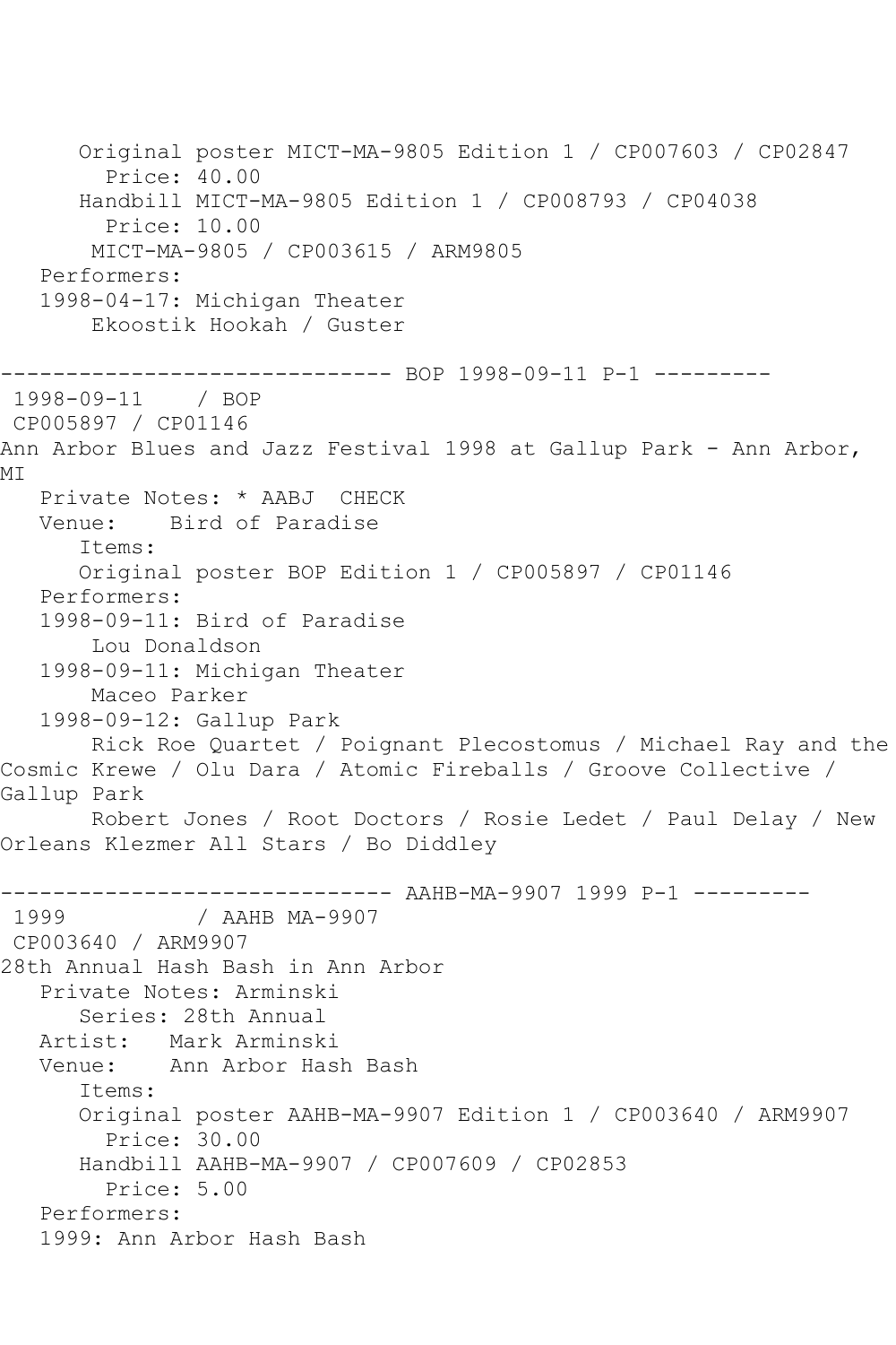```
      Original poster MICT-MA-9805 Edition 1 / CP007603 / CP02847
        Price: 40.00
      Handbill MICT-MA-9805 Edition 1 / CP008793 / CP04038
        Price: 10.00
       MICT-MA-9805 / CP003615 / ARM9805
   Performers:
   1998-04-17: Michigan Theater
       Ekoostik Hookah / Guster

------------------------------ BOP 1998-09-11 P-1 ---------
 1998-09-11    / BOP
 CP005897 / CP01146
Ann Arbor Blues and Jazz Festival 1998 at Gallup Park - Ann Arbor,
MI
   Private Notes: * AABJ  CHECK
   Venue:    Bird of Paradise
      Items:
      Original poster BOP Edition 1 / CP005897 / CP01146
   Performers:
   1998-09-11: Bird of Paradise
       Lou Donaldson
   1998-09-11: Michigan Theater
       Maceo Parker
   1998-09-12: Gallup Park
       Rick Roe Quartet / Poignant Plecostomus / Michael Ray and the
Cosmic Krewe / Olu Dara / Atomic Fireballs / Groove Collective /
Gallup Park
       Robert Jones / Root Doctors / Rosie Ledet / Paul Delay / New
Orleans Klezmer All Stars / Bo Diddley

------------------------------ AAHB-MA-9907 1999 P-1 ---------
 1999          / AAHB MA-9907
 CP003640 / ARM9907
28th Annual Hash Bash in Ann Arbor
   Private Notes: Arminski
      Series: 28th Annual
   Artist:   Mark Arminski
   Venue:    Ann Arbor Hash Bash
      Items:
      Original poster AAHB-MA-9907 Edition 1 / CP003640 / ARM9907
        Price: 30.00
      Handbill AAHB-MA-9907 / CP007609 / CP02853
        Price: 5.00
   Performers:
   1999: Ann Arbor Hash Bash
```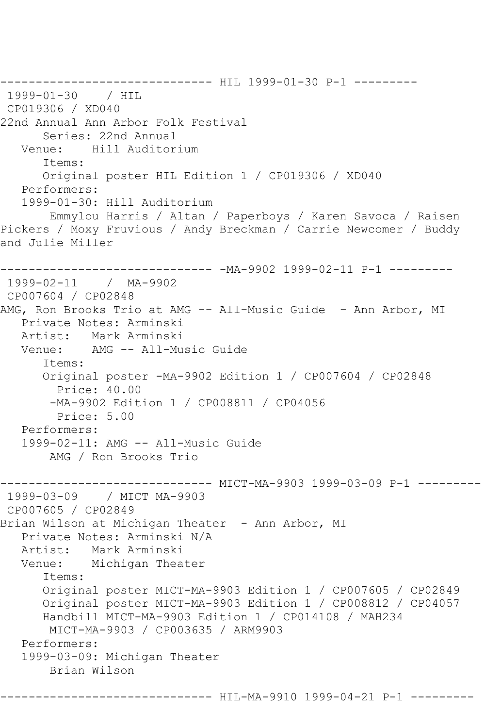------------------------------ HIL 1999-01-30 P-1 ---------
1999-01-30 / HIL
CP019306 / XD040
22nd Annual Ann Arbor Folk Festival
Series: 22nd Annual
Venue: Hill Auditorium
Items:
Original poster HIL Edition 1 / CP019306 / XD040
Performers:
1999-01-30: Hill Auditorium
Emmylou Harris / Altan / Paperboys / Karen Savoca / Raisen Pickers / Moxy Fruvious / Andy Breckman / Carrie Newcomer / Buddy and Julie Miller

------------------------------ -MA-9902 1999-02-11 P-1 ---------
1999-02-11 / MA-9902
CP007604 / CP02848
AMG, Ron Brooks Trio at AMG -- All-Music Guide - Ann Arbor, MI
Private Notes: Arminski
Artist: Mark Arminski
Venue: AMG -- All-Music Guide
Items:
Original poster -MA-9902 Edition 1 / CP007604 / CP02848
Price: 40.00
-MA-9902 Edition 1 / CP008811 / CP04056
Price: 5.00
Performers:
1999-02-11: AMG -- All-Music Guide
AMG / Ron Brooks Trio

------------------------------ MICT-MA-9903 1999-03-09 P-1 ---------
1999-03-09 / MICT MA-9903
CP007605 / CP02849
Brian Wilson at Michigan Theater - Ann Arbor, MI
Private Notes: Arminski N/A
Artist: Mark Arminski
Venue: Michigan Theater
Items:
Original poster MICT-MA-9903 Edition 1 / CP007605 / CP02849
Original poster MICT-MA-9903 Edition 1 / CP008812 / CP04057
Handbill MICT-MA-9903 Edition 1 / CP014108 / MAH234
MICT-MA-9903 / CP003635 / ARM9903
Performers:
1999-03-09: Michigan Theater
Brian Wilson

------------------------------ HIL-MA-9910 1999-04-21 P-1 ---------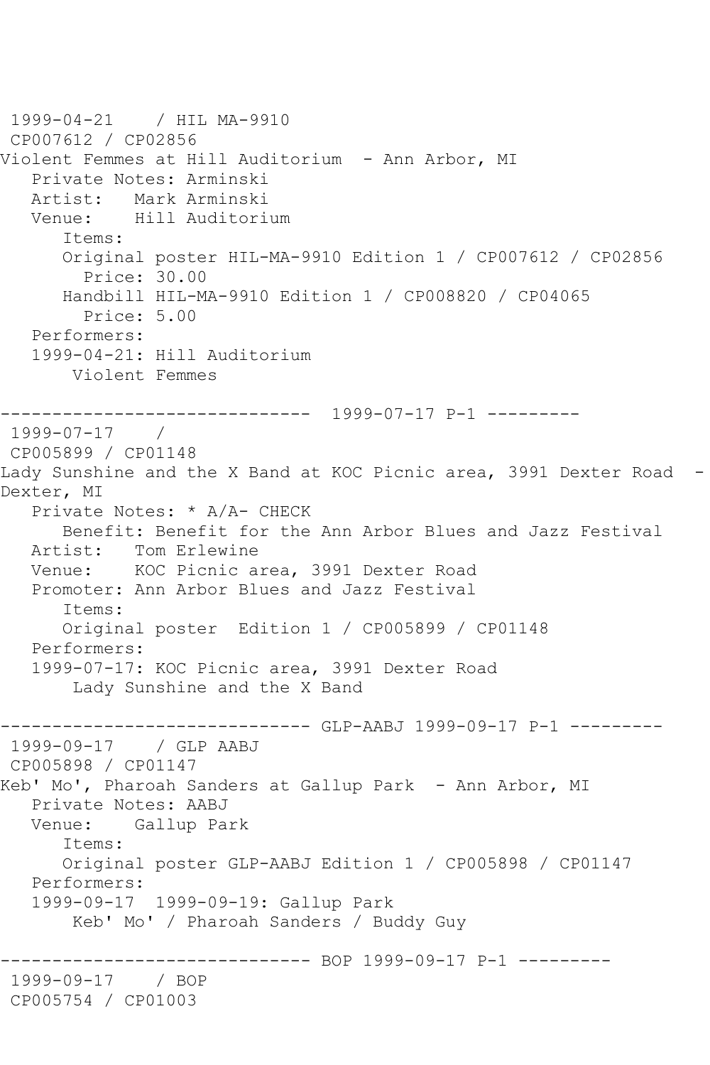1999-04-21    / HIL MA-9910
CP007612 / CP02856
Violent Femmes at Hill Auditorium  - Ann Arbor, MI
   Private Notes: Arminski
   Artist:   Mark Arminski
   Venue:    Hill Auditorium
      Items:
      Original poster HIL-MA-9910 Edition 1 / CP007612 / CP02856
        Price: 30.00
      Handbill HIL-MA-9910 Edition 1 / CP008820 / CP04065
        Price: 5.00
   Performers:
   1999-04-21: Hill Auditorium
       Violent Femmes

------------------------------ 1999-07-17 P-1 ---------
1999-07-17    /
CP005899 / CP01148
Lady Sunshine and the X Band at KOC Picnic area, 3991 Dexter Road  - Dexter, MI
   Private Notes: * A/A- CHECK
      Benefit: Benefit for the Ann Arbor Blues and Jazz Festival
   Artist:   Tom Erlewine
   Venue:    KOC Picnic area, 3991 Dexter Road
   Promoter: Ann Arbor Blues and Jazz Festival
      Items:
      Original poster  Edition 1 / CP005899 / CP01148
   Performers:
   1999-07-17: KOC Picnic area, 3991 Dexter Road
       Lady Sunshine and the X Band

------------------------------ GLP-AABJ 1999-09-17 P-1 ---------
1999-09-17    / GLP AABJ
CP005898 / CP01147
Keb' Mo', Pharoah Sanders at Gallup Park  - Ann Arbor, MI
   Private Notes: AABJ
   Venue:    Gallup Park
      Items:
      Original poster GLP-AABJ Edition 1 / CP005898 / CP01147
   Performers:
   1999-09-17  1999-09-19: Gallup Park
       Keb' Mo' / Pharoah Sanders / Buddy Guy

------------------------------ BOP 1999-09-17 P-1 ---------
1999-09-17    / BOP
CP005754 / CP01003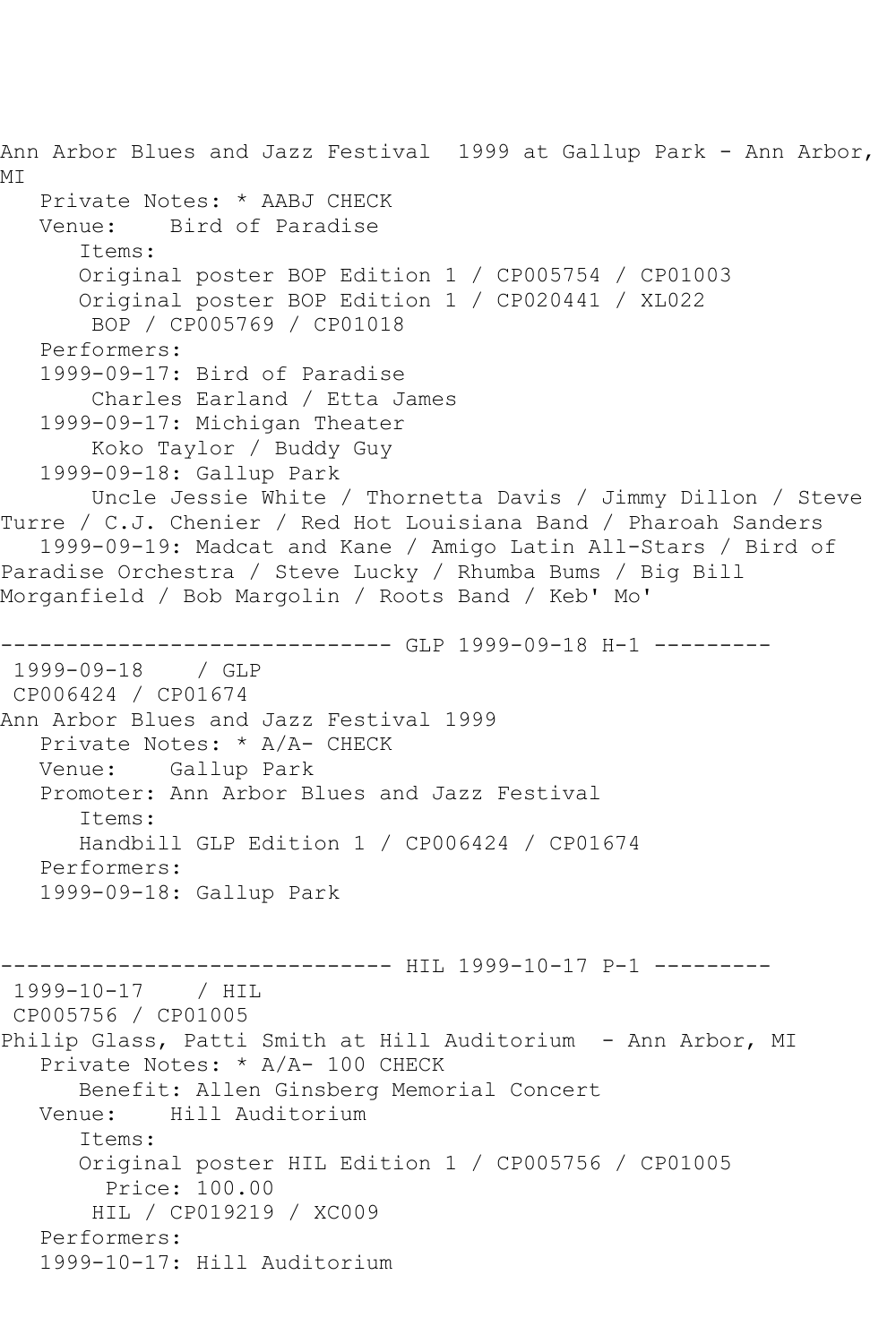Ann Arbor Blues and Jazz Festival 1999 at Gallup Park - Ann Arbor, MI

Private Notes: * AABJ CHECK

Venue: Bird of Paradise

Items:

Original poster BOP Edition 1 / CP005754 / CP01003

Original poster BOP Edition 1 / CP020441 / XL022

BOP / CP005769 / CP01018

Performers:

1999-09-17: Bird of Paradise

Charles Earland / Etta James

1999-09-17: Michigan Theater

Koko Taylor / Buddy Guy

1999-09-18: Gallup Park

Uncle Jessie White / Thornetta Davis / Jimmy Dillon / Steve Turre / C.J. Chenier / Red Hot Louisiana Band / Pharoah Sanders

1999-09-19: Madcat and Kane / Amigo Latin All-Stars / Bird of Paradise Orchestra / Steve Lucky / Rhumba Bums / Big Bill Morganfield / Bob Margolin / Roots Band / Keb' Mo'

------------------------------ GLP 1999-09-18 H-1 ---------

1999-09-18 / GLP

CP006424 / CP01674

Ann Arbor Blues and Jazz Festival 1999

Private Notes: * A/A- CHECK

Venue: Gallup Park

Promoter: Ann Arbor Blues and Jazz Festival

Items:

Handbill GLP Edition 1 / CP006424 / CP01674

Performers:

1999-09-18: Gallup Park

------------------------------ HIL 1999-10-17 P-1 ---------

1999-10-17 / HIL

CP005756 / CP01005

Philip Glass, Patti Smith at Hill Auditorium - Ann Arbor, MI

Private Notes: * A/A- 100 CHECK

Benefit: Allen Ginsberg Memorial Concert

Venue: Hill Auditorium

Items:

Original poster HIL Edition 1 / CP005756 / CP01005

Price: 100.00

HIL / CP019219 / XC009

Performers:

1999-10-17: Hill Auditorium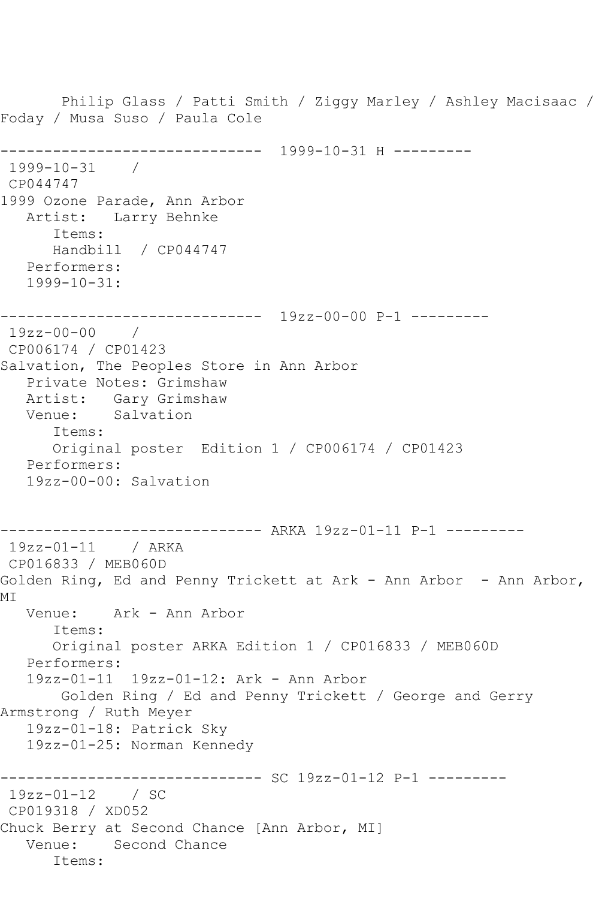Philip Glass / Patti Smith / Ziggy Marley / Ashley Macisaac / Foday / Musa Suso / Paula Cole

------------------------------ 1999-10-31 H ---------

1999-10-31 /
CP044747
1999 Ozone Parade, Ann Arbor
Artist: Larry Behnke
Items:
Handbill / CP044747
Performers:
1999-10-31:

------------------------------ 19zz-00-00 P-1 ---------

19zz-00-00 /
CP006174 / CP01423
Salvation, The Peoples Store in Ann Arbor
Private Notes: Grimshaw
Artist: Gary Grimshaw
Venue: Salvation
Items:
Original poster Edition 1 / CP006174 / CP01423
Performers:
19zz-00-00: Salvation

------------------------------ ARKA 19zz-01-11 P-1 ---------

19zz-01-11 / ARKA
CP016833 / MEB060D
Golden Ring, Ed and Penny Trickett at Ark - Ann Arbor - Ann Arbor, MI
Venue: Ark - Ann Arbor
Items:
Original poster ARKA Edition 1 / CP016833 / MEB060D
Performers:
19zz-01-11 19zz-01-12: Ark - Ann Arbor
Golden Ring / Ed and Penny Trickett / George and Gerry Armstrong / Ruth Meyer
19zz-01-18: Patrick Sky
19zz-01-25: Norman Kennedy

------------------------------ SC 19zz-01-12 P-1 ---------

19zz-01-12 / SC
CP019318 / XD052
Chuck Berry at Second Chance [Ann Arbor, MI]
Venue: Second Chance
Items: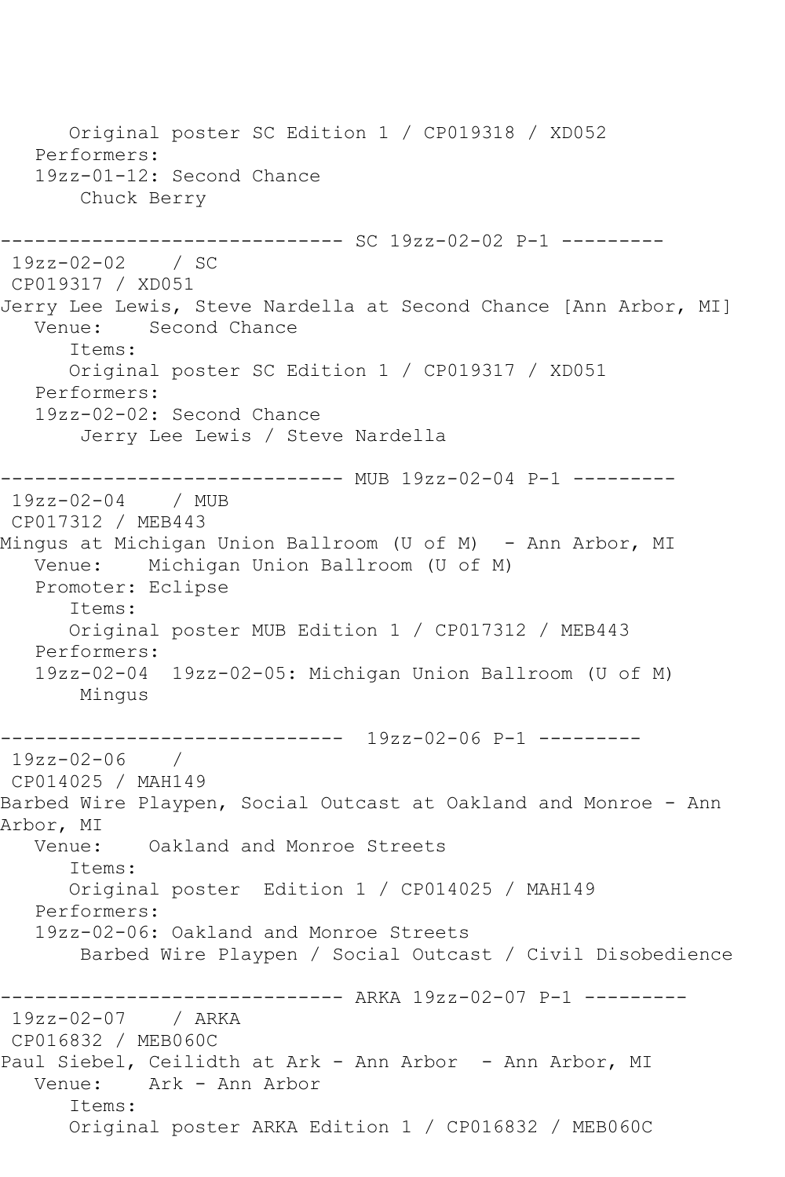Original poster SC Edition 1 / CP019318 / XD052
Performers:
19zz-01-12: Second Chance
Chuck Berry

------------------------------ SC 19zz-02-02 P-1 ---------

19zz-02-02 / SC
CP019317 / XD051
Jerry Lee Lewis, Steve Nardella at Second Chance [Ann Arbor, MI]
Venue: Second Chance
Items:
Original poster SC Edition 1 / CP019317 / XD051
Performers:
19zz-02-02: Second Chance
Jerry Lee Lewis / Steve Nardella

------------------------------ MUB 19zz-02-04 P-1 ---------

19zz-02-04 / MUB
CP017312 / MEB443
Mingus at Michigan Union Ballroom (U of M) - Ann Arbor, MI
Venue: Michigan Union Ballroom (U of M)
Promoter: Eclipse
Items:
Original poster MUB Edition 1 / CP017312 / MEB443
Performers:
19zz-02-04 19zz-02-05: Michigan Union Ballroom (U of M)
Mingus

------------------------------ 19zz-02-06 P-1 ---------

19zz-02-06 /
CP014025 / MAH149
Barbed Wire Playpen, Social Outcast at Oakland and Monroe - Ann Arbor, MI
Venue: Oakland and Monroe Streets
Items:
Original poster Edition 1 / CP014025 / MAH149
Performers:
19zz-02-06: Oakland and Monroe Streets
Barbed Wire Playpen / Social Outcast / Civil Disobedience

------------------------------ ARKA 19zz-02-07 P-1 ---------

19zz-02-07 / ARKA
CP016832 / MEB060C
Paul Siebel, Ceilidth at Ark - Ann Arbor - Ann Arbor, MI
Venue: Ark - Ann Arbor
Items:
Original poster ARKA Edition 1 / CP016832 / MEB060C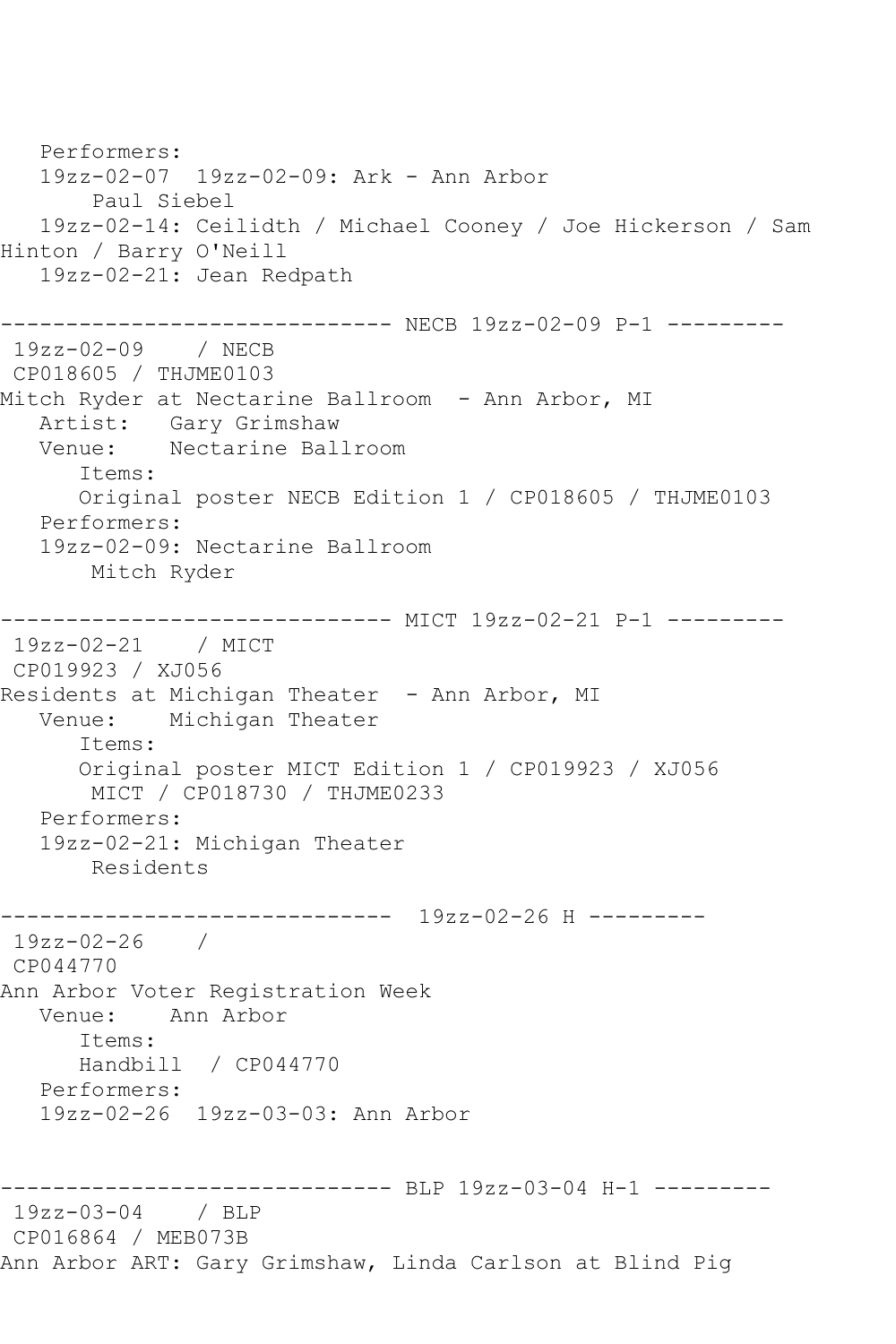```
   Performers:
   19zz-02-07  19zz-02-09: Ark - Ann Arbor
       Paul Siebel
   19zz-02-14: Ceilidth / Michael Cooney / Joe Hickerson / Sam 
Hinton / Barry O'Neill
   19zz-02-21: Jean Redpath

------------------------------ NECB 19zz-02-09 P-1 ---------
 19zz-02-09    / NECB
 CP018605 / THJME0103
Mitch Ryder at Nectarine Ballroom  - Ann Arbor, MI
   Artist:   Gary Grimshaw
   Venue:    Nectarine Ballroom
      Items:
      Original poster NECB Edition 1 / CP018605 / THJME0103
   Performers:
   19zz-02-09: Nectarine Ballroom
       Mitch Ryder

------------------------------ MICT 19zz-02-21 P-1 ---------
 19zz-02-21    / MICT
 CP019923 / XJ056
Residents at Michigan Theater  - Ann Arbor, MI
   Venue:    Michigan Theater
      Items:
      Original poster MICT Edition 1 / CP019923 / XJ056
       MICT / CP018730 / THJME0233
   Performers:
   19zz-02-21: Michigan Theater
       Residents

------------------------------  19zz-02-26 H ---------
 19zz-02-26    /
 CP044770
Ann Arbor Voter Registration Week
   Venue:    Ann Arbor
      Items:
      Handbill  / CP044770
   Performers:
   19zz-02-26  19zz-03-03: Ann Arbor


------------------------------ BLP 19zz-03-04 H-1 ---------
 19zz-03-04    / BLP
 CP016864 / MEB073B
Ann Arbor ART: Gary Grimshaw, Linda Carlson at Blind Pig
```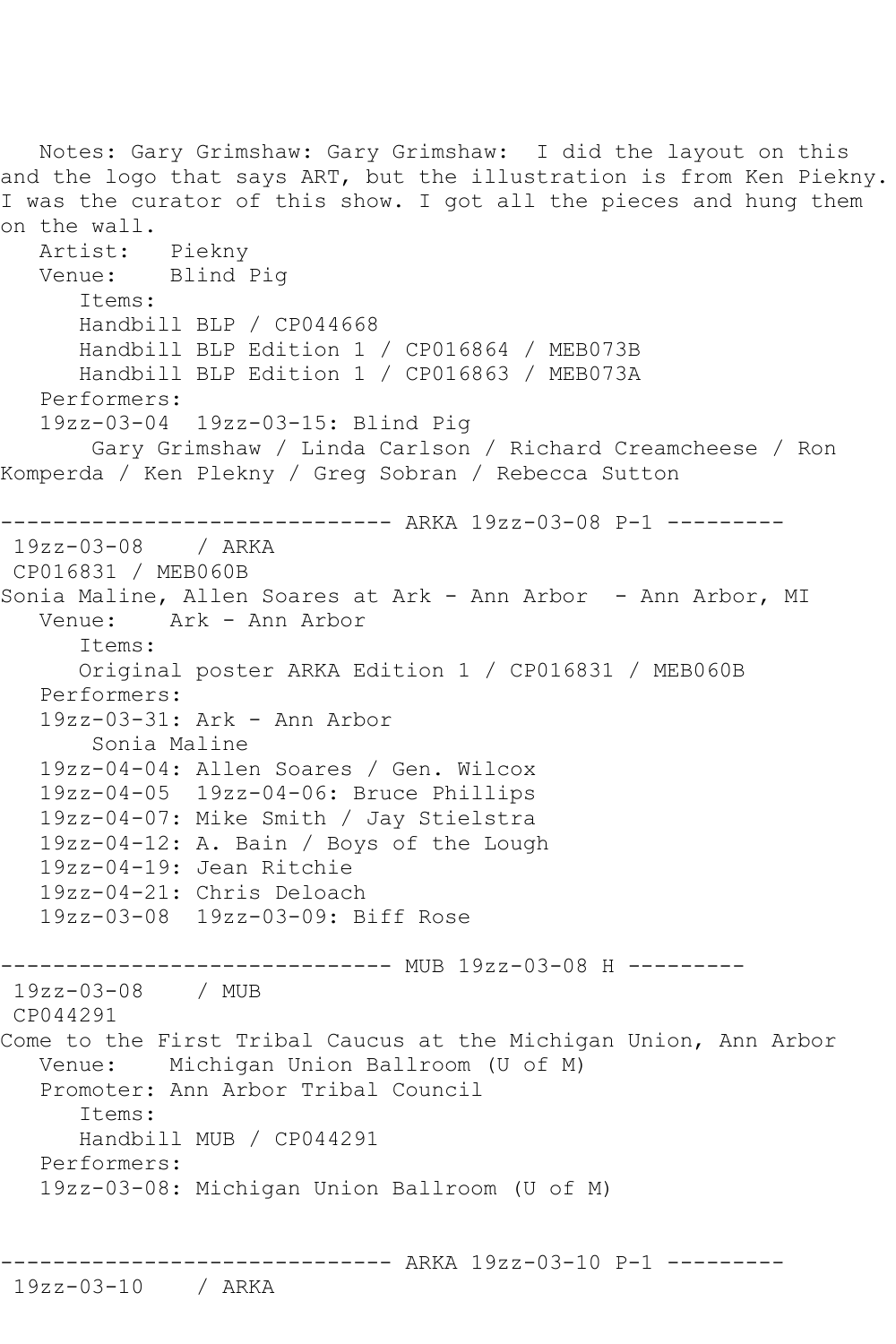Notes: Gary Grimshaw: Gary Grimshaw: I did the layout on this and the logo that says ART, but the illustration is from Ken Piekny. I was the curator of this show. I got all the pieces and hung them on the wall.

Artist: Piekny
Venue: Blind Pig

Items:
- Handbill BLP / CP044668
- Handbill BLP Edition 1 / CP016864 / MEB073B
- Handbill BLP Edition 1 / CP016863 / MEB073A

Performers:
19zz-03-04 19zz-03-15: Blind Pig
Gary Grimshaw / Linda Carlson / Richard Creamcheese / Ron Komperda / Ken Plekny / Greg Sobran / Rebecca Sutton

------------------------------ ARKA 19zz-03-08 P-1 ---------

19zz-03-08 / ARKA
CP016831 / MEB060B
Sonia Maline, Allen Soares at Ark - Ann Arbor - Ann Arbor, MI

Venue: Ark - Ann Arbor

Items:
- Original poster ARKA Edition 1 / CP016831 / MEB060B

Performers:
- 19zz-03-31: Ark - Ann Arbor
  Sonia Maline
- 19zz-04-04: Allen Soares / Gen. Wilcox
- 19zz-04-05 19zz-04-06: Bruce Phillips
- 19zz-04-07: Mike Smith / Jay Stielstra
- 19zz-04-12: A. Bain / Boys of the Lough
- 19zz-04-19: Jean Ritchie
- 19zz-04-21: Chris Deloach
- 19zz-03-08 19zz-03-09: Biff Rose

------------------------------ MUB 19zz-03-08 H ---------

19zz-03-08 / MUB
CP044291
Come to the First Tribal Caucus at the Michigan Union, Ann Arbor

Venue: Michigan Union Ballroom (U of M)
Promoter: Ann Arbor Tribal Council

Items:
- Handbill MUB / CP044291

Performers:
- 19zz-03-08: Michigan Union Ballroom (U of M)

------------------------------ ARKA 19zz-03-10 P-1 ---------

19zz-03-10 / ARKA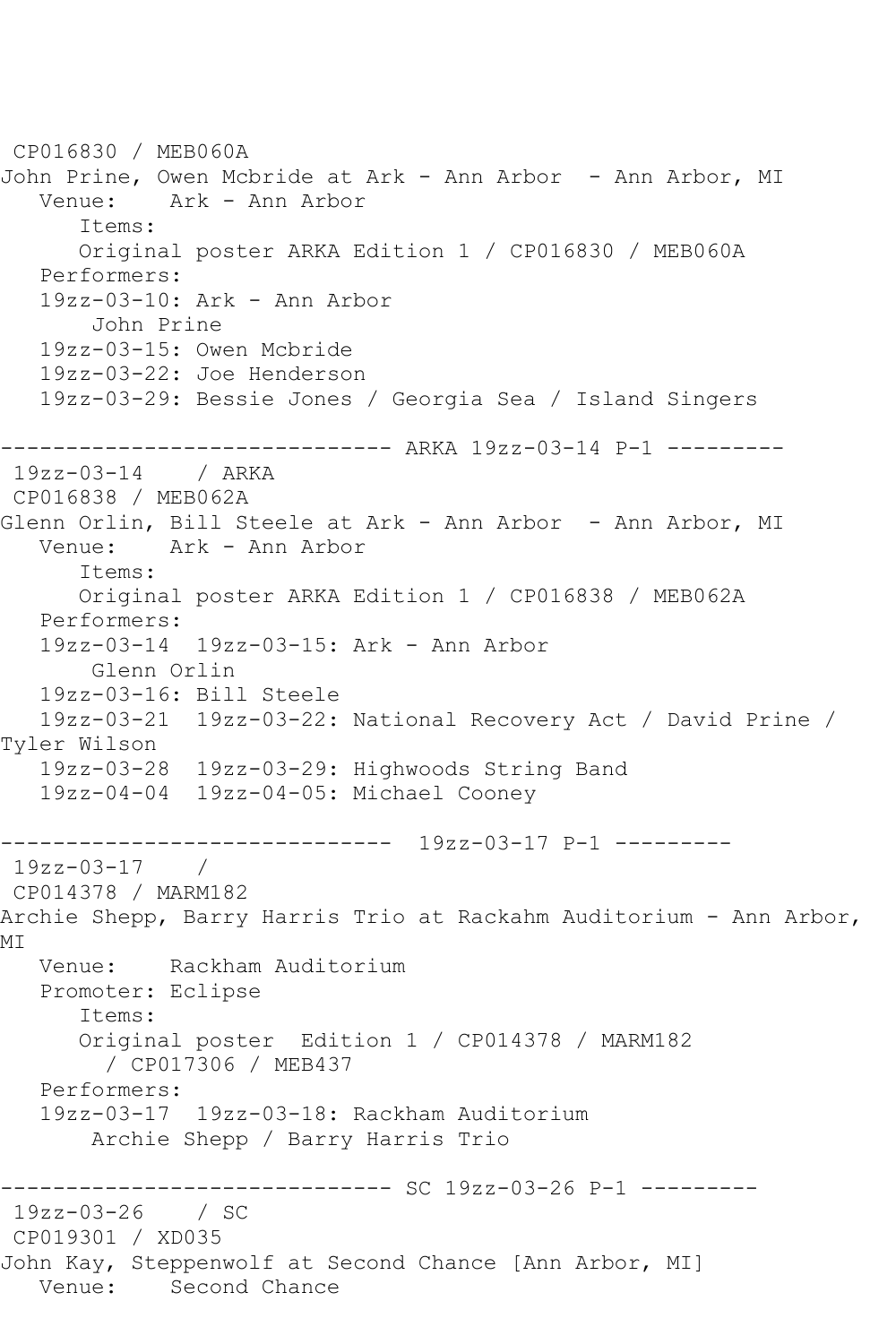CP016830 / MEB060A
John Prine, Owen Mcbride at Ark - Ann Arbor - Ann Arbor, MI
Venue: Ark - Ann Arbor
Items:
Original poster ARKA Edition 1 / CP016830 / MEB060A
Performers:
19zz-03-10: Ark - Ann Arbor
John Prine
19zz-03-15: Owen Mcbride
19zz-03-22: Joe Henderson
19zz-03-29: Bessie Jones / Georgia Sea / Island Singers

------------------------------ ARKA 19zz-03-14 P-1 ---------
19zz-03-14 / ARKA
CP016838 / MEB062A
Glenn Orlin, Bill Steele at Ark - Ann Arbor - Ann Arbor, MI
Venue: Ark - Ann Arbor
Items:
Original poster ARKA Edition 1 / CP016838 / MEB062A
Performers:
19zz-03-14 19zz-03-15: Ark - Ann Arbor
Glenn Orlin
19zz-03-16: Bill Steele
19zz-03-21 19zz-03-22: National Recovery Act / David Prine / Tyler Wilson
19zz-03-28 19zz-03-29: Highwoods String Band
19zz-04-04 19zz-04-05: Michael Cooney

------------------------------ 19zz-03-17 P-1 ---------
19zz-03-17 /
CP014378 / MARM182
Archie Shepp, Barry Harris Trio at Rackahm Auditorium - Ann Arbor, MI
Venue: Rackham Auditorium
Promoter: Eclipse
Items:
Original poster Edition 1 / CP014378 / MARM182 / CP017306 / MEB437
Performers:
19zz-03-17 19zz-03-18: Rackham Auditorium
Archie Shepp / Barry Harris Trio

------------------------------ SC 19zz-03-26 P-1 ---------
19zz-03-26 / SC
CP019301 / XD035
John Kay, Steppenwolf at Second Chance [Ann Arbor, MI]
Venue: Second Chance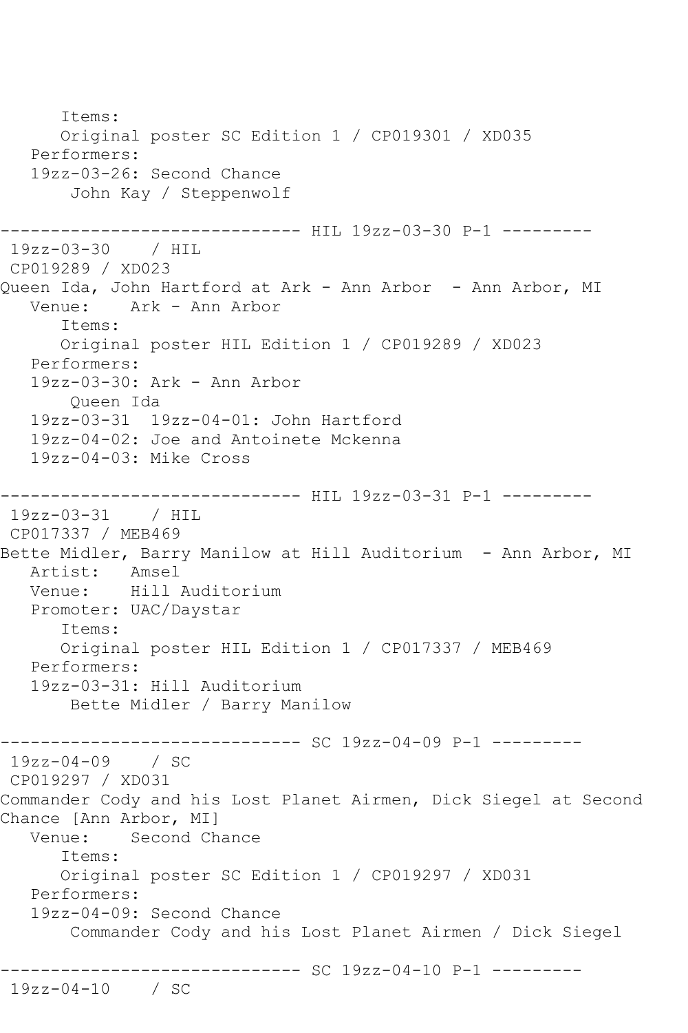```
      Items:
      Original poster SC Edition 1 / CP019301 / XD035
   Performers:
   19zz-03-26: Second Chance
       John Kay / Steppenwolf

------------------------------ HIL 19zz-03-30 P-1 ---------
 19zz-03-30    / HIL
 CP019289 / XD023
Queen Ida, John Hartford at Ark - Ann Arbor  - Ann Arbor, MI
   Venue:    Ark - Ann Arbor
      Items:
      Original poster HIL Edition 1 / CP019289 / XD023
   Performers:
   19zz-03-30: Ark - Ann Arbor
       Queen Ida
   19zz-03-31  19zz-04-01: John Hartford
   19zz-04-02: Joe and Antoinete Mckenna
   19zz-04-03: Mike Cross

------------------------------ HIL 19zz-03-31 P-1 ---------
 19zz-03-31    / HIL
 CP017337 / MEB469
Bette Midler, Barry Manilow at Hill Auditorium  - Ann Arbor, MI
   Artist:   Amsel
   Venue:    Hill Auditorium
   Promoter: UAC/Daystar
      Items:
      Original poster HIL Edition 1 / CP017337 / MEB469
   Performers:
   19zz-03-31: Hill Auditorium
       Bette Midler / Barry Manilow

------------------------------ SC 19zz-04-09 P-1 ---------
 19zz-04-09    / SC
 CP019297 / XD031
Commander Cody and his Lost Planet Airmen, Dick Siegel at Second
Chance [Ann Arbor, MI]
   Venue:    Second Chance
      Items:
      Original poster SC Edition 1 / CP019297 / XD031
   Performers:
   19zz-04-09: Second Chance
       Commander Cody and his Lost Planet Airmen / Dick Siegel

------------------------------ SC 19zz-04-10 P-1 ---------
 19zz-04-10    / SC
```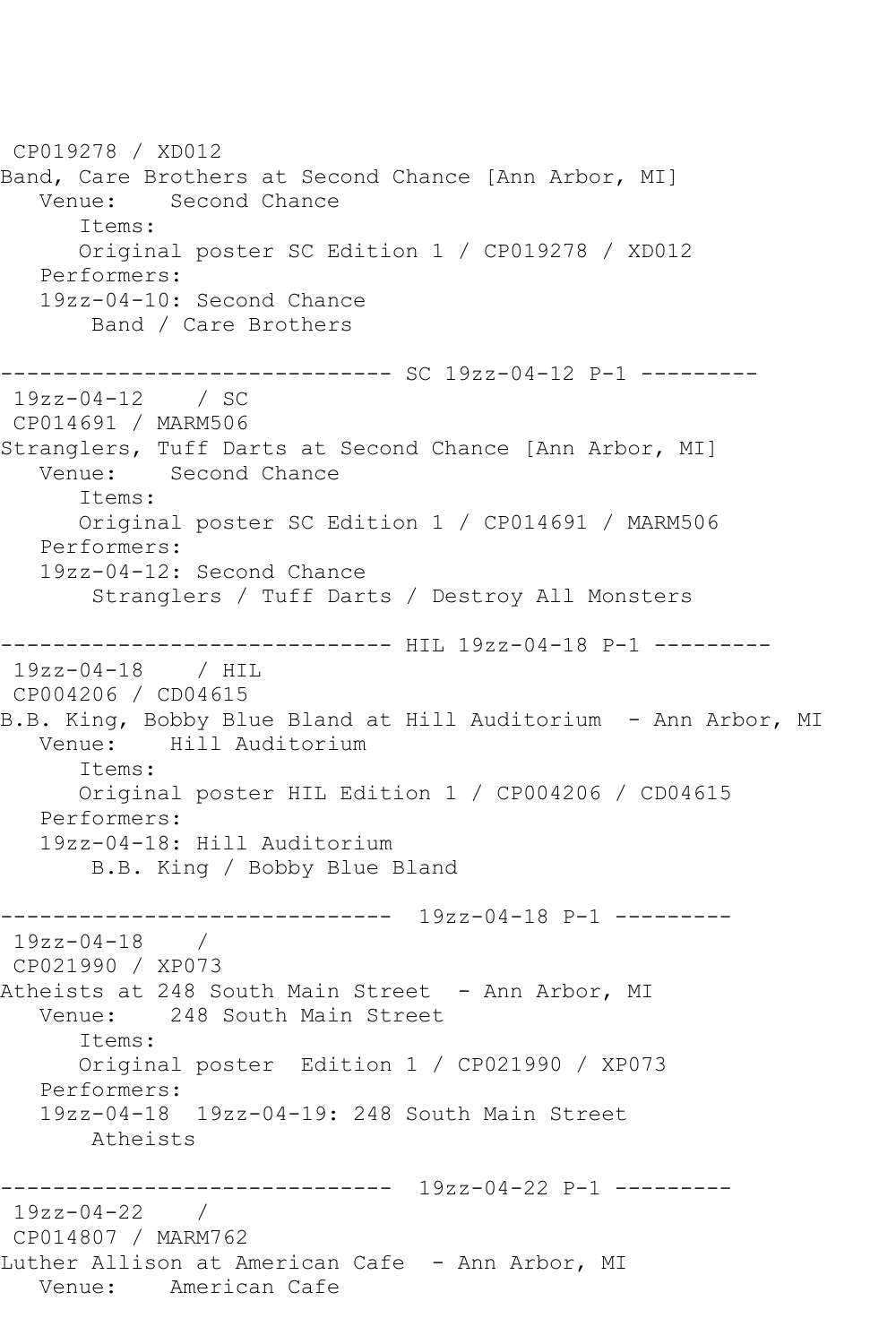```
 CP019278 / XD012
Band, Care Brothers at Second Chance [Ann Arbor, MI]
   Venue:    Second Chance
      Items:
      Original poster SC Edition 1 / CP019278 / XD012
   Performers:
   19zz-04-10: Second Chance
       Band / Care Brothers

------------------------------ SC 19zz-04-12 P-1 ---------
 19zz-04-12    / SC
 CP014691 / MARM506
Stranglers, Tuff Darts at Second Chance [Ann Arbor, MI]
   Venue:    Second Chance
      Items:
      Original poster SC Edition 1 / CP014691 / MARM506
   Performers:
   19zz-04-12: Second Chance
       Stranglers / Tuff Darts / Destroy All Monsters

------------------------------ HIL 19zz-04-18 P-1 ---------
 19zz-04-18    / HIL
 CP004206 / CD04615
B.B. King, Bobby Blue Bland at Hill Auditorium  - Ann Arbor, MI
   Venue:    Hill Auditorium
      Items:
      Original poster HIL Edition 1 / CP004206 / CD04615
   Performers:
   19zz-04-18: Hill Auditorium
       B.B. King / Bobby Blue Bland

------------------------------  19zz-04-18 P-1 ---------
 19zz-04-18    /
 CP021990 / XP073
Atheists at 248 South Main Street  - Ann Arbor, MI
   Venue:    248 South Main Street
      Items:
      Original poster  Edition 1 / CP021990 / XP073
   Performers:
   19zz-04-18  19zz-04-19: 248 South Main Street
       Atheists

------------------------------  19zz-04-22 P-1 ---------
 19zz-04-22    /
 CP014807 / MARM762
Luther Allison at American Cafe  - Ann Arbor, MI
   Venue:    American Cafe
```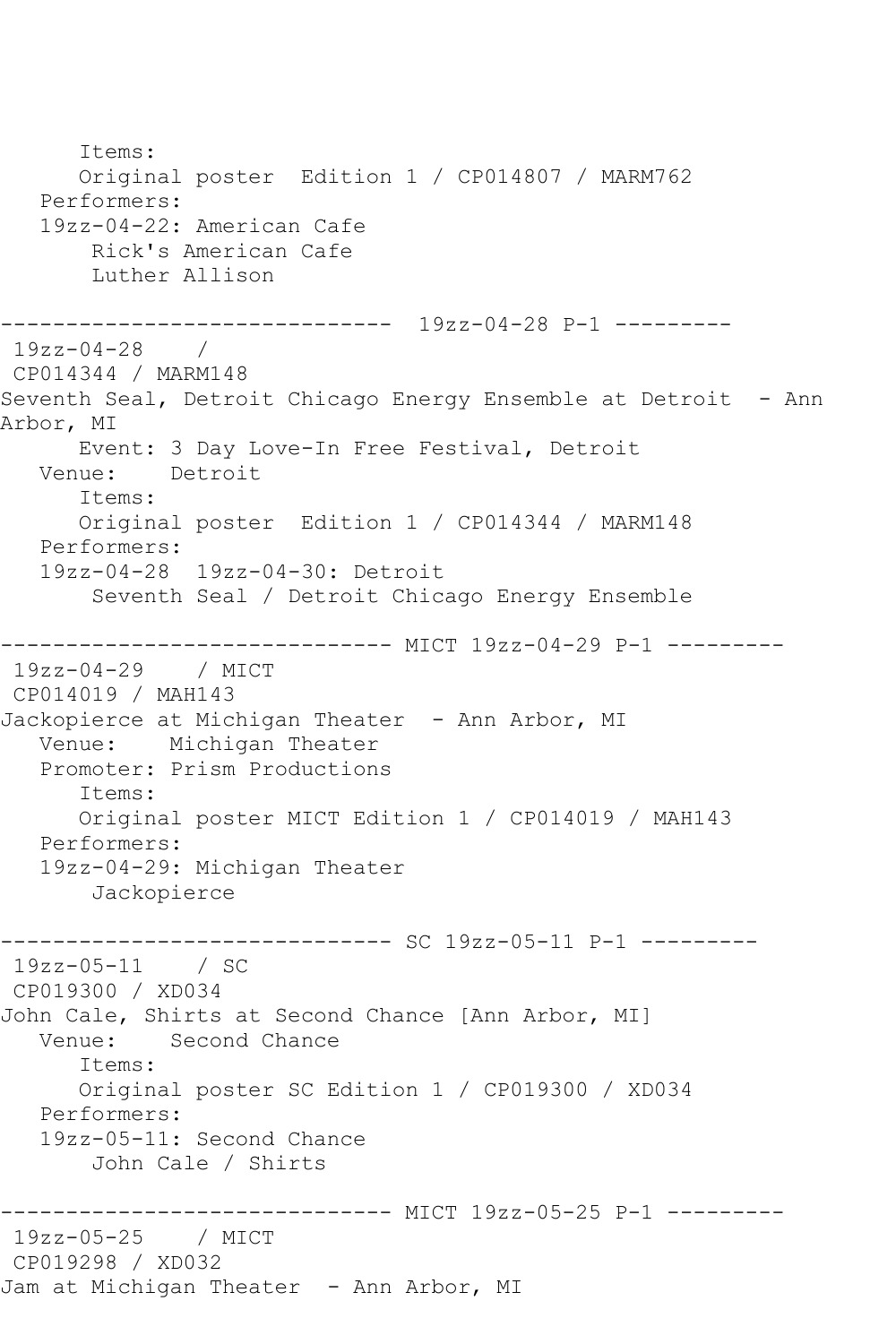```
      Items:
      Original poster  Edition 1 / CP014807 / MARM762
   Performers:
   19zz-04-22: American Cafe
       Rick's American Cafe
       Luther Allison

------------------------------  19zz-04-28 P-1 ---------
 19zz-04-28    /
 CP014344 / MARM148
Seventh Seal, Detroit Chicago Energy Ensemble at Detroit  - Ann
Arbor, MI
      Event: 3 Day Love-In Free Festival, Detroit
   Venue:    Detroit
      Items:
      Original poster  Edition 1 / CP014344 / MARM148
   Performers:
   19zz-04-28  19zz-04-30: Detroit
       Seventh Seal / Detroit Chicago Energy Ensemble

------------------------------ MICT 19zz-04-29 P-1 ---------
 19zz-04-29    / MICT
 CP014019 / MAH143
Jackopierce at Michigan Theater  - Ann Arbor, MI
   Venue:    Michigan Theater
   Promoter: Prism Productions
      Items:
      Original poster MICT Edition 1 / CP014019 / MAH143
   Performers:
   19zz-04-29: Michigan Theater
       Jackopierce

------------------------------ SC 19zz-05-11 P-1 ---------
 19zz-05-11    / SC
 CP019300 / XD034
John Cale, Shirts at Second Chance [Ann Arbor, MI]
   Venue:    Second Chance
      Items:
      Original poster SC Edition 1 / CP019300 / XD034
   Performers:
   19zz-05-11: Second Chance
       John Cale / Shirts

------------------------------ MICT 19zz-05-25 P-1 ---------
 19zz-05-25    / MICT
 CP019298 / XD032
Jam at Michigan Theater  - Ann Arbor, MI
```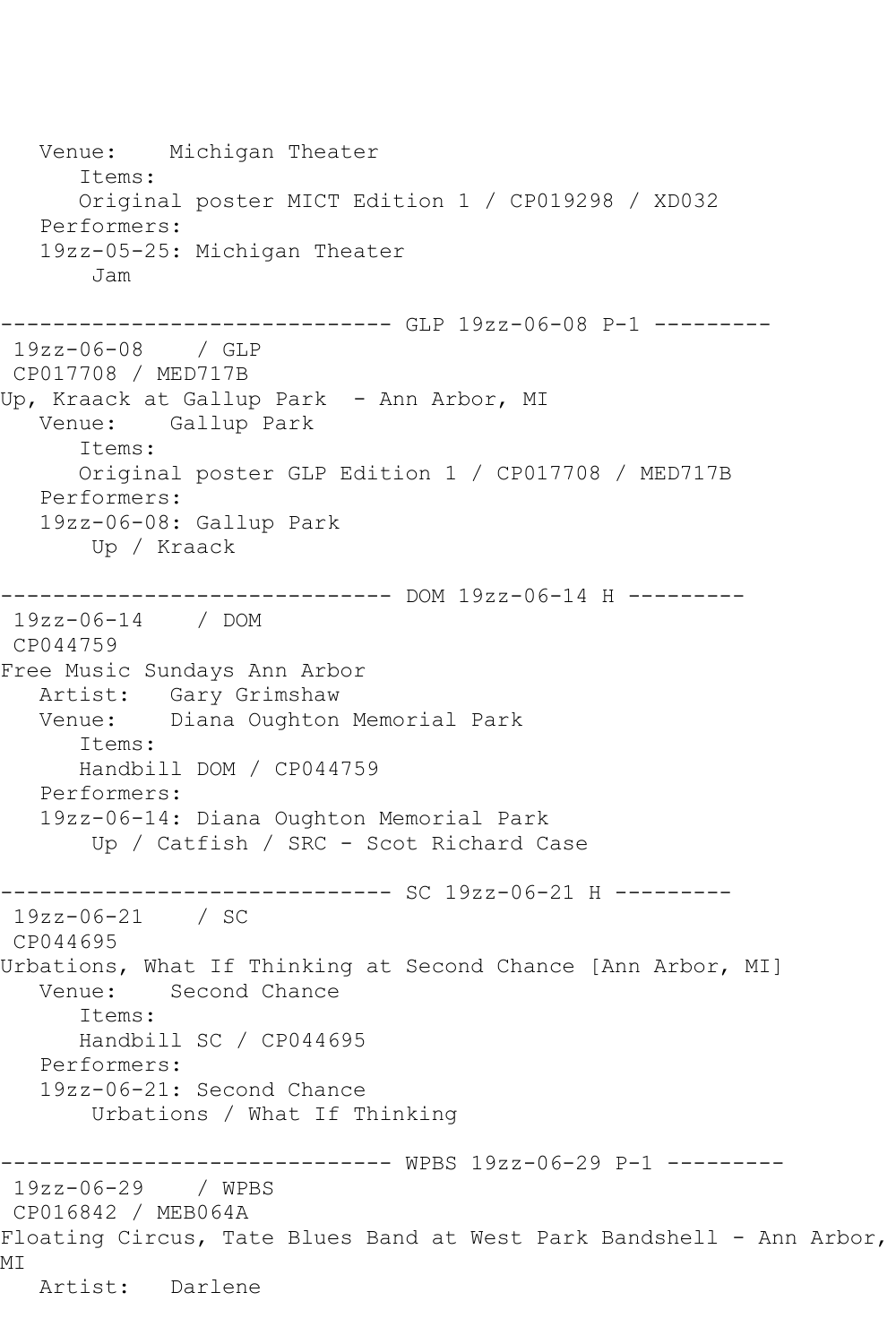```
   Venue:    Michigan Theater
      Items:
      Original poster MICT Edition 1 / CP019298 / XD032
   Performers:
   19zz-05-25: Michigan Theater
       Jam

------------------------------ GLP 19zz-06-08 P-1 ---------
 19zz-06-08    / GLP
 CP017708 / MED717B
Up, Kraack at Gallup Park  - Ann Arbor, MI
   Venue:    Gallup Park
      Items:
      Original poster GLP Edition 1 / CP017708 / MED717B
   Performers:
   19zz-06-08: Gallup Park
       Up / Kraack

------------------------------ DOM 19zz-06-14 H ---------
 19zz-06-14    / DOM
 CP044759
Free Music Sundays Ann Arbor
   Artist:   Gary Grimshaw
   Venue:    Diana Oughton Memorial Park
      Items:
      Handbill DOM / CP044759
   Performers:
   19zz-06-14: Diana Oughton Memorial Park
       Up / Catfish / SRC - Scot Richard Case

------------------------------ SC 19zz-06-21 H ---------
 19zz-06-21    / SC
 CP044695
Urbations, What If Thinking at Second Chance [Ann Arbor, MI]
   Venue:    Second Chance
      Items:
      Handbill SC / CP044695
   Performers:
   19zz-06-21: Second Chance
       Urbations / What If Thinking

------------------------------ WPBS 19zz-06-29 P-1 ---------
 19zz-06-29    / WPBS
 CP016842 / MEB064A
Floating Circus, Tate Blues Band at West Park Bandshell - Ann Arbor, MI
   Artist:   Darlene
```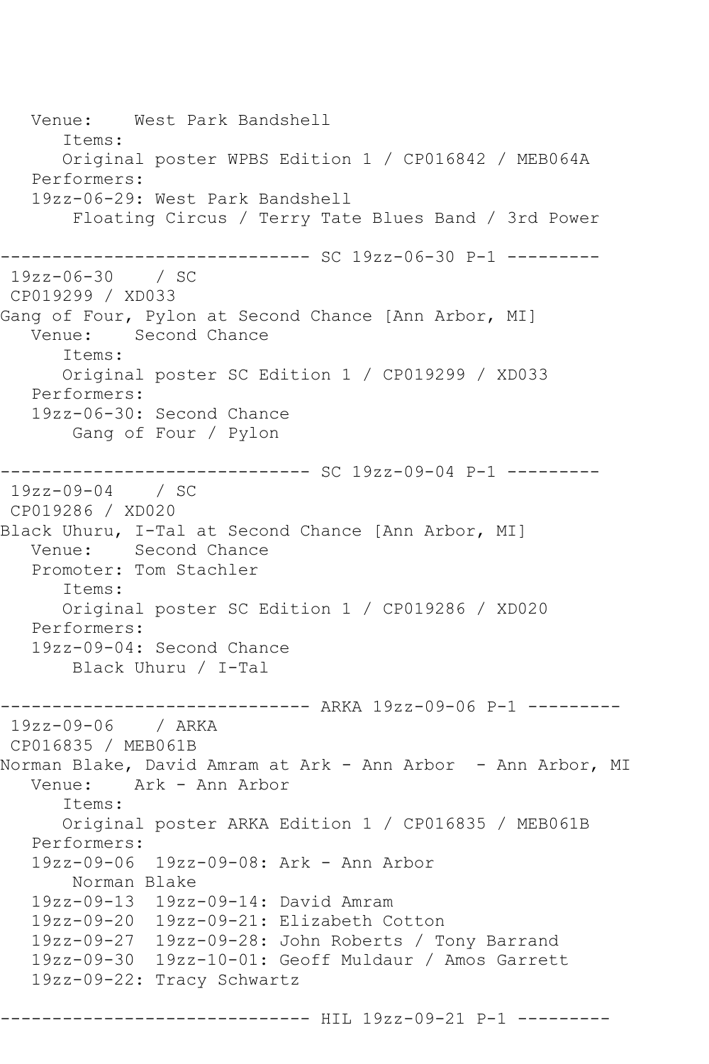```
   Venue:    West Park Bandshell
      Items:
      Original poster WPBS Edition 1 / CP016842 / MEB064A
   Performers:
   19zz-06-29: West Park Bandshell
       Floating Circus / Terry Tate Blues Band / 3rd Power

------------------------------ SC 19zz-06-30 P-1 ---------
 19zz-06-30    / SC
 CP019299 / XD033
Gang of Four, Pylon at Second Chance [Ann Arbor, MI]
   Venue:    Second Chance
      Items:
      Original poster SC Edition 1 / CP019299 / XD033
   Performers:
   19zz-06-30: Second Chance
       Gang of Four / Pylon

------------------------------ SC 19zz-09-04 P-1 ---------
 19zz-09-04    / SC
 CP019286 / XD020
Black Uhuru, I-Tal at Second Chance [Ann Arbor, MI]
   Venue:    Second Chance
   Promoter: Tom Stachler
      Items:
      Original poster SC Edition 1 / CP019286 / XD020
   Performers:
   19zz-09-04: Second Chance
       Black Uhuru / I-Tal

------------------------------ ARKA 19zz-09-06 P-1 ---------
 19zz-09-06    / ARKA
 CP016835 / MEB061B
Norman Blake, David Amram at Ark - Ann Arbor  - Ann Arbor, MI
   Venue:    Ark - Ann Arbor
      Items:
      Original poster ARKA Edition 1 / CP016835 / MEB061B
   Performers:
   19zz-09-06  19zz-09-08: Ark - Ann Arbor
       Norman Blake
   19zz-09-13  19zz-09-14: David Amram
   19zz-09-20  19zz-09-21: Elizabeth Cotton
   19zz-09-27  19zz-09-28: John Roberts / Tony Barrand
   19zz-09-30  19zz-10-01: Geoff Muldaur / Amos Garrett
   19zz-09-22: Tracy Schwartz

------------------------------ HIL 19zz-09-21 P-1 ---------
```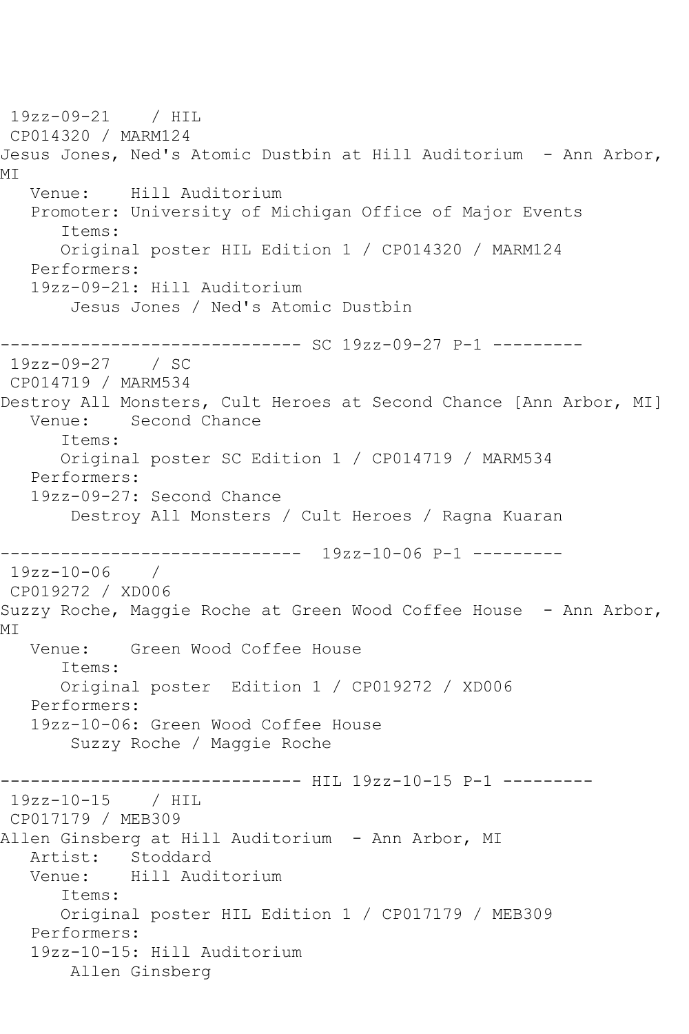19zz-09-21 / HIL
CP014320 / MARM124
Jesus Jones, Ned's Atomic Dustbin at Hill Auditorium - Ann Arbor, MI
   Venue: Hill Auditorium
   Promoter: University of Michigan Office of Major Events
      Items:
      Original poster HIL Edition 1 / CP014320 / MARM124
   Performers:
   19zz-09-21: Hill Auditorium
       Jesus Jones / Ned's Atomic Dustbin

------------------------------ SC 19zz-09-27 P-1 ---------
19zz-09-27 / SC
CP014719 / MARM534
Destroy All Monsters, Cult Heroes at Second Chance [Ann Arbor, MI]
   Venue: Second Chance
      Items:
      Original poster SC Edition 1 / CP014719 / MARM534
   Performers:
   19zz-09-27: Second Chance
       Destroy All Monsters / Cult Heroes / Ragna Kuaran

------------------------------ 19zz-10-06 P-1 ---------
19zz-10-06 /
CP019272 / XD006
Suzzy Roche, Maggie Roche at Green Wood Coffee House - Ann Arbor, MI
   Venue: Green Wood Coffee House
      Items:
      Original poster Edition 1 / CP019272 / XD006
   Performers:
   19zz-10-06: Green Wood Coffee House
       Suzzy Roche / Maggie Roche

------------------------------ HIL 19zz-10-15 P-1 ---------
19zz-10-15 / HIL
CP017179 / MEB309
Allen Ginsberg at Hill Auditorium - Ann Arbor, MI
   Artist: Stoddard
   Venue: Hill Auditorium
      Items:
      Original poster HIL Edition 1 / CP017179 / MEB309
   Performers:
   19zz-10-15: Hill Auditorium
       Allen Ginsberg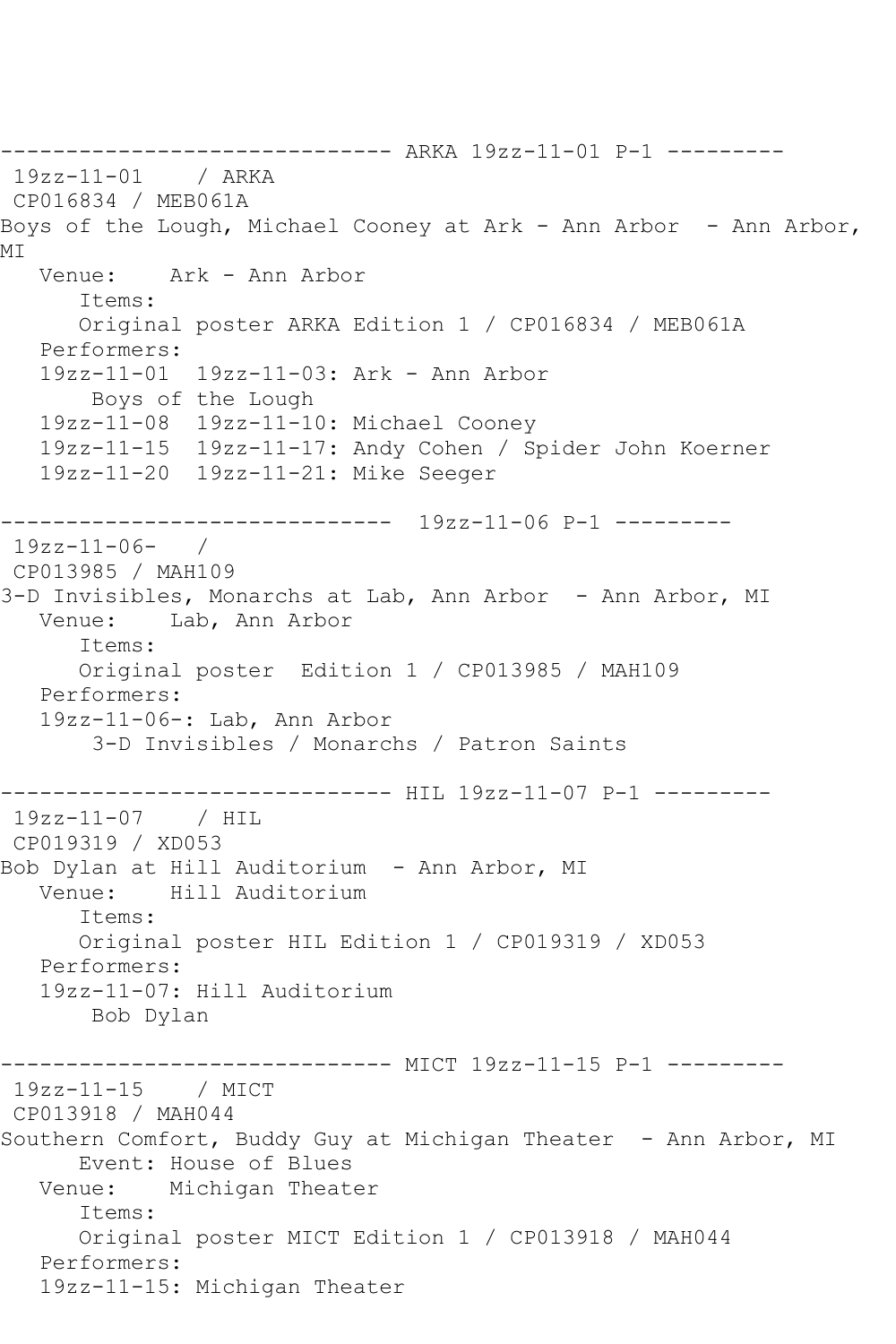------------------------------ ARKA 19zz-11-01 P-1 ---------
 19zz-11-01    / ARKA
 CP016834 / MEB061A
Boys of the Lough, Michael Cooney at Ark - Ann Arbor  - Ann Arbor, MI
   Venue:    Ark - Ann Arbor
      Items:
      Original poster ARKA Edition 1 / CP016834 / MEB061A
   Performers:
   19zz-11-01  19zz-11-03: Ark - Ann Arbor
       Boys of the Lough
   19zz-11-08  19zz-11-10: Michael Cooney
   19zz-11-15  19zz-11-17: Andy Cohen / Spider John Koerner
   19zz-11-20  19zz-11-21: Mike Seeger

------------------------------  19zz-11-06 P-1 ---------
 19zz-11-06-   /
 CP013985 / MAH109
3-D Invisibles, Monarchs at Lab, Ann Arbor  - Ann Arbor, MI
   Venue:    Lab, Ann Arbor
      Items:
      Original poster  Edition 1 / CP013985 / MAH109
   Performers:
   19zz-11-06-: Lab, Ann Arbor
       3-D Invisibles / Monarchs / Patron Saints

------------------------------ HIL 19zz-11-07 P-1 ---------
 19zz-11-07    / HIL
 CP019319 / XD053
Bob Dylan at Hill Auditorium  - Ann Arbor, MI
   Venue:    Hill Auditorium
      Items:
      Original poster HIL Edition 1 / CP019319 / XD053
   Performers:
   19zz-11-07: Hill Auditorium
       Bob Dylan

------------------------------ MICT 19zz-11-15 P-1 ---------
 19zz-11-15    / MICT
 CP013918 / MAH044
Southern Comfort, Buddy Guy at Michigan Theater  - Ann Arbor, MI
      Event: House of Blues
   Venue:    Michigan Theater
      Items:
      Original poster MICT Edition 1 / CP013918 / MAH044
   Performers:
   19zz-11-15: Michigan Theater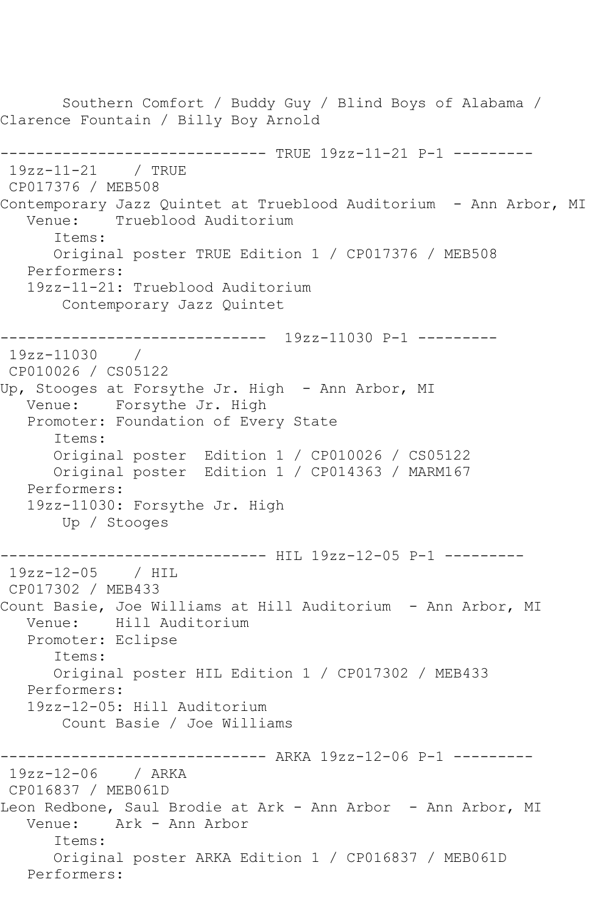Southern Comfort / Buddy Guy / Blind Boys of Alabama / Clarence Fountain / Billy Boy Arnold

------------------------------ TRUE 19zz-11-21 P-1 ---------

19zz-11-21 / TRUE
CP017376 / MEB508
Contemporary Jazz Quintet at Trueblood Auditorium - Ann Arbor, MI
Venue: Trueblood Auditorium
Items:
Original poster TRUE Edition 1 / CP017376 / MEB508
Performers:
19zz-11-21: Trueblood Auditorium
Contemporary Jazz Quintet

------------------------------ 19zz-11030 P-1 ---------

19zz-11030 /
CP010026 / CS05122
Up, Stooges at Forsythe Jr. High - Ann Arbor, MI
Venue: Forsythe Jr. High
Promoter: Foundation of Every State
Items:
Original poster Edition 1 / CP010026 / CS05122
Original poster Edition 1 / CP014363 / MARM167
Performers:
19zz-11030: Forsythe Jr. High
Up / Stooges

------------------------------ HIL 19zz-12-05 P-1 ---------

19zz-12-05 / HIL
CP017302 / MEB433
Count Basie, Joe Williams at Hill Auditorium - Ann Arbor, MI
Venue: Hill Auditorium
Promoter: Eclipse
Items:
Original poster HIL Edition 1 / CP017302 / MEB433
Performers:
19zz-12-05: Hill Auditorium
Count Basie / Joe Williams

------------------------------ ARKA 19zz-12-06 P-1 ---------

19zz-12-06 / ARKA
CP016837 / MEB061D
Leon Redbone, Saul Brodie at Ark - Ann Arbor - Ann Arbor, MI
Venue: Ark - Ann Arbor
Items:
Original poster ARKA Edition 1 / CP016837 / MEB061D
Performers: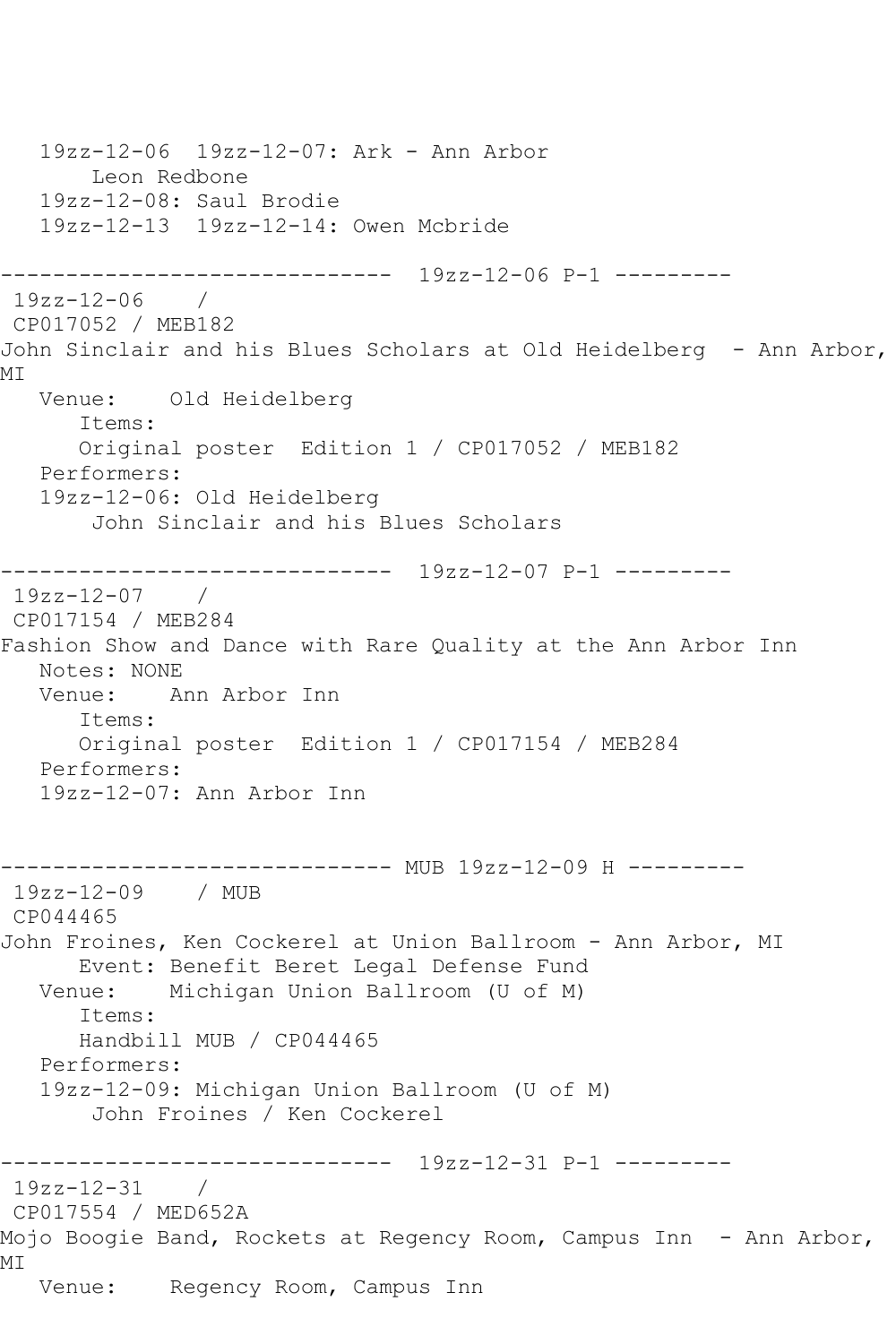```
   19zz-12-06  19zz-12-07: Ark - Ann Arbor
       Leon Redbone
   19zz-12-08: Saul Brodie
   19zz-12-13  19zz-12-14: Owen Mcbride

------------------------------  19zz-12-06 P-1 ---------
 19zz-12-06    / 
 CP017052 / MEB182
John Sinclair and his Blues Scholars at Old Heidelberg  - Ann Arbor, 
MI
   Venue:    Old Heidelberg
      Items:
      Original poster  Edition 1 / CP017052 / MEB182
   Performers:
   19zz-12-06: Old Heidelberg
       John Sinclair and his Blues Scholars

------------------------------  19zz-12-07 P-1 ---------
 19zz-12-07    / 
 CP017154 / MEB284
Fashion Show and Dance with Rare Quality at the Ann Arbor Inn
   Notes: NONE
   Venue:    Ann Arbor Inn
      Items:
      Original poster  Edition 1 / CP017154 / MEB284
   Performers:
   19zz-12-07: Ann Arbor Inn


------------------------------ MUB 19zz-12-09 H ---------
 19zz-12-09    / MUB
 CP044465
John Froines, Ken Cockerel at Union Ballroom - Ann Arbor, MI
      Event: Benefit Beret Legal Defense Fund
   Venue:    Michigan Union Ballroom (U of M)
      Items:
      Handbill MUB / CP044465
   Performers:
   19zz-12-09: Michigan Union Ballroom (U of M)
       John Froines / Ken Cockerel

------------------------------  19zz-12-31 P-1 ---------
 19zz-12-31    / 
 CP017554 / MED652A
Mojo Boogie Band, Rockets at Regency Room, Campus Inn  - Ann Arbor, 
MI
   Venue:    Regency Room, Campus Inn
```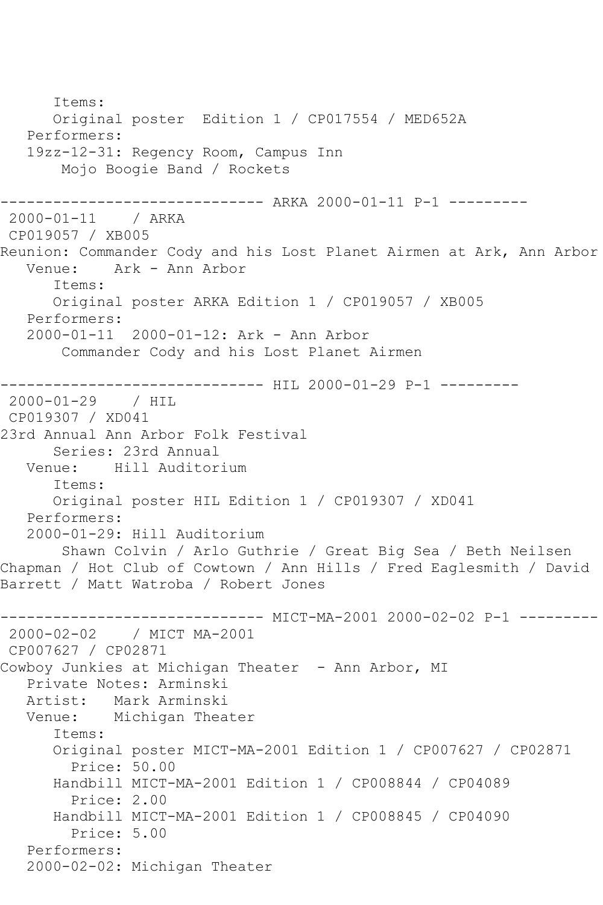```
      Items:
      Original poster  Edition 1 / CP017554 / MED652A
   Performers:
   19zz-12-31: Regency Room, Campus Inn
       Mojo Boogie Band / Rockets

------------------------------ ARKA 2000-01-11 P-1 ---------
 2000-01-11    / ARKA
 CP019057 / XB005
Reunion: Commander Cody and his Lost Planet Airmen at Ark, Ann Arbor
   Venue:    Ark - Ann Arbor
      Items:
      Original poster ARKA Edition 1 / CP019057 / XB005
   Performers:
   2000-01-11  2000-01-12: Ark - Ann Arbor
       Commander Cody and his Lost Planet Airmen

------------------------------ HIL 2000-01-29 P-1 ---------
 2000-01-29    / HIL
 CP019307 / XD041
23rd Annual Ann Arbor Folk Festival
      Series: 23rd Annual
   Venue:    Hill Auditorium
      Items:
      Original poster HIL Edition 1 / CP019307 / XD041
   Performers:
   2000-01-29: Hill Auditorium
       Shawn Colvin / Arlo Guthrie / Great Big Sea / Beth Neilsen
Chapman / Hot Club of Cowtown / Ann Hills / Fred Eaglesmith / David
Barrett / Matt Watroba / Robert Jones

------------------------------ MICT-MA-2001 2000-02-02 P-1 ---------
 2000-02-02    / MICT MA-2001
 CP007627 / CP02871
Cowboy Junkies at Michigan Theater  - Ann Arbor, MI
   Private Notes: Arminski
   Artist:   Mark Arminski
   Venue:    Michigan Theater
      Items:
      Original poster MICT-MA-2001 Edition 1 / CP007627 / CP02871
        Price: 50.00
      Handbill MICT-MA-2001 Edition 1 / CP008844 / CP04089
        Price: 2.00
      Handbill MICT-MA-2001 Edition 1 / CP008845 / CP04090
        Price: 5.00
   Performers:
   2000-02-02: Michigan Theater
```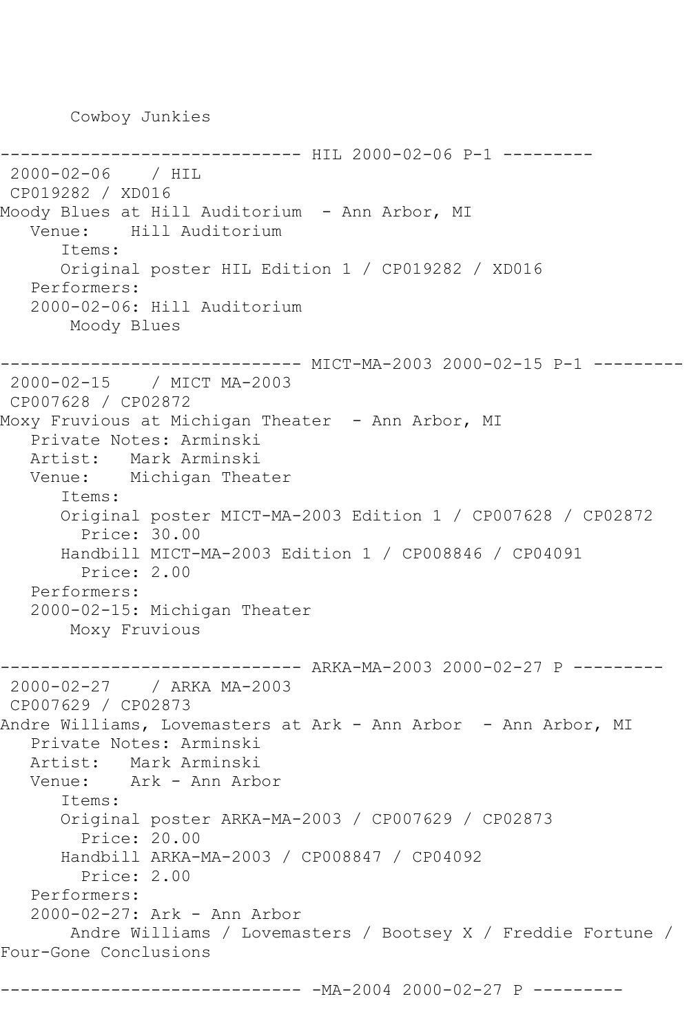Cowboy Junkies

------------------------------ HIL 2000-02-06 P-1 ---------
2000-02-06 / HIL
CP019282 / XD016
Moody Blues at Hill Auditorium - Ann Arbor, MI
Venue: Hill Auditorium
Items:
Original poster HIL Edition 1 / CP019282 / XD016
Performers:
2000-02-06: Hill Auditorium
Moody Blues

------------------------------ MICT-MA-2003 2000-02-15 P-1 ---------
2000-02-15 / MICT MA-2003
CP007628 / CP02872
Moxy Fruvious at Michigan Theater - Ann Arbor, MI
Private Notes: Arminski
Artist: Mark Arminski
Venue: Michigan Theater
Items:
Original poster MICT-MA-2003 Edition 1 / CP007628 / CP02872
Price: 30.00
Handbill MICT-MA-2003 Edition 1 / CP008846 / CP04091
Price: 2.00
Performers:
2000-02-15: Michigan Theater
Moxy Fruvious

------------------------------ ARKA-MA-2003 2000-02-27 P ---------
2000-02-27 / ARKA MA-2003
CP007629 / CP02873
Andre Williams, Lovemasters at Ark - Ann Arbor - Ann Arbor, MI
Private Notes: Arminski
Artist: Mark Arminski
Venue: Ark - Ann Arbor
Items:
Original poster ARKA-MA-2003 / CP007629 / CP02873
Price: 20.00
Handbill ARKA-MA-2003 / CP008847 / CP04092
Price: 2.00
Performers:
2000-02-27: Ark - Ann Arbor
Andre Williams / Lovemasters / Bootsey X / Freddie Fortune / Four-Gone Conclusions

------------------------------ -MA-2004 2000-02-27 P ---------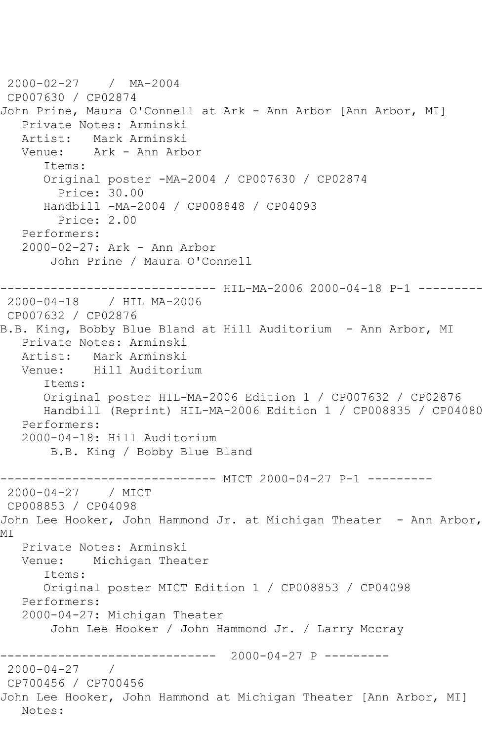```
2000-02-27    /  MA-2004
 CP007630 / CP02874
John Prine, Maura O'Connell at Ark - Ann Arbor [Ann Arbor, MI]
   Private Notes: Arminski
   Artist:   Mark Arminski
   Venue:    Ark - Ann Arbor
      Items:
      Original poster -MA-2004 / CP007630 / CP02874
        Price: 30.00
      Handbill -MA-2004 / CP008848 / CP04093
        Price: 2.00
   Performers:
   2000-02-27: Ark - Ann Arbor
       John Prine / Maura O'Connell

------------------------------ HIL-MA-2006 2000-04-18 P-1 ---------
 2000-04-18    / HIL MA-2006
 CP007632 / CP02876
B.B. King, Bobby Blue Bland at Hill Auditorium  - Ann Arbor, MI
   Private Notes: Arminski
   Artist:   Mark Arminski
   Venue:    Hill Auditorium
      Items:
      Original poster HIL-MA-2006 Edition 1 / CP007632 / CP02876
      Handbill (Reprint) HIL-MA-2006 Edition 1 / CP008835 / CP04080
   Performers:
   2000-04-18: Hill Auditorium
       B.B. King / Bobby Blue Bland

------------------------------ MICT 2000-04-27 P-1 ---------
 2000-04-27    / MICT
 CP008853 / CP04098
John Lee Hooker, John Hammond Jr. at Michigan Theater  - Ann Arbor,
MI
   Private Notes: Arminski
   Venue:    Michigan Theater
      Items:
      Original poster MICT Edition 1 / CP008853 / CP04098
   Performers:
   2000-04-27: Michigan Theater
       John Lee Hooker / John Hammond Jr. / Larry Mccray

------------------------------  2000-04-27 P ---------
 2000-04-27    /
 CP700456 / CP700456
John Lee Hooker, John Hammond at Michigan Theater [Ann Arbor, MI]
   Notes:
```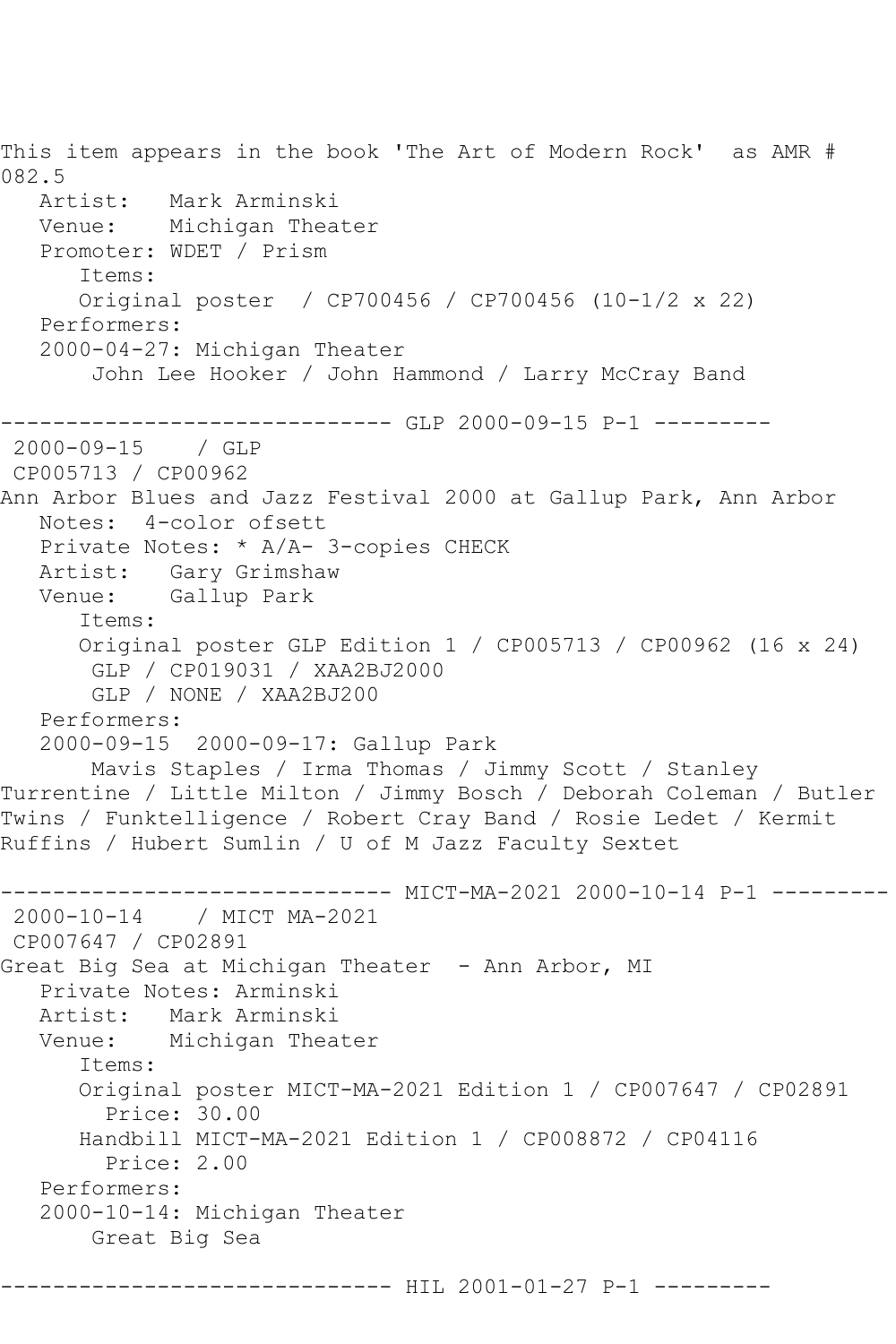This item appears in the book 'The Art of Modern Rock'  as AMR # 082.5
   Artist:   Mark Arminski
   Venue:    Michigan Theater
   Promoter: WDET / Prism
      Items:
      Original poster  / CP700456 / CP700456 (10-1/2 x 22)
   Performers:
   2000-04-27: Michigan Theater
       John Lee Hooker / John Hammond / Larry McCray Band

------------------------------ GLP 2000-09-15 P-1 ---------
 2000-09-15    / GLP
 CP005713 / CP00962
Ann Arbor Blues and Jazz Festival 2000 at Gallup Park, Ann Arbor
   Notes:  4-color ofsett
   Private Notes: * A/A- 3-copies CHECK
   Artist:   Gary Grimshaw
   Venue:    Gallup Park
      Items:
      Original poster GLP Edition 1 / CP005713 / CP00962 (16 x 24)
       GLP / CP019031 / XAA2BJ2000
       GLP / NONE / XAA2BJ200
   Performers:
   2000-09-15  2000-09-17: Gallup Park
       Mavis Staples / Irma Thomas / Jimmy Scott / Stanley Turrentine / Little Milton / Jimmy Bosch / Deborah Coleman / Butler Twins / Funktelligence / Robert Cray Band / Rosie Ledet / Kermit Ruffins / Hubert Sumlin / U of M Jazz Faculty Sextet

------------------------------ MICT-MA-2021 2000-10-14 P-1 ---------
 2000-10-14    / MICT MA-2021
 CP007647 / CP02891
Great Big Sea at Michigan Theater  - Ann Arbor, MI
   Private Notes: Arminski
   Artist:   Mark Arminski
   Venue:    Michigan Theater
      Items:
      Original poster MICT-MA-2021 Edition 1 / CP007647 / CP02891
        Price: 30.00
      Handbill MICT-MA-2021 Edition 1 / CP008872 / CP04116
        Price: 2.00
   Performers:
   2000-10-14: Michigan Theater
       Great Big Sea

------------------------------ HIL 2001-01-27 P-1 ---------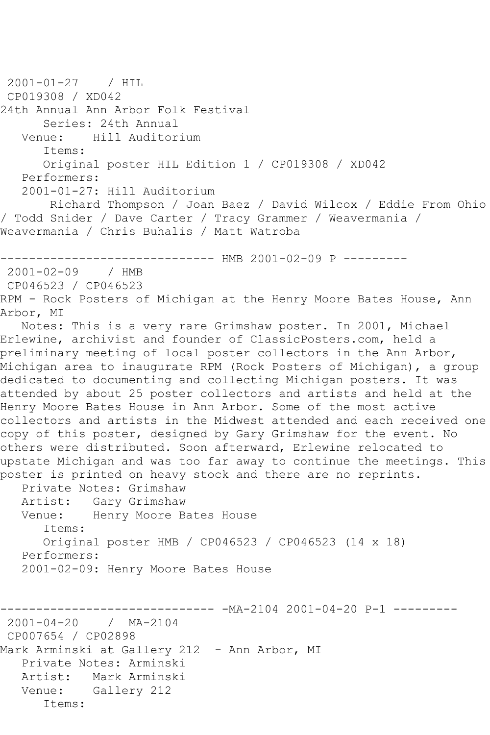2001-01-27 / HIL
CP019308 / XD042
24th Annual Ann Arbor Folk Festival
Series: 24th Annual
Venue: Hill Auditorium
Items:
Original poster HIL Edition 1 / CP019308 / XD042
Performers:
2001-01-27: Hill Auditorium
Richard Thompson / Joan Baez / David Wilcox / Eddie From Ohio / Todd Snider / Dave Carter / Tracy Grammer / Weavermania / Weavermania / Chris Buhalis / Matt Watroba

------------------------------ HMB 2001-02-09 P ---------

2001-02-09 / HMB
CP046523 / CP046523
RPM - Rock Posters of Michigan at the Henry Moore Bates House, Ann Arbor, MI
Notes: This is a very rare Grimshaw poster. In 2001, Michael Erlewine, archivist and founder of ClassicPosters.com, held a preliminary meeting of local poster collectors in the Ann Arbor, Michigan area to inaugurate RPM (Rock Posters of Michigan), a group dedicated to documenting and collecting Michigan posters. It was attended by about 25 poster collectors and artists and held at the Henry Moore Bates House in Ann Arbor. Some of the most active collectors and artists in the Midwest attended and each received one copy of this poster, designed by Gary Grimshaw for the event. No others were distributed. Soon afterward, Erlewine relocated to upstate Michigan and was too far away to continue the meetings. This poster is printed on heavy stock and there are no reprints.
Private Notes: Grimshaw
Artist: Gary Grimshaw
Venue: Henry Moore Bates House
Items:
Original poster HMB / CP046523 / CP046523 (14 x 18)
Performers:
2001-02-09: Henry Moore Bates House

------------------------------ -MA-2104 2001-04-20 P-1 ---------

2001-04-20 / MA-2104
CP007654 / CP02898
Mark Arminski at Gallery 212 - Ann Arbor, MI
Private Notes: Arminski
Artist: Mark Arminski
Venue: Gallery 212
Items: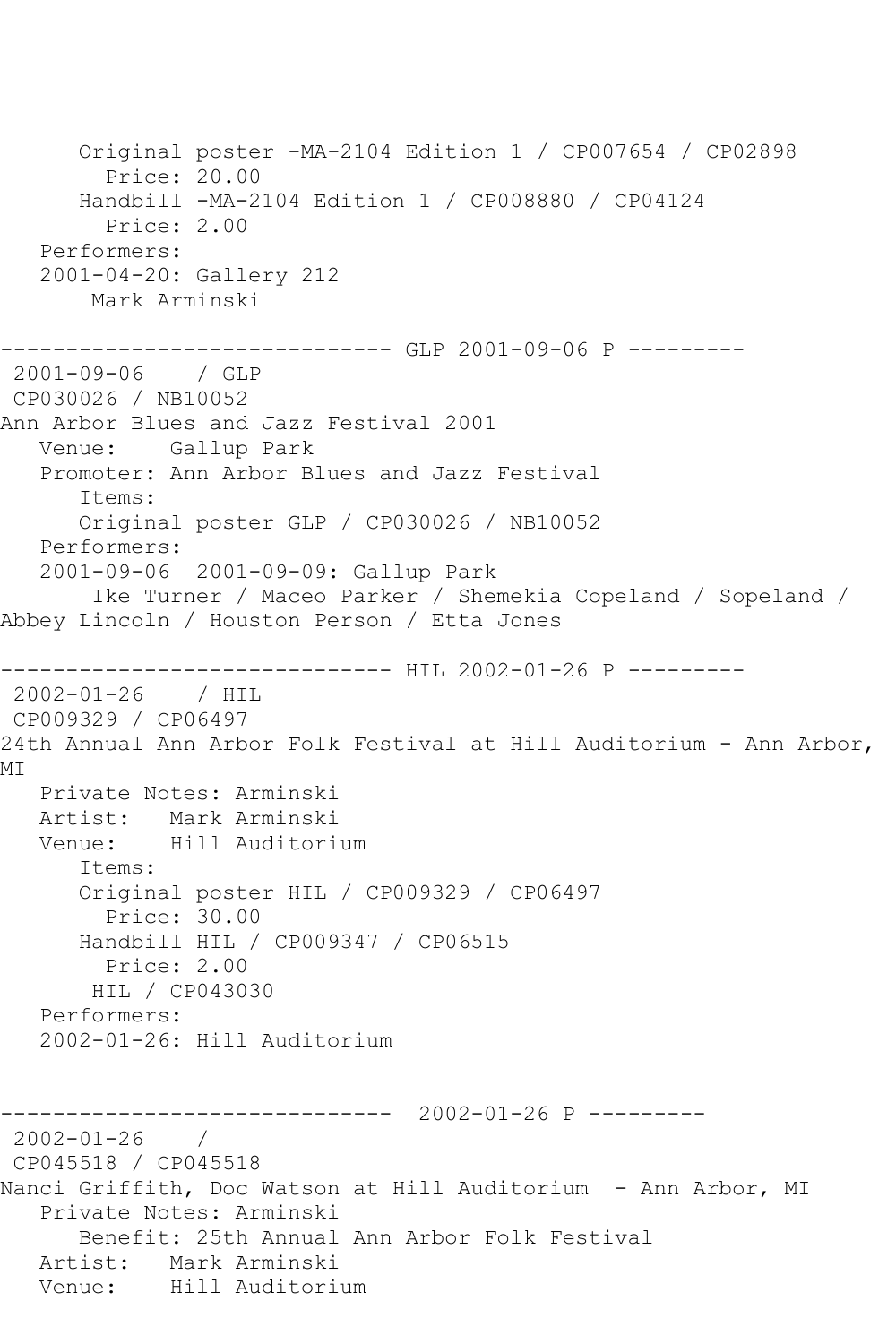Original poster -MA-2104 Edition 1 / CP007654 / CP02898
Price: 20.00
Handbill -MA-2104 Edition 1 / CP008880 / CP04124
Price: 2.00
Performers:
2001-04-20: Gallery 212
Mark Arminski

------------------------------ GLP 2001-09-06 P ---------

2001-09-06 / GLP
CP030026 / NB10052
Ann Arbor Blues and Jazz Festival 2001
Venue: Gallup Park
Promoter: Ann Arbor Blues and Jazz Festival
Items:
Original poster GLP / CP030026 / NB10052
Performers:
2001-09-06 2001-09-09: Gallup Park
Ike Turner / Maceo Parker / Shemekia Copeland / Sopeland / Abbey Lincoln / Houston Person / Etta Jones

------------------------------ HIL 2002-01-26 P ---------

2002-01-26 / HIL
CP009329 / CP06497
24th Annual Ann Arbor Folk Festival at Hill Auditorium - Ann Arbor, MI
Private Notes: Arminski
Artist: Mark Arminski
Venue: Hill Auditorium
Items:
Original poster HIL / CP009329 / CP06497
Price: 30.00
Handbill HIL / CP009347 / CP06515
Price: 2.00
HIL / CP043030
Performers:
2002-01-26: Hill Auditorium

------------------------------ 2002-01-26 P ---------

2002-01-26 /
CP045518 / CP045518
Nanci Griffith, Doc Watson at Hill Auditorium - Ann Arbor, MI
Private Notes: Arminski
Benefit: 25th Annual Ann Arbor Folk Festival
Artist: Mark Arminski
Venue: Hill Auditorium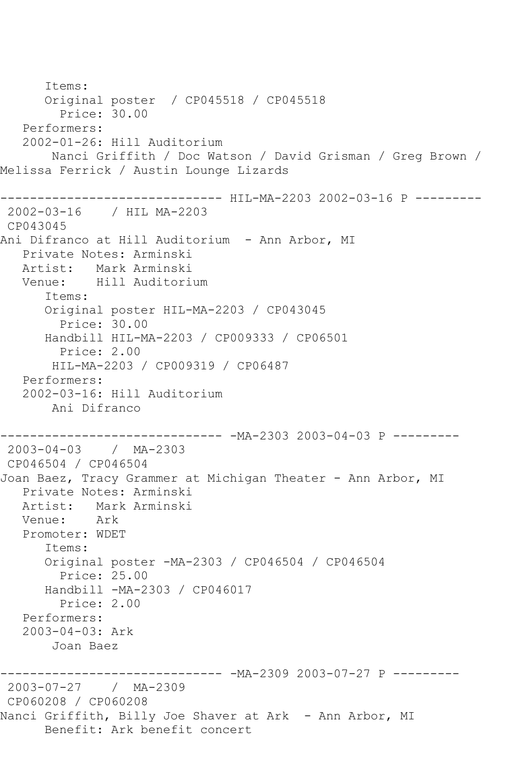```
      Items:
      Original poster  / CP045518 / CP045518
        Price: 30.00
   Performers:
   2002-01-26: Hill Auditorium
       Nanci Griffith / Doc Watson / David Grisman / Greg Brown /
Melissa Ferrick / Austin Lounge Lizards

------------------------------ HIL-MA-2203 2002-03-16 P ---------
 2002-03-16    / HIL MA-2203
 CP043045
Ani Difranco at Hill Auditorium  - Ann Arbor, MI
   Private Notes: Arminski
   Artist:   Mark Arminski
   Venue:    Hill Auditorium
      Items:
      Original poster HIL-MA-2203 / CP043045
        Price: 30.00
      Handbill HIL-MA-2203 / CP009333 / CP06501
        Price: 2.00
       HIL-MA-2203 / CP009319 / CP06487
   Performers:
   2002-03-16: Hill Auditorium
       Ani Difranco

------------------------------ -MA-2303 2003-04-03 P ---------
 2003-04-03    /  MA-2303
 CP046504 / CP046504
Joan Baez, Tracy Grammer at Michigan Theater - Ann Arbor, MI
   Private Notes: Arminski
   Artist:   Mark Arminski
   Venue:    Ark
   Promoter: WDET
      Items:
      Original poster -MA-2303 / CP046504 / CP046504
        Price: 25.00
      Handbill -MA-2303 / CP046017
        Price: 2.00
   Performers:
   2003-04-03: Ark
       Joan Baez

------------------------------ -MA-2309 2003-07-27 P ---------
 2003-07-27    /  MA-2309
 CP060208 / CP060208
Nanci Griffith, Billy Joe Shaver at Ark  - Ann Arbor, MI
      Benefit: Ark benefit concert
```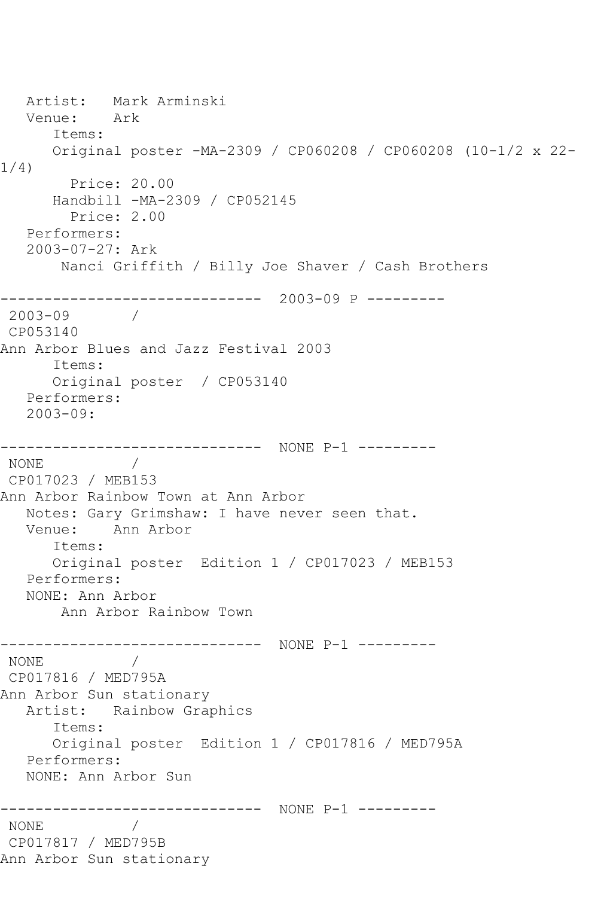```
   Artist:   Mark Arminski
   Venue:    Ark
      Items:
      Original poster -MA-2309 / CP060208 / CP060208 (10-1/2 x 22-
1/4)
        Price: 20.00
      Handbill -MA-2309 / CP052145
        Price: 2.00
   Performers:
   2003-07-27: Ark
       Nanci Griffith / Billy Joe Shaver / Cash Brothers

------------------------------  2003-09 P ---------
 2003-09       /
 CP053140
Ann Arbor Blues and Jazz Festival 2003
      Items:
      Original poster  / CP053140
   Performers:
   2003-09:

------------------------------  NONE P-1 ---------
 NONE          /
 CP017023 / MEB153
Ann Arbor Rainbow Town at Ann Arbor
   Notes: Gary Grimshaw: I have never seen that.
   Venue:    Ann Arbor
      Items:
      Original poster  Edition 1 / CP017023 / MEB153
   Performers:
   NONE: Ann Arbor
       Ann Arbor Rainbow Town

------------------------------  NONE P-1 ---------
 NONE          /
 CP017816 / MED795A
Ann Arbor Sun stationary
   Artist:   Rainbow Graphics
      Items:
      Original poster  Edition 1 / CP017816 / MED795A
   Performers:
   NONE: Ann Arbor Sun

------------------------------  NONE P-1 ---------
 NONE          /
 CP017817 / MED795B
Ann Arbor Sun stationary
```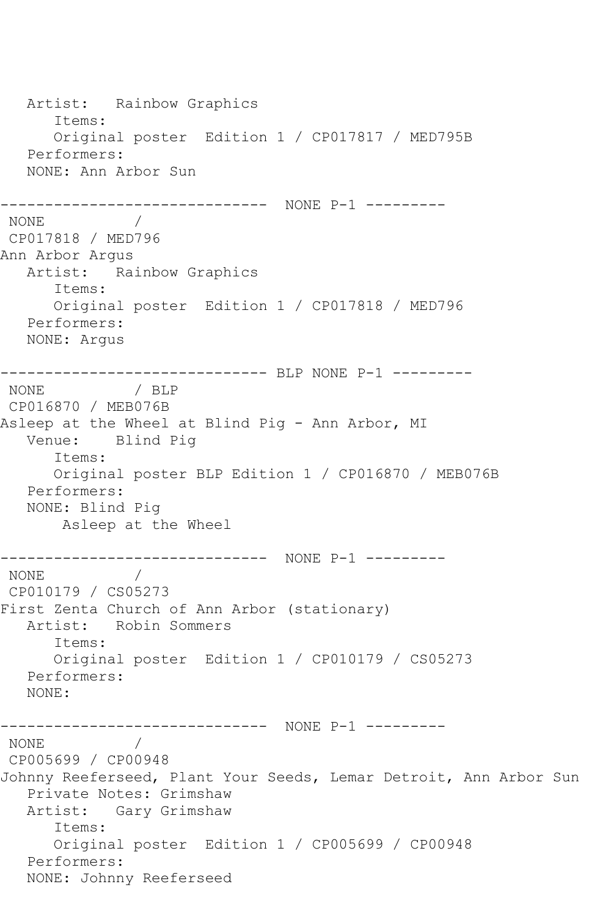```
   Artist:   Rainbow Graphics
      Items:
      Original poster  Edition 1 / CP017817 / MED795B
   Performers:
   NONE: Ann Arbor Sun

------------------------------  NONE P-1 ---------
 NONE           /
 CP017818 / MED796
Ann Arbor Argus
   Artist:   Rainbow Graphics
      Items:
      Original poster  Edition 1 / CP017818 / MED796
   Performers:
   NONE: Argus

------------------------------ BLP NONE P-1 ---------
 NONE           / BLP
 CP016870 / MEB076B
Asleep at the Wheel at Blind Pig - Ann Arbor, MI
   Venue:    Blind Pig
      Items:
      Original poster BLP Edition 1 / CP016870 / MEB076B
   Performers:
   NONE: Blind Pig
       Asleep at the Wheel

------------------------------  NONE P-1 ---------
 NONE           /
 CP010179 / CS05273
First Zenta Church of Ann Arbor (stationary)
   Artist:   Robin Sommers
      Items:
      Original poster  Edition 1 / CP010179 / CS05273
   Performers:
   NONE:

------------------------------  NONE P-1 ---------
 NONE           /
 CP005699 / CP00948
Johnny Reeferseed, Plant Your Seeds, Lemar Detroit, Ann Arbor Sun
   Private Notes: Grimshaw
   Artist:   Gary Grimshaw
      Items:
      Original poster  Edition 1 / CP005699 / CP00948
   Performers:
   NONE: Johnny Reeferseed
```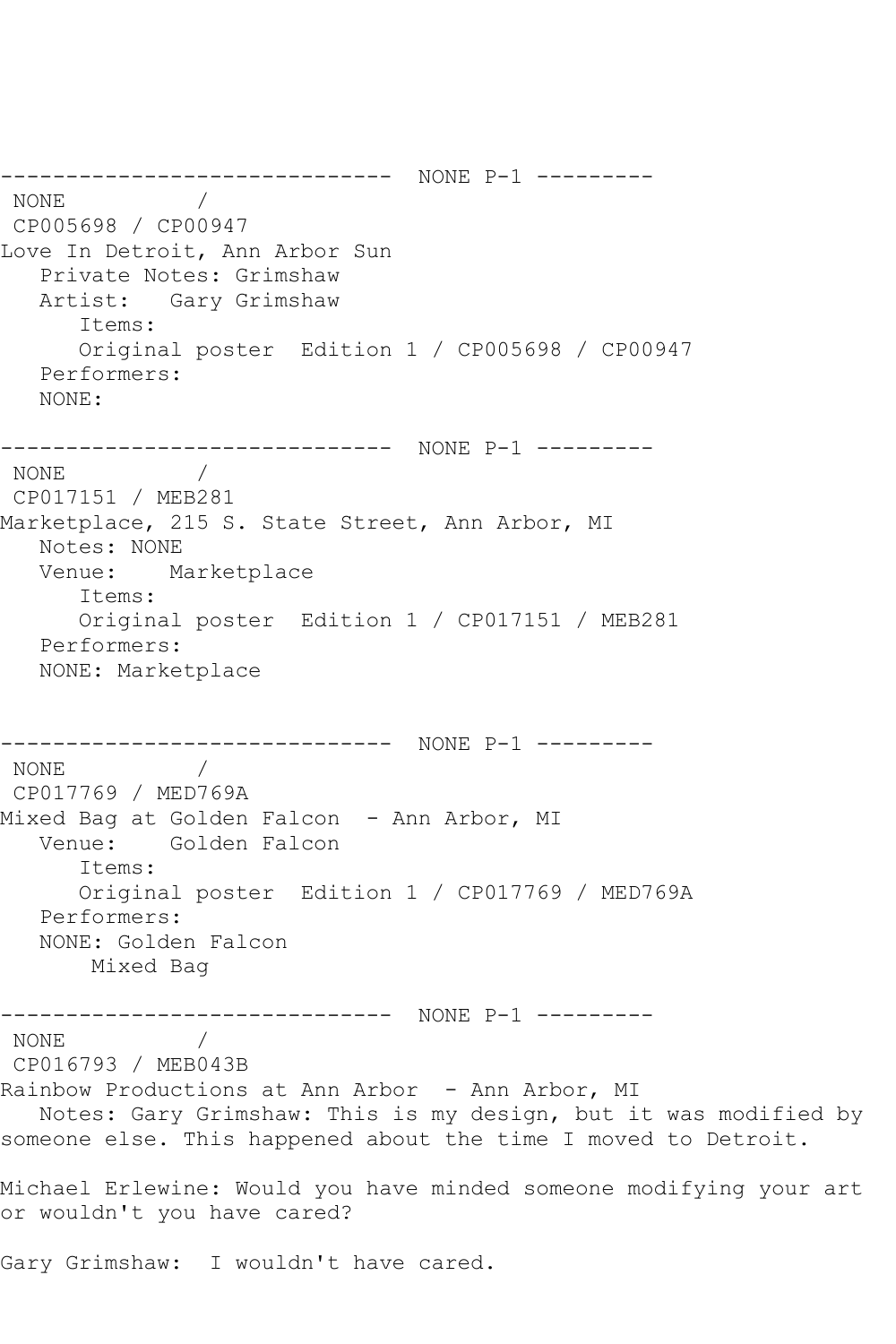------------------------------  NONE P-1 ---------
NONE          /
CP005698 / CP00947
Love In Detroit, Ann Arbor Sun
Private Notes: Grimshaw
Artist:   Gary Grimshaw
Items:
Original poster  Edition 1 / CP005698 / CP00947
Performers:
NONE:

------------------------------  NONE P-1 ---------
NONE          /
CP017151 / MEB281
Marketplace, 215 S. State Street, Ann Arbor, MI
Notes: NONE
Venue:    Marketplace
Items:
Original poster  Edition 1 / CP017151 / MEB281
Performers:
NONE: Marketplace

------------------------------  NONE P-1 ---------
NONE          /
CP017769 / MED769A
Mixed Bag at Golden Falcon  - Ann Arbor, MI
Venue:    Golden Falcon
Items:
Original poster  Edition 1 / CP017769 / MED769A
Performers:
NONE: Golden Falcon
Mixed Bag

------------------------------  NONE P-1 ---------
NONE          /
CP016793 / MEB043B
Rainbow Productions at Ann Arbor  - Ann Arbor, MI
Notes: Gary Grimshaw: This is my design, but it was modified by someone else. This happened about the time I moved to Detroit.

Michael Erlewine: Would you have minded someone modifying your art or wouldn't you have cared?

Gary Grimshaw:  I wouldn't have cared.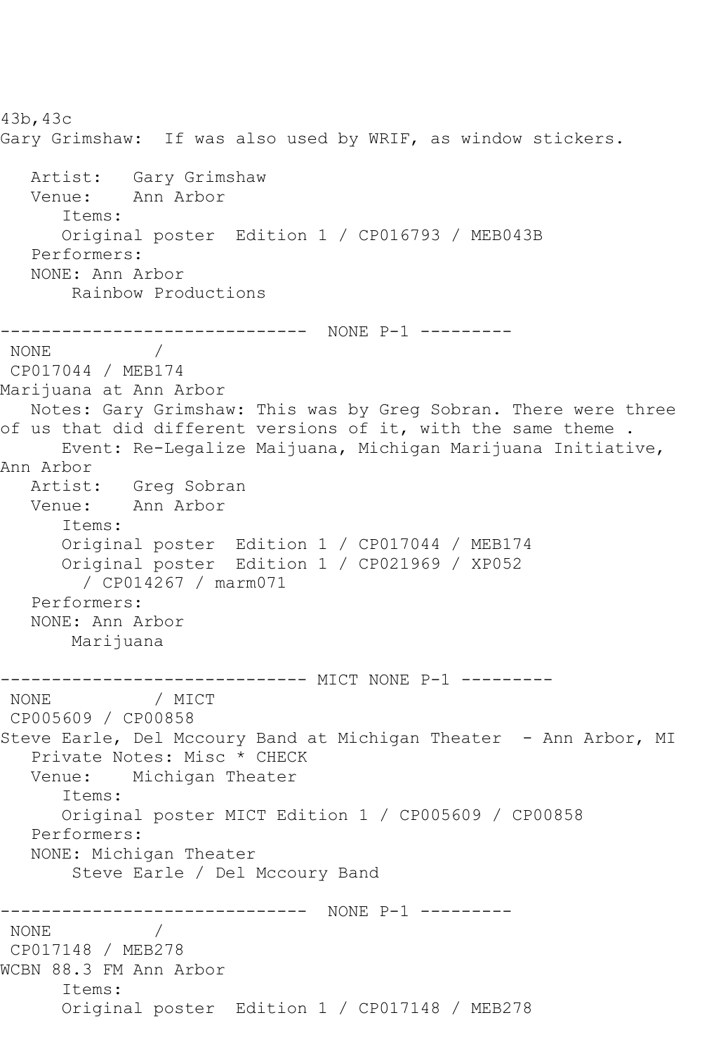43b,43c
Gary Grimshaw:  If was also used by WRIF, as window stickers.

   Artist:   Gary Grimshaw
   Venue:    Ann Arbor
      Items:
      Original poster  Edition 1 / CP016793 / MEB043B
   Performers:
   NONE: Ann Arbor
       Rainbow Productions

------------------------------  NONE P-1 ---------
 NONE          /
 CP017044 / MEB174
Marijuana at Ann Arbor
   Notes: Gary Grimshaw: This was by Greg Sobran. There were three of us that did different versions of it, with the same theme .
      Event: Re-Legalize Maijuana, Michigan Marijuana Initiative, Ann Arbor
   Artist:   Greg Sobran
   Venue:    Ann Arbor
      Items:
      Original poster  Edition 1 / CP017044 / MEB174
      Original poster  Edition 1 / CP021969 / XP052
        / CP014267 / marm071
   Performers:
   NONE: Ann Arbor
       Marijuana

------------------------------ MICT NONE P-1 ---------
 NONE          / MICT
 CP005609 / CP00858
Steve Earle, Del Mccoury Band at Michigan Theater  - Ann Arbor, MI
   Private Notes: Misc * CHECK
   Venue:    Michigan Theater
      Items:
      Original poster MICT Edition 1 / CP005609 / CP00858
   Performers:
   NONE: Michigan Theater
       Steve Earle / Del Mccoury Band

------------------------------  NONE P-1 ---------
 NONE          /
 CP017148 / MEB278
WCBN 88.3 FM Ann Arbor
      Items:
      Original poster  Edition 1 / CP017148 / MEB278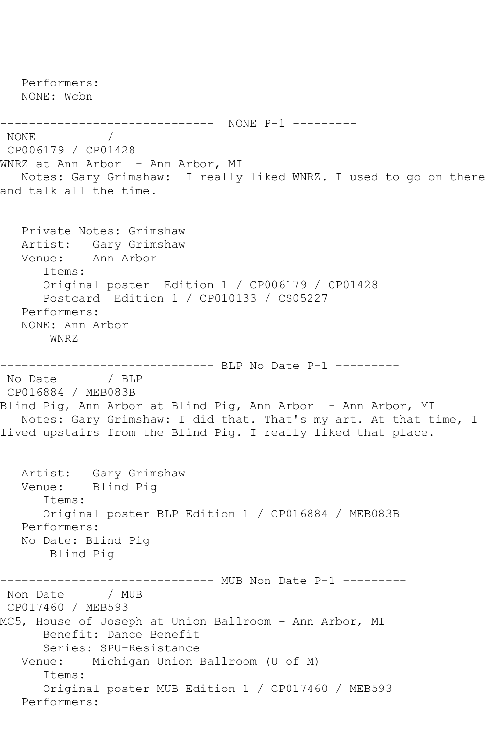Performers:
NONE: Wcbn

------------------------------ NONE P-1 ---------

NONE /
CP006179 / CP01428
WNRZ at Ann Arbor - Ann Arbor, MI
Notes: Gary Grimshaw: I really liked WNRZ. I used to go on there and talk all the time.

Private Notes: Grimshaw
Artist: Gary Grimshaw
Venue: Ann Arbor
Items:
Original poster Edition 1 / CP006179 / CP01428
Postcard Edition 1 / CP010133 / CS05227
Performers:
NONE: Ann Arbor
WNRZ

------------------------------ BLP No Date P-1 ---------

No Date / BLP
CP016884 / MEB083B
Blind Pig, Ann Arbor at Blind Pig, Ann Arbor - Ann Arbor, MI
Notes: Gary Grimshaw: I did that. That's my art. At that time, I lived upstairs from the Blind Pig. I really liked that place.

Artist: Gary Grimshaw
Venue: Blind Pig
Items:
Original poster BLP Edition 1 / CP016884 / MEB083B
Performers:
No Date: Blind Pig
Blind Pig

------------------------------ MUB Non Date P-1 ---------

Non Date / MUB
CP017460 / MEB593
MC5, House of Joseph at Union Ballroom - Ann Arbor, MI
Benefit: Dance Benefit
Series: SPU-Resistance
Venue: Michigan Union Ballroom (U of M)
Items:
Original poster MUB Edition 1 / CP017460 / MEB593
Performers: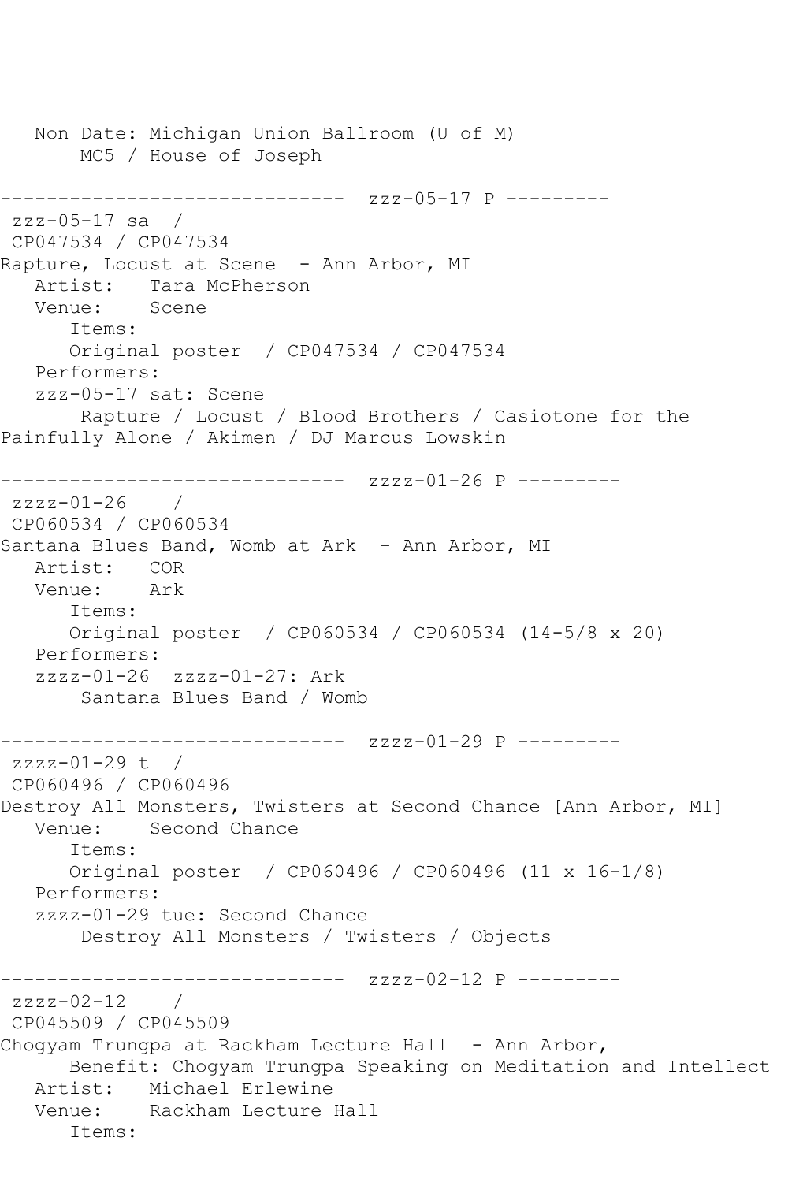```
   Non Date: Michigan Union Ballroom (U of M)
       MC5 / House of Joseph

------------------------------  zzz-05-17 P ---------
 zzz-05-17 sa  /
 CP047534 / CP047534
Rapture, Locust at Scene  - Ann Arbor, MI
   Artist:   Tara McPherson
   Venue:    Scene
      Items:
      Original poster  / CP047534 / CP047534
   Performers:
   zzz-05-17 sat: Scene
       Rapture / Locust / Blood Brothers / Casiotone for the
Painfully Alone / Akimen / DJ Marcus Lowskin

------------------------------  zzzz-01-26 P ---------
 zzzz-01-26    /
 CP060534 / CP060534
Santana Blues Band, Womb at Ark  - Ann Arbor, MI
   Artist:   COR
   Venue:    Ark
      Items:
      Original poster  / CP060534 / CP060534 (14-5/8 x 20)
   Performers:
   zzzz-01-26  zzzz-01-27: Ark
       Santana Blues Band / Womb

------------------------------  zzzz-01-29 P ---------
 zzzz-01-29 t  /
 CP060496 / CP060496
Destroy All Monsters, Twisters at Second Chance [Ann Arbor, MI]
   Venue:    Second Chance
      Items:
      Original poster  / CP060496 / CP060496 (11 x 16-1/8)
   Performers:
   zzzz-01-29 tue: Second Chance
       Destroy All Monsters / Twisters / Objects

------------------------------  zzzz-02-12 P ---------
 zzzz-02-12    /
 CP045509 / CP045509
Chogyam Trungpa at Rackham Lecture Hall  - Ann Arbor,
      Benefit: Chogyam Trungpa Speaking on Meditation and Intellect
   Artist:   Michael Erlewine
   Venue:    Rackham Lecture Hall
      Items:
```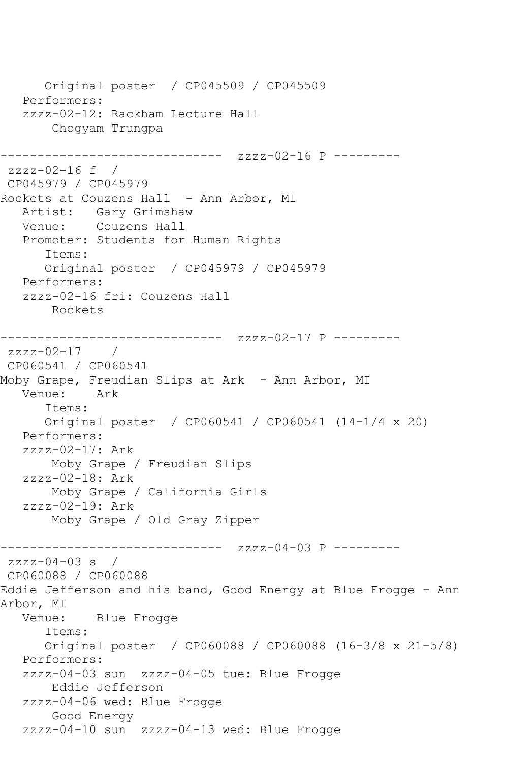```
      Original poster  / CP045509 / CP045509
   Performers:
   zzzz-02-12: Rackham Lecture Hall
       Chogyam Trungpa

------------------------------  zzzz-02-16 P ---------
 zzzz-02-16 f  /
 CP045979 / CP045979
Rockets at Couzens Hall  - Ann Arbor, MI
   Artist:   Gary Grimshaw
   Venue:    Couzens Hall
   Promoter: Students for Human Rights
      Items:
      Original poster  / CP045979 / CP045979
   Performers:
   zzzz-02-16 fri: Couzens Hall
       Rockets

------------------------------  zzzz-02-17 P ---------
 zzzz-02-17    /
 CP060541 / CP060541
Moby Grape, Freudian Slips at Ark  - Ann Arbor, MI
   Venue:    Ark
      Items:
      Original poster  / CP060541 / CP060541 (14-1/4 x 20)
   Performers:
   zzzz-02-17: Ark
       Moby Grape / Freudian Slips
   zzzz-02-18: Ark
       Moby Grape / California Girls
   zzzz-02-19: Ark
       Moby Grape / Old Gray Zipper

------------------------------  zzzz-04-03 P ---------
 zzzz-04-03 s  /
 CP060088 / CP060088
Eddie Jefferson and his band, Good Energy at Blue Frogge - Ann
Arbor, MI
   Venue:    Blue Frogge
      Items:
      Original poster  / CP060088 / CP060088 (16-3/8 x 21-5/8)
   Performers:
   zzzz-04-03 sun  zzzz-04-05 tue: Blue Frogge
       Eddie Jefferson
   zzzz-04-06 wed: Blue Frogge
       Good Energy
   zzzz-04-10 sun  zzzz-04-13 wed: Blue Frogge
```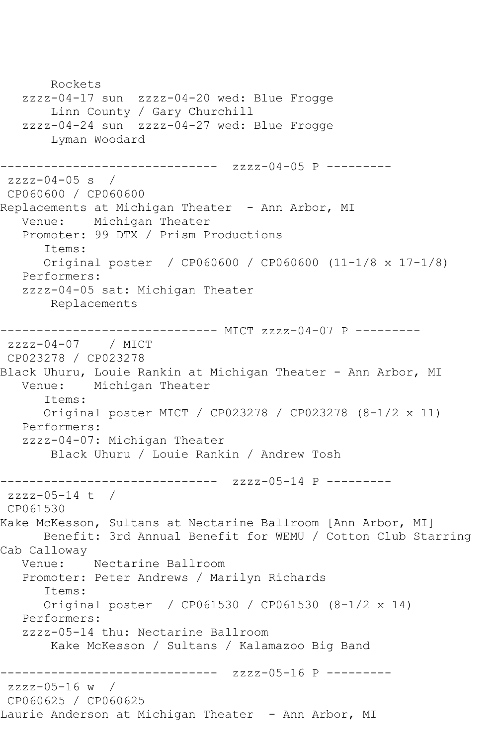```
       Rockets
   zzzz-04-17 sun  zzzz-04-20 wed: Blue Frogge
       Linn County / Gary Churchill
   zzzz-04-24 sun  zzzz-04-27 wed: Blue Frogge
       Lyman Woodard

------------------------------  zzzz-04-05 P ---------
 zzzz-04-05 s  / 
 CP060600 / CP060600
Replacements at Michigan Theater  - Ann Arbor, MI
   Venue:    Michigan Theater
   Promoter: 99 DTX / Prism Productions
      Items:
      Original poster  / CP060600 / CP060600 (11-1/8 x 17-1/8)
   Performers:
   zzzz-04-05 sat: Michigan Theater
       Replacements

------------------------------ MICT zzzz-04-07 P ---------
 zzzz-04-07    / MICT
 CP023278 / CP023278
Black Uhuru, Louie Rankin at Michigan Theater - Ann Arbor, MI
   Venue:    Michigan Theater
      Items:
      Original poster MICT / CP023278 / CP023278 (8-1/2 x 11)
   Performers:
   zzzz-04-07: Michigan Theater
       Black Uhuru / Louie Rankin / Andrew Tosh

------------------------------  zzzz-05-14 P ---------
 zzzz-05-14 t  / 
 CP061530
Kake McKesson, Sultans at Nectarine Ballroom [Ann Arbor, MI]
      Benefit: 3rd Annual Benefit for WEMU / Cotton Club Starring 
Cab Calloway
   Venue:    Nectarine Ballroom
   Promoter: Peter Andrews / Marilyn Richards
      Items:
      Original poster  / CP061530 / CP061530 (8-1/2 x 14)
   Performers:
   zzzz-05-14 thu: Nectarine Ballroom
       Kake McKesson / Sultans / Kalamazoo Big Band

------------------------------  zzzz-05-16 P ---------
 zzzz-05-16 w  / 
 CP060625 / CP060625
Laurie Anderson at Michigan Theater  - Ann Arbor, MI
```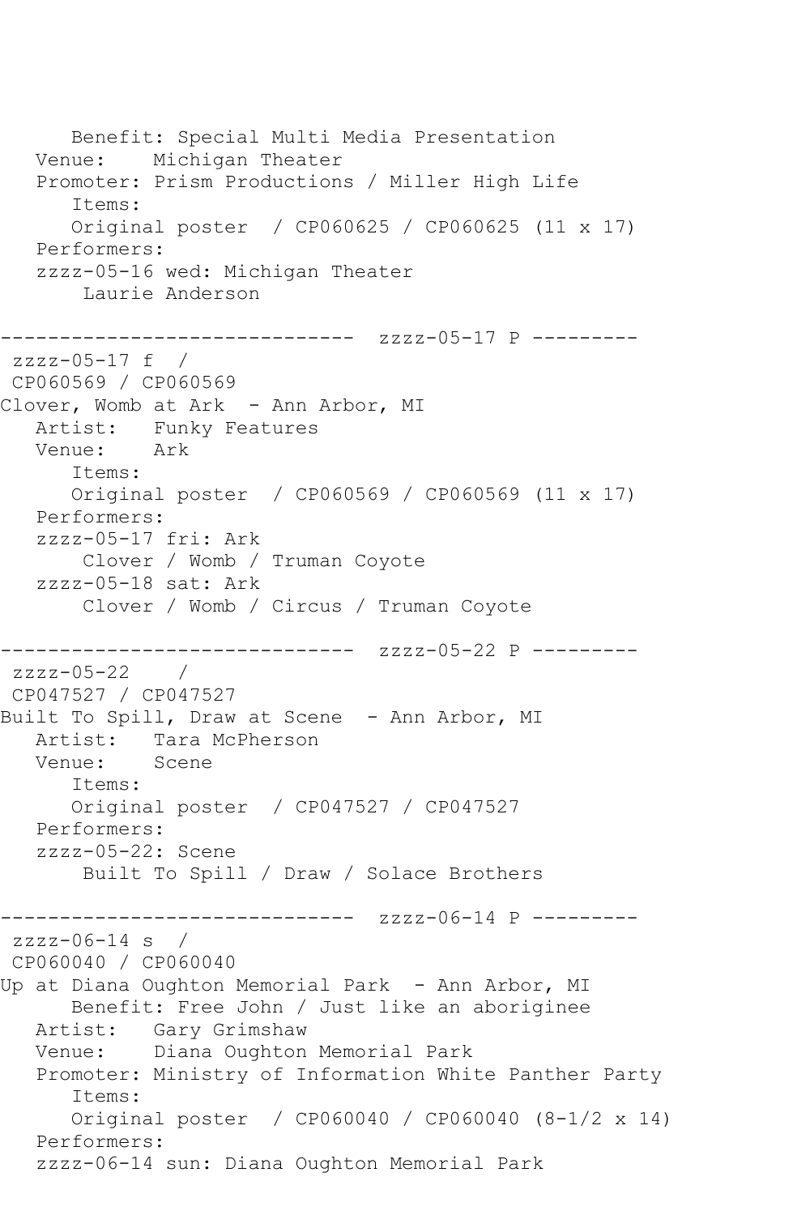```
      Benefit: Special Multi Media Presentation
   Venue:    Michigan Theater
   Promoter: Prism Productions / Miller High Life
      Items:
      Original poster  / CP060625 / CP060625 (11 x 17)
   Performers:
   zzzz-05-16 wed: Michigan Theater
       Laurie Anderson

------------------------------  zzzz-05-17 P ---------
 zzzz-05-17 f  /
 CP060569 / CP060569
Clover, Womb at Ark  - Ann Arbor, MI
   Artist:   Funky Features
   Venue:    Ark
      Items:
      Original poster  / CP060569 / CP060569 (11 x 17)
   Performers:
   zzzz-05-17 fri: Ark
       Clover / Womb / Truman Coyote
   zzzz-05-18 sat: Ark
       Clover / Womb / Circus / Truman Coyote

------------------------------  zzzz-05-22 P ---------
 zzzz-05-22    /
 CP047527 / CP047527
Built To Spill, Draw at Scene  - Ann Arbor, MI
   Artist:   Tara McPherson
   Venue:    Scene
      Items:
      Original poster  / CP047527 / CP047527
   Performers:
   zzzz-05-22: Scene
       Built To Spill / Draw / Solace Brothers

------------------------------  zzzz-06-14 P ---------
 zzzz-06-14 s  /
 CP060040 / CP060040
Up at Diana Oughton Memorial Park  - Ann Arbor, MI
      Benefit: Free John / Just like an aboriginee
   Artist:   Gary Grimshaw
   Venue:    Diana Oughton Memorial Park
   Promoter: Ministry of Information White Panther Party
      Items:
      Original poster  / CP060040 / CP060040 (8-1/2 x 14)
   Performers:
   zzzz-06-14 sun: Diana Oughton Memorial Park
```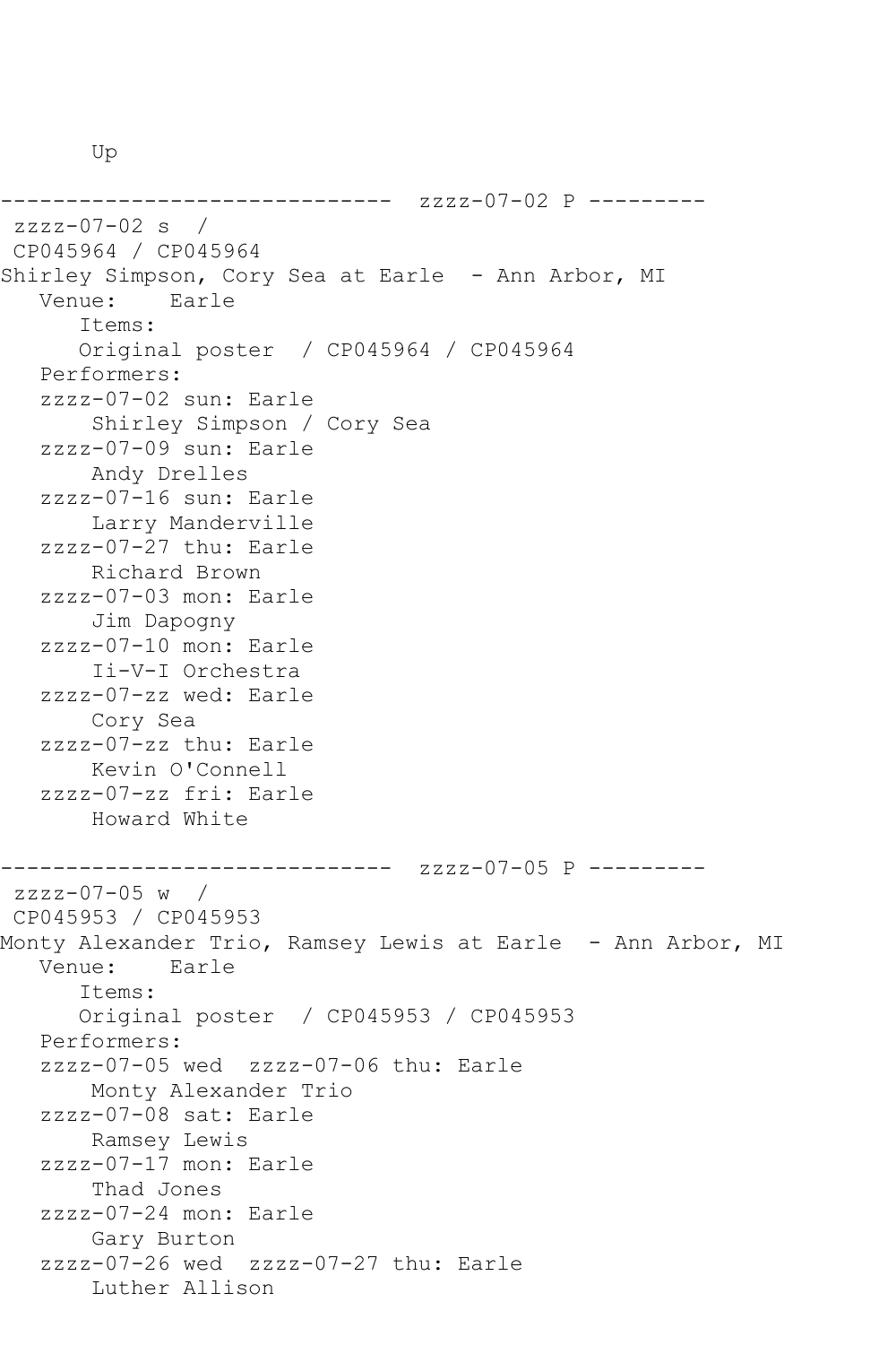Up

```
------------------------------  zzzz-07-02 P ---------
 zzzz-07-02 s  /
 CP045964 / CP045964
Shirley Simpson, Cory Sea at Earle  - Ann Arbor, MI
   Venue:    Earle
      Items:
      Original poster  / CP045964 / CP045964
   Performers:
   zzzz-07-02 sun: Earle
       Shirley Simpson / Cory Sea
   zzzz-07-09 sun: Earle
       Andy Drelles
   zzzz-07-16 sun: Earle
       Larry Manderville
   zzzz-07-27 thu: Earle
       Richard Brown
   zzzz-07-03 mon: Earle
       Jim Dapogny
   zzzz-07-10 mon: Earle
       Ii-V-I Orchestra
   zzzz-07-zz wed: Earle
       Cory Sea
   zzzz-07-zz thu: Earle
       Kevin O'Connell
   zzzz-07-zz fri: Earle
       Howard White

------------------------------  zzzz-07-05 P ---------
 zzzz-07-05 w  /
 CP045953 / CP045953
Monty Alexander Trio, Ramsey Lewis at Earle  - Ann Arbor, MI
   Venue:    Earle
      Items:
      Original poster  / CP045953 / CP045953
   Performers:
   zzzz-07-05 wed  zzzz-07-06 thu: Earle
       Monty Alexander Trio
   zzzz-07-08 sat: Earle
       Ramsey Lewis
   zzzz-07-17 mon: Earle
       Thad Jones
   zzzz-07-24 mon: Earle
       Gary Burton
   zzzz-07-26 wed  zzzz-07-27 thu: Earle
       Luther Allison
```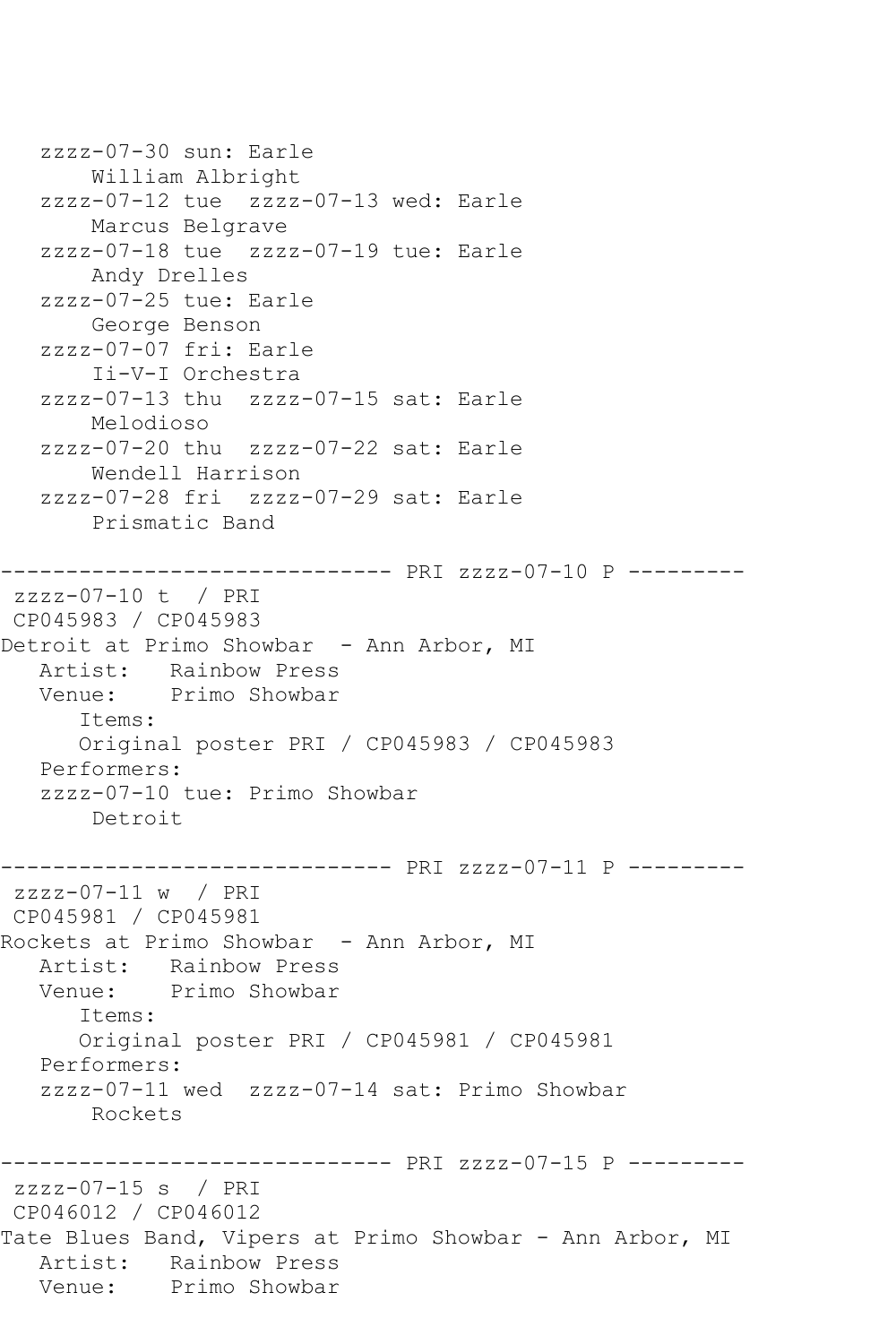```
   zzzz-07-30 sun: Earle
       William Albright
   zzzz-07-12 tue  zzzz-07-13 wed: Earle
       Marcus Belgrave
   zzzz-07-18 tue  zzzz-07-19 tue: Earle
       Andy Drelles
   zzzz-07-25 tue: Earle
       George Benson
   zzzz-07-07 fri: Earle
       Ii-V-I Orchestra
   zzzz-07-13 thu  zzzz-07-15 sat: Earle
       Melodioso
   zzzz-07-20 thu  zzzz-07-22 sat: Earle
       Wendell Harrison
   zzzz-07-28 fri  zzzz-07-29 sat: Earle
       Prismatic Band

------------------------------ PRI zzzz-07-10 P ---------
 zzzz-07-10 t  / PRI
 CP045983 / CP045983
Detroit at Primo Showbar  - Ann Arbor, MI
   Artist:   Rainbow Press
   Venue:    Primo Showbar
      Items:
      Original poster PRI / CP045983 / CP045983
   Performers:
   zzzz-07-10 tue: Primo Showbar
       Detroit

------------------------------ PRI zzzz-07-11 P ---------
 zzzz-07-11 w  / PRI
 CP045981 / CP045981
Rockets at Primo Showbar  - Ann Arbor, MI
   Artist:   Rainbow Press
   Venue:    Primo Showbar
      Items:
      Original poster PRI / CP045981 / CP045981
   Performers:
   zzzz-07-11 wed  zzzz-07-14 sat: Primo Showbar
       Rockets

------------------------------ PRI zzzz-07-15 P ---------
 zzzz-07-15 s  / PRI
 CP046012 / CP046012
Tate Blues Band, Vipers at Primo Showbar - Ann Arbor, MI
   Artist:   Rainbow Press
   Venue:    Primo Showbar
```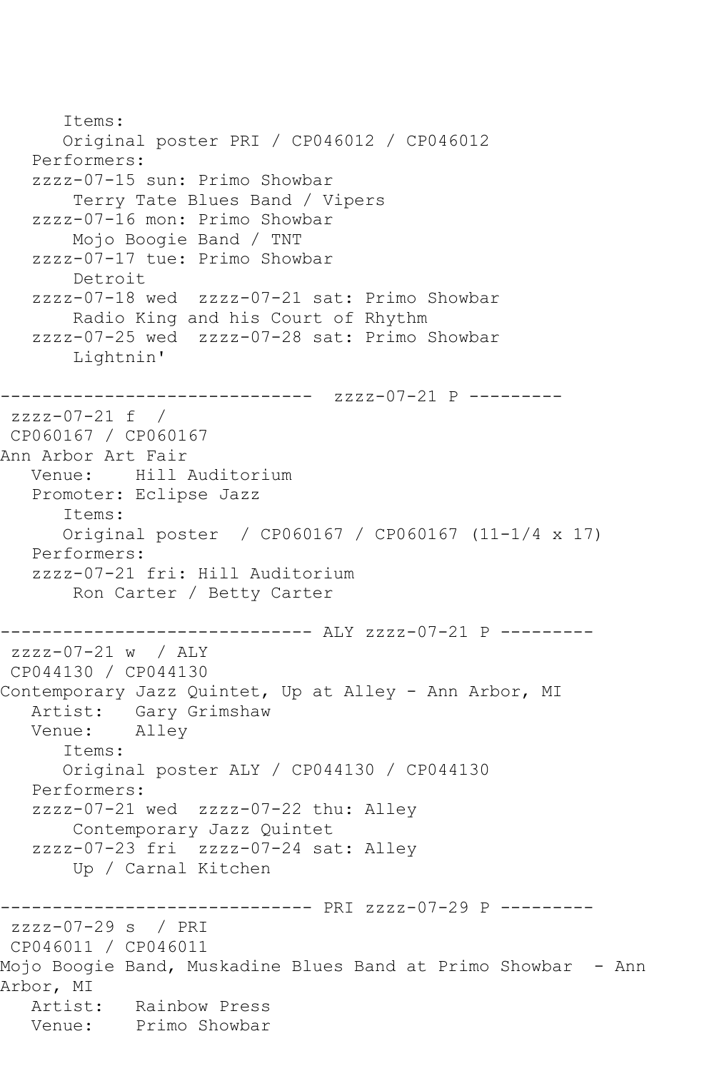```
      Items:
      Original poster PRI / CP046012 / CP046012
   Performers:
   zzzz-07-15 sun: Primo Showbar
       Terry Tate Blues Band / Vipers
   zzzz-07-16 mon: Primo Showbar
       Mojo Boogie Band / TNT
   zzzz-07-17 tue: Primo Showbar
       Detroit
   zzzz-07-18 wed  zzzz-07-21 sat: Primo Showbar
       Radio King and his Court of Rhythm
   zzzz-07-25 wed  zzzz-07-28 sat: Primo Showbar
       Lightnin'

------------------------------  zzzz-07-21 P ---------
 zzzz-07-21 f  /
 CP060167 / CP060167
Ann Arbor Art Fair
   Venue:    Hill Auditorium
   Promoter: Eclipse Jazz
      Items:
      Original poster  / CP060167 / CP060167 (11-1/4 x 17)
   Performers:
   zzzz-07-21 fri: Hill Auditorium
       Ron Carter / Betty Carter

------------------------------ ALY zzzz-07-21 P ---------
 zzzz-07-21 w  / ALY
 CP044130 / CP044130
Contemporary Jazz Quintet, Up at Alley - Ann Arbor, MI
   Artist:   Gary Grimshaw
   Venue:    Alley
      Items:
      Original poster ALY / CP044130 / CP044130
   Performers:
   zzzz-07-21 wed  zzzz-07-22 thu: Alley
       Contemporary Jazz Quintet
   zzzz-07-23 fri  zzzz-07-24 sat: Alley
       Up / Carnal Kitchen

------------------------------ PRI zzzz-07-29 P ---------
 zzzz-07-29 s  / PRI
 CP046011 / CP046011
Mojo Boogie Band, Muskadine Blues Band at Primo Showbar  - Ann
Arbor, MI
   Artist:   Rainbow Press
   Venue:    Primo Showbar
```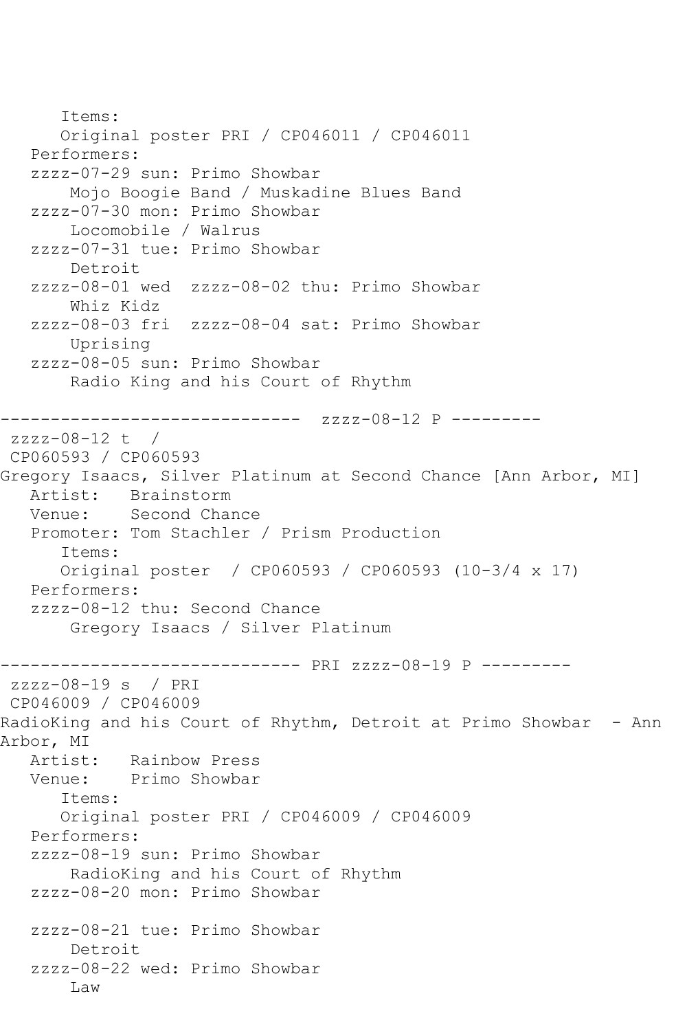```
      Items:
      Original poster PRI / CP046011 / CP046011
   Performers:
   zzzz-07-29 sun: Primo Showbar
       Mojo Boogie Band / Muskadine Blues Band
   zzzz-07-30 mon: Primo Showbar
       Locomobile / Walrus
   zzzz-07-31 tue: Primo Showbar
       Detroit
   zzzz-08-01 wed  zzzz-08-02 thu: Primo Showbar
       Whiz Kidz
   zzzz-08-03 fri  zzzz-08-04 sat: Primo Showbar
       Uprising
   zzzz-08-05 sun: Primo Showbar
       Radio King and his Court of Rhythm

------------------------------  zzzz-08-12 P ---------
 zzzz-08-12 t  /
 CP060593 / CP060593
Gregory Isaacs, Silver Platinum at Second Chance [Ann Arbor, MI]
   Artist:   Brainstorm
   Venue:    Second Chance
   Promoter: Tom Stachler / Prism Production
      Items:
      Original poster  / CP060593 / CP060593 (10-3/4 x 17)
   Performers:
   zzzz-08-12 thu: Second Chance
       Gregory Isaacs / Silver Platinum

------------------------------ PRI zzzz-08-19 P ---------
 zzzz-08-19 s  / PRI
 CP046009 / CP046009
RadioKing and his Court of Rhythm, Detroit at Primo Showbar  - Ann
Arbor, MI
   Artist:   Rainbow Press
   Venue:    Primo Showbar
      Items:
      Original poster PRI / CP046009 / CP046009
   Performers:
   zzzz-08-19 sun: Primo Showbar
       RadioKing and his Court of Rhythm
   zzzz-08-20 mon: Primo Showbar

   zzzz-08-21 tue: Primo Showbar
       Detroit
   zzzz-08-22 wed: Primo Showbar
       Law
```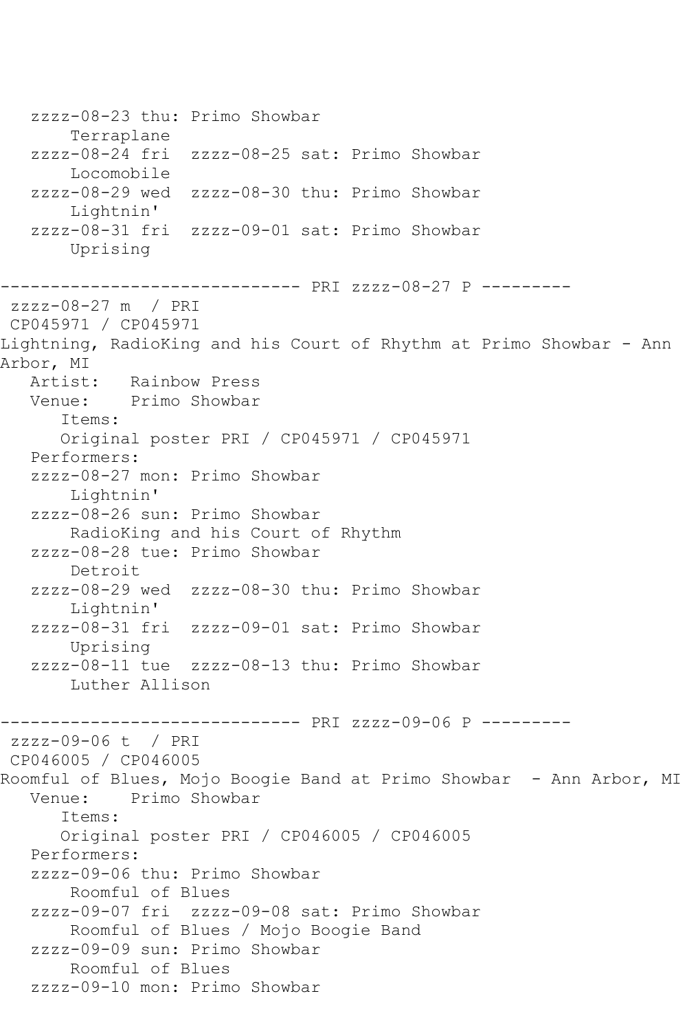```
   zzzz-08-23 thu: Primo Showbar
       Terraplane
   zzzz-08-24 fri  zzzz-08-25 sat: Primo Showbar
       Locomobile
   zzzz-08-29 wed  zzzz-08-30 thu: Primo Showbar
       Lightnin'
   zzzz-08-31 fri  zzzz-09-01 sat: Primo Showbar
       Uprising

------------------------------ PRI zzzz-08-27 P ---------
 zzzz-08-27 m  / PRI
 CP045971 / CP045971
Lightning, RadioKing and his Court of Rhythm at Primo Showbar - Ann 
Arbor, MI
   Artist:   Rainbow Press
   Venue:    Primo Showbar
      Items:
      Original poster PRI / CP045971 / CP045971
   Performers:
   zzzz-08-27 mon: Primo Showbar
       Lightnin'
   zzzz-08-26 sun: Primo Showbar
       RadioKing and his Court of Rhythm
   zzzz-08-28 tue: Primo Showbar
       Detroit
   zzzz-08-29 wed  zzzz-08-30 thu: Primo Showbar
       Lightnin'
   zzzz-08-31 fri  zzzz-09-01 sat: Primo Showbar
       Uprising
   zzzz-08-11 tue  zzzz-08-13 thu: Primo Showbar
       Luther Allison

------------------------------ PRI zzzz-09-06 P ---------
 zzzz-09-06 t  / PRI
 CP046005 / CP046005
Roomful of Blues, Mojo Boogie Band at Primo Showbar  - Ann Arbor, MI
   Venue:    Primo Showbar
      Items:
      Original poster PRI / CP046005 / CP046005
   Performers:
   zzzz-09-06 thu: Primo Showbar
       Roomful of Blues
   zzzz-09-07 fri  zzzz-09-08 sat: Primo Showbar
       Roomful of Blues / Mojo Boogie Band
   zzzz-09-09 sun: Primo Showbar
       Roomful of Blues
   zzzz-09-10 mon: Primo Showbar
```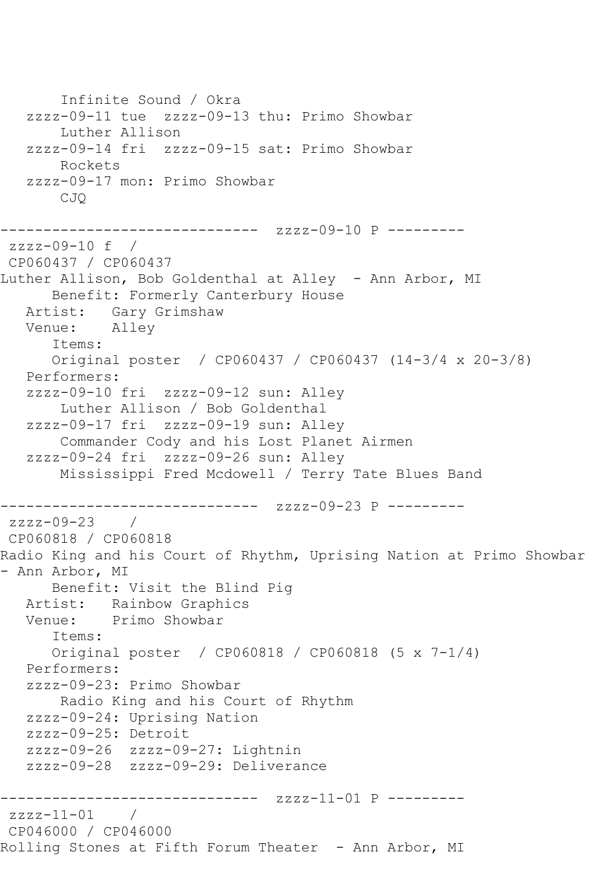```
       Infinite Sound / Okra
   zzzz-09-11 tue  zzzz-09-13 thu: Primo Showbar
       Luther Allison
   zzzz-09-14 fri  zzzz-09-15 sat: Primo Showbar
       Rockets
   zzzz-09-17 mon: Primo Showbar
       CJQ

------------------------------  zzzz-09-10 P ---------
 zzzz-09-10 f  /
 CP060437 / CP060437
Luther Allison, Bob Goldenthal at Alley  - Ann Arbor, MI
      Benefit: Formerly Canterbury House
   Artist:   Gary Grimshaw
   Venue:    Alley
      Items:
      Original poster  / CP060437 / CP060437 (14-3/4 x 20-3/8)
   Performers:
   zzzz-09-10 fri  zzzz-09-12 sun: Alley
       Luther Allison / Bob Goldenthal
   zzzz-09-17 fri  zzzz-09-19 sun: Alley
       Commander Cody and his Lost Planet Airmen
   zzzz-09-24 fri  zzzz-09-26 sun: Alley
       Mississippi Fred Mcdowell / Terry Tate Blues Band

------------------------------  zzzz-09-23 P ---------
 zzzz-09-23    /
 CP060818 / CP060818
Radio King and his Court of Rhythm, Uprising Nation at Primo Showbar
- Ann Arbor, MI
      Benefit: Visit the Blind Pig
   Artist:   Rainbow Graphics
   Venue:    Primo Showbar
      Items:
      Original poster  / CP060818 / CP060818 (5 x 7-1/4)
   Performers:
   zzzz-09-23: Primo Showbar
       Radio King and his Court of Rhythm
   zzzz-09-24: Uprising Nation
   zzzz-09-25: Detroit
   zzzz-09-26  zzzz-09-27: Lightnin
   zzzz-09-28  zzzz-09-29: Deliverance

------------------------------  zzzz-11-01 P ---------
 zzzz-11-01    /
 CP046000 / CP046000
Rolling Stones at Fifth Forum Theater  - Ann Arbor, MI
```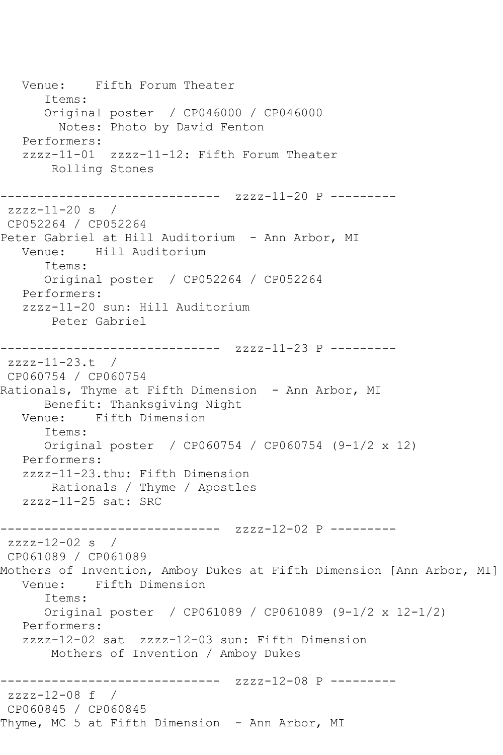```
   Venue:    Fifth Forum Theater
      Items:
      Original poster  / CP046000 / CP046000
        Notes: Photo by David Fenton
   Performers:
   zzzz-11-01  zzzz-11-12: Fifth Forum Theater
       Rolling Stones

------------------------------  zzzz-11-20 P ---------
 zzzz-11-20 s  /
 CP052264 / CP052264
Peter Gabriel at Hill Auditorium  - Ann Arbor, MI
   Venue:    Hill Auditorium
      Items:
      Original poster  / CP052264 / CP052264
   Performers:
   zzzz-11-20 sun: Hill Auditorium
       Peter Gabriel

------------------------------  zzzz-11-23 P ---------
 zzzz-11-23.t  /
 CP060754 / CP060754
Rationals, Thyme at Fifth Dimension  - Ann Arbor, MI
      Benefit: Thanksgiving Night
   Venue:    Fifth Dimension
      Items:
      Original poster  / CP060754 / CP060754 (9-1/2 x 12)
   Performers:
   zzzz-11-23.thu: Fifth Dimension
       Rationals / Thyme / Apostles
   zzzz-11-25 sat: SRC

------------------------------  zzzz-12-02 P ---------
 zzzz-12-02 s  /
 CP061089 / CP061089
Mothers of Invention, Amboy Dukes at Fifth Dimension [Ann Arbor, MI]
   Venue:    Fifth Dimension
      Items:
      Original poster  / CP061089 / CP061089 (9-1/2 x 12-1/2)
   Performers:
   zzzz-12-02 sat  zzzz-12-03 sun: Fifth Dimension
       Mothers of Invention / Amboy Dukes

------------------------------  zzzz-12-08 P ---------
 zzzz-12-08 f  /
 CP060845 / CP060845
Thyme, MC 5 at Fifth Dimension  - Ann Arbor, MI
```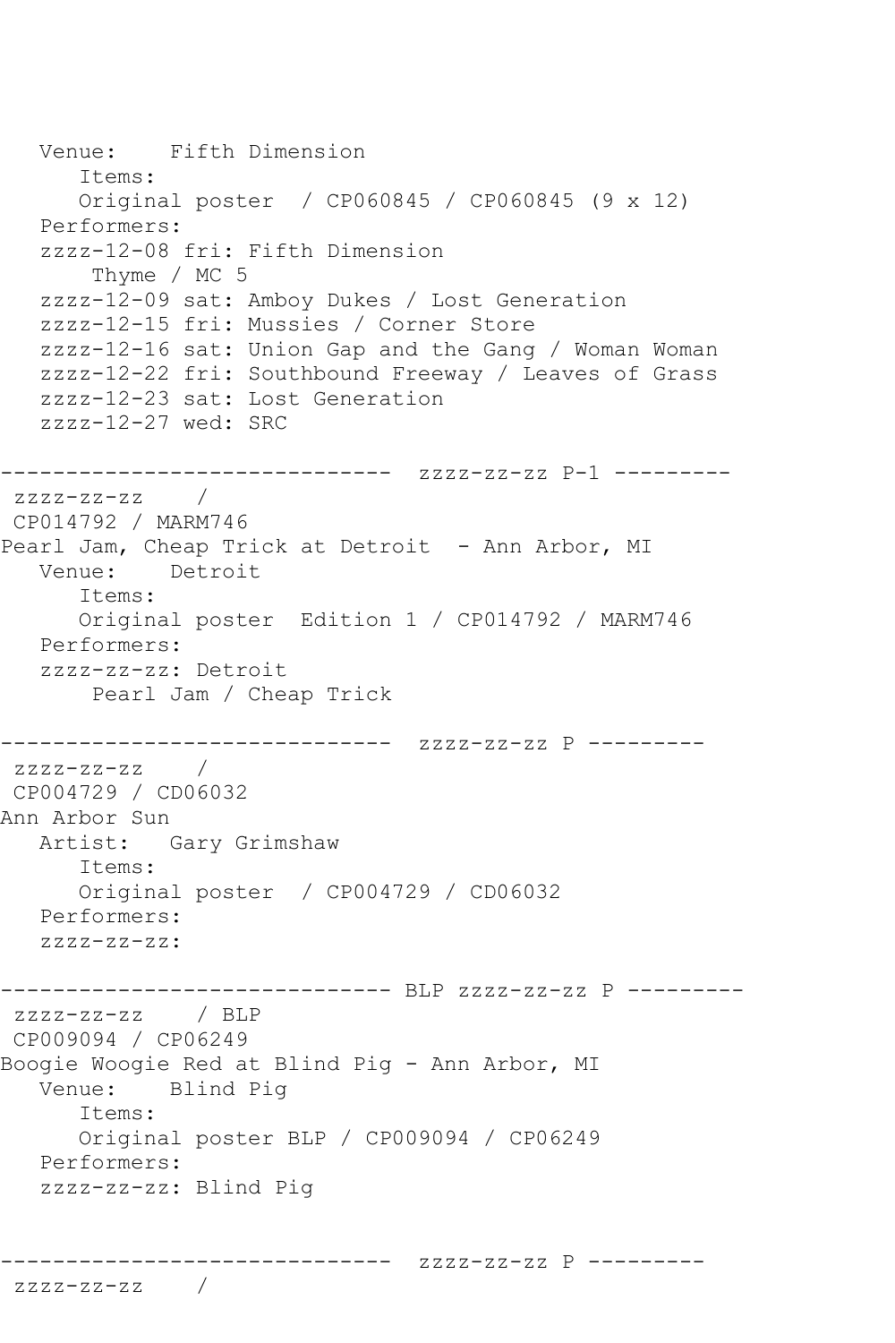```
   Venue:    Fifth Dimension
      Items:
      Original poster  / CP060845 / CP060845 (9 x 12)
   Performers:
   zzzz-12-08 fri: Fifth Dimension
       Thyme / MC 5
   zzzz-12-09 sat: Amboy Dukes / Lost Generation
   zzzz-12-15 fri: Mussies / Corner Store
   zzzz-12-16 sat: Union Gap and the Gang / Woman Woman
   zzzz-12-22 fri: Southbound Freeway / Leaves of Grass
   zzzz-12-23 sat: Lost Generation
   zzzz-12-27 wed: SRC

------------------------------  zzzz-zz-zz P-1 ---------
 zzzz-zz-zz    /
 CP014792 / MARM746
Pearl Jam, Cheap Trick at Detroit  - Ann Arbor, MI
   Venue:    Detroit
      Items:
      Original poster  Edition 1 / CP014792 / MARM746
   Performers:
   zzzz-zz-zz: Detroit
       Pearl Jam / Cheap Trick

------------------------------  zzzz-zz-zz P ---------
 zzzz-zz-zz    /
 CP004729 / CD06032
Ann Arbor Sun
   Artist:   Gary Grimshaw
      Items:
      Original poster  / CP004729 / CD06032
   Performers:
   zzzz-zz-zz:

------------------------------ BLP zzzz-zz-zz P ---------
 zzzz-zz-zz    / BLP
 CP009094 / CP06249
Boogie Woogie Red at Blind Pig - Ann Arbor, MI
   Venue:    Blind Pig
      Items:
      Original poster BLP / CP009094 / CP06249
   Performers:
   zzzz-zz-zz: Blind Pig


------------------------------  zzzz-zz-zz P ---------
 zzzz-zz-zz    /
```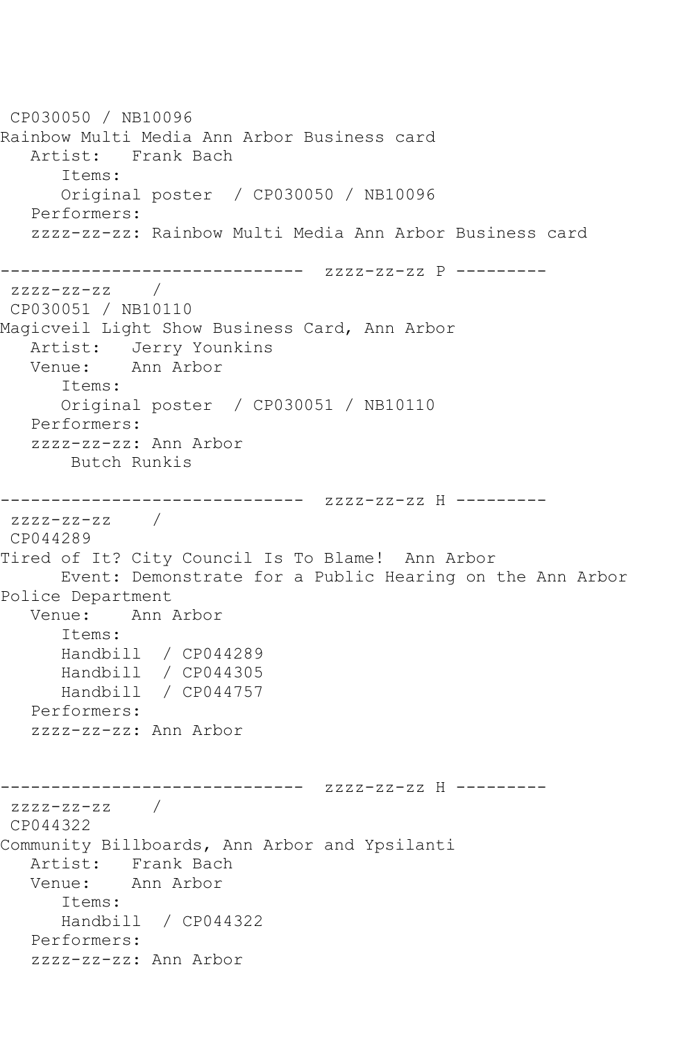CP030050 / NB10096
Rainbow Multi Media Ann Arbor Business card
   Artist:   Frank Bach
      Items:
      Original poster  / CP030050 / NB10096
   Performers:
   zzzz-zz-zz: Rainbow Multi Media Ann Arbor Business card

------------------------------  zzzz-zz-zz P ---------
 zzzz-zz-zz    /
 CP030051 / NB10110
Magicveil Light Show Business Card, Ann Arbor
   Artist:   Jerry Younkins
   Venue:    Ann Arbor
      Items:
      Original poster  / CP030051 / NB10110
   Performers:
   zzzz-zz-zz: Ann Arbor
       Butch Runkis

------------------------------  zzzz-zz-zz H ---------
 zzzz-zz-zz    /
 CP044289
Tired of It? City Council Is To Blame!  Ann Arbor
      Event: Demonstrate for a Public Hearing on the Ann Arbor Police Department
   Venue:    Ann Arbor
      Items:
      Handbill  / CP044289
      Handbill  / CP044305
      Handbill  / CP044757
   Performers:
   zzzz-zz-zz: Ann Arbor

------------------------------  zzzz-zz-zz H ---------
 zzzz-zz-zz    /
 CP044322
Community Billboards, Ann Arbor and Ypsilanti
   Artist:   Frank Bach
   Venue:    Ann Arbor
      Items:
      Handbill  / CP044322
   Performers:
   zzzz-zz-zz: Ann Arbor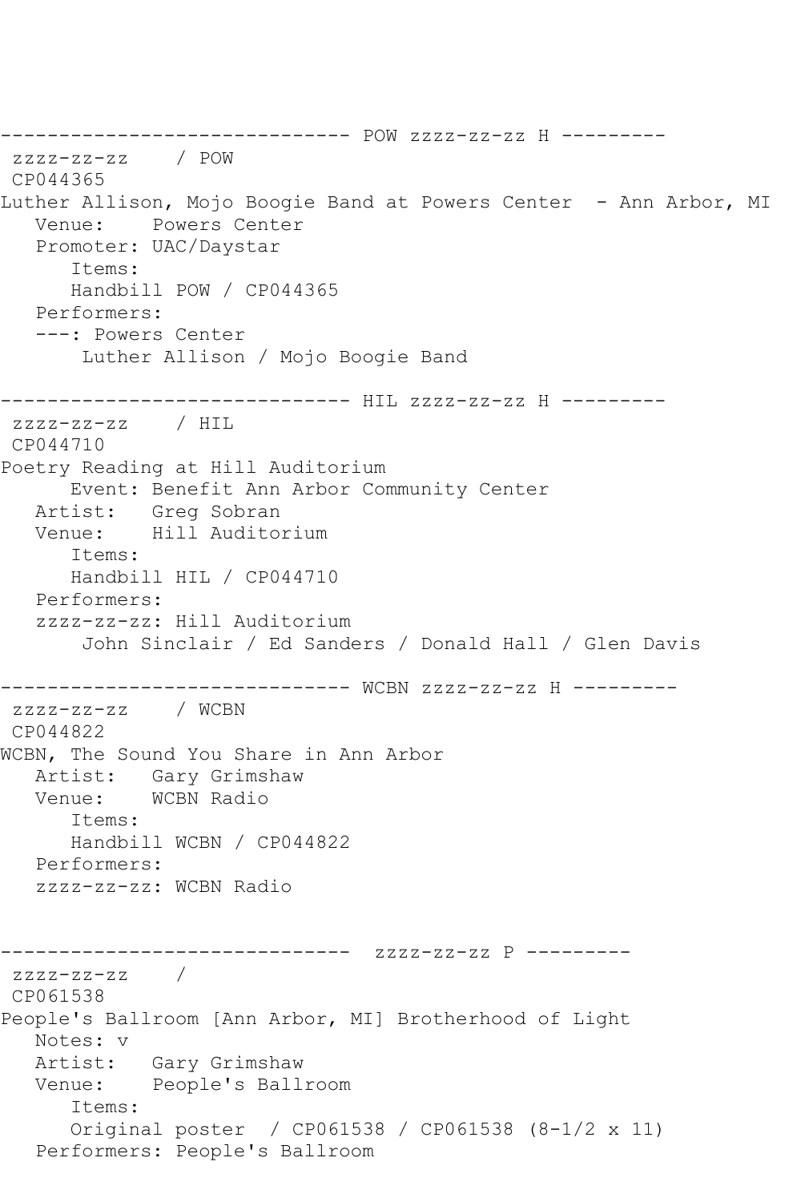```
------------------------------ POW zzzz-zz-zz H ---------
 zzzz-zz-zz    / POW
 CP044365
Luther Allison, Mojo Boogie Band at Powers Center  - Ann Arbor, MI
   Venue:    Powers Center
   Promoter: UAC/Daystar
      Items:
      Handbill POW / CP044365
   Performers:
   ---: Powers Center
       Luther Allison / Mojo Boogie Band

------------------------------ HIL zzzz-zz-zz H ---------
 zzzz-zz-zz    / HIL
 CP044710
Poetry Reading at Hill Auditorium
      Event: Benefit Ann Arbor Community Center
   Artist:   Greg Sobran
   Venue:    Hill Auditorium
      Items:
      Handbill HIL / CP044710
   Performers:
   zzzz-zz-zz: Hill Auditorium
       John Sinclair / Ed Sanders / Donald Hall / Glen Davis

------------------------------ WCBN zzzz-zz-zz H ---------
 zzzz-zz-zz    / WCBN
 CP044822
WCBN, The Sound You Share in Ann Arbor
   Artist:   Gary Grimshaw
   Venue:    WCBN Radio
      Items:
      Handbill WCBN / CP044822
   Performers:
   zzzz-zz-zz: WCBN Radio


------------------------------  zzzz-zz-zz P ---------
 zzzz-zz-zz    /
 CP061538
People's Ballroom [Ann Arbor, MI] Brotherhood of Light
   Notes: v
   Artist:   Gary Grimshaw
   Venue:    People's Ballroom
      Items:
      Original poster  / CP061538 / CP061538 (8-1/2 x 11)
   Performers: People's Ballroom
```